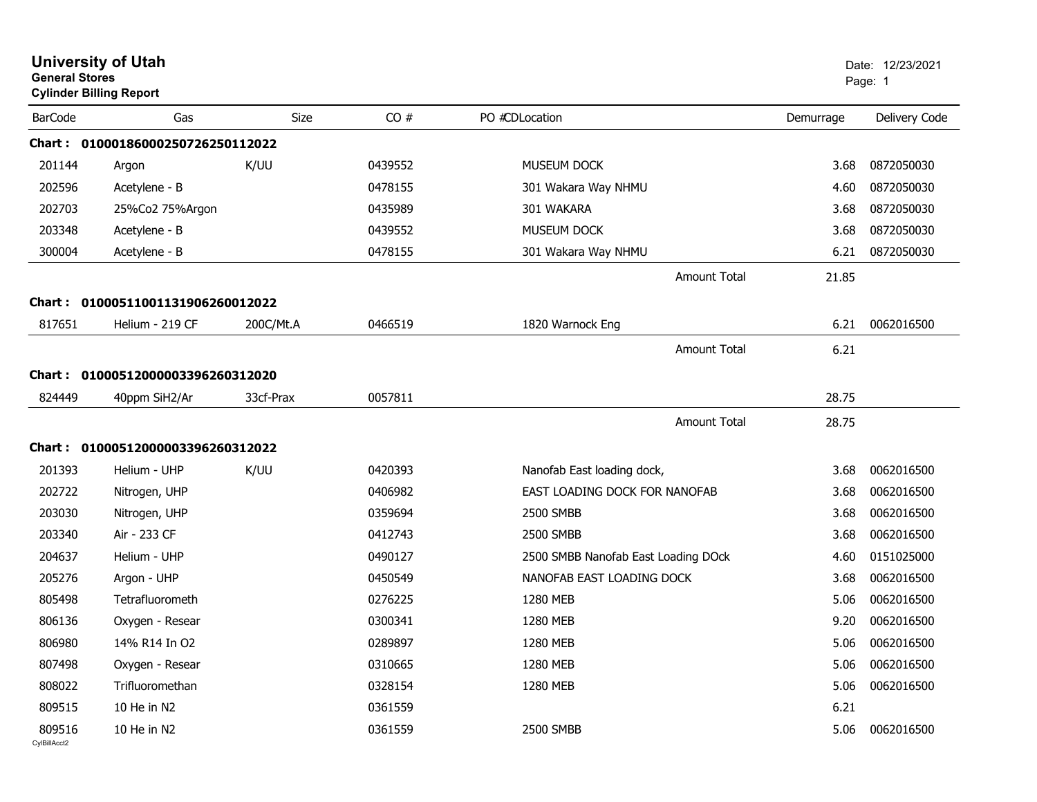# University of Utah

**General Stores**

**Cylinder Billing Report**

Date: 12/23/2021

| BarCode | Gas | Size | CO # | PO #CDLocation | Demurrage | Delivery Code |
|---|---|---|---|---|---|---|
| **Chart : 0100018600025072625011202 2** | | | | | | |
| 201144 | Argon | K/UU | 0439552 | MUSEUM DOCK | 3.68 | 0872050030 |
| 202596 | Acetylene - B | | 0478155 | 301 Wakara Way NHMU | 4.60 | 0872050030 |
| 202703 | 25%Co2 75%Argon | | 0435989 | 301 WAKARA | 3.68 | 0872050030 |
| 203348 | Acetylene - B | | 0439552 | MUSEUM DOCK | 3.68 | 0872050030 |
| 300004 | Acetylene - B | | 0478155 | 301 Wakara Way NHMU | 6.21 | 0872050030 |
| | | | | Amount Total | 21.85 | |
| **Chart : 01000511001131906260012022** | | | | | | |
| 817651 | Helium - 219 CF | 200C/Mt.A | 0466519 | 1820 Warnock Eng | 6.21 | 0062016500 |
| | | | | Amount Total | 6.21 | |
| **Chart : 01000512000003396260312020** | | | | | | |
| 824449 | 40ppm SiH2/Ar | 33cf-Prax | 0057811 | | 28.75 | |
| | | | | Amount Total | 28.75 | |
| **Chart : 01000512000003396260312022** | | | | | | |
| 201393 | Helium - UHP | K/UU | 0420393 | Nanofab East loading dock, | 3.68 | 0062016500 |
| 202722 | Nitrogen, UHP | | 0406982 | EAST LOADING DOCK FOR NANOFAB | 3.68 | 0062016500 |
| 203030 | Nitrogen, UHP | | 0359694 | 2500 SMBB | 3.68 | 0062016500 |
| 203340 | Air - 233 CF | | 0412743 | 2500 SMBB | 3.68 | 0062016500 |
| 204637 | Helium - UHP | | 0490127 | 2500 SMBB Nanofab East Loading DOck | 4.60 | 0151025000 |
| 205276 | Argon - UHP | | 0450549 | NANOFAB EAST LOADING DOCK | 3.68 | 0062016500 |
| 805498 | Tetrafluorometh | | 0276225 | 1280 MEB | 5.06 | 0062016500 |
| 806136 | Oxygen - Resear | | 0300341 | 1280 MEB | 9.20 | 0062016500 |
| 806980 | 14% R14 In O2 | | 0289897 | 1280 MEB | 5.06 | 0062016500 |
| 807498 | Oxygen - Resear | | 0310665 | 1280 MEB | 5.06 | 0062016500 |
| 808022 | Trifluoromethan | | 0328154 | 1280 MEB | 5.06 | 0062016500 |
| 809515 | 10 He in N2 | | 0361559 | | 6.21 | |
| 809516 | 10 He in N2 | | 0361559 | 2500 SMBB | 5.06 | 0062016500 |

CylBillAcct2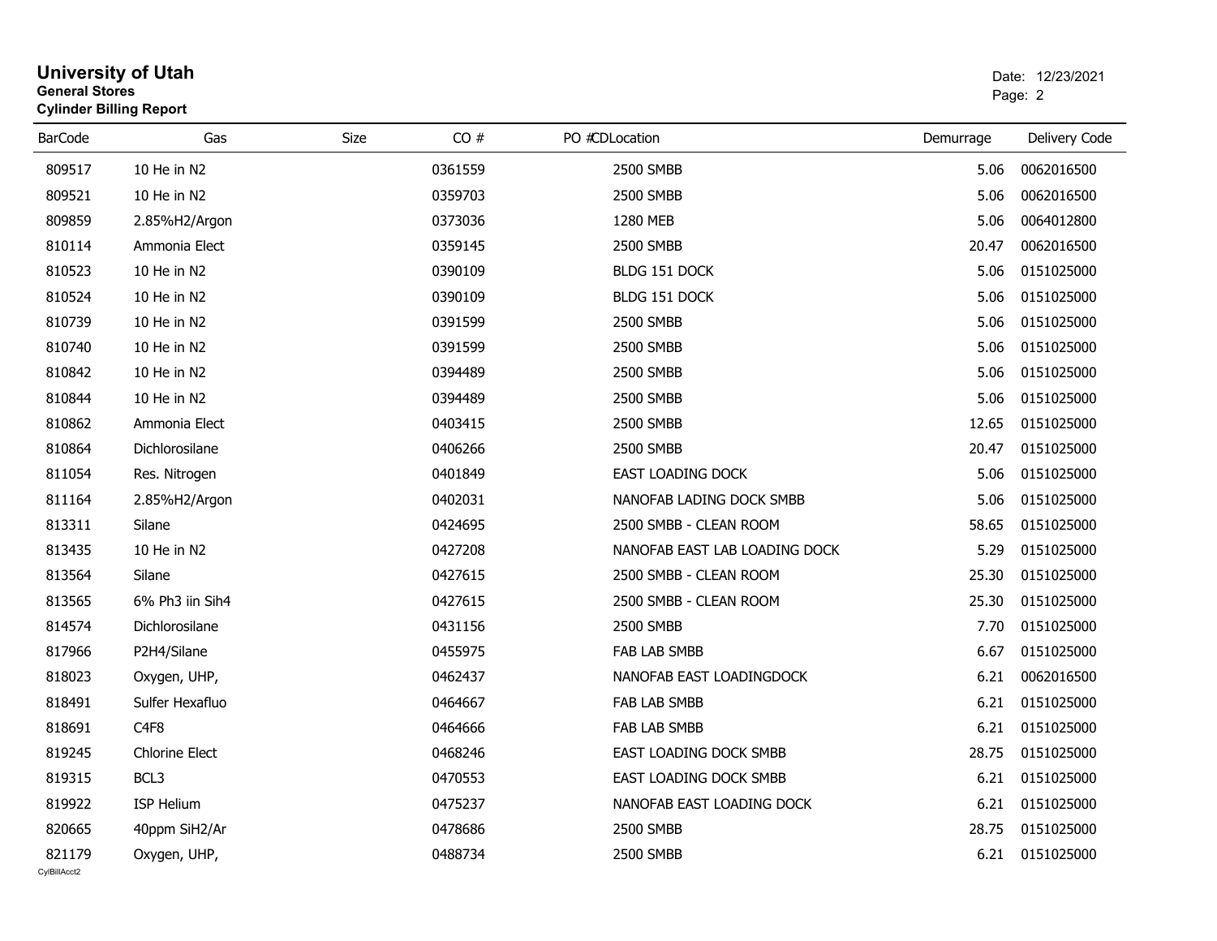# University of Utah

**General Stores**
**Cylinder Billing Report**

Date: 12/23/2021

| BarCode | Gas | Size | CO # | PO # | CD | Location | Demurrage | Delivery Code |
|---|---|---|---|---|---|---|---|---|
| 809517 | 10 He in N2 | | 0361559 | | | 2500 SMBB | 5.06 | 0062016500 |
| 809521 | 10 He in N2 | | 0359703 | | | 2500 SMBB | 5.06 | 0062016500 |
| 809859 | 2.85%H2/Argon | | 0373036 | | | 1280 MEB | 5.06 | 0064012800 |
| 810114 | Ammonia Elect | | 0359145 | | | 2500 SMBB | 20.47 | 0062016500 |
| 810523 | 10 He in N2 | | 0390109 | | | BLDG 151 DOCK | 5.06 | 0151025000 |
| 810524 | 10 He in N2 | | 0390109 | | | BLDG 151 DOCK | 5.06 | 0151025000 |
| 810739 | 10 He in N2 | | 0391599 | | | 2500 SMBB | 5.06 | 0151025000 |
| 810740 | 10 He in N2 | | 0391599 | | | 2500 SMBB | 5.06 | 0151025000 |
| 810842 | 10 He in N2 | | 0394489 | | | 2500 SMBB | 5.06 | 0151025000 |
| 810844 | 10 He in N2 | | 0394489 | | | 2500 SMBB | 5.06 | 0151025000 |
| 810862 | Ammonia Elect | | 0403415 | | | 2500 SMBB | 12.65 | 0151025000 |
| 810864 | Dichlorosilane | | 0406266 | | | 2500 SMBB | 20.47 | 0151025000 |
| 811054 | Res. Nitrogen | | 0401849 | | | EAST LOADING DOCK | 5.06 | 0151025000 |
| 811164 | 2.85%H2/Argon | | 0402031 | | | NANOFAB LADING DOCK SMBB | 5.06 | 0151025000 |
| 813311 | Silane | | 0424695 | | | 2500 SMBB - CLEAN ROOM | 58.65 | 0151025000 |
| 813435 | 10 He in N2 | | 0427208 | | | NANOFAB EAST LAB LOADING DOCK | 5.29 | 0151025000 |
| 813564 | Silane | | 0427615 | | | 2500 SMBB - CLEAN ROOM | 25.30 | 0151025000 |
| 813565 | 6% Ph3 iin Sih4 | | 0427615 | | | 2500 SMBB - CLEAN ROOM | 25.30 | 0151025000 |
| 814574 | Dichlorosilane | | 0431156 | | | 2500 SMBB | 7.70 | 0151025000 |
| 817966 | P2H4/Silane | | 0455975 | | | FAB LAB SMBB | 6.67 | 0151025000 |
| 818023 | Oxygen, UHP, | | 0462437 | | | NANOFAB EAST LOADINGDOCK | 6.21 | 0062016500 |
| 818491 | Sulfer Hexafluo | | 0464667 | | | FAB LAB SMBB | 6.21 | 0151025000 |
| 818691 | C4F8 | | 0464666 | | | FAB LAB SMBB | 6.21 | 0151025000 |
| 819245 | Chlorine Elect | | 0468246 | | | EAST LOADING DOCK SMBB | 28.75 | 0151025000 |
| 819315 | BCL3 | | 0470553 | | | EAST LOADING DOCK SMBB | 6.21 | 0151025000 |
| 819922 | ISP Helium | | 0475237 | | | NANOFAB EAST LOADING DOCK | 6.21 | 0151025000 |
| 820665 | 40ppm SiH2/Ar | | 0478686 | | | 2500 SMBB | 28.75 | 0151025000 |
| 821179 | Oxygen, UHP, | | 0488734 | | | 2500 SMBB | 6.21 | 0151025000 |

CylBillAcct2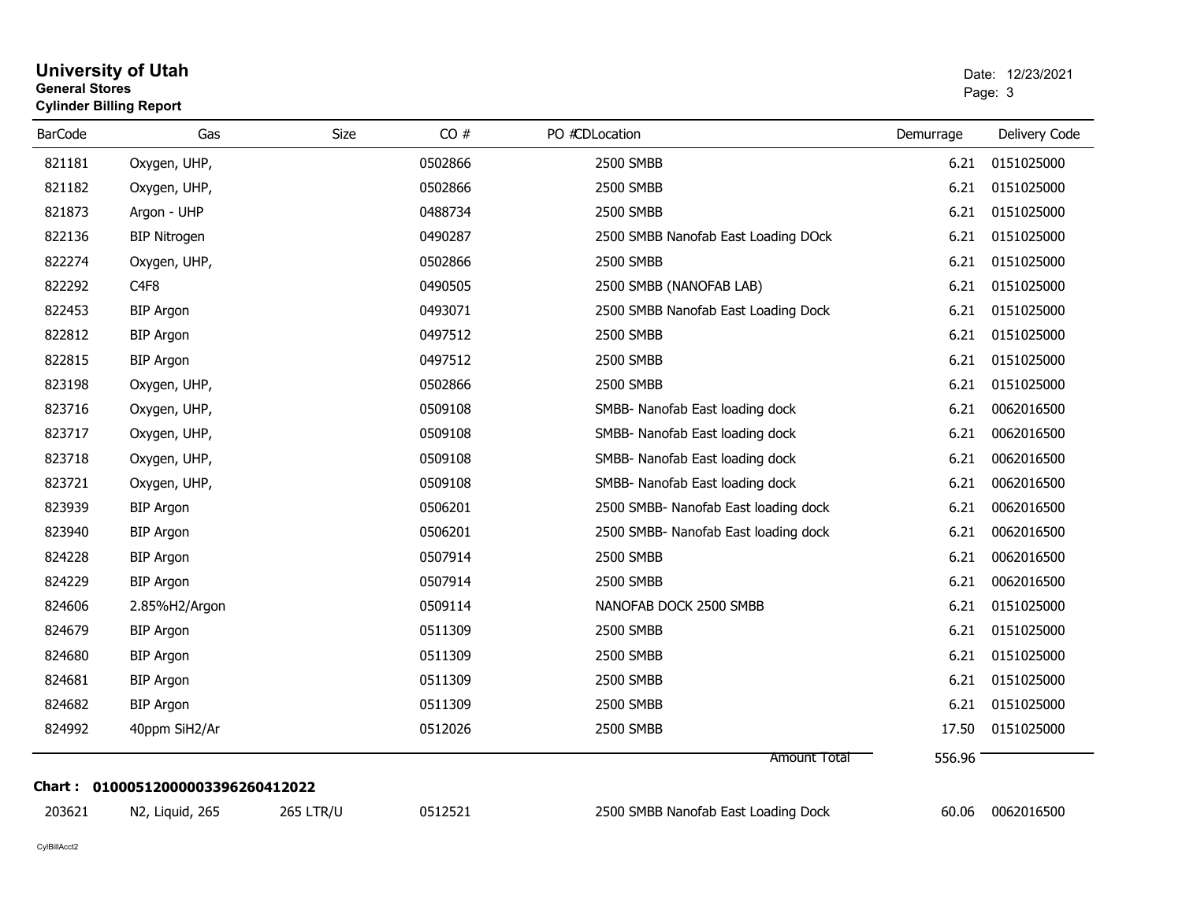# University of Utah

**General Stores**

**Cylinder Billing Report**

Date: 12/23/2021

| BarCode | Gas | Size | CO # | PO # | CDLocation | Demurrage | Delivery Code |
|---|---|---|---|---|---|---|---|
| 821181 | Oxygen, UHP, | | 0502866 | | 2500 SMBB | 6.21 | 0151025000 |
| 821182 | Oxygen, UHP, | | 0502866 | | 2500 SMBB | 6.21 | 0151025000 |
| 821873 | Argon - UHP | | 0488734 | | 2500 SMBB | 6.21 | 0151025000 |
| 822136 | BIP Nitrogen | | 0490287 | | 2500 SMBB Nanofab East Loading DOck | 6.21 | 0151025000 |
| 822274 | Oxygen, UHP, | | 0502866 | | 2500 SMBB | 6.21 | 0151025000 |
| 822292 | C4F8 | | 0490505 | | 2500 SMBB (NANOFAB LAB) | 6.21 | 0151025000 |
| 822453 | BIP Argon | | 0493071 | | 2500 SMBB Nanofab East Loading Dock | 6.21 | 0151025000 |
| 822812 | BIP Argon | | 0497512 | | 2500 SMBB | 6.21 | 0151025000 |
| 822815 | BIP Argon | | 0497512 | | 2500 SMBB | 6.21 | 0151025000 |
| 823198 | Oxygen, UHP, | | 0502866 | | 2500 SMBB | 6.21 | 0151025000 |
| 823716 | Oxygen, UHP, | | 0509108 | | SMBB- Nanofab East loading dock | 6.21 | 0062016500 |
| 823717 | Oxygen, UHP, | | 0509108 | | SMBB- Nanofab East loading dock | 6.21 | 0062016500 |
| 823718 | Oxygen, UHP, | | 0509108 | | SMBB- Nanofab East loading dock | 6.21 | 0062016500 |
| 823721 | Oxygen, UHP, | | 0509108 | | SMBB- Nanofab East loading dock | 6.21 | 0062016500 |
| 823939 | BIP Argon | | 0506201 | | 2500 SMBB- Nanofab East loading dock | 6.21 | 0062016500 |
| 823940 | BIP Argon | | 0506201 | | 2500 SMBB- Nanofab East loading dock | 6.21 | 0062016500 |
| 824228 | BIP Argon | | 0507914 | | 2500 SMBB | 6.21 | 0062016500 |
| 824229 | BIP Argon | | 0507914 | | 2500 SMBB | 6.21 | 0062016500 |
| 824606 | 2.85%H2/Argon | | 0509114 | | NANOFAB DOCK 2500 SMBB | 6.21 | 0151025000 |
| 824679 | BIP Argon | | 0511309 | | 2500 SMBB | 6.21 | 0151025000 |
| 824680 | BIP Argon | | 0511309 | | 2500 SMBB | 6.21 | 0151025000 |
| 824681 | BIP Argon | | 0511309 | | 2500 SMBB | 6.21 | 0151025000 |
| 824682 | BIP Argon | | 0511309 | | 2500 SMBB | 6.21 | 0151025000 |
| 824992 | 40ppm SiH2/Ar | | 0512026 | | 2500 SMBB | 17.50 | 0151025000 |
| | | | | | Amount Total | 556.96 | |

**Chart : 01000512000003396260412022**

| BarCode | Gas | Size | CO # | PO # | CDLocation | Demurrage | Delivery Code |
|---|---|---|---|---|---|---|---|
| 203621 | N2, Liquid, 265 | 265 LTR/U | 0512521 | | 2500 SMBB Nanofab East Loading Dock | 60.06 | 0062016500 |

CylBillAcct2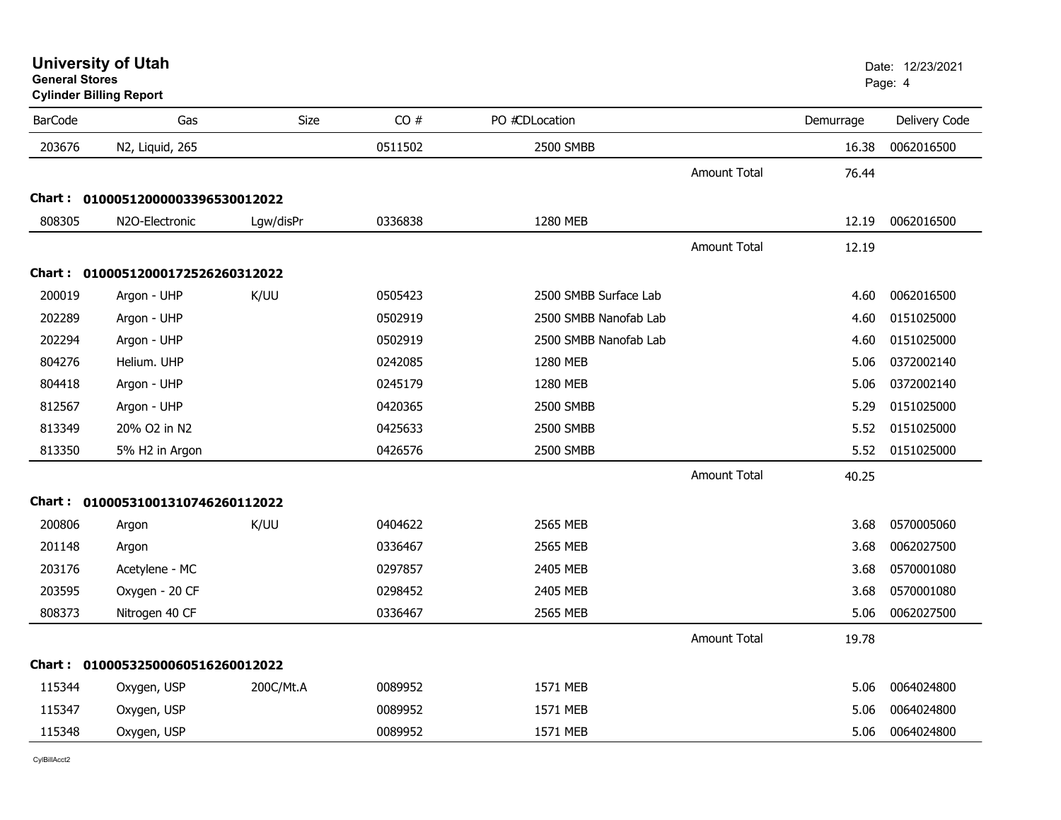# University of Utah
**General Stores**
**Cylinder Billing Report**

Date: 12/23/2021

| BarCode | Gas | Size | CO # | PO #CDLocation | | Demurrage | Delivery Code |
|---|---|---|---|---|---|---|---|
| 203676 | N2, Liquid, 265 | | 0511502 | 2500 SMBB | | 16.38 | 0062016500 |
| | | | | | Amount Total | 76.44 | |
| **Chart :** | **01000512000003396530012022** | | | | | | |
| 808305 | N2O-Electronic | Lgw/disPr | 0336838 | 1280 MEB | | 12.19 | 0062016500 |
| | | | | | Amount Total | 12.19 | |
| **Chart :** | **01000512000172526260312022** | | | | | | |
| 200019 | Argon - UHP | K/UU | 0505423 | 2500 SMBB Surface Lab | | 4.60 | 0062016500 |
| 202289 | Argon - UHP | | 0502919 | 2500 SMBB Nanofab Lab | | 4.60 | 0151025000 |
| 202294 | Argon - UHP | | 0502919 | 2500 SMBB Nanofab Lab | | 4.60 | 0151025000 |
| 804276 | Helium. UHP | | 0242085 | 1280 MEB | | 5.06 | 0372002140 |
| 804418 | Argon - UHP | | 0245179 | 1280 MEB | | 5.06 | 0372002140 |
| 812567 | Argon - UHP | | 0420365 | 2500 SMBB | | 5.29 | 0151025000 |
| 813349 | 20% O2 in N2 | | 0425633 | 2500 SMBB | | 5.52 | 0151025000 |
| 813350 | 5% H2 in Argon | | 0426576 | 2500 SMBB | | 5.52 | 0151025000 |
| | | | | | Amount Total | 40.25 | |
| **Chart :** | **01000531001310746260112022** | | | | | | |
| 200806 | Argon | K/UU | 0404622 | 2565 MEB | | 3.68 | 0570005060 |
| 201148 | Argon | | 0336467 | 2565 MEB | | 3.68 | 0062027500 |
| 203176 | Acetylene - MC | | 0297857 | 2405 MEB | | 3.68 | 0570001080 |
| 203595 | Oxygen - 20 CF | | 0298452 | 2405 MEB | | 3.68 | 0570001080 |
| 808373 | Nitrogen 40 CF | | 0336467 | 2565 MEB | | 5.06 | 0062027500 |
| | | | | | Amount Total | 19.78 | |
| **Chart :** | **01000532500060516260012022** | | | | | | |
| 115344 | Oxygen, USP | 200C/Mt.A | 0089952 | 1571 MEB | | 5.06 | 0064024800 |
| 115347 | Oxygen, USP | | 0089952 | 1571 MEB | | 5.06 | 0064024800 |
| 115348 | Oxygen, USP | | 0089952 | 1571 MEB | | 5.06 | 0064024800 |

CylBillAcct2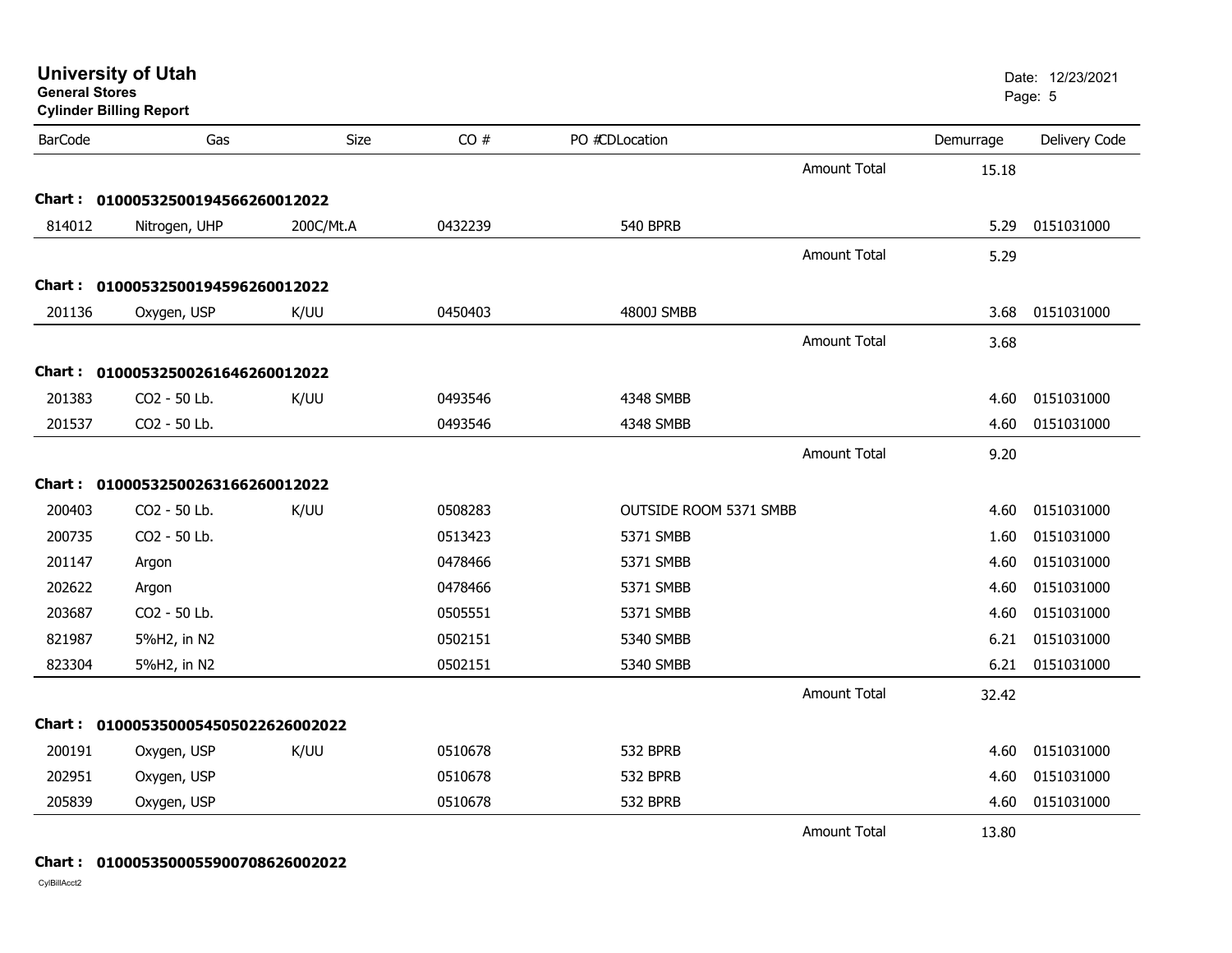# University of Utah

**General Stores**

**Cylinder Billing Report**

Date: 12/23/2021

| BarCode | Gas | Size | CO # | PO # | CDLocation | | Demurrage | Delivery Code |
|---|---|---|---|---|---|---|---|---|
| | | | | | | Amount Total | 15.18 | |
| **Chart :** | **010005325001945662600120 22** | | | | | | | |
| 814012 | Nitrogen, UHP | 200C/Mt.A | 0432239 | | 540 BPRB | | 5.29 | 0151031000 |
| | | | | | | Amount Total | 5.29 | |
| **Chart :** | **01000532500194596260012022** | | | | | | | |
| 201136 | Oxygen, USP | K/UU | 0450403 | | 4800J SMBB | | 3.68 | 0151031000 |
| | | | | | | Amount Total | 3.68 | |
| **Chart :** | **01000532500261646260012022** | | | | | | | |
| 201383 | CO2 - 50 Lb. | K/UU | 0493546 | | 4348 SMBB | | 4.60 | 0151031000 |
| 201537 | CO2 - 50 Lb. | | 0493546 | | 4348 SMBB | | 4.60 | 0151031000 |
| | | | | | | Amount Total | 9.20 | |
| **Chart :** | **01000532500263166260012022** | | | | | | | |
| 200403 | CO2 - 50 Lb. | K/UU | 0508283 | | OUTSIDE ROOM 5371 SMBB | | 4.60 | 0151031000 |
| 200735 | CO2 - 50 Lb. | | 0513423 | | 5371 SMBB | | 1.60 | 0151031000 |
| 201147 | Argon | | 0478466 | | 5371 SMBB | | 4.60 | 0151031000 |
| 202622 | Argon | | 0478466 | | 5371 SMBB | | 4.60 | 0151031000 |
| 203687 | CO2 - 50 Lb. | | 0505551 | | 5371 SMBB | | 4.60 | 0151031000 |
| 821987 | 5%H2, in N2 | | 0502151 | | 5340 SMBB | | 6.21 | 0151031000 |
| 823304 | 5%H2, in N2 | | 0502151 | | 5340 SMBB | | 6.21 | 0151031000 |
| | | | | | | Amount Total | 32.42 | |
| **Chart :** | **01000535000545050226260020 22** | | | | | | | |
| 200191 | Oxygen, USP | K/UU | 0510678 | | 532 BPRB | | 4.60 | 0151031000 |
| 202951 | Oxygen, USP | | 0510678 | | 532 BPRB | | 4.60 | 0151031000 |
| 205839 | Oxygen, USP | | 0510678 | | 532 BPRB | | 4.60 | 0151031000 |
| | | | | | | Amount Total | 13.80 | |
| **Chart :** | **01000535000559007086260020 22** | | | | | | | |

CylBillAcct2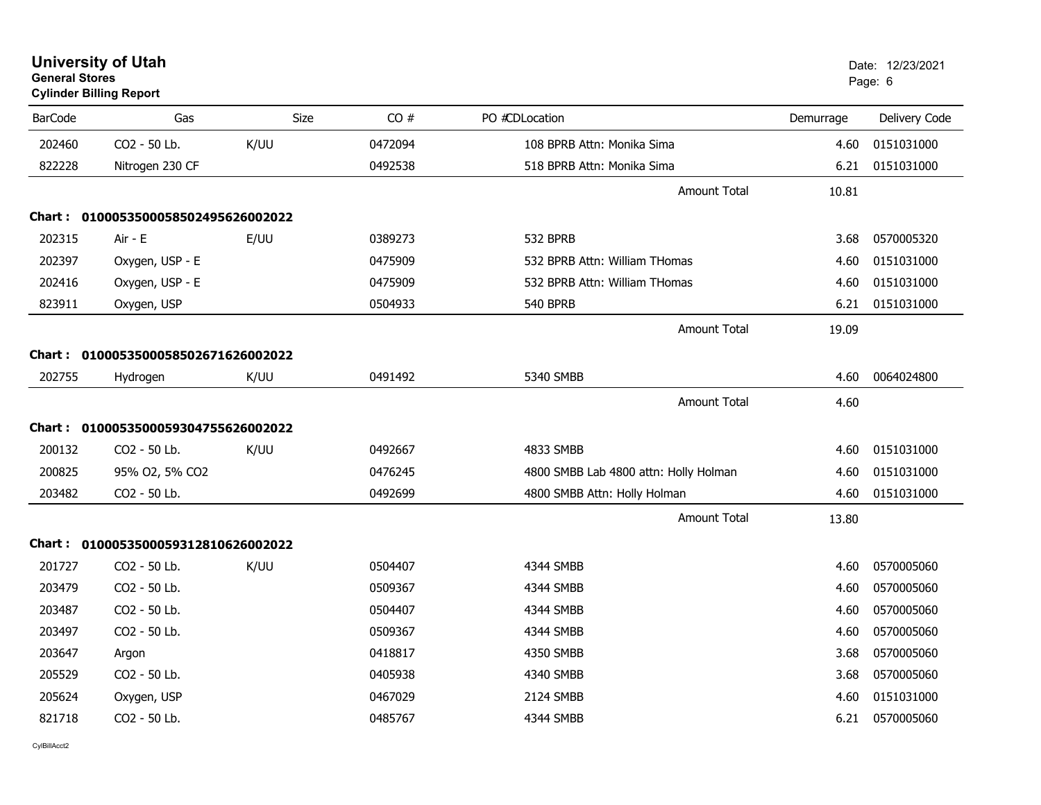**University of Utah**
**General Stores**
**Cylinder Billing Report**

Date: 12/23/2021

| BarCode | Gas | Size | CO # | PO # | CDLocation | Demurrage | Delivery Code |
|---|---|---|---|---|---|---|---|
| 202460 | CO2 - 50 Lb. | K/UU | 0472094 | | 108 BPRB Attn: Monika Sima | 4.60 | 0151031000 |
| 822228 | Nitrogen 230 CF | | 0492538 | | 518 BPRB Attn: Monika Sima | 6.21 | 0151031000 |
| | | | | | Amount Total | 10.81 | |
| **Chart :** | **01000535000585024956260002022** | | | | | | |
| 202315 | Air - E | E/UU | 0389273 | | 532 BPRB | 3.68 | 0570005320 |
| 202397 | Oxygen, USP - E | | 0475909 | | 532 BPRB Attn: William THomas | 4.60 | 0151031000 |
| 202416 | Oxygen, USP - E | | 0475909 | | 532 BPRB Attn: William THomas | 4.60 | 0151031000 |
| 823911 | Oxygen, USP | | 0504933 | | 540 BPRB | 6.21 | 0151031000 |
| | | | | | Amount Total | 19.09 | |
| **Chart :** | **01000535000585026716260002022** | | | | | | |
| 202755 | Hydrogen | K/UU | 0491492 | | 5340 SMBB | 4.60 | 0064024800 |
| | | | | | Amount Total | 4.60 | |
| **Chart :** | **01000535000593047556260002022** | | | | | | |
| 200132 | CO2 - 50 Lb. | K/UU | 0492667 | | 4833 SMBB | 4.60 | 0151031000 |
| 200825 | 95% O2, 5% CO2 | | 0476245 | | 4800 SMBB Lab 4800 attn: Holly Holman | 4.60 | 0151031000 |
| 203482 | CO2 - 50 Lb. | | 0492699 | | 4800 SMBB Attn: Holly Holman | 4.60 | 0151031000 |
| | | | | | Amount Total | 13.80 | |
| **Chart :** | **01000535000593128106260002022** | | | | | | |
| 201727 | CO2 - 50 Lb. | K/UU | 0504407 | | 4344 SMBB | 4.60 | 0570005060 |
| 203479 | CO2 - 50 Lb. | | 0509367 | | 4344 SMBB | 4.60 | 0570005060 |
| 203487 | CO2 - 50 Lb. | | 0504407 | | 4344 SMBB | 4.60 | 0570005060 |
| 203497 | CO2 - 50 Lb. | | 0509367 | | 4344 SMBB | 4.60 | 0570005060 |
| 203647 | Argon | | 0418817 | | 4350 SMBB | 3.68 | 0570005060 |
| 205529 | CO2 - 50 Lb. | | 0405938 | | 4340 SMBB | 3.68 | 0570005060 |
| 205624 | Oxygen, USP | | 0467029 | | 2124 SMBB | 4.60 | 0151031000 |
| 821718 | CO2 - 50 Lb. | | 0485767 | | 4344 SMBB | 6.21 | 0570005060 |

CylBillAcct2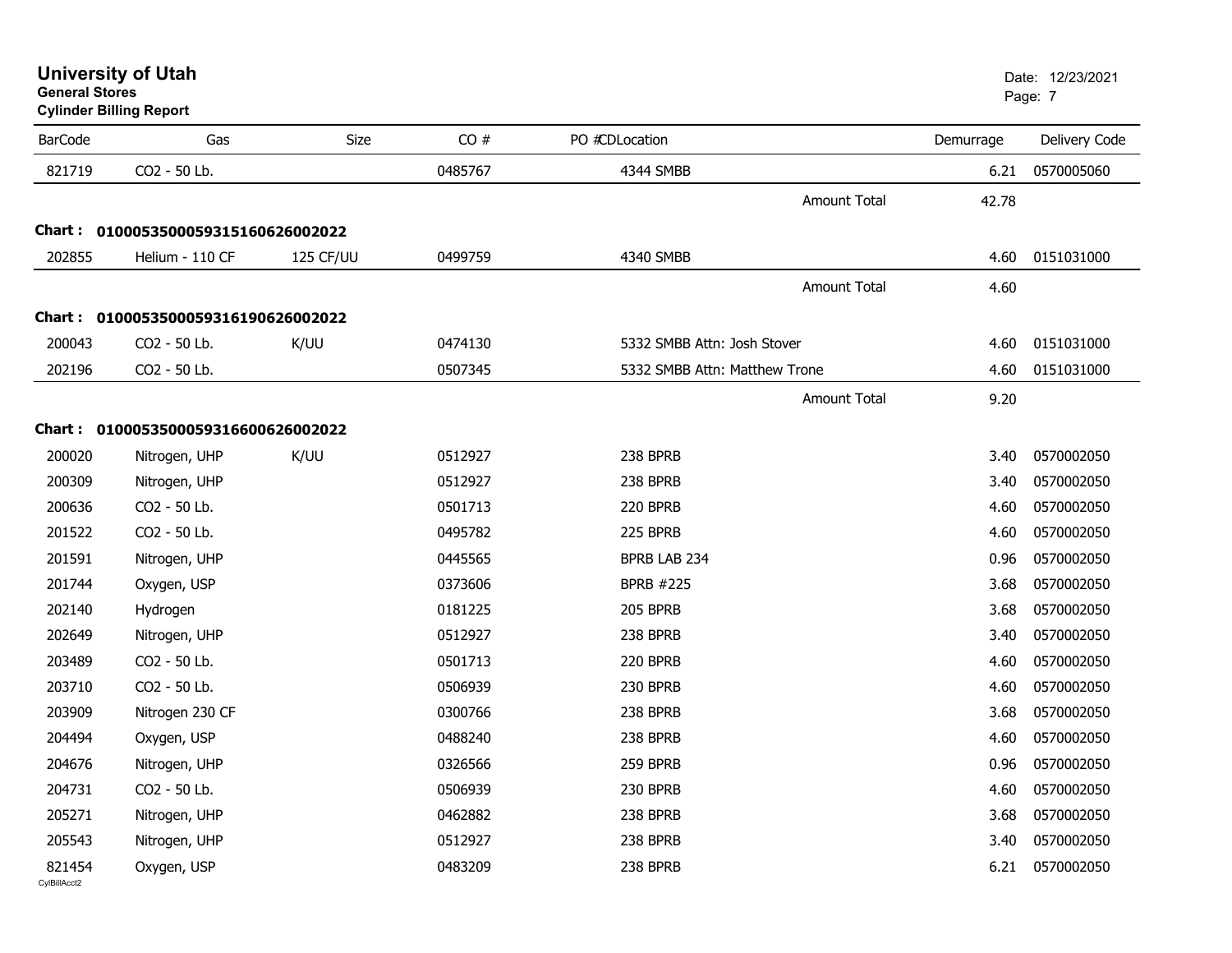# University of Utah
**General Stores**
**Cylinder Billing Report**

Date: 12/23/2021

| BarCode | Gas | Size | CO # | PO # | CDLocation | Demurrage | Delivery Code |
|---|---|---|---|---|---|---|---|
| 821719 | CO2 - 50 Lb. | | 0485767 | | 4344 SMBB | 6.21 | 0570005060 |
| | | | | | Amount Total | 42.78 | |
| **Chart : 01000535000593151606260022022** | | | | | | | |
| 202855 | Helium - 110 CF | 125 CF/UU | 0499759 | | 4340 SMBB | 4.60 | 0151031000 |
| | | | | | Amount Total | 4.60 | |
| **Chart : 01000535000593161906260022022** | | | | | | | |
| 200043 | CO2 - 50 Lb. | K/UU | 0474130 | | 5332 SMBB Attn: Josh Stover | 4.60 | 0151031000 |
| 202196 | CO2 - 50 Lb. | | 0507345 | | 5332 SMBB Attn: Matthew Trone | 4.60 | 0151031000 |
| | | | | | Amount Total | 9.20 | |
| **Chart : 01000535000593166006260022022** | | | | | | | |
| 200020 | Nitrogen, UHP | K/UU | 0512927 | | 238 BPRB | 3.40 | 0570002050 |
| 200309 | Nitrogen, UHP | | 0512927 | | 238 BPRB | 3.40 | 0570002050 |
| 200636 | CO2 - 50 Lb. | | 0501713 | | 220 BPRB | 4.60 | 0570002050 |
| 201522 | CO2 - 50 Lb. | | 0495782 | | 225 BPRB | 4.60 | 0570002050 |
| 201591 | Nitrogen, UHP | | 0445565 | | BPRB LAB 234 | 0.96 | 0570002050 |
| 201744 | Oxygen, USP | | 0373606 | | BPRB #225 | 3.68 | 0570002050 |
| 202140 | Hydrogen | | 0181225 | | 205 BPRB | 3.68 | 0570002050 |
| 202649 | Nitrogen, UHP | | 0512927 | | 238 BPRB | 3.40 | 0570002050 |
| 203489 | CO2 - 50 Lb. | | 0501713 | | 220 BPRB | 4.60 | 0570002050 |
| 203710 | CO2 - 50 Lb. | | 0506939 | | 230 BPRB | 4.60 | 0570002050 |
| 203909 | Nitrogen 230 CF | | 0300766 | | 238 BPRB | 3.68 | 0570002050 |
| 204494 | Oxygen, USP | | 0488240 | | 238 BPRB | 4.60 | 0570002050 |
| 204676 | Nitrogen, UHP | | 0326566 | | 259 BPRB | 0.96 | 0570002050 |
| 204731 | CO2 - 50 Lb. | | 0506939 | | 230 BPRB | 4.60 | 0570002050 |
| 205271 | Nitrogen, UHP | | 0462882 | | 238 BPRB | 3.68 | 0570002050 |
| 205543 | Nitrogen, UHP | | 0512927 | | 238 BPRB | 3.40 | 0570002050 |
| 821454 | Oxygen, USP | | 0483209 | | 238 BPRB | 6.21 | 0570002050 |

CylBillAcct2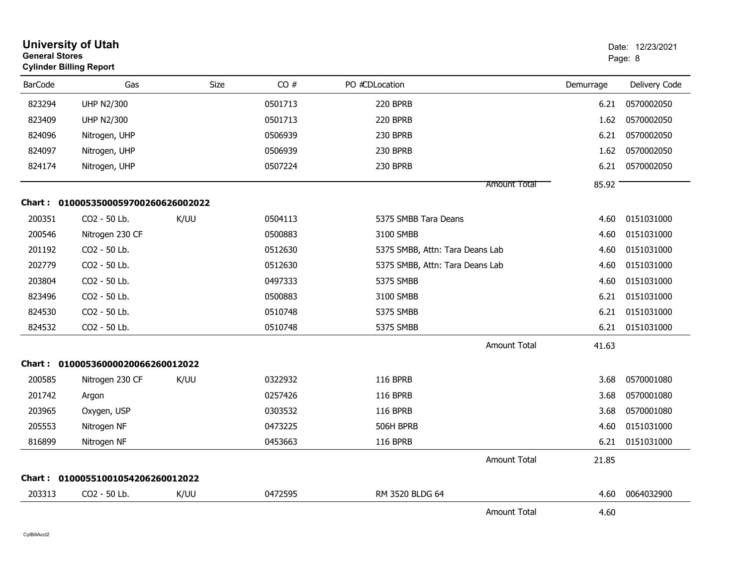# University of Utah
**General Stores**
**Cylinder Billing Report**

Date: 12/23/2021

| BarCode | Gas | Size | CO # | PO #CDLocation | | Demurrage | Delivery Code |
|---|---|---|---|---|---|---|---|
| 823294 | UHP N2/300 | | 0501713 | 220 BPRB | | 6.21 | 0570002050 |
| 823409 | UHP N2/300 | | 0501713 | 220 BPRB | | 1.62 | 0570002050 |
| 824096 | Nitrogen, UHP | | 0506939 | 230 BPRB | | 6.21 | 0570002050 |
| 824097 | Nitrogen, UHP | | 0506939 | 230 BPRB | | 1.62 | 0570002050 |
| 824174 | Nitrogen, UHP | | 0507224 | 230 BPRB | | 6.21 | 0570002050 |
| | | | | | Amount Total | 85.92 | |

**Chart : 01000535000597002606260020​22**

| BarCode | Gas | Size | CO # | PO #CDLocation | | Demurrage | Delivery Code |
|---|---|---|---|---|---|---|---|
| 200351 | CO2 - 50 Lb. | K/UU | 0504113 | 5375 SMBB Tara Deans | | 4.60 | 0151031000 |
| 200546 | Nitrogen 230 CF | | 0500883 | 3100 SMBB | | 4.60 | 0151031000 |
| 201192 | CO2 - 50 Lb. | | 0512630 | 5375 SMBB, Attn: Tara Deans Lab | | 4.60 | 0151031000 |
| 202779 | CO2 - 50 Lb. | | 0512630 | 5375 SMBB, Attn: Tara Deans Lab | | 4.60 | 0151031000 |
| 203804 | CO2 - 50 Lb. | | 0497333 | 5375 SMBB | | 4.60 | 0151031000 |
| 823496 | CO2 - 50 Lb. | | 0500883 | 3100 SMBB | | 6.21 | 0151031000 |
| 824530 | CO2 - 50 Lb. | | 0510748 | 5375 SMBB | | 6.21 | 0151031000 |
| 824532 | CO2 - 50 Lb. | | 0510748 | 5375 SMBB | | 6.21 | 0151031000 |
| | | | | | Amount Total | 41.63 | |

**Chart : 01000536000020066260012022**

| BarCode | Gas | Size | CO # | PO #CDLocation | | Demurrage | Delivery Code |
|---|---|---|---|---|---|---|---|
| 200585 | Nitrogen 230 CF | K/UU | 0322932 | 116 BPRB | | 3.68 | 0570001080 |
| 201742 | Argon | | 0257426 | 116 BPRB | | 3.68 | 0570001080 |
| 203965 | Oxygen, USP | | 0303532 | 116 BPRB | | 3.68 | 0570001080 |
| 205553 | Nitrogen NF | | 0473225 | 506H BPRB | | 4.60 | 0151031000 |
| 816899 | Nitrogen NF | | 0453663 | 116 BPRB | | 6.21 | 0151031000 |
| | | | | | Amount Total | 21.85 | |

**Chart : 01000551001054206260012022**

| BarCode | Gas | Size | CO # | PO #CDLocation | | Demurrage | Delivery Code |
|---|---|---|---|---|---|---|---|
| 203313 | CO2 - 50 Lb. | K/UU | 0472595 | RM 3520 BLDG 64 | | 4.60 | 0064032900 |
| | | | | | Amount Total | 4.60 | |

CylBillAcct2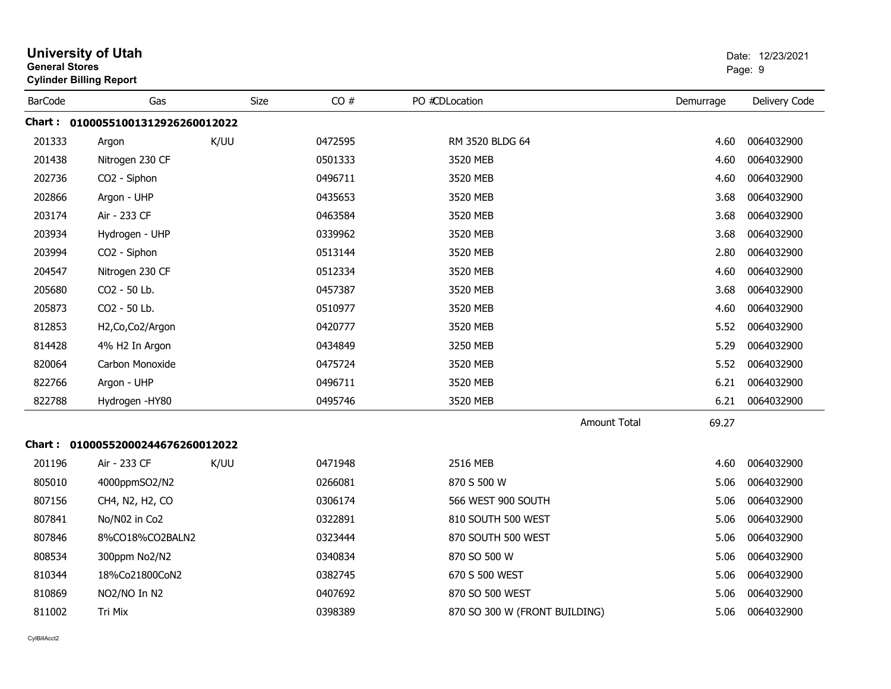# University of Utah

**General Stores**

**Cylinder Billing Report**

Date: 12/23/2021

| BarCode | Gas | Size | CO # | PO #CDLocation | Demurrage | Delivery Code |
|---|---|---|---|---|---|---|
| **Chart : 01000551001312926260012022** | | | | | | |
| 201333 | Argon | K/UU | 0472595 | RM 3520 BLDG 64 | 4.60 | 0064032900 |
| 201438 | Nitrogen 230 CF | | 0501333 | 3520 MEB | 4.60 | 0064032900 |
| 202736 | CO2 - Siphon | | 0496711 | 3520 MEB | 4.60 | 0064032900 |
| 202866 | Argon - UHP | | 0435653 | 3520 MEB | 3.68 | 0064032900 |
| 203174 | Air - 233 CF | | 0463584 | 3520 MEB | 3.68 | 0064032900 |
| 203934 | Hydrogen - UHP | | 0339962 | 3520 MEB | 3.68 | 0064032900 |
| 203994 | CO2 - Siphon | | 0513144 | 3520 MEB | 2.80 | 0064032900 |
| 204547 | Nitrogen 230 CF | | 0512334 | 3520 MEB | 4.60 | 0064032900 |
| 205680 | CO2 - 50 Lb. | | 0457387 | 3520 MEB | 3.68 | 0064032900 |
| 205873 | CO2 - 50 Lb. | | 0510977 | 3520 MEB | 4.60 | 0064032900 |
| 812853 | H2,Co,Co2/Argon | | 0420777 | 3520 MEB | 5.52 | 0064032900 |
| 814428 | 4% H2 In Argon | | 0434849 | 3250 MEB | 5.29 | 0064032900 |
| 820064 | Carbon Monoxide | | 0475724 | 3520 MEB | 5.52 | 0064032900 |
| 822766 | Argon - UHP | | 0496711 | 3520 MEB | 6.21 | 0064032900 |
| 822788 | Hydrogen -HY80 | | 0495746 | 3520 MEB | 6.21 | 0064032900 |
| | | | | Amount Total | 69.27 | |
| **Chart : 01000552000244676260012022** | | | | | | |
| 201196 | Air - 233 CF | K/UU | 0471948 | 2516 MEB | 4.60 | 0064032900 |
| 805010 | 4000ppmSO2/N2 | | 0266081 | 870 S 500 W | 5.06 | 0064032900 |
| 807156 | CH4, N2, H2, CO | | 0306174 | 566 WEST 900 SOUTH | 5.06 | 0064032900 |
| 807841 | No/N02 in Co2 | | 0322891 | 810 SOUTH 500 WEST | 5.06 | 0064032900 |
| 807846 | 8%CO18%CO2BALN2 | | 0323444 | 870 SOUTH 500 WEST | 5.06 | 0064032900 |
| 808534 | 300ppm No2/N2 | | 0340834 | 870 SO 500 W | 5.06 | 0064032900 |
| 810344 | 18%Co21800CoN2 | | 0382745 | 670 S 500 WEST | 5.06 | 0064032900 |
| 810869 | NO2/NO In N2 | | 0407692 | 870 SO 500 WEST | 5.06 | 0064032900 |
| 811002 | Tri Mix | | 0398389 | 870 SO 300 W (FRONT BUILDING) | 5.06 | 0064032900 |

CylBillAcct2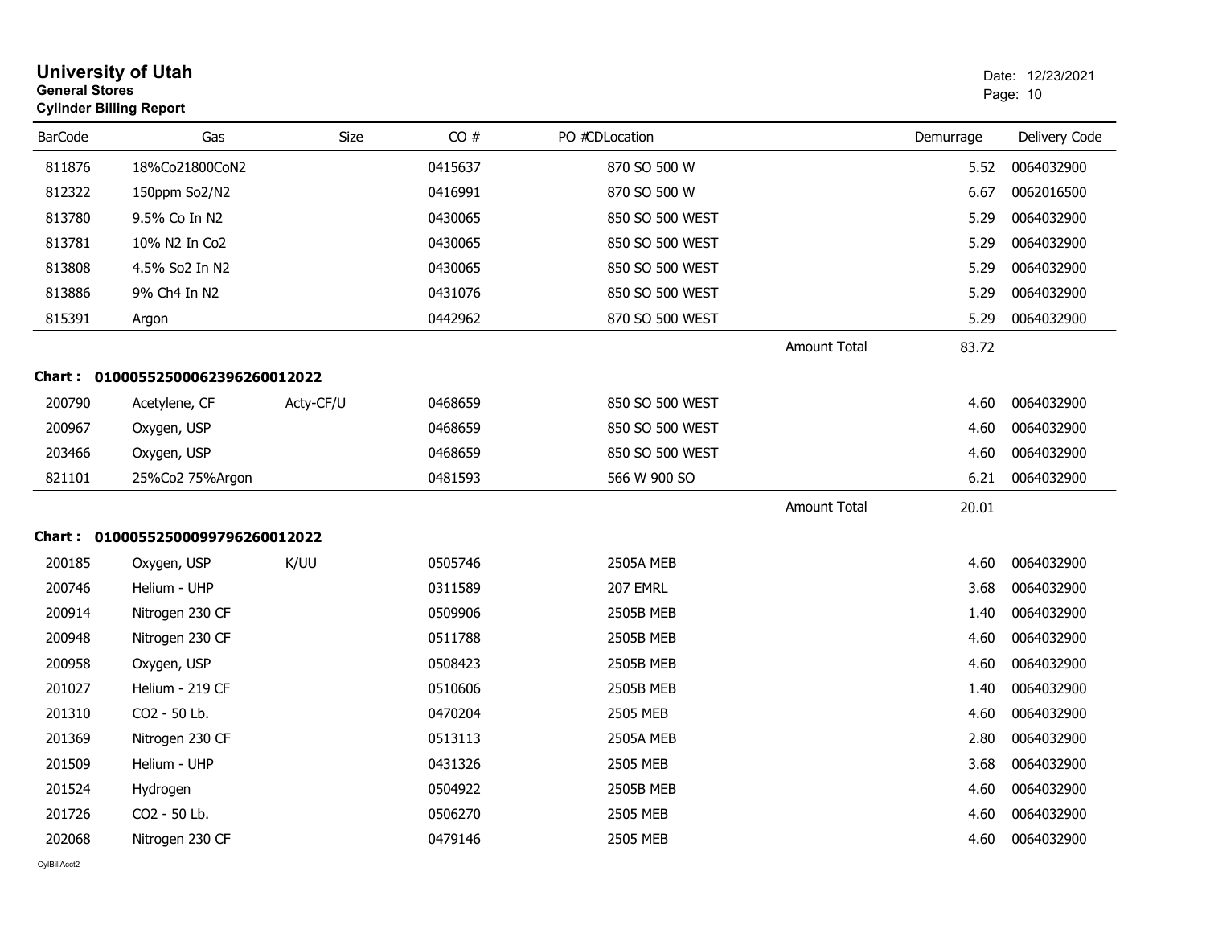# University of Utah

**General Stores**

**Cylinder Billing Report**

Date: 12/23/2021

| BarCode | Gas | Size | CO # | PO # | CDLocation | | Demurrage | Delivery Code |
|---|---|---|---|---|---|---|---|---|
| 811876 | 18%Co21800CoN2 | | 0415637 | | 870 SO 500 W | | 5.52 | 0064032900 |
| 812322 | 150ppm So2/N2 | | 0416991 | | 870 SO 500 W | | 6.67 | 0062016500 |
| 813780 | 9.5% Co In N2 | | 0430065 | | 850 SO 500 WEST | | 5.29 | 0064032900 |
| 813781 | 10% N2 In Co2 | | 0430065 | | 850 SO 500 WEST | | 5.29 | 0064032900 |
| 813808 | 4.5% So2 In N2 | | 0430065 | | 850 SO 500 WEST | | 5.29 | 0064032900 |
| 813886 | 9% Ch4 In N2 | | 0431076 | | 850 SO 500 WEST | | 5.29 | 0064032900 |
| 815391 | Argon | | 0442962 | | 870 SO 500 WEST | | 5.29 | 0064032900 |
| | | | | | | Amount Total | 83.72 | |

**Chart : 01000552500062396260012022**

| BarCode | Gas | Size | CO # | PO # | CDLocation | | Demurrage | Delivery Code |
|---|---|---|---|---|---|---|---|---|
| 200790 | Acetylene, CF | Acty-CF/U | 0468659 | | 850 SO 500 WEST | | 4.60 | 0064032900 |
| 200967 | Oxygen, USP | | 0468659 | | 850 SO 500 WEST | | 4.60 | 0064032900 |
| 203466 | Oxygen, USP | | 0468659 | | 850 SO 500 WEST | | 4.60 | 0064032900 |
| 821101 | 25%Co2 75%Argon | | 0481593 | | 566 W 900 SO | | 6.21 | 0064032900 |
| | | | | | | Amount Total | 20.01 | |

**Chart : 01000552500099796260012022**

| BarCode | Gas | Size | CO # | PO # | CDLocation | | Demurrage | Delivery Code |
|---|---|---|---|---|---|---|---|---|
| 200185 | Oxygen, USP | K/UU | 0505746 | | 2505A MEB | | 4.60 | 0064032900 |
| 200746 | Helium - UHP | | 0311589 | | 207 EMRL | | 3.68 | 0064032900 |
| 200914 | Nitrogen 230 CF | | 0509906 | | 2505B MEB | | 1.40 | 0064032900 |
| 200948 | Nitrogen 230 CF | | 0511788 | | 2505B MEB | | 4.60 | 0064032900 |
| 200958 | Oxygen, USP | | 0508423 | | 2505B MEB | | 4.60 | 0064032900 |
| 201027 | Helium - 219 CF | | 0510606 | | 2505B MEB | | 1.40 | 0064032900 |
| 201310 | CO2 - 50 Lb. | | 0470204 | | 2505 MEB | | 4.60 | 0064032900 |
| 201369 | Nitrogen 230 CF | | 0513113 | | 2505A MEB | | 2.80 | 0064032900 |
| 201509 | Helium - UHP | | 0431326 | | 2505 MEB | | 3.68 | 0064032900 |
| 201524 | Hydrogen | | 0504922 | | 2505B MEB | | 4.60 | 0064032900 |
| 201726 | CO2 - 50 Lb. | | 0506270 | | 2505 MEB | | 4.60 | 0064032900 |
| 202068 | Nitrogen 230 CF | | 0479146 | | 2505 MEB | | 4.60 | 0064032900 |

CylBillAcct2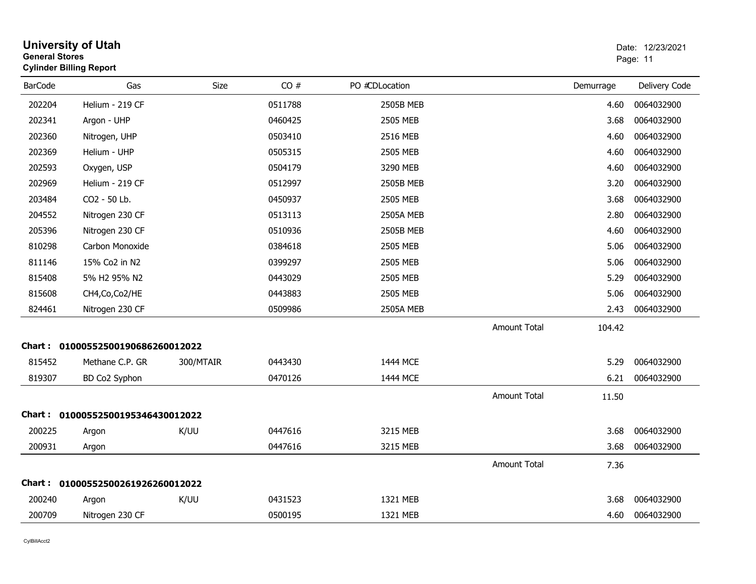# University of Utah

**General Stores**

**Cylinder Billing Report**

Date: 12/23/2021

| BarCode | Gas | Size | CO # | PO # | CDLocation | | Demurrage | Delivery Code |
|---|---|---|---|---|---|---|---|---|
| 202204 | Helium - 219 CF | | 0511788 | | 2505B MEB | | 4.60 | 0064032900 |
| 202341 | Argon - UHP | | 0460425 | | 2505 MEB | | 3.68 | 0064032900 |
| 202360 | Nitrogen, UHP | | 0503410 | | 2516 MEB | | 4.60 | 0064032900 |
| 202369 | Helium - UHP | | 0505315 | | 2505 MEB | | 4.60 | 0064032900 |
| 202593 | Oxygen, USP | | 0504179 | | 3290 MEB | | 4.60 | 0064032900 |
| 202969 | Helium - 219 CF | | 0512997 | | 2505B MEB | | 3.20 | 0064032900 |
| 203484 | CO2 - 50 Lb. | | 0450937 | | 2505 MEB | | 3.68 | 0064032900 |
| 204552 | Nitrogen 230 CF | | 0513113 | | 2505A MEB | | 2.80 | 0064032900 |
| 205396 | Nitrogen 230 CF | | 0510936 | | 2505B MEB | | 4.60 | 0064032900 |
| 810298 | Carbon Monoxide | | 0384618 | | 2505 MEB | | 5.06 | 0064032900 |
| 811146 | 15% Co2 in N2 | | 0399297 | | 2505 MEB | | 5.06 | 0064032900 |
| 815408 | 5% H2 95% N2 | | 0443029 | | 2505 MEB | | 5.29 | 0064032900 |
| 815608 | CH4,Co,Co2/HE | | 0443883 | | 2505 MEB | | 5.06 | 0064032900 |
| 824461 | Nitrogen 230 CF | | 0509986 | | 2505A MEB | | 2.43 | 0064032900 |
| | | | | | | Amount Total | 104.42 | |

**Chart : 01000552500190686260012022**

| BarCode | Gas | Size | CO # | PO # | CDLocation | | Demurrage | Delivery Code |
|---|---|---|---|---|---|---|---|---|
| 815452 | Methane C.P. GR | 300/MTAIR | 0443430 | | 1444 MCE | | 5.29 | 0064032900 |
| 819307 | BD Co2 Syphon | | 0470126 | | 1444 MCE | | 6.21 | 0064032900 |
| | | | | | | Amount Total | 11.50 | |

**Chart : 01000552500195346430012022**

| BarCode | Gas | Size | CO # | PO # | CDLocation | | Demurrage | Delivery Code |
|---|---|---|---|---|---|---|---|---|
| 200225 | Argon | K/UU | 0447616 | | 3215 MEB | | 3.68 | 0064032900 |
| 200931 | Argon | | 0447616 | | 3215 MEB | | 3.68 | 0064032900 |
| | | | | | | Amount Total | 7.36 | |

**Chart : 01000552500261926260012022**

| BarCode | Gas | Size | CO # | PO # | CDLocation | | Demurrage | Delivery Code |
|---|---|---|---|---|---|---|---|---|
| 200240 | Argon | K/UU | 0431523 | | 1321 MEB | | 3.68 | 0064032900 |
| 200709 | Nitrogen 230 CF | | 0500195 | | 1321 MEB | | 4.60 | 0064032900 |

CylBillAcct2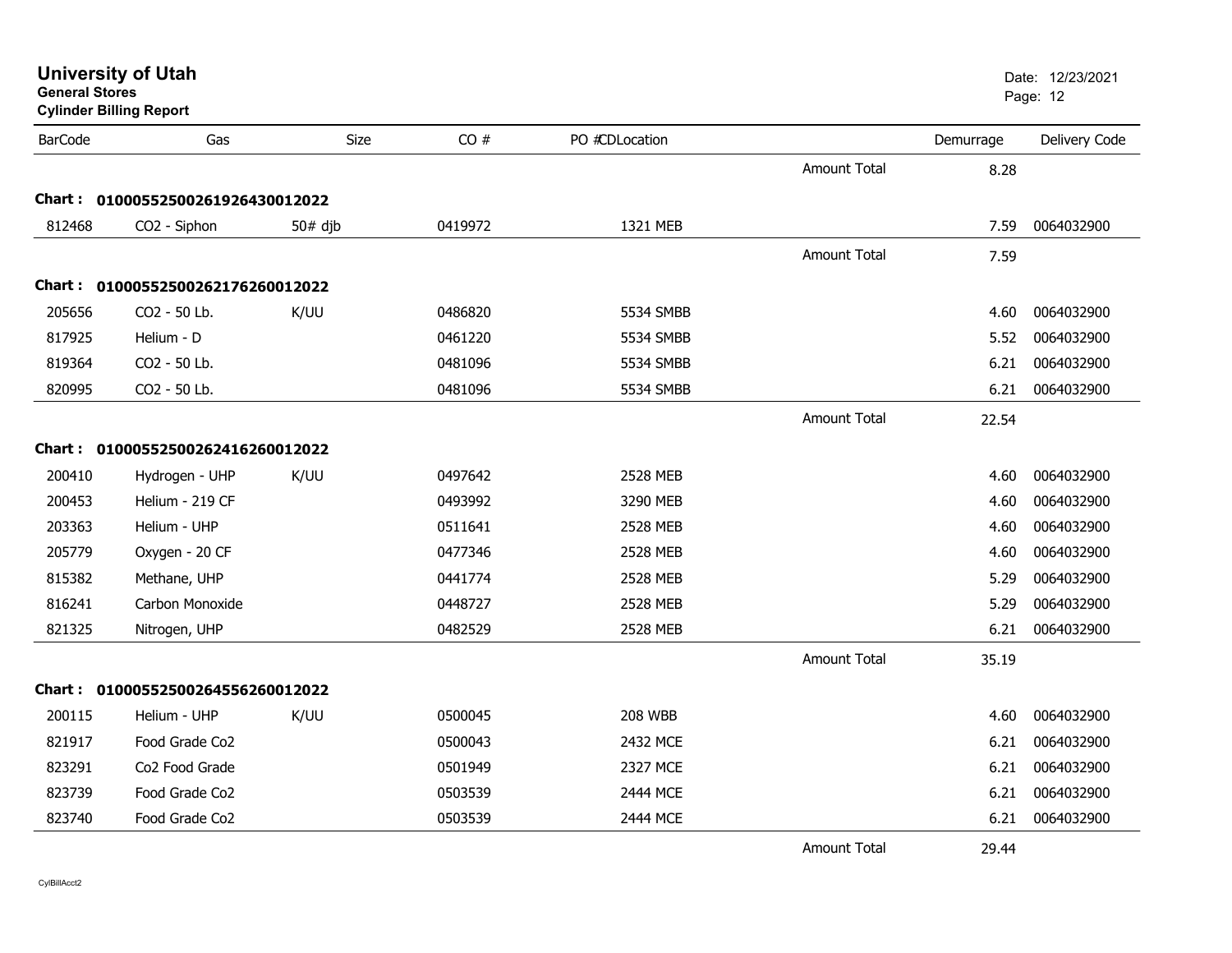**University of Utah**
**General Stores**
**Cylinder Billing Report**

Date: 12/23/2021

| BarCode | Gas | Size | CO # | PO #CDLocation | | Demurrage | Delivery Code |
|---|---|---|---|---|---|---|---|
| | | | | | Amount Total | 8.28 | |
| **Chart :** | **01000552500261926430012022** | | | | | | |
| 812468 | CO2 - Siphon | 50# djb | 0419972 | 1321 MEB | | 7.59 | 0064032900 |
| | | | | | Amount Total | 7.59 | |
| **Chart :** | **01000552500262176260012022** | | | | | | |
| 205656 | CO2 - 50 Lb. | K/UU | 0486820 | 5534 SMBB | | 4.60 | 0064032900 |
| 817925 | Helium - D | | 0461220 | 5534 SMBB | | 5.52 | 0064032900 |
| 819364 | CO2 - 50 Lb. | | 0481096 | 5534 SMBB | | 6.21 | 0064032900 |
| 820995 | CO2 - 50 Lb. | | 0481096 | 5534 SMBB | | 6.21 | 0064032900 |
| | | | | | Amount Total | 22.54 | |
| **Chart :** | **01000552500262416260012022** | | | | | | |
| 200410 | Hydrogen - UHP | K/UU | 0497642 | 2528 MEB | | 4.60 | 0064032900 |
| 200453 | Helium - 219 CF | | 0493992 | 3290 MEB | | 4.60 | 0064032900 |
| 203363 | Helium - UHP | | 0511641 | 2528 MEB | | 4.60 | 0064032900 |
| 205779 | Oxygen - 20 CF | | 0477346 | 2528 MEB | | 4.60 | 0064032900 |
| 815382 | Methane, UHP | | 0441774 | 2528 MEB | | 5.29 | 0064032900 |
| 816241 | Carbon Monoxide | | 0448727 | 2528 MEB | | 5.29 | 0064032900 |
| 821325 | Nitrogen, UHP | | 0482529 | 2528 MEB | | 6.21 | 0064032900 |
| | | | | | Amount Total | 35.19 | |
| **Chart :** | **01000552500264556260012022** | | | | | | |
| 200115 | Helium - UHP | K/UU | 0500045 | 208 WBB | | 4.60 | 0064032900 |
| 821917 | Food Grade Co2 | | 0500043 | 2432 MCE | | 6.21 | 0064032900 |
| 823291 | Co2 Food Grade | | 0501949 | 2327 MCE | | 6.21 | 0064032900 |
| 823739 | Food Grade Co2 | | 0503539 | 2444 MCE | | 6.21 | 0064032900 |
| 823740 | Food Grade Co2 | | 0503539 | 2444 MCE | | 6.21 | 0064032900 |
| | | | | | Amount Total | 29.44 | |

CylBillAcct2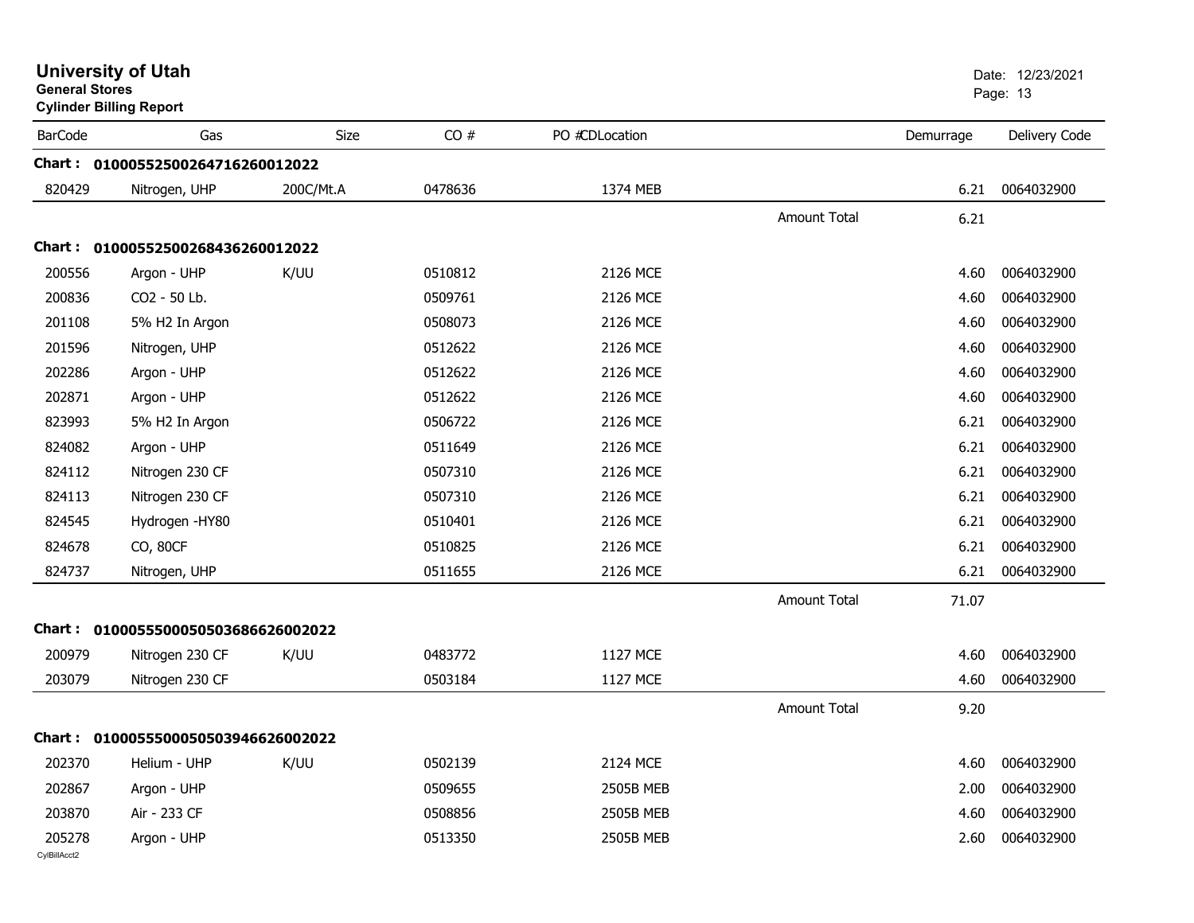# University of Utah

**General Stores**

**Cylinder Billing Report**

Date: 12/23/2021

| BarCode | Gas | Size | CO # | PO #CDLocation | | Demurrage | Delivery Code |
|---|---|---|---|---|---|---|---|
| **Chart :** | **01000552500264716260012022** | | | | | | |
| 820429 | Nitrogen, UHP | 200C/Mt.A | 0478636 | 1374 MEB | | 6.21 | 0064032900 |
| | | | | | Amount Total | 6.21 | |
| **Chart :** | **01000552500268436260012022** | | | | | | |
| 200556 | Argon - UHP | K/UU | 0510812 | 2126 MCE | | 4.60 | 0064032900 |
| 200836 | CO2 - 50 Lb. | | 0509761 | 2126 MCE | | 4.60 | 0064032900 |
| 201108 | 5% H2 In Argon | | 0508073 | 2126 MCE | | 4.60 | 0064032900 |
| 201596 | Nitrogen, UHP | | 0512622 | 2126 MCE | | 4.60 | 0064032900 |
| 202286 | Argon - UHP | | 0512622 | 2126 MCE | | 4.60 | 0064032900 |
| 202871 | Argon - UHP | | 0512622 | 2126 MCE | | 4.60 | 0064032900 |
| 823993 | 5% H2 In Argon | | 0506722 | 2126 MCE | | 6.21 | 0064032900 |
| 824082 | Argon - UHP | | 0511649 | 2126 MCE | | 6.21 | 0064032900 |
| 824112 | Nitrogen 230 CF | | 0507310 | 2126 MCE | | 6.21 | 0064032900 |
| 824113 | Nitrogen 230 CF | | 0507310 | 2126 MCE | | 6.21 | 0064032900 |
| 824545 | Hydrogen -HY80 | | 0510401 | 2126 MCE | | 6.21 | 0064032900 |
| 824678 | CO, 80CF | | 0510825 | 2126 MCE | | 6.21 | 0064032900 |
| 824737 | Nitrogen, UHP | | 0511655 | 2126 MCE | | 6.21 | 0064032900 |
| | | | | | Amount Total | 71.07 | |
| **Chart :** | **01000555000505036866260002022** | | | | | | |
| 200979 | Nitrogen 230 CF | K/UU | 0483772 | 1127 MCE | | 4.60 | 0064032900 |
| 203079 | Nitrogen 230 CF | | 0503184 | 1127 MCE | | 4.60 | 0064032900 |
| | | | | | Amount Total | 9.20 | |
| **Chart :** | **01000555000505039466260002022** | | | | | | |
| 202370 | Helium - UHP | K/UU | 0502139 | 2124 MCE | | 4.60 | 0064032900 |
| 202867 | Argon - UHP | | 0509655 | 2505B MEB | | 2.00 | 0064032900 |
| 203870 | Air - 233 CF | | 0508856 | 2505B MEB | | 4.60 | 0064032900 |
| 205278 | Argon - UHP | | 0513350 | 2505B MEB | | 2.60 | 0064032900 |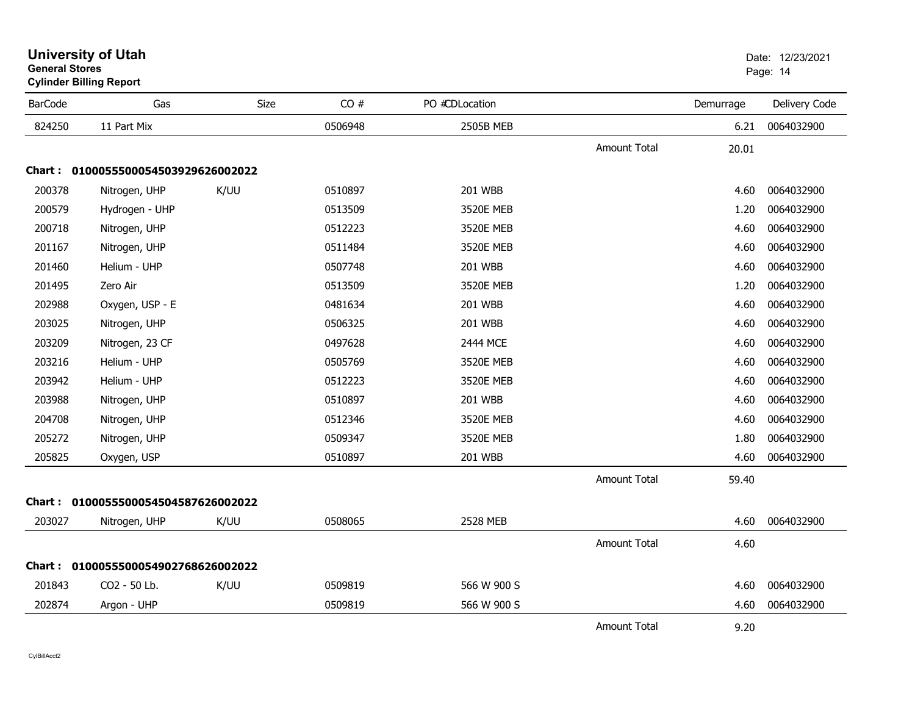**University of Utah**
**General Stores**
**Cylinder Billing Report**

Date: 12/23/2021

| BarCode | Gas | Size | CO # | PO #CDLocation | | Demurrage | Delivery Code |
|---|---|---|---|---|---|---|---|
| 824250 | 11 Part Mix | | 0506948 | 2505B MEB | | 6.21 | 0064032900 |
| | | | | | Amount Total | 20.01 | |
| **Chart : 01000555000545039296260022022** | | | | | | | |
| 200378 | Nitrogen, UHP | K/UU | 0510897 | 201 WBB | | 4.60 | 0064032900 |
| 200579 | Hydrogen - UHP | | 0513509 | 3520E MEB | | 1.20 | 0064032900 |
| 200718 | Nitrogen, UHP | | 0512223 | 3520E MEB | | 4.60 | 0064032900 |
| 201167 | Nitrogen, UHP | | 0511484 | 3520E MEB | | 4.60 | 0064032900 |
| 201460 | Helium - UHP | | 0507748 | 201 WBB | | 4.60 | 0064032900 |
| 201495 | Zero Air | | 0513509 | 3520E MEB | | 1.20 | 0064032900 |
| 202988 | Oxygen, USP - E | | 0481634 | 201 WBB | | 4.60 | 0064032900 |
| 203025 | Nitrogen, UHP | | 0506325 | 201 WBB | | 4.60 | 0064032900 |
| 203209 | Nitrogen, 23 CF | | 0497628 | 2444 MCE | | 4.60 | 0064032900 |
| 203216 | Helium - UHP | | 0505769 | 3520E MEB | | 4.60 | 0064032900 |
| 203942 | Helium - UHP | | 0512223 | 3520E MEB | | 4.60 | 0064032900 |
| 203988 | Nitrogen, UHP | | 0510897 | 201 WBB | | 4.60 | 0064032900 |
| 204708 | Nitrogen, UHP | | 0512346 | 3520E MEB | | 4.60 | 0064032900 |
| 205272 | Nitrogen, UHP | | 0509347 | 3520E MEB | | 1.80 | 0064032900 |
| 205825 | Oxygen, USP | | 0510897 | 201 WBB | | 4.60 | 0064032900 |
| | | | | | Amount Total | 59.40 | |
| **Chart : 01000555000545045876260022022** | | | | | | | |
| 203027 | Nitrogen, UHP | K/UU | 0508065 | 2528 MEB | | 4.60 | 0064032900 |
| | | | | | Amount Total | 4.60 | |
| **Chart : 01000555000549027686260022022** | | | | | | | |
| 201843 | CO2 - 50 Lb. | K/UU | 0509819 | 566 W 900 S | | 4.60 | 0064032900 |
| 202874 | Argon - UHP | | 0509819 | 566 W 900 S | | 4.60 | 0064032900 |
| | | | | | Amount Total | 9.20 | |

CylBillAcct2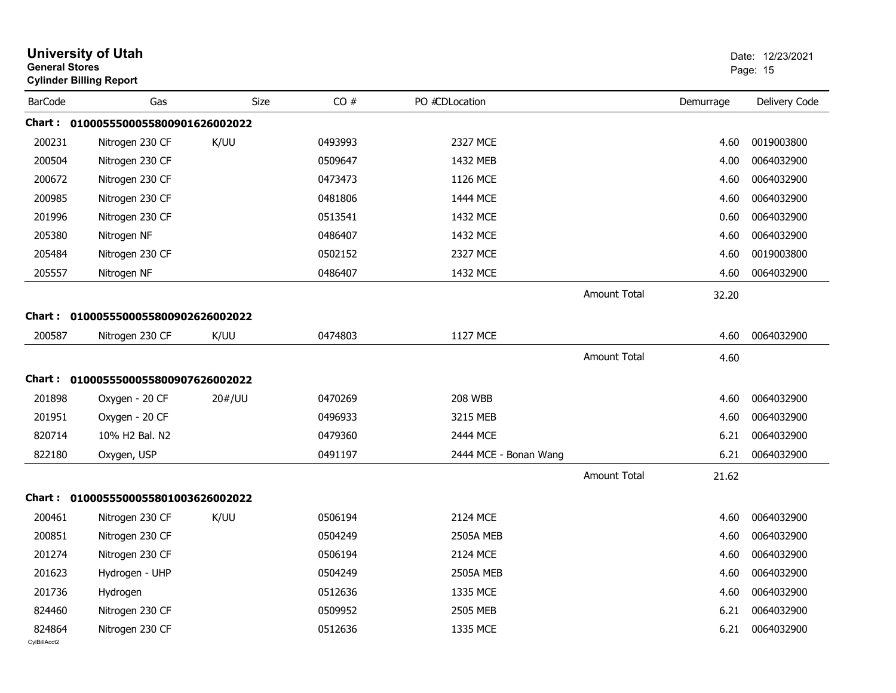# University of Utah

**General Stores**

**Cylinder Billing Report**

Date: 12/23/2021

| BarCode | Gas | Size | CO # | PO #CDLocation | | Demurrage | Delivery Code |
|---|---|---|---|---|---|---|---|
| **Chart : 01000555000558009016260020​22** | | | | | | | |
| 200231 | Nitrogen 230 CF | K/UU | 0493993 | 2327 MCE | | 4.60 | 0019003800 |
| 200504 | Nitrogen 230 CF | | 0509647 | 1432 MEB | | 4.00 | 0064032900 |
| 200672 | Nitrogen 230 CF | | 0473473 | 1126 MCE | | 4.60 | 0064032900 |
| 200985 | Nitrogen 230 CF | | 0481806 | 1444 MCE | | 4.60 | 0064032900 |
| 201996 | Nitrogen 230 CF | | 0513541 | 1432 MCE | | 0.60 | 0064032900 |
| 205380 | Nitrogen NF | | 0486407 | 1432 MCE | | 4.60 | 0064032900 |
| 205484 | Nitrogen 230 CF | | 0502152 | 2327 MCE | | 4.60 | 0019003800 |
| 205557 | Nitrogen NF | | 0486407 | 1432 MCE | | 4.60 | 0064032900 |
| | | | | | Amount Total | 32.20 | |
| **Chart : 010005550005580090262600​2022** | | | | | | | |
| 200587 | Nitrogen 230 CF | K/UU | 0474803 | 1127 MCE | | 4.60 | 0064032900 |
| | | | | | Amount Total | 4.60 | |
| **Chart : 010005550005580090762600​2022** | | | | | | | |
| 201898 | Oxygen - 20 CF | 20#/UU | 0470269 | 208 WBB | | 4.60 | 0064032900 |
| 201951 | Oxygen - 20 CF | | 0496933 | 3215 MEB | | 4.60 | 0064032900 |
| 820714 | 10% H2 Bal. N2 | | 0479360 | 2444 MCE | | 6.21 | 0064032900 |
| 822180 | Oxygen, USP | | 0491197 | 2444 MCE - Bonan Wang | | 6.21 | 0064032900 |
| | | | | | Amount Total | 21.62 | |
| **Chart : 010005550005580100362600​2022** | | | | | | | |
| 200461 | Nitrogen 230 CF | K/UU | 0506194 | 2124 MCE | | 4.60 | 0064032900 |
| 200851 | Nitrogen 230 CF | | 0504249 | 2505A MEB | | 4.60 | 0064032900 |
| 201274 | Nitrogen 230 CF | | 0506194 | 2124 MCE | | 4.60 | 0064032900 |
| 201623 | Hydrogen - UHP | | 0504249 | 2505A MEB | | 4.60 | 0064032900 |
| 201736 | Hydrogen | | 0512636 | 1335 MCE | | 4.60 | 0064032900 |
| 824460 | Nitrogen 230 CF | | 0509952 | 2505 MEB | | 6.21 | 0064032900 |
| 824864 | Nitrogen 230 CF | | 0512636 | 1335 MCE | | 6.21 | 0064032900 |

CylBillAcct2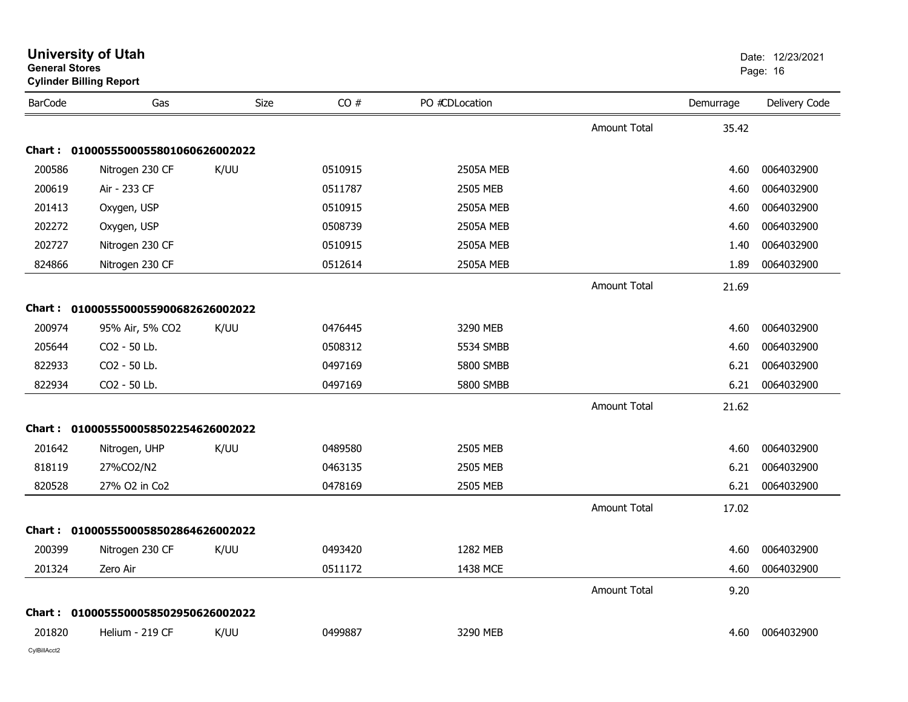# University of Utah
**General Stores**
**Cylinder Billing Report**

Date: 12/23/2021

| BarCode | Gas | Size | CO # | PO #CDLocation | | Demurrage | Delivery Code |
|---|---|---|---|---|---|---|---|
| | | | | | Amount Total | 35.42 | |
| **Chart :** | **01000555000558010606260022022** | | | | | | |
| 200586 | Nitrogen 230 CF | K/UU | 0510915 | 2505A MEB | | 4.60 | 0064032900 |
| 200619 | Air - 233 CF | | 0511787 | 2505 MEB | | 4.60 | 0064032900 |
| 201413 | Oxygen, USP | | 0510915 | 2505A MEB | | 4.60 | 0064032900 |
| 202272 | Oxygen, USP | | 0508739 | 2505A MEB | | 4.60 | 0064032900 |
| 202727 | Nitrogen 230 CF | | 0510915 | 2505A MEB | | 1.40 | 0064032900 |
| 824866 | Nitrogen 230 CF | | 0512614 | 2505A MEB | | 1.89 | 0064032900 |
| | | | | | Amount Total | 21.69 | |
| **Chart :** | **01000555000559006826260022022** | | | | | | |
| 200974 | 95% Air, 5% CO2 | K/UU | 0476445 | 3290 MEB | | 4.60 | 0064032900 |
| 205644 | CO2 - 50 Lb. | | 0508312 | 5534 SMBB | | 4.60 | 0064032900 |
| 822933 | CO2 - 50 Lb. | | 0497169 | 5800 SMBB | | 6.21 | 0064032900 |
| 822934 | CO2 - 50 Lb. | | 0497169 | 5800 SMBB | | 6.21 | 0064032900 |
| | | | | | Amount Total | 21.62 | |
| **Chart :** | **01000555000585022546260022022** | | | | | | |
| 201642 | Nitrogen, UHP | K/UU | 0489580 | 2505 MEB | | 4.60 | 0064032900 |
| 818119 | 27%CO2/N2 | | 0463135 | 2505 MEB | | 6.21 | 0064032900 |
| 820528 | 27% O2 in Co2 | | 0478169 | 2505 MEB | | 6.21 | 0064032900 |
| | | | | | Amount Total | 17.02 | |
| **Chart :** | **01000555000585028646260022022** | | | | | | |
| 200399 | Nitrogen 230 CF | K/UU | 0493420 | 1282 MEB | | 4.60 | 0064032900 |
| 201324 | Zero Air | | 0511172 | 1438 MCE | | 4.60 | 0064032900 |
| | | | | | Amount Total | 9.20 | |
| **Chart :** | **01000555000585029506260022022** | | | | | | |
| 201820 | Helium - 219 CF | K/UU | 0499887 | 3290 MEB | | 4.60 | 0064032900 |

CylBillAcct2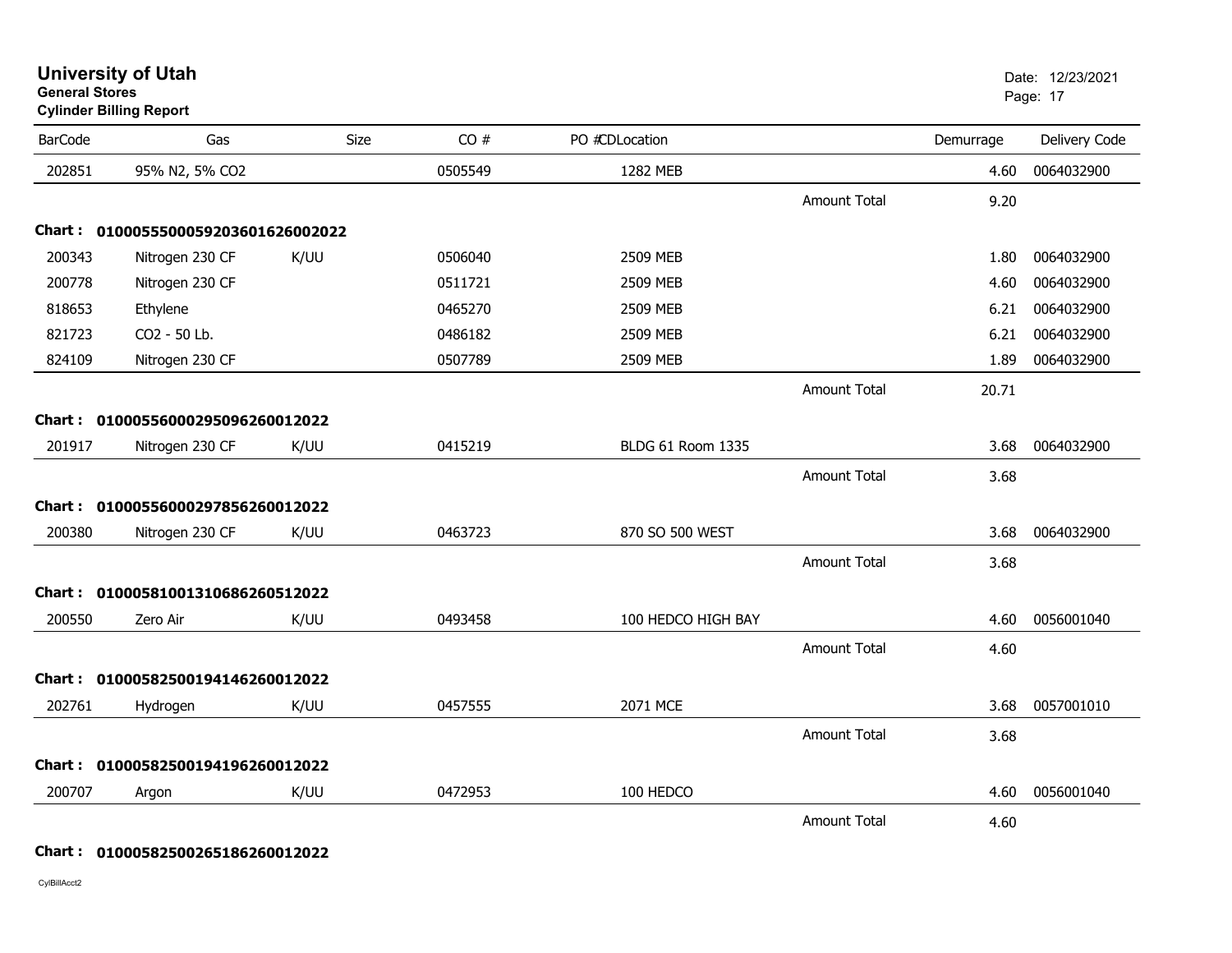**University of Utah**
**General Stores**
**Cylinder Billing Report**

Date: 12/23/2021

| BarCode | Gas | Size | CO # | PO #CDLocation | | Demurrage | Delivery Code |
|---|---|---|---|---|---|---|---|
| 202851 | 95% N2, 5% CO2 | | 0505549 | 1282 MEB | | 4.60 | 0064032900 |
| | | | | | Amount Total | 9.20 | |
| **Chart : 01000555000592036016260002022** | | | | | | | |
| 200343 | Nitrogen 230 CF | K/UU | 0506040 | 2509 MEB | | 1.80 | 0064032900 |
| 200778 | Nitrogen 230 CF | | 0511721 | 2509 MEB | | 4.60 | 0064032900 |
| 818653 | Ethylene | | 0465270 | 2509 MEB | | 6.21 | 0064032900 |
| 821723 | CO2 - 50 Lb. | | 0486182 | 2509 MEB | | 6.21 | 0064032900 |
| 824109 | Nitrogen 230 CF | | 0507789 | 2509 MEB | | 1.89 | 0064032900 |
| | | | | | Amount Total | 20.71 | |
| **Chart : 01000556000295096260012022** | | | | | | | |
| 201917 | Nitrogen 230 CF | K/UU | 0415219 | BLDG 61 Room 1335 | | 3.68 | 0064032900 |
| | | | | | Amount Total | 3.68 | |
| **Chart : 01000556000297856260012022** | | | | | | | |
| 200380 | Nitrogen 230 CF | K/UU | 0463723 | 870 SO 500 WEST | | 3.68 | 0064032900 |
| | | | | | Amount Total | 3.68 | |
| **Chart : 01000581001310686260512022** | | | | | | | |
| 200550 | Zero Air | K/UU | 0493458 | 100 HEDCO HIGH BAY | | 4.60 | 0056001040 |
| | | | | | Amount Total | 4.60 | |
| **Chart : 01000582500194146260012022** | | | | | | | |
| 202761 | Hydrogen | K/UU | 0457555 | 2071 MCE | | 3.68 | 0057001010 |
| | | | | | Amount Total | 3.68 | |
| **Chart : 01000582500194196260012022** | | | | | | | |
| 200707 | Argon | K/UU | 0472953 | 100 HEDCO | | 4.60 | 0056001040 |
| | | | | | Amount Total | 4.60 | |
| **Chart : 01000582500265186260012022** | | | | | | | |

CylBillAcct2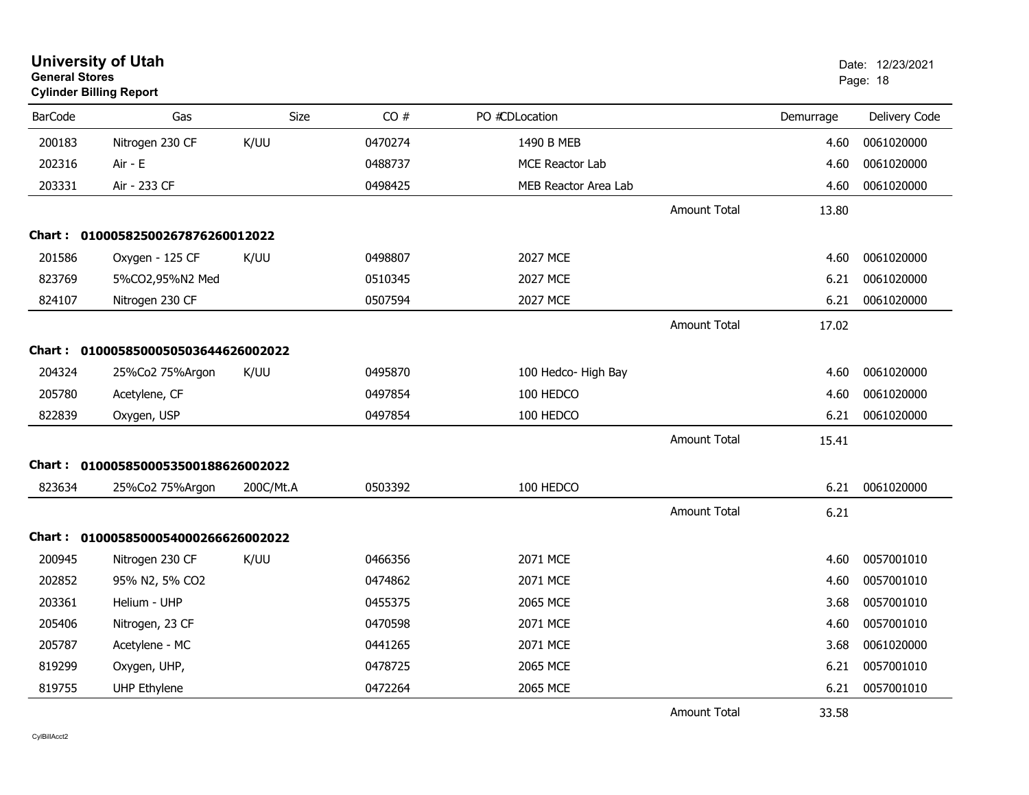# University of Utah

**General Stores**

**Cylinder Billing Report**

Date: 12/23/2021

| BarCode | Gas | Size | CO # | PO # | CDLocation | Demurrage | Delivery Code |
|---|---|---|---|---|---|---|---|
| 200183 | Nitrogen 230 CF | K/UU | 0470274 | | 1490 B MEB | 4.60 | 0061020000 |
| 202316 | Air - E | | 0488737 | | MCE Reactor Lab | 4.60 | 0061020000 |
| 203331 | Air - 233 CF | | 0498425 | | MEB Reactor Area Lab | 4.60 | 0061020000 |
| | | | | | Amount Total | 13.80 | |

**Chart : 0100058250026787626001202**2

| BarCode | Gas | Size | CO # | PO # | CDLocation | Demurrage | Delivery Code |
|---|---|---|---|---|---|---|---|
| 201586 | Oxygen - 125 CF | K/UU | 0498807 | | 2027 MCE | 4.60 | 0061020000 |
| 823769 | 5%CO2,95%N2 Med | | 0510345 | | 2027 MCE | 6.21 | 0061020000 |
| 824107 | Nitrogen 230 CF | | 0507594 | | 2027 MCE | 6.21 | 0061020000 |
| | | | | | Amount Total | 17.02 | |

**Chart : 01000585000505036446260020**22

| BarCode | Gas | Size | CO # | PO # | CDLocation | Demurrage | Delivery Code |
|---|---|---|---|---|---|---|---|
| 204324 | 25%Co2 75%Argon | K/UU | 0495870 | | 100 Hedco- High Bay | 4.60 | 0061020000 |
| 205780 | Acetylene, CF | | 0497854 | | 100 HEDCO | 4.60 | 0061020000 |
| 822839 | Oxygen, USP | | 0497854 | | 100 HEDCO | 6.21 | 0061020000 |
| | | | | | Amount Total | 15.41 | |

**Chart : 0100058500053500188626002022**

| BarCode | Gas | Size | CO # | PO # | CDLocation | Demurrage | Delivery Code |
|---|---|---|---|---|---|---|---|
| 823634 | 25%Co2 75%Argon | 200C/Mt.A | 0503392 | | 100 HEDCO | 6.21 | 0061020000 |
| | | | | | Amount Total | 6.21 | |

**Chart : 0100058500054000266626002022**

| BarCode | Gas | Size | CO # | PO # | CDLocation | Demurrage | Delivery Code |
|---|---|---|---|---|---|---|---|
| 200945 | Nitrogen 230 CF | K/UU | 0466356 | | 2071 MCE | 4.60 | 0057001010 |
| 202852 | 95% N2, 5% CO2 | | 0474862 | | 2071 MCE | 4.60 | 0057001010 |
| 203361 | Helium - UHP | | 0455375 | | 2065 MCE | 3.68 | 0057001010 |
| 205406 | Nitrogen, 23 CF | | 0470598 | | 2071 MCE | 4.60 | 0057001010 |
| 205787 | Acetylene - MC | | 0441265 | | 2071 MCE | 3.68 | 0061020000 |
| 819299 | Oxygen, UHP, | | 0478725 | | 2065 MCE | 6.21 | 0057001010 |
| 819755 | UHP Ethylene | | 0472264 | | 2065 MCE | 6.21 | 0057001010 |
| | | | | | Amount Total | 33.58 | |

CylBillAcct2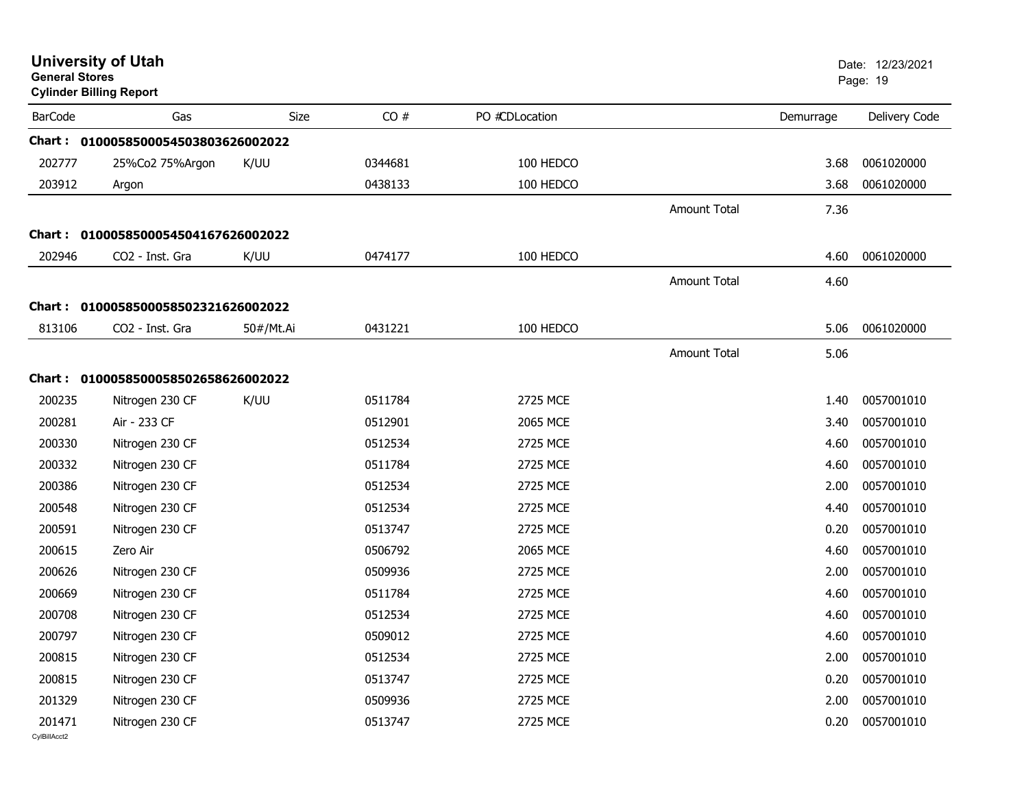# University of Utah

**General Stores**

**Cylinder Billing Report**

Date: 12/23/2021

| BarCode | Gas | Size | CO # | PO # | CDLocation | | Demurrage | Delivery Code |
|---|---|---|---|---|---|---|---|---|
| **Chart : 01000585000545038036260022022** | | | | | | | | |
| 202777 | 25%Co2 75%Argon | K/UU | 0344681 | | 100 HEDCO | | 3.68 | 0061020000 |
| 203912 | Argon | | 0438133 | | 100 HEDCO | | 3.68 | 0061020000 |
| | | | | | | Amount Total | 7.36 | |
| **Chart : 01000585000545041676260022022** | | | | | | | | |
| 202946 | CO2 - Inst. Gra | K/UU | 0474177 | | 100 HEDCO | | 4.60 | 0061020000 |
| | | | | | | Amount Total | 4.60 | |
| **Chart : 01000585000585023216260022022** | | | | | | | | |
| 813106 | CO2 - Inst. Gra | 50#/Mt.Ai | 0431221 | | 100 HEDCO | | 5.06 | 0061020000 |
| | | | | | | Amount Total | 5.06 | |
| **Chart : 01000585000585026586260022022** | | | | | | | | |
| 200235 | Nitrogen 230 CF | K/UU | 0511784 | | 2725 MCE | | 1.40 | 0057001010 |
| 200281 | Air - 233 CF | | 0512901 | | 2065 MCE | | 3.40 | 0057001010 |
| 200330 | Nitrogen 230 CF | | 0512534 | | 2725 MCE | | 4.60 | 0057001010 |
| 200332 | Nitrogen 230 CF | | 0511784 | | 2725 MCE | | 4.60 | 0057001010 |
| 200386 | Nitrogen 230 CF | | 0512534 | | 2725 MCE | | 2.00 | 0057001010 |
| 200548 | Nitrogen 230 CF | | 0512534 | | 2725 MCE | | 4.40 | 0057001010 |
| 200591 | Nitrogen 230 CF | | 0513747 | | 2725 MCE | | 0.20 | 0057001010 |
| 200615 | Zero Air | | 0506792 | | 2065 MCE | | 4.60 | 0057001010 |
| 200626 | Nitrogen 230 CF | | 0509936 | | 2725 MCE | | 2.00 | 0057001010 |
| 200669 | Nitrogen 230 CF | | 0511784 | | 2725 MCE | | 4.60 | 0057001010 |
| 200708 | Nitrogen 230 CF | | 0512534 | | 2725 MCE | | 4.60 | 0057001010 |
| 200797 | Nitrogen 230 CF | | 0509012 | | 2725 MCE | | 4.60 | 0057001010 |
| 200815 | Nitrogen 230 CF | | 0512534 | | 2725 MCE | | 2.00 | 0057001010 |
| 200815 | Nitrogen 230 CF | | 0513747 | | 2725 MCE | | 0.20 | 0057001010 |
| 201329 | Nitrogen 230 CF | | 0509936 | | 2725 MCE | | 2.00 | 0057001010 |
| 201471 | Nitrogen 230 CF | | 0513747 | | 2725 MCE | | 0.20 | 0057001010 |

CylBillAcct2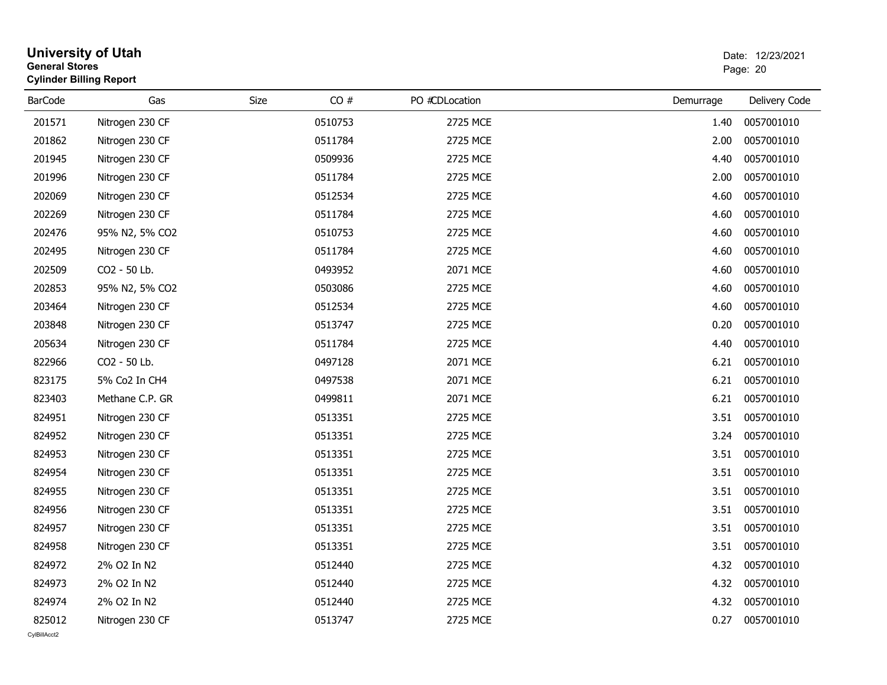# University of Utah
**General Stores**
**Cylinder Billing Report**

Date: 12/23/2021

| BarCode | Gas | Size | CO # | PO # | CDLocation | Demurrage | Delivery Code |
|---|---|---|---|---|---|---|---|
| 201571 | Nitrogen 230 CF | | 0510753 | | 2725 MCE | 1.40 | 0057001010 |
| 201862 | Nitrogen 230 CF | | 0511784 | | 2725 MCE | 2.00 | 0057001010 |
| 201945 | Nitrogen 230 CF | | 0509936 | | 2725 MCE | 4.40 | 0057001010 |
| 201996 | Nitrogen 230 CF | | 0511784 | | 2725 MCE | 2.00 | 0057001010 |
| 202069 | Nitrogen 230 CF | | 0512534 | | 2725 MCE | 4.60 | 0057001010 |
| 202269 | Nitrogen 230 CF | | 0511784 | | 2725 MCE | 4.60 | 0057001010 |
| 202476 | 95% N2, 5% CO2 | | 0510753 | | 2725 MCE | 4.60 | 0057001010 |
| 202495 | Nitrogen 230 CF | | 0511784 | | 2725 MCE | 4.60 | 0057001010 |
| 202509 | CO2 - 50 Lb. | | 0493952 | | 2071 MCE | 4.60 | 0057001010 |
| 202853 | 95% N2, 5% CO2 | | 0503086 | | 2725 MCE | 4.60 | 0057001010 |
| 203464 | Nitrogen 230 CF | | 0512534 | | 2725 MCE | 4.60 | 0057001010 |
| 203848 | Nitrogen 230 CF | | 0513747 | | 2725 MCE | 0.20 | 0057001010 |
| 205634 | Nitrogen 230 CF | | 0511784 | | 2725 MCE | 4.40 | 0057001010 |
| 822966 | CO2 - 50 Lb. | | 0497128 | | 2071 MCE | 6.21 | 0057001010 |
| 823175 | 5% Co2 In CH4 | | 0497538 | | 2071 MCE | 6.21 | 0057001010 |
| 823403 | Methane C.P. GR | | 0499811 | | 2071 MCE | 6.21 | 0057001010 |
| 824951 | Nitrogen 230 CF | | 0513351 | | 2725 MCE | 3.51 | 0057001010 |
| 824952 | Nitrogen 230 CF | | 0513351 | | 2725 MCE | 3.24 | 0057001010 |
| 824953 | Nitrogen 230 CF | | 0513351 | | 2725 MCE | 3.51 | 0057001010 |
| 824954 | Nitrogen 230 CF | | 0513351 | | 2725 MCE | 3.51 | 0057001010 |
| 824955 | Nitrogen 230 CF | | 0513351 | | 2725 MCE | 3.51 | 0057001010 |
| 824956 | Nitrogen 230 CF | | 0513351 | | 2725 MCE | 3.51 | 0057001010 |
| 824957 | Nitrogen 230 CF | | 0513351 | | 2725 MCE | 3.51 | 0057001010 |
| 824958 | Nitrogen 230 CF | | 0513351 | | 2725 MCE | 3.51 | 0057001010 |
| 824972 | 2% O2 In N2 | | 0512440 | | 2725 MCE | 4.32 | 0057001010 |
| 824973 | 2% O2 In N2 | | 0512440 | | 2725 MCE | 4.32 | 0057001010 |
| 824974 | 2% O2 In N2 | | 0512440 | | 2725 MCE | 4.32 | 0057001010 |
| 825012 | Nitrogen 230 CF | | 0513747 | | 2725 MCE | 0.27 | 0057001010 |

CylBillAcct2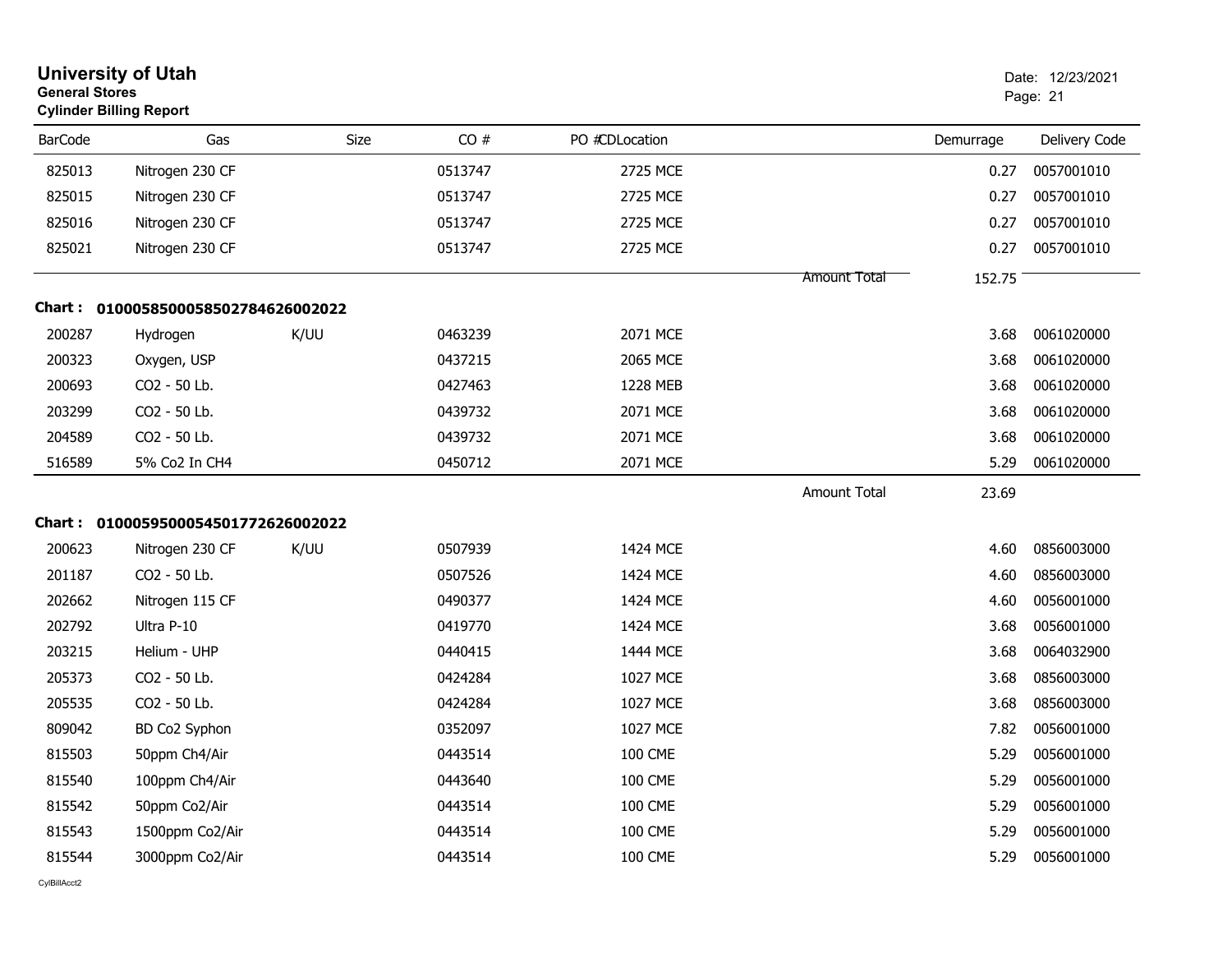# University of Utah

**General Stores**

**Cylinder Billing Report**

Date: 12/23/2021

| BarCode | Gas | Size | CO # | PO # | CD | Location | Demurrage | Delivery Code |
|---|---|---|---|---|---|---|---|---|
| 825013 | Nitrogen 230 CF | | 0513747 | | | 2725 MCE | 0.27 | 0057001010 |
| 825015 | Nitrogen 230 CF | | 0513747 | | | 2725 MCE | 0.27 | 0057001010 |
| 825016 | Nitrogen 230 CF | | 0513747 | | | 2725 MCE | 0.27 | 0057001010 |
| 825021 | Nitrogen 230 CF | | 0513747 | | | 2725 MCE | 0.27 | 0057001010 |
| | | | | | | Amount Total | 152.75 | |

**Chart : 01000585000585027846260020​22**

| BarCode | Gas | Size | CO # | PO # | CD | Location | Demurrage | Delivery Code |
|---|---|---|---|---|---|---|---|---|
| 200287 | Hydrogen | K/UU | 0463239 | | | 2071 MCE | 3.68 | 0061020000 |
| 200323 | Oxygen, USP | | 0437215 | | | 2065 MCE | 3.68 | 0061020000 |
| 200693 | CO2 - 50 Lb. | | 0427463 | | | 1228 MEB | 3.68 | 0061020000 |
| 203299 | CO2 - 50 Lb. | | 0439732 | | | 2071 MCE | 3.68 | 0061020000 |
| 204589 | CO2 - 50 Lb. | | 0439732 | | | 2071 MCE | 3.68 | 0061020000 |
| 516589 | 5% Co2 In CH4 | | 0450712 | | | 2071 MCE | 5.29 | 0061020000 |
| | | | | | | Amount Total | 23.69 | |

**Chart : 01000595000545017726260020​22**

| BarCode | Gas | Size | CO # | PO # | CD | Location | Demurrage | Delivery Code |
|---|---|---|---|---|---|---|---|---|
| 200623 | Nitrogen 230 CF | K/UU | 0507939 | | | 1424 MCE | 4.60 | 0856003000 |
| 201187 | CO2 - 50 Lb. | | 0507526 | | | 1424 MCE | 4.60 | 0856003000 |
| 202662 | Nitrogen 115 CF | | 0490377 | | | 1424 MCE | 4.60 | 0056001000 |
| 202792 | Ultra P-10 | | 0419770 | | | 1424 MCE | 3.68 | 0056001000 |
| 203215 | Helium - UHP | | 0440415 | | | 1444 MCE | 3.68 | 0064032900 |
| 205373 | CO2 - 50 Lb. | | 0424284 | | | 1027 MCE | 3.68 | 0856003000 |
| 205535 | CO2 - 50 Lb. | | 0424284 | | | 1027 MCE | 3.68 | 0856003000 |
| 809042 | BD Co2 Syphon | | 0352097 | | | 1027 MCE | 7.82 | 0056001000 |
| 815503 | 50ppm Ch4/Air | | 0443514 | | | 100 CME | 5.29 | 0056001000 |
| 815540 | 100ppm Ch4/Air | | 0443640 | | | 100 CME | 5.29 | 0056001000 |
| 815542 | 50ppm Co2/Air | | 0443514 | | | 100 CME | 5.29 | 0056001000 |
| 815543 | 1500ppm Co2/Air | | 0443514 | | | 100 CME | 5.29 | 0056001000 |
| 815544 | 3000ppm Co2/Air | | 0443514 | | | 100 CME | 5.29 | 0056001000 |

CylBillAcct2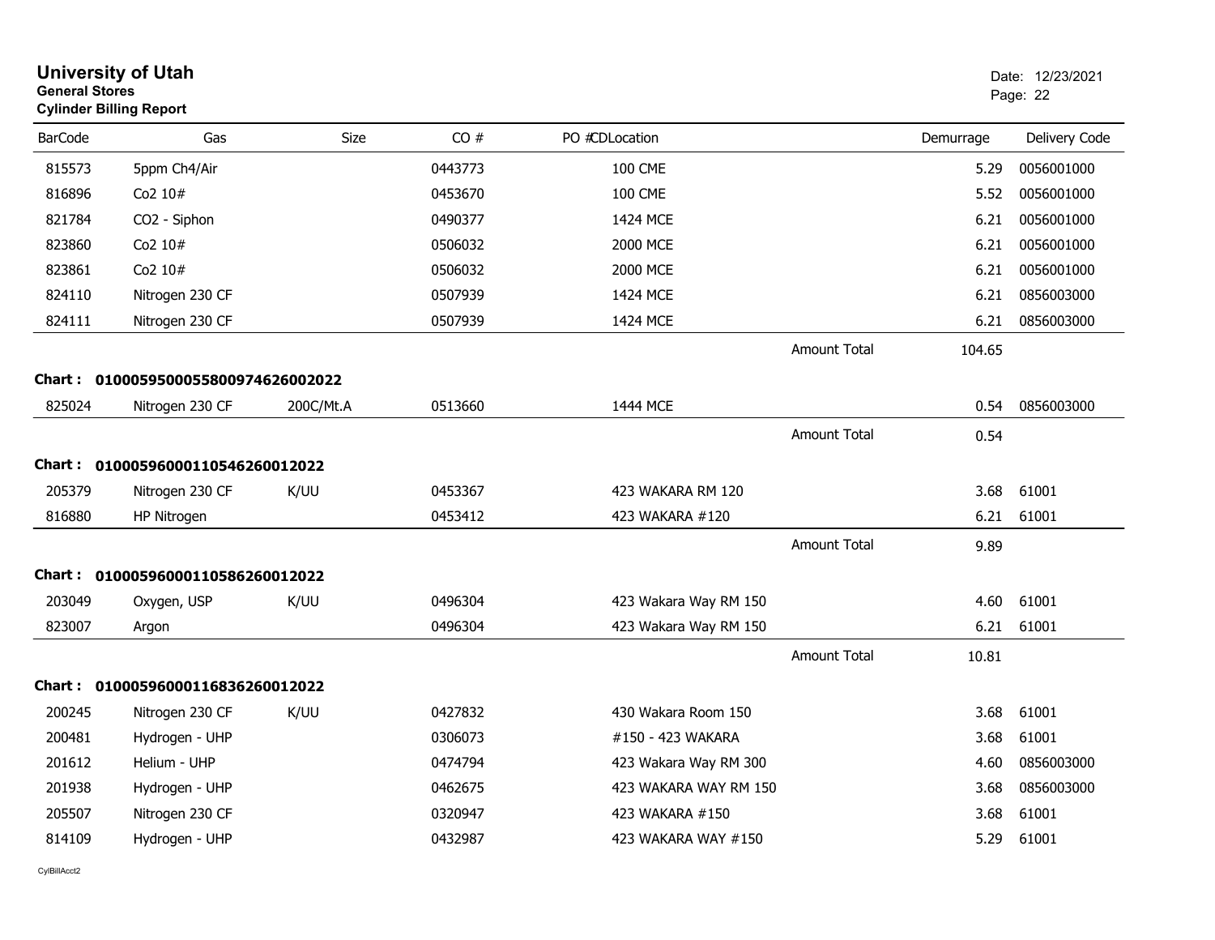# University of Utah

**General Stores**

**Cylinder Billing Report**

Date: 12/23/2021

| BarCode | Gas | Size | CO # | PO #CDLocation | | Demurrage | Delivery Code |
|---|---|---|---|---|---|---|---|
| 815573 | 5ppm Ch4/Air | | 0443773 | 100 CME | | 5.29 | 0056001000 |
| 816896 | Co2 10# | | 0453670 | 100 CME | | 5.52 | 0056001000 |
| 821784 | CO2 - Siphon | | 0490377 | 1424 MCE | | 6.21 | 0056001000 |
| 823860 | Co2 10# | | 0506032 | 2000 MCE | | 6.21 | 0056001000 |
| 823861 | Co2 10# | | 0506032 | 2000 MCE | | 6.21 | 0056001000 |
| 824110 | Nitrogen 230 CF | | 0507939 | 1424 MCE | | 6.21 | 0856003000 |
| 824111 | Nitrogen 230 CF | | 0507939 | 1424 MCE | | 6.21 | 0856003000 |
| | | | | | Amount Total | 104.65 | |

**Chart : 01000595000558009746260O2022**

| BarCode | Gas | Size | CO # | PO #CDLocation | | Demurrage | Delivery Code |
|---|---|---|---|---|---|---|---|
| 825024 | Nitrogen 230 CF | 200C/Mt.A | 0513660 | 1444 MCE | | 0.54 | 0856003000 |
| | | | | | Amount Total | 0.54 | |

**Chart : 01000596000110546260012022**

| BarCode | Gas | Size | CO # | PO #CDLocation | | Demurrage | Delivery Code |
|---|---|---|---|---|---|---|---|
| 205379 | Nitrogen 230 CF | K/UU | 0453367 | 423 WAKARA RM 120 | | 3.68 | 61001 |
| 816880 | HP Nitrogen | | 0453412 | 423 WAKARA #120 | | 6.21 | 61001 |
| | | | | | Amount Total | 9.89 | |

**Chart : 01000596000110586260012022**

| BarCode | Gas | Size | CO # | PO #CDLocation | | Demurrage | Delivery Code |
|---|---|---|---|---|---|---|---|
| 203049 | Oxygen, USP | K/UU | 0496304 | 423 Wakara Way RM 150 | | 4.60 | 61001 |
| 823007 | Argon | | 0496304 | 423 Wakara Way RM 150 | | 6.21 | 61001 |
| | | | | | Amount Total | 10.81 | |

**Chart : 01000596000116836260012022**

| BarCode | Gas | Size | CO # | PO #CDLocation | | Demurrage | Delivery Code |
|---|---|---|---|---|---|---|---|
| 200245 | Nitrogen 230 CF | K/UU | 0427832 | 430 Wakara Room 150 | | 3.68 | 61001 |
| 200481 | Hydrogen - UHP | | 0306073 | #150 - 423 WAKARA | | 3.68 | 61001 |
| 201612 | Helium - UHP | | 0474794 | 423 Wakara Way RM 300 | | 4.60 | 0856003000 |
| 201938 | Hydrogen - UHP | | 0462675 | 423 WAKARA WAY RM 150 | | 3.68 | 0856003000 |
| 205507 | Nitrogen 230 CF | | 0320947 | 423 WAKARA #150 | | 3.68 | 61001 |
| 814109 | Hydrogen - UHP | | 0432987 | 423 WAKARA WAY #150 | | 5.29 | 61001 |

CylBillAcct2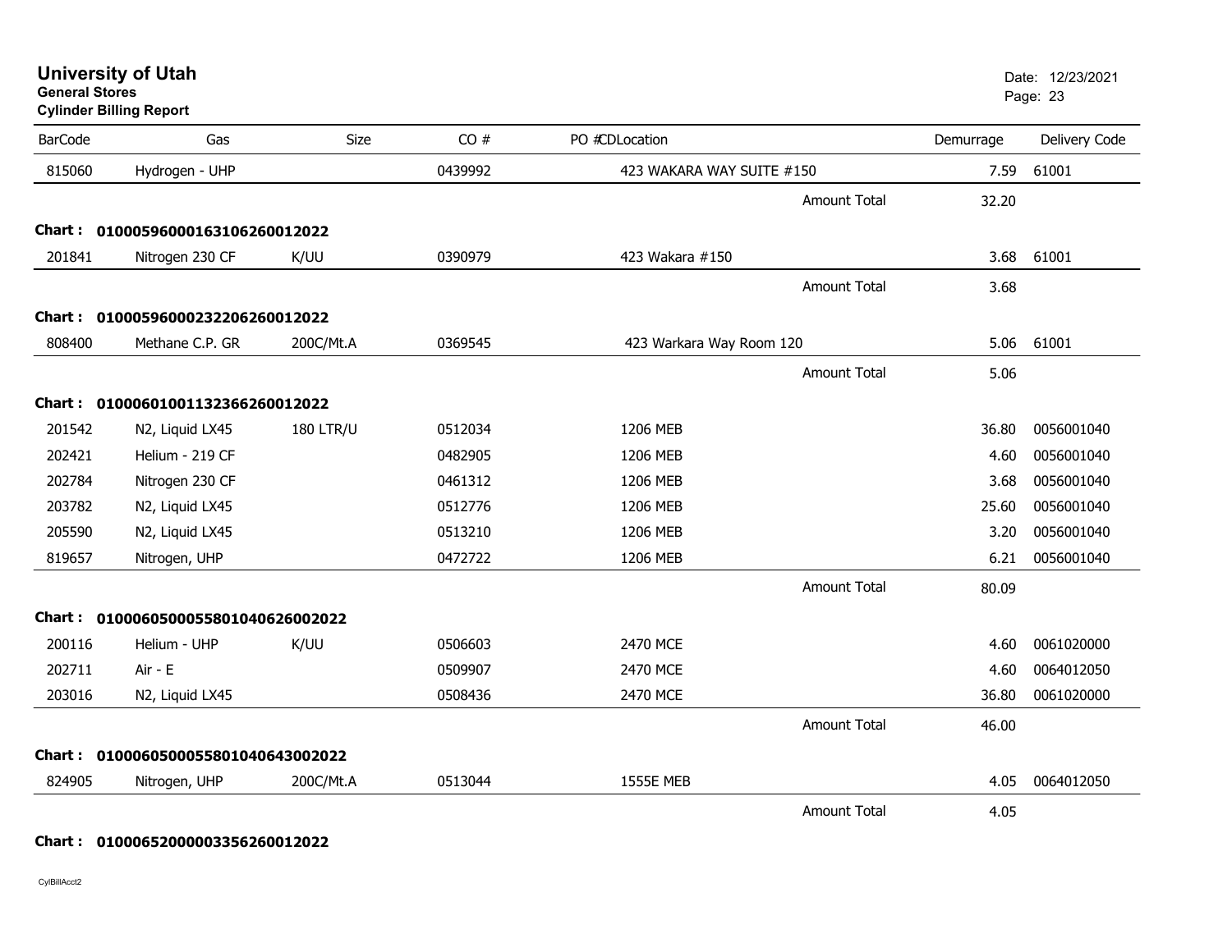# University of Utah
**General Stores**
**Cylinder Billing Report**

Date: 12/23/2021

| BarCode | Gas | Size | CO # | PO # | CDLocation | Demurrage | Delivery Code |
|---|---|---|---|---|---|---|---|
| 815060 | Hydrogen - UHP | | 0439992 | | 423 WAKARA WAY SUITE #150 | 7.59 | 61001 |
| | | | | | Amount Total | 32.20 | |
| **Chart : 01000596000163106260012022** | | | | | | | |
| 201841 | Nitrogen 230 CF | K/UU | 0390979 | | 423 Wakara #150 | 3.68 | 61001 |
| | | | | | Amount Total | 3.68 | |
| **Chart : 01000596000232206260012022** | | | | | | | |
| 808400 | Methane C.P. GR | 200C/Mt.A | 0369545 | | 423 Warkara Way Room 120 | 5.06 | 61001 |
| | | | | | Amount Total | 5.06 | |
| **Chart : 01000601001132366260012022** | | | | | | | |
| 201542 | N2, Liquid LX45 | 180 LTR/U | 0512034 | | 1206 MEB | 36.80 | 0056001040 |
| 202421 | Helium - 219 CF | | 0482905 | | 1206 MEB | 4.60 | 0056001040 |
| 202784 | Nitrogen 230 CF | | 0461312 | | 1206 MEB | 3.68 | 0056001040 |
| 203782 | N2, Liquid LX45 | | 0512776 | | 1206 MEB | 25.60 | 0056001040 |
| 205590 | N2, Liquid LX45 | | 0513210 | | 1206 MEB | 3.20 | 0056001040 |
| 819657 | Nitrogen, UHP | | 0472722 | | 1206 MEB | 6.21 | 0056001040 |
| | | | | | Amount Total | 80.09 | |
| **Chart : 01000605000558010406260022022** | | | | | | | |
| 200116 | Helium - UHP | K/UU | 0506603 | | 2470 MCE | 4.60 | 0061020000 |
| 202711 | Air - E | | 0509907 | | 2470 MCE | 4.60 | 0064012050 |
| 203016 | N2, Liquid LX45 | | 0508436 | | 2470 MCE | 36.80 | 0061020000 |
| | | | | | Amount Total | 46.00 | |
| **Chart : 01000605000558010406430022022** | | | | | | | |
| 824905 | Nitrogen, UHP | 200C/Mt.A | 0513044 | | 1555E MEB | 4.05 | 0064012050 |
| | | | | | Amount Total | 4.05 | |
| **Chart : 01000652000003356260012022** | | | | | | | |

CylBillAcct2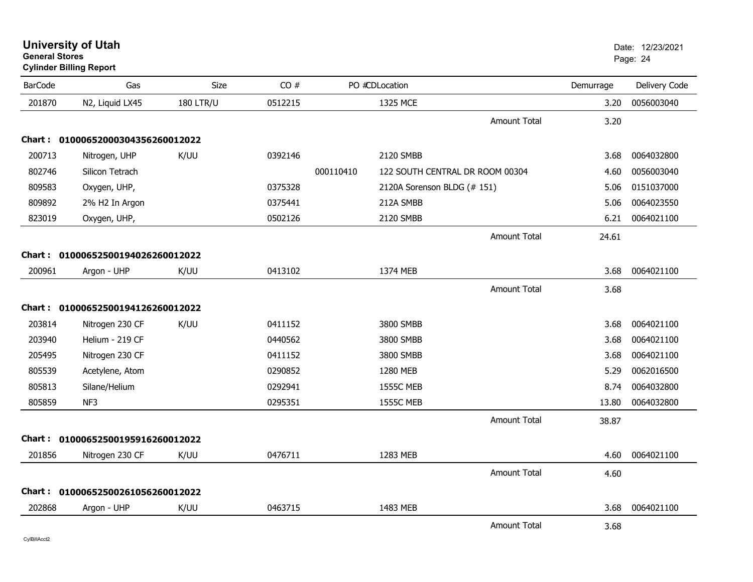# University of Utah

**General Stores**

**Cylinder Billing Report**

Date: 12/23/2021

| BarCode | Gas | Size | CO # | PO # | CDLocation | | Demurrage | Delivery Code |
|---|---|---|---|---|---|---|---|---|
| 201870 | N2, Liquid LX45 | 180 LTR/U | 0512215 | | 1325 MCE | | 3.20 | 0056003040 |
| | | | | | | Amount Total | 3.20 | |
| **Chart :** | **01000652000304356260012022** | | | | | | | |
| 200713 | Nitrogen, UHP | K/UU | 0392146 | | 2120 SMBB | | 3.68 | 0064032800 |
| 802746 | Silicon Tetrach | | | 000110410 | 122 SOUTH CENTRAL DR ROOM 00304 | | 4.60 | 0056003040 |
| 809583 | Oxygen, UHP, | | 0375328 | | 2120A Sorenson BLDG (# 151) | | 5.06 | 0151037000 |
| 809892 | 2% H2 In Argon | | 0375441 | | 212A SMBB | | 5.06 | 0064023550 |
| 823019 | Oxygen, UHP, | | 0502126 | | 2120 SMBB | | 6.21 | 0064021100 |
| | | | | | | Amount Total | 24.61 | |
| **Chart :** | **01000652500194026260012022** | | | | | | | |
| 200961 | Argon - UHP | K/UU | 0413102 | | 1374 MEB | | 3.68 | 0064021100 |
| | | | | | | Amount Total | 3.68 | |
| **Chart :** | **01000652500194126260012022** | | | | | | | |
| 203814 | Nitrogen 230 CF | K/UU | 0411152 | | 3800 SMBB | | 3.68 | 0064021100 |
| 203940 | Helium - 219 CF | | 0440562 | | 3800 SMBB | | 3.68 | 0064021100 |
| 205495 | Nitrogen 230 CF | | 0411152 | | 3800 SMBB | | 3.68 | 0064021100 |
| 805539 | Acetylene, Atom | | 0290852 | | 1280 MEB | | 5.29 | 0062016500 |
| 805813 | Silane/Helium | | 0292941 | | 1555C MEB | | 8.74 | 0064032800 |
| 805859 | NF3 | | 0295351 | | 1555C MEB | | 13.80 | 0064032800 |
| | | | | | | Amount Total | 38.87 | |
| **Chart :** | **01000652500195916260012022** | | | | | | | |
| 201856 | Nitrogen 230 CF | K/UU | 0476711 | | 1283 MEB | | 4.60 | 0064021100 |
| | | | | | | Amount Total | 4.60 | |
| **Chart :** | **01000652500261056260012022** | | | | | | | |
| 202868 | Argon - UHP | K/UU | 0463715 | | 1483 MEB | | 3.68 | 0064021100 |
| | | | | | | Amount Total | 3.68 | |

CylBillAcct2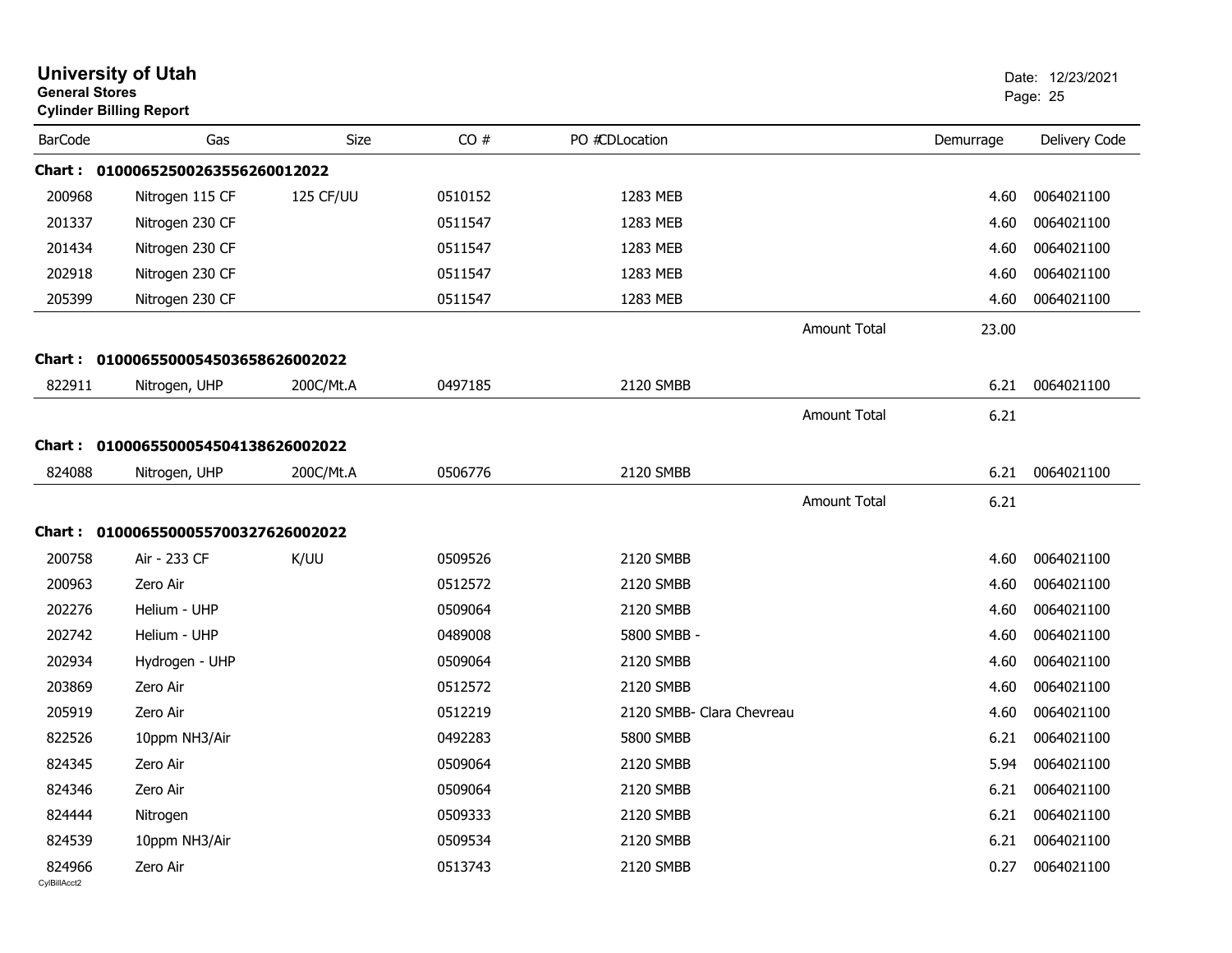# University of Utah

**General Stores**

**Cylinder Billing Report**

Date: 12/23/2021

| BarCode | Gas | Size | CO # | PO # | CD | Location | Demurrage | Delivery Code |
|---|---|---|---|---|---|---|---|---|
| **Chart :** | **01000652500263556260012022** | | | | | | | |
| 200968 | Nitrogen 115 CF | 125 CF/UU | 0510152 | | | 1283 MEB | 4.60 | 0064021100 |
| 201337 | Nitrogen 230 CF | | 0511547 | | | 1283 MEB | 4.60 | 0064021100 |
| 201434 | Nitrogen 230 CF | | 0511547 | | | 1283 MEB | 4.60 | 0064021100 |
| 202918 | Nitrogen 230 CF | | 0511547 | | | 1283 MEB | 4.60 | 0064021100 |
| 205399 | Nitrogen 230 CF | | 0511547 | | | 1283 MEB | 4.60 | 0064021100 |
| | | | | | | Amount Total | 23.00 | |
| **Chart :** | **01000655000545036586260020​22** | | | | | | | |
| 822911 | Nitrogen, UHP | 200C/Mt.A | 0497185 | | | 2120 SMBB | 6.21 | 0064021100 |
| | | | | | | Amount Total | 6.21 | |
| **Chart :** | **01000655000545041386260020​22** | | | | | | | |
| 824088 | Nitrogen, UHP | 200C/Mt.A | 0506776 | | | 2120 SMBB | 6.21 | 0064021100 |
| | | | | | | Amount Total | 6.21 | |
| **Chart :** | **01000655000557003276260020​22** | | | | | | | |
| 200758 | Air - 233 CF | K/UU | 0509526 | | | 2120 SMBB | 4.60 | 0064021100 |
| 200963 | Zero Air | | 0512572 | | | 2120 SMBB | 4.60 | 0064021100 |
| 202276 | Helium - UHP | | 0509064 | | | 2120 SMBB | 4.60 | 0064021100 |
| 202742 | Helium - UHP | | 0489008 | | | 5800 SMBB - | 4.60 | 0064021100 |
| 202934 | Hydrogen - UHP | | 0509064 | | | 2120 SMBB | 4.60 | 0064021100 |
| 203869 | Zero Air | | 0512572 | | | 2120 SMBB | 4.60 | 0064021100 |
| 205919 | Zero Air | | 0512219 | | | 2120 SMBB- Clara Chevreau | 4.60 | 0064021100 |
| 822526 | 10ppm NH3/Air | | 0492283 | | | 5800 SMBB | 6.21 | 0064021100 |
| 824345 | Zero Air | | 0509064 | | | 2120 SMBB | 5.94 | 0064021100 |
| 824346 | Zero Air | | 0509064 | | | 2120 SMBB | 6.21 | 0064021100 |
| 824444 | Nitrogen | | 0509333 | | | 2120 SMBB | 6.21 | 0064021100 |
| 824539 | 10ppm NH3/Air | | 0509534 | | | 2120 SMBB | 6.21 | 0064021100 |
| 824966 | Zero Air | | 0513743 | | | 2120 SMBB | 0.27 | 0064021100 |

CylBillAcct2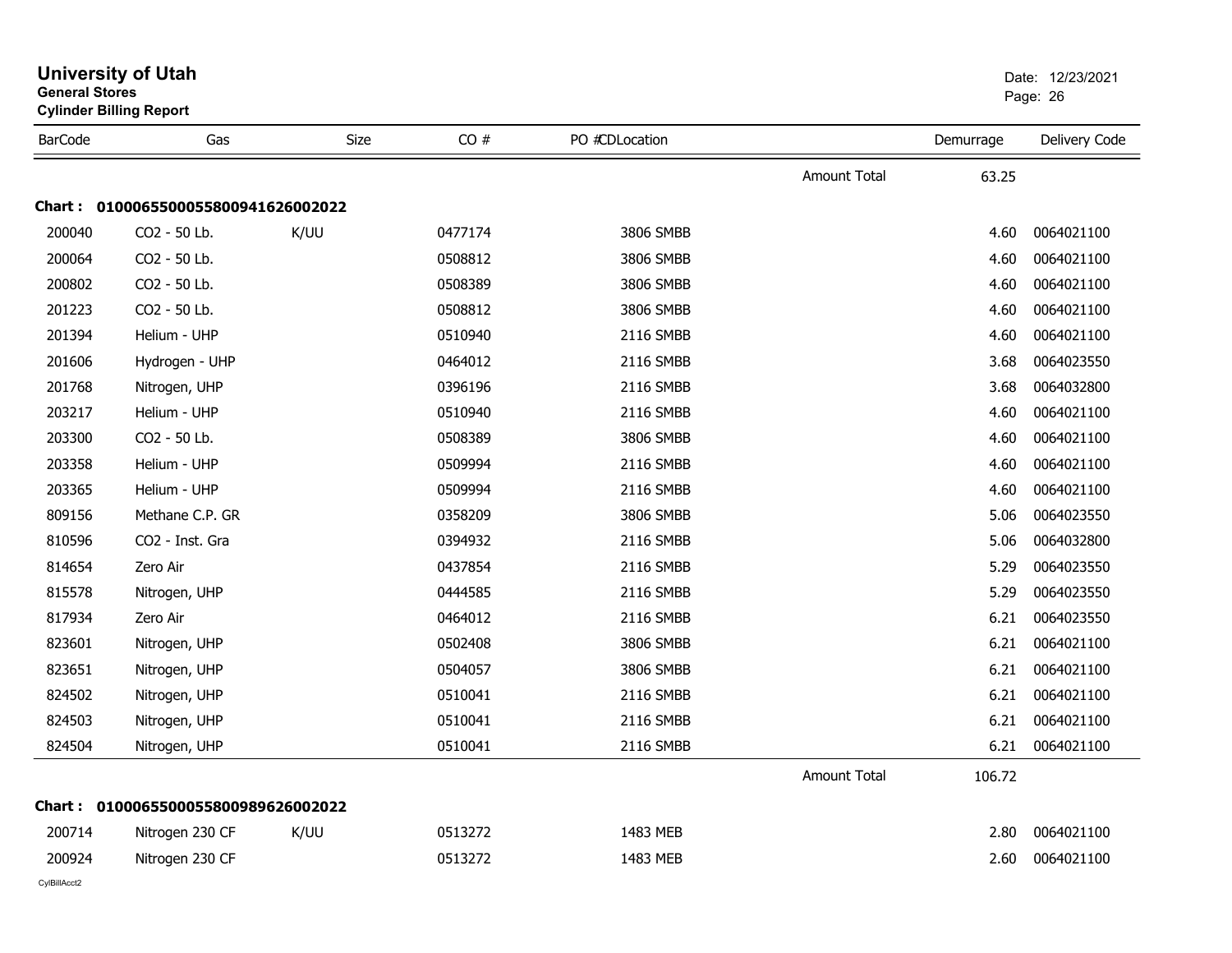# University of Utah

**General Stores**
**Cylinder Billing Report**

Date: 12/23/2021

| BarCode | Gas | Size | CO # | PO # | CDLocation | | Demurrage | Delivery Code |
|---|---|---|---|---|---|---|---|---|
| | | | | | | Amount Total | 63.25 | |

**Chart : 01000655000558009416260020 22**

| BarCode | Gas | Size | CO # | PO # | CDLocation | | Demurrage | Delivery Code |
|---|---|---|---|---|---|---|---|---|
| 200040 | CO2 - 50 Lb. | K/UU | 0477174 | | 3806 SMBB | | 4.60 | 0064021100 |
| 200064 | CO2 - 50 Lb. | | 0508812 | | 3806 SMBB | | 4.60 | 0064021100 |
| 200802 | CO2 - 50 Lb. | | 0508389 | | 3806 SMBB | | 4.60 | 0064021100 |
| 201223 | CO2 - 50 Lb. | | 0508812 | | 3806 SMBB | | 4.60 | 0064021100 |
| 201394 | Helium - UHP | | 0510940 | | 2116 SMBB | | 4.60 | 0064021100 |
| 201606 | Hydrogen - UHP | | 0464012 | | 2116 SMBB | | 3.68 | 0064023550 |
| 201768 | Nitrogen, UHP | | 0396196 | | 2116 SMBB | | 3.68 | 0064032800 |
| 203217 | Helium - UHP | | 0510940 | | 2116 SMBB | | 4.60 | 0064021100 |
| 203300 | CO2 - 50 Lb. | | 0508389 | | 3806 SMBB | | 4.60 | 0064021100 |
| 203358 | Helium - UHP | | 0509994 | | 2116 SMBB | | 4.60 | 0064021100 |
| 203365 | Helium - UHP | | 0509994 | | 2116 SMBB | | 4.60 | 0064021100 |
| 809156 | Methane C.P. GR | | 0358209 | | 3806 SMBB | | 5.06 | 0064023550 |
| 810596 | CO2 - Inst. Gra | | 0394932 | | 2116 SMBB | | 5.06 | 0064032800 |
| 814654 | Zero Air | | 0437854 | | 2116 SMBB | | 5.29 | 0064023550 |
| 815578 | Nitrogen, UHP | | 0444585 | | 2116 SMBB | | 5.29 | 0064023550 |
| 817934 | Zero Air | | 0464012 | | 2116 SMBB | | 6.21 | 0064023550 |
| 823601 | Nitrogen, UHP | | 0502408 | | 3806 SMBB | | 6.21 | 0064021100 |
| 823651 | Nitrogen, UHP | | 0504057 | | 3806 SMBB | | 6.21 | 0064021100 |
| 824502 | Nitrogen, UHP | | 0510041 | | 2116 SMBB | | 6.21 | 0064021100 |
| 824503 | Nitrogen, UHP | | 0510041 | | 2116 SMBB | | 6.21 | 0064021100 |
| 824504 | Nitrogen, UHP | | 0510041 | | 2116 SMBB | | 6.21 | 0064021100 |
| | | | | | | Amount Total | 106.72 | |

**Chart : 01000655000558009896260020 22**

| BarCode | Gas | Size | CO # | PO # | CDLocation | | Demurrage | Delivery Code |
|---|---|---|---|---|---|---|---|---|
| 200714 | Nitrogen 230 CF | K/UU | 0513272 | | 1483 MEB | | 2.80 | 0064021100 |
| 200924 | Nitrogen 230 CF | | 0513272 | | 1483 MEB | | 2.60 | 0064021100 |

CylBillAcct2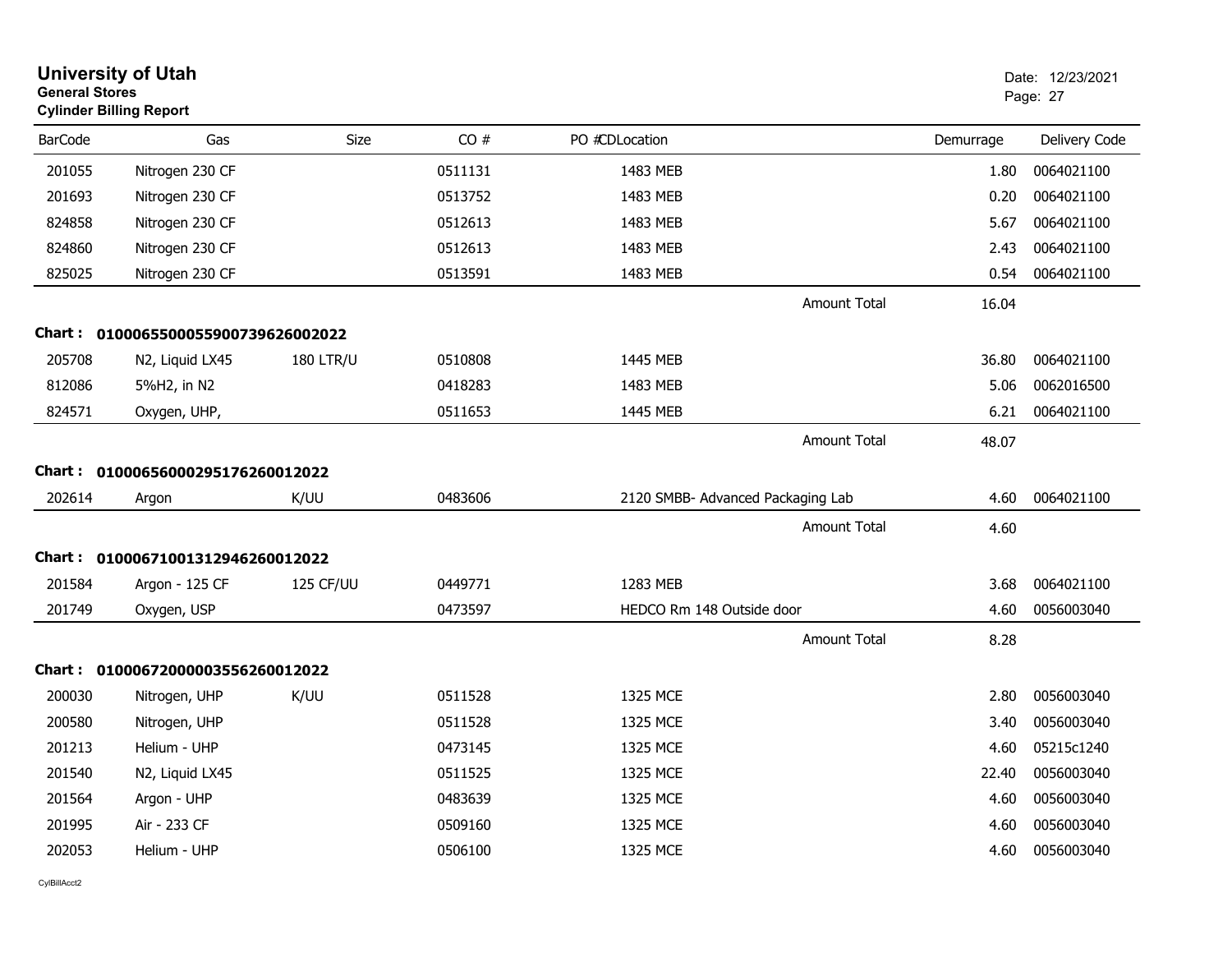**University of Utah**
**General Stores**
**Cylinder Billing Report**

Date: 12/23/2021

| BarCode | Gas | Size | CO # | PO #CDLocation | Demurrage | Delivery Code |
|---|---|---|---|---|---|---|
| 201055 | Nitrogen 230 CF | | 0511131 | 1483 MEB | 1.80 | 0064021100 |
| 201693 | Nitrogen 230 CF | | 0513752 | 1483 MEB | 0.20 | 0064021100 |
| 824858 | Nitrogen 230 CF | | 0512613 | 1483 MEB | 5.67 | 0064021100 |
| 824860 | Nitrogen 230 CF | | 0512613 | 1483 MEB | 2.43 | 0064021100 |
| 825025 | Nitrogen 230 CF | | 0513591 | 1483 MEB | 0.54 | 0064021100 |
| | | | | Amount Total | 16.04 | |
| **Chart :** | **01000655000559007396260 02022** | | | | | |
| 205708 | N2, Liquid LX45 | 180 LTR/U | 0510808 | 1445 MEB | 36.80 | 0064021100 |
| 812086 | 5%H2, in N2 | | 0418283 | 1483 MEB | 5.06 | 0062016500 |
| 824571 | Oxygen, UHP, | | 0511653 | 1445 MEB | 6.21 | 0064021100 |
| | | | | Amount Total | 48.07 | |
| **Chart :** | **01000656000295176260012022** | | | | | |
| 202614 | Argon | K/UU | 0483606 | 2120 SMBB- Advanced Packaging Lab | 4.60 | 0064021100 |
| | | | | Amount Total | 4.60 | |
| **Chart :** | **01000671001312946260012022** | | | | | |
| 201584 | Argon - 125 CF | 125 CF/UU | 0449771 | 1283 MEB | 3.68 | 0064021100 |
| 201749 | Oxygen, USP | | 0473597 | HEDCO Rm 148 Outside door | 4.60 | 0056003040 |
| | | | | Amount Total | 8.28 | |
| **Chart :** | **01000672000003556260012022** | | | | | |
| 200030 | Nitrogen, UHP | K/UU | 0511528 | 1325 MCE | 2.80 | 0056003040 |
| 200580 | Nitrogen, UHP | | 0511528 | 1325 MCE | 3.40 | 0056003040 |
| 201213 | Helium - UHP | | 0473145 | 1325 MCE | 4.60 | 05215c1240 |
| 201540 | N2, Liquid LX45 | | 0511525 | 1325 MCE | 22.40 | 0056003040 |
| 201564 | Argon - UHP | | 0483639 | 1325 MCE | 4.60 | 0056003040 |
| 201995 | Air - 233 CF | | 0509160 | 1325 MCE | 4.60 | 0056003040 |
| 202053 | Helium - UHP | | 0506100 | 1325 MCE | 4.60 | 0056003040 |

CylBillAcct2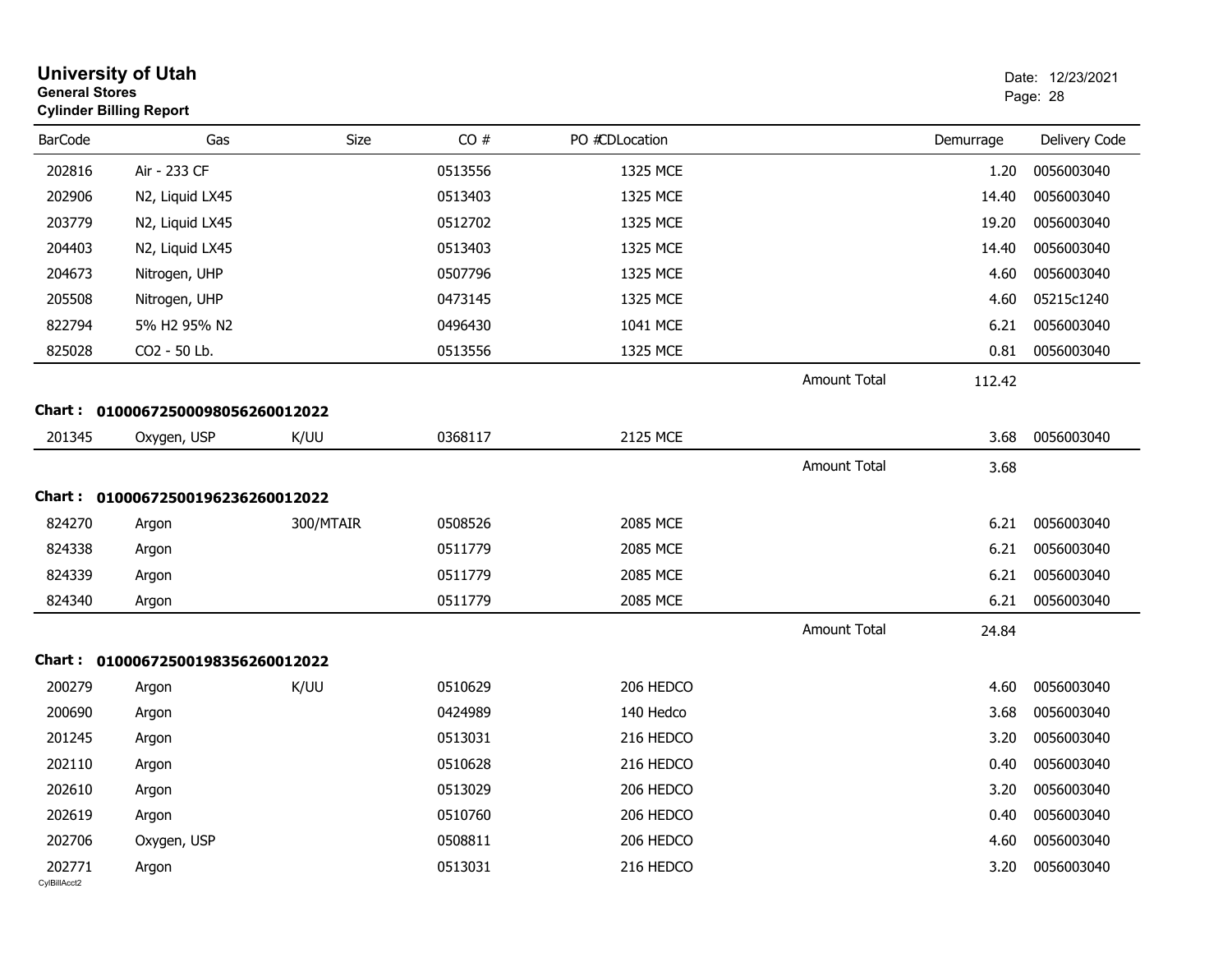# University of Utah

**General Stores**

**Cylinder Billing Report**

Date: 12/23/2021

| BarCode | Gas | Size | CO # | PO # | CDLocation | | Demurrage | Delivery Code |
|---|---|---|---|---|---|---|---|---|
| 202816 | Air - 233 CF | | 0513556 | | 1325 MCE | | 1.20 | 0056003040 |
| 202906 | N2, Liquid LX45 | | 0513403 | | 1325 MCE | | 14.40 | 0056003040 |
| 203779 | N2, Liquid LX45 | | 0512702 | | 1325 MCE | | 19.20 | 0056003040 |
| 204403 | N2, Liquid LX45 | | 0513403 | | 1325 MCE | | 14.40 | 0056003040 |
| 204673 | Nitrogen, UHP | | 0507796 | | 1325 MCE | | 4.60 | 0056003040 |
| 205508 | Nitrogen, UHP | | 0473145 | | 1325 MCE | | 4.60 | 05215c1240 |
| 822794 | 5% H2 95% N2 | | 0496430 | | 1041 MCE | | 6.21 | 0056003040 |
| 825028 | CO2 - 50 Lb. | | 0513556 | | 1325 MCE | | 0.81 | 0056003040 |
| | | | | | | Amount Total | 112.42 | |

**Chart : 01000672500098056260012022**

| BarCode | Gas | Size | CO # | PO # | CDLocation | | Demurrage | Delivery Code |
|---|---|---|---|---|---|---|---|---|
| 201345 | Oxygen, USP | K/UU | 0368117 | | 2125 MCE | | 3.68 | 0056003040 |
| | | | | | | Amount Total | 3.68 | |

**Chart : 01000672500196236260012022**

| BarCode | Gas | Size | CO # | PO # | CDLocation | | Demurrage | Delivery Code |
|---|---|---|---|---|---|---|---|---|
| 824270 | Argon | 300/MTAIR | 0508526 | | 2085 MCE | | 6.21 | 0056003040 |
| 824338 | Argon | | 0511779 | | 2085 MCE | | 6.21 | 0056003040 |
| 824339 | Argon | | 0511779 | | 2085 MCE | | 6.21 | 0056003040 |
| 824340 | Argon | | 0511779 | | 2085 MCE | | 6.21 | 0056003040 |
| | | | | | | Amount Total | 24.84 | |

**Chart : 01000672500198356260012022**

| BarCode | Gas | Size | CO # | PO # | CDLocation | | Demurrage | Delivery Code |
|---|---|---|---|---|---|---|---|---|
| 200279 | Argon | K/UU | 0510629 | | 206 HEDCO | | 4.60 | 0056003040 |
| 200690 | Argon | | 0424989 | | 140 Hedco | | 3.68 | 0056003040 |
| 201245 | Argon | | 0513031 | | 216 HEDCO | | 3.20 | 0056003040 |
| 202110 | Argon | | 0510628 | | 216 HEDCO | | 0.40 | 0056003040 |
| 202610 | Argon | | 0513029 | | 206 HEDCO | | 3.20 | 0056003040 |
| 202619 | Argon | | 0510760 | | 206 HEDCO | | 0.40 | 0056003040 |
| 202706 | Oxygen, USP | | 0508811 | | 206 HEDCO | | 4.60 | 0056003040 |
| 202771 | Argon | | 0513031 | | 216 HEDCO | | 3.20 | 0056003040 |

CylBillAcct2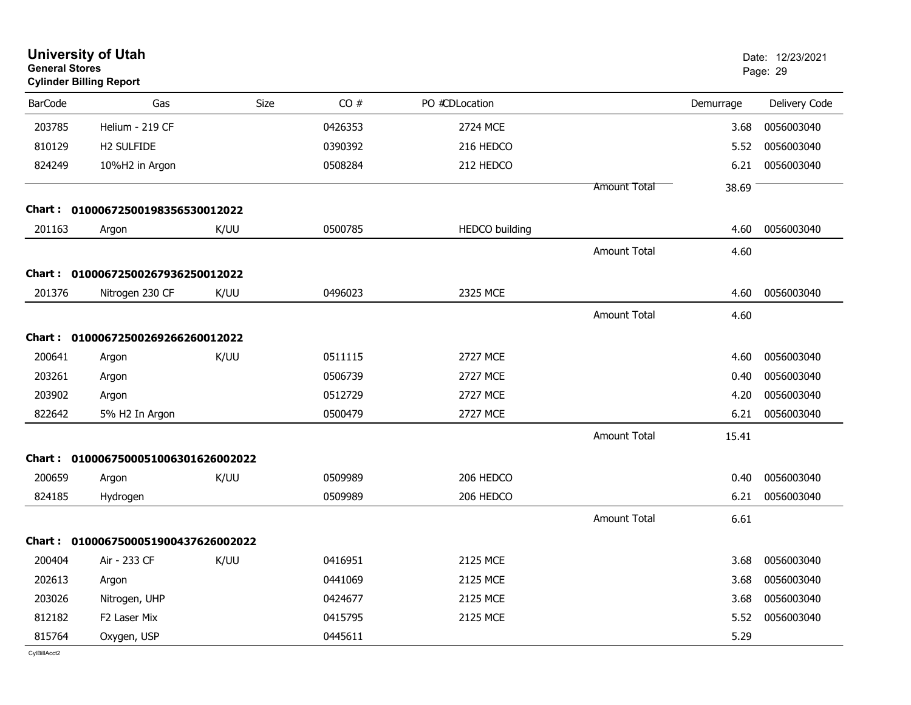# University of Utah

**General Stores**

**Cylinder Billing Report**

Date: 12/23/2021

| BarCode | Gas | Size | CO # | PO # | CDLocation | | Demurrage | Delivery Code |
|---|---|---|---|---|---|---|---|---|
| 203785 | Helium - 219 CF | | 0426353 | | 2724 MCE | | 3.68 | 0056003040 |
| 810129 | H2 SULFIDE | | 0390392 | | 216 HEDCO | | 5.52 | 0056003040 |
| 824249 | 10%H2 in Argon | | 0508284 | | 212 HEDCO | | 6.21 | 0056003040 |
| | | | | | | Amount Total | 38.69 | |
| **Chart :** | **0100067250019835653001202​2** | | | | | | | |
| 201163 | Argon | K/UU | 0500785 | | HEDCO building | | 4.60 | 0056003040 |
| | | | | | | Amount Total | 4.60 | |
| **Chart :** | **01000672500267936250012022** | | | | | | | |
| 201376 | Nitrogen 230 CF | K/UU | 0496023 | | 2325 MCE | | 4.60 | 0056003040 |
| | | | | | | Amount Total | 4.60 | |
| **Chart :** | **01000672500269266260012022** | | | | | | | |
| 200641 | Argon | K/UU | 0511115 | | 2727 MCE | | 4.60 | 0056003040 |
| 203261 | Argon | | 0506739 | | 2727 MCE | | 0.40 | 0056003040 |
| 203902 | Argon | | 0512729 | | 2727 MCE | | 4.20 | 0056003040 |
| 822642 | 5% H2 In Argon | | 0500479 | | 2727 MCE | | 6.21 | 0056003040 |
| | | | | | | Amount Total | 15.41 | |
| **Chart :** | **010006750005100630162600​2022** | | | | | | | |
| 200659 | Argon | K/UU | 0509989 | | 206 HEDCO | | 0.40 | 0056003040 |
| 824185 | Hydrogen | | 0509989 | | 206 HEDCO | | 6.21 | 0056003040 |
| | | | | | | Amount Total | 6.61 | |
| **Chart :** | **0100067500051900437626002022** | | | | | | | |
| 200404 | Air - 233 CF | K/UU | 0416951 | | 2125 MCE | | 3.68 | 0056003040 |
| 202613 | Argon | | 0441069 | | 2125 MCE | | 3.68 | 0056003040 |
| 203026 | Nitrogen, UHP | | 0424677 | | 2125 MCE | | 3.68 | 0056003040 |
| 812182 | F2 Laser Mix | | 0415795 | | 2125 MCE | | 5.52 | 0056003040 |
| 815764 | Oxygen, USP | | 0445611 | | | | 5.29 | |

CylBillAcct2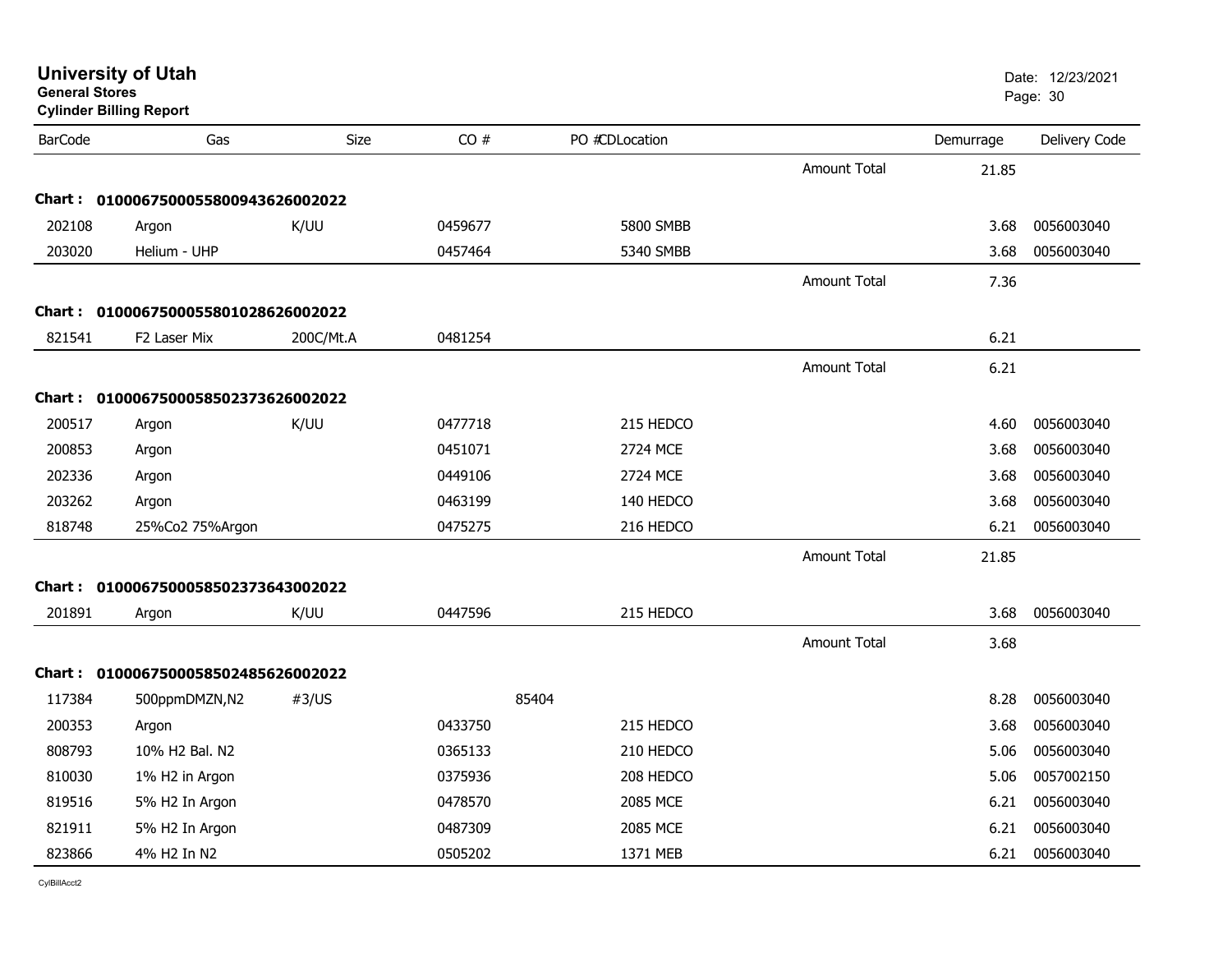# University of Utah
**General Stores**
**Cylinder Billing Report**

Date: 12/23/2021

| BarCode | Gas | Size | CO # | PO # | CDLocation | | Demurrage | Delivery Code |
|---|---|---|---|---|---|---|---|---|
| | | | | | | Amount Total | 21.85 | |
| **Chart :** | **01000675000558009436260020222** | | | | | | | |
| 202108 | Argon | K/UU | 0459677 | | 5800 SMBB | | 3.68 | 0056003040 |
| 203020 | Helium - UHP | | 0457464 | | 5340 SMBB | | 3.68 | 0056003040 |
| | | | | | | Amount Total | 7.36 | |
| **Chart :** | **01000675000558010286260020222** | | | | | | | |
| 821541 | F2 Laser Mix | 200C/Mt.A | 0481254 | | | | 6.21 | |
| | | | | | | Amount Total | 6.21 | |
| **Chart :** | **01000675000585023736260020222** | | | | | | | |
| 200517 | Argon | K/UU | 0477718 | | 215 HEDCO | | 4.60 | 0056003040 |
| 200853 | Argon | | 0451071 | | 2724 MCE | | 3.68 | 0056003040 |
| 202336 | Argon | | 0449106 | | 2724 MCE | | 3.68 | 0056003040 |
| 203262 | Argon | | 0463199 | | 140 HEDCO | | 3.68 | 0056003040 |
| 818748 | 25%Co2 75%Argon | | 0475275 | | 216 HEDCO | | 6.21 | 0056003040 |
| | | | | | | Amount Total | 21.85 | |
| **Chart :** | **01000675000585023736430020222** | | | | | | | |
| 201891 | Argon | K/UU | 0447596 | | 215 HEDCO | | 3.68 | 0056003040 |
| | | | | | | Amount Total | 3.68 | |
| **Chart :** | **01000675000585024856260020222** | | | | | | | |
| 117384 | 500ppmDMZN,N2 | #3/US | | 85404 | | | 8.28 | 0056003040 |
| 200353 | Argon | | 0433750 | | 215 HEDCO | | 3.68 | 0056003040 |
| 808793 | 10% H2 Bal. N2 | | 0365133 | | 210 HEDCO | | 5.06 | 0056003040 |
| 810030 | 1% H2 in Argon | | 0375936 | | 208 HEDCO | | 5.06 | 0057002150 |
| 819516 | 5% H2 In Argon | | 0478570 | | 2085 MCE | | 6.21 | 0056003040 |
| 821911 | 5% H2 In Argon | | 0487309 | | 2085 MCE | | 6.21 | 0056003040 |
| 823866 | 4% H2 In N2 | | 0505202 | | 1371 MEB | | 6.21 | 0056003040 |

CylBillAcct2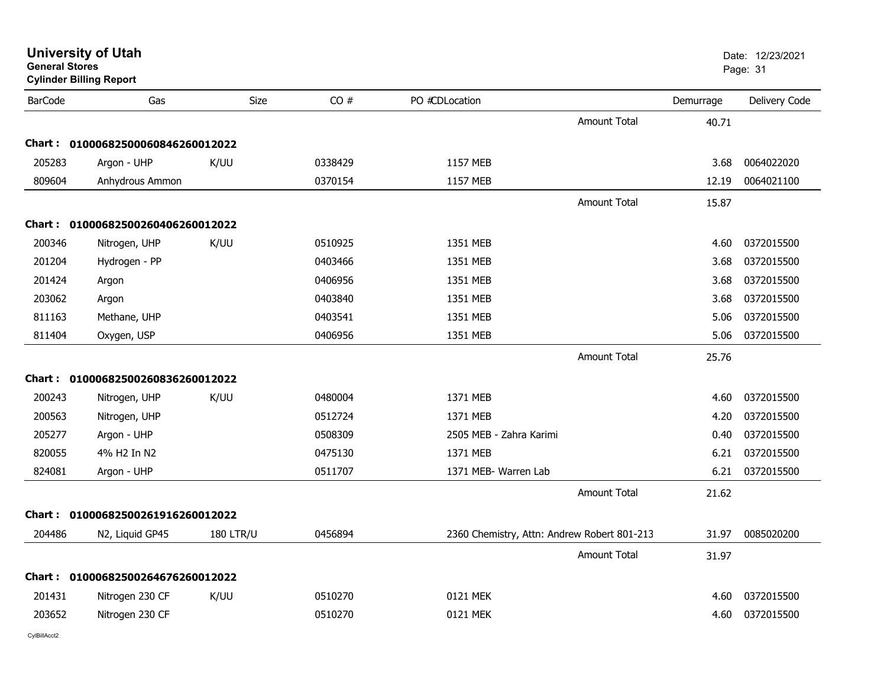# University of Utah

**General Stores**

**Cylinder Billing Report**

Date: 12/23/2021

| BarCode | Gas | Size | CO # | PO # | CDLocation | Demurrage | Delivery Code |
|---|---|---|---|---|---|---|---|
| | | | | | Amount Total | 40.71 | |
| **Chart : 01000682500060846260012022** | | | | | | | |
| 205283 | Argon - UHP | K/UU | 0338429 | | 1157 MEB | 3.68 | 0064022020 |
| 809604 | Anhydrous Ammon | | 0370154 | | 1157 MEB | 12.19 | 0064021100 |
| | | | | | Amount Total | 15.87 | |
| **Chart : 01000682500260406260012022** | | | | | | | |
| 200346 | Nitrogen, UHP | K/UU | 0510925 | | 1351 MEB | 4.60 | 0372015500 |
| 201204 | Hydrogen - PP | | 0403466 | | 1351 MEB | 3.68 | 0372015500 |
| 201424 | Argon | | 0406956 | | 1351 MEB | 3.68 | 0372015500 |
| 203062 | Argon | | 0403840 | | 1351 MEB | 3.68 | 0372015500 |
| 811163 | Methane, UHP | | 0403541 | | 1351 MEB | 5.06 | 0372015500 |
| 811404 | Oxygen, USP | | 0406956 | | 1351 MEB | 5.06 | 0372015500 |
| | | | | | Amount Total | 25.76 | |
| **Chart : 01000682500260836260012022** | | | | | | | |
| 200243 | Nitrogen, UHP | K/UU | 0480004 | | 1371 MEB | 4.60 | 0372015500 |
| 200563 | Nitrogen, UHP | | 0512724 | | 1371 MEB | 4.20 | 0372015500 |
| 205277 | Argon - UHP | | 0508309 | | 2505 MEB - Zahra Karimi | 0.40 | 0372015500 |
| 820055 | 4% H2 In N2 | | 0475130 | | 1371 MEB | 6.21 | 0372015500 |
| 824081 | Argon - UHP | | 0511707 | | 1371 MEB- Warren Lab | 6.21 | 0372015500 |
| | | | | | Amount Total | 21.62 | |
| **Chart : 01000682500261916260012022** | | | | | | | |
| 204486 | N2, Liquid GP45 | 180 LTR/U | 0456894 | | 2360 Chemistry, Attn: Andrew Robert 801-213 | 31.97 | 0085020200 |
| | | | | | Amount Total | 31.97 | |
| **Chart : 01000682500264676260012022** | | | | | | | |
| 201431 | Nitrogen 230 CF | K/UU | 0510270 | | 0121 MEK | 4.60 | 0372015500 |
| 203652 | Nitrogen 230 CF | | 0510270 | | 0121 MEK | 4.60 | 0372015500 |

CylBillAcct2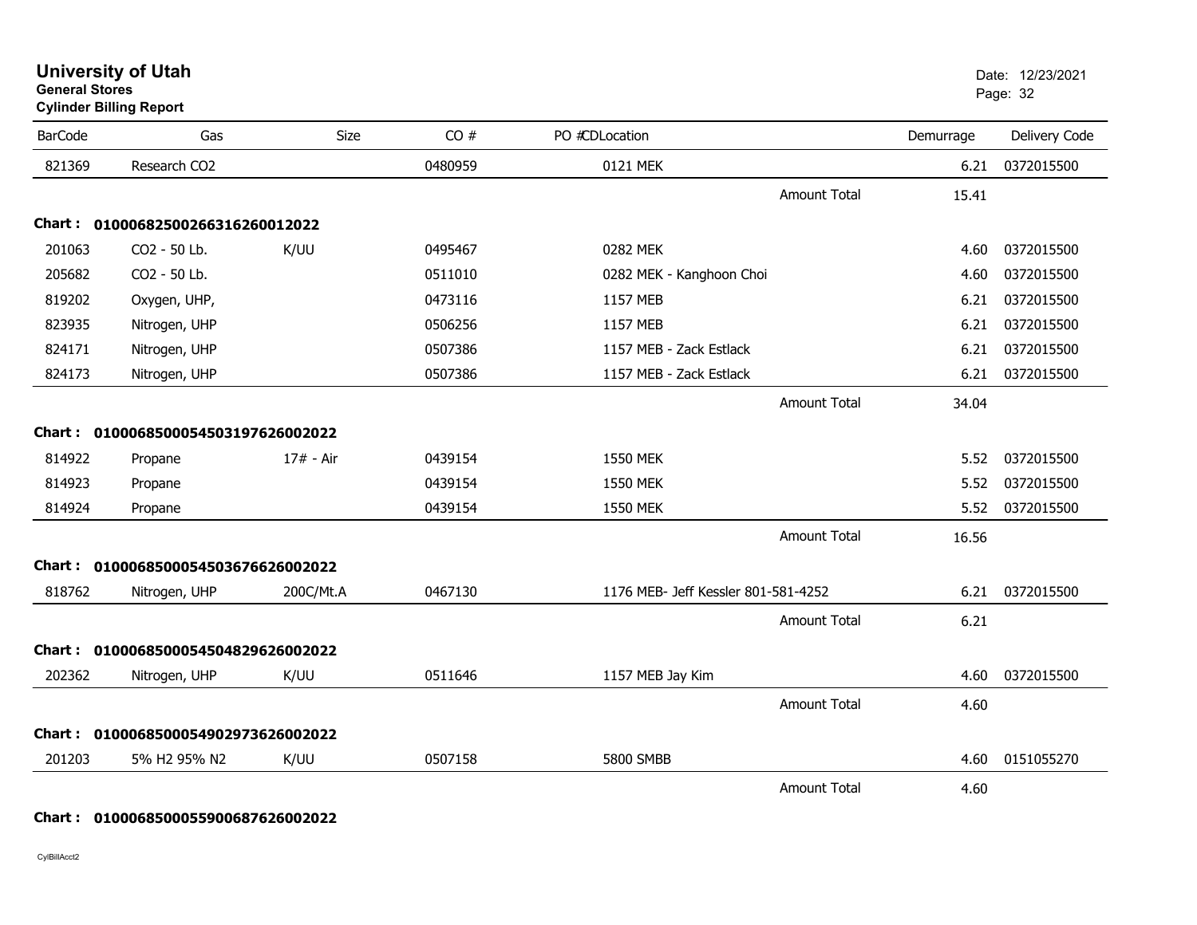# University of Utah
**General Stores**
**Cylinder Billing Report**

Date: 12/23/2021

| BarCode | Gas | Size | CO # | PO #CDLocation | Demurrage | Delivery Code |
|---|---|---|---|---|---|---|
| 821369 | Research CO2 | | 0480959 | 0121 MEK | 6.21 | 0372015500 |
| | | | | Amount Total | 15.41 | |
| **Chart :** | **01000682500266316260012022** | | | | | |
| 201063 | CO2 - 50 Lb. | K/UU | 0495467 | 0282 MEK | 4.60 | 0372015500 |
| 205682 | CO2 - 50 Lb. | | 0511010 | 0282 MEK - Kanghoon Choi | 4.60 | 0372015500 |
| 819202 | Oxygen, UHP, | | 0473116 | 1157 MEB | 6.21 | 0372015500 |
| 823935 | Nitrogen, UHP | | 0506256 | 1157 MEB | 6.21 | 0372015500 |
| 824171 | Nitrogen, UHP | | 0507386 | 1157 MEB - Zack Estlack | 6.21 | 0372015500 |
| 824173 | Nitrogen, UHP | | 0507386 | 1157 MEB - Zack Estlack | 6.21 | 0372015500 |
| | | | | Amount Total | 34.04 | |
| **Chart :** | **01000685000545031976260020​22** | | | | | |
| 814922 | Propane | 17# - Air | 0439154 | 1550 MEK | 5.52 | 0372015500 |
| 814923 | Propane | | 0439154 | 1550 MEK | 5.52 | 0372015500 |
| 814924 | Propane | | 0439154 | 1550 MEK | 5.52 | 0372015500 |
| | | | | Amount Total | 16.56 | |
| **Chart :** | **01000685000545036766260020​22** | | | | | |
| 818762 | Nitrogen, UHP | 200C/Mt.A | 0467130 | 1176 MEB- Jeff Kessler 801-581-4252 | 6.21 | 0372015500 |
| | | | | Amount Total | 6.21 | |
| **Chart :** | **01000685000545048296260020​22** | | | | | |
| 202362 | Nitrogen, UHP | K/UU | 0511646 | 1157 MEB Jay Kim | 4.60 | 0372015500 |
| | | | | Amount Total | 4.60 | |
| **Chart :** | **01000685000549029736260020​22** | | | | | |
| 201203 | 5% H2 95% N2 | K/UU | 0507158 | 5800 SMBB | 4.60 | 0151055270 |
| | | | | Amount Total | 4.60 | |
| **Chart :** | **01000685000559006876260020​22** | | | | | |

CylBillAcct2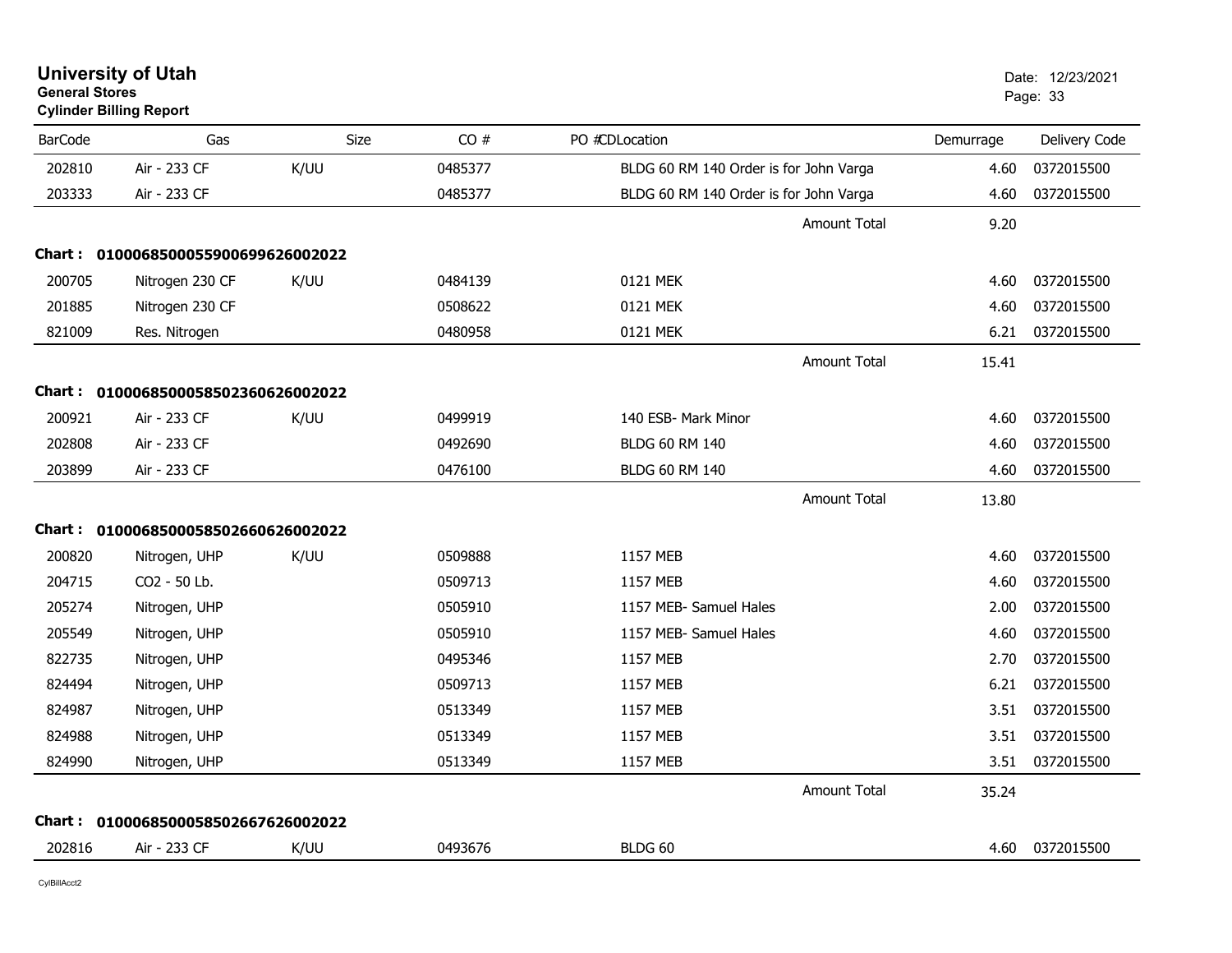# University of Utah

**General Stores**

**Cylinder Billing Report**

Date: 12/23/2021

| BarCode | Gas | Size | CO # | PO # | CDLocation | Demurrage | Delivery Code |
|---|---|---|---|---|---|---|---|
| 202810 | Air - 233 CF | K/UU | 0485377 | | BLDG 60 RM 140 Order is for John Varga | 4.60 | 0372015500 |
| 203333 | Air - 233 CF | | 0485377 | | BLDG 60 RM 140 Order is for John Varga | 4.60 | 0372015500 |
| | | | | | Amount Total | 9.20 | |
| **Chart :** | **01000685000559006996260020​22** | | | | | | |
| 200705 | Nitrogen 230 CF | K/UU | 0484139 | | 0121 MEK | 4.60 | 0372015500 |
| 201885 | Nitrogen 230 CF | | 0508622 | | 0121 MEK | 4.60 | 0372015500 |
| 821009 | Res. Nitrogen | | 0480958 | | 0121 MEK | 6.21 | 0372015500 |
| | | | | | Amount Total | 15.41 | |
| **Chart :** | **010006850005850236062600​2022** | | | | | | |
| 200921 | Air - 233 CF | K/UU | 0499919 | | 140 ESB- Mark Minor | 4.60 | 0372015500 |
| 202808 | Air - 233 CF | | 0492690 | | BLDG 60 RM 140 | 4.60 | 0372015500 |
| 203899 | Air - 233 CF | | 0476100 | | BLDG 60 RM 140 | 4.60 | 0372015500 |
| | | | | | Amount Total | 13.80 | |
| **Chart :** | **0100068500058502660626002022** | | | | | | |
| 200820 | Nitrogen, UHP | K/UU | 0509888 | | 1157 MEB | 4.60 | 0372015500 |
| 204715 | CO2 - 50 Lb. | | 0509713 | | 1157 MEB | 4.60 | 0372015500 |
| 205274 | Nitrogen, UHP | | 0505910 | | 1157 MEB- Samuel Hales | 2.00 | 0372015500 |
| 205549 | Nitrogen, UHP | | 0505910 | | 1157 MEB- Samuel Hales | 4.60 | 0372015500 |
| 822735 | Nitrogen, UHP | | 0495346 | | 1157 MEB | 2.70 | 0372015500 |
| 824494 | Nitrogen, UHP | | 0509713 | | 1157 MEB | 6.21 | 0372015500 |
| 824987 | Nitrogen, UHP | | 0513349 | | 1157 MEB | 3.51 | 0372015500 |
| 824988 | Nitrogen, UHP | | 0513349 | | 1157 MEB | 3.51 | 0372015500 |
| 824990 | Nitrogen, UHP | | 0513349 | | 1157 MEB | 3.51 | 0372015500 |
| | | | | | Amount Total | 35.24 | |
| **Chart :** | **0100068500058502667626002022** | | | | | | |
| 202816 | Air - 233 CF | K/UU | 0493676 | | BLDG 60 | 4.60 | 0372015500 |

CylBillAcct2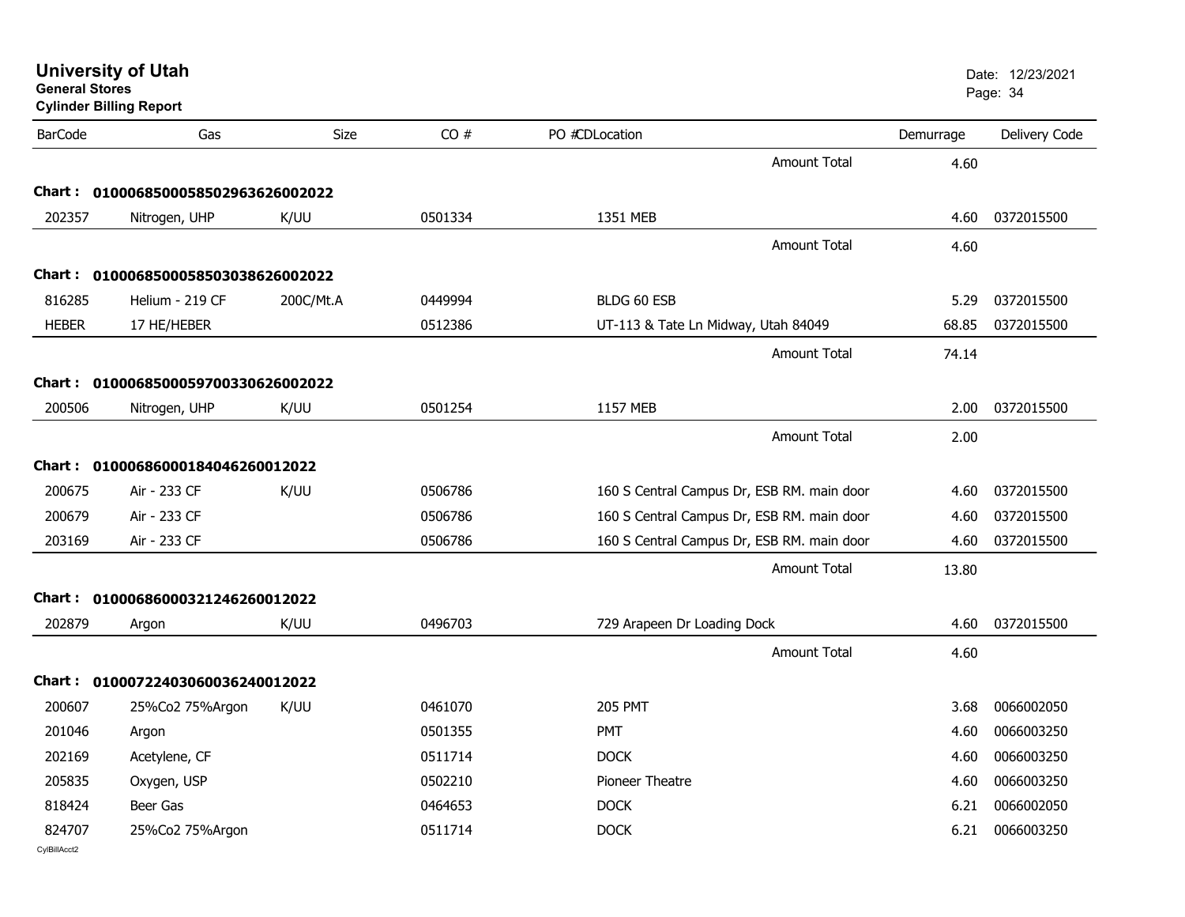# University of Utah

**General Stores**

**Cylinder Billing Report**

Date: 12/23/2021

| BarCode | Gas | Size | CO # | PO #CDLocation | Demurrage | Delivery Code |
|---|---|---|---|---|---|---|
| | | | | Amount Total | 4.60 | |
| **Chart :** | **0100068500058502963626002022** | | | | | |
| 202357 | Nitrogen, UHP | K/UU | 0501334 | 1351 MEB | 4.60 | 0372015500 |
| | | | | Amount Total | 4.60 | |
| **Chart :** | **0100068500058503038626002022** | | | | | |
| 816285 | Helium - 219 CF | 200C/Mt.A | 0449994 | BLDG 60 ESB | 5.29 | 0372015500 |
| HEBER | 17 HE/HEBER | | 0512386 | UT-113 & Tate Ln Midway, Utah 84049 | 68.85 | 0372015500 |
| | | | | Amount Total | 74.14 | |
| **Chart :** | **0100068500059700330626002022** | | | | | |
| 200506 | Nitrogen, UHP | K/UU | 0501254 | 1157 MEB | 2.00 | 0372015500 |
| | | | | Amount Total | 2.00 | |
| **Chart :** | **0100068600018404626001202​2** | | | | | |
| 200675 | Air - 233 CF | K/UU | 0506786 | 160 S Central Campus Dr, ESB RM. main door | 4.60 | 0372015500 |
| 200679 | Air - 233 CF | | 0506786 | 160 S Central Campus Dr, ESB RM. main door | 4.60 | 0372015500 |
| 203169 | Air - 233 CF | | 0506786 | 160 S Central Campus Dr, ESB RM. main door | 4.60 | 0372015500 |
| | | | | Amount Total | 13.80 | |
| **Chart :** | **0100068600032124626001202​2** | | | | | |
| 202879 | Argon | K/UU | 0496703 | 729 Arapeen Dr Loading Dock | 4.60 | 0372015500 |
| | | | | Amount Total | 4.60 | |
| **Chart :** | **0100072240306003624001202​2** | | | | | |
| 200607 | 25%Co2 75%Argon | K/UU | 0461070 | 205 PMT | 3.68 | 0066002050 |
| 201046 | Argon | | 0501355 | PMT | 4.60 | 0066003250 |
| 202169 | Acetylene, CF | | 0511714 | DOCK | 4.60 | 0066003250 |
| 205835 | Oxygen, USP | | 0502210 | Pioneer Theatre | 4.60 | 0066003250 |
| 818424 | Beer Gas | | 0464653 | DOCK | 6.21 | 0066002050 |
| 824707 | 25%Co2 75%Argon | | 0511714 | DOCK | 6.21 | 0066003250 |

CylBillAcct2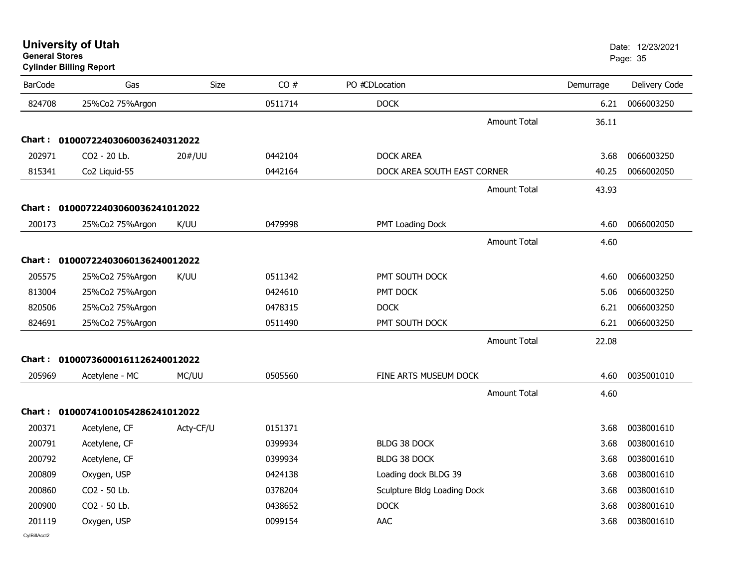# University of Utah
**General Stores**
**Cylinder Billing Report**

Date: 12/23/2021

| BarCode | Gas | Size | CO # | PO #CDLocation | Demurrage | Delivery Code |
|---|---|---|---|---|---|---|
| 824708 | 25%Co2 75%Argon | | 0511714 | DOCK | 6.21 | 0066003250 |
| | | | | Amount Total | 36.11 | |
| **Chart :** | **01000722403060036240312022** | | | | | |
| 202971 | CO2 - 20 Lb. | 20#/UU | 0442104 | DOCK AREA | 3.68 | 0066003250 |
| 815341 | Co2 Liquid-55 | | 0442164 | DOCK AREA SOUTH EAST CORNER | 40.25 | 0066002050 |
| | | | | Amount Total | 43.93 | |
| **Chart :** | **01000722403060036241012022** | | | | | |
| 200173 | 25%Co2 75%Argon | K/UU | 0479998 | PMT Loading Dock | 4.60 | 0066002050 |
| | | | | Amount Total | 4.60 | |
| **Chart :** | **01000722403060136240012022** | | | | | |
| 205575 | 25%Co2 75%Argon | K/UU | 0511342 | PMT SOUTH DOCK | 4.60 | 0066003250 |
| 813004 | 25%Co2 75%Argon | | 0424610 | PMT DOCK | 5.06 | 0066003250 |
| 820506 | 25%Co2 75%Argon | | 0478315 | DOCK | 6.21 | 0066003250 |
| 824691 | 25%Co2 75%Argon | | 0511490 | PMT SOUTH DOCK | 6.21 | 0066003250 |
| | | | | Amount Total | 22.08 | |
| **Chart :** | **01000736000161126240012022** | | | | | |
| 205969 | Acetylene - MC | MC/UU | 0505560 | FINE ARTS MUSEUM DOCK | 4.60 | 0035001010 |
| | | | | Amount Total | 4.60 | |
| **Chart :** | **01000741001054286241012022** | | | | | |
| 200371 | Acetylene, CF | Acty-CF/U | 0151371 | | 3.68 | 0038001610 |
| 200791 | Acetylene, CF | | 0399934 | BLDG 38 DOCK | 3.68 | 0038001610 |
| 200792 | Acetylene, CF | | 0399934 | BLDG 38 DOCK | 3.68 | 0038001610 |
| 200809 | Oxygen, USP | | 0424138 | Loading dock BLDG 39 | 3.68 | 0038001610 |
| 200860 | CO2 - 50 Lb. | | 0378204 | Sculpture Bldg Loading Dock | 3.68 | 0038001610 |
| 200900 | CO2 - 50 Lb. | | 0438652 | DOCK | 3.68 | 0038001610 |
| 201119 | Oxygen, USP | | 0099154 | AAC | 3.68 | 0038001610 |

CylBillAcct2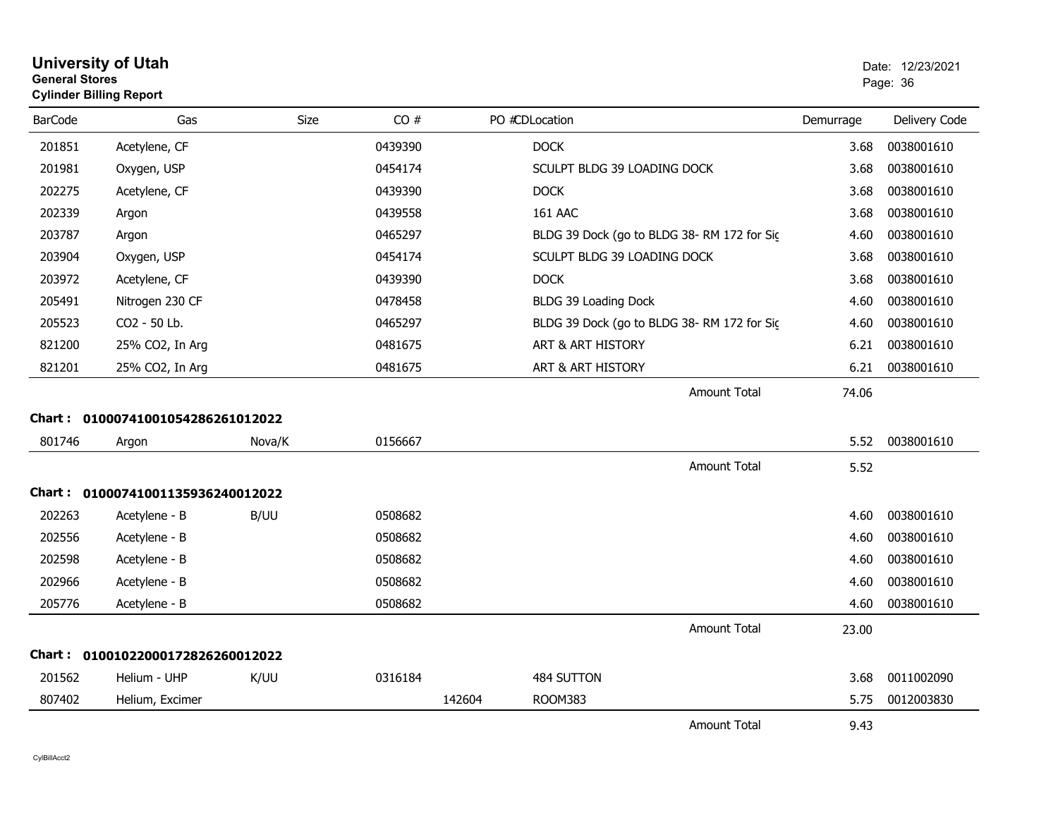# University of Utah

**General Stores**

**Cylinder Billing Report**

Date: 12/23/2021

| BarCode | Gas | Size | CO # | PO # | CD | Location | Demurrage | Delivery Code |
|---|---|---|---|---|---|---|---|---|
| 201851 | Acetylene, CF | | 0439390 | | | DOCK | 3.68 | 0038001610 |
| 201981 | Oxygen, USP | | 0454174 | | | SCULPT BLDG 39 LOADING DOCK | 3.68 | 0038001610 |
| 202275 | Acetylene, CF | | 0439390 | | | DOCK | 3.68 | 0038001610 |
| 202339 | Argon | | 0439558 | | | 161 AAC | 3.68 | 0038001610 |
| 203787 | Argon | | 0465297 | | | BLDG 39 Dock (go to BLDG 38- RM 172 for Sig | 4.60 | 0038001610 |
| 203904 | Oxygen, USP | | 0454174 | | | SCULPT BLDG 39 LOADING DOCK | 3.68 | 0038001610 |
| 203972 | Acetylene, CF | | 0439390 | | | DOCK | 3.68 | 0038001610 |
| 205491 | Nitrogen 230 CF | | 0478458 | | | BLDG 39 Loading Dock | 4.60 | 0038001610 |
| 205523 | CO2 - 50 Lb. | | 0465297 | | | BLDG 39 Dock (go to BLDG 38- RM 172 for Sig | 4.60 | 0038001610 |
| 821200 | 25% CO2, In Arg | | 0481675 | | | ART & ART HISTORY | 6.21 | 0038001610 |
| 821201 | 25% CO2, In Arg | | 0481675 | | | ART & ART HISTORY | 6.21 | 0038001610 |
| | | | | | | Amount Total | 74.06 | |

**Chart : 01000741001054286261012022**

| BarCode | Gas | Size | CO # | PO # | CD | Location | Demurrage | Delivery Code |
|---|---|---|---|---|---|---|---|---|
| 801746 | Argon | Nova/K | 0156667 | | | | 5.52 | 0038001610 |
| | | | | | | Amount Total | 5.52 | |

**Chart : 01000741001135936240012022**

| BarCode | Gas | Size | CO # | PO # | CD | Location | Demurrage | Delivery Code |
|---|---|---|---|---|---|---|---|---|
| 202263 | Acetylene - B | B/UU | 0508682 | | | | 4.60 | 0038001610 |
| 202556 | Acetylene - B | | 0508682 | | | | 4.60 | 0038001610 |
| 202598 | Acetylene - B | | 0508682 | | | | 4.60 | 0038001610 |
| 202966 | Acetylene - B | | 0508682 | | | | 4.60 | 0038001610 |
| 205776 | Acetylene - B | | 0508682 | | | | 4.60 | 0038001610 |
| | | | | | | Amount Total | 23.00 | |

**Chart : 01001022000172826260012022**

| BarCode | Gas | Size | CO # | PO # | CD | Location | Demurrage | Delivery Code |
|---|---|---|---|---|---|---|---|---|
| 201562 | Helium - UHP | K/UU | 0316184 | | | 484 SUTTON | 3.68 | 0011002090 |
| 807402 | Helium, Excimer | | | 142604 | | ROOM383 | 5.75 | 0012003830 |
| | | | | | | Amount Total | 9.43 | |

CylBillAcct2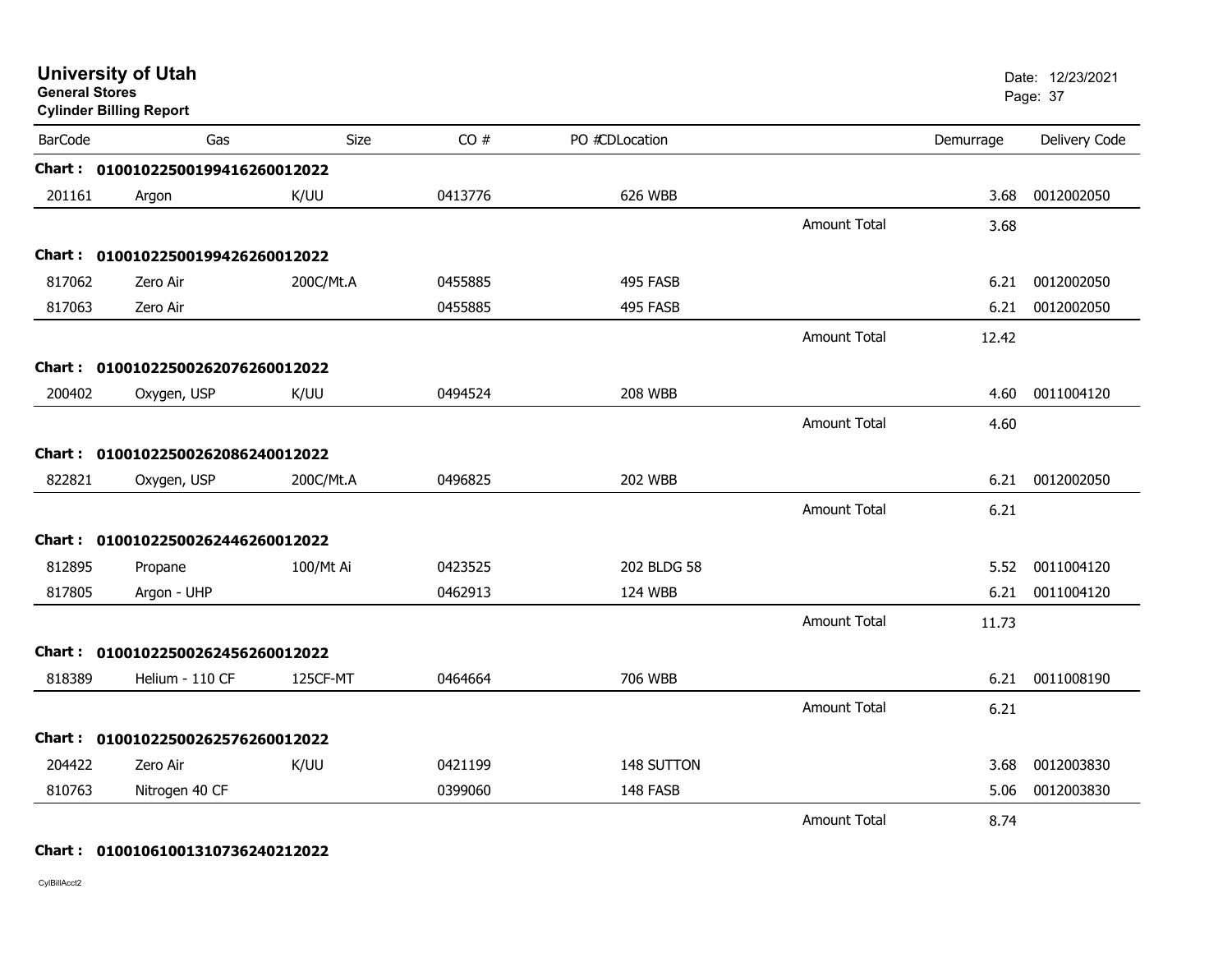# University of Utah
**General Stores**
**Cylinder Billing Report**

Date: 12/23/2021

| BarCode | Gas | Size | CO # | PO #CDLocation | | Demurrage | Delivery Code |
|---|---|---|---|---|---|---|---|
| **Chart :** | **01001022500199416260012022** | | | | | | |
| 201161 | Argon | K/UU | 0413776 | 626 WBB | | 3.68 | 0012002050 |
| | | | | | Amount Total | 3.68 | |
| **Chart :** | **01001022500199426260012022** | | | | | | |
| 817062 | Zero Air | 200C/Mt.A | 0455885 | 495 FASB | | 6.21 | 0012002050 |
| 817063 | Zero Air | | 0455885 | 495 FASB | | 6.21 | 0012002050 |
| | | | | | Amount Total | 12.42 | |
| **Chart :** | **01001022500262076260012022** | | | | | | |
| 200402 | Oxygen, USP | K/UU | 0494524 | 208 WBB | | 4.60 | 0011004120 |
| | | | | | Amount Total | 4.60 | |
| **Chart :** | **01001022500262086240012022** | | | | | | |
| 822821 | Oxygen, USP | 200C/Mt.A | 0496825 | 202 WBB | | 6.21 | 0012002050 |
| | | | | | Amount Total | 6.21 | |
| **Chart :** | **01001022500262446260012022** | | | | | | |
| 812895 | Propane | 100/Mt Ai | 0423525 | 202 BLDG 58 | | 5.52 | 0011004120 |
| 817805 | Argon - UHP | | 0462913 | 124 WBB | | 6.21 | 0011004120 |
| | | | | | Amount Total | 11.73 | |
| **Chart :** | **01001022500262456260012022** | | | | | | |
| 818389 | Helium - 110 CF | 125CF-MT | 0464664 | 706 WBB | | 6.21 | 0011008190 |
| | | | | | Amount Total | 6.21 | |
| **Chart :** | **01001022500262576260012022** | | | | | | |
| 204422 | Zero Air | K/UU | 0421199 | 148 SUTTON | | 3.68 | 0012003830 |
| 810763 | Nitrogen 40 CF | | 0399060 | 148 FASB | | 5.06 | 0012003830 |
| | | | | | Amount Total | 8.74 | |
| **Chart :** | **01001061001310736240212022** | | | | | | |

CylBillAcct2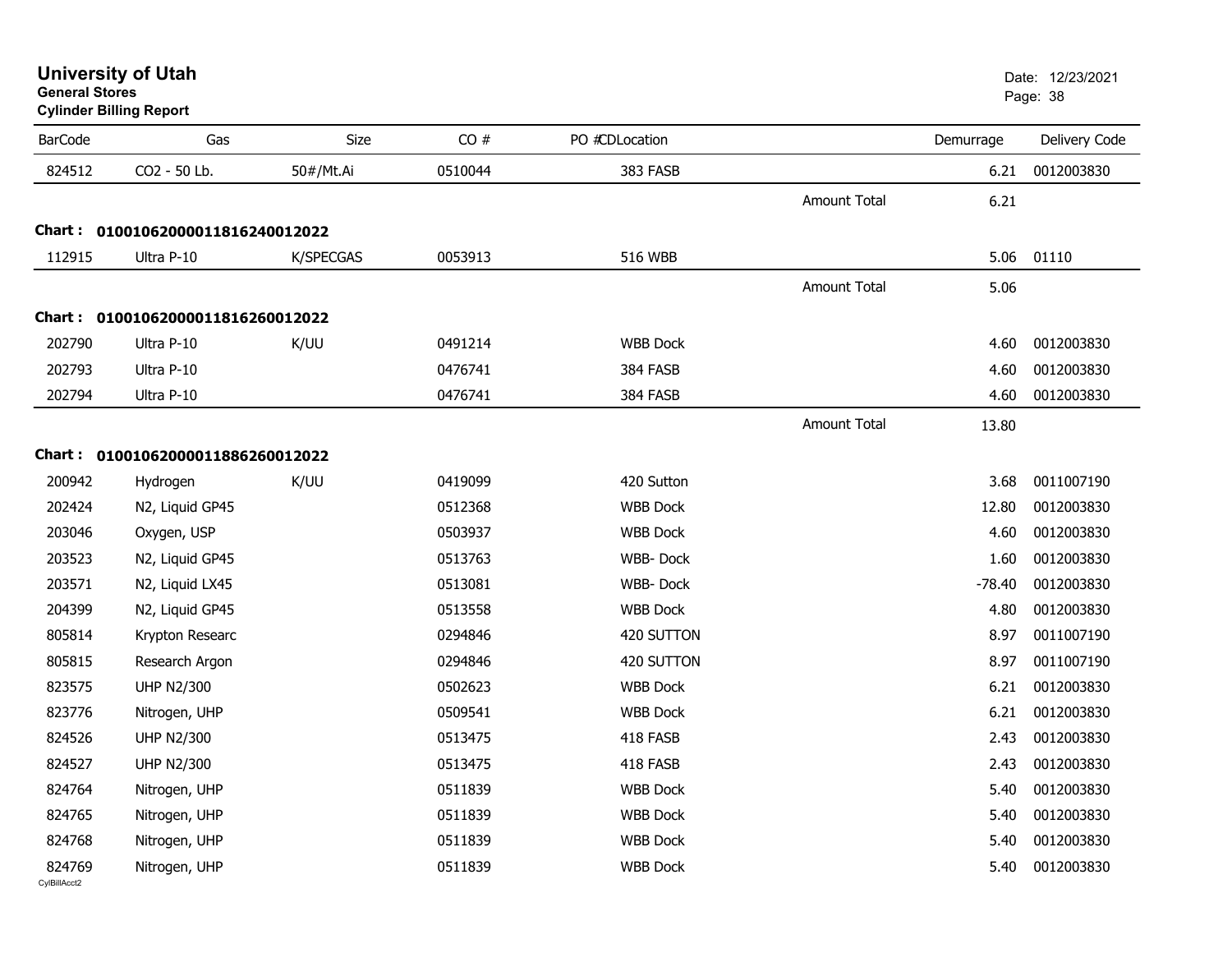# University of Utah

**General Stores**

**Cylinder Billing Report**

Date: 12/23/2021

| BarCode | Gas | Size | CO # | PO #CDLocation | | Demurrage | Delivery Code |
|---|---|---|---|---|---|---|---|
| 824512 | CO2 - 50 Lb. | 50#/Mt.Ai | 0510044 | 383 FASB | | 6.21 | 0012003830 |
| | | | | | Amount Total | 6.21 | |
| **Chart :** | **01001062000011816240012022** | | | | | | |
| 112915 | Ultra P-10 | K/SPECGAS | 0053913 | 516 WBB | | 5.06 | 01110 |
| | | | | | Amount Total | 5.06 | |
| **Chart :** | **01001062000011816260012022** | | | | | | |
| 202790 | Ultra P-10 | K/UU | 0491214 | WBB Dock | | 4.60 | 0012003830 |
| 202793 | Ultra P-10 | | 0476741 | 384 FASB | | 4.60 | 0012003830 |
| 202794 | Ultra P-10 | | 0476741 | 384 FASB | | 4.60 | 0012003830 |
| | | | | | Amount Total | 13.80 | |
| **Chart :** | **01001062000011886260012022** | | | | | | |
| 200942 | Hydrogen | K/UU | 0419099 | 420 Sutton | | 3.68 | 0011007190 |
| 202424 | N2, Liquid GP45 | | 0512368 | WBB Dock | | 12.80 | 0012003830 |
| 203046 | Oxygen, USP | | 0503937 | WBB Dock | | 4.60 | 0012003830 |
| 203523 | N2, Liquid GP45 | | 0513763 | WBB- Dock | | 1.60 | 0012003830 |
| 203571 | N2, Liquid LX45 | | 0513081 | WBB- Dock | | -78.40 | 0012003830 |
| 204399 | N2, Liquid GP45 | | 0513558 | WBB Dock | | 4.80 | 0012003830 |
| 805814 | Krypton Researc | | 0294846 | 420 SUTTON | | 8.97 | 0011007190 |
| 805815 | Research Argon | | 0294846 | 420 SUTTON | | 8.97 | 0011007190 |
| 823575 | UHP N2/300 | | 0502623 | WBB Dock | | 6.21 | 0012003830 |
| 823776 | Nitrogen, UHP | | 0509541 | WBB Dock | | 6.21 | 0012003830 |
| 824526 | UHP N2/300 | | 0513475 | 418 FASB | | 2.43 | 0012003830 |
| 824527 | UHP N2/300 | | 0513475 | 418 FASB | | 2.43 | 0012003830 |
| 824764 | Nitrogen, UHP | | 0511839 | WBB Dock | | 5.40 | 0012003830 |
| 824765 | Nitrogen, UHP | | 0511839 | WBB Dock | | 5.40 | 0012003830 |
| 824768 | Nitrogen, UHP | | 0511839 | WBB Dock | | 5.40 | 0012003830 |
| 824769 | Nitrogen, UHP | | 0511839 | WBB Dock | | 5.40 | 0012003830 |

CylBillAcct2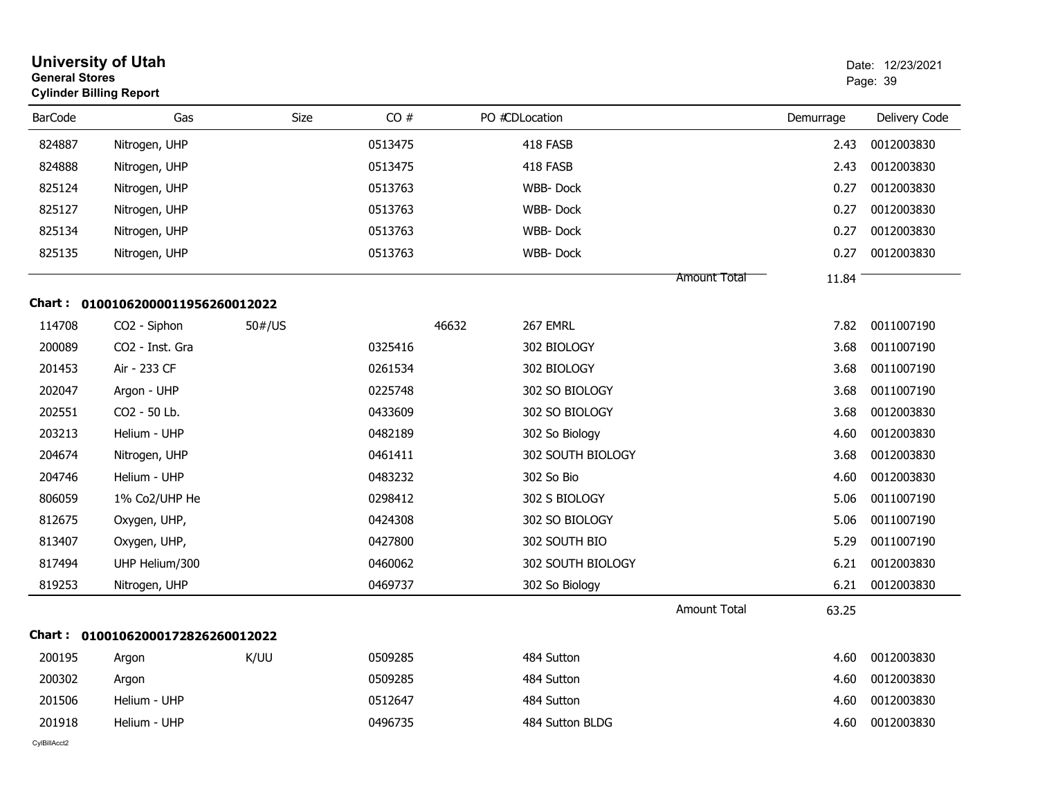# University of Utah

**General Stores**

**Cylinder Billing Report**

Date: 12/23/2021

| BarCode | Gas | Size | CO # | PO # | CDLocation | Demurrage | Delivery Code |
|---|---|---|---|---|---|---|---|
| 824887 | Nitrogen, UHP | | 0513475 | | 418 FASB | 2.43 | 0012003830 |
| 824888 | Nitrogen, UHP | | 0513475 | | 418 FASB | 2.43 | 0012003830 |
| 825124 | Nitrogen, UHP | | 0513763 | | WBB- Dock | 0.27 | 0012003830 |
| 825127 | Nitrogen, UHP | | 0513763 | | WBB- Dock | 0.27 | 0012003830 |
| 825134 | Nitrogen, UHP | | 0513763 | | WBB- Dock | 0.27 | 0012003830 |
| 825135 | Nitrogen, UHP | | 0513763 | | WBB- Dock | 0.27 | 0012003830 |
| | | | | | Amount Total | 11.84 | |

**Chart : 01001062000011956260012022**

| BarCode | Gas | Size | CO # | PO # | CDLocation | Demurrage | Delivery Code |
|---|---|---|---|---|---|---|---|
| 114708 | CO2 - Siphon | 50#/US | | 46632 | 267 EMRL | 7.82 | 0011007190 |
| 200089 | CO2 - Inst. Gra | | 0325416 | | 302 BIOLOGY | 3.68 | 0011007190 |
| 201453 | Air - 233 CF | | 0261534 | | 302 BIOLOGY | 3.68 | 0011007190 |
| 202047 | Argon - UHP | | 0225748 | | 302 SO BIOLOGY | 3.68 | 0011007190 |
| 202551 | CO2 - 50 Lb. | | 0433609 | | 302 SO BIOLOGY | 3.68 | 0012003830 |
| 203213 | Helium - UHP | | 0482189 | | 302 So Biology | 4.60 | 0012003830 |
| 204674 | Nitrogen, UHP | | 0461411 | | 302 SOUTH BIOLOGY | 3.68 | 0012003830 |
| 204746 | Helium - UHP | | 0483232 | | 302 So Bio | 4.60 | 0012003830 |
| 806059 | 1% Co2/UHP He | | 0298412 | | 302 S BIOLOGY | 5.06 | 0011007190 |
| 812675 | Oxygen, UHP, | | 0424308 | | 302 SO BIOLOGY | 5.06 | 0011007190 |
| 813407 | Oxygen, UHP, | | 0427800 | | 302 SOUTH BIO | 5.29 | 0011007190 |
| 817494 | UHP Helium/300 | | 0460062 | | 302 SOUTH BIOLOGY | 6.21 | 0012003830 |
| 819253 | Nitrogen, UHP | | 0469737 | | 302 So Biology | 6.21 | 0012003830 |
| | | | | | Amount Total | 63.25 | |

**Chart : 01001062000172826260012022**

| BarCode | Gas | Size | CO # | PO # | CDLocation | Demurrage | Delivery Code |
|---|---|---|---|---|---|---|---|
| 200195 | Argon | K/UU | 0509285 | | 484 Sutton | 4.60 | 0012003830 |
| 200302 | Argon | | 0509285 | | 484 Sutton | 4.60 | 0012003830 |
| 201506 | Helium - UHP | | 0512647 | | 484 Sutton | 4.60 | 0012003830 |
| 201918 | Helium - UHP | | 0496735 | | 484 Sutton BLDG | 4.60 | 0012003830 |

CylBillAcct2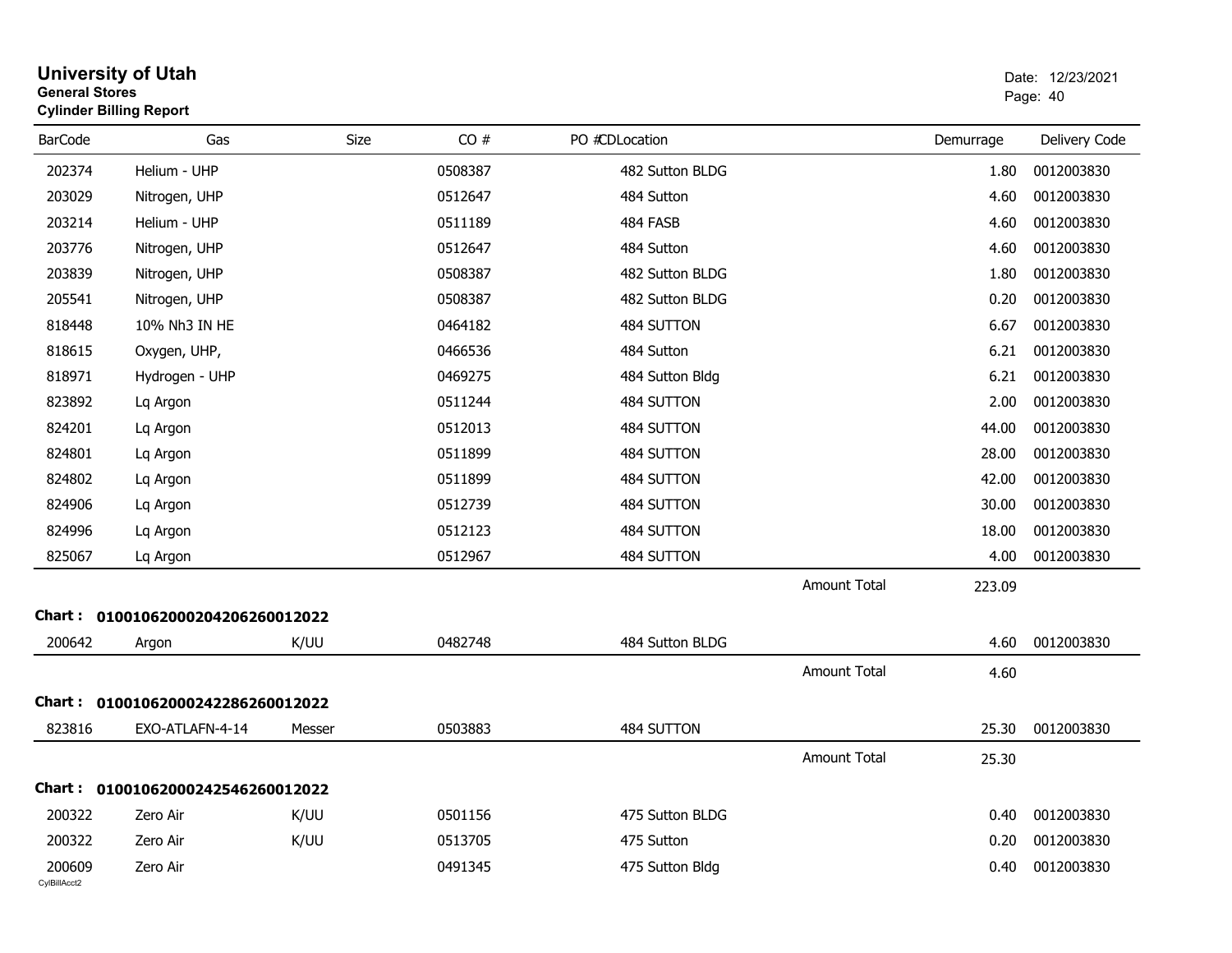# University of Utah
**General Stores**
**Cylinder Billing Report**

Date: 12/23/2021

| BarCode | Gas | Size | CO # | PO # | CDLocation | | Demurrage | Delivery Code |
|---|---|---|---|---|---|---|---|---|
| 202374 | Helium - UHP | | 0508387 | | 482 Sutton BLDG | | 1.80 | 0012003830 |
| 203029 | Nitrogen, UHP | | 0512647 | | 484 Sutton | | 4.60 | 0012003830 |
| 203214 | Helium - UHP | | 0511189 | | 484 FASB | | 4.60 | 0012003830 |
| 203776 | Nitrogen, UHP | | 0512647 | | 484 Sutton | | 4.60 | 0012003830 |
| 203839 | Nitrogen, UHP | | 0508387 | | 482 Sutton BLDG | | 1.80 | 0012003830 |
| 205541 | Nitrogen, UHP | | 0508387 | | 482 Sutton BLDG | | 0.20 | 0012003830 |
| 818448 | 10% Nh3 IN HE | | 0464182 | | 484 SUTTON | | 6.67 | 0012003830 |
| 818615 | Oxygen, UHP, | | 0466536 | | 484 Sutton | | 6.21 | 0012003830 |
| 818971 | Hydrogen - UHP | | 0469275 | | 484 Sutton Bldg | | 6.21 | 0012003830 |
| 823892 | Lq Argon | | 0511244 | | 484 SUTTON | | 2.00 | 0012003830 |
| 824201 | Lq Argon | | 0512013 | | 484 SUTTON | | 44.00 | 0012003830 |
| 824801 | Lq Argon | | 0511899 | | 484 SUTTON | | 28.00 | 0012003830 |
| 824802 | Lq Argon | | 0511899 | | 484 SUTTON | | 42.00 | 0012003830 |
| 824906 | Lq Argon | | 0512739 | | 484 SUTTON | | 30.00 | 0012003830 |
| 824996 | Lq Argon | | 0512123 | | 484 SUTTON | | 18.00 | 0012003830 |
| 825067 | Lq Argon | | 0512967 | | 484 SUTTON | | 4.00 | 0012003830 |
| | | | | | | Amount Total | 223.09 | |

**Chart : 01001062000204206260012022**

| BarCode | Gas | Size | CO # | PO # | CDLocation | | Demurrage | Delivery Code |
|---|---|---|---|---|---|---|---|---|
| 200642 | Argon | K/UU | 0482748 | | 484 Sutton BLDG | | 4.60 | 0012003830 |
| | | | | | | Amount Total | 4.60 | |

**Chart : 01001062000242286260012022**

| BarCode | Gas | Size | CO # | PO # | CDLocation | | Demurrage | Delivery Code |
|---|---|---|---|---|---|---|---|---|
| 823816 | EXO-ATLAFN-4-14 | Messer | 0503883 | | 484 SUTTON | | 25.30 | 0012003830 |
| | | | | | | Amount Total | 25.30 | |

**Chart : 01001062000242546260012022**

| BarCode | Gas | Size | CO # | PO # | CDLocation | | Demurrage | Delivery Code |
|---|---|---|---|---|---|---|---|---|
| 200322 | Zero Air | K/UU | 0501156 | | 475 Sutton BLDG | | 0.40 | 0012003830 |
| 200322 | Zero Air | K/UU | 0513705 | | 475 Sutton | | 0.20 | 0012003830 |
| 200609 | Zero Air | | 0491345 | | 475 Sutton Bldg | | 0.40 | 0012003830 |

CylBillAcct2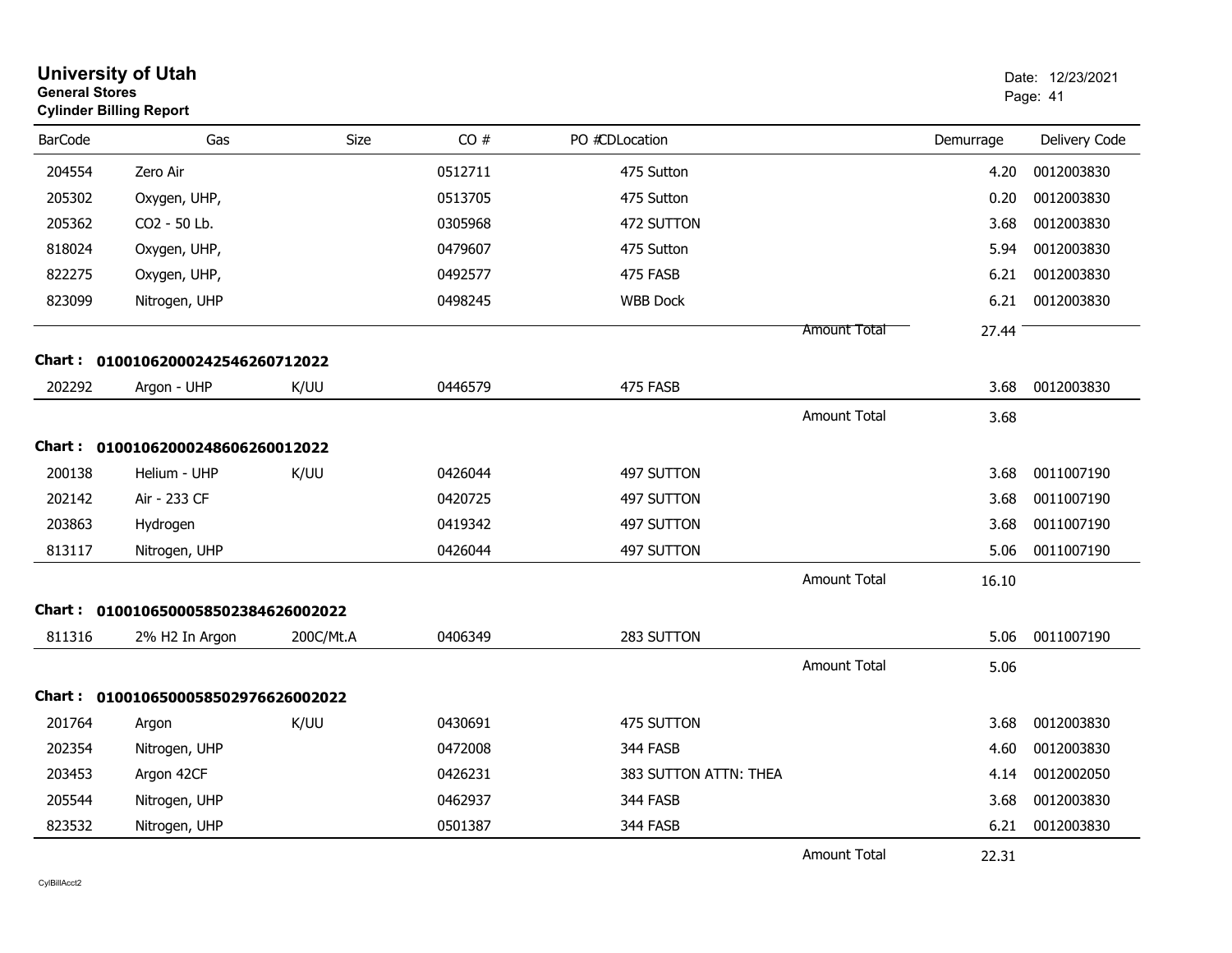# University of Utah

**General Stores**

**Cylinder Billing Report**

Date: 12/23/2021

| BarCode | Gas | Size | CO # | PO # | CDLocation | | Demurrage | Delivery Code |
|---|---|---|---|---|---|---|---|---|
| 204554 | Zero Air | | 0512711 | | 475 Sutton | | 4.20 | 0012003830 |
| 205302 | Oxygen, UHP, | | 0513705 | | 475 Sutton | | 0.20 | 0012003830 |
| 205362 | CO2 - 50 Lb. | | 0305968 | | 472 SUTTON | | 3.68 | 0012003830 |
| 818024 | Oxygen, UHP, | | 0479607 | | 475 Sutton | | 5.94 | 0012003830 |
| 822275 | Oxygen, UHP, | | 0492577 | | 475 FASB | | 6.21 | 0012003830 |
| 823099 | Nitrogen, UHP | | 0498245 | | WBB Dock | | 6.21 | 0012003830 |
| | | | | | | Amount Total | 27.44 | |
| **Chart :** | **01001062000242546260712022** | | | | | | | |
| 202292 | Argon - UHP | K/UU | 0446579 | | 475 FASB | | 3.68 | 0012003830 |
| | | | | | | Amount Total | 3.68 | |
| **Chart :** | **01001062000248606260012022** | | | | | | | |
| 200138 | Helium - UHP | K/UU | 0426044 | | 497 SUTTON | | 3.68 | 0011007190 |
| 202142 | Air - 233 CF | | 0420725 | | 497 SUTTON | | 3.68 | 0011007190 |
| 203863 | Hydrogen | | 0419342 | | 497 SUTTON | | 3.68 | 0011007190 |
| 813117 | Nitrogen, UHP | | 0426044 | | 497 SUTTON | | 5.06 | 0011007190 |
| | | | | | | Amount Total | 16.10 | |
| **Chart :** | **01001065000585023846260002022** | | | | | | | |
| 811316 | 2% H2 In Argon | 200C/Mt.A | 0406349 | | 283 SUTTON | | 5.06 | 0011007190 |
| | | | | | | Amount Total | 5.06 | |
| **Chart :** | **01001065000585029766260002022** | | | | | | | |
| 201764 | Argon | K/UU | 0430691 | | 475 SUTTON | | 3.68 | 0012003830 |
| 202354 | Nitrogen, UHP | | 0472008 | | 344 FASB | | 4.60 | 0012003830 |
| 203453 | Argon 42CF | | 0426231 | | 383 SUTTON ATTN: THEA | | 4.14 | 0012002050 |
| 205544 | Nitrogen, UHP | | 0462937 | | 344 FASB | | 3.68 | 0012003830 |
| 823532 | Nitrogen, UHP | | 0501387 | | 344 FASB | | 6.21 | 0012003830 |
| | | | | | | Amount Total | 22.31 | |

CylBillAcct2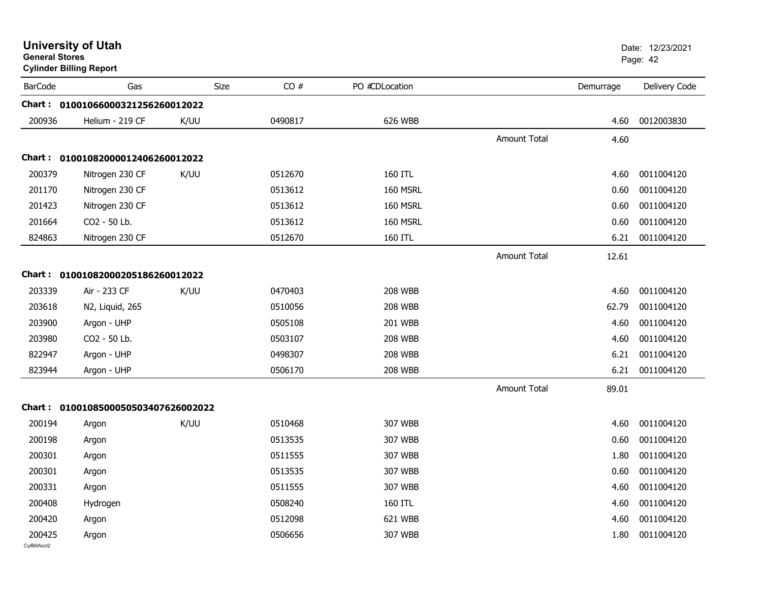# University of Utah

**General Stores**

**Cylinder Billing Report**

Date: 12/23/2021

| BarCode | Gas | Size | CO # | PO #CDLocation | | Demurrage | Delivery Code |
|---|---|---|---|---|---|---|---|
| **Chart :** | **01001066000321256260012022** | | | | | | |
| 200936 | Helium - 219 CF | K/UU | 0490817 | 626 WBB | | 4.60 | 0012003830 |
| | | | | | Amount Total | 4.60 | |
| **Chart :** | **01001082000012406260012022** | | | | | | |
| 200379 | Nitrogen 230 CF | K/UU | 0512670 | 160 ITL | | 4.60 | 0011004120 |
| 201170 | Nitrogen 230 CF | | 0513612 | 160 MSRL | | 0.60 | 0011004120 |
| 201423 | Nitrogen 230 CF | | 0513612 | 160 MSRL | | 0.60 | 0011004120 |
| 201664 | CO2 - 50 Lb. | | 0513612 | 160 MSRL | | 0.60 | 0011004120 |
| 824863 | Nitrogen 230 CF | | 0512670 | 160 ITL | | 6.21 | 0011004120 |
| | | | | | Amount Total | 12.61 | |
| **Chart :** | **01001082000205186260012022** | | | | | | |
| 203339 | Air - 233 CF | K/UU | 0470403 | 208 WBB | | 4.60 | 0011004120 |
| 203618 | N2, Liquid, 265 | | 0510056 | 208 WBB | | 62.79 | 0011004120 |
| 203900 | Argon - UHP | | 0505108 | 201 WBB | | 4.60 | 0011004120 |
| 203980 | CO2 - 50 Lb. | | 0503107 | 208 WBB | | 4.60 | 0011004120 |
| 822947 | Argon - UHP | | 0498307 | 208 WBB | | 6.21 | 0011004120 |
| 823944 | Argon - UHP | | 0506170 | 208 WBB | | 6.21 | 0011004120 |
| | | | | | Amount Total | 89.01 | |
| **Chart :** | **01001085000505034076260020​22** | | | | | | |
| 200194 | Argon | K/UU | 0510468 | 307 WBB | | 4.60 | 0011004120 |
| 200198 | Argon | | 0513535 | 307 WBB | | 0.60 | 0011004120 |
| 200301 | Argon | | 0511555 | 307 WBB | | 1.80 | 0011004120 |
| 200301 | Argon | | 0513535 | 307 WBB | | 0.60 | 0011004120 |
| 200331 | Argon | | 0511555 | 307 WBB | | 4.60 | 0011004120 |
| 200408 | Hydrogen | | 0508240 | 160 ITL | | 4.60 | 0011004120 |
| 200420 | Argon | | 0512098 | 621 WBB | | 4.60 | 0011004120 |
| 200425 | Argon | | 0506656 | 307 WBB | | 1.80 | 0011004120 |

CylBillAcct2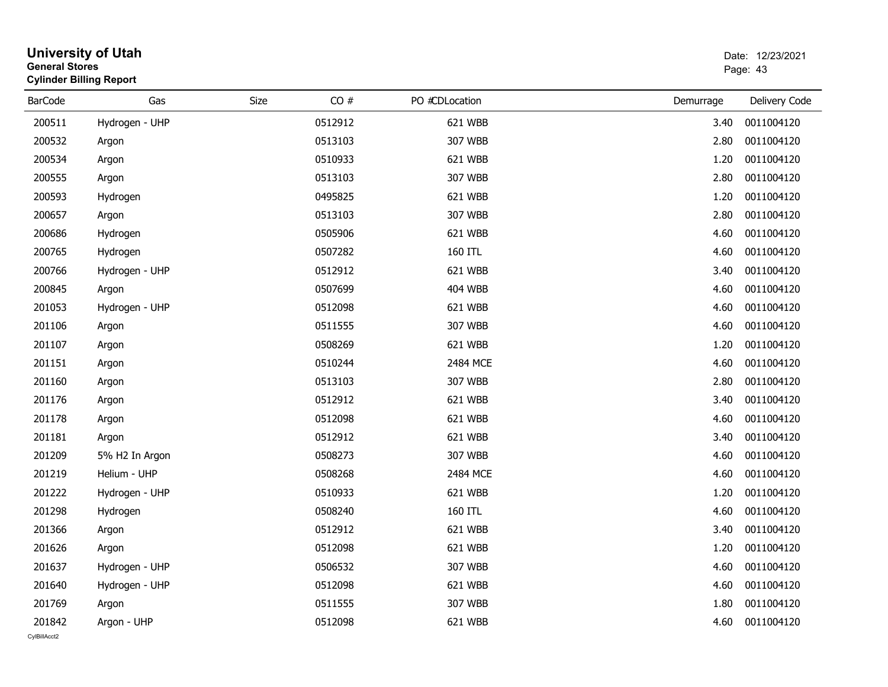# University of Utah

**General Stores**

**Cylinder Billing Report**

Date: 12/23/2021

| BarCode | Gas | Size | CO # | PO # | CDLocation | Demurrage | Delivery Code |
|---|---|---|---|---|---|---|---|
| 200511 | Hydrogen - UHP | | 0512912 | | 621 WBB | 3.40 | 0011004120 |
| 200532 | Argon | | 0513103 | | 307 WBB | 2.80 | 0011004120 |
| 200534 | Argon | | 0510933 | | 621 WBB | 1.20 | 0011004120 |
| 200555 | Argon | | 0513103 | | 307 WBB | 2.80 | 0011004120 |
| 200593 | Hydrogen | | 0495825 | | 621 WBB | 1.20 | 0011004120 |
| 200657 | Argon | | 0513103 | | 307 WBB | 2.80 | 0011004120 |
| 200686 | Hydrogen | | 0505906 | | 621 WBB | 4.60 | 0011004120 |
| 200765 | Hydrogen | | 0507282 | | 160 ITL | 4.60 | 0011004120 |
| 200766 | Hydrogen - UHP | | 0512912 | | 621 WBB | 3.40 | 0011004120 |
| 200845 | Argon | | 0507699 | | 404 WBB | 4.60 | 0011004120 |
| 201053 | Hydrogen - UHP | | 0512098 | | 621 WBB | 4.60 | 0011004120 |
| 201106 | Argon | | 0511555 | | 307 WBB | 4.60 | 0011004120 |
| 201107 | Argon | | 0508269 | | 621 WBB | 1.20 | 0011004120 |
| 201151 | Argon | | 0510244 | | 2484 MCE | 4.60 | 0011004120 |
| 201160 | Argon | | 0513103 | | 307 WBB | 2.80 | 0011004120 |
| 201176 | Argon | | 0512912 | | 621 WBB | 3.40 | 0011004120 |
| 201178 | Argon | | 0512098 | | 621 WBB | 4.60 | 0011004120 |
| 201181 | Argon | | 0512912 | | 621 WBB | 3.40 | 0011004120 |
| 201209 | 5% H2 In Argon | | 0508273 | | 307 WBB | 4.60 | 0011004120 |
| 201219 | Helium - UHP | | 0508268 | | 2484 MCE | 4.60 | 0011004120 |
| 201222 | Hydrogen - UHP | | 0510933 | | 621 WBB | 1.20 | 0011004120 |
| 201298 | Hydrogen | | 0508240 | | 160 ITL | 4.60 | 0011004120 |
| 201366 | Argon | | 0512912 | | 621 WBB | 3.40 | 0011004120 |
| 201626 | Argon | | 0512098 | | 621 WBB | 1.20 | 0011004120 |
| 201637 | Hydrogen - UHP | | 0506532 | | 307 WBB | 4.60 | 0011004120 |
| 201640 | Hydrogen - UHP | | 0512098 | | 621 WBB | 4.60 | 0011004120 |
| 201769 | Argon | | 0511555 | | 307 WBB | 1.80 | 0011004120 |
| 201842 | Argon - UHP | | 0512098 | | 621 WBB | 4.60 | 0011004120 |

CylBillAcct2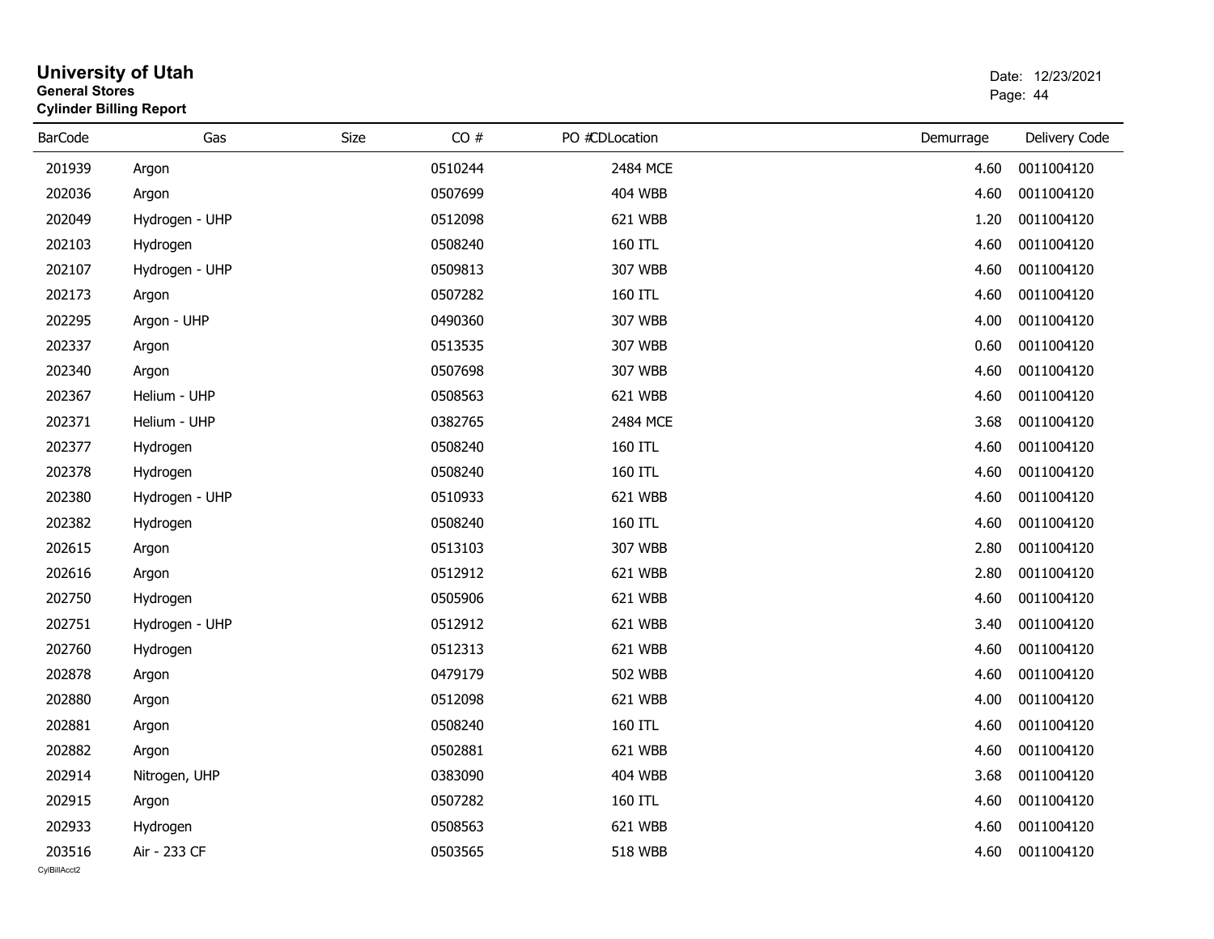# University of Utah
**General Stores**
**Cylinder Billing Report**

Date: 12/23/2021

| BarCode | Gas | Size | CO # | PO #CDLocation | Demurrage | Delivery Code |
|---|---|---|---|---|---|---|
| 201939 | Argon | | 0510244 | 2484 MCE | 4.60 | 0011004120 |
| 202036 | Argon | | 0507699 | 404 WBB | 4.60 | 0011004120 |
| 202049 | Hydrogen - UHP | | 0512098 | 621 WBB | 1.20 | 0011004120 |
| 202103 | Hydrogen | | 0508240 | 160 ITL | 4.60 | 0011004120 |
| 202107 | Hydrogen - UHP | | 0509813 | 307 WBB | 4.60 | 0011004120 |
| 202173 | Argon | | 0507282 | 160 ITL | 4.60 | 0011004120 |
| 202295 | Argon - UHP | | 0490360 | 307 WBB | 4.00 | 0011004120 |
| 202337 | Argon | | 0513535 | 307 WBB | 0.60 | 0011004120 |
| 202340 | Argon | | 0507698 | 307 WBB | 4.60 | 0011004120 |
| 202367 | Helium - UHP | | 0508563 | 621 WBB | 4.60 | 0011004120 |
| 202371 | Helium - UHP | | 0382765 | 2484 MCE | 3.68 | 0011004120 |
| 202377 | Hydrogen | | 0508240 | 160 ITL | 4.60 | 0011004120 |
| 202378 | Hydrogen | | 0508240 | 160 ITL | 4.60 | 0011004120 |
| 202380 | Hydrogen - UHP | | 0510933 | 621 WBB | 4.60 | 0011004120 |
| 202382 | Hydrogen | | 0508240 | 160 ITL | 4.60 | 0011004120 |
| 202615 | Argon | | 0513103 | 307 WBB | 2.80 | 0011004120 |
| 202616 | Argon | | 0512912 | 621 WBB | 2.80 | 0011004120 |
| 202750 | Hydrogen | | 0505906 | 621 WBB | 4.60 | 0011004120 |
| 202751 | Hydrogen - UHP | | 0512912 | 621 WBB | 3.40 | 0011004120 |
| 202760 | Hydrogen | | 0512313 | 621 WBB | 4.60 | 0011004120 |
| 202878 | Argon | | 0479179 | 502 WBB | 4.60 | 0011004120 |
| 202880 | Argon | | 0512098 | 621 WBB | 4.00 | 0011004120 |
| 202881 | Argon | | 0508240 | 160 ITL | 4.60 | 0011004120 |
| 202882 | Argon | | 0502881 | 621 WBB | 4.60 | 0011004120 |
| 202914 | Nitrogen, UHP | | 0383090 | 404 WBB | 3.68 | 0011004120 |
| 202915 | Argon | | 0507282 | 160 ITL | 4.60 | 0011004120 |
| 202933 | Hydrogen | | 0508563 | 621 WBB | 4.60 | 0011004120 |
| 203516 | Air - 233 CF | | 0503565 | 518 WBB | 4.60 | 0011004120 |

CylBillAcct2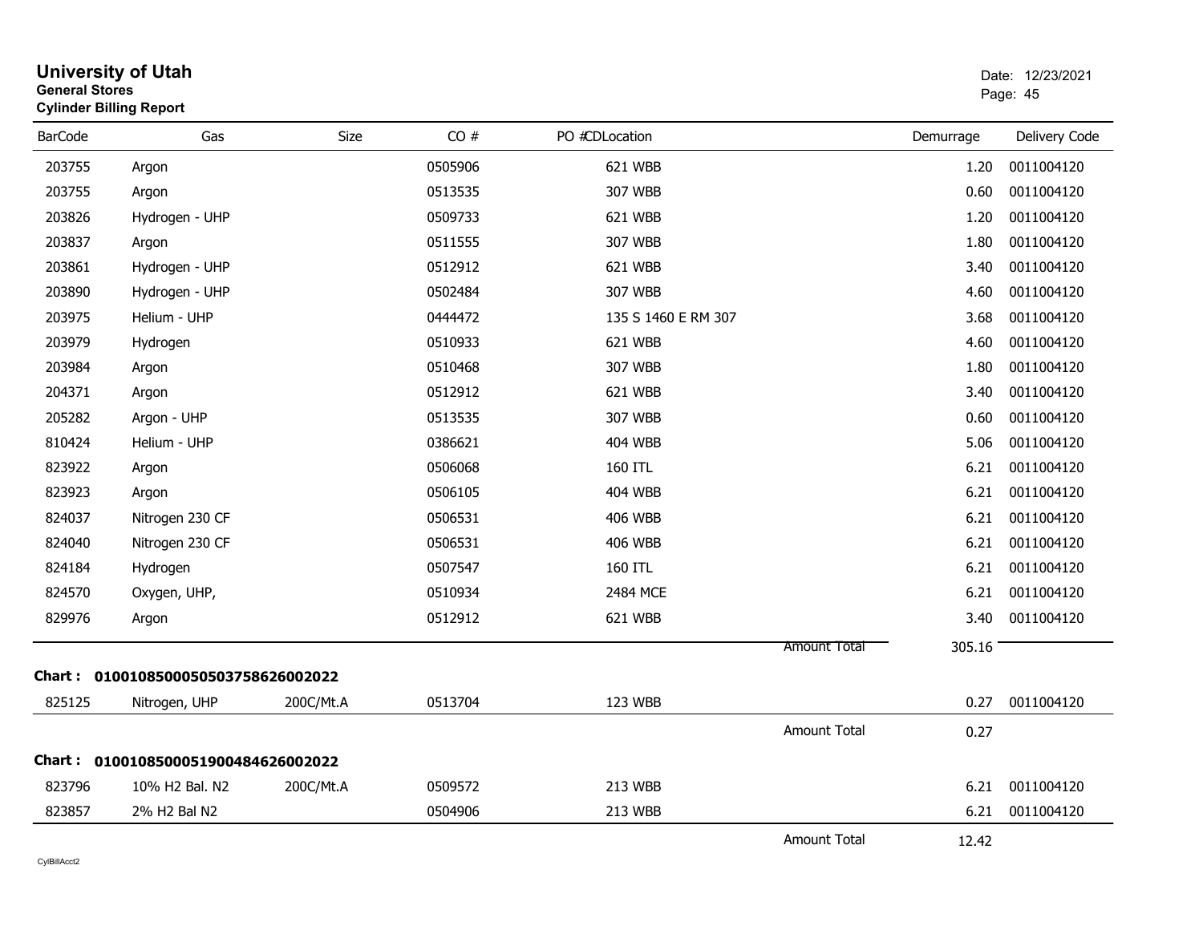# University of Utah

**General Stores**

**Cylinder Billing Report**

Date: 12/23/2021

| BarCode | Gas | Size | CO # | PO #CDLocation | | Demurrage | Delivery Code |
|---|---|---|---|---|---|---|---|
| 203755 | Argon | | 0505906 | 621 WBB | | 1.20 | 0011004120 |
| 203755 | Argon | | 0513535 | 307 WBB | | 0.60 | 0011004120 |
| 203826 | Hydrogen - UHP | | 0509733 | 621 WBB | | 1.20 | 0011004120 |
| 203837 | Argon | | 0511555 | 307 WBB | | 1.80 | 0011004120 |
| 203861 | Hydrogen - UHP | | 0512912 | 621 WBB | | 3.40 | 0011004120 |
| 203890 | Hydrogen - UHP | | 0502484 | 307 WBB | | 4.60 | 0011004120 |
| 203975 | Helium - UHP | | 0444472 | 135 S 1460 E RM 307 | | 3.68 | 0011004120 |
| 203979 | Hydrogen | | 0510933 | 621 WBB | | 4.60 | 0011004120 |
| 203984 | Argon | | 0510468 | 307 WBB | | 1.80 | 0011004120 |
| 204371 | Argon | | 0512912 | 621 WBB | | 3.40 | 0011004120 |
| 205282 | Argon - UHP | | 0513535 | 307 WBB | | 0.60 | 0011004120 |
| 810424 | Helium - UHP | | 0386621 | 404 WBB | | 5.06 | 0011004120 |
| 823922 | Argon | | 0506068 | 160 ITL | | 6.21 | 0011004120 |
| 823923 | Argon | | 0506105 | 404 WBB | | 6.21 | 0011004120 |
| 824037 | Nitrogen 230 CF | | 0506531 | 406 WBB | | 6.21 | 0011004120 |
| 824040 | Nitrogen 230 CF | | 0506531 | 406 WBB | | 6.21 | 0011004120 |
| 824184 | Hydrogen | | 0507547 | 160 ITL | | 6.21 | 0011004120 |
| 824570 | Oxygen, UHP, | | 0510934 | 2484 MCE | | 6.21 | 0011004120 |
| 829976 | Argon | | 0512912 | 621 WBB | | 3.40 | 0011004120 |
| | | | | | Amount Total | 305.16 | |

**Chart : 01001085000505037586260020222**

| BarCode | Gas | Size | CO # | PO #CDLocation | | Demurrage | Delivery Code |
|---|---|---|---|---|---|---|---|
| 825125 | Nitrogen, UHP | 200C/Mt.A | 0513704 | 123 WBB | | 0.27 | 0011004120 |
| | | | | | Amount Total | 0.27 | |

**Chart : 01001085000519004846260020222**

| BarCode | Gas | Size | CO # | PO #CDLocation | | Demurrage | Delivery Code |
|---|---|---|---|---|---|---|---|
| 823796 | 10% H2 Bal. N2 | 200C/Mt.A | 0509572 | 213 WBB | | 6.21 | 0011004120 |
| 823857 | 2% H2 Bal N2 | | 0504906 | 213 WBB | | 6.21 | 0011004120 |
| | | | | | Amount Total | 12.42 | |

CylBillAcct2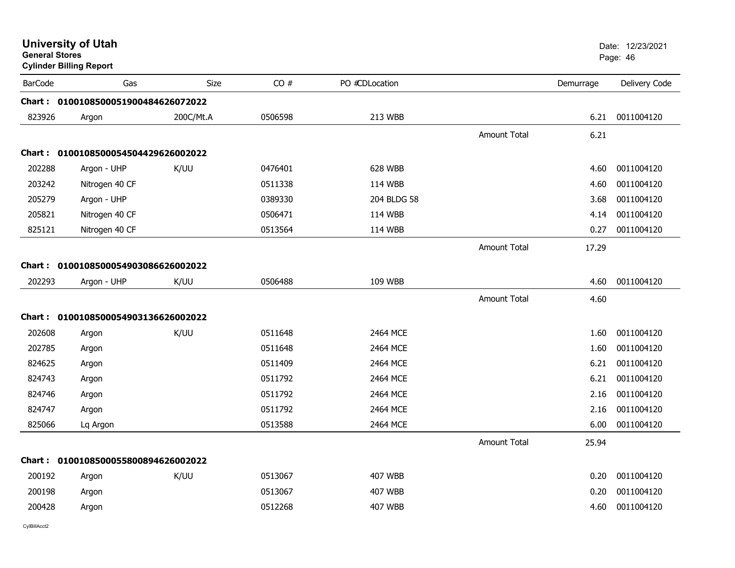# University of Utah
**General Stores**
**Cylinder Billing Report**

Date: 12/23/2021

| BarCode | Gas | Size | CO # | PO #CDLocation | | Demurrage | Delivery Code |
|---|---|---|---|---|---|---|---|
| **Chart : 01001085000519004846260720222** | | | | | | | |
| 823926 | Argon | 200C/Mt.A | 0506598 | 213 WBB | | 6.21 | 0011004120 |
| | | | | | Amount Total | 6.21 | |
| **Chart : 0100108500054504429626002022** | | | | | | | |
| 202288 | Argon - UHP | K/UU | 0476401 | 628 WBB | | 4.60 | 0011004120 |
| 203242 | Nitrogen 40 CF | | 0511338 | 114 WBB | | 4.60 | 0011004120 |
| 205279 | Argon - UHP | | 0389330 | 204 BLDG 58 | | 3.68 | 0011004120 |
| 205821 | Nitrogen 40 CF | | 0506471 | 114 WBB | | 4.14 | 0011004120 |
| 825121 | Nitrogen 40 CF | | 0513564 | 114 WBB | | 0.27 | 0011004120 |
| | | | | | Amount Total | 17.29 | |
| **Chart : 0100108500054903086626002022** | | | | | | | |
| 202293 | Argon - UHP | K/UU | 0506488 | 109 WBB | | 4.60 | 0011004120 |
| | | | | | Amount Total | 4.60 | |
| **Chart : 0100108500054903136626002022** | | | | | | | |
| 202608 | Argon | K/UU | 0511648 | 2464 MCE | | 1.60 | 0011004120 |
| 202785 | Argon | | 0511648 | 2464 MCE | | 1.60 | 0011004120 |
| 824625 | Argon | | 0511409 | 2464 MCE | | 6.21 | 0011004120 |
| 824743 | Argon | | 0511792 | 2464 MCE | | 6.21 | 0011004120 |
| 824746 | Argon | | 0511792 | 2464 MCE | | 2.16 | 0011004120 |
| 824747 | Argon | | 0511792 | 2464 MCE | | 2.16 | 0011004120 |
| 825066 | Lq Argon | | 0513588 | 2464 MCE | | 6.00 | 0011004120 |
| | | | | | Amount Total | 25.94 | |
| **Chart : 0100108500055800894626002022** | | | | | | | |
| 200192 | Argon | K/UU | 0513067 | 407 WBB | | 0.20 | 0011004120 |
| 200198 | Argon | | 0513067 | 407 WBB | | 0.20 | 0011004120 |
| 200428 | Argon | | 0512268 | 407 WBB | | 4.60 | 0011004120 |

CylBillAcct2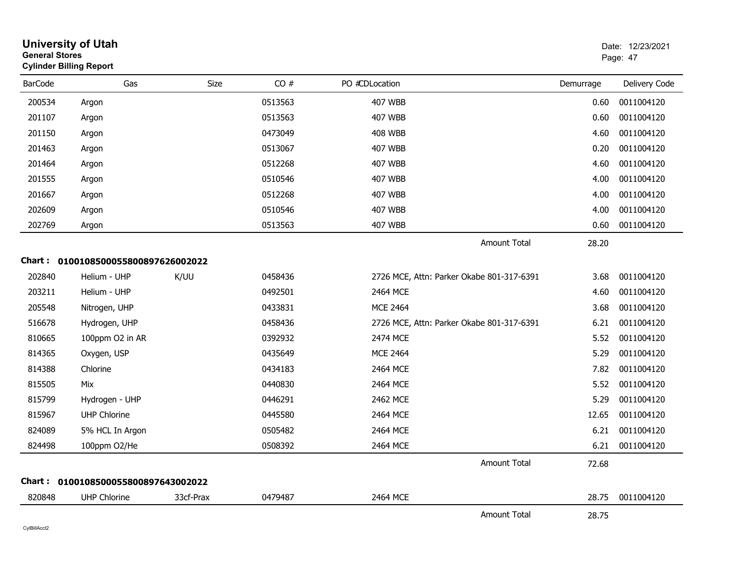# University of Utah
**General Stores**
**Cylinder Billing Report**

Date: 12/23/2021

| BarCode | Gas | Size | CO # | PO # | CDLocation | Demurrage | Delivery Code |
|---|---|---|---|---|---|---|---|
| 200534 | Argon | | 0513563 | | 407 WBB | 0.60 | 0011004120 |
| 201107 | Argon | | 0513563 | | 407 WBB | 0.60 | 0011004120 |
| 201150 | Argon | | 0473049 | | 408 WBB | 4.60 | 0011004120 |
| 201463 | Argon | | 0513067 | | 407 WBB | 0.20 | 0011004120 |
| 201464 | Argon | | 0512268 | | 407 WBB | 4.60 | 0011004120 |
| 201555 | Argon | | 0510546 | | 407 WBB | 4.00 | 0011004120 |
| 201667 | Argon | | 0512268 | | 407 WBB | 4.00 | 0011004120 |
| 202609 | Argon | | 0510546 | | 407 WBB | 4.00 | 0011004120 |
| 202769 | Argon | | 0513563 | | 407 WBB | 0.60 | 0011004120 |
| | | | | | Amount Total | 28.20 | |

**Chart : 01001085000558008976260002022**

| BarCode | Gas | Size | CO # | PO # | CDLocation | Demurrage | Delivery Code |
|---|---|---|---|---|---|---|---|
| 202840 | Helium - UHP | K/UU | 0458436 | | 2726 MCE, Attn: Parker Okabe 801-317-6391 | 3.68 | 0011004120 |
| 203211 | Helium - UHP | | 0492501 | | 2464 MCE | 4.60 | 0011004120 |
| 205548 | Nitrogen, UHP | | 0433831 | | MCE 2464 | 3.68 | 0011004120 |
| 516678 | Hydrogen, UHP | | 0458436 | | 2726 MCE, Attn: Parker Okabe 801-317-6391 | 6.21 | 0011004120 |
| 810665 | 100ppm O2 in AR | | 0392932 | | 2474 MCE | 5.52 | 0011004120 |
| 814365 | Oxygen, USP | | 0435649 | | MCE 2464 | 5.29 | 0011004120 |
| 814388 | Chlorine | | 0434183 | | 2464 MCE | 7.82 | 0011004120 |
| 815505 | Mix | | 0440830 | | 2464 MCE | 5.52 | 0011004120 |
| 815799 | Hydrogen - UHP | | 0446291 | | 2462 MCE | 5.29 | 0011004120 |
| 815967 | UHP Chlorine | | 0445580 | | 2464 MCE | 12.65 | 0011004120 |
| 824089 | 5% HCL In Argon | | 0505482 | | 2464 MCE | 6.21 | 0011004120 |
| 824498 | 100ppm O2/He | | 0508392 | | 2464 MCE | 6.21 | 0011004120 |
| | | | | | Amount Total | 72.68 | |

**Chart : 01001085000558008976430002022**

| BarCode | Gas | Size | CO # | PO # | CDLocation | Demurrage | Delivery Code |
|---|---|---|---|---|---|---|---|
| 820848 | UHP Chlorine | 33cf-Prax | 0479487 | | 2464 MCE | 28.75 | 0011004120 |
| | | | | | Amount Total | 28.75 | |

CylBillAcct2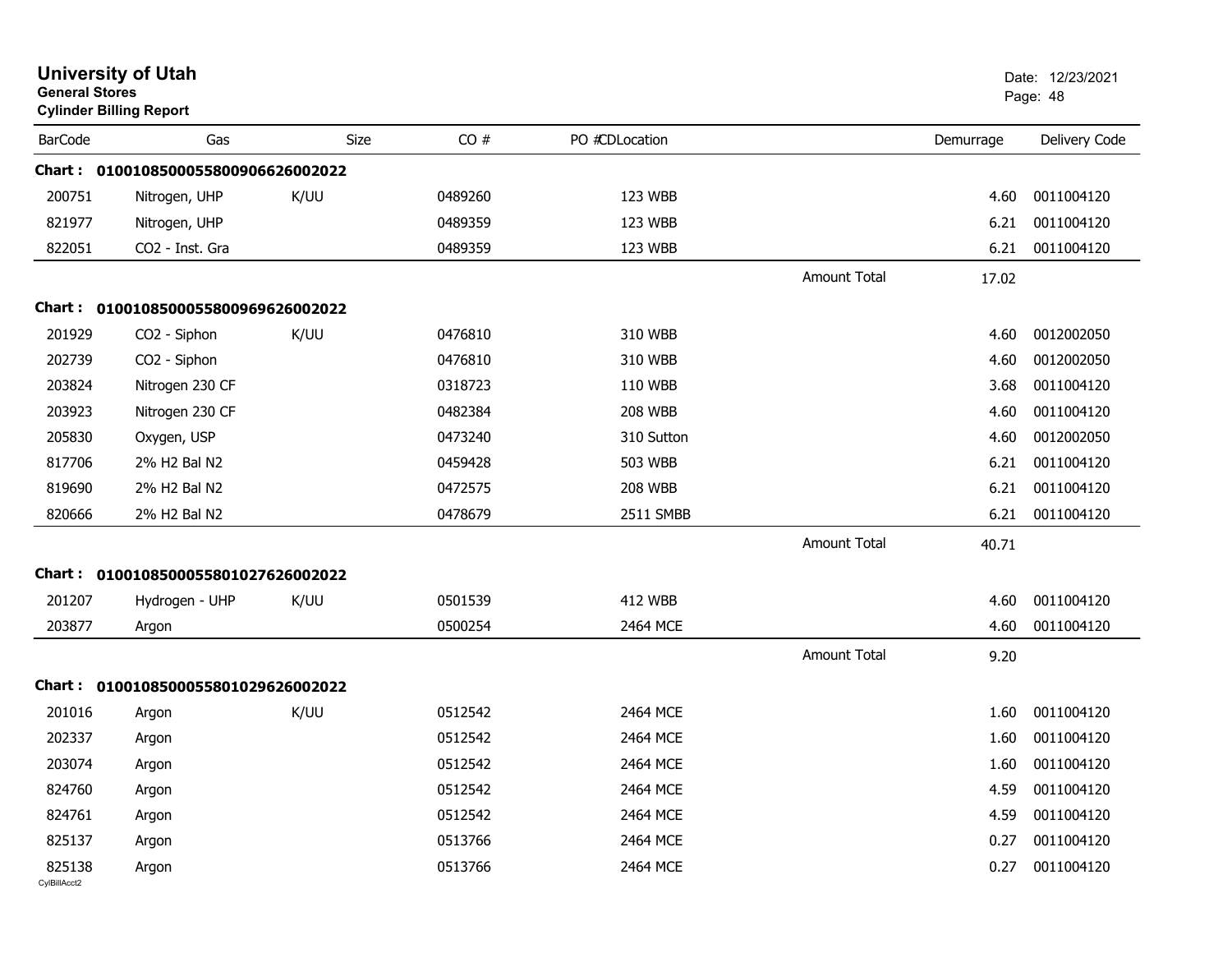# University of Utah
**General Stores**
**Cylinder Billing Report**

Date: 12/23/2021

| BarCode | Gas | Size | CO # | PO # | CDLocation | | Demurrage | Delivery Code |
|---|---|---|---|---|---|---|---|---|
| **Chart :** | **01001085000558009066260020­22** | | | | | | | |
| 200751 | Nitrogen, UHP | K/UU | 0489260 | | 123 WBB | | 4.60 | 0011004120 |
| 821977 | Nitrogen, UHP | | 0489359 | | 123 WBB | | 6.21 | 0011004120 |
| 822051 | CO2 - Inst. Gra | | 0489359 | | 123 WBB | | 6.21 | 0011004120 |
| | | | | | | Amount Total | 17.02 | |
| **Chart :** | **0100108500055800969626002022** | | | | | | | |
| 201929 | CO2 - Siphon | K/UU | 0476810 | | 310 WBB | | 4.60 | 0012002050 |
| 202739 | CO2 - Siphon | | 0476810 | | 310 WBB | | 4.60 | 0012002050 |
| 203824 | Nitrogen 230 CF | | 0318723 | | 110 WBB | | 3.68 | 0011004120 |
| 203923 | Nitrogen 230 CF | | 0482384 | | 208 WBB | | 4.60 | 0011004120 |
| 205830 | Oxygen, USP | | 0473240 | | 310 Sutton | | 4.60 | 0012002050 |
| 817706 | 2% H2 Bal N2 | | 0459428 | | 503 WBB | | 6.21 | 0011004120 |
| 819690 | 2% H2 Bal N2 | | 0472575 | | 208 WBB | | 6.21 | 0011004120 |
| 820666 | 2% H2 Bal N2 | | 0478679 | | 2511 SMBB | | 6.21 | 0011004120 |
| | | | | | | Amount Total | 40.71 | |
| **Chart :** | **0100108500055801027626002022** | | | | | | | |
| 201207 | Hydrogen - UHP | K/UU | 0501539 | | 412 WBB | | 4.60 | 0011004120 |
| 203877 | Argon | | 0500254 | | 2464 MCE | | 4.60 | 0011004120 |
| | | | | | | Amount Total | 9.20 | |
| **Chart :** | **0100108500055801029626002022** | | | | | | | |
| 201016 | Argon | K/UU | 0512542 | | 2464 MCE | | 1.60 | 0011004120 |
| 202337 | Argon | | 0512542 | | 2464 MCE | | 1.60 | 0011004120 |
| 203074 | Argon | | 0512542 | | 2464 MCE | | 1.60 | 0011004120 |
| 824760 | Argon | | 0512542 | | 2464 MCE | | 4.59 | 0011004120 |
| 824761 | Argon | | 0512542 | | 2464 MCE | | 4.59 | 0011004120 |
| 825137 | Argon | | 0513766 | | 2464 MCE | | 0.27 | 0011004120 |
| 825138 | Argon | | 0513766 | | 2464 MCE | | 0.27 | 0011004120 |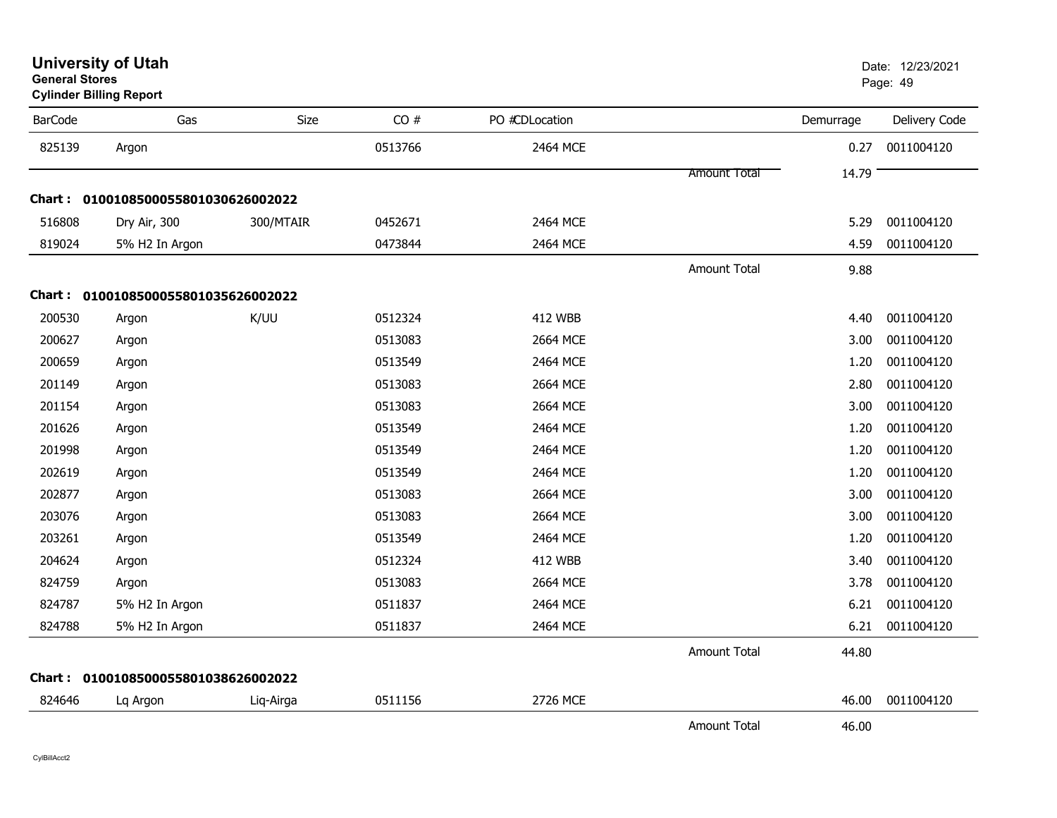# University of Utah

**General Stores**

**Cylinder Billing Report**

Date: 12/23/2021

| BarCode | Gas | Size | CO # | PO #CDLocation | | Demurrage | Delivery Code |
|---|---|---|---|---|---|---|---|
| 825139 | Argon | | 0513766 | 2464 MCE | | 0.27 | 0011004120 |
| | | | | | Amount Total | 14.79 | |

**Chart : 01001085000558010306260020 22**

| BarCode | Gas | Size | CO # | PO #CDLocation | | Demurrage | Delivery Code |
|---|---|---|---|---|---|---|---|
| 516808 | Dry Air, 300 | 300/MTAIR | 0452671 | 2464 MCE | | 5.29 | 0011004120 |
| 819024 | 5% H2 In Argon | | 0473844 | 2464 MCE | | 4.59 | 0011004120 |
| | | | | | Amount Total | 9.88 | |

**Chart : 0100108500055801035626002022**

| BarCode | Gas | Size | CO # | PO #CDLocation | | Demurrage | Delivery Code |
|---|---|---|---|---|---|---|---|
| 200530 | Argon | K/UU | 0512324 | 412 WBB | | 4.40 | 0011004120 |
| 200627 | Argon | | 0513083 | 2664 MCE | | 3.00 | 0011004120 |
| 200659 | Argon | | 0513549 | 2464 MCE | | 1.20 | 0011004120 |
| 201149 | Argon | | 0513083 | 2664 MCE | | 2.80 | 0011004120 |
| 201154 | Argon | | 0513083 | 2664 MCE | | 3.00 | 0011004120 |
| 201626 | Argon | | 0513549 | 2464 MCE | | 1.20 | 0011004120 |
| 201998 | Argon | | 0513549 | 2464 MCE | | 1.20 | 0011004120 |
| 202619 | Argon | | 0513549 | 2464 MCE | | 1.20 | 0011004120 |
| 202877 | Argon | | 0513083 | 2664 MCE | | 3.00 | 0011004120 |
| 203076 | Argon | | 0513083 | 2664 MCE | | 3.00 | 0011004120 |
| 203261 | Argon | | 0513549 | 2464 MCE | | 1.20 | 0011004120 |
| 204624 | Argon | | 0512324 | 412 WBB | | 3.40 | 0011004120 |
| 824759 | Argon | | 0513083 | 2664 MCE | | 3.78 | 0011004120 |
| 824787 | 5% H2 In Argon | | 0511837 | 2464 MCE | | 6.21 | 0011004120 |
| 824788 | 5% H2 In Argon | | 0511837 | 2464 MCE | | 6.21 | 0011004120 |
| | | | | | Amount Total | 44.80 | |

**Chart : 0100108500055801038626002022**

| BarCode | Gas | Size | CO # | PO #CDLocation | | Demurrage | Delivery Code |
|---|---|---|---|---|---|---|---|
| 824646 | Lq Argon | Liq-Airga | 0511156 | 2726 MCE | | 46.00 | 0011004120 |
| | | | | | Amount Total | 46.00 | |

CylBillAcct2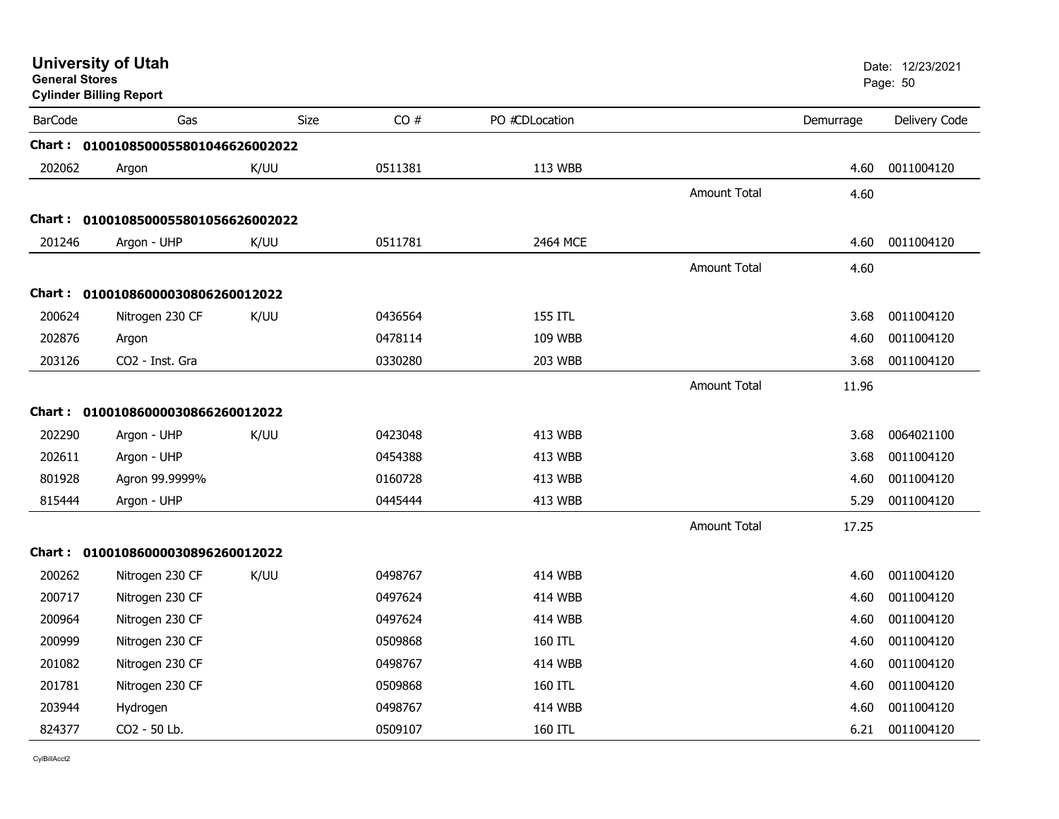**University of Utah**
**General Stores**
**Cylinder Billing Report**

Date: 12/23/2021

| BarCode | Gas | Size | CO # | PO #CDLocation | | Demurrage | Delivery Code |
|---|---|---|---|---|---|---|---|
| **Chart : 01001085000558010466260020​22** | | | | | | | |
| 202062 | Argon | K/UU | 0511381 | 113 WBB | | 4.60 | 0011004120 |
| | | | | | Amount Total | 4.60 | |
| **Chart : 010010850005580105662600202​2** | | | | | | | |
| 201246 | Argon - UHP | K/UU | 0511781 | 2464 MCE | | 4.60 | 0011004120 |
| | | | | | Amount Total | 4.60 | |
| **Chart : 01001086000030806260012022** | | | | | | | |
| 200624 | Nitrogen 230 CF | K/UU | 0436564 | 155 ITL | | 3.68 | 0011004120 |
| 202876 | Argon | | 0478114 | 109 WBB | | 4.60 | 0011004120 |
| 203126 | CO2 - Inst. Gra | | 0330280 | 203 WBB | | 3.68 | 0011004120 |
| | | | | | Amount Total | 11.96 | |
| **Chart : 01001086000030866260012022** | | | | | | | |
| 202290 | Argon - UHP | K/UU | 0423048 | 413 WBB | | 3.68 | 0064021100 |
| 202611 | Argon - UHP | | 0454388 | 413 WBB | | 3.68 | 0011004120 |
| 801928 | Agron 99.9999% | | 0160728 | 413 WBB | | 4.60 | 0011004120 |
| 815444 | Argon - UHP | | 0445444 | 413 WBB | | 5.29 | 0011004120 |
| | | | | | Amount Total | 17.25 | |
| **Chart : 01001086000030896260012022** | | | | | | | |
| 200262 | Nitrogen 230 CF | K/UU | 0498767 | 414 WBB | | 4.60 | 0011004120 |
| 200717 | Nitrogen 230 CF | | 0497624 | 414 WBB | | 4.60 | 0011004120 |
| 200964 | Nitrogen 230 CF | | 0497624 | 414 WBB | | 4.60 | 0011004120 |
| 200999 | Nitrogen 230 CF | | 0509868 | 160 ITL | | 4.60 | 0011004120 |
| 201082 | Nitrogen 230 CF | | 0498767 | 414 WBB | | 4.60 | 0011004120 |
| 201781 | Nitrogen 230 CF | | 0509868 | 160 ITL | | 4.60 | 0011004120 |
| 203944 | Hydrogen | | 0498767 | 414 WBB | | 4.60 | 0011004120 |
| 824377 | CO2 - 50 Lb. | | 0509107 | 160 ITL | | 6.21 | 0011004120 |

CylBillAcct2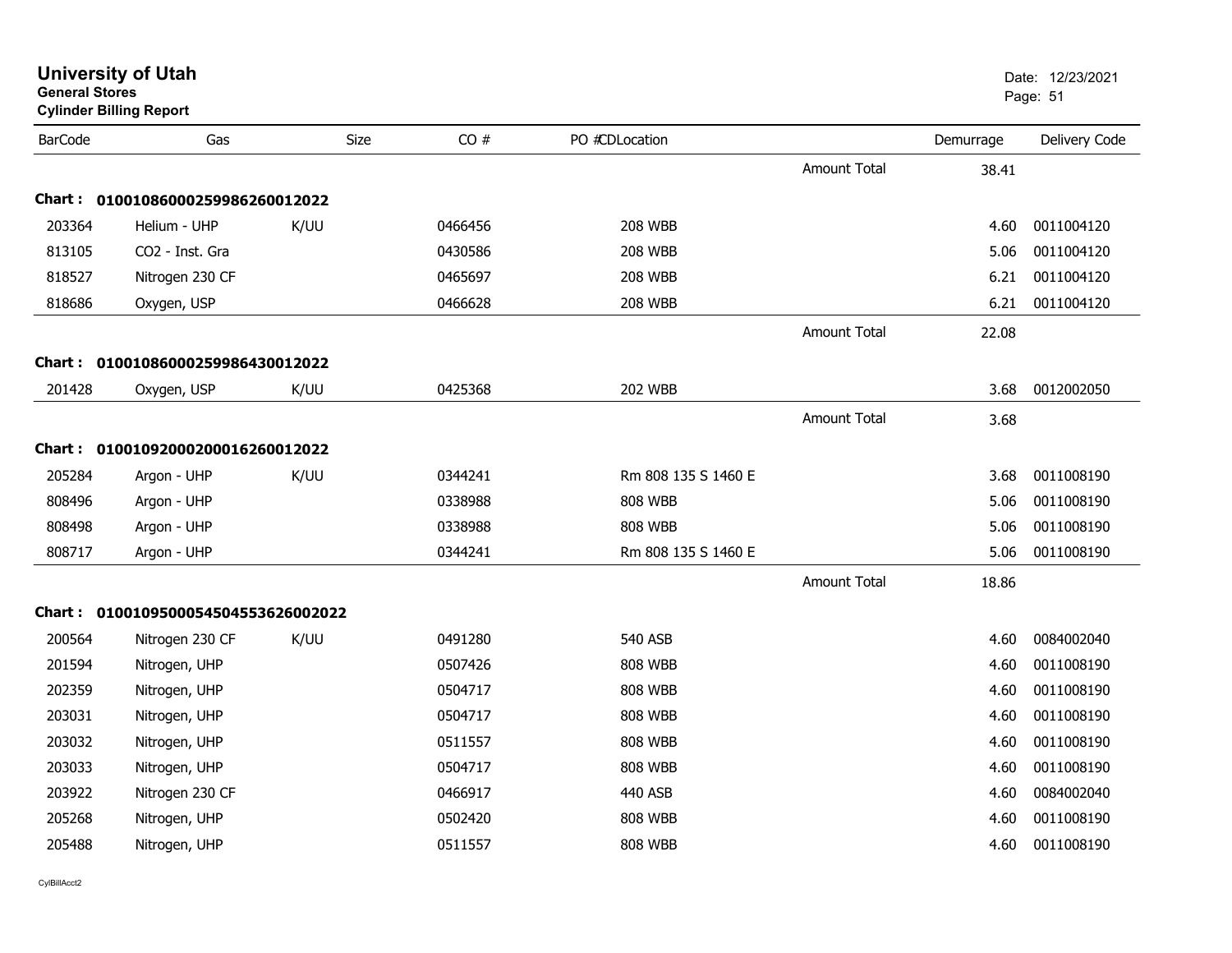# University of Utah
**General Stores**
**Cylinder Billing Report**

Date: 12/23/2021

| BarCode | Gas | Size | CO # | PO #CDLocation | | Demurrage | Delivery Code |
|---|---|---|---|---|---|---|---|
| | | | | | Amount Total | 38.41 | |
| **Chart :** | **01001086000259986260012022** | | | | | | |
| 203364 | Helium - UHP | K/UU | 0466456 | 208 WBB | | 4.60 | 0011004120 |
| 813105 | CO2 - Inst. Gra | | 0430586 | 208 WBB | | 5.06 | 0011004120 |
| 818527 | Nitrogen 230 CF | | 0465697 | 208 WBB | | 6.21 | 0011004120 |
| 818686 | Oxygen, USP | | 0466628 | 208 WBB | | 6.21 | 0011004120 |
| | | | | | Amount Total | 22.08 | |
| **Chart :** | **01001086000259986430012022** | | | | | | |
| 201428 | Oxygen, USP | K/UU | 0425368 | 202 WBB | | 3.68 | 0012002050 |
| | | | | | Amount Total | 3.68 | |
| **Chart :** | **01001092000200016260012022** | | | | | | |
| 205284 | Argon - UHP | K/UU | 0344241 | Rm 808 135 S 1460 E | | 3.68 | 0011008190 |
| 808496 | Argon - UHP | | 0338988 | 808 WBB | | 5.06 | 0011008190 |
| 808498 | Argon - UHP | | 0338988 | 808 WBB | | 5.06 | 0011008190 |
| 808717 | Argon - UHP | | 0344241 | Rm 808 135 S 1460 E | | 5.06 | 0011008190 |
| | | | | | Amount Total | 18.86 | |
| **Chart :** | **01001095000545045536260020222** | | | | | | |
| 200564 | Nitrogen 230 CF | K/UU | 0491280 | 540 ASB | | 4.60 | 0084002040 |
| 201594 | Nitrogen, UHP | | 0507426 | 808 WBB | | 4.60 | 0011008190 |
| 202359 | Nitrogen, UHP | | 0504717 | 808 WBB | | 4.60 | 0011008190 |
| 203031 | Nitrogen, UHP | | 0504717 | 808 WBB | | 4.60 | 0011008190 |
| 203032 | Nitrogen, UHP | | 0511557 | 808 WBB | | 4.60 | 0011008190 |
| 203033 | Nitrogen, UHP | | 0504717 | 808 WBB | | 4.60 | 0011008190 |
| 203922 | Nitrogen 230 CF | | 0466917 | 440 ASB | | 4.60 | 0084002040 |
| 205268 | Nitrogen, UHP | | 0502420 | 808 WBB | | 4.60 | 0011008190 |
| 205488 | Nitrogen, UHP | | 0511557 | 808 WBB | | 4.60 | 0011008190 |

CylBillAcct2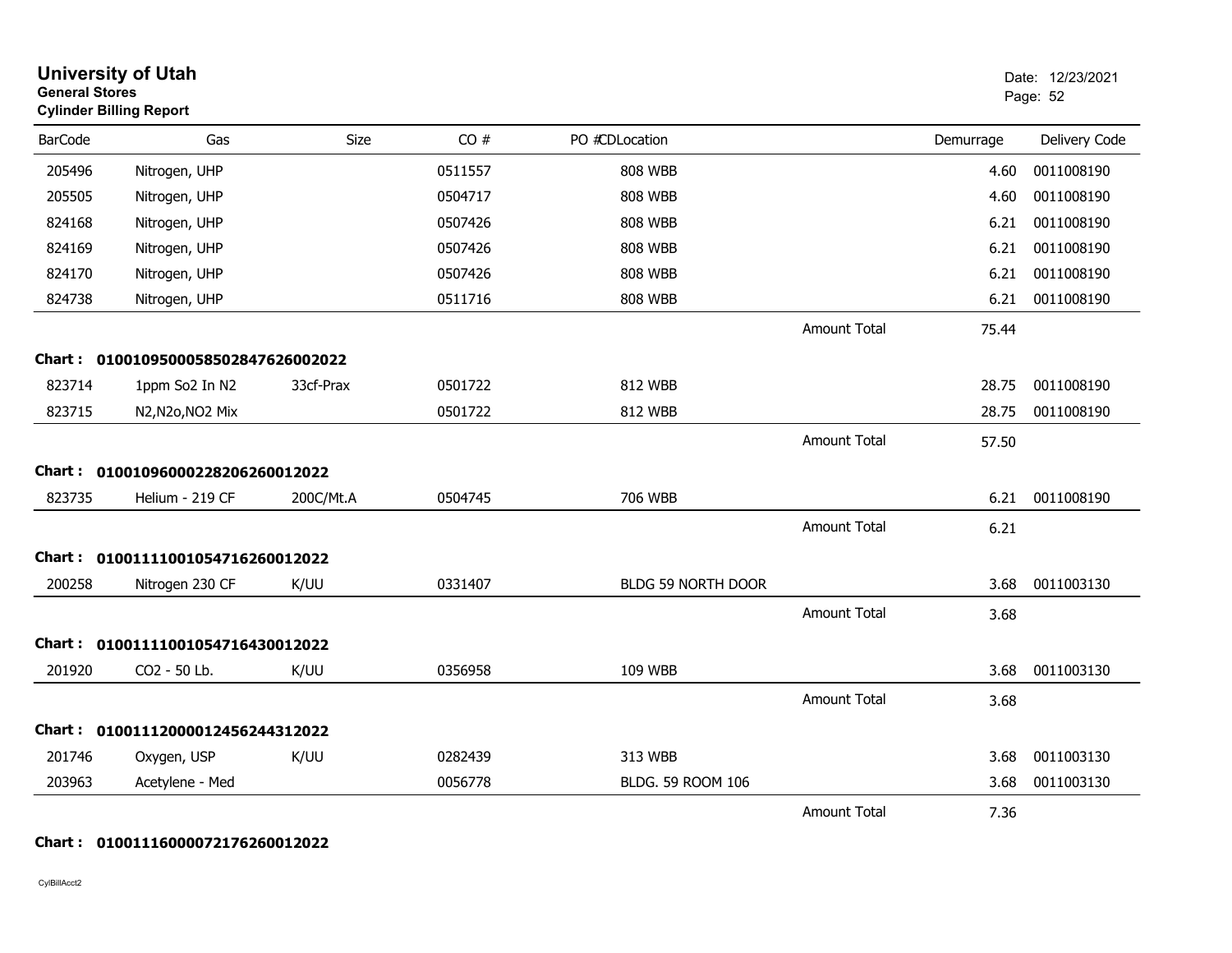# University of Utah
**General Stores**
**Cylinder Billing Report**

Date: 12/23/2021

| BarCode | Gas | Size | CO # | PO #CDLocation | | Demurrage | Delivery Code |
|---|---|---|---|---|---|---|---|
| 205496 | Nitrogen, UHP | | 0511557 | 808 WBB | | 4.60 | 0011008190 |
| 205505 | Nitrogen, UHP | | 0504717 | 808 WBB | | 4.60 | 0011008190 |
| 824168 | Nitrogen, UHP | | 0507426 | 808 WBB | | 6.21 | 0011008190 |
| 824169 | Nitrogen, UHP | | 0507426 | 808 WBB | | 6.21 | 0011008190 |
| 824170 | Nitrogen, UHP | | 0507426 | 808 WBB | | 6.21 | 0011008190 |
| 824738 | Nitrogen, UHP | | 0511716 | 808 WBB | | 6.21 | 0011008190 |
| | | | | | Amount Total | 75.44 | |

**Chart : 01001095000585028476260020​22**

| BarCode | Gas | Size | CO # | PO #CDLocation | | Demurrage | Delivery Code |
|---|---|---|---|---|---|---|---|
| 823714 | 1ppm So2 In N2 | 33cf-Prax | 0501722 | 812 WBB | | 28.75 | 0011008190 |
| 823715 | N2,N2o,NO2 Mix | | 0501722 | 812 WBB | | 28.75 | 0011008190 |
| | | | | | Amount Total | 57.50 | |

**Chart : 0100109600022820626001​2022**

| BarCode | Gas | Size | CO # | PO #CDLocation | | Demurrage | Delivery Code |
|---|---|---|---|---|---|---|---|
| 823735 | Helium - 219 CF | 200C/Mt.A | 0504745 | 706 WBB | | 6.21 | 0011008190 |
| | | | | | Amount Total | 6.21 | |

**Chart : 01001111001054716260012022**

| BarCode | Gas | Size | CO # | PO #CDLocation | | Demurrage | Delivery Code |
|---|---|---|---|---|---|---|---|
| 200258 | Nitrogen 230 CF | K/UU | 0331407 | BLDG 59 NORTH DOOR | | 3.68 | 0011003130 |
| | | | | | Amount Total | 3.68 | |

**Chart : 01001111001054716430012022**

| BarCode | Gas | Size | CO # | PO #CDLocation | | Demurrage | Delivery Code |
|---|---|---|---|---|---|---|---|
| 201920 | CO2 - 50 Lb. | K/UU | 0356958 | 109 WBB | | 3.68 | 0011003130 |
| | | | | | Amount Total | 3.68 | |

**Chart : 01001112000012456244312022**

| BarCode | Gas | Size | CO # | PO #CDLocation | | Demurrage | Delivery Code |
|---|---|---|---|---|---|---|---|
| 201746 | Oxygen, USP | K/UU | 0282439 | 313 WBB | | 3.68 | 0011003130 |
| 203963 | Acetylene - Med | | 0056778 | BLDG. 59 ROOM 106 | | 3.68 | 0011003130 |
| | | | | | Amount Total | 7.36 | |

**Chart : 01001116000072176260012022**

CylBillAcct2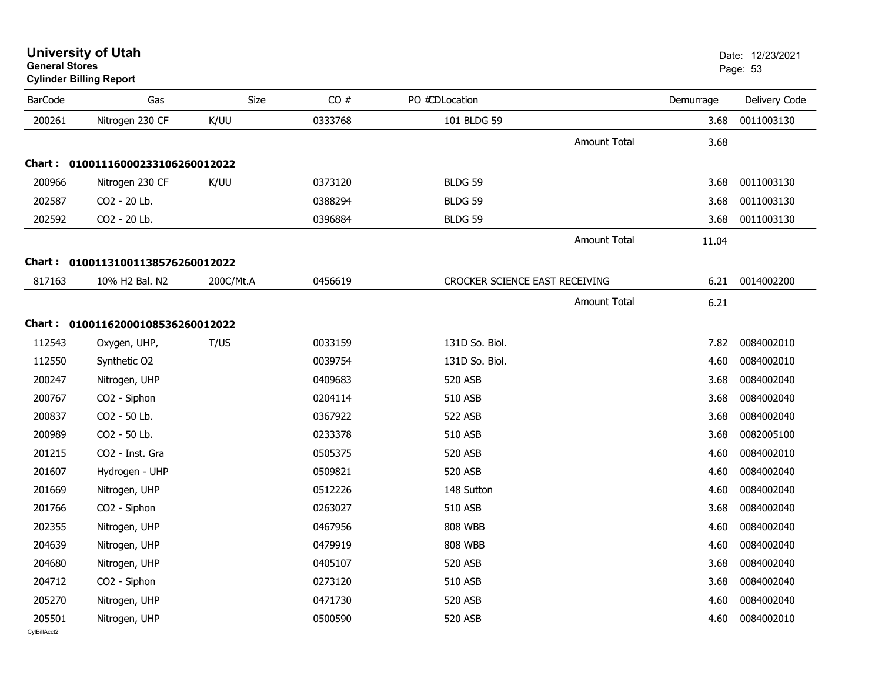# University of Utah

**General Stores**

**Cylinder Billing Report**

| BarCode | Gas | Size | CO # | PO # | CDLocation | Demurrage | Delivery Code |
|---|---|---|---|---|---|---|---|
| 200261 | Nitrogen 230 CF | K/UU | 0333768 | | 101 BLDG 59 | 3.68 | 0011003130 |
| | | | | | Amount Total | 3.68 | |

**Chart : 01001116000233106260012022**

| BarCode | Gas | Size | CO # | PO # | CDLocation | Demurrage | Delivery Code |
|---|---|---|---|---|---|---|---|
| 200966 | Nitrogen 230 CF | K/UU | 0373120 | | BLDG 59 | 3.68 | 0011003130 |
| 202587 | CO2 - 20 Lb. | | 0388294 | | BLDG 59 | 3.68 | 0011003130 |
| 202592 | CO2 - 20 Lb. | | 0396884 | | BLDG 59 | 3.68 | 0011003130 |
| | | | | | Amount Total | 11.04 | |

**Chart : 01001131001138576260012022**

| BarCode | Gas | Size | CO # | PO # | CDLocation | Demurrage | Delivery Code |
|---|---|---|---|---|---|---|---|
| 817163 | 10% H2 Bal. N2 | 200C/Mt.A | 0456619 | | CROCKER SCIENCE EAST RECEIVING | 6.21 | 0014002200 |
| | | | | | Amount Total | 6.21 | |

**Chart : 01001162000108536260012022**

| BarCode | Gas | Size | CO # | PO # | CDLocation | Demurrage | Delivery Code |
|---|---|---|---|---|---|---|---|
| 112543 | Oxygen, UHP, | T/US | 0033159 | | 131D So. Biol. | 7.82 | 0084002010 |
| 112550 | Synthetic O2 | | 0039754 | | 131D So. Biol. | 4.60 | 0084002010 |
| 200247 | Nitrogen, UHP | | 0409683 | | 520 ASB | 3.68 | 0084002040 |
| 200767 | CO2 - Siphon | | 0204114 | | 510 ASB | 3.68 | 0084002040 |
| 200837 | CO2 - 50 Lb. | | 0367922 | | 522 ASB | 3.68 | 0084002040 |
| 200989 | CO2 - 50 Lb. | | 0233378 | | 510 ASB | 3.68 | 0082005100 |
| 201215 | CO2 - Inst. Gra | | 0505375 | | 520 ASB | 4.60 | 0084002010 |
| 201607 | Hydrogen - UHP | | 0509821 | | 520 ASB | 4.60 | 0084002040 |
| 201669 | Nitrogen, UHP | | 0512226 | | 148 Sutton | 4.60 | 0084002040 |
| 201766 | CO2 - Siphon | | 0263027 | | 510 ASB | 3.68 | 0084002040 |
| 202355 | Nitrogen, UHP | | 0467956 | | 808 WBB | 4.60 | 0084002040 |
| 204639 | Nitrogen, UHP | | 0479919 | | 808 WBB | 4.60 | 0084002040 |
| 204680 | Nitrogen, UHP | | 0405107 | | 520 ASB | 3.68 | 0084002040 |
| 204712 | CO2 - Siphon | | 0273120 | | 510 ASB | 3.68 | 0084002040 |
| 205270 | Nitrogen, UHP | | 0471730 | | 520 ASB | 4.60 | 0084002040 |
| 205501 | Nitrogen, UHP | | 0500590 | | 520 ASB | 4.60 | 0084002010 |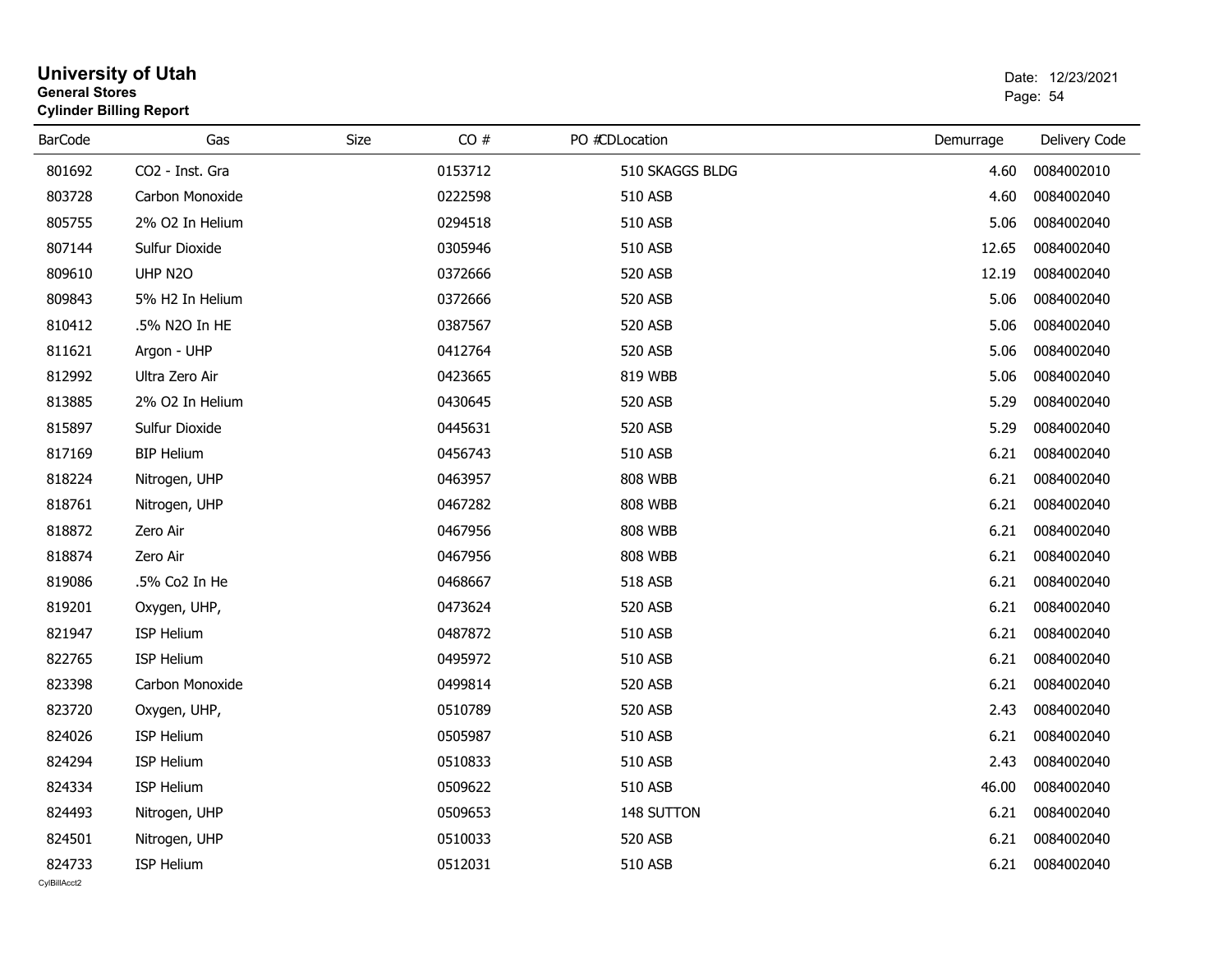# University of Utah

**General Stores**

**Cylinder Billing Report**

Date: 12/23/2021

| BarCode | Gas | Size | CO # | PO # | CDLocation | Demurrage | Delivery Code |
|---|---|---|---|---|---|---|---|
| 801692 | CO2 - Inst. Gra | | 0153712 | | 510 SKAGGS BLDG | 4.60 | 0084002010 |
| 803728 | Carbon Monoxide | | 0222598 | | 510 ASB | 4.60 | 0084002040 |
| 805755 | 2% O2 In Helium | | 0294518 | | 510 ASB | 5.06 | 0084002040 |
| 807144 | Sulfur Dioxide | | 0305946 | | 510 ASB | 12.65 | 0084002040 |
| 809610 | UHP N2O | | 0372666 | | 520 ASB | 12.19 | 0084002040 |
| 809843 | 5% H2 In Helium | | 0372666 | | 520 ASB | 5.06 | 0084002040 |
| 810412 | .5% N2O In HE | | 0387567 | | 520 ASB | 5.06 | 0084002040 |
| 811621 | Argon - UHP | | 0412764 | | 520 ASB | 5.06 | 0084002040 |
| 812992 | Ultra Zero Air | | 0423665 | | 819 WBB | 5.06 | 0084002040 |
| 813885 | 2% O2 In Helium | | 0430645 | | 520 ASB | 5.29 | 0084002040 |
| 815897 | Sulfur Dioxide | | 0445631 | | 520 ASB | 5.29 | 0084002040 |
| 817169 | BIP Helium | | 0456743 | | 510 ASB | 6.21 | 0084002040 |
| 818224 | Nitrogen, UHP | | 0463957 | | 808 WBB | 6.21 | 0084002040 |
| 818761 | Nitrogen, UHP | | 0467282 | | 808 WBB | 6.21 | 0084002040 |
| 818872 | Zero Air | | 0467956 | | 808 WBB | 6.21 | 0084002040 |
| 818874 | Zero Air | | 0467956 | | 808 WBB | 6.21 | 0084002040 |
| 819086 | .5% Co2 In He | | 0468667 | | 518 ASB | 6.21 | 0084002040 |
| 819201 | Oxygen, UHP, | | 0473624 | | 520 ASB | 6.21 | 0084002040 |
| 821947 | ISP Helium | | 0487872 | | 510 ASB | 6.21 | 0084002040 |
| 822765 | ISP Helium | | 0495972 | | 510 ASB | 6.21 | 0084002040 |
| 823398 | Carbon Monoxide | | 0499814 | | 520 ASB | 6.21 | 0084002040 |
| 823720 | Oxygen, UHP, | | 0510789 | | 520 ASB | 2.43 | 0084002040 |
| 824026 | ISP Helium | | 0505987 | | 510 ASB | 6.21 | 0084002040 |
| 824294 | ISP Helium | | 0510833 | | 510 ASB | 2.43 | 0084002040 |
| 824334 | ISP Helium | | 0509622 | | 510 ASB | 46.00 | 0084002040 |
| 824493 | Nitrogen, UHP | | 0509653 | | 148 SUTTON | 6.21 | 0084002040 |
| 824501 | Nitrogen, UHP | | 0510033 | | 520 ASB | 6.21 | 0084002040 |
| 824733 | ISP Helium | | 0512031 | | 510 ASB | 6.21 | 0084002040 |

CylBillAcct2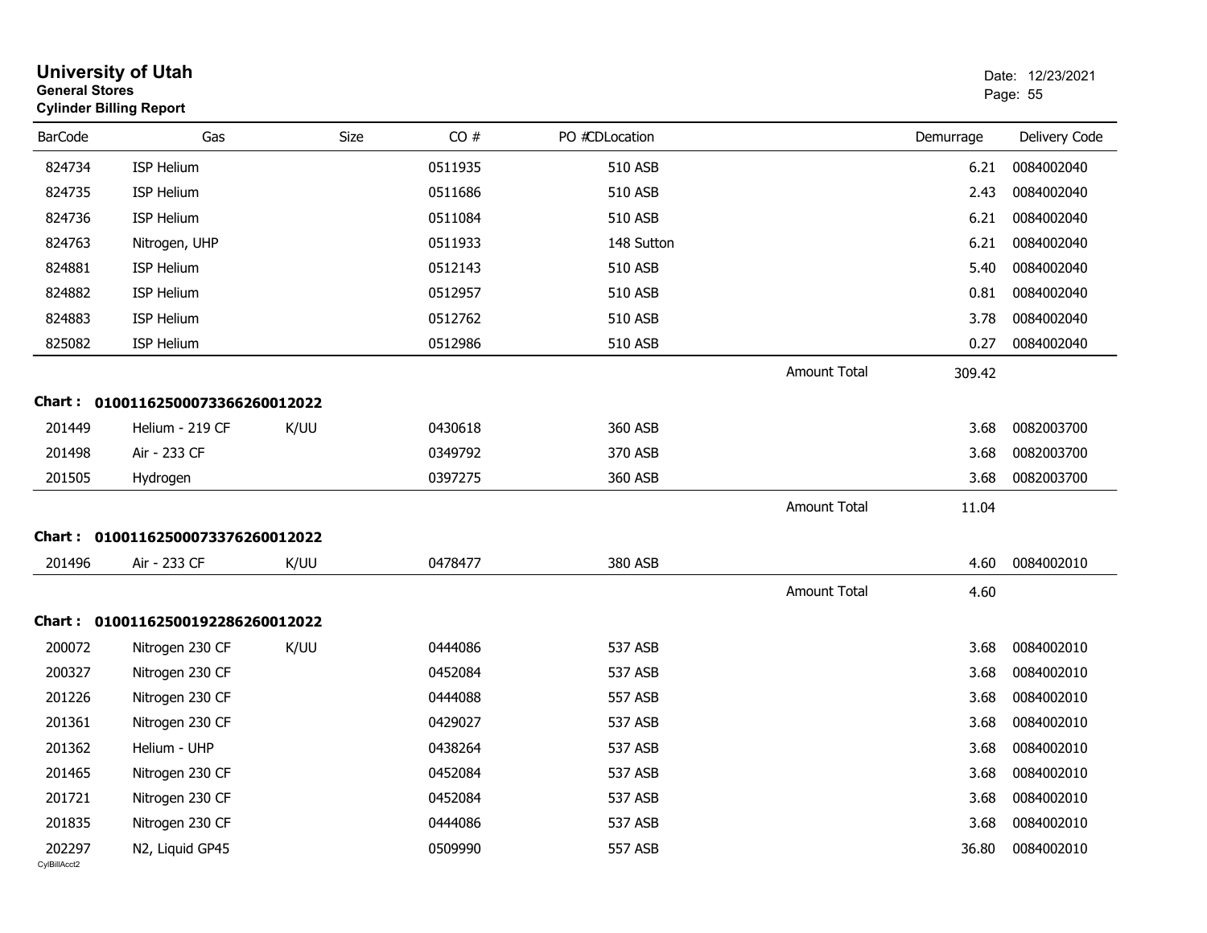**University of Utah**
**General Stores**
**Cylinder Billing Report**

Date: 12/23/2021

| BarCode | Gas | Size | CO # | PO #CDLocation | | Demurrage | Delivery Code |
|---|---|---|---|---|---|---|---|
| 824734 | ISP Helium | | 0511935 | 510 ASB | | 6.21 | 0084002040 |
| 824735 | ISP Helium | | 0511686 | 510 ASB | | 2.43 | 0084002040 |
| 824736 | ISP Helium | | 0511084 | 510 ASB | | 6.21 | 0084002040 |
| 824763 | Nitrogen, UHP | | 0511933 | 148 Sutton | | 6.21 | 0084002040 |
| 824881 | ISP Helium | | 0512143 | 510 ASB | | 5.40 | 0084002040 |
| 824882 | ISP Helium | | 0512957 | 510 ASB | | 0.81 | 0084002040 |
| 824883 | ISP Helium | | 0512762 | 510 ASB | | 3.78 | 0084002040 |
| 825082 | ISP Helium | | 0512986 | 510 ASB | | 0.27 | 0084002040 |
| | | | | | Amount Total | 309.42 | |

**Chart : 01001162500073366260012022**

| BarCode | Gas | Size | CO # | PO #CDLocation | | Demurrage | Delivery Code |
|---|---|---|---|---|---|---|---|
| 201449 | Helium - 219 CF | K/UU | 0430618 | 360 ASB | | 3.68 | 0082003700 |
| 201498 | Air - 233 CF | | 0349792 | 370 ASB | | 3.68 | 0082003700 |
| 201505 | Hydrogen | | 0397275 | 360 ASB | | 3.68 | 0082003700 |
| | | | | | Amount Total | 11.04 | |

**Chart : 01001162500073376260012022**

| BarCode | Gas | Size | CO # | PO #CDLocation | | Demurrage | Delivery Code |
|---|---|---|---|---|---|---|---|
| 201496 | Air - 233 CF | K/UU | 0478477 | 380 ASB | | 4.60 | 0084002010 |
| | | | | | Amount Total | 4.60 | |

**Chart : 01001162500192286260012022**

| BarCode | Gas | Size | CO # | PO #CDLocation | | Demurrage | Delivery Code |
|---|---|---|---|---|---|---|---|
| 200072 | Nitrogen 230 CF | K/UU | 0444086 | 537 ASB | | 3.68 | 0084002010 |
| 200327 | Nitrogen 230 CF | | 0452084 | 537 ASB | | 3.68 | 0084002010 |
| 201226 | Nitrogen 230 CF | | 0444088 | 557 ASB | | 3.68 | 0084002010 |
| 201361 | Nitrogen 230 CF | | 0429027 | 537 ASB | | 3.68 | 0084002010 |
| 201362 | Helium - UHP | | 0438264 | 537 ASB | | 3.68 | 0084002010 |
| 201465 | Nitrogen 230 CF | | 0452084 | 537 ASB | | 3.68 | 0084002010 |
| 201721 | Nitrogen 230 CF | | 0452084 | 537 ASB | | 3.68 | 0084002010 |
| 201835 | Nitrogen 230 CF | | 0444086 | 537 ASB | | 3.68 | 0084002010 |
| 202297 | N2, Liquid GP45 | | 0509990 | 557 ASB | | 36.80 | 0084002010 |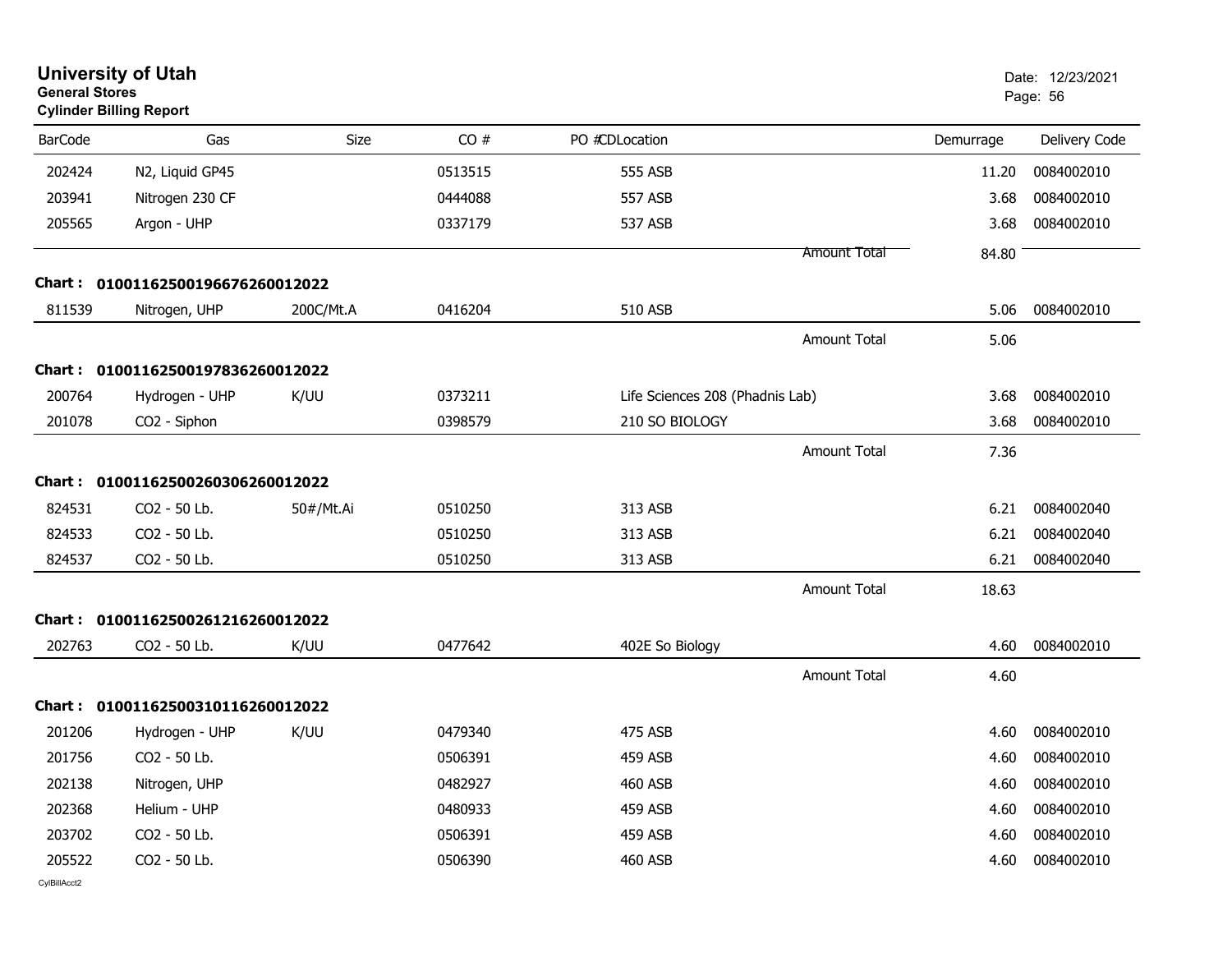# University of Utah
**General Stores**
**Cylinder Billing Report**

Date: 12/23/2021

| BarCode | Gas | Size | CO # | PO #CDLocation | | Demurrage | Delivery Code |
|---|---|---|---|---|---|---|---|
| 202424 | N2, Liquid GP45 | | 0513515 | 555 ASB | | 11.20 | 0084002010 |
| 203941 | Nitrogen 230 CF | | 0444088 | 557 ASB | | 3.68 | 0084002010 |
| 205565 | Argon - UHP | | 0337179 | 537 ASB | | 3.68 | 0084002010 |
| | | | | | Amount Total | 84.80 | |
| **Chart :** | **01001162500196676260012022** | | | | | | |
| 811539 | Nitrogen, UHP | 200C/Mt.A | 0416204 | 510 ASB | | 5.06 | 0084002010 |
| | | | | | Amount Total | 5.06 | |
| **Chart :** | **01001162500197836260012022** | | | | | | |
| 200764 | Hydrogen - UHP | K/UU | 0373211 | Life Sciences 208 (Phadnis Lab) | | 3.68 | 0084002010 |
| 201078 | CO2 - Siphon | | 0398579 | 210 SO BIOLOGY | | 3.68 | 0084002010 |
| | | | | | Amount Total | 7.36 | |
| **Chart :** | **01001162500260306260012022** | | | | | | |
| 824531 | CO2 - 50 Lb. | 50#/Mt.Ai | 0510250 | 313 ASB | | 6.21 | 0084002040 |
| 824533 | CO2 - 50 Lb. | | 0510250 | 313 ASB | | 6.21 | 0084002040 |
| 824537 | CO2 - 50 Lb. | | 0510250 | 313 ASB | | 6.21 | 0084002040 |
| | | | | | Amount Total | 18.63 | |
| **Chart :** | **01001162500261216260012022** | | | | | | |
| 202763 | CO2 - 50 Lb. | K/UU | 0477642 | 402E So Biology | | 4.60 | 0084002010 |
| | | | | | Amount Total | 4.60 | |
| **Chart :** | **01001162500310116260012022** | | | | | | |
| 201206 | Hydrogen - UHP | K/UU | 0479340 | 475 ASB | | 4.60 | 0084002010 |
| 201756 | CO2 - 50 Lb. | | 0506391 | 459 ASB | | 4.60 | 0084002010 |
| 202138 | Nitrogen, UHP | | 0482927 | 460 ASB | | 4.60 | 0084002010 |
| 202368 | Helium - UHP | | 0480933 | 459 ASB | | 4.60 | 0084002010 |
| 203702 | CO2 - 50 Lb. | | 0506391 | 459 ASB | | 4.60 | 0084002010 |
| 205522 | CO2 - 50 Lb. | | 0506390 | 460 ASB | | 4.60 | 0084002010 |

CylBillAcct2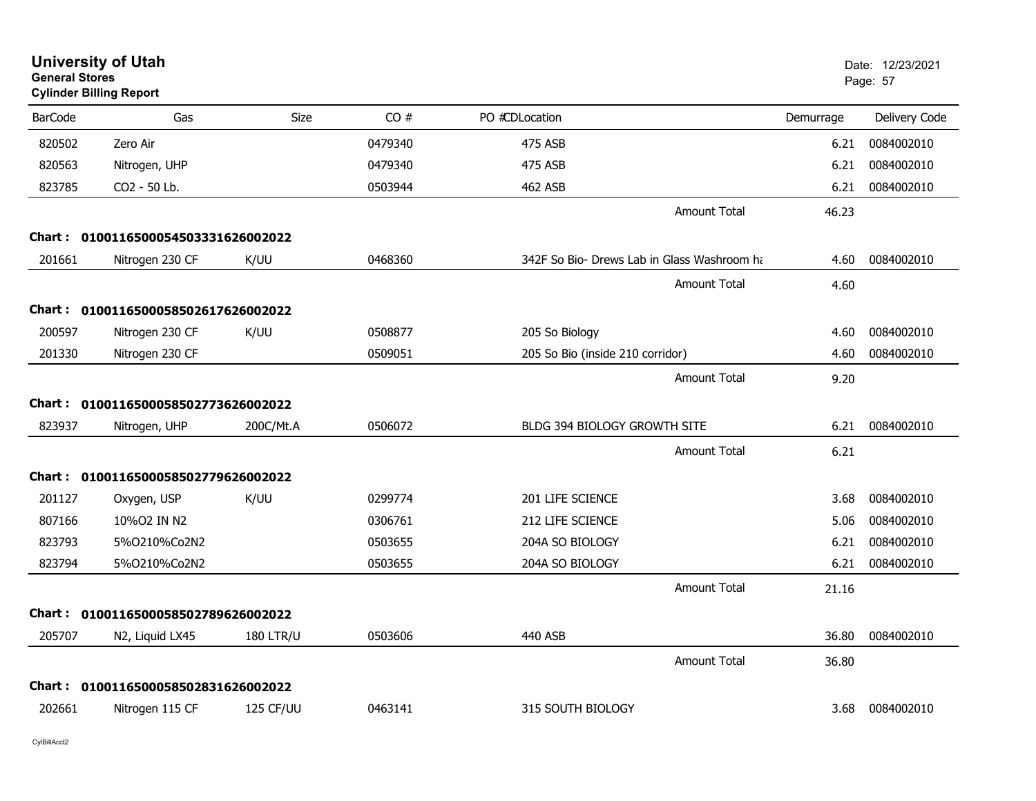# University of Utah

**General Stores**

**Cylinder Billing Report**

Date: 12/23/2021

| BarCode | Gas | Size | CO # | PO #CDLocation | Demurrage | Delivery Code |
|---|---|---|---|---|---|---|
| 820502 | Zero Air | | 0479340 | 475 ASB | 6.21 | 0084002010 |
| 820563 | Nitrogen, UHP | | 0479340 | 475 ASB | 6.21 | 0084002010 |
| 823785 | CO2 - 50 Lb. | | 0503944 | 462 ASB | 6.21 | 0084002010 |
| | | | | Amount Total | 46.23 | |
| **Chart :** | **01001165000545033316260020​22** | | | | | |
| 201661 | Nitrogen 230 CF | K/UU | 0468360 | 342F So Bio- Drews Lab in Glass Washroom ha | 4.60 | 0084002010 |
| | | | | Amount Total | 4.60 | |
| **Chart :** | **01001165000585026176260020​22** | | | | | |
| 200597 | Nitrogen 230 CF | K/UU | 0508877 | 205 So Biology | 4.60 | 0084002010 |
| 201330 | Nitrogen 230 CF | | 0509051 | 205 So Bio (inside 210 corridor) | 4.60 | 0084002010 |
| | | | | Amount Total | 9.20 | |
| **Chart :** | **01001165000585027736260020​22** | | | | | |
| 823937 | Nitrogen, UHP | 200C/Mt.A | 0506072 | BLDG 394 BIOLOGY GROWTH SITE | 6.21 | 0084002010 |
| | | | | Amount Total | 6.21 | |
| **Chart :** | **01001165000585027796260020​22** | | | | | |
| 201127 | Oxygen, USP | K/UU | 0299774 | 201 LIFE SCIENCE | 3.68 | 0084002010 |
| 807166 | 10%O2 IN N2 | | 0306761 | 212 LIFE SCIENCE | 5.06 | 0084002010 |
| 823793 | 5%O210%Co2N2 | | 0503655 | 204A SO BIOLOGY | 6.21 | 0084002010 |
| 823794 | 5%O210%Co2N2 | | 0503655 | 204A SO BIOLOGY | 6.21 | 0084002010 |
| | | | | Amount Total | 21.16 | |
| **Chart :** | **01001165000585027896260020​22** | | | | | |
| 205707 | N2, Liquid LX45 | 180 LTR/U | 0503606 | 440 ASB | 36.80 | 0084002010 |
| | | | | Amount Total | 36.80 | |
| **Chart :** | **01001165000585028316260020​22** | | | | | |
| 202661 | Nitrogen 115 CF | 125 CF/UU | 0463141 | 315 SOUTH BIOLOGY | 3.68 | 0084002010 |

CylBillAcct2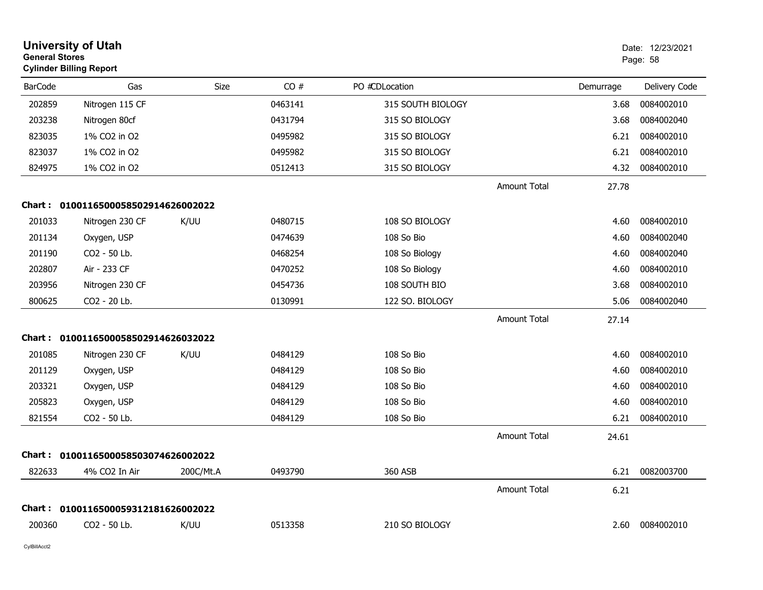# University of Utah
**General Stores**
**Cylinder Billing Report**

Date: 12/23/2021

| BarCode | Gas | Size | CO # | PO # | CDLocation | | Demurrage | Delivery Code |
|---|---|---|---|---|---|---|---|---|
| 202859 | Nitrogen 115 CF | | 0463141 | | 315 SOUTH BIOLOGY | | 3.68 | 0084002010 |
| 203238 | Nitrogen 80cf | | 0431794 | | 315 SO BIOLOGY | | 3.68 | 0084002040 |
| 823035 | 1% $CO_2$ in $O_2$ | | 0495982 | | 315 SO BIOLOGY | | 6.21 | 0084002010 |
| 823037 | 1% $CO_2$ in $O_2$ | | 0495982 | | 315 SO BIOLOGY | | 6.21 | 0084002010 |
| 824975 | 1% $CO_2$ in $O_2$ | | 0512413 | | 315 SO BIOLOGY | | 4.32 | 0084002010 |
| | | | | | | Amount Total | 27.78 | |

**Chart : 01001165000585029146260020 22**

| BarCode | Gas | Size | CO # | PO # | CDLocation | | Demurrage | Delivery Code |
|---|---|---|---|---|---|---|---|---|
| 201033 | Nitrogen 230 CF | K/UU | 0480715 | | 108 SO BIOLOGY | | 4.60 | 0084002010 |
| 201134 | Oxygen, USP | | 0474639 | | 108 So Bio | | 4.60 | 0084002040 |
| 201190 | $CO_2$ - 50 Lb. | | 0468254 | | 108 So Biology | | 4.60 | 0084002040 |
| 202807 | Air - 233 CF | | 0470252 | | 108 So Biology | | 4.60 | 0084002010 |
| 203956 | Nitrogen 230 CF | | 0454736 | | 108 SOUTH BIO | | 3.68 | 0084002010 |
| 800625 | $CO_2$ - 20 Lb. | | 0130991 | | 122 SO. BIOLOGY | | 5.06 | 0084002040 |
| | | | | | | Amount Total | 27.14 | |

**Chart : 01001165000585029146260320 22**

| BarCode | Gas | Size | CO # | PO # | CDLocation | | Demurrage | Delivery Code |
|---|---|---|---|---|---|---|---|---|
| 201085 | Nitrogen 230 CF | K/UU | 0484129 | | 108 So Bio | | 4.60 | 0084002010 |
| 201129 | Oxygen, USP | | 0484129 | | 108 So Bio | | 4.60 | 0084002010 |
| 203321 | Oxygen, USP | | 0484129 | | 108 So Bio | | 4.60 | 0084002010 |
| 205823 | Oxygen, USP | | 0484129 | | 108 So Bio | | 4.60 | 0084002010 |
| 821554 | $CO_2$ - 50 Lb. | | 0484129 | | 108 So Bio | | 6.21 | 0084002010 |
| | | | | | | Amount Total | 24.61 | |

**Chart : 01001165000585030746260020 22**

| BarCode | Gas | Size | CO # | PO # | CDLocation | | Demurrage | Delivery Code |
|---|---|---|---|---|---|---|---|---|
| 822633 | 4% $CO_2$ In Air | 200C/Mt.A | 0493790 | | 360 ASB | | 6.21 | 0082003700 |
| | | | | | | Amount Total | 6.21 | |

**Chart : 01001165000593121816260020 22**

| BarCode | Gas | Size | CO # | PO # | CDLocation | | Demurrage | Delivery Code |
|---|---|---|---|---|---|---|---|---|
| 200360 | $CO_2$ - 50 Lb. | K/UU | 0513358 | | 210 SO BIOLOGY | | 2.60 | 0084002010 |

CylBillAcct2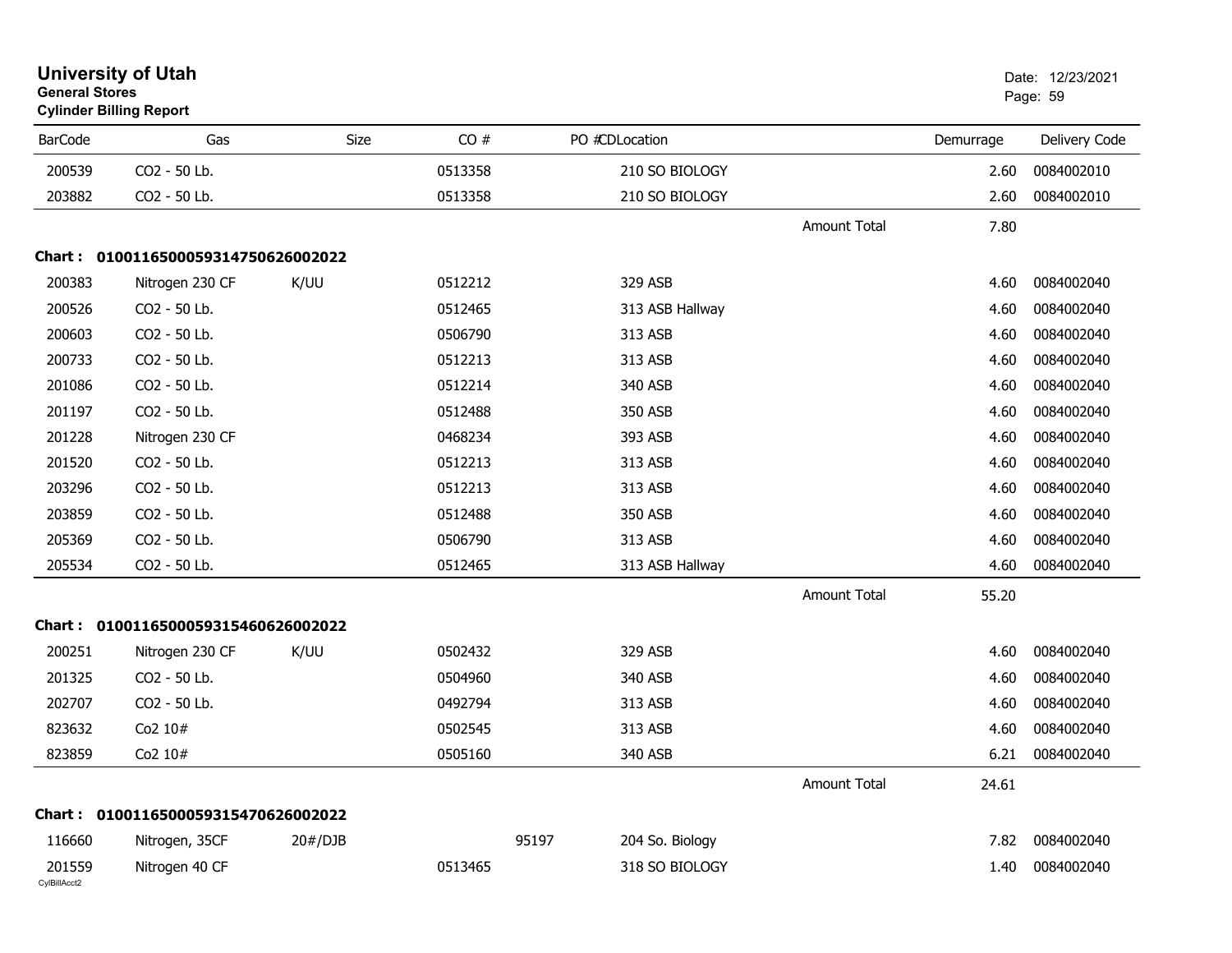# University of Utah
**General Stores**
**Cylinder Billing Report**

Date: 12/23/2021

| BarCode | Gas | Size | CO # | PO # | CDLocation | | Demurrage | Delivery Code |
|---|---|---|---|---|---|---|---|---|
| 200539 | CO2 - 50 Lb. | | 0513358 | | 210 SO BIOLOGY | | 2.60 | 0084002010 |
| 203882 | CO2 - 50 Lb. | | 0513358 | | 210 SO BIOLOGY | | 2.60 | 0084002010 |
| | | | | | | Amount Total | 7.80 | |
| **Chart : 01001165000593147506260020222** | | | | | | | | |
| 200383 | Nitrogen 230 CF | K/UU | 0512212 | | 329 ASB | | 4.60 | 0084002040 |
| 200526 | CO2 - 50 Lb. | | 0512465 | | 313 ASB Hallway | | 4.60 | 0084002040 |
| 200603 | CO2 - 50 Lb. | | 0506790 | | 313 ASB | | 4.60 | 0084002040 |
| 200733 | CO2 - 50 Lb. | | 0512213 | | 313 ASB | | 4.60 | 0084002040 |
| 201086 | CO2 - 50 Lb. | | 0512214 | | 340 ASB | | 4.60 | 0084002040 |
| 201197 | CO2 - 50 Lb. | | 0512488 | | 350 ASB | | 4.60 | 0084002040 |
| 201228 | Nitrogen 230 CF | | 0468234 | | 393 ASB | | 4.60 | 0084002040 |
| 201520 | CO2 - 50 Lb. | | 0512213 | | 313 ASB | | 4.60 | 0084002040 |
| 203296 | CO2 - 50 Lb. | | 0512213 | | 313 ASB | | 4.60 | 0084002040 |
| 203859 | CO2 - 50 Lb. | | 0512488 | | 350 ASB | | 4.60 | 0084002040 |
| 205369 | CO2 - 50 Lb. | | 0506790 | | 313 ASB | | 4.60 | 0084002040 |
| 205534 | CO2 - 50 Lb. | | 0512465 | | 313 ASB Hallway | | 4.60 | 0084002040 |
| | | | | | | Amount Total | 55.20 | |
| **Chart : 01001165000593154606260020222** | | | | | | | | |
| 200251 | Nitrogen 230 CF | K/UU | 0502432 | | 329 ASB | | 4.60 | 0084002040 |
| 201325 | CO2 - 50 Lb. | | 0504960 | | 340 ASB | | 4.60 | 0084002040 |
| 202707 | CO2 - 50 Lb. | | 0492794 | | 313 ASB | | 4.60 | 0084002040 |
| 823632 | Co2 10# | | 0502545 | | 313 ASB | | 4.60 | 0084002040 |
| 823859 | Co2 10# | | 0505160 | | 340 ASB | | 6.21 | 0084002040 |
| | | | | | | Amount Total | 24.61 | |
| **Chart : 01001165000593154706260020222** | | | | | | | | |
| 116660 | Nitrogen, 35CF | 20#/DJB | | 95197 | 204 So. Biology | | 7.82 | 0084002040 |
| 201559 | Nitrogen 40 CF | | 0513465 | | 318 SO BIOLOGY | | 1.40 | 0084002040 |

CylBillAcct2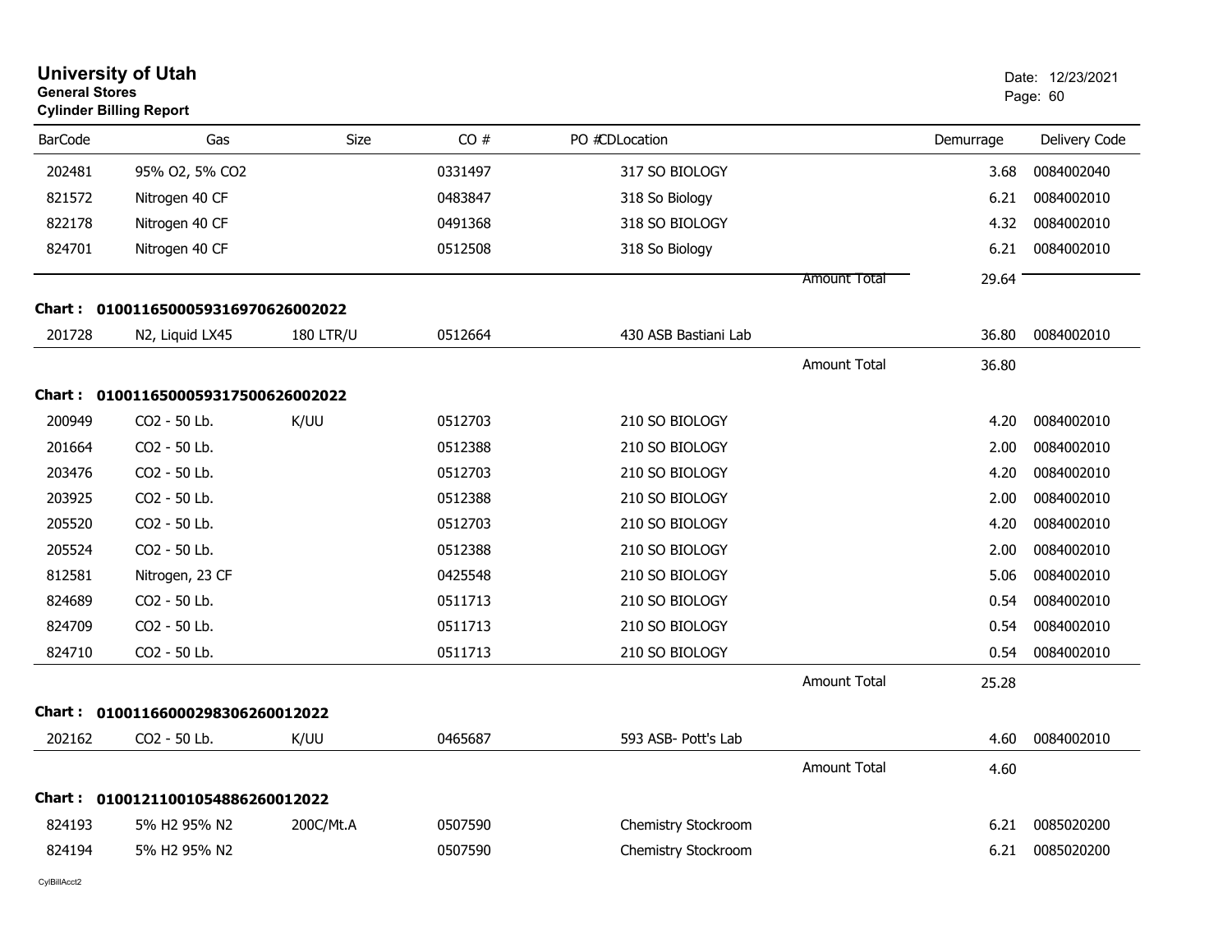# University of Utah

**General Stores**

**Cylinder Billing Report**

Date: 12/23/2021

| BarCode | Gas | Size | CO # | PO #CDLocation | | Demurrage | Delivery Code |
|---|---|---|---|---|---|---|---|
| 202481 | 95% O2, 5% CO2 | | 0331497 | 317 SO BIOLOGY | | 3.68 | 0084002040 |
| 821572 | Nitrogen 40 CF | | 0483847 | 318 So Biology | | 6.21 | 0084002010 |
| 822178 | Nitrogen 40 CF | | 0491368 | 318 SO BIOLOGY | | 4.32 | 0084002010 |
| 824701 | Nitrogen 40 CF | | 0512508 | 318 So Biology | | 6.21 | 0084002010 |
| | | | | | Amount Total | 29.64 | |

**Chart : 01001165000593169706260020 22**

| BarCode | Gas | Size | CO # | PO #CDLocation | | Demurrage | Delivery Code |
|---|---|---|---|---|---|---|---|
| 201728 | N2, Liquid LX45 | 180 LTR/U | 0512664 | 430 ASB Bastiani Lab | | 36.80 | 0084002010 |
| | | | | | Amount Total | 36.80 | |

**Chart : 0100116500059317500626002022**

| BarCode | Gas | Size | CO # | PO #CDLocation | | Demurrage | Delivery Code |
|---|---|---|---|---|---|---|---|
| 200949 | CO2 - 50 Lb. | K/UU | 0512703 | 210 SO BIOLOGY | | 4.20 | 0084002010 |
| 201664 | CO2 - 50 Lb. | | 0512388 | 210 SO BIOLOGY | | 2.00 | 0084002010 |
| 203476 | CO2 - 50 Lb. | | 0512703 | 210 SO BIOLOGY | | 4.20 | 0084002010 |
| 203925 | CO2 - 50 Lb. | | 0512388 | 210 SO BIOLOGY | | 2.00 | 0084002010 |
| 205520 | CO2 - 50 Lb. | | 0512703 | 210 SO BIOLOGY | | 4.20 | 0084002010 |
| 205524 | CO2 - 50 Lb. | | 0512388 | 210 SO BIOLOGY | | 2.00 | 0084002010 |
| 812581 | Nitrogen, 23 CF | | 0425548 | 210 SO BIOLOGY | | 5.06 | 0084002010 |
| 824689 | CO2 - 50 Lb. | | 0511713 | 210 SO BIOLOGY | | 0.54 | 0084002010 |
| 824709 | CO2 - 50 Lb. | | 0511713 | 210 SO BIOLOGY | | 0.54 | 0084002010 |
| 824710 | CO2 - 50 Lb. | | 0511713 | 210 SO BIOLOGY | | 0.54 | 0084002010 |
| | | | | | Amount Total | 25.28 | |

**Chart : 01001166000298306260012022**

| BarCode | Gas | Size | CO # | PO #CDLocation | | Demurrage | Delivery Code |
|---|---|---|---|---|---|---|---|
| 202162 | CO2 - 50 Lb. | K/UU | 0465687 | 593 ASB- Pott's Lab | | 4.60 | 0084002010 |
| | | | | | Amount Total | 4.60 | |

**Chart : 01001211001054886260012022**

| BarCode | Gas | Size | CO # | PO #CDLocation | | Demurrage | Delivery Code |
|---|---|---|---|---|---|---|---|
| 824193 | 5% H2 95% N2 | 200C/Mt.A | 0507590 | Chemistry Stockroom | | 6.21 | 0085020200 |
| 824194 | 5% H2 95% N2 | | 0507590 | Chemistry Stockroom | | 6.21 | 0085020200 |

CylBillAcct2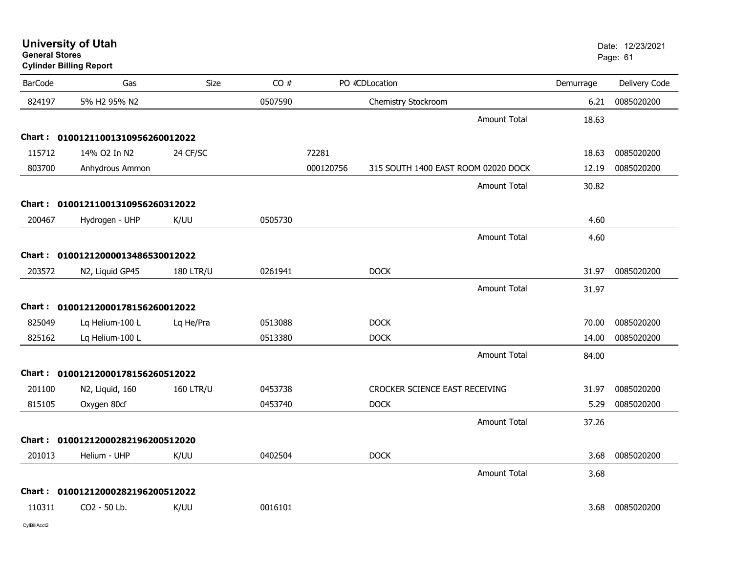# University of Utah

**General Stores**

**Cylinder Billing Report**

Date: 12/23/2021

| BarCode | Gas | Size | CO # | PO # | CD | Location | Demurrage | Delivery Code |
|---|---|---|---|---|---|---|---|---|
| 824197 | 5% H2 95% N2 | | 0507590 | | | Chemistry Stockroom | 6.21 | 0085020200 |
| | | | | | | Amount Total | 18.63 | |
| **Chart :** | **01001211001310956260012022** | | | | | | | |
| 115712 | 14% O2 In N2 | 24 CF/SC | | 72281 | | | 18.63 | 0085020200 |
| 803700 | Anhydrous Ammon | | | 000120756 | | 315 SOUTH 1400 EAST ROOM 02020 DOCK | 12.19 | 0085020200 |
| | | | | | | Amount Total | 30.82 | |
| **Chart :** | **01001211001310956260312022** | | | | | | | |
| 200467 | Hydrogen - UHP | K/UU | 0505730 | | | | 4.60 | |
| | | | | | | Amount Total | 4.60 | |
| **Chart :** | **01001212000013486530012022** | | | | | | | |
| 203572 | N2, Liquid GP45 | 180 LTR/U | 0261941 | | | DOCK | 31.97 | 0085020200 |
| | | | | | | Amount Total | 31.97 | |
| **Chart :** | **01001212000178156260012022** | | | | | | | |
| 825049 | Lq Helium-100 L | Lq He/Pra | 0513088 | | | DOCK | 70.00 | 0085020200 |
| 825162 | Lq Helium-100 L | | 0513380 | | | DOCK | 14.00 | 0085020200 |
| | | | | | | Amount Total | 84.00 | |
| **Chart :** | **01001212000178156260512022** | | | | | | | |
| 201100 | N2, Liquid, 160 | 160 LTR/U | 0453738 | | | CROCKER SCIENCE EAST RECEIVING | 31.97 | 0085020200 |
| 815105 | Oxygen 80cf | | 0453740 | | | DOCK | 5.29 | 0085020200 |
| | | | | | | Amount Total | 37.26 | |
| **Chart :** | **01001212000282196200512020** | | | | | | | |
| 201013 | Helium - UHP | K/UU | 0402504 | | | DOCK | 3.68 | 0085020200 |
| | | | | | | Amount Total | 3.68 | |
| **Chart :** | **01001212000282196200512022** | | | | | | | |
| 110311 | CO2 - 50 Lb. | K/UU | 0016101 | | | | 3.68 | 0085020200 |

CylBillAcct2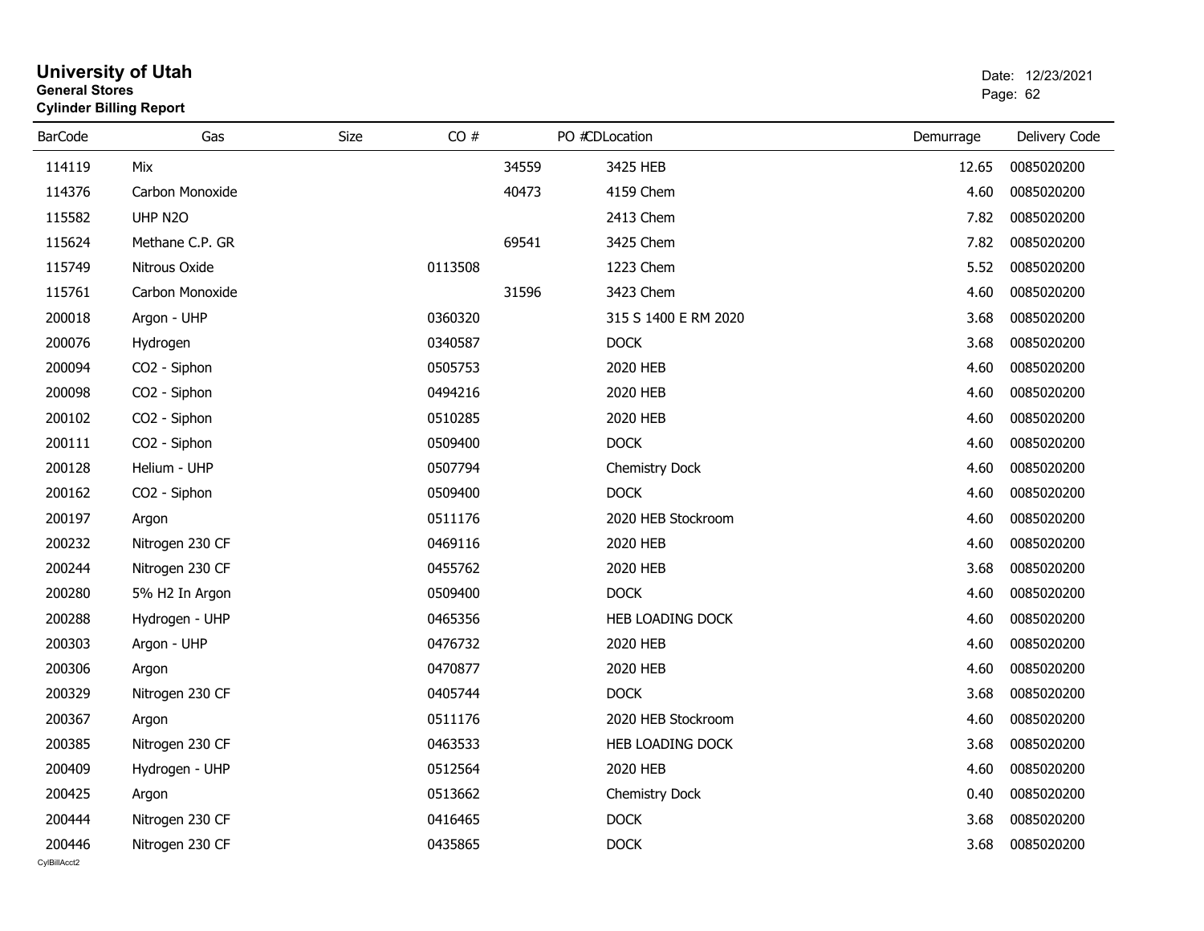# University of Utah
**General Stores**
**Cylinder Billing Report**

| BarCode | Gas | Size | CO # | PO # | CD | Location | Demurrage | Delivery Code |
|---|---|---|---|---|---|---|---|---|
| 114119 | Mix | | | 34559 | | 3425 HEB | 12.65 | 0085020200 |
| 114376 | Carbon Monoxide | | | 40473 | | 4159 Chem | 4.60 | 0085020200 |
| 115582 | UHP N2O | | | | | 2413 Chem | 7.82 | 0085020200 |
| 115624 | Methane C.P. GR | | | 69541 | | 3425 Chem | 7.82 | 0085020200 |
| 115749 | Nitrous Oxide | | 0113508 | | | 1223 Chem | 5.52 | 0085020200 |
| 115761 | Carbon Monoxide | | | 31596 | | 3423 Chem | 4.60 | 0085020200 |
| 200018 | Argon - UHP | | 0360320 | | | 315 S 1400 E RM 2020 | 3.68 | 0085020200 |
| 200076 | Hydrogen | | 0340587 | | | DOCK | 3.68 | 0085020200 |
| 200094 | CO2 - Siphon | | 0505753 | | | 2020 HEB | 4.60 | 0085020200 |
| 200098 | CO2 - Siphon | | 0494216 | | | 2020 HEB | 4.60 | 0085020200 |
| 200102 | CO2 - Siphon | | 0510285 | | | 2020 HEB | 4.60 | 0085020200 |
| 200111 | CO2 - Siphon | | 0509400 | | | DOCK | 4.60 | 0085020200 |
| 200128 | Helium - UHP | | 0507794 | | | Chemistry Dock | 4.60 | 0085020200 |
| 200162 | CO2 - Siphon | | 0509400 | | | DOCK | 4.60 | 0085020200 |
| 200197 | Argon | | 0511176 | | | 2020 HEB Stockroom | 4.60 | 0085020200 |
| 200232 | Nitrogen 230 CF | | 0469116 | | | 2020 HEB | 4.60 | 0085020200 |
| 200244 | Nitrogen 230 CF | | 0455762 | | | 2020 HEB | 3.68 | 0085020200 |
| 200280 | 5% H2 In Argon | | 0509400 | | | DOCK | 4.60 | 0085020200 |
| 200288 | Hydrogen - UHP | | 0465356 | | | HEB LOADING DOCK | 4.60 | 0085020200 |
| 200303 | Argon - UHP | | 0476732 | | | 2020 HEB | 4.60 | 0085020200 |
| 200306 | Argon | | 0470877 | | | 2020 HEB | 4.60 | 0085020200 |
| 200329 | Nitrogen 230 CF | | 0405744 | | | DOCK | 3.68 | 0085020200 |
| 200367 | Argon | | 0511176 | | | 2020 HEB Stockroom | 4.60 | 0085020200 |
| 200385 | Nitrogen 230 CF | | 0463533 | | | HEB LOADING DOCK | 3.68 | 0085020200 |
| 200409 | Hydrogen - UHP | | 0512564 | | | 2020 HEB | 4.60 | 0085020200 |
| 200425 | Argon | | 0513662 | | | Chemistry Dock | 0.40 | 0085020200 |
| 200444 | Nitrogen 230 CF | | 0416465 | | | DOCK | 3.68 | 0085020200 |
| 200446 | Nitrogen 230 CF | | 0435865 | | | DOCK | 3.68 | 0085020200 |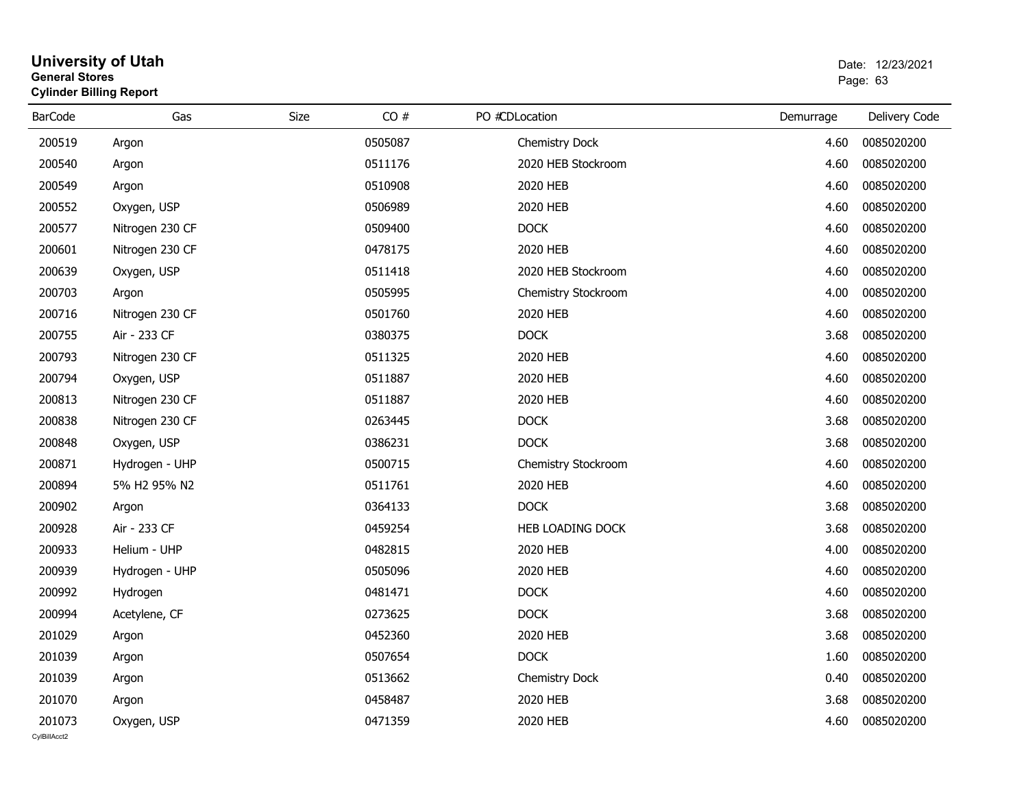# University of Utah
**General Stores**
**Cylinder Billing Report**

Date: 12/23/2021

| BarCode | Gas | Size | CO # | PO # | CDLocation | Demurrage | Delivery Code |
|---|---|---|---|---|---|---|---|
| 200519 | Argon | | 0505087 | | Chemistry Dock | 4.60 | 0085020200 |
| 200540 | Argon | | 0511176 | | 2020 HEB Stockroom | 4.60 | 0085020200 |
| 200549 | Argon | | 0510908 | | 2020 HEB | 4.60 | 0085020200 |
| 200552 | Oxygen, USP | | 0506989 | | 2020 HEB | 4.60 | 0085020200 |
| 200577 | Nitrogen 230 CF | | 0509400 | | DOCK | 4.60 | 0085020200 |
| 200601 | Nitrogen 230 CF | | 0478175 | | 2020 HEB | 4.60 | 0085020200 |
| 200639 | Oxygen, USP | | 0511418 | | 2020 HEB Stockroom | 4.60 | 0085020200 |
| 200703 | Argon | | 0505995 | | Chemistry Stockroom | 4.00 | 0085020200 |
| 200716 | Nitrogen 230 CF | | 0501760 | | 2020 HEB | 4.60 | 0085020200 |
| 200755 | Air - 233 CF | | 0380375 | | DOCK | 3.68 | 0085020200 |
| 200793 | Nitrogen 230 CF | | 0511325 | | 2020 HEB | 4.60 | 0085020200 |
| 200794 | Oxygen, USP | | 0511887 | | 2020 HEB | 4.60 | 0085020200 |
| 200813 | Nitrogen 230 CF | | 0511887 | | 2020 HEB | 4.60 | 0085020200 |
| 200838 | Nitrogen 230 CF | | 0263445 | | DOCK | 3.68 | 0085020200 |
| 200848 | Oxygen, USP | | 0386231 | | DOCK | 3.68 | 0085020200 |
| 200871 | Hydrogen - UHP | | 0500715 | | Chemistry Stockroom | 4.60 | 0085020200 |
| 200894 | 5% H2 95% N2 | | 0511761 | | 2020 HEB | 4.60 | 0085020200 |
| 200902 | Argon | | 0364133 | | DOCK | 3.68 | 0085020200 |
| 200928 | Air - 233 CF | | 0459254 | | HEB LOADING DOCK | 3.68 | 0085020200 |
| 200933 | Helium - UHP | | 0482815 | | 2020 HEB | 4.00 | 0085020200 |
| 200939 | Hydrogen - UHP | | 0505096 | | 2020 HEB | 4.60 | 0085020200 |
| 200992 | Hydrogen | | 0481471 | | DOCK | 4.60 | 0085020200 |
| 200994 | Acetylene, CF | | 0273625 | | DOCK | 3.68 | 0085020200 |
| 201029 | Argon | | 0452360 | | 2020 HEB | 3.68 | 0085020200 |
| 201039 | Argon | | 0507654 | | DOCK | 1.60 | 0085020200 |
| 201039 | Argon | | 0513662 | | Chemistry Dock | 0.40 | 0085020200 |
| 201070 | Argon | | 0458487 | | 2020 HEB | 3.68 | 0085020200 |
| 201073 | Oxygen, USP | | 0471359 | | 2020 HEB | 4.60 | 0085020200 |

CylBillAcct2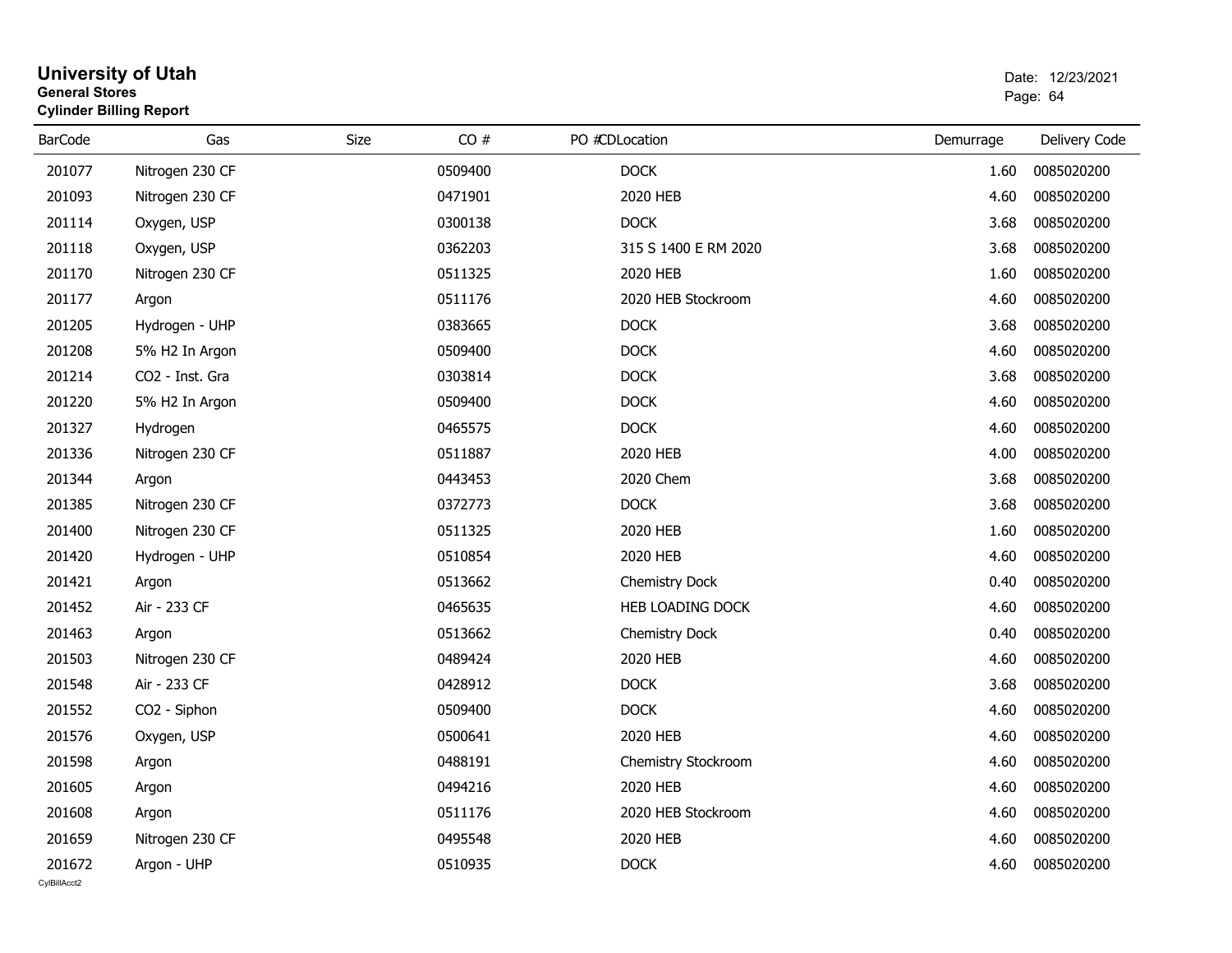# University of Utah

**General Stores**

**Cylinder Billing Report**

Date: 12/23/2021

| BarCode | Gas | Size | CO # | PO # | CDLocation | Demurrage | Delivery Code |
|---|---|---|---|---|---|---|---|
| 201077 | Nitrogen 230 CF | | 0509400 | | DOCK | 1.60 | 0085020200 |
| 201093 | Nitrogen 230 CF | | 0471901 | | 2020 HEB | 4.60 | 0085020200 |
| 201114 | Oxygen, USP | | 0300138 | | DOCK | 3.68 | 0085020200 |
| 201118 | Oxygen, USP | | 0362203 | | 315 S 1400 E RM 2020 | 3.68 | 0085020200 |
| 201170 | Nitrogen 230 CF | | 0511325 | | 2020 HEB | 1.60 | 0085020200 |
| 201177 | Argon | | 0511176 | | 2020 HEB Stockroom | 4.60 | 0085020200 |
| 201205 | Hydrogen - UHP | | 0383665 | | DOCK | 3.68 | 0085020200 |
| 201208 | 5% H2 In Argon | | 0509400 | | DOCK | 4.60 | 0085020200 |
| 201214 | CO2 - Inst. Gra | | 0303814 | | DOCK | 3.68 | 0085020200 |
| 201220 | 5% H2 In Argon | | 0509400 | | DOCK | 4.60 | 0085020200 |
| 201327 | Hydrogen | | 0465575 | | DOCK | 4.60 | 0085020200 |
| 201336 | Nitrogen 230 CF | | 0511887 | | 2020 HEB | 4.00 | 0085020200 |
| 201344 | Argon | | 0443453 | | 2020 Chem | 3.68 | 0085020200 |
| 201385 | Nitrogen 230 CF | | 0372773 | | DOCK | 3.68 | 0085020200 |
| 201400 | Nitrogen 230 CF | | 0511325 | | 2020 HEB | 1.60 | 0085020200 |
| 201420 | Hydrogen - UHP | | 0510854 | | 2020 HEB | 4.60 | 0085020200 |
| 201421 | Argon | | 0513662 | | Chemistry Dock | 0.40 | 0085020200 |
| 201452 | Air - 233 CF | | 0465635 | | HEB LOADING DOCK | 4.60 | 0085020200 |
| 201463 | Argon | | 0513662 | | Chemistry Dock | 0.40 | 0085020200 |
| 201503 | Nitrogen 230 CF | | 0489424 | | 2020 HEB | 4.60 | 0085020200 |
| 201548 | Air - 233 CF | | 0428912 | | DOCK | 3.68 | 0085020200 |
| 201552 | CO2 - Siphon | | 0509400 | | DOCK | 4.60 | 0085020200 |
| 201576 | Oxygen, USP | | 0500641 | | 2020 HEB | 4.60 | 0085020200 |
| 201598 | Argon | | 0488191 | | Chemistry Stockroom | 4.60 | 0085020200 |
| 201605 | Argon | | 0494216 | | 2020 HEB | 4.60 | 0085020200 |
| 201608 | Argon | | 0511176 | | 2020 HEB Stockroom | 4.60 | 0085020200 |
| 201659 | Nitrogen 230 CF | | 0495548 | | 2020 HEB | 4.60 | 0085020200 |
| 201672 | Argon - UHP | | 0510935 | | DOCK | 4.60 | 0085020200 |

CylBillAcct2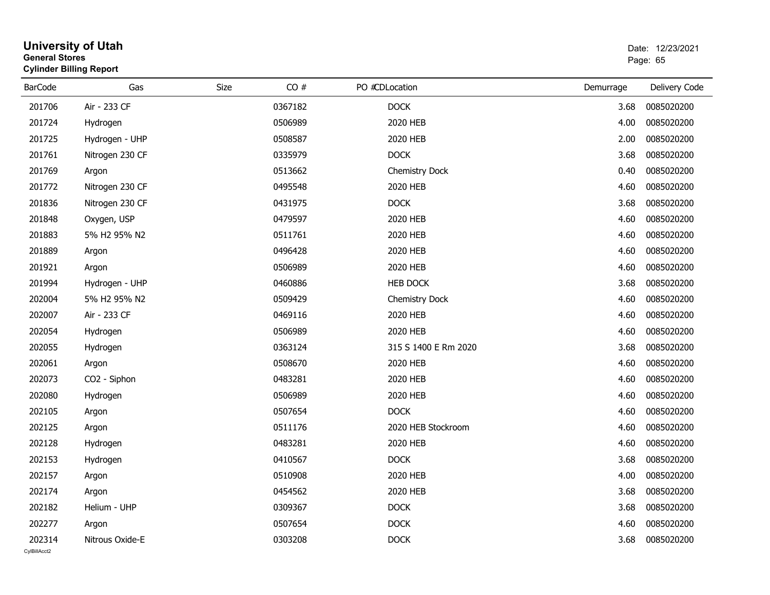# University of Utah
**General Stores**
**Cylinder Billing Report**

Date: 12/23/2021

| BarCode | Gas | Size | CO # | PO # | CDLocation | Demurrage | Delivery Code |
|---|---|---|---|---|---|---|---|
| 201706 | Air - 233 CF | | 0367182 | | DOCK | 3.68 | 0085020200 |
| 201724 | Hydrogen | | 0506989 | | 2020 HEB | 4.00 | 0085020200 |
| 201725 | Hydrogen - UHP | | 0508587 | | 2020 HEB | 2.00 | 0085020200 |
| 201761 | Nitrogen 230 CF | | 0335979 | | DOCK | 3.68 | 0085020200 |
| 201769 | Argon | | 0513662 | | Chemistry Dock | 0.40 | 0085020200 |
| 201772 | Nitrogen 230 CF | | 0495548 | | 2020 HEB | 4.60 | 0085020200 |
| 201836 | Nitrogen 230 CF | | 0431975 | | DOCK | 3.68 | 0085020200 |
| 201848 | Oxygen, USP | | 0479597 | | 2020 HEB | 4.60 | 0085020200 |
| 201883 | 5% H2 95% N2 | | 0511761 | | 2020 HEB | 4.60 | 0085020200 |
| 201889 | Argon | | 0496428 | | 2020 HEB | 4.60 | 0085020200 |
| 201921 | Argon | | 0506989 | | 2020 HEB | 4.60 | 0085020200 |
| 201994 | Hydrogen - UHP | | 0460886 | | HEB DOCK | 3.68 | 0085020200 |
| 202004 | 5% H2 95% N2 | | 0509429 | | Chemistry Dock | 4.60 | 0085020200 |
| 202007 | Air - 233 CF | | 0469116 | | 2020 HEB | 4.60 | 0085020200 |
| 202054 | Hydrogen | | 0506989 | | 2020 HEB | 4.60 | 0085020200 |
| 202055 | Hydrogen | | 0363124 | | 315 S 1400 E Rm 2020 | 3.68 | 0085020200 |
| 202061 | Argon | | 0508670 | | 2020 HEB | 4.60 | 0085020200 |
| 202073 | CO2 - Siphon | | 0483281 | | 2020 HEB | 4.60 | 0085020200 |
| 202080 | Hydrogen | | 0506989 | | 2020 HEB | 4.60 | 0085020200 |
| 202105 | Argon | | 0507654 | | DOCK | 4.60 | 0085020200 |
| 202125 | Argon | | 0511176 | | 2020 HEB Stockroom | 4.60 | 0085020200 |
| 202128 | Hydrogen | | 0483281 | | 2020 HEB | 4.60 | 0085020200 |
| 202153 | Hydrogen | | 0410567 | | DOCK | 3.68 | 0085020200 |
| 202157 | Argon | | 0510908 | | 2020 HEB | 4.00 | 0085020200 |
| 202174 | Argon | | 0454562 | | 2020 HEB | 3.68 | 0085020200 |
| 202182 | Helium - UHP | | 0309367 | | DOCK | 3.68 | 0085020200 |
| 202277 | Argon | | 0507654 | | DOCK | 4.60 | 0085020200 |
| 202314 | Nitrous Oxide-E | | 0303208 | | DOCK | 3.68 | 0085020200 |

CylBillAcct2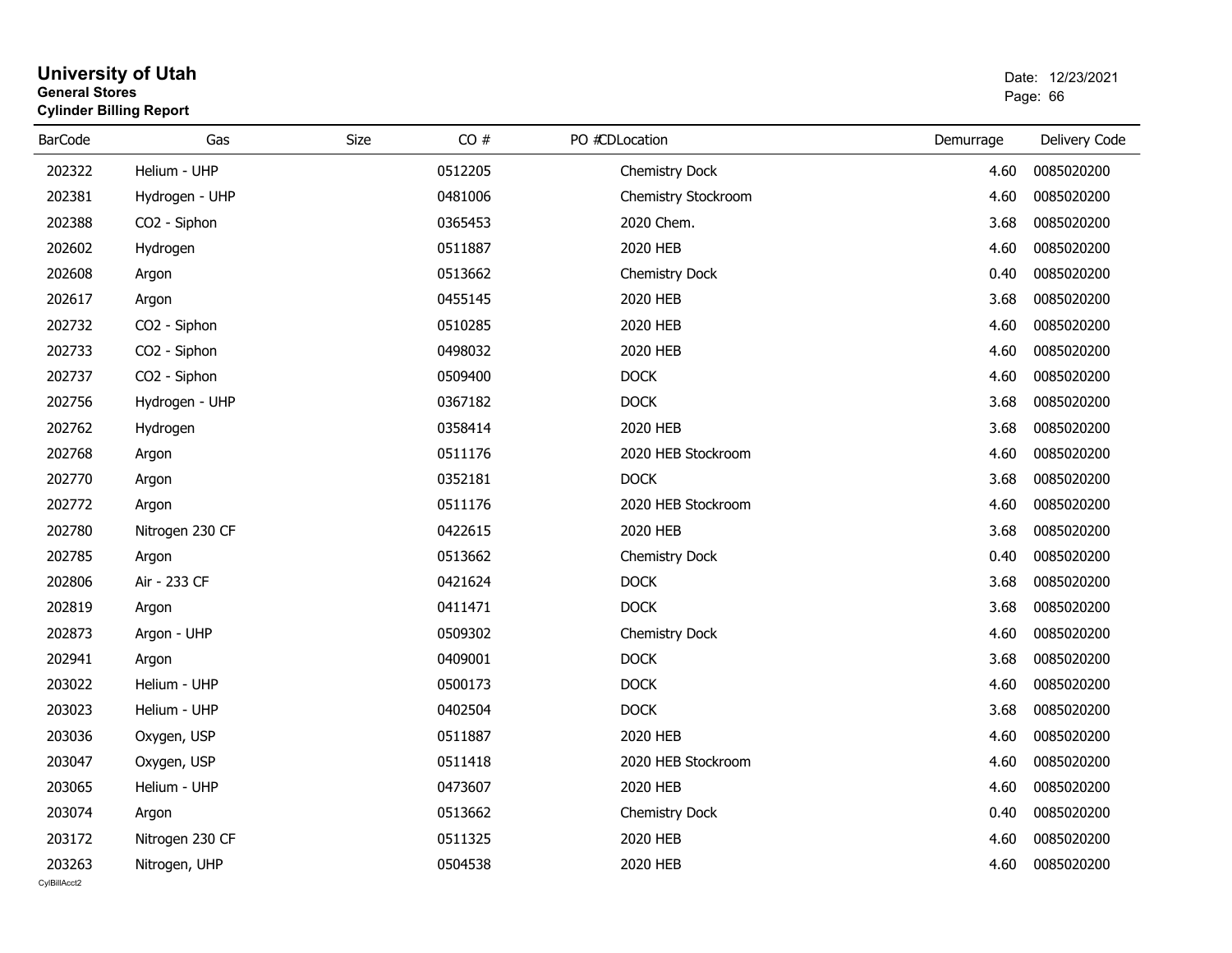# University of Utah
**General Stores**
**Cylinder Billing Report**

Date: 12/23/2021

| BarCode | Gas | Size | CO # | PO # | CDLocation | Demurrage | Delivery Code |
|---|---|---|---|---|---|---|---|
| 202322 | Helium - UHP | | 0512205 | | Chemistry Dock | 4.60 | 0085020200 |
| 202381 | Hydrogen - UHP | | 0481006 | | Chemistry Stockroom | 4.60 | 0085020200 |
| 202388 | CO2 - Siphon | | 0365453 | | 2020 Chem. | 3.68 | 0085020200 |
| 202602 | Hydrogen | | 0511887 | | 2020 HEB | 4.60 | 0085020200 |
| 202608 | Argon | | 0513662 | | Chemistry Dock | 0.40 | 0085020200 |
| 202617 | Argon | | 0455145 | | 2020 HEB | 3.68 | 0085020200 |
| 202732 | CO2 - Siphon | | 0510285 | | 2020 HEB | 4.60 | 0085020200 |
| 202733 | CO2 - Siphon | | 0498032 | | 2020 HEB | 4.60 | 0085020200 |
| 202737 | CO2 - Siphon | | 0509400 | | DOCK | 4.60 | 0085020200 |
| 202756 | Hydrogen - UHP | | 0367182 | | DOCK | 3.68 | 0085020200 |
| 202762 | Hydrogen | | 0358414 | | 2020 HEB | 3.68 | 0085020200 |
| 202768 | Argon | | 0511176 | | 2020 HEB Stockroom | 4.60 | 0085020200 |
| 202770 | Argon | | 0352181 | | DOCK | 3.68 | 0085020200 |
| 202772 | Argon | | 0511176 | | 2020 HEB Stockroom | 4.60 | 0085020200 |
| 202780 | Nitrogen 230 CF | | 0422615 | | 2020 HEB | 3.68 | 0085020200 |
| 202785 | Argon | | 0513662 | | Chemistry Dock | 0.40 | 0085020200 |
| 202806 | Air - 233 CF | | 0421624 | | DOCK | 3.68 | 0085020200 |
| 202819 | Argon | | 0411471 | | DOCK | 3.68 | 0085020200 |
| 202873 | Argon - UHP | | 0509302 | | Chemistry Dock | 4.60 | 0085020200 |
| 202941 | Argon | | 0409001 | | DOCK | 3.68 | 0085020200 |
| 203022 | Helium - UHP | | 0500173 | | DOCK | 4.60 | 0085020200 |
| 203023 | Helium - UHP | | 0402504 | | DOCK | 3.68 | 0085020200 |
| 203036 | Oxygen, USP | | 0511887 | | 2020 HEB | 4.60 | 0085020200 |
| 203047 | Oxygen, USP | | 0511418 | | 2020 HEB Stockroom | 4.60 | 0085020200 |
| 203065 | Helium - UHP | | 0473607 | | 2020 HEB | 4.60 | 0085020200 |
| 203074 | Argon | | 0513662 | | Chemistry Dock | 0.40 | 0085020200 |
| 203172 | Nitrogen 230 CF | | 0511325 | | 2020 HEB | 4.60 | 0085020200 |
| 203263 | Nitrogen, UHP | | 0504538 | | 2020 HEB | 4.60 | 0085020200 |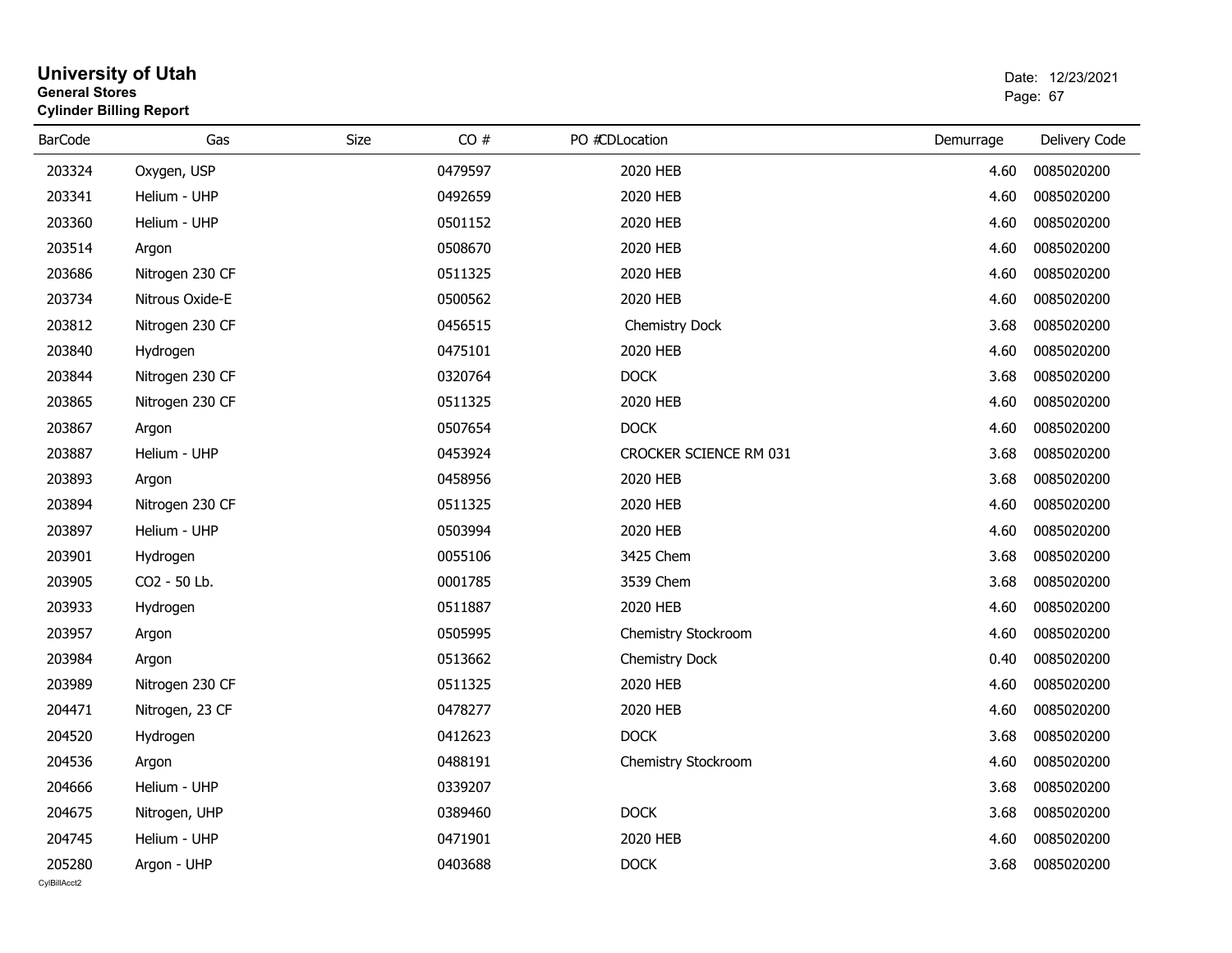# University of Utah

**General Stores**

**Cylinder Billing Report**

Date: 12/23/2021

| BarCode | Gas | Size | CO # | PO # | CDLocation | Demurrage | Delivery Code |
|---|---|---|---|---|---|---|---|
| 203324 | Oxygen, USP | | 0479597 | | 2020 HEB | 4.60 | 0085020200 |
| 203341 | Helium - UHP | | 0492659 | | 2020 HEB | 4.60 | 0085020200 |
| 203360 | Helium - UHP | | 0501152 | | 2020 HEB | 4.60 | 0085020200 |
| 203514 | Argon | | 0508670 | | 2020 HEB | 4.60 | 0085020200 |
| 203686 | Nitrogen 230 CF | | 0511325 | | 2020 HEB | 4.60 | 0085020200 |
| 203734 | Nitrous Oxide-E | | 0500562 | | 2020 HEB | 4.60 | 0085020200 |
| 203812 | Nitrogen 230 CF | | 0456515 | | Chemistry Dock | 3.68 | 0085020200 |
| 203840 | Hydrogen | | 0475101 | | 2020 HEB | 4.60 | 0085020200 |
| 203844 | Nitrogen 230 CF | | 0320764 | | DOCK | 3.68 | 0085020200 |
| 203865 | Nitrogen 230 CF | | 0511325 | | 2020 HEB | 4.60 | 0085020200 |
| 203867 | Argon | | 0507654 | | DOCK | 4.60 | 0085020200 |
| 203887 | Helium - UHP | | 0453924 | | CROCKER SCIENCE RM 031 | 3.68 | 0085020200 |
| 203893 | Argon | | 0458956 | | 2020 HEB | 3.68 | 0085020200 |
| 203894 | Nitrogen 230 CF | | 0511325 | | 2020 HEB | 4.60 | 0085020200 |
| 203897 | Helium - UHP | | 0503994 | | 2020 HEB | 4.60 | 0085020200 |
| 203901 | Hydrogen | | 0055106 | | 3425 Chem | 3.68 | 0085020200 |
| 203905 | CO2 - 50 Lb. | | 0001785 | | 3539 Chem | 3.68 | 0085020200 |
| 203933 | Hydrogen | | 0511887 | | 2020 HEB | 4.60 | 0085020200 |
| 203957 | Argon | | 0505995 | | Chemistry Stockroom | 4.60 | 0085020200 |
| 203984 | Argon | | 0513662 | | Chemistry Dock | 0.40 | 0085020200 |
| 203989 | Nitrogen 230 CF | | 0511325 | | 2020 HEB | 4.60 | 0085020200 |
| 204471 | Nitrogen, 23 CF | | 0478277 | | 2020 HEB | 4.60 | 0085020200 |
| 204520 | Hydrogen | | 0412623 | | DOCK | 3.68 | 0085020200 |
| 204536 | Argon | | 0488191 | | Chemistry Stockroom | 4.60 | 0085020200 |
| 204666 | Helium - UHP | | 0339207 | | | 3.68 | 0085020200 |
| 204675 | Nitrogen, UHP | | 0389460 | | DOCK | 3.68 | 0085020200 |
| 204745 | Helium - UHP | | 0471901 | | 2020 HEB | 4.60 | 0085020200 |
| 205280 | Argon - UHP | | 0403688 | | DOCK | 3.68 | 0085020200 |

CylBillAcct2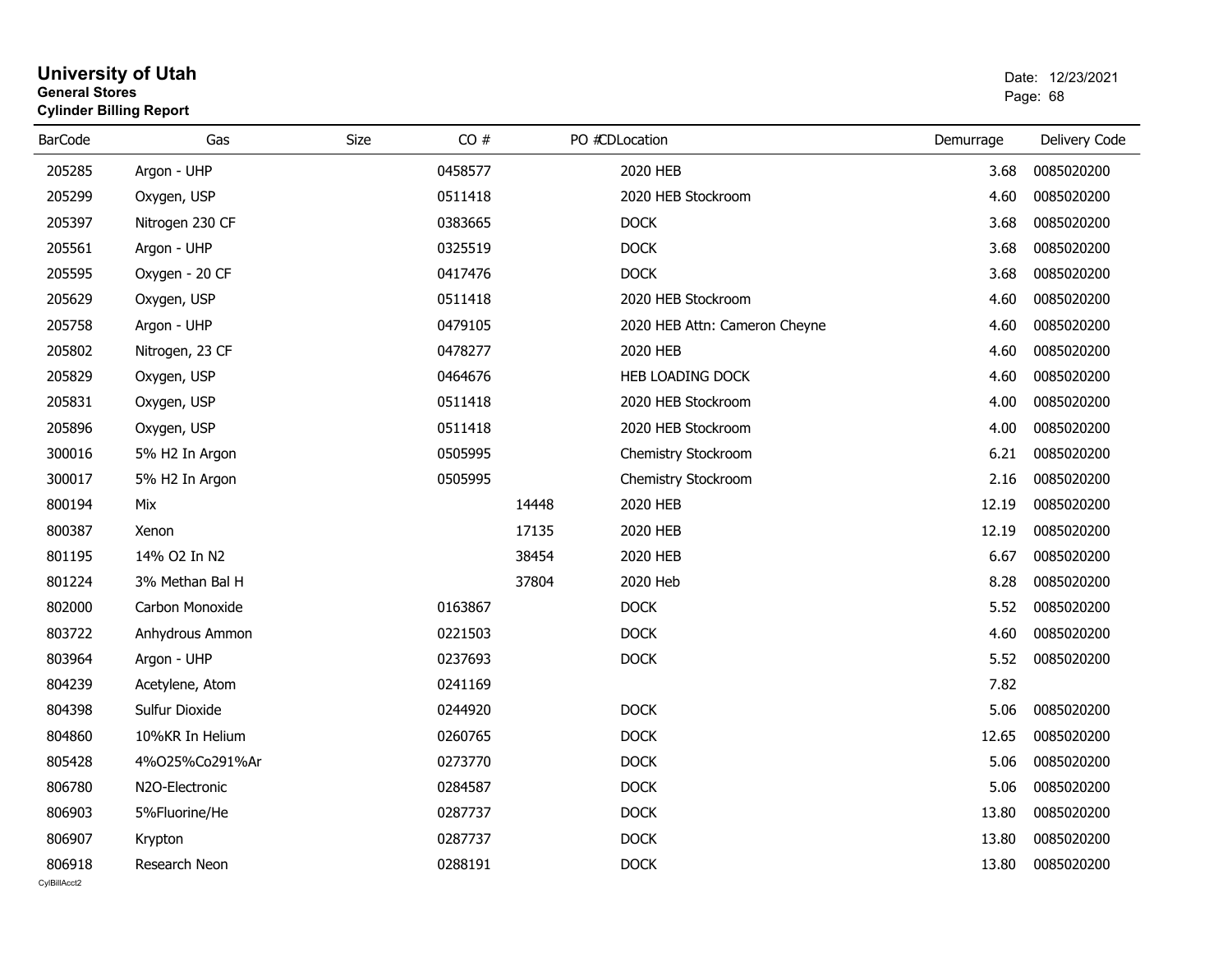# University of Utah

**General Stores**

**Cylinder Billing Report**

Date: 12/23/2021

| BarCode | Gas | Size | CO # | PO # | CDLocation | Demurrage | Delivery Code |
|---|---|---|---|---|---|---|---|
| 205285 | Argon - UHP | | 0458577 | | 2020 HEB | 3.68 | 0085020200 |
| 205299 | Oxygen, USP | | 0511418 | | 2020 HEB Stockroom | 4.60 | 0085020200 |
| 205397 | Nitrogen 230 CF | | 0383665 | | DOCK | 3.68 | 0085020200 |
| 205561 | Argon - UHP | | 0325519 | | DOCK | 3.68 | 0085020200 |
| 205595 | Oxygen - 20 CF | | 0417476 | | DOCK | 3.68 | 0085020200 |
| 205629 | Oxygen, USP | | 0511418 | | 2020 HEB Stockroom | 4.60 | 0085020200 |
| 205758 | Argon - UHP | | 0479105 | | 2020 HEB Attn: Cameron Cheyne | 4.60 | 0085020200 |
| 205802 | Nitrogen, 23 CF | | 0478277 | | 2020 HEB | 4.60 | 0085020200 |
| 205829 | Oxygen, USP | | 0464676 | | HEB LOADING DOCK | 4.60 | 0085020200 |
| 205831 | Oxygen, USP | | 0511418 | | 2020 HEB Stockroom | 4.00 | 0085020200 |
| 205896 | Oxygen, USP | | 0511418 | | 2020 HEB Stockroom | 4.00 | 0085020200 |
| 300016 | 5% H2 In Argon | | 0505995 | | Chemistry Stockroom | 6.21 | 0085020200 |
| 300017 | 5% H2 In Argon | | 0505995 | | Chemistry Stockroom | 2.16 | 0085020200 |
| 800194 | Mix | | | 14448 | 2020 HEB | 12.19 | 0085020200 |
| 800387 | Xenon | | | 17135 | 2020 HEB | 12.19 | 0085020200 |
| 801195 | 14% O2 In N2 | | | 38454 | 2020 HEB | 6.67 | 0085020200 |
| 801224 | 3% Methan Bal H | | | 37804 | 2020 Heb | 8.28 | 0085020200 |
| 802000 | Carbon Monoxide | | 0163867 | | DOCK | 5.52 | 0085020200 |
| 803722 | Anhydrous Ammon | | 0221503 | | DOCK | 4.60 | 0085020200 |
| 803964 | Argon - UHP | | 0237693 | | DOCK | 5.52 | 0085020200 |
| 804239 | Acetylene, Atom | | 0241169 | | | 7.82 | |
| 804398 | Sulfur Dioxide | | 0244920 | | DOCK | 5.06 | 0085020200 |
| 804860 | 10%KR In Helium | | 0260765 | | DOCK | 12.65 | 0085020200 |
| 805428 | 4%O25%Co291%Ar | | 0273770 | | DOCK | 5.06 | 0085020200 |
| 806780 | N2O-Electronic | | 0284587 | | DOCK | 5.06 | 0085020200 |
| 806903 | 5%Fluorine/He | | 0287737 | | DOCK | 13.80 | 0085020200 |
| 806907 | Krypton | | 0287737 | | DOCK | 13.80 | 0085020200 |
| 806918 | Research Neon | | 0288191 | | DOCK | 13.80 | 0085020200 |

CylBillAcct2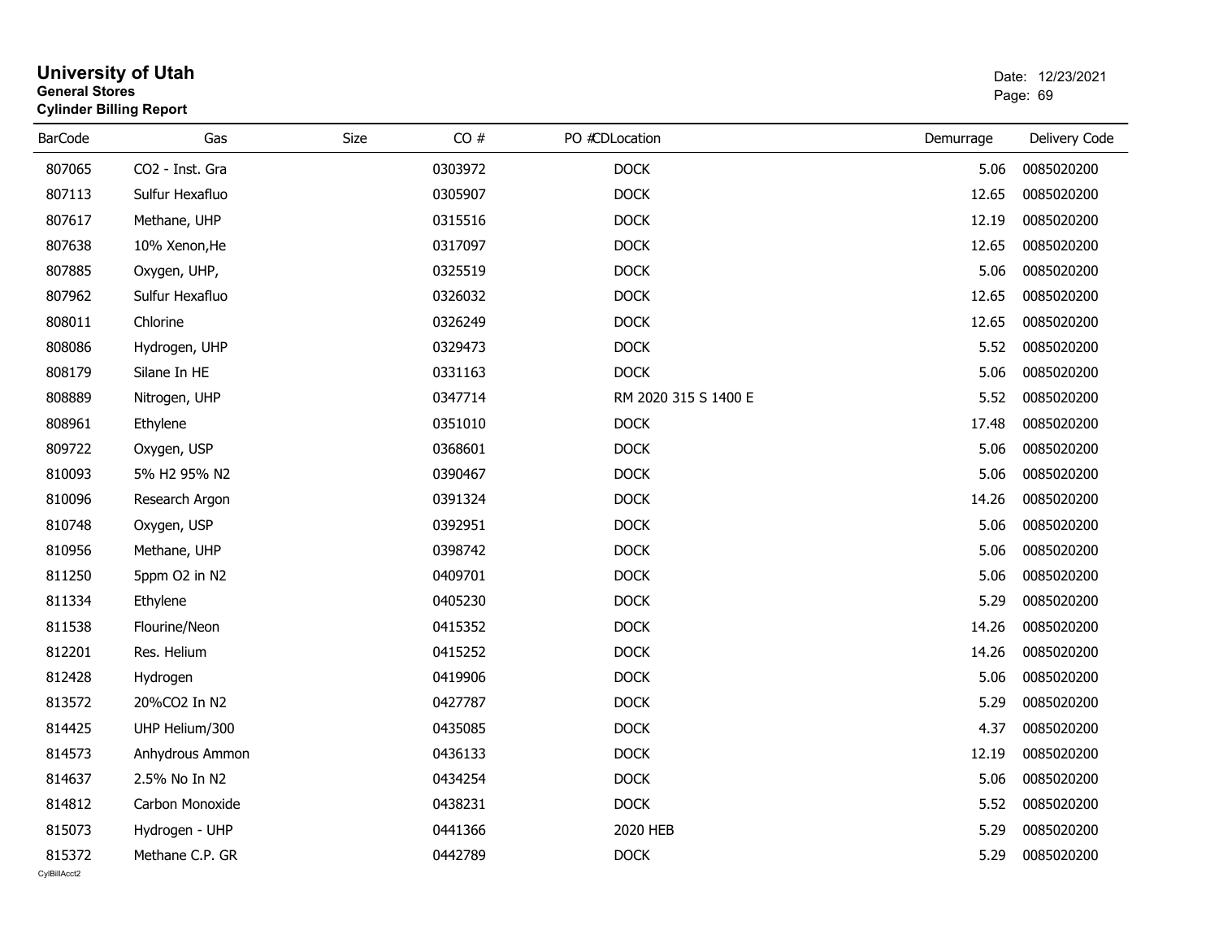# University of Utah

**General Stores**

**Cylinder Billing Report**

Date: 12/23/2021

| BarCode | Gas | Size | CO # | PO # | CDLocation | Demurrage | Delivery Code |
|---|---|---|---|---|---|---|---|
| 807065 | CO2 - Inst. Gra | | 0303972 | | DOCK | 5.06 | 0085020200 |
| 807113 | Sulfur Hexafluo | | 0305907 | | DOCK | 12.65 | 0085020200 |
| 807617 | Methane, UHP | | 0315516 | | DOCK | 12.19 | 0085020200 |
| 807638 | 10% Xenon,He | | 0317097 | | DOCK | 12.65 | 0085020200 |
| 807885 | Oxygen, UHP, | | 0325519 | | DOCK | 5.06 | 0085020200 |
| 807962 | Sulfur Hexafluo | | 0326032 | | DOCK | 12.65 | 0085020200 |
| 808011 | Chlorine | | 0326249 | | DOCK | 12.65 | 0085020200 |
| 808086 | Hydrogen, UHP | | 0329473 | | DOCK | 5.52 | 0085020200 |
| 808179 | Silane In HE | | 0331163 | | DOCK | 5.06 | 0085020200 |
| 808889 | Nitrogen, UHP | | 0347714 | | RM 2020 315 S 1400 E | 5.52 | 0085020200 |
| 808961 | Ethylene | | 0351010 | | DOCK | 17.48 | 0085020200 |
| 809722 | Oxygen, USP | | 0368601 | | DOCK | 5.06 | 0085020200 |
| 810093 | 5% H2 95% N2 | | 0390467 | | DOCK | 5.06 | 0085020200 |
| 810096 | Research Argon | | 0391324 | | DOCK | 14.26 | 0085020200 |
| 810748 | Oxygen, USP | | 0392951 | | DOCK | 5.06 | 0085020200 |
| 810956 | Methane, UHP | | 0398742 | | DOCK | 5.06 | 0085020200 |
| 811250 | 5ppm O2 in N2 | | 0409701 | | DOCK | 5.06 | 0085020200 |
| 811334 | Ethylene | | 0405230 | | DOCK | 5.29 | 0085020200 |
| 811538 | Flourine/Neon | | 0415352 | | DOCK | 14.26 | 0085020200 |
| 812201 | Res. Helium | | 0415252 | | DOCK | 14.26 | 0085020200 |
| 812428 | Hydrogen | | 0419906 | | DOCK | 5.06 | 0085020200 |
| 813572 | 20%CO2 In N2 | | 0427787 | | DOCK | 5.29 | 0085020200 |
| 814425 | UHP Helium/300 | | 0435085 | | DOCK | 4.37 | 0085020200 |
| 814573 | Anhydrous Ammon | | 0436133 | | DOCK | 12.19 | 0085020200 |
| 814637 | 2.5% No In N2 | | 0434254 | | DOCK | 5.06 | 0085020200 |
| 814812 | Carbon Monoxide | | 0438231 | | DOCK | 5.52 | 0085020200 |
| 815073 | Hydrogen - UHP | | 0441366 | | 2020 HEB | 5.29 | 0085020200 |
| 815372 | Methane C.P. GR | | 0442789 | | DOCK | 5.29 | 0085020200 |

CylBillAcct2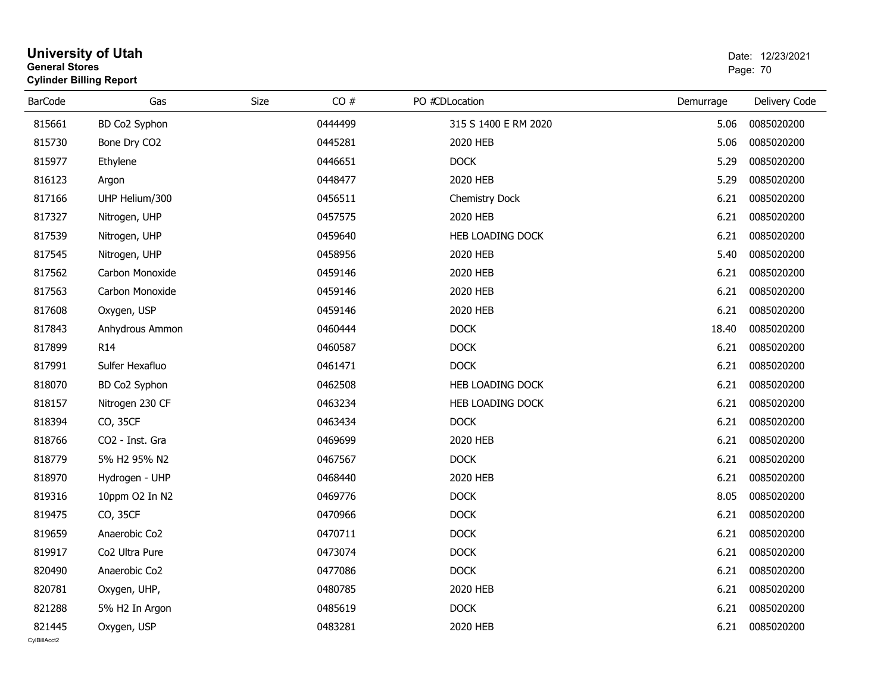# University of Utah

**General Stores**

**Cylinder Billing Report**

Date: 12/23/2021

| BarCode | Gas | Size | CO # | PO # | CDLocation | Demurrage | Delivery Code |
|---|---|---|---|---|---|---|---|
| 815661 | BD Co2 Syphon | | 0444499 | | 315 S 1400 E RM 2020 | 5.06 | 0085020200 |
| 815730 | Bone Dry CO2 | | 0445281 | | 2020 HEB | 5.06 | 0085020200 |
| 815977 | Ethylene | | 0446651 | | DOCK | 5.29 | 0085020200 |
| 816123 | Argon | | 0448477 | | 2020 HEB | 5.29 | 0085020200 |
| 817166 | UHP Helium/300 | | 0456511 | | Chemistry Dock | 6.21 | 0085020200 |
| 817327 | Nitrogen, UHP | | 0457575 | | 2020 HEB | 6.21 | 0085020200 |
| 817539 | Nitrogen, UHP | | 0459640 | | HEB LOADING DOCK | 6.21 | 0085020200 |
| 817545 | Nitrogen, UHP | | 0458956 | | 2020 HEB | 5.40 | 0085020200 |
| 817562 | Carbon Monoxide | | 0459146 | | 2020 HEB | 6.21 | 0085020200 |
| 817563 | Carbon Monoxide | | 0459146 | | 2020 HEB | 6.21 | 0085020200 |
| 817608 | Oxygen, USP | | 0459146 | | 2020 HEB | 6.21 | 0085020200 |
| 817843 | Anhydrous Ammon | | 0460444 | | DOCK | 18.40 | 0085020200 |
| 817899 | R14 | | 0460587 | | DOCK | 6.21 | 0085020200 |
| 817991 | Sulfer Hexafluo | | 0461471 | | DOCK | 6.21 | 0085020200 |
| 818070 | BD Co2 Syphon | | 0462508 | | HEB LOADING DOCK | 6.21 | 0085020200 |
| 818157 | Nitrogen 230 CF | | 0463234 | | HEB LOADING DOCK | 6.21 | 0085020200 |
| 818394 | CO, 35CF | | 0463434 | | DOCK | 6.21 | 0085020200 |
| 818766 | CO2 - Inst. Gra | | 0469699 | | 2020 HEB | 6.21 | 0085020200 |
| 818779 | 5% H2 95% N2 | | 0467567 | | DOCK | 6.21 | 0085020200 |
| 818970 | Hydrogen - UHP | | 0468440 | | 2020 HEB | 6.21 | 0085020200 |
| 819316 | 10ppm O2 In N2 | | 0469776 | | DOCK | 8.05 | 0085020200 |
| 819475 | CO, 35CF | | 0470966 | | DOCK | 6.21 | 0085020200 |
| 819659 | Anaerobic Co2 | | 0470711 | | DOCK | 6.21 | 0085020200 |
| 819917 | Co2 Ultra Pure | | 0473074 | | DOCK | 6.21 | 0085020200 |
| 820490 | Anaerobic Co2 | | 0477086 | | DOCK | 6.21 | 0085020200 |
| 820781 | Oxygen, UHP, | | 0480785 | | 2020 HEB | 6.21 | 0085020200 |
| 821288 | 5% H2 In Argon | | 0485619 | | DOCK | 6.21 | 0085020200 |
| 821445 | Oxygen, USP | | 0483281 | | 2020 HEB | 6.21 | 0085020200 |

CylBillAcct2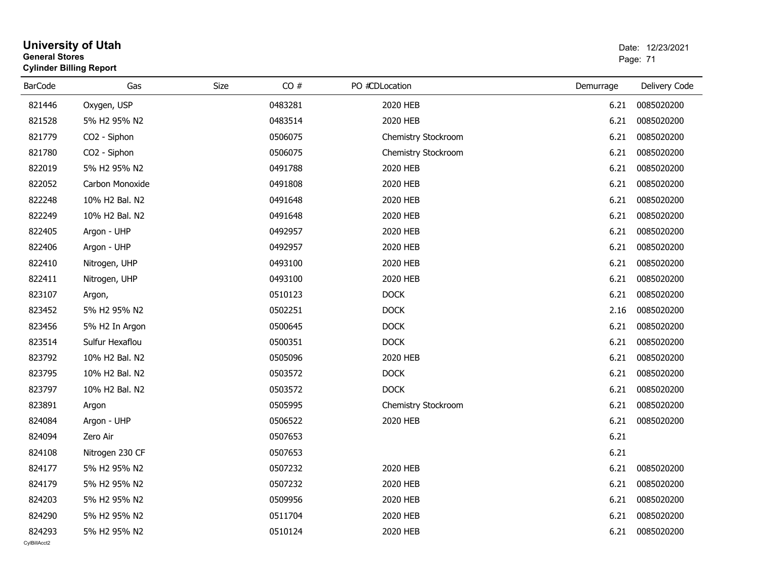# University of Utah
**General Stores**
**Cylinder Billing Report**

Date: 12/23/2021

| BarCode | Gas | Size | CO # | PO # | CDLocation | Demurrage | Delivery Code |
|---|---|---|---|---|---|---|---|
| 821446 | Oxygen, USP | | 0483281 | | 2020 HEB | 6.21 | 0085020200 |
| 821528 | 5% H2 95% N2 | | 0483514 | | 2020 HEB | 6.21 | 0085020200 |
| 821779 | CO2 - Siphon | | 0506075 | | Chemistry Stockroom | 6.21 | 0085020200 |
| 821780 | CO2 - Siphon | | 0506075 | | Chemistry Stockroom | 6.21 | 0085020200 |
| 822019 | 5% H2 95% N2 | | 0491788 | | 2020 HEB | 6.21 | 0085020200 |
| 822052 | Carbon Monoxide | | 0491808 | | 2020 HEB | 6.21 | 0085020200 |
| 822248 | 10% H2 Bal. N2 | | 0491648 | | 2020 HEB | 6.21 | 0085020200 |
| 822249 | 10% H2 Bal. N2 | | 0491648 | | 2020 HEB | 6.21 | 0085020200 |
| 822405 | Argon - UHP | | 0492957 | | 2020 HEB | 6.21 | 0085020200 |
| 822406 | Argon - UHP | | 0492957 | | 2020 HEB | 6.21 | 0085020200 |
| 822410 | Nitrogen, UHP | | 0493100 | | 2020 HEB | 6.21 | 0085020200 |
| 822411 | Nitrogen, UHP | | 0493100 | | 2020 HEB | 6.21 | 0085020200 |
| 823107 | Argon, | | 0510123 | | DOCK | 6.21 | 0085020200 |
| 823452 | 5% H2 95% N2 | | 0502251 | | DOCK | 2.16 | 0085020200 |
| 823456 | 5% H2 In Argon | | 0500645 | | DOCK | 6.21 | 0085020200 |
| 823514 | Sulfur Hexaflou | | 0500351 | | DOCK | 6.21 | 0085020200 |
| 823792 | 10% H2 Bal. N2 | | 0505096 | | 2020 HEB | 6.21 | 0085020200 |
| 823795 | 10% H2 Bal. N2 | | 0503572 | | DOCK | 6.21 | 0085020200 |
| 823797 | 10% H2 Bal. N2 | | 0503572 | | DOCK | 6.21 | 0085020200 |
| 823891 | Argon | | 0505995 | | Chemistry Stockroom | 6.21 | 0085020200 |
| 824084 | Argon - UHP | | 0506522 | | 2020 HEB | 6.21 | 0085020200 |
| 824094 | Zero Air | | 0507653 | | | 6.21 | |
| 824108 | Nitrogen 230 CF | | 0507653 | | | 6.21 | |
| 824177 | 5% H2 95% N2 | | 0507232 | | 2020 HEB | 6.21 | 0085020200 |
| 824179 | 5% H2 95% N2 | | 0507232 | | 2020 HEB | 6.21 | 0085020200 |
| 824203 | 5% H2 95% N2 | | 0509956 | | 2020 HEB | 6.21 | 0085020200 |
| 824290 | 5% H2 95% N2 | | 0511704 | | 2020 HEB | 6.21 | 0085020200 |
| 824293 | 5% H2 95% N2 | | 0510124 | | 2020 HEB | 6.21 | 0085020200 |

CylBillAcct2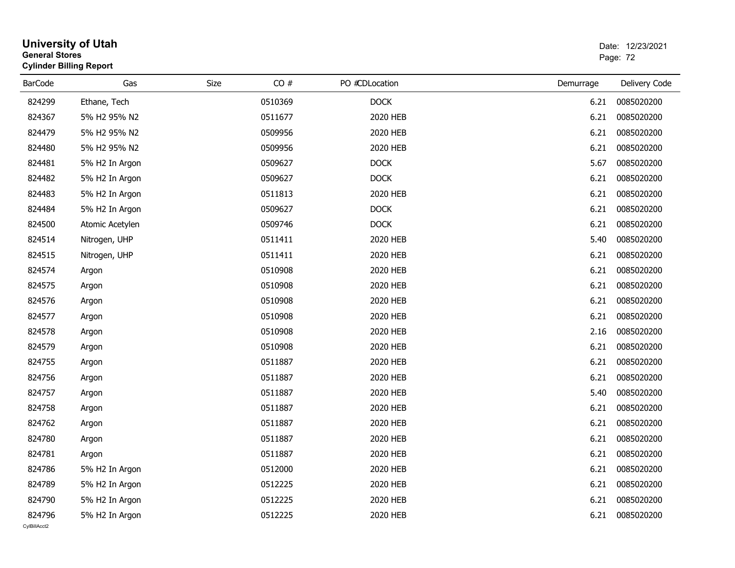# University of Utah

**General Stores**

**Cylinder Billing Report**

Date: 12/23/2021

| BarCode | Gas | Size | CO # | PO # | CDLocation | Demurrage | Delivery Code |
|---|---|---|---|---|---|---|---|
| 824299 | Ethane, Tech | | 0510369 | | DOCK | 6.21 | 0085020200 |
| 824367 | 5% H2 95% N2 | | 0511677 | | 2020 HEB | 6.21 | 0085020200 |
| 824479 | 5% H2 95% N2 | | 0509956 | | 2020 HEB | 6.21 | 0085020200 |
| 824480 | 5% H2 95% N2 | | 0509956 | | 2020 HEB | 6.21 | 0085020200 |
| 824481 | 5% H2 In Argon | | 0509627 | | DOCK | 5.67 | 0085020200 |
| 824482 | 5% H2 In Argon | | 0509627 | | DOCK | 6.21 | 0085020200 |
| 824483 | 5% H2 In Argon | | 0511813 | | 2020 HEB | 6.21 | 0085020200 |
| 824484 | 5% H2 In Argon | | 0509627 | | DOCK | 6.21 | 0085020200 |
| 824500 | Atomic Acetylen | | 0509746 | | DOCK | 6.21 | 0085020200 |
| 824514 | Nitrogen, UHP | | 0511411 | | 2020 HEB | 5.40 | 0085020200 |
| 824515 | Nitrogen, UHP | | 0511411 | | 2020 HEB | 6.21 | 0085020200 |
| 824574 | Argon | | 0510908 | | 2020 HEB | 6.21 | 0085020200 |
| 824575 | Argon | | 0510908 | | 2020 HEB | 6.21 | 0085020200 |
| 824576 | Argon | | 0510908 | | 2020 HEB | 6.21 | 0085020200 |
| 824577 | Argon | | 0510908 | | 2020 HEB | 6.21 | 0085020200 |
| 824578 | Argon | | 0510908 | | 2020 HEB | 2.16 | 0085020200 |
| 824579 | Argon | | 0510908 | | 2020 HEB | 6.21 | 0085020200 |
| 824755 | Argon | | 0511887 | | 2020 HEB | 6.21 | 0085020200 |
| 824756 | Argon | | 0511887 | | 2020 HEB | 6.21 | 0085020200 |
| 824757 | Argon | | 0511887 | | 2020 HEB | 5.40 | 0085020200 |
| 824758 | Argon | | 0511887 | | 2020 HEB | 6.21 | 0085020200 |
| 824762 | Argon | | 0511887 | | 2020 HEB | 6.21 | 0085020200 |
| 824780 | Argon | | 0511887 | | 2020 HEB | 6.21 | 0085020200 |
| 824781 | Argon | | 0511887 | | 2020 HEB | 6.21 | 0085020200 |
| 824786 | 5% H2 In Argon | | 0512000 | | 2020 HEB | 6.21 | 0085020200 |
| 824789 | 5% H2 In Argon | | 0512225 | | 2020 HEB | 6.21 | 0085020200 |
| 824790 | 5% H2 In Argon | | 0512225 | | 2020 HEB | 6.21 | 0085020200 |
| 824796 | 5% H2 In Argon | | 0512225 | | 2020 HEB | 6.21 | 0085020200 |

CylBillAcct2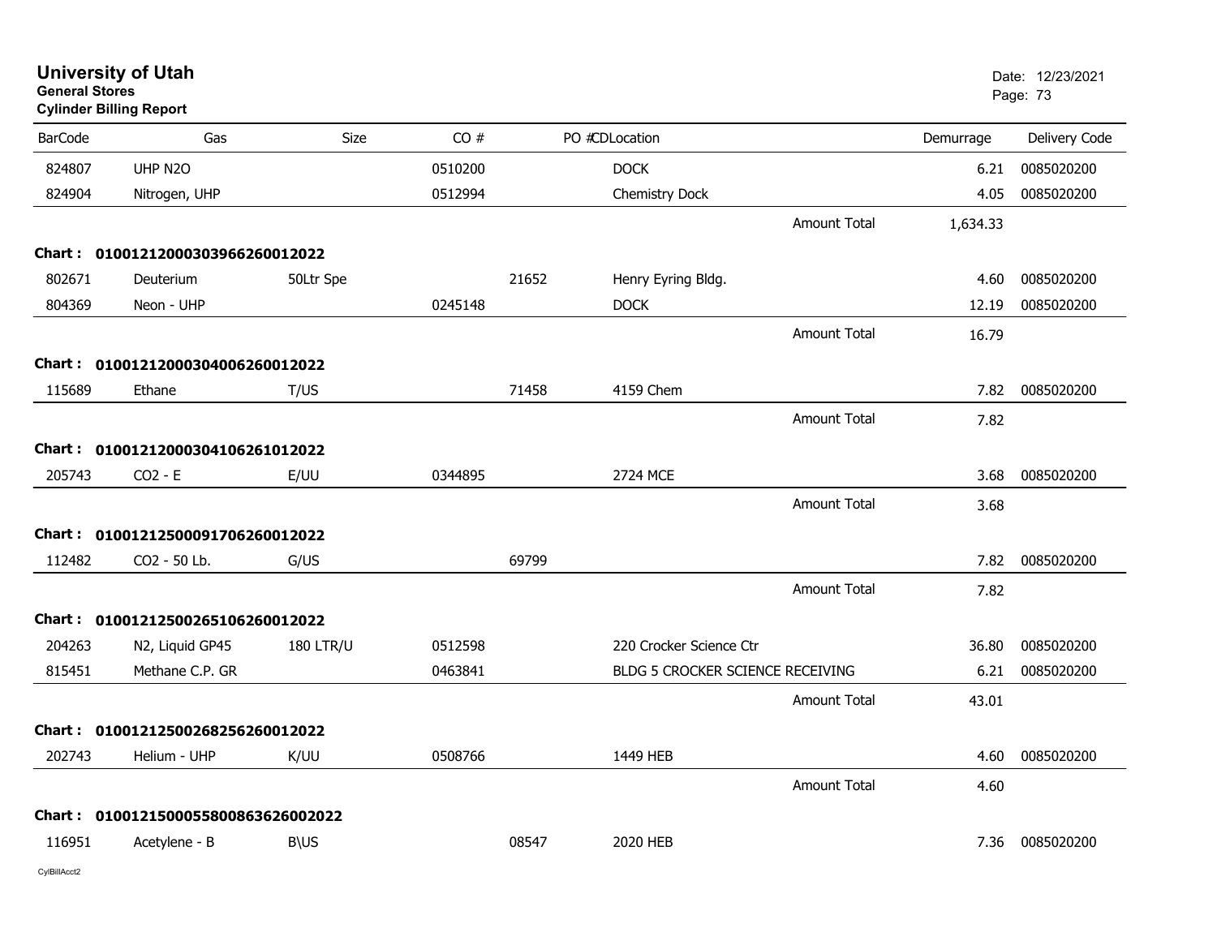**University of Utah**
**General Stores**
**Cylinder Billing Report**

| BarCode | Gas | Size | CO # | PO # | CDLocation | | Demurrage | Delivery Code |
|---|---|---|---|---|---|---|---|---|
| 824807 | UHP N2O | | 0510200 | | DOCK | | 6.21 | 0085020200 |
| 824904 | Nitrogen, UHP | | 0512994 | | Chemistry Dock | | 4.05 | 0085020200 |
| | | | | | | Amount Total | 1,634.33 | |
| **Chart :** | **01001212000303966260012022** | | | | | | | |
| 802671 | Deuterium | 50Ltr Spe | | 21652 | Henry Eyring Bldg. | | 4.60 | 0085020200 |
| 804369 | Neon - UHP | | 0245148 | | DOCK | | 12.19 | 0085020200 |
| | | | | | | Amount Total | 16.79 | |
| **Chart :** | **01001212000304006260012022** | | | | | | | |
| 115689 | Ethane | T/US | | 71458 | 4159 Chem | | 7.82 | 0085020200 |
| | | | | | | Amount Total | 7.82 | |
| **Chart :** | **01001212000304106261012022** | | | | | | | |
| 205743 | CO2 - E | E/UU | 0344895 | | 2724 MCE | | 3.68 | 0085020200 |
| | | | | | | Amount Total | 3.68 | |
| **Chart :** | **01001212500091706260012022** | | | | | | | |
| 112482 | CO2 - 50 Lb. | G/US | | 69799 | | | 7.82 | 0085020200 |
| | | | | | | Amount Total | 7.82 | |
| **Chart :** | **01001212500265106260012022** | | | | | | | |
| 204263 | N2, Liquid GP45 | 180 LTR/U | 0512598 | | 220 Crocker Science Ctr | | 36.80 | 0085020200 |
| 815451 | Methane C.P. GR | | 0463841 | | BLDG 5 CROCKER SCIENCE RECEIVING | | 6.21 | 0085020200 |
| | | | | | | Amount Total | 43.01 | |
| **Chart :** | **01001212500268256260012022** | | | | | | | |
| 202743 | Helium - UHP | K/UU | 0508766 | | 1449 HEB | | 4.60 | 0085020200 |
| | | | | | | Amount Total | 4.60 | |
| **Chart :** | **010012150005580086362600​2022** | | | | | | | |
| 116951 | Acetylene - B | B\US | | 08547 | 2020 HEB | | 7.36 | 0085020200 |

CylBillAcct2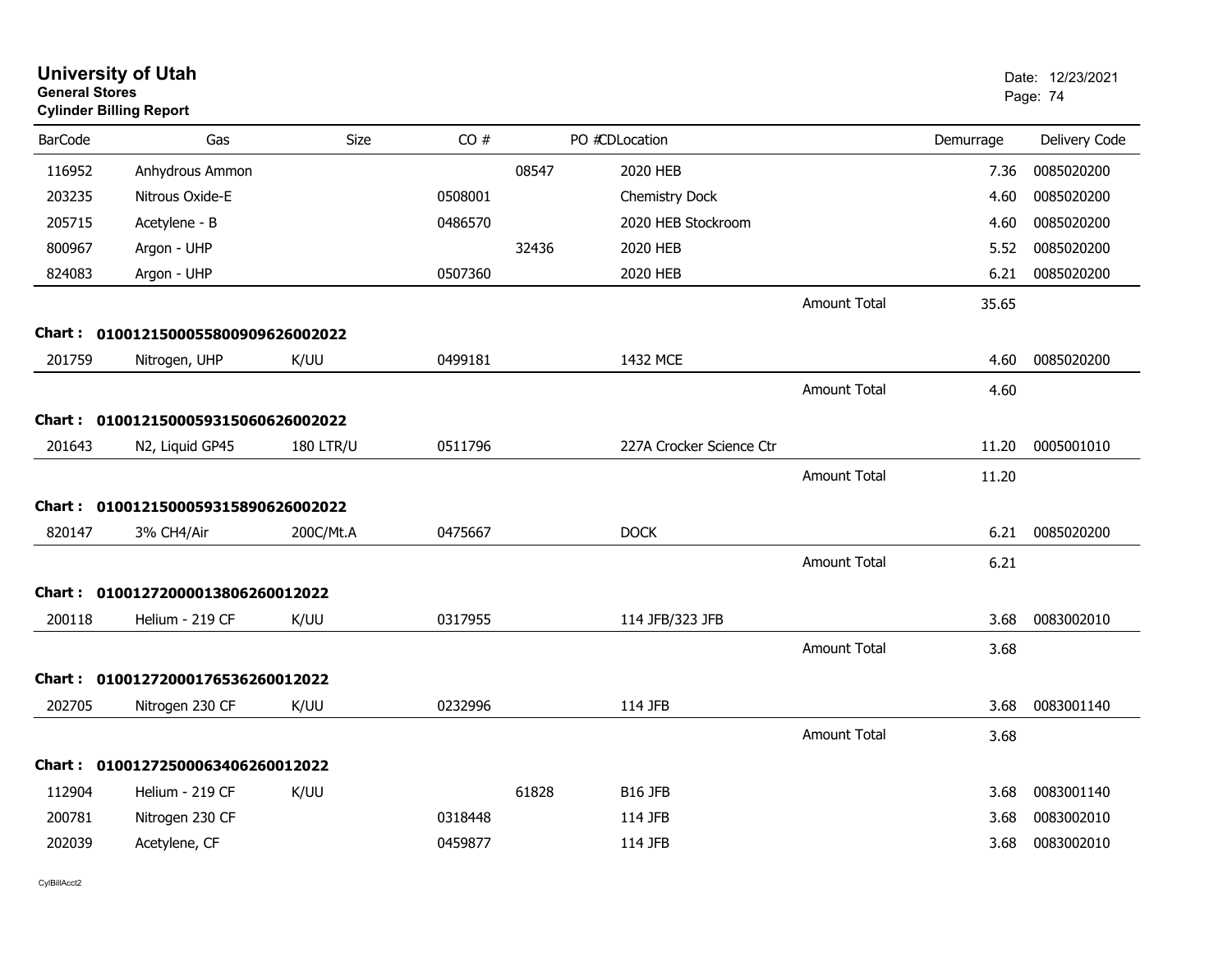# University of Utah

**General Stores**

**Cylinder Billing Report**

Date: 12/23/2021

| BarCode | Gas | Size | CO # | PO # | CDLocation | | Demurrage | Delivery Code |
|---|---|---|---|---|---|---|---|---|
| 116952 | Anhydrous Ammon | | | 08547 | 2020 HEB | | 7.36 | 0085020200 |
| 203235 | Nitrous Oxide-E | | 0508001 | | Chemistry Dock | | 4.60 | 0085020200 |
| 205715 | Acetylene - B | | 0486570 | | 2020 HEB Stockroom | | 4.60 | 0085020200 |
| 800967 | Argon - UHP | | | 32436 | 2020 HEB | | 5.52 | 0085020200 |
| 824083 | Argon - UHP | | 0507360 | | 2020 HEB | | 6.21 | 0085020200 |
| | | | | | | Amount Total | 35.65 | |
| **Chart :** | **01001215000558009096260020​22** | | | | | | | |
| 201759 | Nitrogen, UHP | K/UU | 0499181 | | 1432 MCE | | 4.60 | 0085020200 |
| | | | | | | Amount Total | 4.60 | |
| **Chart :** | **01001215000593150606260020​22** | | | | | | | |
| 201643 | N2, Liquid GP45 | 180 LTR/U | 0511796 | | 227A Crocker Science Ctr | | 11.20 | 0005001010 |
| | | | | | | Amount Total | 11.20 | |
| **Chart :** | **01001215000593158906260020​22** | | | | | | | |
| 820147 | 3% CH4/Air | 200C/Mt.A | 0475667 | | DOCK | | 6.21 | 0085020200 |
| | | | | | | Amount Total | 6.21 | |
| **Chart :** | **01001272000013806260012022** | | | | | | | |
| 200118 | Helium - 219 CF | K/UU | 0317955 | | 114 JFB/323 JFB | | 3.68 | 0083002010 |
| | | | | | | Amount Total | 3.68 | |
| **Chart :** | **01001272000176536260012022** | | | | | | | |
| 202705 | Nitrogen 230 CF | K/UU | 0232996 | | 114 JFB | | 3.68 | 0083001140 |
| | | | | | | Amount Total | 3.68 | |
| **Chart :** | **01001272500063406260012022** | | | | | | | |
| 112904 | Helium - 219 CF | K/UU | | 61828 | B16 JFB | | 3.68 | 0083001140 |
| 200781 | Nitrogen 230 CF | | 0318448 | | 114 JFB | | 3.68 | 0083002010 |
| 202039 | Acetylene, CF | | 0459877 | | 114 JFB | | 3.68 | 0083002010 |

CylBillAcct2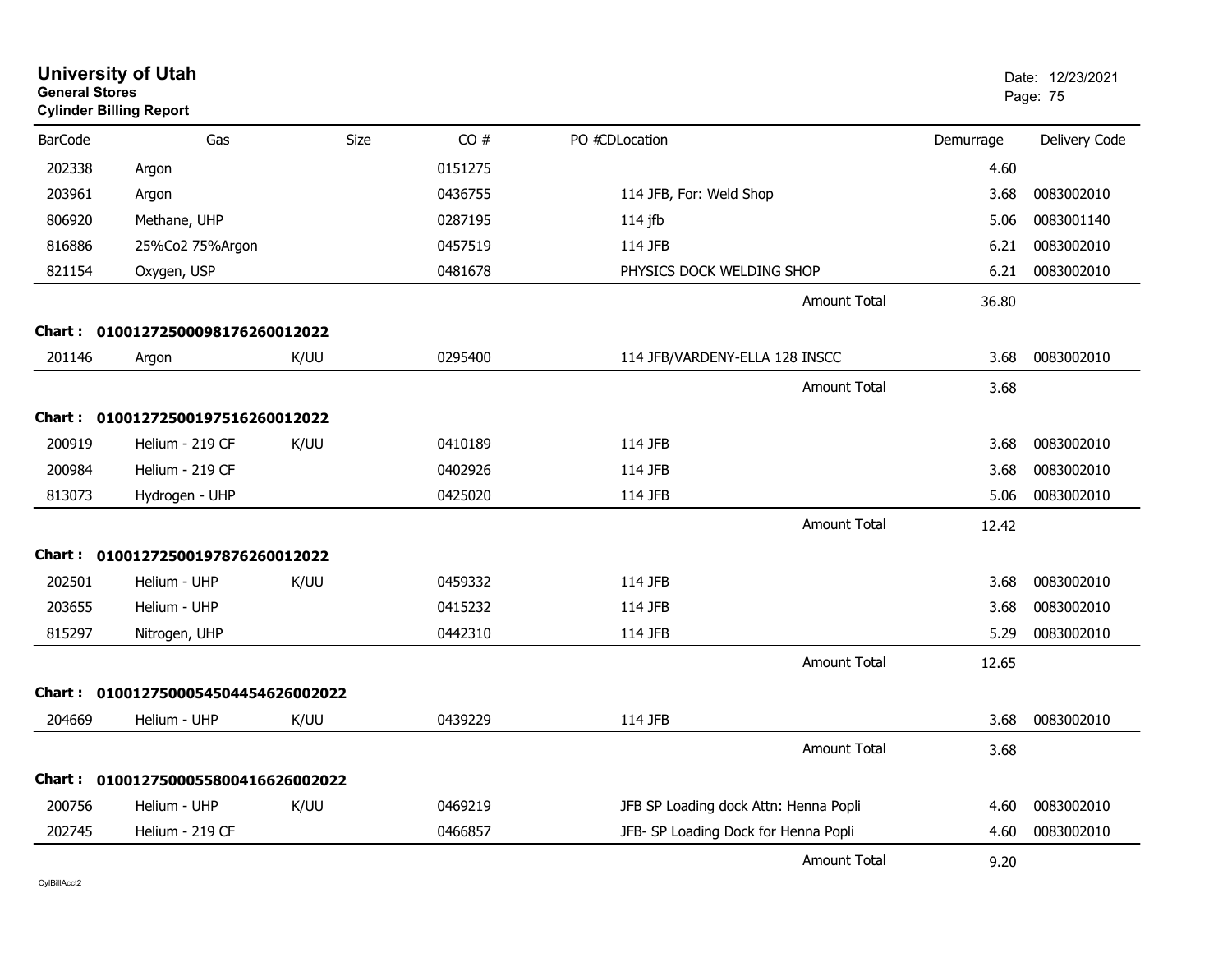# University of Utah

**General Stores**

**Cylinder Billing Report**

Date: 12/23/2021

| BarCode | Gas | Size | CO # | PO # | CDLocation | Demurrage | Delivery Code |
|---|---|---|---|---|---|---|---|
| 202338 | Argon | | 0151275 | | | 4.60 | |
| 203961 | Argon | | 0436755 | | 114 JFB, For: Weld Shop | 3.68 | 0083002010 |
| 806920 | Methane, UHP | | 0287195 | | 114 jfb | 5.06 | 0083001140 |
| 816886 | 25%Co2 75%Argon | | 0457519 | | 114 JFB | 6.21 | 0083002010 |
| 821154 | Oxygen, USP | | 0481678 | | PHYSICS DOCK WELDING SHOP | 6.21 | 0083002010 |
| | | | | | Amount Total | 36.80 | |

**Chart : 01001272500098176260012022**

| BarCode | Gas | Size | CO # | PO # | CDLocation | Demurrage | Delivery Code |
|---|---|---|---|---|---|---|---|
| 201146 | Argon | K/UU | 0295400 | | 114 JFB/VARDENY-ELLA 128 INSCC | 3.68 | 0083002010 |
| | | | | | Amount Total | 3.68 | |

**Chart : 01001272500197516260012022**

| BarCode | Gas | Size | CO # | PO # | CDLocation | Demurrage | Delivery Code |
|---|---|---|---|---|---|---|---|
| 200919 | Helium - 219 CF | K/UU | 0410189 | | 114 JFB | 3.68 | 0083002010 |
| 200984 | Helium - 219 CF | | 0402926 | | 114 JFB | 3.68 | 0083002010 |
| 813073 | Hydrogen - UHP | | 0425020 | | 114 JFB | 5.06 | 0083002010 |
| | | | | | Amount Total | 12.42 | |

**Chart : 01001272500197876260012022**

| BarCode | Gas | Size | CO # | PO # | CDLocation | Demurrage | Delivery Code |
|---|---|---|---|---|---|---|---|
| 202501 | Helium - UHP | K/UU | 0459332 | | 114 JFB | 3.68 | 0083002010 |
| 203655 | Helium - UHP | | 0415232 | | 114 JFB | 3.68 | 0083002010 |
| 815297 | Nitrogen, UHP | | 0442310 | | 114 JFB | 5.29 | 0083002010 |
| | | | | | Amount Total | 12.65 | |

**Chart : 01001275000545044546260022022**

| BarCode | Gas | Size | CO # | PO # | CDLocation | Demurrage | Delivery Code |
|---|---|---|---|---|---|---|---|
| 204669 | Helium - UHP | K/UU | 0439229 | | 114 JFB | 3.68 | 0083002010 |
| | | | | | Amount Total | 3.68 | |

**Chart : 01001275000558004166260022022**

| BarCode | Gas | Size | CO # | PO # | CDLocation | Demurrage | Delivery Code |
|---|---|---|---|---|---|---|---|
| 200756 | Helium - UHP | K/UU | 0469219 | | JFB SP Loading dock Attn: Henna Popli | 4.60 | 0083002010 |
| 202745 | Helium - 219 CF | | 0466857 | | JFB- SP Loading Dock for Henna Popli | 4.60 | 0083002010 |
| | | | | | Amount Total | 9.20 | |

CylBillAcct2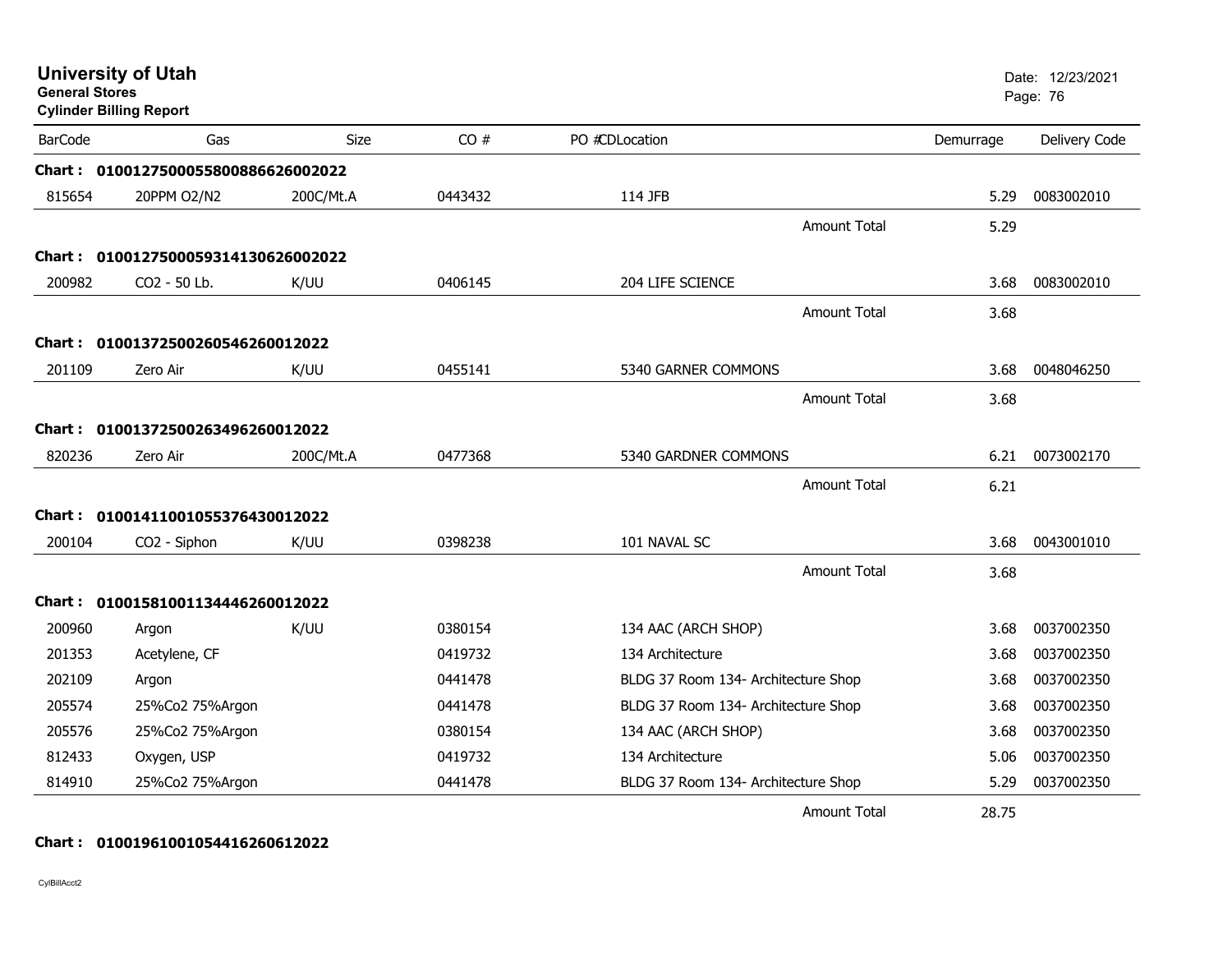# University of Utah

**General Stores**

**Cylinder Billing Report**

Date: 12/23/2021

| BarCode | Gas | Size | CO # | PO #CDLocation | Demurrage | Delivery Code |
|---|---|---|---|---|---|---|
| **Chart : 01001275000558008866260020​22** | | | | | | |
| 815654 | 20PPM O2/N2 | 200C/Mt.A | 0443432 | 114 JFB | 5.29 | 0083002010 |
| | | | | Amount Total | 5.29 | |
| **Chart : 010012750005931413062600 2022** | | | | | | |
| 200982 | CO2 - 50 Lb. | K/UU | 0406145 | 204 LIFE SCIENCE | 3.68 | 0083002010 |
| | | | | Amount Total | 3.68 | |
| **Chart : 01001372500260546260012022** | | | | | | |
| 201109 | Zero Air | K/UU | 0455141 | 5340 GARNER COMMONS | 3.68 | 0048046250 |
| | | | | Amount Total | 3.68 | |
| **Chart : 01001372500263496260012022** | | | | | | |
| 820236 | Zero Air | 200C/Mt.A | 0477368 | 5340 GARDNER COMMONS | 6.21 | 0073002170 |
| | | | | Amount Total | 6.21 | |
| **Chart : 01001411001055376430012022** | | | | | | |
| 200104 | CO2 - Siphon | K/UU | 0398238 | 101 NAVAL SC | 3.68 | 0043001010 |
| | | | | Amount Total | 3.68 | |
| **Chart : 01001581001134446260012022** | | | | | | |
| 200960 | Argon | K/UU | 0380154 | 134 AAC (ARCH SHOP) | 3.68 | 0037002350 |
| 201353 | Acetylene, CF | | 0419732 | 134 Architecture | 3.68 | 0037002350 |
| 202109 | Argon | | 0441478 | BLDG 37 Room 134- Architecture Shop | 3.68 | 0037002350 |
| 205574 | 25%Co2 75%Argon | | 0441478 | BLDG 37 Room 134- Architecture Shop | 3.68 | 0037002350 |
| 205576 | 25%Co2 75%Argon | | 0380154 | 134 AAC (ARCH SHOP) | 3.68 | 0037002350 |
| 812433 | Oxygen, USP | | 0419732 | 134 Architecture | 5.06 | 0037002350 |
| 814910 | 25%Co2 75%Argon | | 0441478 | BLDG 37 Room 134- Architecture Shop | 5.29 | 0037002350 |
| | | | | Amount Total | 28.75 | |
| **Chart : 01001961001054416260612022** | | | | | | |

CylBillAcct2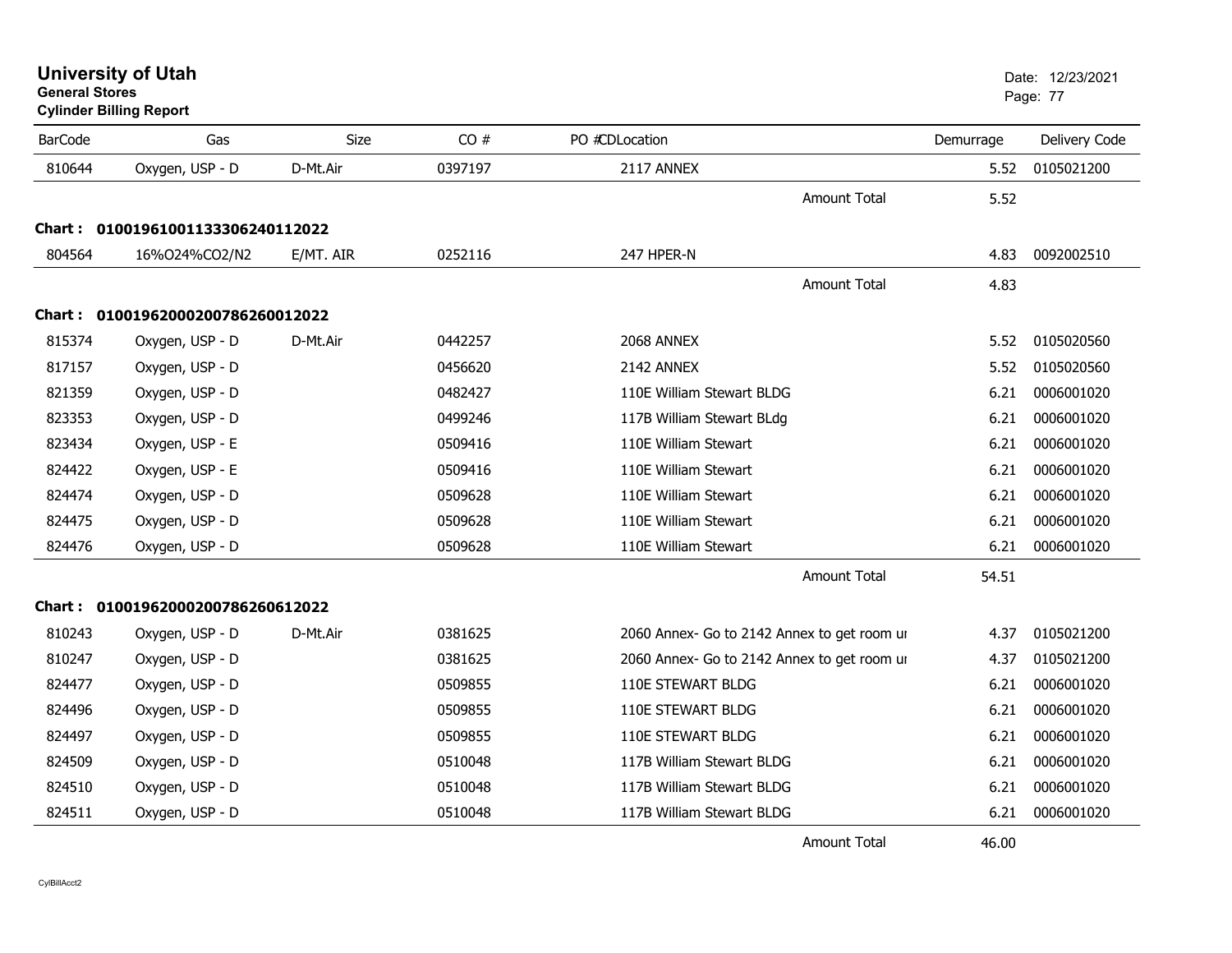# University of Utah

**General Stores**

**Cylinder Billing Report**

Date: 12/23/2021

| BarCode | Gas | Size | CO # | PO # | CDLocation | Demurrage | Delivery Code |
|---|---|---|---|---|---|---|---|
| 810644 | Oxygen, USP - D | D-Mt.Air | 0397197 | | 2117 ANNEX | 5.52 | 0105021200 |
| | | | | | Amount Total | 5.52 | |
| **Chart : 01001961001133306240112022** | | | | | | | |
| 804564 | 16%O24%CO2/N2 | E/MT. AIR | 0252116 | | 247 HPER-N | 4.83 | 0092002510 |
| | | | | | Amount Total | 4.83 | |
| **Chart : 01001962000200786260012022** | | | | | | | |
| 815374 | Oxygen, USP - D | D-Mt.Air | 0442257 | | 2068 ANNEX | 5.52 | 0105020560 |
| 817157 | Oxygen, USP - D | | 0456620 | | 2142 ANNEX | 5.52 | 0105020560 |
| 821359 | Oxygen, USP - D | | 0482427 | | 110E William Stewart BLDG | 6.21 | 0006001020 |
| 823353 | Oxygen, USP - D | | 0499246 | | 117B William Stewart BLdg | 6.21 | 0006001020 |
| 823434 | Oxygen, USP - E | | 0509416 | | 110E William Stewart | 6.21 | 0006001020 |
| 824422 | Oxygen, USP - E | | 0509416 | | 110E William Stewart | 6.21 | 0006001020 |
| 824474 | Oxygen, USP - D | | 0509628 | | 110E William Stewart | 6.21 | 0006001020 |
| 824475 | Oxygen, USP - D | | 0509628 | | 110E William Stewart | 6.21 | 0006001020 |
| 824476 | Oxygen, USP - D | | 0509628 | | 110E William Stewart | 6.21 | 0006001020 |
| | | | | | Amount Total | 54.51 | |
| **Chart : 01001962000200786260612022** | | | | | | | |
| 810243 | Oxygen, USP - D | D-Mt.Air | 0381625 | | 2060 Annex- Go to 2142 Annex to get room ur | 4.37 | 0105021200 |
| 810247 | Oxygen, USP - D | | 0381625 | | 2060 Annex- Go to 2142 Annex to get room ur | 4.37 | 0105021200 |
| 824477 | Oxygen, USP - D | | 0509855 | | 110E STEWART BLDG | 6.21 | 0006001020 |
| 824496 | Oxygen, USP - D | | 0509855 | | 110E STEWART BLDG | 6.21 | 0006001020 |
| 824497 | Oxygen, USP - D | | 0509855 | | 110E STEWART BLDG | 6.21 | 0006001020 |
| 824509 | Oxygen, USP - D | | 0510048 | | 117B William Stewart BLDG | 6.21 | 0006001020 |
| 824510 | Oxygen, USP - D | | 0510048 | | 117B William Stewart BLDG | 6.21 | 0006001020 |
| 824511 | Oxygen, USP - D | | 0510048 | | 117B William Stewart BLDG | 6.21 | 0006001020 |
| | | | | | Amount Total | 46.00 | |

CylBillAcct2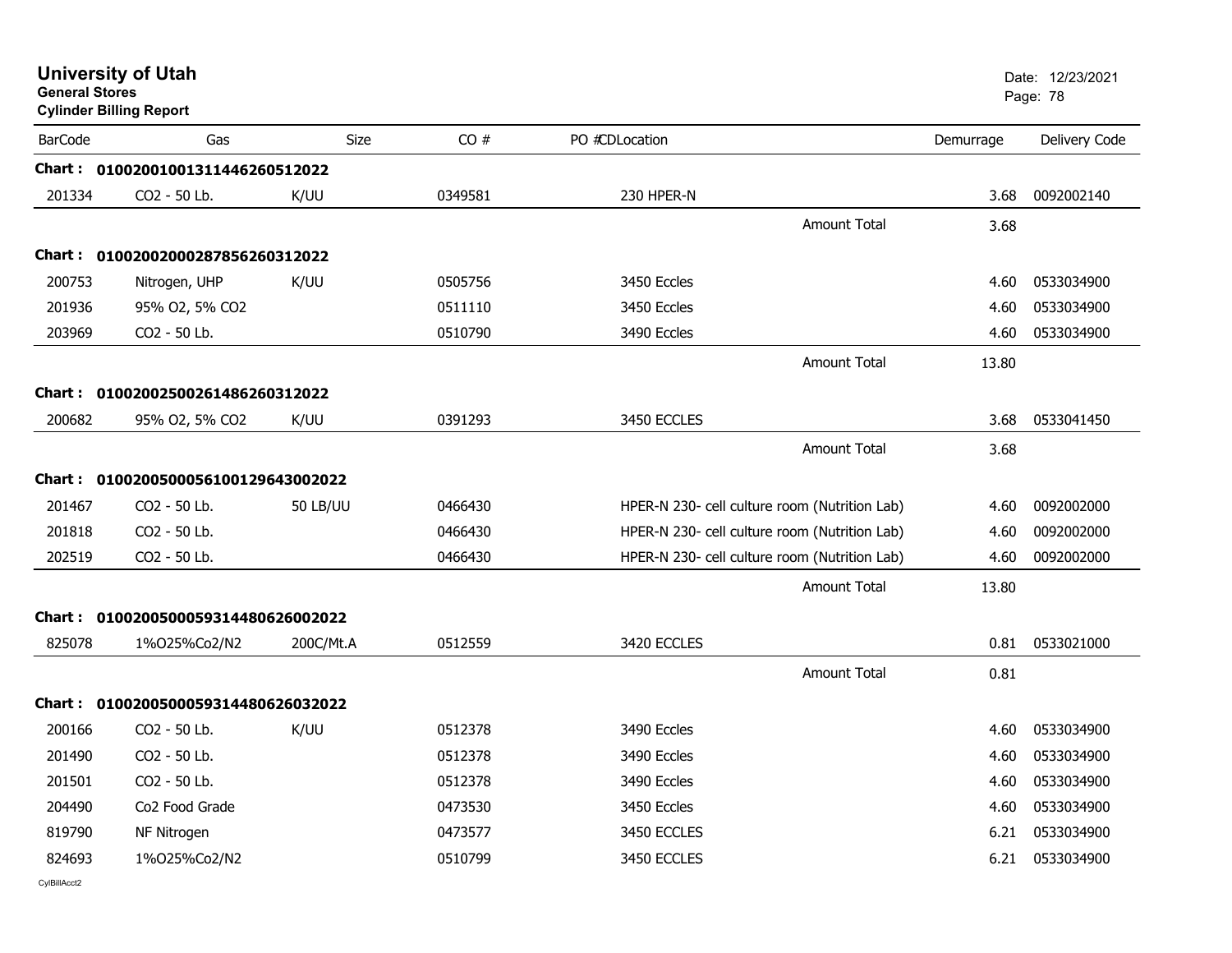# University of Utah

**General Stores**

**Cylinder Billing Report**

Date: 12/23/2021

| BarCode | Gas | Size | CO # | PO # | CDLocation | Demurrage | Delivery Code |
|---|---|---|---|---|---|---|---|
| **Chart : 01002001001311446260512022** | | | | | | | |
| 201334 | CO2 - 50 Lb. | K/UU | 0349581 | | 230 HPER-N | 3.68 | 0092002140 |
| | | | | | Amount Total | 3.68 | |
| **Chart : 01002002000287856260312022** | | | | | | | |
| 200753 | Nitrogen, UHP | K/UU | 0505756 | | 3450 Eccles | 4.60 | 0533034900 |
| 201936 | 95% O2, 5% CO2 | | 0511110 | | 3450 Eccles | 4.60 | 0533034900 |
| 203969 | CO2 - 50 Lb. | | 0510790 | | 3490 Eccles | 4.60 | 0533034900 |
| | | | | | Amount Total | 13.80 | |
| **Chart : 01002002500261486260312022** | | | | | | | |
| 200682 | 95% O2, 5% CO2 | K/UU | 0391293 | | 3450 ECCLES | 3.68 | 0533041450 |
| | | | | | Amount Total | 3.68 | |
| **Chart : 01002005000561001296430020​22** | | | | | | | |
| 201467 | CO2 - 50 Lb. | 50 LB/UU | 0466430 | | HPER-N 230- cell culture room (Nutrition Lab) | 4.60 | 0092002000 |
| 201818 | CO2 - 50 Lb. | | 0466430 | | HPER-N 230- cell culture room (Nutrition Lab) | 4.60 | 0092002000 |
| 202519 | CO2 - 50 Lb. | | 0466430 | | HPER-N 230- cell culture room (Nutrition Lab) | 4.60 | 0092002000 |
| | | | | | Amount Total | 13.80 | |
| **Chart : 01002005000593144806260020​22** | | | | | | | |
| 825078 | 1%O25%Co2/N2 | 200C/Mt.A | 0512559 | | 3420 ECCLES | 0.81 | 0533021000 |
| | | | | | Amount Total | 0.81 | |
| **Chart : 01002005000593144806260320​22** | | | | | | | |
| 200166 | CO2 - 50 Lb. | K/UU | 0512378 | | 3490 Eccles | 4.60 | 0533034900 |
| 201490 | CO2 - 50 Lb. | | 0512378 | | 3490 Eccles | 4.60 | 0533034900 |
| 201501 | CO2 - 50 Lb. | | 0512378 | | 3490 Eccles | 4.60 | 0533034900 |
| 204490 | Co2 Food Grade | | 0473530 | | 3450 Eccles | 4.60 | 0533034900 |
| 819790 | NF Nitrogen | | 0473577 | | 3450 ECCLES | 6.21 | 0533034900 |
| 824693 | 1%O25%Co2/N2 | | 0510799 | | 3450 ECCLES | 6.21 | 0533034900 |

CylBillAcct2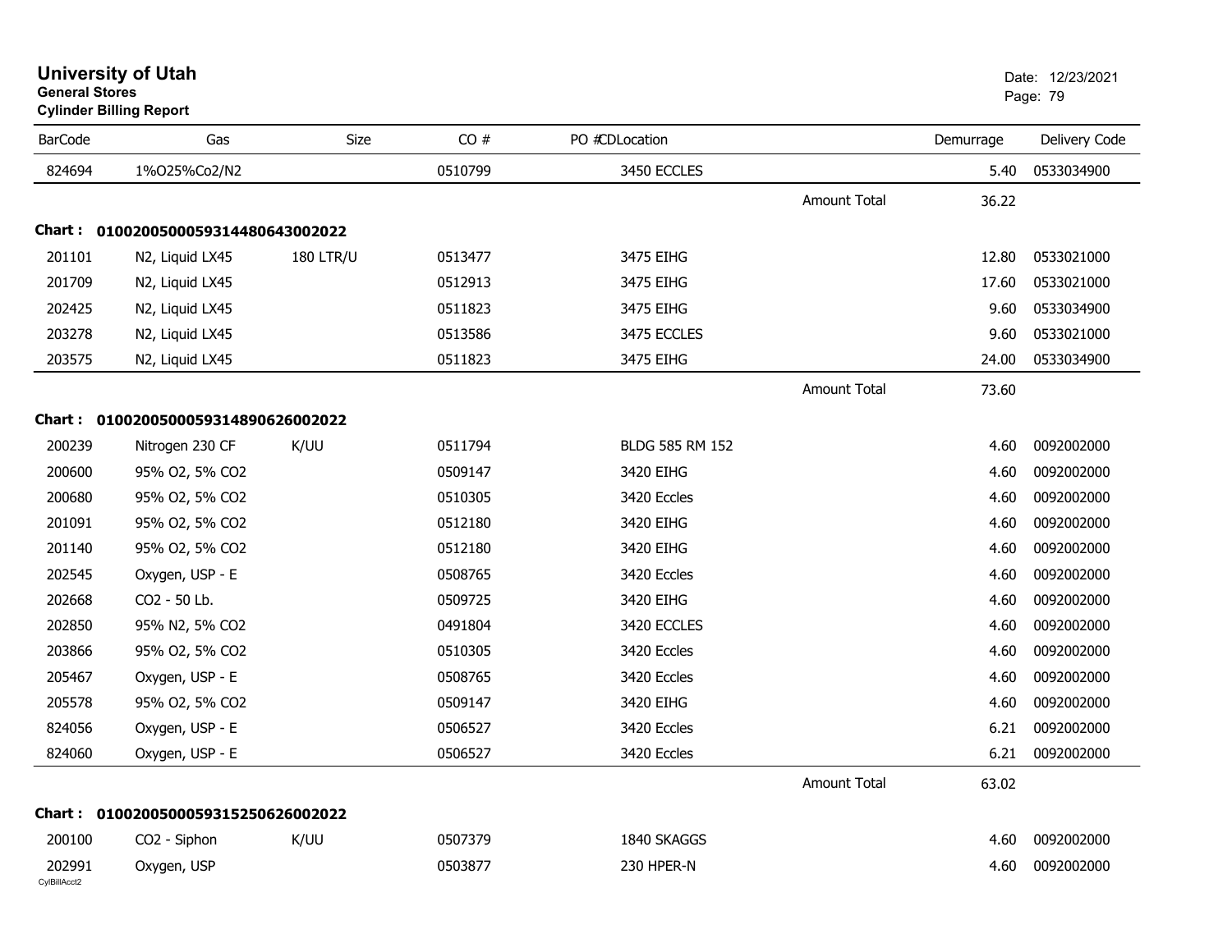# University of Utah

**General Stores**

**Cylinder Billing Report**

Date: 12/23/2021

| BarCode | Gas | Size | CO # | PO # | CDLocation | | Demurrage | Delivery Code |
|---|---|---|---|---|---|---|---|---|
| 824694 | 1%O25%Co2/N2 | | 0510799 | | 3450 ECCLES | | 5.40 | 0533034900 |
| | | | | | | Amount Total | 36.22 | |
| **Chart :** | **01002005000593144806430020 22** | | | | | | | |
| 201101 | N2, Liquid LX45 | 180 LTR/U | 0513477 | | 3475 EIHG | | 12.80 | 0533021000 |
| 201709 | N2, Liquid LX45 | | 0512913 | | 3475 EIHG | | 17.60 | 0533021000 |
| 202425 | N2, Liquid LX45 | | 0511823 | | 3475 EIHG | | 9.60 | 0533034900 |
| 203278 | N2, Liquid LX45 | | 0513586 | | 3475 ECCLES | | 9.60 | 0533021000 |
| 203575 | N2, Liquid LX45 | | 0511823 | | 3475 EIHG | | 24.00 | 0533034900 |
| | | | | | | Amount Total | 73.60 | |
| **Chart :** | **01002005000593148906260020 22** | | | | | | | |
| 200239 | Nitrogen 230 CF | K/UU | 0511794 | | BLDG 585 RM 152 | | 4.60 | 0092002000 |
| 200600 | 95% O2, 5% CO2 | | 0509147 | | 3420 EIHG | | 4.60 | 0092002000 |
| 200680 | 95% O2, 5% CO2 | | 0510305 | | 3420 Eccles | | 4.60 | 0092002000 |
| 201091 | 95% O2, 5% CO2 | | 0512180 | | 3420 EIHG | | 4.60 | 0092002000 |
| 201140 | 95% O2, 5% CO2 | | 0512180 | | 3420 EIHG | | 4.60 | 0092002000 |
| 202545 | Oxygen, USP - E | | 0508765 | | 3420 Eccles | | 4.60 | 0092002000 |
| 202668 | CO2 - 50 Lb. | | 0509725 | | 3420 EIHG | | 4.60 | 0092002000 |
| 202850 | 95% N2, 5% CO2 | | 0491804 | | 3420 ECCLES | | 4.60 | 0092002000 |
| 203866 | 95% O2, 5% CO2 | | 0510305 | | 3420 Eccles | | 4.60 | 0092002000 |
| 205467 | Oxygen, USP - E | | 0508765 | | 3420 Eccles | | 4.60 | 0092002000 |
| 205578 | 95% O2, 5% CO2 | | 0509147 | | 3420 EIHG | | 4.60 | 0092002000 |
| 824056 | Oxygen, USP - E | | 0506527 | | 3420 Eccles | | 6.21 | 0092002000 |
| 824060 | Oxygen, USP - E | | 0506527 | | 3420 Eccles | | 6.21 | 0092002000 |
| | | | | | | Amount Total | 63.02 | |
| **Chart :** | **01002005000593152506260020 22** | | | | | | | |
| 200100 | CO2 - Siphon | K/UU | 0507379 | | 1840 SKAGGS | | 4.60 | 0092002000 |
| 202991 | Oxygen, USP | | 0503877 | | 230 HPER-N | | 4.60 | 0092002000 |

CylBillAcct2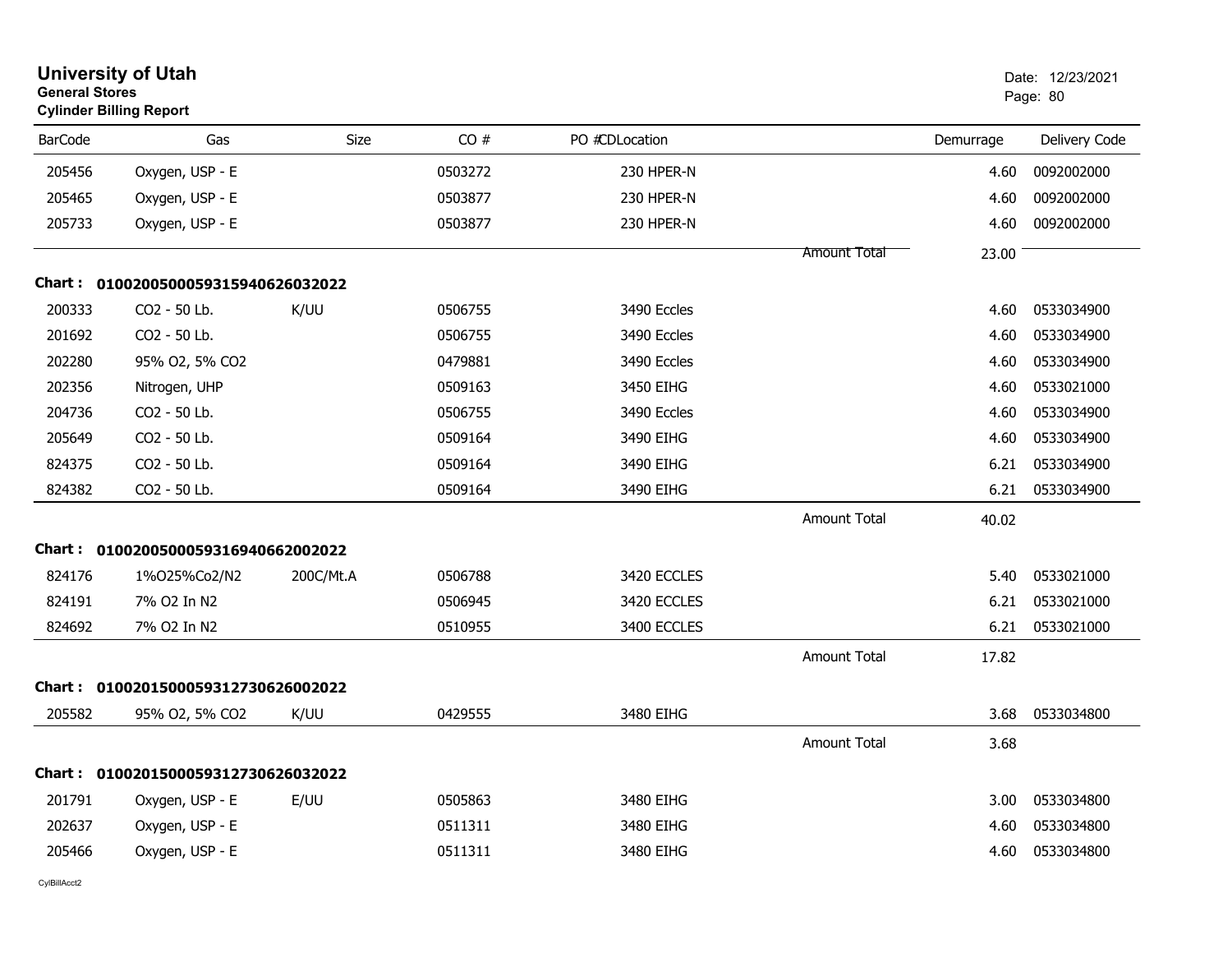# University of Utah

**General Stores**

**Cylinder Billing Report**

Date: 12/23/2021

| BarCode | Gas | Size | CO # | PO #CDLocation | | Demurrage | Delivery Code |
|---|---|---|---|---|---|---|---|
| 205456 | Oxygen, USP - E | | 0503272 | 230 HPER-N | | 4.60 | 0092002000 |
| 205465 | Oxygen, USP - E | | 0503877 | 230 HPER-N | | 4.60 | 0092002000 |
| 205733 | Oxygen, USP - E | | 0503877 | 230 HPER-N | | 4.60 | 0092002000 |
| | | | | | Amount Total | 23.00 | |

**Chart : 01002005000593159406260320​22**

| BarCode | Gas | Size | CO # | PO #CDLocation | | Demurrage | Delivery Code |
|---|---|---|---|---|---|---|---|
| 200333 | CO2 - 50 Lb. | K/UU | 0506755 | 3490 Eccles | | 4.60 | 0533034900 |
| 201692 | CO2 - 50 Lb. | | 0506755 | 3490 Eccles | | 4.60 | 0533034900 |
| 202280 | 95% O2, 5% CO2 | | 0479881 | 3490 Eccles | | 4.60 | 0533034900 |
| 202356 | Nitrogen, UHP | | 0509163 | 3450 EIHG | | 4.60 | 0533021000 |
| 204736 | CO2 - 50 Lb. | | 0506755 | 3490 Eccles | | 4.60 | 0533034900 |
| 205649 | CO2 - 50 Lb. | | 0509164 | 3490 EIHG | | 4.60 | 0533034900 |
| 824375 | CO2 - 50 Lb. | | 0509164 | 3490 EIHG | | 6.21 | 0533034900 |
| 824382 | CO2 - 50 Lb. | | 0509164 | 3490 EIHG | | 6.21 | 0533034900 |
| | | | | | Amount Total | 40.02 | |

**Chart : 0100200500059316940662002022**

| BarCode | Gas | Size | CO # | PO #CDLocation | | Demurrage | Delivery Code |
|---|---|---|---|---|---|---|---|
| 824176 | 1%O25%Co2/N2 | 200C/Mt.A | 0506788 | 3420 ECCLES | | 5.40 | 0533021000 |
| 824191 | 7% O2 In N2 | | 0506945 | 3420 ECCLES | | 6.21 | 0533021000 |
| 824692 | 7% O2 In N2 | | 0510955 | 3400 ECCLES | | 6.21 | 0533021000 |
| | | | | | Amount Total | 17.82 | |

**Chart : 0100201500059312730626002022**

| BarCode | Gas | Size | CO # | PO #CDLocation | | Demurrage | Delivery Code |
|---|---|---|---|---|---|---|---|
| 205582 | 95% O2, 5% CO2 | K/UU | 0429555 | 3480 EIHG | | 3.68 | 0533034800 |
| | | | | | Amount Total | 3.68 | |

**Chart : 0100201500059312730626032022**

| BarCode | Gas | Size | CO # | PO #CDLocation | | Demurrage | Delivery Code |
|---|---|---|---|---|---|---|---|
| 201791 | Oxygen, USP - E | E/UU | 0505863 | 3480 EIHG | | 3.00 | 0533034800 |
| 202637 | Oxygen, USP - E | | 0511311 | 3480 EIHG | | 4.60 | 0533034800 |
| 205466 | Oxygen, USP - E | | 0511311 | 3480 EIHG | | 4.60 | 0533034800 |

CylBillAcct2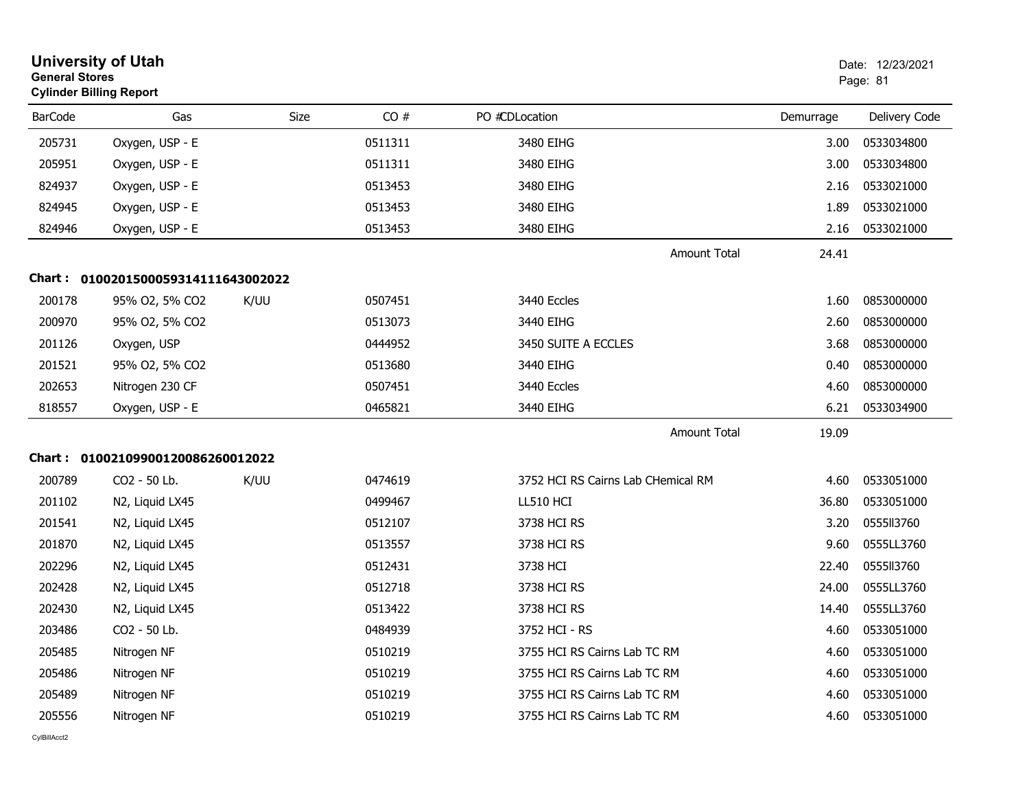# University of Utah

**General Stores**

**Cylinder Billing Report**

Date: 12/23/2021

| BarCode | Gas | Size | CO # | PO # | CDLocation | Demurrage | Delivery Code |
|---|---|---|---|---|---|---|---|
| 205731 | Oxygen, USP - E | | 0511311 | | 3480 EIHG | 3.00 | 0533034800 |
| 205951 | Oxygen, USP - E | | 0511311 | | 3480 EIHG | 3.00 | 0533034800 |
| 824937 | Oxygen, USP - E | | 0513453 | | 3480 EIHG | 2.16 | 0533021000 |
| 824945 | Oxygen, USP - E | | 0513453 | | 3480 EIHG | 1.89 | 0533021000 |
| 824946 | Oxygen, USP - E | | 0513453 | | 3480 EIHG | 2.16 | 0533021000 |
| | | | | | Amount Total | 24.41 | |

**Chart : 01002015000593141116430020​22**

| BarCode | Gas | Size | CO # | PO # | CDLocation | Demurrage | Delivery Code |
|---|---|---|---|---|---|---|---|
| 200178 | 95% O2, 5% CO2 | K/UU | 0507451 | | 3440 Eccles | 1.60 | 0853000000 |
| 200970 | 95% O2, 5% CO2 | | 0513073 | | 3440 EIHG | 2.60 | 0853000000 |
| 201126 | Oxygen, USP | | 0444952 | | 3450 SUITE A ECCLES | 3.68 | 0853000000 |
| 201521 | 95% O2, 5% CO2 | | 0513680 | | 3440 EIHG | 0.40 | 0853000000 |
| 202653 | Nitrogen 230 CF | | 0507451 | | 3440 Eccles | 4.60 | 0853000000 |
| 818557 | Oxygen, USP - E | | 0465821 | | 3440 EIHG | 6.21 | 0533034900 |
| | | | | | Amount Total | 19.09 | |

**Chart : 01002109900120086260012022**

| BarCode | Gas | Size | CO # | PO # | CDLocation | Demurrage | Delivery Code |
|---|---|---|---|---|---|---|---|
| 200789 | CO2 - 50 Lb. | K/UU | 0474619 | | 3752 HCI RS Cairns Lab CHemical RM | 4.60 | 0533051000 |
| 201102 | N2, Liquid LX45 | | 0499467 | | LL510 HCI | 36.80 | 0533051000 |
| 201541 | N2, Liquid LX45 | | 0512107 | | 3738 HCI RS | 3.20 | 0555ll3760 |
| 201870 | N2, Liquid LX45 | | 0513557 | | 3738 HCI RS | 9.60 | 0555LL3760 |
| 202296 | N2, Liquid LX45 | | 0512431 | | 3738 HCI | 22.40 | 0555ll3760 |
| 202428 | N2, Liquid LX45 | | 0512718 | | 3738 HCI RS | 24.00 | 0555LL3760 |
| 202430 | N2, Liquid LX45 | | 0513422 | | 3738 HCI RS | 14.40 | 0555LL3760 |
| 203486 | CO2 - 50 Lb. | | 0484939 | | 3752 HCI - RS | 4.60 | 0533051000 |
| 205485 | Nitrogen NF | | 0510219 | | 3755 HCI RS Cairns Lab TC RM | 4.60 | 0533051000 |
| 205486 | Nitrogen NF | | 0510219 | | 3755 HCI RS Cairns Lab TC RM | 4.60 | 0533051000 |
| 205489 | Nitrogen NF | | 0510219 | | 3755 HCI RS Cairns Lab TC RM | 4.60 | 0533051000 |
| 205556 | Nitrogen NF | | 0510219 | | 3755 HCI RS Cairns Lab TC RM | 4.60 | 0533051000 |

CylBillAcct2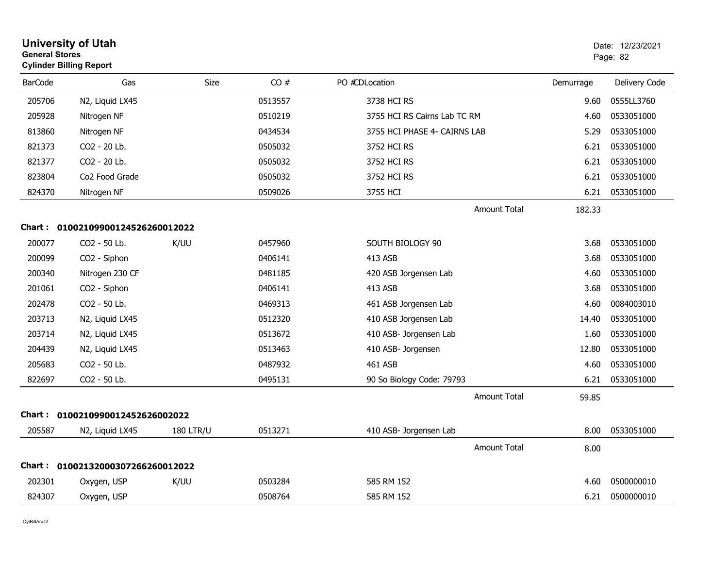# University of Utah

**General Stores**

**Cylinder Billing Report**

Date: 12/23/2021

| BarCode | Gas | Size | CO # | PO #CDLocation | Demurrage | Delivery Code |
|---|---|---|---|---|---|---|
| 205706 | N2, Liquid LX45 | | 0513557 | 3738 HCI RS | 9.60 | 0555LL3760 |
| 205928 | Nitrogen NF | | 0510219 | 3755 HCI RS Cairns Lab TC RM | 4.60 | 0533051000 |
| 813860 | Nitrogen NF | | 0434534 | 3755 HCI PHASE 4- CAIRNS LAB | 5.29 | 0533051000 |
| 821373 | CO2 - 20 Lb. | | 0505032 | 3752 HCI RS | 6.21 | 0533051000 |
| 821377 | CO2 - 20 Lb. | | 0505032 | 3752 HCI RS | 6.21 | 0533051000 |
| 823804 | Co2 Food Grade | | 0505032 | 3752 HCI RS | 6.21 | 0533051000 |
| 824370 | Nitrogen NF | | 0509026 | 3755 HCI | 6.21 | 0533051000 |
| | | | | Amount Total | 182.33 | |

**Chart : 01002109900124526260012022**

| BarCode | Gas | Size | CO # | PO #CDLocation | Demurrage | Delivery Code |
|---|---|---|---|---|---|---|
| 200077 | CO2 - 50 Lb. | K/UU | 0457960 | SOUTH BIOLOGY 90 | 3.68 | 0533051000 |
| 200099 | CO2 - Siphon | | 0406141 | 413 ASB | 3.68 | 0533051000 |
| 200340 | Nitrogen 230 CF | | 0481185 | 420 ASB Jorgensen Lab | 4.60 | 0533051000 |
| 201061 | CO2 - Siphon | | 0406141 | 413 ASB | 3.68 | 0533051000 |
| 202478 | CO2 - 50 Lb. | | 0469313 | 461 ASB Jorgensen Lab | 4.60 | 0084003010 |
| 203713 | N2, Liquid LX45 | | 0512320 | 410 ASB Jorgensen Lab | 14.40 | 0533051000 |
| 203714 | N2, Liquid LX45 | | 0513672 | 410 ASB- Jorgensen Lab | 1.60 | 0533051000 |
| 204439 | N2, Liquid LX45 | | 0513463 | 410 ASB- Jorgensen | 12.80 | 0533051000 |
| 205683 | CO2 - 50 Lb. | | 0487932 | 461 ASB | 4.60 | 0533051000 |
| 822697 | CO2 - 50 Lb. | | 0495131 | 90 So Biology Code: 79793 | 6.21 | 0533051000 |
| | | | | Amount Total | 59.85 | |

**Chart : 01002109900124526260020222**

| BarCode | Gas | Size | CO # | PO #CDLocation | Demurrage | Delivery Code |
|---|---|---|---|---|---|---|
| 205587 | N2, Liquid LX45 | 180 LTR/U | 0513271 | 410 ASB- Jorgensen Lab | 8.00 | 0533051000 |
| | | | | Amount Total | 8.00 | |

**Chart : 01002132000307266260012022**

| BarCode | Gas | Size | CO # | PO #CDLocation | Demurrage | Delivery Code |
|---|---|---|---|---|---|---|
| 202301 | Oxygen, USP | K/UU | 0503284 | 585 RM 152 | 4.60 | 0500000010 |
| 824307 | Oxygen, USP | | 0508764 | 585 RM 152 | 6.21 | 0500000010 |

CylBillAcct2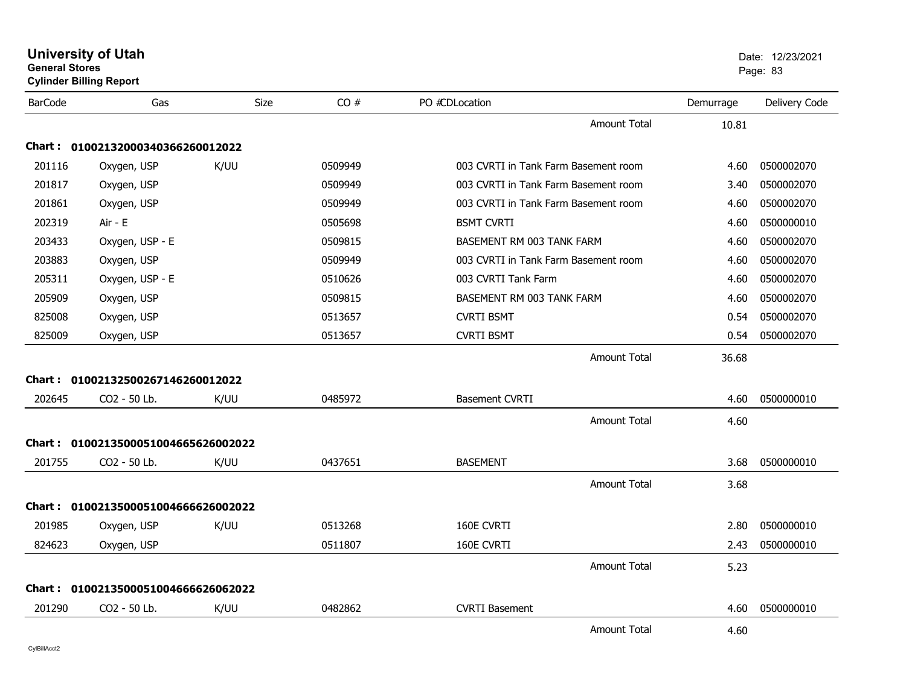# University of Utah
**General Stores**
**Cylinder Billing Report**

Date: 12/23/2021

| BarCode | Gas | Size | CO # | PO #CDLocation | | Demurrage | Delivery Code |
|---|---|---|---|---|---|---|---|
| | | | | | Amount Total | 10.81 | |
| **Chart : 01002132000340366260012022** | | | | | | | |
| 201116 | Oxygen, USP | K/UU | 0509949 | 003 CVRTI in Tank Farm Basement room | | 4.60 | 0500002070 |
| 201817 | Oxygen, USP | | 0509949 | 003 CVRTI in Tank Farm Basement room | | 3.40 | 0500002070 |
| 201861 | Oxygen, USP | | 0509949 | 003 CVRTI in Tank Farm Basement room | | 4.60 | 0500002070 |
| 202319 | Air - E | | 0505698 | BSMT CVRTI | | 4.60 | 0500000010 |
| 203433 | Oxygen, USP - E | | 0509815 | BASEMENT RM 003 TANK FARM | | 4.60 | 0500002070 |
| 203883 | Oxygen, USP | | 0509949 | 003 CVRTI in Tank Farm Basement room | | 4.60 | 0500002070 |
| 205311 | Oxygen, USP - E | | 0510626 | 003 CVRTI Tank Farm | | 4.60 | 0500002070 |
| 205909 | Oxygen, USP | | 0509815 | BASEMENT RM 003 TANK FARM | | 4.60 | 0500002070 |
| 825008 | Oxygen, USP | | 0513657 | CVRTI BSMT | | 0.54 | 0500002070 |
| 825009 | Oxygen, USP | | 0513657 | CVRTI BSMT | | 0.54 | 0500002070 |
| | | | | | Amount Total | 36.68 | |
| **Chart : 01002132500267146260012022** | | | | | | | |
| 202645 | CO2 - 50 Lb. | K/UU | 0485972 | Basement CVRTI | | 4.60 | 0500000010 |
| | | | | | Amount Total | 4.60 | |
| **Chart : 01002135000510046656260020022** | | | | | | | |
| 201755 | CO2 - 50 Lb. | K/UU | 0437651 | BASEMENT | | 3.68 | 0500000010 |
| | | | | | Amount Total | 3.68 | |
| **Chart : 01002135000510046666260020022** | | | | | | | |
| 201985 | Oxygen, USP | K/UU | 0513268 | 160E CVRTI | | 2.80 | 0500000010 |
| 824623 | Oxygen, USP | | 0511807 | 160E CVRTI | | 2.43 | 0500000010 |
| | | | | | Amount Total | 5.23 | |
| **Chart : 01002135000510046666260620022** | | | | | | | |
| 201290 | CO2 - 50 Lb. | K/UU | 0482862 | CVRTI Basement | | 4.60 | 0500000010 |
| | | | | | Amount Total | 4.60 | |

CylBillAcct2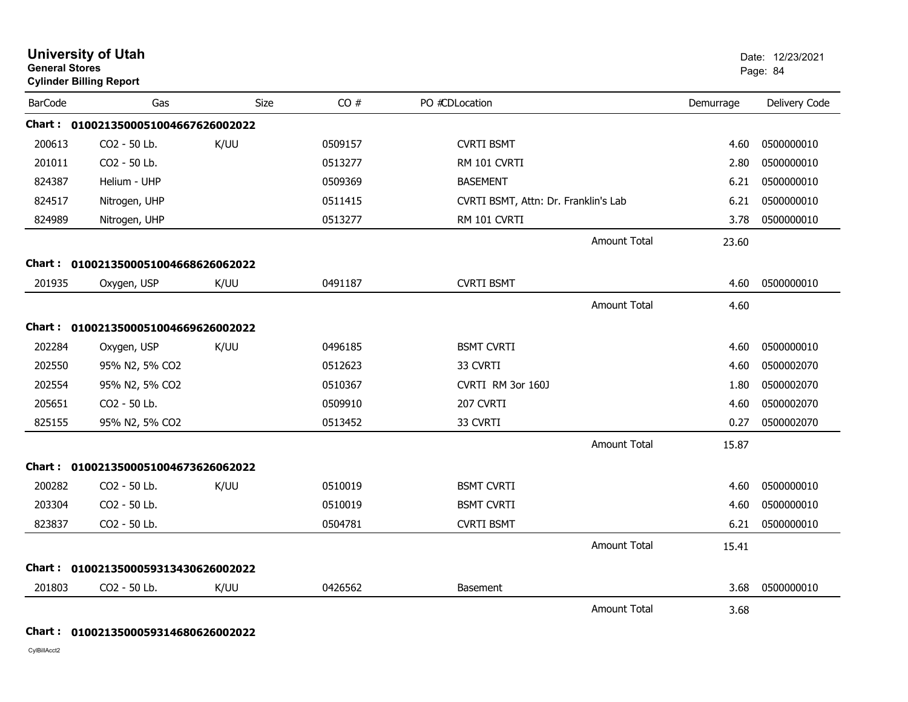# University of Utah

**General Stores**
**Cylinder Billing Report**

Date: 12/23/2021

| BarCode | Gas | Size | CO # | PO #CDLocation | Demurrage | Delivery Code |
|---|---|---|---|---|---|---|
| **Chart :** | **01002135000510046676260020 22** | | | | | |
| 200613 | $CO_2$ - 50 Lb. | K/UU | 0509157 | CVRTI BSMT | 4.60 | 0500000010 |
| 201011 | $CO_2$ - 50 Lb. | | 0513277 | RM 101 CVRTI | 2.80 | 0500000010 |
| 824387 | Helium - UHP | | 0509369 | BASEMENT | 6.21 | 0500000010 |
| 824517 | Nitrogen, UHP | | 0511415 | CVRTI BSMT, Attn: Dr. Franklin's Lab | 6.21 | 0500000010 |
| 824989 | Nitrogen, UHP | | 0513277 | RM 101 CVRTI | 3.78 | 0500000010 |
| | | | | Amount Total | 23.60 | |
| **Chart :** | **0100213500051004668626062022** | | | | | |
| 201935 | Oxygen, USP | K/UU | 0491187 | CVRTI BSMT | 4.60 | 0500000010 |
| | | | | Amount Total | 4.60 | |
| **Chart :** | **0100213500051004669626002022** | | | | | |
| 202284 | Oxygen, USP | K/UU | 0496185 | BSMT CVRTI | 4.60 | 0500000010 |
| 202550 | 95% $N_2$, 5% $CO_2$ | | 0512623 | 33 CVRTI | 4.60 | 0500002070 |
| 202554 | 95% $N_2$, 5% $CO_2$ | | 0510367 | CVRTI RM 3or 160J | 1.80 | 0500002070 |
| 205651 | $CO_2$ - 50 Lb. | | 0509910 | 207 CVRTI | 4.60 | 0500002070 |
| 825155 | 95% $N_2$, 5% $CO_2$ | | 0513452 | 33 CVRTI | 0.27 | 0500002070 |
| | | | | Amount Total | 15.87 | |
| **Chart :** | **0100213500051004673626062022** | | | | | |
| 200282 | $CO_2$ - 50 Lb. | K/UU | 0510019 | BSMT CVRTI | 4.60 | 0500000010 |
| 203304 | $CO_2$ - 50 Lb. | | 0510019 | BSMT CVRTI | 4.60 | 0500000010 |
| 823837 | $CO_2$ - 50 Lb. | | 0504781 | CVRTI BSMT | 6.21 | 0500000010 |
| | | | | Amount Total | 15.41 | |
| **Chart :** | **0100213500059313430626002022** | | | | | |
| 201803 | $CO_2$ - 50 Lb. | K/UU | 0426562 | Basement | 3.68 | 0500000010 |
| | | | | Amount Total | 3.68 | |
| **Chart :** | **0100213500059314680626002022** | | | | | |

CylBillAcct2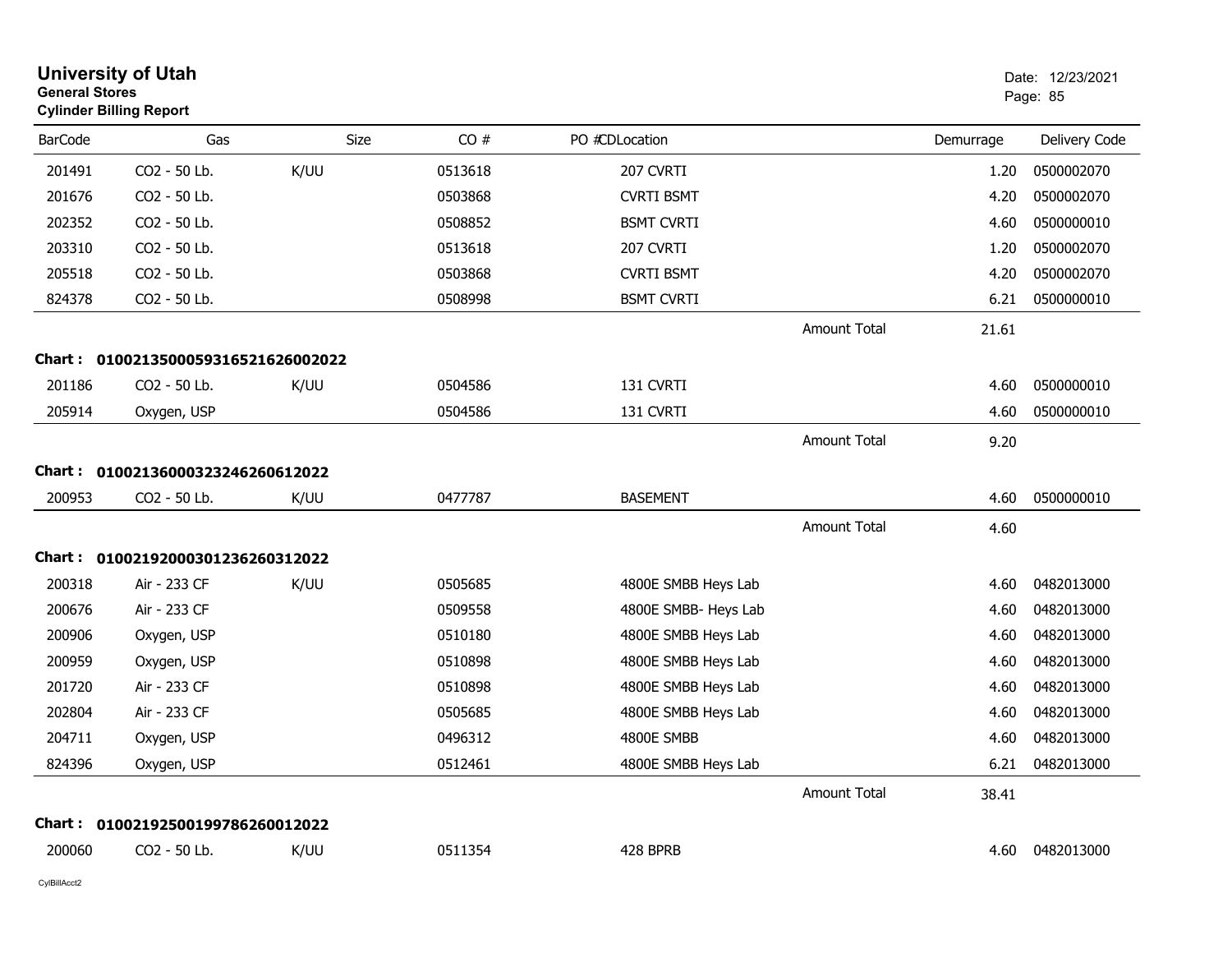# University of Utah

**General Stores**
**Cylinder Billing Report**

Date: 12/23/2021

| BarCode | Gas | Size | CO # | PO # | CDLocation | | Demurrage | Delivery Code |
|---|---|---|---|---|---|---|---|---|
| 201491 | CO2 - 50 Lb. | K/UU | 0513618 | | 207 CVRTI | | 1.20 | 0500002070 |
| 201676 | CO2 - 50 Lb. | | 0503868 | | CVRTI BSMT | | 4.20 | 0500002070 |
| 202352 | CO2 - 50 Lb. | | 0508852 | | BSMT CVRTI | | 4.60 | 0500000010 |
| 203310 | CO2 - 50 Lb. | | 0513618 | | 207 CVRTI | | 1.20 | 0500002070 |
| 205518 | CO2 - 50 Lb. | | 0503868 | | CVRTI BSMT | | 4.20 | 0500002070 |
| 824378 | CO2 - 50 Lb. | | 0508998 | | BSMT CVRTI | | 6.21 | 0500000010 |
| | | | | | | Amount Total | 21.61 | |

**Chart : 01002135000593165216260002022**

| BarCode | Gas | Size | CO # | PO # | CDLocation | | Demurrage | Delivery Code |
|---|---|---|---|---|---|---|---|---|
| 201186 | CO2 - 50 Lb. | K/UU | 0504586 | | 131 CVRTI | | 4.60 | 0500000010 |
| 205914 | Oxygen, USP | | 0504586 | | 131 CVRTI | | 4.60 | 0500000010 |
| | | | | | | Amount Total | 9.20 | |

**Chart : 01002136000323246260612022**

| BarCode | Gas | Size | CO # | PO # | CDLocation | | Demurrage | Delivery Code |
|---|---|---|---|---|---|---|---|---|
| 200953 | CO2 - 50 Lb. | K/UU | 0477787 | | BASEMENT | | 4.60 | 0500000010 |
| | | | | | | Amount Total | 4.60 | |

**Chart : 01002192000301236260312022**

| BarCode | Gas | Size | CO # | PO # | CDLocation | | Demurrage | Delivery Code |
|---|---|---|---|---|---|---|---|---|
| 200318 | Air - 233 CF | K/UU | 0505685 | | 4800E SMBB Heys Lab | | 4.60 | 0482013000 |
| 200676 | Air - 233 CF | | 0509558 | | 4800E SMBB- Heys Lab | | 4.60 | 0482013000 |
| 200906 | Oxygen, USP | | 0510180 | | 4800E SMBB Heys Lab | | 4.60 | 0482013000 |
| 200959 | Oxygen, USP | | 0510898 | | 4800E SMBB Heys Lab | | 4.60 | 0482013000 |
| 201720 | Air - 233 CF | | 0510898 | | 4800E SMBB Heys Lab | | 4.60 | 0482013000 |
| 202804 | Air - 233 CF | | 0505685 | | 4800E SMBB Heys Lab | | 4.60 | 0482013000 |
| 204711 | Oxygen, USP | | 0496312 | | 4800E SMBB | | 4.60 | 0482013000 |
| 824396 | Oxygen, USP | | 0512461 | | 4800E SMBB Heys Lab | | 6.21 | 0482013000 |
| | | | | | | Amount Total | 38.41 | |

**Chart : 01002192500199786260012022**

| BarCode | Gas | Size | CO # | PO # | CDLocation | | Demurrage | Delivery Code |
|---|---|---|---|---|---|---|---|---|
| 200060 | CO2 - 50 Lb. | K/UU | 0511354 | | 428 BPRB | | 4.60 | 0482013000 |

CylBillAcct2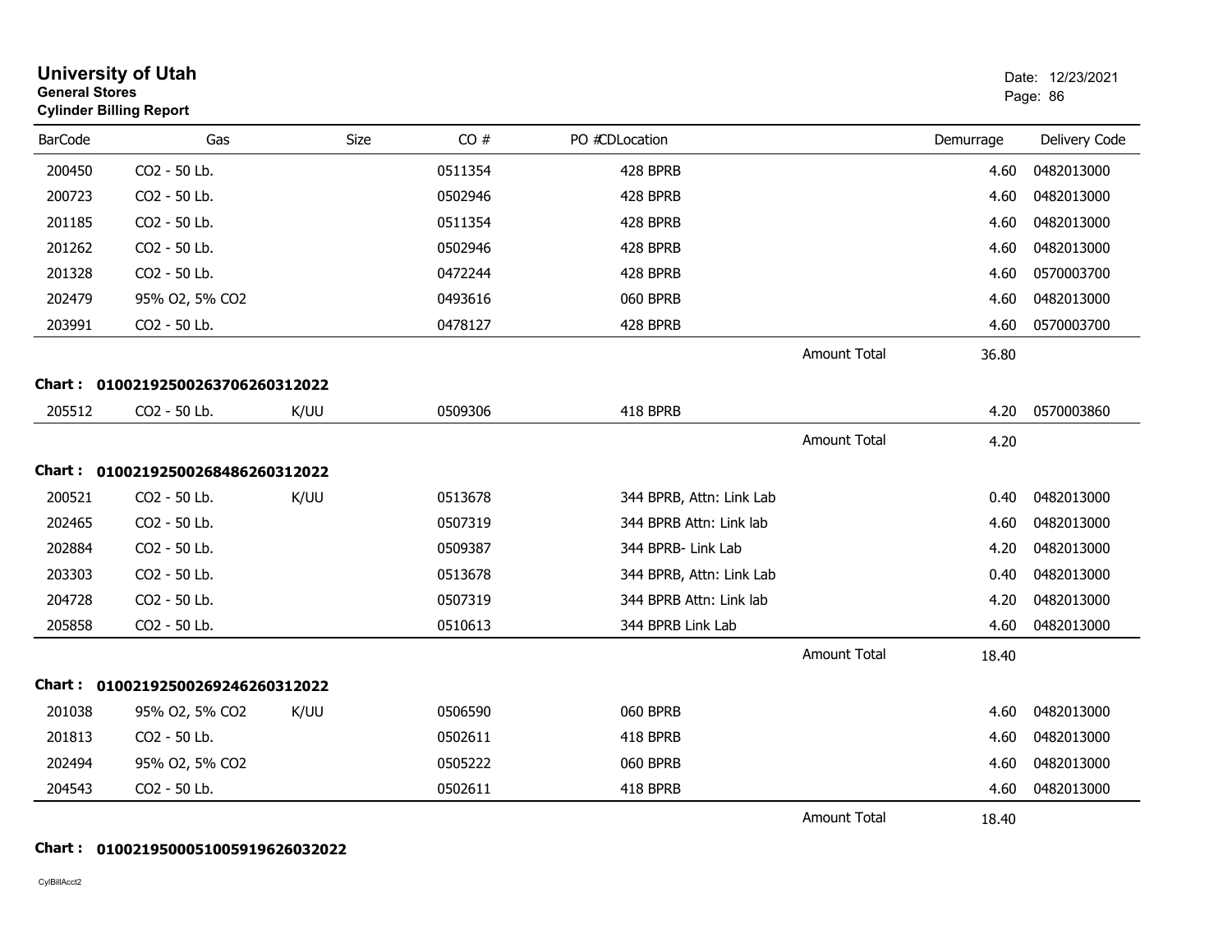# University of Utah
**General Stores**
**Cylinder Billing Report**

Date: 12/23/2021

| BarCode | Gas | Size | CO # | PO #CDLocation | | Demurrage | Delivery Code |
|---|---|---|---|---|---|---|---|
| 200450 | $CO_2$ - 50 Lb. | | 0511354 | 428 BPRB | | 4.60 | 0482013000 |
| 200723 | $CO_2$ - 50 Lb. | | 0502946 | 428 BPRB | | 4.60 | 0482013000 |
| 201185 | $CO_2$ - 50 Lb. | | 0511354 | 428 BPRB | | 4.60 | 0482013000 |
| 201262 | $CO_2$ - 50 Lb. | | 0502946 | 428 BPRB | | 4.60 | 0482013000 |
| 201328 | $CO_2$ - 50 Lb. | | 0472244 | 428 BPRB | | 4.60 | 0570003700 |
| 202479 | 95% $O_2$, 5% $CO_2$ | | 0493616 | 060 BPRB | | 4.60 | 0482013000 |
| 203991 | $CO_2$ - 50 Lb. | | 0478127 | 428 BPRB | | 4.60 | 0570003700 |
| | | | | | Amount Total | 36.80 | |

**Chart : 01002192500263706260312022**

| BarCode | Gas | Size | CO # | PO #CDLocation | | Demurrage | Delivery Code |
|---|---|---|---|---|---|---|---|
| 205512 | $CO_2$ - 50 Lb. | K/UU | 0509306 | 418 BPRB | | 4.20 | 0570003860 |
| | | | | | Amount Total | 4.20 | |

**Chart : 01002192500268486260312022**

| BarCode | Gas | Size | CO # | PO #CDLocation | | Demurrage | Delivery Code |
|---|---|---|---|---|---|---|---|
| 200521 | $CO_2$ - 50 Lb. | K/UU | 0513678 | 344 BPRB, Attn: Link Lab | | 0.40 | 0482013000 |
| 202465 | $CO_2$ - 50 Lb. | | 0507319 | 344 BPRB Attn: Link lab | | 4.60 | 0482013000 |
| 202884 | $CO_2$ - 50 Lb. | | 0509387 | 344 BPRB- Link Lab | | 4.20 | 0482013000 |
| 203303 | $CO_2$ - 50 Lb. | | 0513678 | 344 BPRB, Attn: Link Lab | | 0.40 | 0482013000 |
| 204728 | $CO_2$ - 50 Lb. | | 0507319 | 344 BPRB Attn: Link lab | | 4.20 | 0482013000 |
| 205858 | $CO_2$ - 50 Lb. | | 0510613 | 344 BPRB Link Lab | | 4.60 | 0482013000 |
| | | | | | Amount Total | 18.40 | |

**Chart : 01002192500269246260312022**

| BarCode | Gas | Size | CO # | PO #CDLocation | | Demurrage | Delivery Code |
|---|---|---|---|---|---|---|---|
| 201038 | 95% $O_2$, 5% $CO_2$ | K/UU | 0506590 | 060 BPRB | | 4.60 | 0482013000 |
| 201813 | $CO_2$ - 50 Lb. | | 0502611 | 418 BPRB | | 4.60 | 0482013000 |
| 202494 | 95% $O_2$, 5% $CO_2$ | | 0505222 | 060 BPRB | | 4.60 | 0482013000 |
| 204543 | $CO_2$ - 50 Lb. | | 0502611 | 418 BPRB | | 4.60 | 0482013000 |
| | | | | | Amount Total | 18.40 | |

**Chart : 01002195000051005919626032022**

CylBillAcct2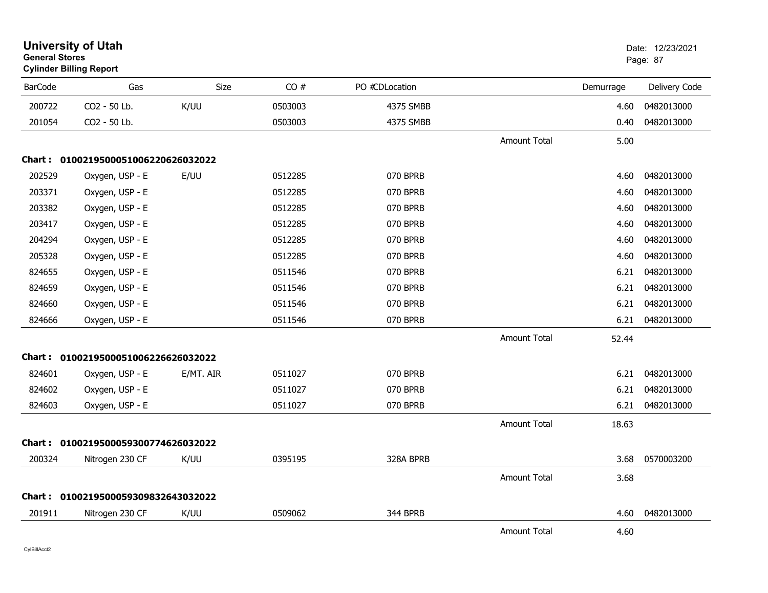# University of Utah

**General Stores**

**Cylinder Billing Report**

Date: 12/23/2021

| BarCode | Gas | Size | CO # | PO #CDLocation | | Demurrage | Delivery Code |
|---|---|---|---|---|---|---|---|
| 200722 | CO2 - 50 Lb. | K/UU | 0503003 | 4375 SMBB | | 4.60 | 0482013000 |
| 201054 | CO2 - 50 Lb. | | 0503003 | 4375 SMBB | | 0.40 | 0482013000 |
| | | | | | Amount Total | 5.00 | |
| **Chart :** | **01002195000510062206260320 22** | | | | | | |
| 202529 | Oxygen, USP - E | E/UU | 0512285 | 070 BPRB | | 4.60 | 0482013000 |
| 203371 | Oxygen, USP - E | | 0512285 | 070 BPRB | | 4.60 | 0482013000 |
| 203382 | Oxygen, USP - E | | 0512285 | 070 BPRB | | 4.60 | 0482013000 |
| 203417 | Oxygen, USP - E | | 0512285 | 070 BPRB | | 4.60 | 0482013000 |
| 204294 | Oxygen, USP - E | | 0512285 | 070 BPRB | | 4.60 | 0482013000 |
| 205328 | Oxygen, USP - E | | 0512285 | 070 BPRB | | 4.60 | 0482013000 |
| 824655 | Oxygen, USP - E | | 0511546 | 070 BPRB | | 6.21 | 0482013000 |
| 824659 | Oxygen, USP - E | | 0511546 | 070 BPRB | | 6.21 | 0482013000 |
| 824660 | Oxygen, USP - E | | 0511546 | 070 BPRB | | 6.21 | 0482013000 |
| 824666 | Oxygen, USP - E | | 0511546 | 070 BPRB | | 6.21 | 0482013000 |
| | | | | | Amount Total | 52.44 | |
| **Chart :** | **0100219500051006226626032022** | | | | | | |
| 824601 | Oxygen, USP - E | E/MT. AIR | 0511027 | 070 BPRB | | 6.21 | 0482013000 |
| 824602 | Oxygen, USP - E | | 0511027 | 070 BPRB | | 6.21 | 0482013000 |
| 824603 | Oxygen, USP - E | | 0511027 | 070 BPRB | | 6.21 | 0482013000 |
| | | | | | Amount Total | 18.63 | |
| **Chart :** | **0100219500059300774626032022** | | | | | | |
| 200324 | Nitrogen 230 CF | K/UU | 0395195 | 328A BPRB | | 3.68 | 0570003200 |
| | | | | | Amount Total | 3.68 | |
| **Chart :** | **0100219500059309832643032022** | | | | | | |
| 201911 | Nitrogen 230 CF | K/UU | 0509062 | 344 BPRB | | 4.60 | 0482013000 |
| | | | | | Amount Total | 4.60 | |

CylBillAcct2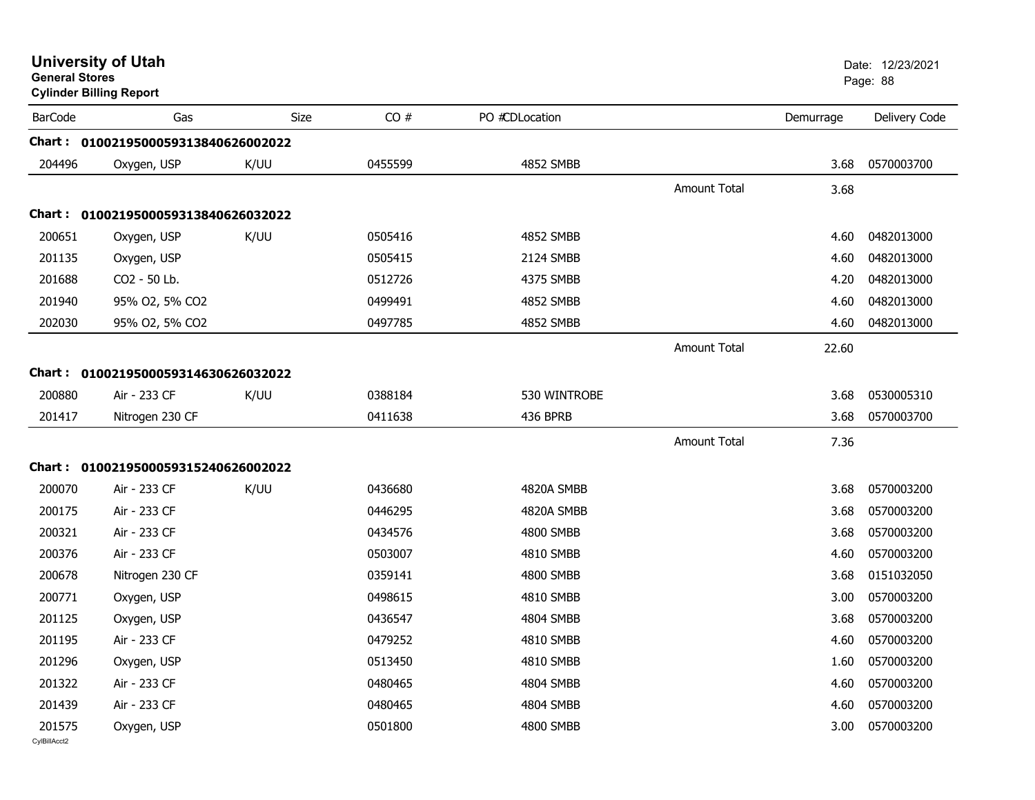# University of Utah

**General Stores**

**Cylinder Billing Report**

Date: 12/23/2021

| BarCode | Gas | Size | CO # | PO #CDLocation | | Demurrage | Delivery Code |
|---|---|---|---|---|---|---|---|
| **Chart :** | **01002195000593138406260020​22** | | | | | | |
| 204496 | Oxygen, USP | K/UU | 0455599 | 4852 SMBB | | 3.68 | 0570003700 |
| | | | | | Amount Total | 3.68 | |
| **Chart :** | **01002195000593138406260320​22** | | | | | | |
| 200651 | Oxygen, USP | K/UU | 0505416 | 4852 SMBB | | 4.60 | 0482013000 |
| 201135 | Oxygen, USP | | 0505415 | 2124 SMBB | | 4.60 | 0482013000 |
| 201688 | CO2 - 50 Lb. | | 0512726 | 4375 SMBB | | 4.20 | 0482013000 |
| 201940 | 95% O2, 5% CO2 | | 0499491 | 4852 SMBB | | 4.60 | 0482013000 |
| 202030 | 95% O2, 5% CO2 | | 0497785 | 4852 SMBB | | 4.60 | 0482013000 |
| | | | | | Amount Total | 22.60 | |
| **Chart :** | **01002195000593146306260320​22** | | | | | | |
| 200880 | Air - 233 CF | K/UU | 0388184 | 530 WINTROBE | | 3.68 | 0530005310 |
| 201417 | Nitrogen 230 CF | | 0411638 | 436 BPRB | | 3.68 | 0570003700 |
| | | | | | Amount Total | 7.36 | |
| **Chart :** | **01002195000593152406260020​22** | | | | | | |
| 200070 | Air - 233 CF | K/UU | 0436680 | 4820A SMBB | | 3.68 | 0570003200 |
| 200175 | Air - 233 CF | | 0446295 | 4820A SMBB | | 3.68 | 0570003200 |
| 200321 | Air - 233 CF | | 0434576 | 4800 SMBB | | 3.68 | 0570003200 |
| 200376 | Air - 233 CF | | 0503007 | 4810 SMBB | | 4.60 | 0570003200 |
| 200678 | Nitrogen 230 CF | | 0359141 | 4800 SMBB | | 3.68 | 0151032050 |
| 200771 | Oxygen, USP | | 0498615 | 4810 SMBB | | 3.00 | 0570003200 |
| 201125 | Oxygen, USP | | 0436547 | 4804 SMBB | | 3.68 | 0570003200 |
| 201195 | Air - 233 CF | | 0479252 | 4810 SMBB | | 4.60 | 0570003200 |
| 201296 | Oxygen, USP | | 0513450 | 4810 SMBB | | 1.60 | 0570003200 |
| 201322 | Air - 233 CF | | 0480465 | 4804 SMBB | | 4.60 | 0570003200 |
| 201439 | Air - 233 CF | | 0480465 | 4804 SMBB | | 4.60 | 0570003200 |
| 201575 | Oxygen, USP | | 0501800 | 4800 SMBB | | 3.00 | 0570003200 |

CylBillAcct2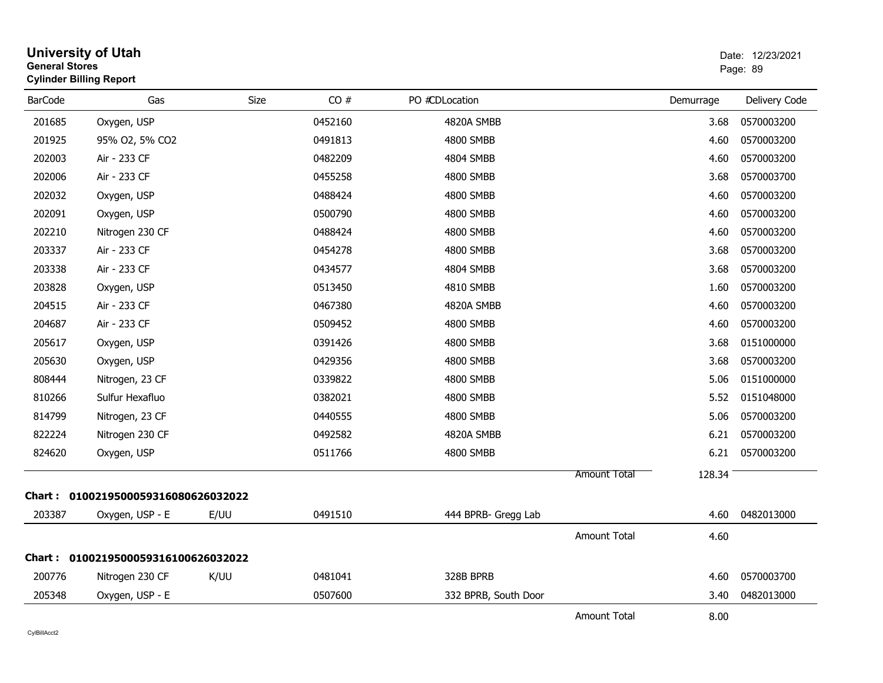# University of Utah
**General Stores**
**Cylinder Billing Report**

Date: 12/23/2021

| BarCode | Gas | Size | CO # | PO #CDLocation | | Demurrage | Delivery Code |
|---|---|---|---|---|---|---|---|
| 201685 | Oxygen, USP | | 0452160 | 4820A SMBB | | 3.68 | 0570003200 |
| 201925 | 95% O2, 5% CO2 | | 0491813 | 4800 SMBB | | 4.60 | 0570003200 |
| 202003 | Air - 233 CF | | 0482209 | 4804 SMBB | | 4.60 | 0570003200 |
| 202006 | Air - 233 CF | | 0455258 | 4800 SMBB | | 3.68 | 0570003700 |
| 202032 | Oxygen, USP | | 0488424 | 4800 SMBB | | 4.60 | 0570003200 |
| 202091 | Oxygen, USP | | 0500790 | 4800 SMBB | | 4.60 | 0570003200 |
| 202210 | Nitrogen 230 CF | | 0488424 | 4800 SMBB | | 4.60 | 0570003200 |
| 203337 | Air - 233 CF | | 0454278 | 4800 SMBB | | 3.68 | 0570003200 |
| 203338 | Air - 233 CF | | 0434577 | 4804 SMBB | | 3.68 | 0570003200 |
| 203828 | Oxygen, USP | | 0513450 | 4810 SMBB | | 1.60 | 0570003200 |
| 204515 | Air - 233 CF | | 0467380 | 4820A SMBB | | 4.60 | 0570003200 |
| 204687 | Air - 233 CF | | 0509452 | 4800 SMBB | | 4.60 | 0570003200 |
| 205617 | Oxygen, USP | | 0391426 | 4800 SMBB | | 3.68 | 0151000000 |
| 205630 | Oxygen, USP | | 0429356 | 4800 SMBB | | 3.68 | 0570003200 |
| 808444 | Nitrogen, 23 CF | | 0339822 | 4800 SMBB | | 5.06 | 0151000000 |
| 810266 | Sulfur Hexafluo | | 0382021 | 4800 SMBB | | 5.52 | 0151048000 |
| 814799 | Nitrogen, 23 CF | | 0440555 | 4800 SMBB | | 5.06 | 0570003200 |
| 822224 | Nitrogen 230 CF | | 0492582 | 4820A SMBB | | 6.21 | 0570003200 |
| 824620 | Oxygen, USP | | 0511766 | 4800 SMBB | | 6.21 | 0570003200 |
| | | | | | Amount Total | 128.34 | |

**Chart : 01002195000593160806260320 22**

| BarCode | Gas | Size | CO # | PO #CDLocation | | Demurrage | Delivery Code |
|---|---|---|---|---|---|---|---|
| 203387 | Oxygen, USP - E | E/UU | 0491510 | 444 BPRB- Gregg Lab | | 4.60 | 0482013000 |
| | | | | | Amount Total | 4.60 | |

**Chart : 01002195000593161006260320 22**

| BarCode | Gas | Size | CO # | PO #CDLocation | | Demurrage | Delivery Code |
|---|---|---|---|---|---|---|---|
| 200776 | Nitrogen 230 CF | K/UU | 0481041 | 328B BPRB | | 4.60 | 0570003700 |
| 205348 | Oxygen, USP - E | | 0507600 | 332 BPRB, South Door | | 3.40 | 0482013000 |
| | | | | | Amount Total | 8.00 | |

CylBillAcct2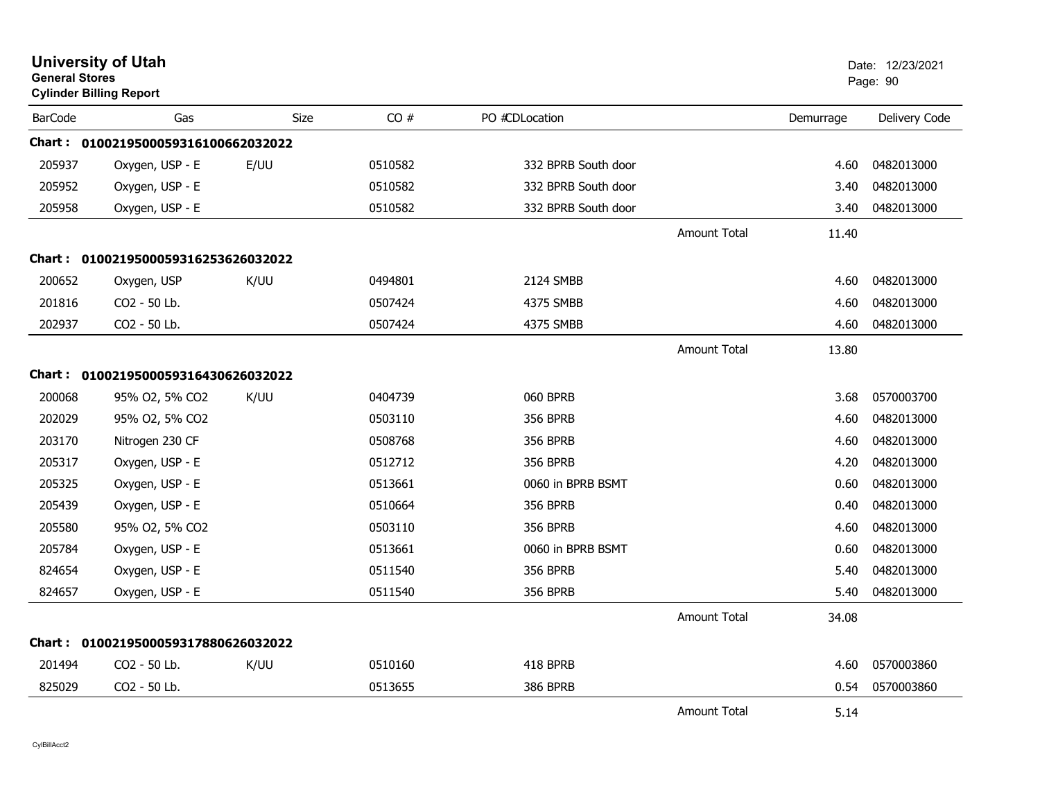# University of Utah
**General Stores**
**Cylinder Billing Report**

Date: 12/23/2021

| BarCode | Gas | Size | CO # | PO #CDLocation | | Demurrage | Delivery Code |
|---|---|---|---|---|---|---|---|
| **Chart : 01002195000593161006620320​22** | | | | | | | |
| 205937 | Oxygen, USP - E | E/UU | 0510582 | 332 BPRB South door | | 4.60 | 0482013000 |
| 205952 | Oxygen, USP - E | | 0510582 | 332 BPRB South door | | 3.40 | 0482013000 |
| 205958 | Oxygen, USP - E | | 0510582 | 332 BPRB South door | | 3.40 | 0482013000 |
| | | | | | Amount Total | 11.40 | |
| **Chart : 01002195000593162536260320​22** | | | | | | | |
| 200652 | Oxygen, USP | K/UU | 0494801 | 2124 SMBB | | 4.60 | 0482013000 |
| 201816 | CO2 - 50 Lb. | | 0507424 | 4375 SMBB | | 4.60 | 0482013000 |
| 202937 | CO2 - 50 Lb. | | 0507424 | 4375 SMBB | | 4.60 | 0482013000 |
| | | | | | Amount Total | 13.80 | |
| **Chart : 01002195000593164306260320​22** | | | | | | | |
| 200068 | 95% O2, 5% CO2 | K/UU | 0404739 | 060 BPRB | | 3.68 | 0570003700 |
| 202029 | 95% O2, 5% CO2 | | 0503110 | 356 BPRB | | 4.60 | 0482013000 |
| 203170 | Nitrogen 230 CF | | 0508768 | 356 BPRB | | 4.60 | 0482013000 |
| 205317 | Oxygen, USP - E | | 0512712 | 356 BPRB | | 4.20 | 0482013000 |
| 205325 | Oxygen, USP - E | | 0513661 | 0060 in BPRB BSMT | | 0.60 | 0482013000 |
| 205439 | Oxygen, USP - E | | 0510664 | 356 BPRB | | 0.40 | 0482013000 |
| 205580 | 95% O2, 5% CO2 | | 0503110 | 356 BPRB | | 4.60 | 0482013000 |
| 205784 | Oxygen, USP - E | | 0513661 | 0060 in BPRB BSMT | | 0.60 | 0482013000 |
| 824654 | Oxygen, USP - E | | 0511540 | 356 BPRB | | 5.40 | 0482013000 |
| 824657 | Oxygen, USP - E | | 0511540 | 356 BPRB | | 5.40 | 0482013000 |
| | | | | | Amount Total | 34.08 | |
| **Chart : 01002195000593178806260320​22** | | | | | | | |
| 201494 | CO2 - 50 Lb. | K/UU | 0510160 | 418 BPRB | | 4.60 | 0570003860 |
| 825029 | CO2 - 50 Lb. | | 0513655 | 386 BPRB | | 0.54 | 0570003860 |
| | | | | | Amount Total | 5.14 | |

CylBillAcct2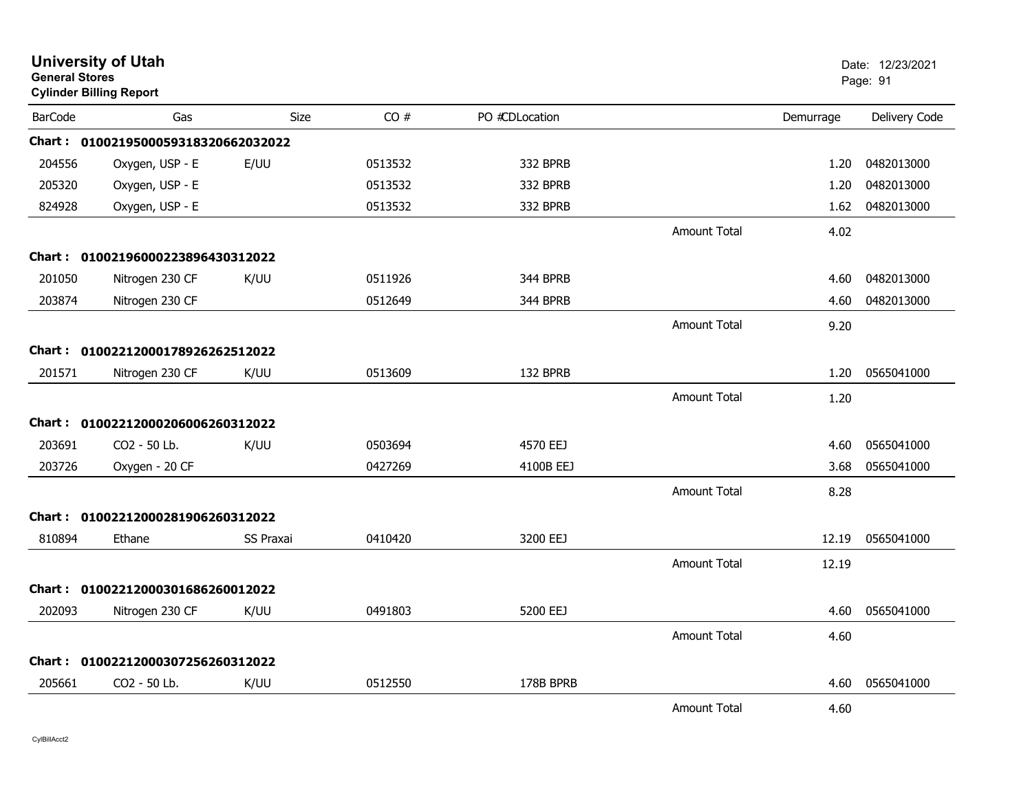# University of Utah

**General Stores**

**Cylinder Billing Report**

Date: 12/23/2021

| BarCode | Gas | Size | CO # | PO #CDLocation | | Demurrage | Delivery Code |
|---|---|---|---|---|---|---|---|
| **Chart :** | **01002195000593183206620320​22** | | | | | | |
| 204556 | Oxygen, USP - E | E/UU | 0513532 | 332 BPRB | | 1.20 | 0482013000 |
| 205320 | Oxygen, USP - E | | 0513532 | 332 BPRB | | 1.20 | 0482013000 |
| 824928 | Oxygen, USP - E | | 0513532 | 332 BPRB | | 1.62 | 0482013000 |
| | | | | | Amount Total | 4.02 | |
| **Chart :** | **01002196000223896430312022** | | | | | | |
| 201050 | Nitrogen 230 CF | K/UU | 0511926 | 344 BPRB | | 4.60 | 0482013000 |
| 203874 | Nitrogen 230 CF | | 0512649 | 344 BPRB | | 4.60 | 0482013000 |
| | | | | | Amount Total | 9.20 | |
| **Chart :** | **01002212000178926262512022** | | | | | | |
| 201571 | Nitrogen 230 CF | K/UU | 0513609 | 132 BPRB | | 1.20 | 0565041000 |
| | | | | | Amount Total | 1.20 | |
| **Chart :** | **01002212000206006260312022** | | | | | | |
| 203691 | CO2 - 50 Lb. | K/UU | 0503694 | 4570 EEJ | | 4.60 | 0565041000 |
| 203726 | Oxygen - 20 CF | | 0427269 | 4100B EEJ | | 3.68 | 0565041000 |
| | | | | | Amount Total | 8.28 | |
| **Chart :** | **01002212000281906260312022** | | | | | | |
| 810894 | Ethane | SS Praxai | 0410420 | 3200 EEJ | | 12.19 | 0565041000 |
| | | | | | Amount Total | 12.19 | |
| **Chart :** | **01002212000301686260012022** | | | | | | |
| 202093 | Nitrogen 230 CF | K/UU | 0491803 | 5200 EEJ | | 4.60 | 0565041000 |
| | | | | | Amount Total | 4.60 | |
| **Chart :** | **01002212000307256260312022** | | | | | | |
| 205661 | CO2 - 50 Lb. | K/UU | 0512550 | 178B BPRB | | 4.60 | 0565041000 |
| | | | | | Amount Total | 4.60 | |

CylBillAcct2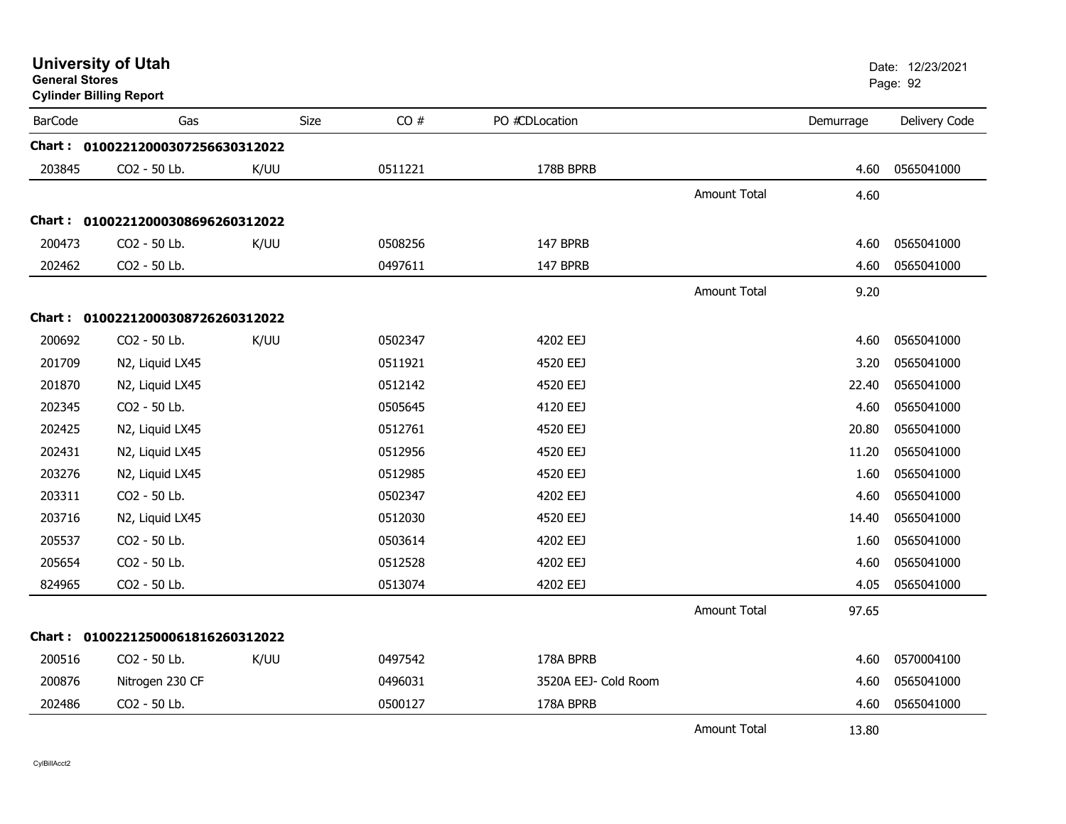# University of Utah

**General Stores**

**Cylinder Billing Report**

Date: 12/23/2021

| BarCode | Gas | Size | CO # | PO # | CD | Location | Demurrage | Delivery Code |
|---|---|---|---|---|---|---|---|---|
| **Chart : 01002212000307256630312022** | | | | | | | | |
| 203845 | CO2 - 50 Lb. | K/UU | 0511221 | | | 178B BPRB | 4.60 | 0565041000 |
| | | | | | | Amount Total | 4.60 | |
| **Chart : 01002212000308696260312022** | | | | | | | | |
| 200473 | CO2 - 50 Lb. | K/UU | 0508256 | | | 147 BPRB | 4.60 | 0565041000 |
| 202462 | CO2 - 50 Lb. | | 0497611 | | | 147 BPRB | 4.60 | 0565041000 |
| | | | | | | Amount Total | 9.20 | |
| **Chart : 01002212000308726260312022** | | | | | | | | |
| 200692 | CO2 - 50 Lb. | K/UU | 0502347 | | | 4202 EEJ | 4.60 | 0565041000 |
| 201709 | N2, Liquid LX45 | | 0511921 | | | 4520 EEJ | 3.20 | 0565041000 |
| 201870 | N2, Liquid LX45 | | 0512142 | | | 4520 EEJ | 22.40 | 0565041000 |
| 202345 | CO2 - 50 Lb. | | 0505645 | | | 4120 EEJ | 4.60 | 0565041000 |
| 202425 | N2, Liquid LX45 | | 0512761 | | | 4520 EEJ | 20.80 | 0565041000 |
| 202431 | N2, Liquid LX45 | | 0512956 | | | 4520 EEJ | 11.20 | 0565041000 |
| 203276 | N2, Liquid LX45 | | 0512985 | | | 4520 EEJ | 1.60 | 0565041000 |
| 203311 | CO2 - 50 Lb. | | 0502347 | | | 4202 EEJ | 4.60 | 0565041000 |
| 203716 | N2, Liquid LX45 | | 0512030 | | | 4520 EEJ | 14.40 | 0565041000 |
| 205537 | CO2 - 50 Lb. | | 0503614 | | | 4202 EEJ | 1.60 | 0565041000 |
| 205654 | CO2 - 50 Lb. | | 0512528 | | | 4202 EEJ | 4.60 | 0565041000 |
| 824965 | CO2 - 50 Lb. | | 0513074 | | | 4202 EEJ | 4.05 | 0565041000 |
| | | | | | | Amount Total | 97.65 | |
| **Chart : 01002212500061816260312022** | | | | | | | | |
| 200516 | CO2 - 50 Lb. | K/UU | 0497542 | | | 178A BPRB | 4.60 | 0570004100 |
| 200876 | Nitrogen 230 CF | | 0496031 | | | 3520A EEJ- Cold Room | 4.60 | 0565041000 |
| 202486 | CO2 - 50 Lb. | | 0500127 | | | 178A BPRB | 4.60 | 0565041000 |
| | | | | | | Amount Total | 13.80 | |

CylBillAcct2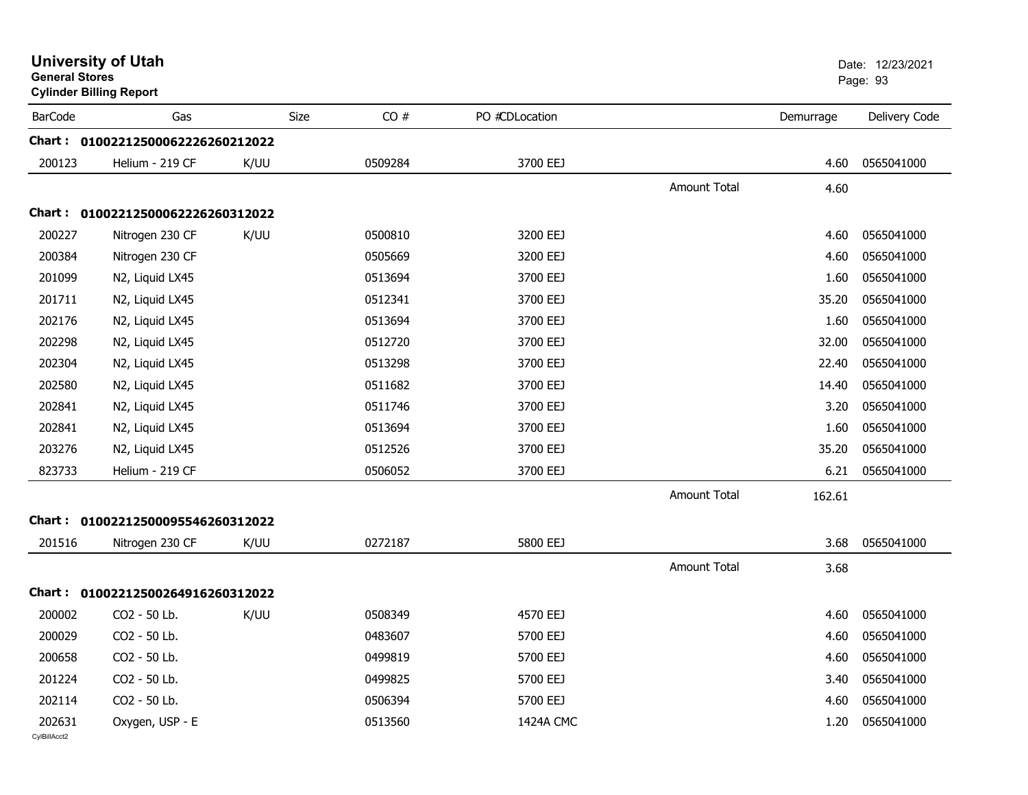# University of Utah

**General Stores**

**Cylinder Billing Report**

Date: 12/23/2021

| BarCode | Gas | Size | CO # | PO #CDLocation | | Demurrage | Delivery Code |
|---|---|---|---|---|---|---|---|
| **Chart :** | **01002212500062226260212022** | | | | | | |
| 200123 | Helium - 219 CF | K/UU | 0509284 | 3700 EEJ | | 4.60 | 0565041000 |
| | | | | | Amount Total | 4.60 | |
| **Chart :** | **01002212500062226260312022** | | | | | | |
| 200227 | Nitrogen 230 CF | K/UU | 0500810 | 3200 EEJ | | 4.60 | 0565041000 |
| 200384 | Nitrogen 230 CF | | 0505669 | 3200 EEJ | | 4.60 | 0565041000 |
| 201099 | N2, Liquid LX45 | | 0513694 | 3700 EEJ | | 1.60 | 0565041000 |
| 201711 | N2, Liquid LX45 | | 0512341 | 3700 EEJ | | 35.20 | 0565041000 |
| 202176 | N2, Liquid LX45 | | 0513694 | 3700 EEJ | | 1.60 | 0565041000 |
| 202298 | N2, Liquid LX45 | | 0512720 | 3700 EEJ | | 32.00 | 0565041000 |
| 202304 | N2, Liquid LX45 | | 0513298 | 3700 EEJ | | 22.40 | 0565041000 |
| 202580 | N2, Liquid LX45 | | 0511682 | 3700 EEJ | | 14.40 | 0565041000 |
| 202841 | N2, Liquid LX45 | | 0511746 | 3700 EEJ | | 3.20 | 0565041000 |
| 202841 | N2, Liquid LX45 | | 0513694 | 3700 EEJ | | 1.60 | 0565041000 |
| 203276 | N2, Liquid LX45 | | 0512526 | 3700 EEJ | | 35.20 | 0565041000 |
| 823733 | Helium - 219 CF | | 0506052 | 3700 EEJ | | 6.21 | 0565041000 |
| | | | | | Amount Total | 162.61 | |
| **Chart :** | **01002212500095546260312022** | | | | | | |
| 201516 | Nitrogen 230 CF | K/UU | 0272187 | 5800 EEJ | | 3.68 | 0565041000 |
| | | | | | Amount Total | 3.68 | |
| **Chart :** | **01002212500264916260312022** | | | | | | |
| 200002 | CO2 - 50 Lb. | K/UU | 0508349 | 4570 EEJ | | 4.60 | 0565041000 |
| 200029 | CO2 - 50 Lb. | | 0483607 | 5700 EEJ | | 4.60 | 0565041000 |
| 200658 | CO2 - 50 Lb. | | 0499819 | 5700 EEJ | | 4.60 | 0565041000 |
| 201224 | CO2 - 50 Lb. | | 0499825 | 5700 EEJ | | 3.40 | 0565041000 |
| 202114 | CO2 - 50 Lb. | | 0506394 | 5700 EEJ | | 4.60 | 0565041000 |
| 202631 | Oxygen, USP - E | | 0513560 | 1424A CMC | | 1.20 | 0565041000 |

CylBillAcct2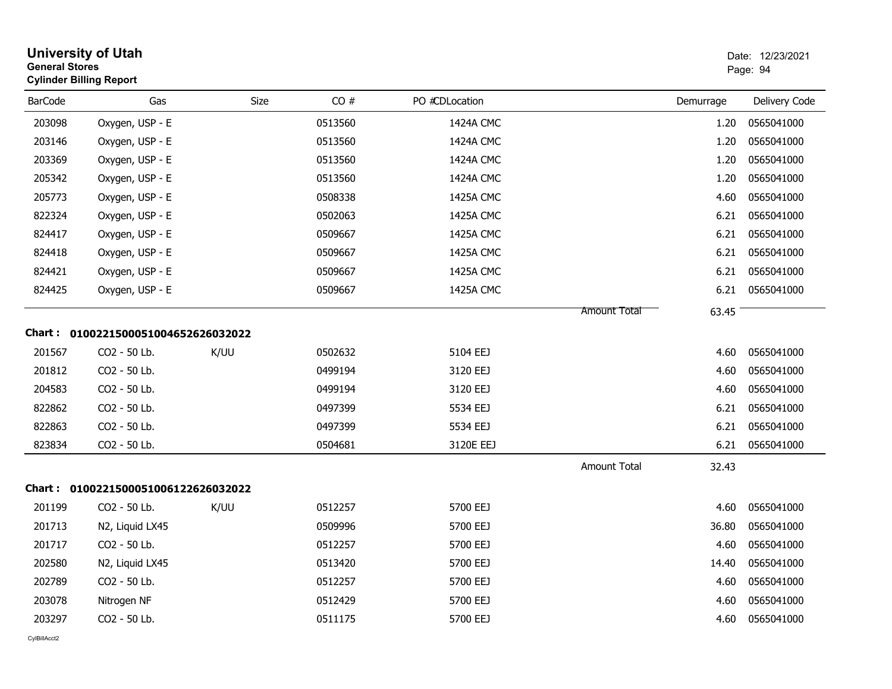# University of Utah

**General Stores**
**Cylinder Billing Report**

Date: 12/23/2021

| BarCode | Gas | Size | CO # | PO #CDLocation | | Demurrage | Delivery Code |
|---|---|---|---|---|---|---|---|
| 203098 | Oxygen, USP - E | | 0513560 | 1424A CMC | | 1.20 | 0565041000 |
| 203146 | Oxygen, USP - E | | 0513560 | 1424A CMC | | 1.20 | 0565041000 |
| 203369 | Oxygen, USP - E | | 0513560 | 1424A CMC | | 1.20 | 0565041000 |
| 205342 | Oxygen, USP - E | | 0513560 | 1424A CMC | | 1.20 | 0565041000 |
| 205773 | Oxygen, USP - E | | 0508338 | 1425A CMC | | 4.60 | 0565041000 |
| 822324 | Oxygen, USP - E | | 0502063 | 1425A CMC | | 6.21 | 0565041000 |
| 824417 | Oxygen, USP - E | | 0509667 | 1425A CMC | | 6.21 | 0565041000 |
| 824418 | Oxygen, USP - E | | 0509667 | 1425A CMC | | 6.21 | 0565041000 |
| 824421 | Oxygen, USP - E | | 0509667 | 1425A CMC | | 6.21 | 0565041000 |
| 824425 | Oxygen, USP - E | | 0509667 | 1425A CMC | | 6.21 | 0565041000 |
| | | | | | Amount Total | 63.45 | |

**Chart : 0100221500051004652626032022**

| BarCode | Gas | Size | CO # | PO #CDLocation | | Demurrage | Delivery Code |
|---|---|---|---|---|---|---|---|
| 201567 | CO2 - 50 Lb. | K/UU | 0502632 | 5104 EEJ | | 4.60 | 0565041000 |
| 201812 | CO2 - 50 Lb. | | 0499194 | 3120 EEJ | | 4.60 | 0565041000 |
| 204583 | CO2 - 50 Lb. | | 0499194 | 3120 EEJ | | 4.60 | 0565041000 |
| 822862 | CO2 - 50 Lb. | | 0497399 | 5534 EEJ | | 6.21 | 0565041000 |
| 822863 | CO2 - 50 Lb. | | 0497399 | 5534 EEJ | | 6.21 | 0565041000 |
| 823834 | CO2 - 50 Lb. | | 0504681 | 3120E EEJ | | 6.21 | 0565041000 |
| | | | | | Amount Total | 32.43 | |

**Chart : 0100221500051006122626032022**

| BarCode | Gas | Size | CO # | PO #CDLocation | | Demurrage | Delivery Code |
|---|---|---|---|---|---|---|---|
| 201199 | CO2 - 50 Lb. | K/UU | 0512257 | 5700 EEJ | | 4.60 | 0565041000 |
| 201713 | N2, Liquid LX45 | | 0509996 | 5700 EEJ | | 36.80 | 0565041000 |
| 201717 | CO2 - 50 Lb. | | 0512257 | 5700 EEJ | | 4.60 | 0565041000 |
| 202580 | N2, Liquid LX45 | | 0513420 | 5700 EEJ | | 14.40 | 0565041000 |
| 202789 | CO2 - 50 Lb. | | 0512257 | 5700 EEJ | | 4.60 | 0565041000 |
| 203078 | Nitrogen NF | | 0512429 | 5700 EEJ | | 4.60 | 0565041000 |
| 203297 | CO2 - 50 Lb. | | 0511175 | 5700 EEJ | | 4.60 | 0565041000 |

CylBillAcct2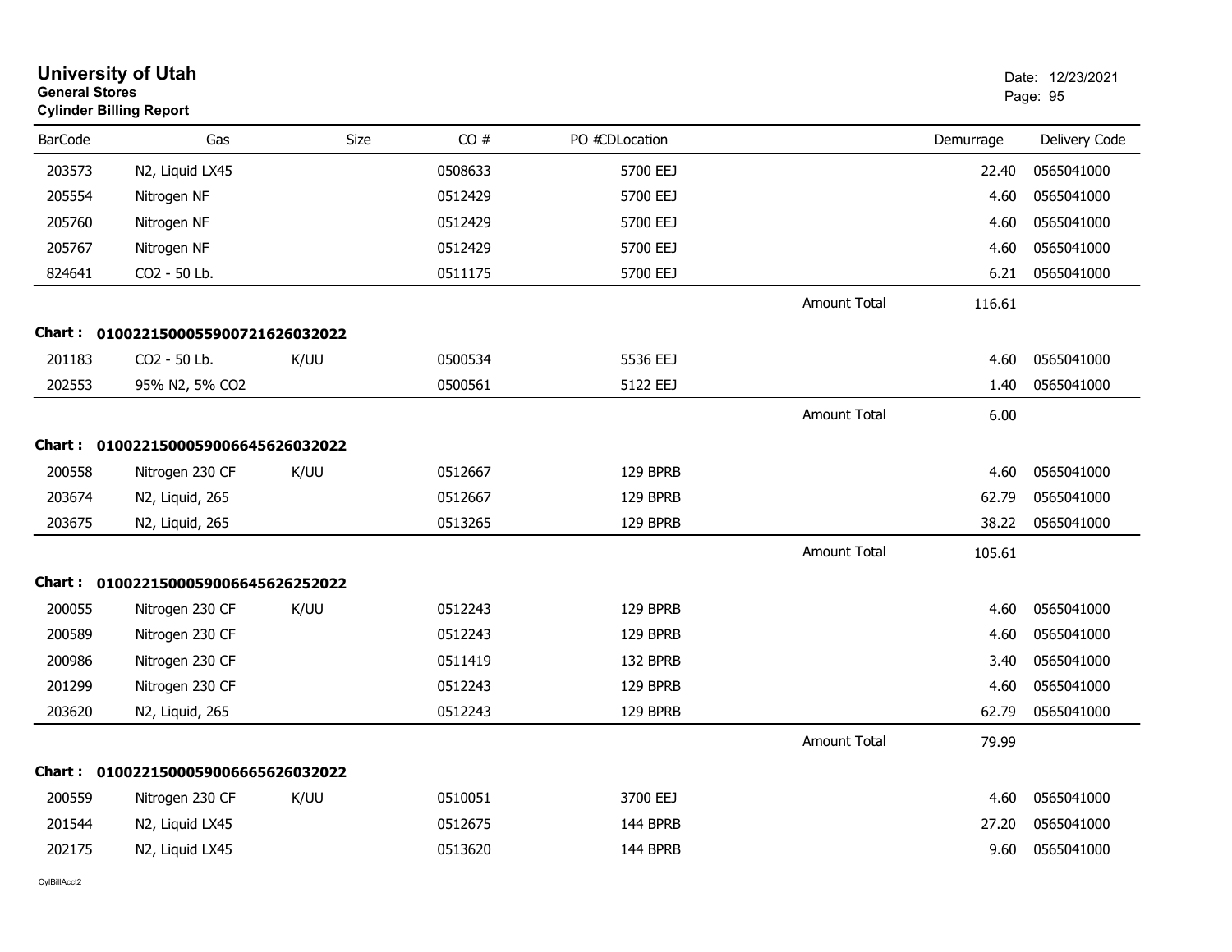# University of Utah
**General Stores**
**Cylinder Billing Report**

Date: 12/23/2021
Page: 95

| BarCode | Gas | Size | CO # | PO #CDLocation | | Demurrage | Delivery Code |
|---|---|---|---|---|---|---|---|
| 203573 | N2, Liquid LX45 | | 0508633 | 5700 EEJ | | 22.40 | 0565041000 |
| 205554 | Nitrogen NF | | 0512429 | 5700 EEJ | | 4.60 | 0565041000 |
| 205760 | Nitrogen NF | | 0512429 | 5700 EEJ | | 4.60 | 0565041000 |
| 205767 | Nitrogen NF | | 0512429 | 5700 EEJ | | 4.60 | 0565041000 |
| 824641 | CO2 - 50 Lb. | | 0511175 | 5700 EEJ | | 6.21 | 0565041000 |
| | | | | | Amount Total | 116.61 | |
| **Chart :** | **01002215000559007216260320​22** | | | | | | |
| 201183 | CO2 - 50 Lb. | K/UU | 0500534 | 5536 EEJ | | 4.60 | 0565041000 |
| 202553 | 95% N2, 5% CO2 | | 0500561 | 5122 EEJ | | 1.40 | 0565041000 |
| | | | | | Amount Total | 6.00 | |
| **Chart :** | **01002215000590066456260320​22** | | | | | | |
| 200558 | Nitrogen 230 CF | K/UU | 0512667 | 129 BPRB | | 4.60 | 0565041000 |
| 203674 | N2, Liquid, 265 | | 0512667 | 129 BPRB | | 62.79 | 0565041000 |
| 203675 | N2, Liquid, 265 | | 0513265 | 129 BPRB | | 38.22 | 0565041000 |
| | | | | | Amount Total | 105.61 | |
| **Chart :** | **01002215000590066456262520​22** | | | | | | |
| 200055 | Nitrogen 230 CF | K/UU | 0512243 | 129 BPRB | | 4.60 | 0565041000 |
| 200589 | Nitrogen 230 CF | | 0512243 | 129 BPRB | | 4.60 | 0565041000 |
| 200986 | Nitrogen 230 CF | | 0511419 | 132 BPRB | | 3.40 | 0565041000 |
| 201299 | Nitrogen 230 CF | | 0512243 | 129 BPRB | | 4.60 | 0565041000 |
| 203620 | N2, Liquid, 265 | | 0512243 | 129 BPRB | | 62.79 | 0565041000 |
| | | | | | Amount Total | 79.99 | |
| **Chart :** | **01002215000590066656260320​22** | | | | | | |
| 200559 | Nitrogen 230 CF | K/UU | 0510051 | 3700 EEJ | | 4.60 | 0565041000 |
| 201544 | N2, Liquid LX45 | | 0512675 | 144 BPRB | | 27.20 | 0565041000 |
| 202175 | N2, Liquid LX45 | | 0513620 | 144 BPRB | | 9.60 | 0565041000 |

CylBillAcct2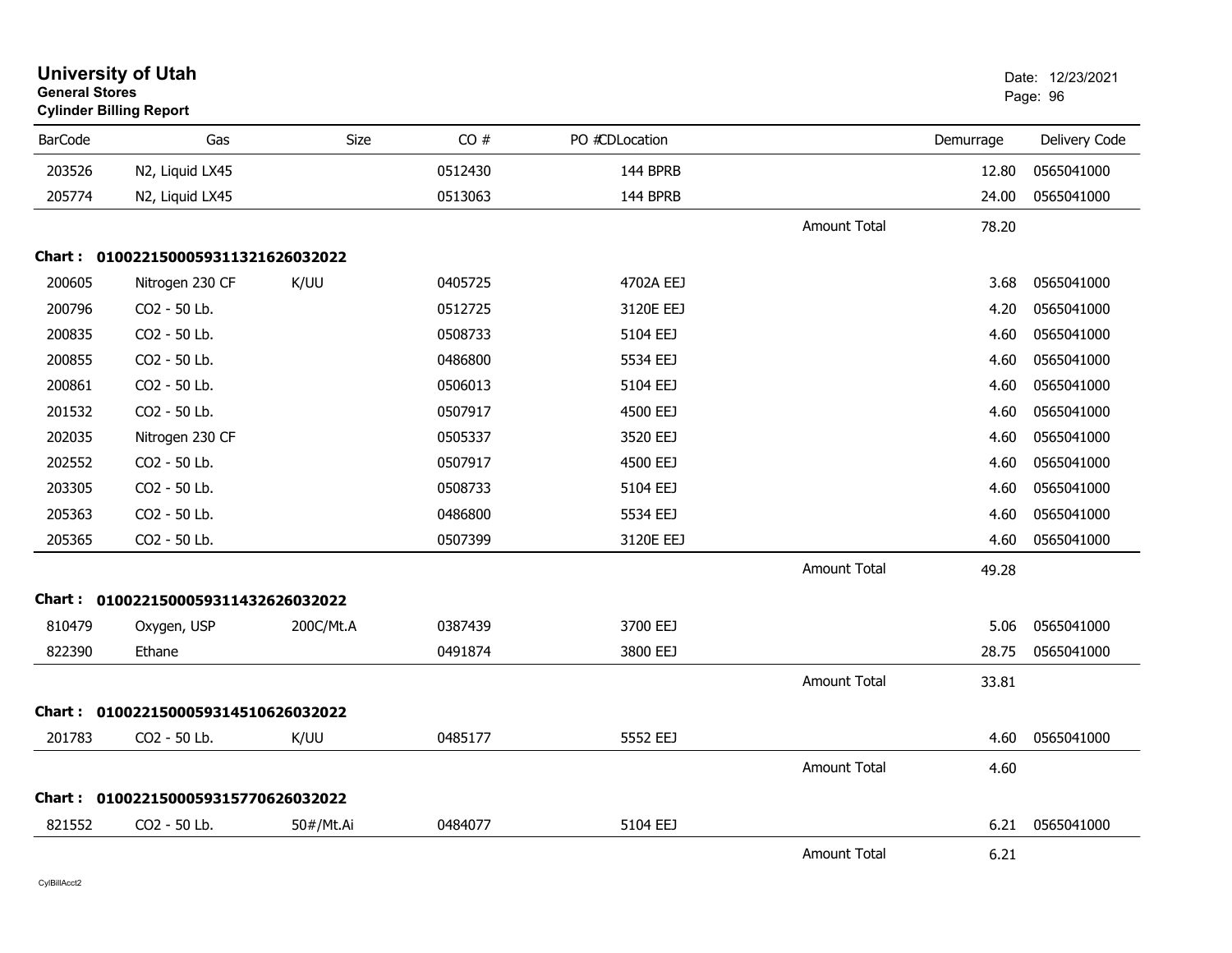# University of Utah

**General Stores**
**Cylinder Billing Report**

Date: 12/23/2021

| BarCode | Gas | Size | CO # | PO #CDLocation | | Demurrage | Delivery Code |
|---|---|---|---|---|---|---|---|
| 203526 | N2, Liquid LX45 | | 0512430 | 144 BPRB | | 12.80 | 0565041000 |
| 205774 | N2, Liquid LX45 | | 0513063 | 144 BPRB | | 24.00 | 0565041000 |
| | | | | | Amount Total | 78.20 | |
| **Chart :** | **01002215000593113216260320 22** | | | | | | |
| 200605 | Nitrogen 230 CF | K/UU | 0405725 | 4702A EEJ | | 3.68 | 0565041000 |
| 200796 | CO2 - 50 Lb. | | 0512725 | 3120E EEJ | | 4.20 | 0565041000 |
| 200835 | CO2 - 50 Lb. | | 0508733 | 5104 EEJ | | 4.60 | 0565041000 |
| 200855 | CO2 - 50 Lb. | | 0486800 | 5534 EEJ | | 4.60 | 0565041000 |
| 200861 | CO2 - 50 Lb. | | 0506013 | 5104 EEJ | | 4.60 | 0565041000 |
| 201532 | CO2 - 50 Lb. | | 0507917 | 4500 EEJ | | 4.60 | 0565041000 |
| 202035 | Nitrogen 230 CF | | 0505337 | 3520 EEJ | | 4.60 | 0565041000 |
| 202552 | CO2 - 50 Lb. | | 0507917 | 4500 EEJ | | 4.60 | 0565041000 |
| 203305 | CO2 - 50 Lb. | | 0508733 | 5104 EEJ | | 4.60 | 0565041000 |
| 205363 | CO2 - 50 Lb. | | 0486800 | 5534 EEJ | | 4.60 | 0565041000 |
| 205365 | CO2 - 50 Lb. | | 0507399 | 3120E EEJ | | 4.60 | 0565041000 |
| | | | | | Amount Total | 49.28 | |
| **Chart :** | **01002215000593114326260320 22** | | | | | | |
| 810479 | Oxygen, USP | 200C/Mt.A | 0387439 | 3700 EEJ | | 5.06 | 0565041000 |
| 822390 | Ethane | | 0491874 | 3800 EEJ | | 28.75 | 0565041000 |
| | | | | | Amount Total | 33.81 | |
| **Chart :** | **01002215000593145106260320 22** | | | | | | |
| 201783 | CO2 - 50 Lb. | K/UU | 0485177 | 5552 EEJ | | 4.60 | 0565041000 |
| | | | | | Amount Total | 4.60 | |
| **Chart :** | **01002215000593157706260320 22** | | | | | | |
| 821552 | CO2 - 50 Lb. | 50#/Mt.Ai | 0484077 | 5104 EEJ | | 6.21 | 0565041000 |
| | | | | | Amount Total | 6.21 | |

CylBillAcct2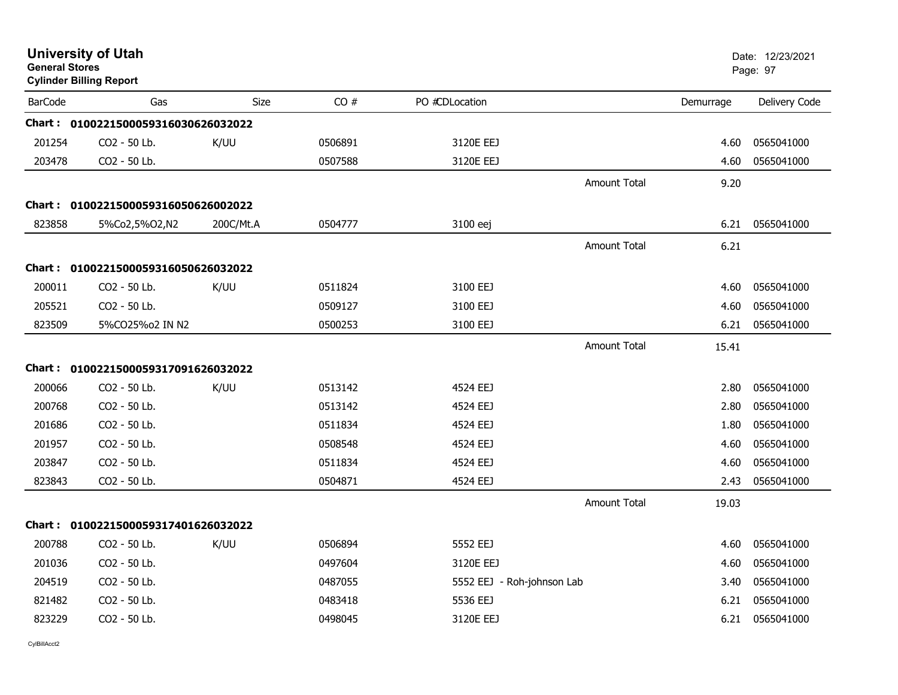# University of Utah
**General Stores**
**Cylinder Billing Report**

Date: 12/23/2021

| BarCode | Gas | Size | CO # | PO #CDLocation | | Demurrage | Delivery Code |
|---|---|---|---|---|---|---|---|
| **Chart :** | **0100221500059316030626032022** | | | | | | |
| 201254 | CO2 - 50 Lb. | K/UU | 0506891 | 3120E EEJ | | 4.60 | 0565041000 |
| 203478 | CO2 - 50 Lb. | | 0507588 | 3120E EEJ | | 4.60 | 0565041000 |
| | | | | | Amount Total | 9.20 | |
| **Chart :** | **0100221500059316050626002022** | | | | | | |
| 823858 | 5%Co2,5%O2,N2 | 200C/Mt.A | 0504777 | 3100 eej | | 6.21 | 0565041000 |
| | | | | | Amount Total | 6.21 | |
| **Chart :** | **0100221500059316050626032022** | | | | | | |
| 200011 | CO2 - 50 Lb. | K/UU | 0511824 | 3100 EEJ | | 4.60 | 0565041000 |
| 205521 | CO2 - 50 Lb. | | 0509127 | 3100 EEJ | | 4.60 | 0565041000 |
| 823509 | 5%CO25%o2 IN N2 | | 0500253 | 3100 EEJ | | 6.21 | 0565041000 |
| | | | | | Amount Total | 15.41 | |
| **Chart :** | **0100221500059317091626032022** | | | | | | |
| 200066 | CO2 - 50 Lb. | K/UU | 0513142 | 4524 EEJ | | 2.80 | 0565041000 |
| 200768 | CO2 - 50 Lb. | | 0513142 | 4524 EEJ | | 2.80 | 0565041000 |
| 201686 | CO2 - 50 Lb. | | 0511834 | 4524 EEJ | | 1.80 | 0565041000 |
| 201957 | CO2 - 50 Lb. | | 0508548 | 4524 EEJ | | 4.60 | 0565041000 |
| 203847 | CO2 - 50 Lb. | | 0511834 | 4524 EEJ | | 4.60 | 0565041000 |
| 823843 | CO2 - 50 Lb. | | 0504871 | 4524 EEJ | | 2.43 | 0565041000 |
| | | | | | Amount Total | 19.03 | |
| **Chart :** | **0100221500059317401626032022** | | | | | | |
| 200788 | CO2 - 50 Lb. | K/UU | 0506894 | 5552 EEJ | | 4.60 | 0565041000 |
| 201036 | CO2 - 50 Lb. | | 0497604 | 3120E EEJ | | 4.60 | 0565041000 |
| 204519 | CO2 - 50 Lb. | | 0487055 | 5552 EEJ - Roh-johnson Lab | | 3.40 | 0565041000 |
| 821482 | CO2 - 50 Lb. | | 0483418 | 5536 EEJ | | 6.21 | 0565041000 |
| 823229 | CO2 - 50 Lb. | | 0498045 | 3120E EEJ | | 6.21 | 0565041000 |

CylBillAcct2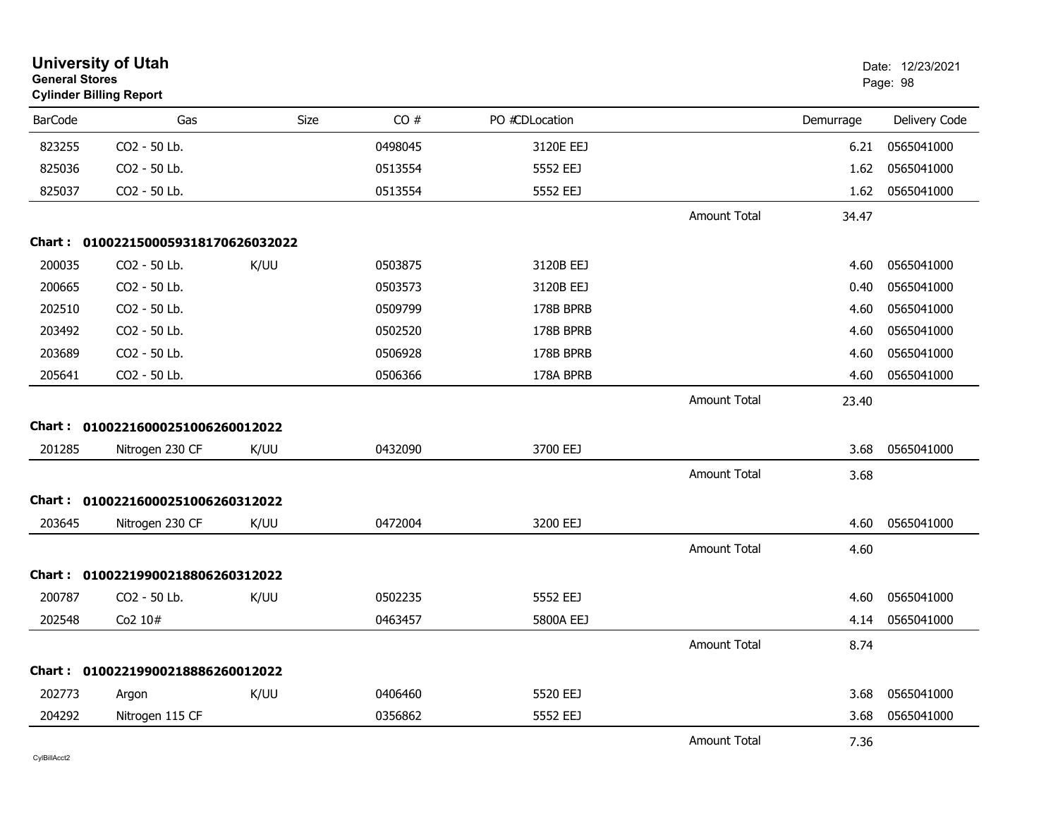## University of Utah
**General Stores**
**Cylinder Billing Report**

Date: 12/23/2021

| BarCode | Gas | Size | CO # | PO #CDLocation | | Demurrage | Delivery Code |
|---|---|---|---|---|---|---|---|
| 823255 | CO2 - 50 Lb. | | 0498045 | 3120E EEJ | | 6.21 | 0565041000 |
| 825036 | CO2 - 50 Lb. | | 0513554 | 5552 EEJ | | 1.62 | 0565041000 |
| 825037 | CO2 - 50 Lb. | | 0513554 | 5552 EEJ | | 1.62 | 0565041000 |
| | | | | | Amount Total | 34.47 | |
| **Chart :** | **01002215000593181706260320​22** | | | | | | |
| 200035 | CO2 - 50 Lb. | K/UU | 0503875 | 3120B EEJ | | 4.60 | 0565041000 |
| 200665 | CO2 - 50 Lb. | | 0503573 | 3120B EEJ | | 0.40 | 0565041000 |
| 202510 | CO2 - 50 Lb. | | 0509799 | 178B BPRB | | 4.60 | 0565041000 |
| 203492 | CO2 - 50 Lb. | | 0502520 | 178B BPRB | | 4.60 | 0565041000 |
| 203689 | CO2 - 50 Lb. | | 0506928 | 178B BPRB | | 4.60 | 0565041000 |
| 205641 | CO2 - 50 Lb. | | 0506366 | 178A BPRB | | 4.60 | 0565041000 |
| | | | | | Amount Total | 23.40 | |
| **Chart :** | **010022160002510062600120​22** | | | | | | |
| 201285 | Nitrogen 230 CF | K/UU | 0432090 | 3700 EEJ | | 3.68 | 0565041000 |
| | | | | | Amount Total | 3.68 | |
| **Chart :** | **010022160002510062603120​22** | | | | | | |
| 203645 | Nitrogen 230 CF | K/UU | 0472004 | 3200 EEJ | | 4.60 | 0565041000 |
| | | | | | Amount Total | 4.60 | |
| **Chart :** | **010022199002188062603120​22** | | | | | | |
| 200787 | CO2 - 50 Lb. | K/UU | 0502235 | 5552 EEJ | | 4.60 | 0565041000 |
| 202548 | Co2 10# | | 0463457 | 5800A EEJ | | 4.14 | 0565041000 |
| | | | | | Amount Total | 8.74 | |
| **Chart :** | **010022199002188862600120​22** | | | | | | |
| 202773 | Argon | K/UU | 0406460 | 5520 EEJ | | 3.68 | 0565041000 |
| 204292 | Nitrogen 115 CF | | 0356862 | 5552 EEJ | | 3.68 | 0565041000 |
| | | | | | Amount Total | 7.36 | |

CylBillAcct2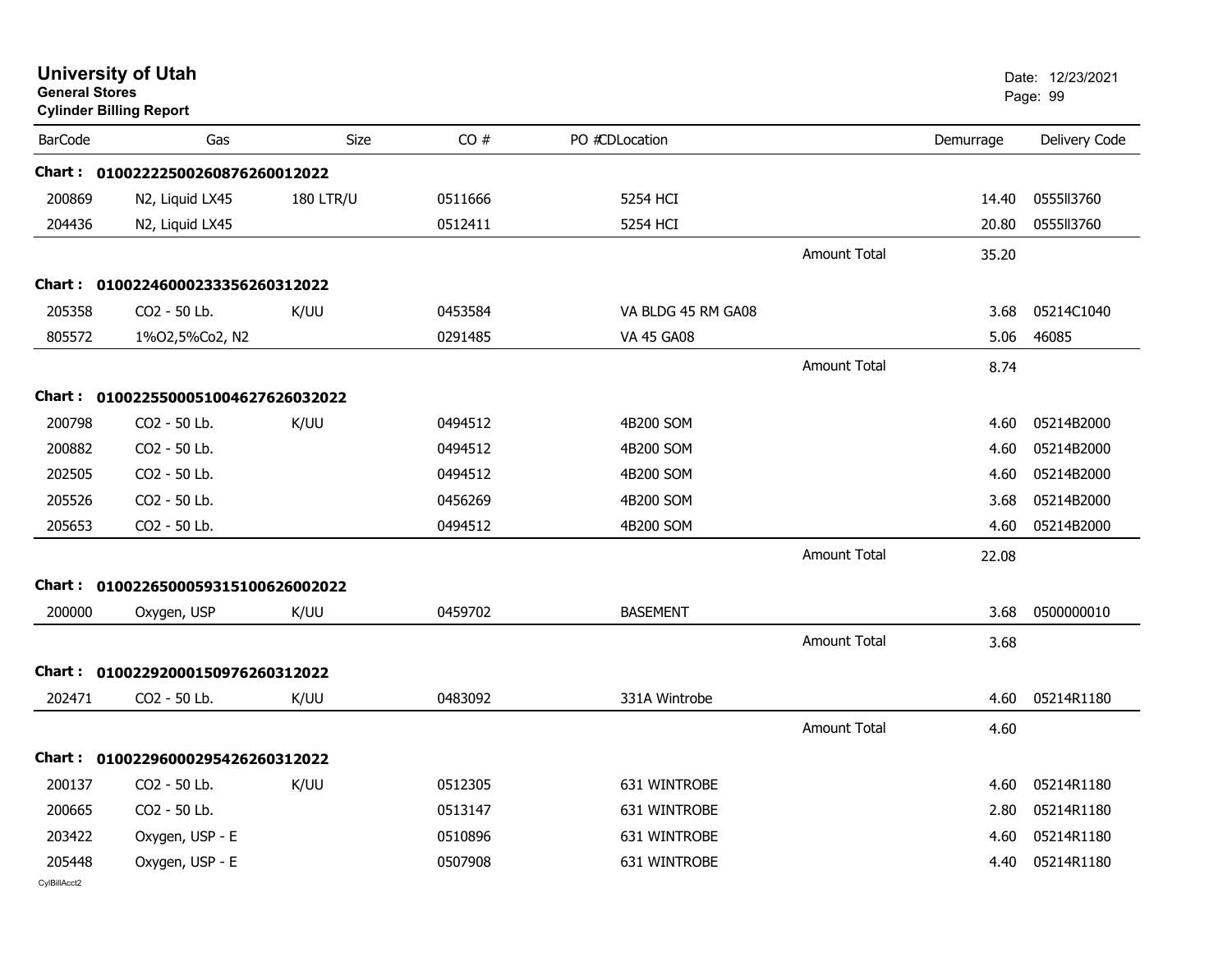# University of Utah
**General Stores**
**Cylinder Billing Report**

Date: 12/23/2021

| BarCode | Gas | Size | CO # | PO # | CD | Location | | Demurrage | Delivery Code |
|---|---|---|---|---|---|---|---|---|---|
| **Chart :** | **0100222500260876260012022** | | | | | | | | |
| 200869 | N2, Liquid LX45 | 180 LTR/U | 0511666 | | | 5254 HCI | | 14.40 | 0555ll3760 |
| 204436 | N2, Liquid LX45 | | 0512411 | | | 5254 HCI | | 20.80 | 0555ll3760 |
| | | | | | | | Amount Total | 35.20 | |
| **Chart :** | **0100224600023335626031202** | | | | | | | | |
| 205358 | CO2 - 50 Lb. | K/UU | 0453584 | | | VA BLDG 45 RM GA08 | | 3.68 | 05214C1040 |
| 805572 | 1%O2,5%Co2, N2 | | 0291485 | | | VA 45 GA08 | | 5.06 | 46085 |
| | | | | | | | Amount Total | 8.74 | |
| **Chart :** | **01002255000510046276260320​22** | | | | | | | | |
| 200798 | CO2 - 50 Lb. | K/UU | 0494512 | | | 4B200 SOM | | 4.60 | 05214B2000 |
| 200882 | CO2 - 50 Lb. | | 0494512 | | | 4B200 SOM | | 4.60 | 05214B2000 |
| 202505 | CO2 - 50 Lb. | | 0494512 | | | 4B200 SOM | | 4.60 | 05214B2000 |
| 205526 | CO2 - 50 Lb. | | 0456269 | | | 4B200 SOM | | 3.68 | 05214B2000 |
| 205653 | CO2 - 50 Lb. | | 0494512 | | | 4B200 SOM | | 4.60 | 05214B2000 |
| | | | | | | | Amount Total | 22.08 | |
| **Chart :** | **0100226500059315100626002022** | | | | | | | | |
| 200000 | Oxygen, USP | K/UU | 0459702 | | | BASEMENT | | 3.68 | 0500000010 |
| | | | | | | | Amount Total | 3.68 | |
| **Chart :** | **0100229200015097626031202​2** | | | | | | | | |
| 202471 | CO2 - 50 Lb. | K/UU | 0483092 | | | 331A Wintrobe | | 4.60 | 05214R1180 |
| | | | | | | | Amount Total | 4.60 | |
| **Chart :** | **0100229600029542626031202​2** | | | | | | | | |
| 200137 | CO2 - 50 Lb. | K/UU | 0512305 | | | 631 WINTROBE | | 4.60 | 05214R1180 |
| 200665 | CO2 - 50 Lb. | | 0513147 | | | 631 WINTROBE | | 2.80 | 05214R1180 |
| 203422 | Oxygen, USP - E | | 0510896 | | | 631 WINTROBE | | 4.60 | 05214R1180 |
| 205448 | Oxygen, USP - E | | 0507908 | | | 631 WINTROBE | | 4.40 | 05214R1180 |

CylBillAcct2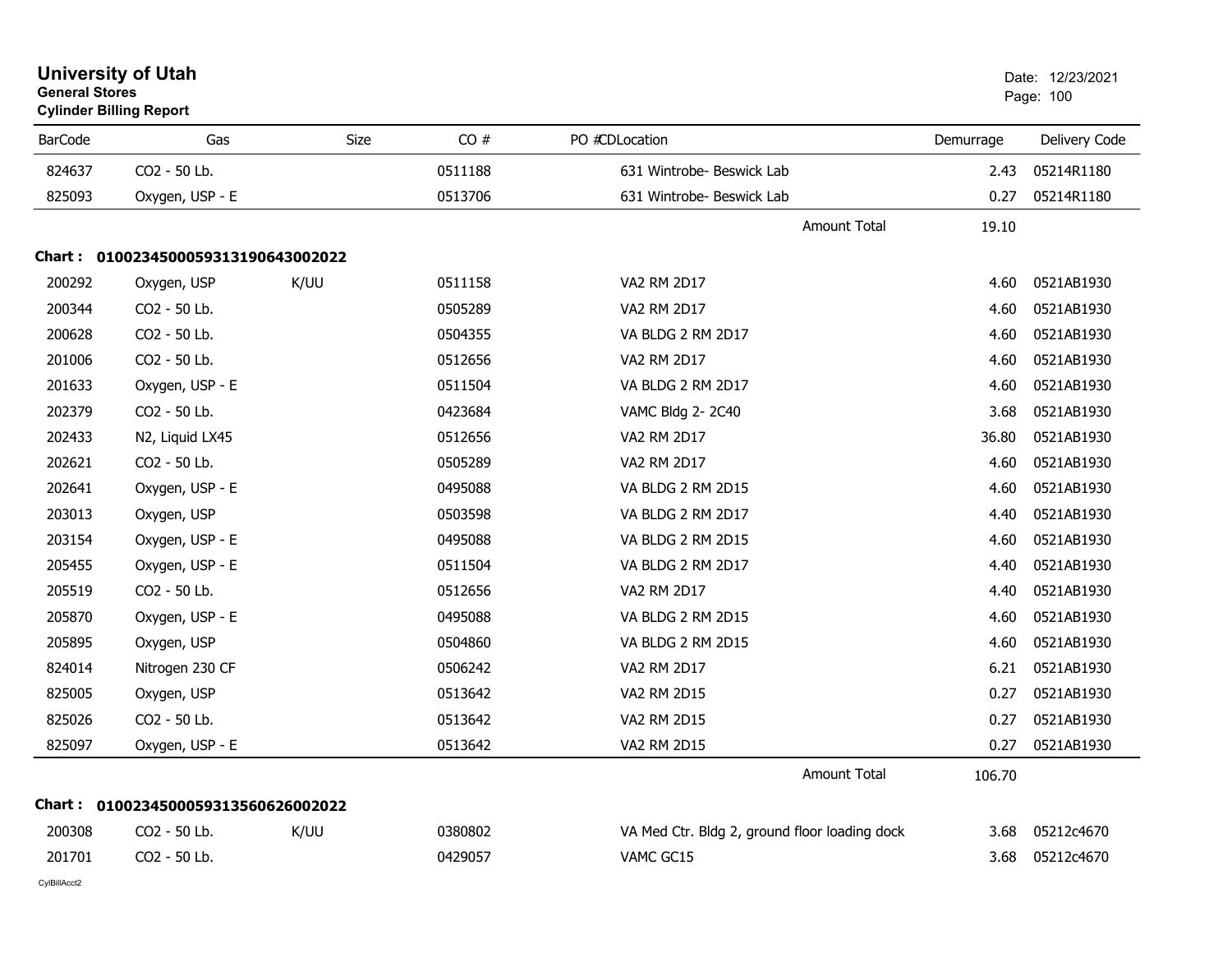# University of Utah

**General Stores**

**Cylinder Billing Report**

Date: 12/23/2021

| BarCode | Gas | Size | CO # | PO # | CD | Location | Demurrage | Delivery Code |
|---|---|---|---|---|---|---|---|---|
| 824637 | CO2 - 50 Lb. | | 0511188 | | | 631 Wintrobe- Beswick Lab | 2.43 | 05214R1180 |
| 825093 | Oxygen, USP - E | | 0513706 | | | 631 Wintrobe- Beswick Lab | 0.27 | 05214R1180 |
| | | | | | | Amount Total | 19.10 | |

**Chart : 01002345000593131906430020 22**

| BarCode | Gas | Size | CO # | PO # | CD | Location | Demurrage | Delivery Code |
|---|---|---|---|---|---|---|---|---|
| 200292 | Oxygen, USP | K/UU | 0511158 | | | VA2 RM 2D17 | 4.60 | 0521AB1930 |
| 200344 | CO2 - 50 Lb. | | 0505289 | | | VA2 RM 2D17 | 4.60 | 0521AB1930 |
| 200628 | CO2 - 50 Lb. | | 0504355 | | | VA BLDG 2 RM 2D17 | 4.60 | 0521AB1930 |
| 201006 | CO2 - 50 Lb. | | 0512656 | | | VA2 RM 2D17 | 4.60 | 0521AB1930 |
| 201633 | Oxygen, USP - E | | 0511504 | | | VA BLDG 2 RM 2D17 | 4.60 | 0521AB1930 |
| 202379 | CO2 - 50 Lb. | | 0423684 | | | VAMC Bldg 2- 2C40 | 3.68 | 0521AB1930 |
| 202433 | N2, Liquid LX45 | | 0512656 | | | VA2 RM 2D17 | 36.80 | 0521AB1930 |
| 202621 | CO2 - 50 Lb. | | 0505289 | | | VA2 RM 2D17 | 4.60 | 0521AB1930 |
| 202641 | Oxygen, USP - E | | 0495088 | | | VA BLDG 2 RM 2D15 | 4.60 | 0521AB1930 |
| 203013 | Oxygen, USP | | 0503598 | | | VA BLDG 2 RM 2D17 | 4.40 | 0521AB1930 |
| 203154 | Oxygen, USP - E | | 0495088 | | | VA BLDG 2 RM 2D15 | 4.60 | 0521AB1930 |
| 205455 | Oxygen, USP - E | | 0511504 | | | VA BLDG 2 RM 2D17 | 4.40 | 0521AB1930 |
| 205519 | CO2 - 50 Lb. | | 0512656 | | | VA2 RM 2D17 | 4.40 | 0521AB1930 |
| 205870 | Oxygen, USP - E | | 0495088 | | | VA BLDG 2 RM 2D15 | 4.60 | 0521AB1930 |
| 205895 | Oxygen, USP | | 0504860 | | | VA BLDG 2 RM 2D15 | 4.60 | 0521AB1930 |
| 824014 | Nitrogen 230 CF | | 0506242 | | | VA2 RM 2D17 | 6.21 | 0521AB1930 |
| 825005 | Oxygen, USP | | 0513642 | | | VA2 RM 2D15 | 0.27 | 0521AB1930 |
| 825026 | CO2 - 50 Lb. | | 0513642 | | | VA2 RM 2D15 | 0.27 | 0521AB1930 |
| 825097 | Oxygen, USP - E | | 0513642 | | | VA2 RM 2D15 | 0.27 | 0521AB1930 |
| | | | | | | Amount Total | 106.70 | |

**Chart : 01002345000593135606260020 22**

| BarCode | Gas | Size | CO # | PO # | CD | Location | Demurrage | Delivery Code |
|---|---|---|---|---|---|---|---|---|
| 200308 | CO2 - 50 Lb. | K/UU | 0380802 | | | VA Med Ctr. Bldg 2, ground floor loading dock | 3.68 | 05212c4670 |
| 201701 | CO2 - 50 Lb. | | 0429057 | | | VAMC GC15 | 3.68 | 05212c4670 |

CylBillAcct2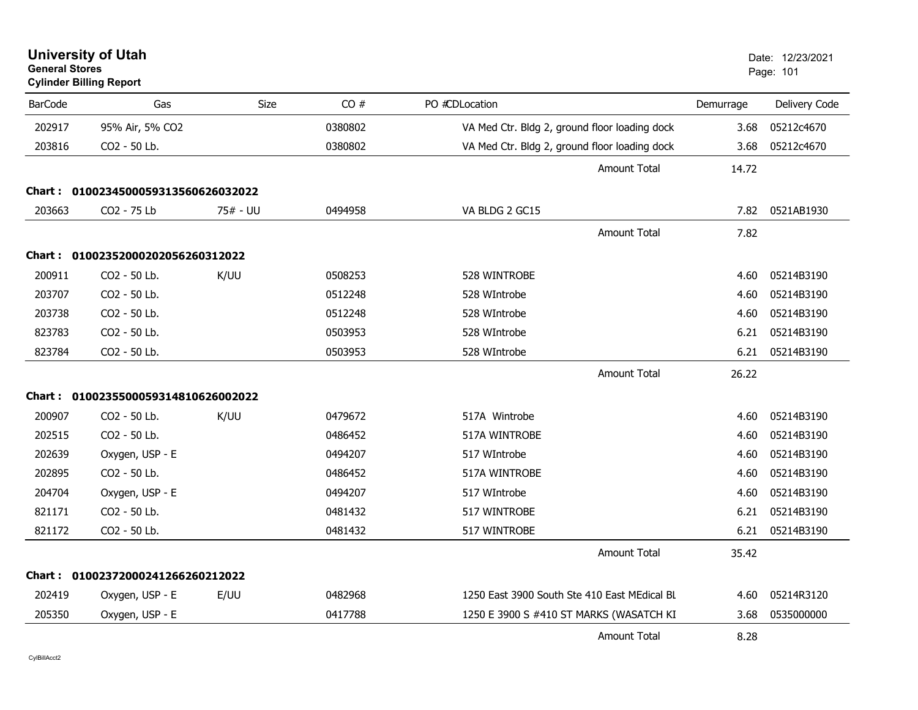# University of Utah
**General Stores**
**Cylinder Billing Report**

Date: 12/23/2021

| BarCode | Gas | Size | CO # | PO # | CDLocation | Demurrage | Delivery Code |
|---|---|---|---|---|---|---|---|
| 202917 | 95% Air, 5% CO2 | | 0380802 | | VA Med Ctr. Bldg 2, ground floor loading dock | 3.68 | 05212c4670 |
| 203816 | CO2 - 50 Lb. | | 0380802 | | VA Med Ctr. Bldg 2, ground floor loading dock | 3.68 | 05212c4670 |
| | | | | | Amount Total | 14.72 | |
| **Chart : 01002345000593135606260320 22** | | | | | | | |
| 203663 | CO2 - 75 Lb | 75# - UU | 0494958 | | VA BLDG 2 GC15 | 7.82 | 0521AB1930 |
| | | | | | Amount Total | 7.82 | |
| **Chart : 0100235200020205626031202 2** | | | | | | | |
| 200911 | CO2 - 50 Lb. | K/UU | 0508253 | | 528 WINTROBE | 4.60 | 05214B3190 |
| 203707 | CO2 - 50 Lb. | | 0512248 | | 528 WIntrobe | 4.60 | 05214B3190 |
| 203738 | CO2 - 50 Lb. | | 0512248 | | 528 WIntrobe | 4.60 | 05214B3190 |
| 823783 | CO2 - 50 Lb. | | 0503953 | | 528 WIntrobe | 6.21 | 05214B3190 |
| 823784 | CO2 - 50 Lb. | | 0503953 | | 528 WIntrobe | 6.21 | 05214B3190 |
| | | | | | Amount Total | 26.22 | |
| **Chart : 01002355000593148106260020 22** | | | | | | | |
| 200907 | CO2 - 50 Lb. | K/UU | 0479672 | | 517A Wintrobe | 4.60 | 05214B3190 |
| 202515 | CO2 - 50 Lb. | | 0486452 | | 517A WINTROBE | 4.60 | 05214B3190 |
| 202639 | Oxygen, USP - E | | 0494207 | | 517 WIntrobe | 4.60 | 05214B3190 |
| 202895 | CO2 - 50 Lb. | | 0486452 | | 517A WINTROBE | 4.60 | 05214B3190 |
| 204704 | Oxygen, USP - E | | 0494207 | | 517 WIntrobe | 4.60 | 05214B3190 |
| 821171 | CO2 - 50 Lb. | | 0481432 | | 517 WINTROBE | 6.21 | 05214B3190 |
| 821172 | CO2 - 50 Lb. | | 0481432 | | 517 WINTROBE | 6.21 | 05214B3190 |
| | | | | | Amount Total | 35.42 | |
| **Chart : 0100237200024126626021202 2** | | | | | | | |
| 202419 | Oxygen, USP - E | E/UU | 0482968 | | 1250 East 3900 South Ste 410 East MEdical BL | 4.60 | 05214R3120 |
| 205350 | Oxygen, USP - E | | 0417788 | | 1250 E 3900 S #410 ST MARKS (WASATCH KI | 3.68 | 0535000000 |
| | | | | | Amount Total | 8.28 | |

CylBillAcct2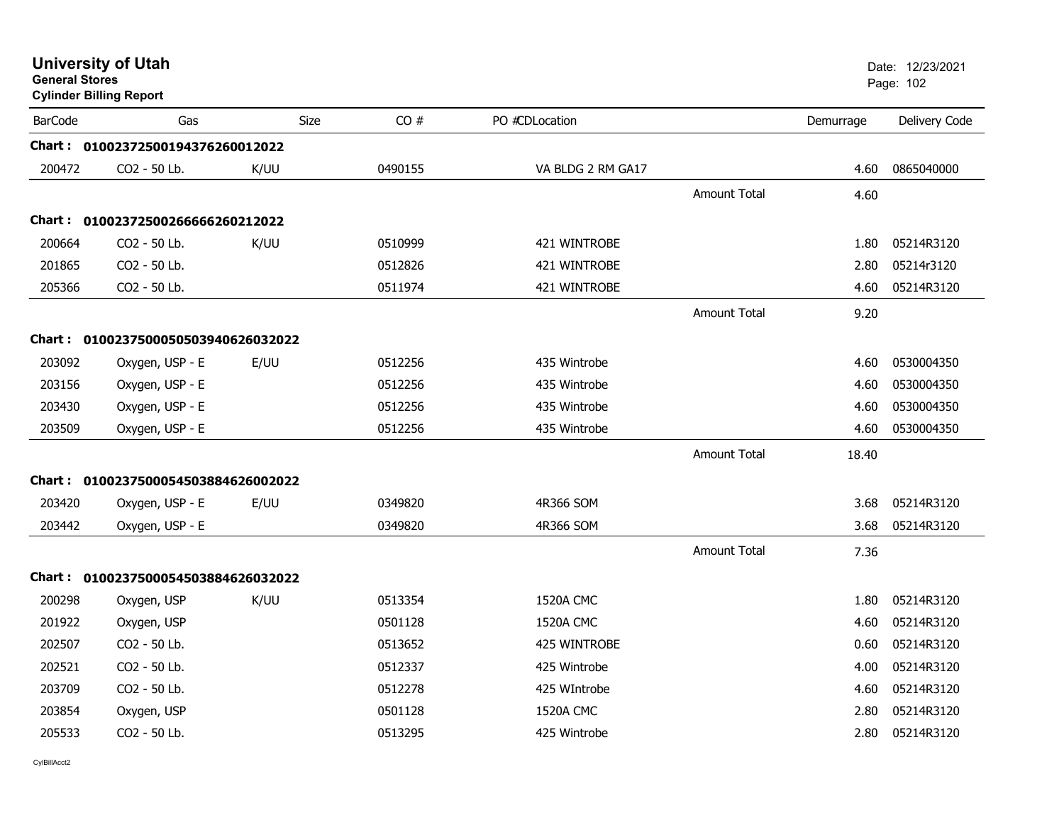# University of Utah
**General Stores**
**Cylinder Billing Report**

Date: 12/23/2021

| BarCode | Gas | Size | CO # | PO #CDLocation | | Demurrage | Delivery Code |
|---|---|---|---|---|---|---|---|
| **Chart : 0100237250019437626001202​2** | | | | | | | |
| 200472 | CO2 - 50 Lb. | K/UU | 0490155 | VA BLDG 2 RM GA17 | | 4.60 | 0865040000 |
| | | | | | Amount Total | 4.60 | |
| **Chart : 01002372500266666260212022** | | | | | | | |
| 200664 | CO2 - 50 Lb. | K/UU | 0510999 | 421 WINTROBE | | 1.80 | 05214R3120 |
| 201865 | CO2 - 50 Lb. | | 0512826 | 421 WINTROBE | | 2.80 | 05214r3120 |
| 205366 | CO2 - 50 Lb. | | 0511974 | 421 WINTROBE | | 4.60 | 05214R3120 |
| | | | | | Amount Total | 9.20 | |
| **Chart : 0100237500050503940626032022** | | | | | | | |
| 203092 | Oxygen, USP - E | E/UU | 0512256 | 435 Wintrobe | | 4.60 | 0530004350 |
| 203156 | Oxygen, USP - E | | 0512256 | 435 Wintrobe | | 4.60 | 0530004350 |
| 203430 | Oxygen, USP - E | | 0512256 | 435 Wintrobe | | 4.60 | 0530004350 |
| 203509 | Oxygen, USP - E | | 0512256 | 435 Wintrobe | | 4.60 | 0530004350 |
| | | | | | Amount Total | 18.40 | |
| **Chart : 0100237500054503884626002022** | | | | | | | |
| 203420 | Oxygen, USP - E | E/UU | 0349820 | 4R366 SOM | | 3.68 | 05214R3120 |
| 203442 | Oxygen, USP - E | | 0349820 | 4R366 SOM | | 3.68 | 05214R3120 |
| | | | | | Amount Total | 7.36 | |
| **Chart : 0100237500054503884626032022** | | | | | | | |
| 200298 | Oxygen, USP | K/UU | 0513354 | 1520A CMC | | 1.80 | 05214R3120 |
| 201922 | Oxygen, USP | | 0501128 | 1520A CMC | | 4.60 | 05214R3120 |
| 202507 | CO2 - 50 Lb. | | 0513652 | 425 WINTROBE | | 0.60 | 05214R3120 |
| 202521 | CO2 - 50 Lb. | | 0512337 | 425 Wintrobe | | 4.00 | 05214R3120 |
| 203709 | CO2 - 50 Lb. | | 0512278 | 425 WIntrobe | | 4.60 | 05214R3120 |
| 203854 | Oxygen, USP | | 0501128 | 1520A CMC | | 2.80 | 05214R3120 |
| 205533 | CO2 - 50 Lb. | | 0513295 | 425 Wintrobe | | 2.80 | 05214R3120 |

CylBillAcct2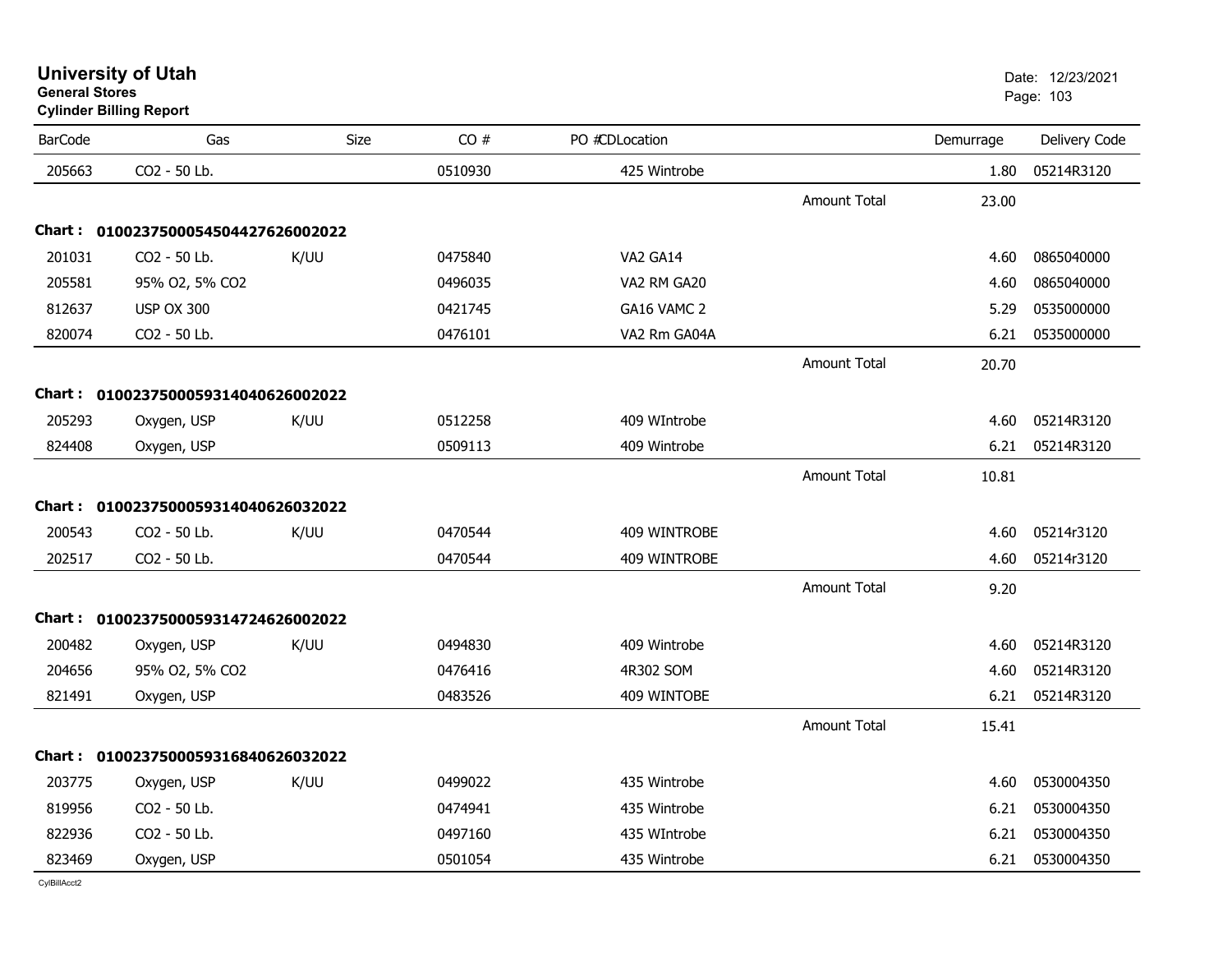**University of Utah**
**General Stores**
**Cylinder Billing Report**

Date: 12/23/2021

| BarCode | Gas | Size | CO # | PO # | CDLocation | | Demurrage | Delivery Code |
|---|---|---|---|---|---|---|---|---|
| 205663 | CO2 - 50 Lb. | | 0510930 | | 425 Wintrobe | | 1.80 | 05214R3120 |
| | | | | | | Amount Total | 23.00 | |
| **Chart :** | **01002375000545044276260020 22** | | | | | | | |
| 201031 | CO2 - 50 Lb. | K/UU | 0475840 | | VA2 GA14 | | 4.60 | 0865040000 |
| 205581 | 95% O2, 5% CO2 | | 0496035 | | VA2 RM GA20 | | 4.60 | 0865040000 |
| 812637 | USP OX 300 | | 0421745 | | GA16 VAMC 2 | | 5.29 | 0535000000 |
| 820074 | CO2 - 50 Lb. | | 0476101 | | VA2 Rm GA04A | | 6.21 | 0535000000 |
| | | | | | | Amount Total | 20.70 | |
| **Chart :** | **01002375000593140406260020 22** | | | | | | | |
| 205293 | Oxygen, USP | K/UU | 0512258 | | 409 WIntrobe | | 4.60 | 05214R3120 |
| 824408 | Oxygen, USP | | 0509113 | | 409 Wintrobe | | 6.21 | 05214R3120 |
| | | | | | | Amount Total | 10.81 | |
| **Chart :** | **01002375000593140406260320 22** | | | | | | | |
| 200543 | CO2 - 50 Lb. | K/UU | 0470544 | | 409 WINTROBE | | 4.60 | 05214r3120 |
| 202517 | CO2 - 50 Lb. | | 0470544 | | 409 WINTROBE | | 4.60 | 05214r3120 |
| | | | | | | Amount Total | 9.20 | |
| **Chart :** | **01002375000593147246260020 22** | | | | | | | |
| 200482 | Oxygen, USP | K/UU | 0494830 | | 409 Wintrobe | | 4.60 | 05214R3120 |
| 204656 | 95% O2, 5% CO2 | | 0476416 | | 4R302 SOM | | 4.60 | 05214R3120 |
| 821491 | Oxygen, USP | | 0483526 | | 409 WINTOBE | | 6.21 | 05214R3120 |
| | | | | | | Amount Total | 15.41 | |
| **Chart :** | **01002375000593168406260320 22** | | | | | | | |
| 203775 | Oxygen, USP | K/UU | 0499022 | | 435 Wintrobe | | 4.60 | 0530004350 |
| 819956 | CO2 - 50 Lb. | | 0474941 | | 435 Wintrobe | | 6.21 | 0530004350 |
| 822936 | CO2 - 50 Lb. | | 0497160 | | 435 WIntrobe | | 6.21 | 0530004350 |
| 823469 | Oxygen, USP | | 0501054 | | 435 Wintrobe | | 6.21 | 0530004350 |

CylBillAcct2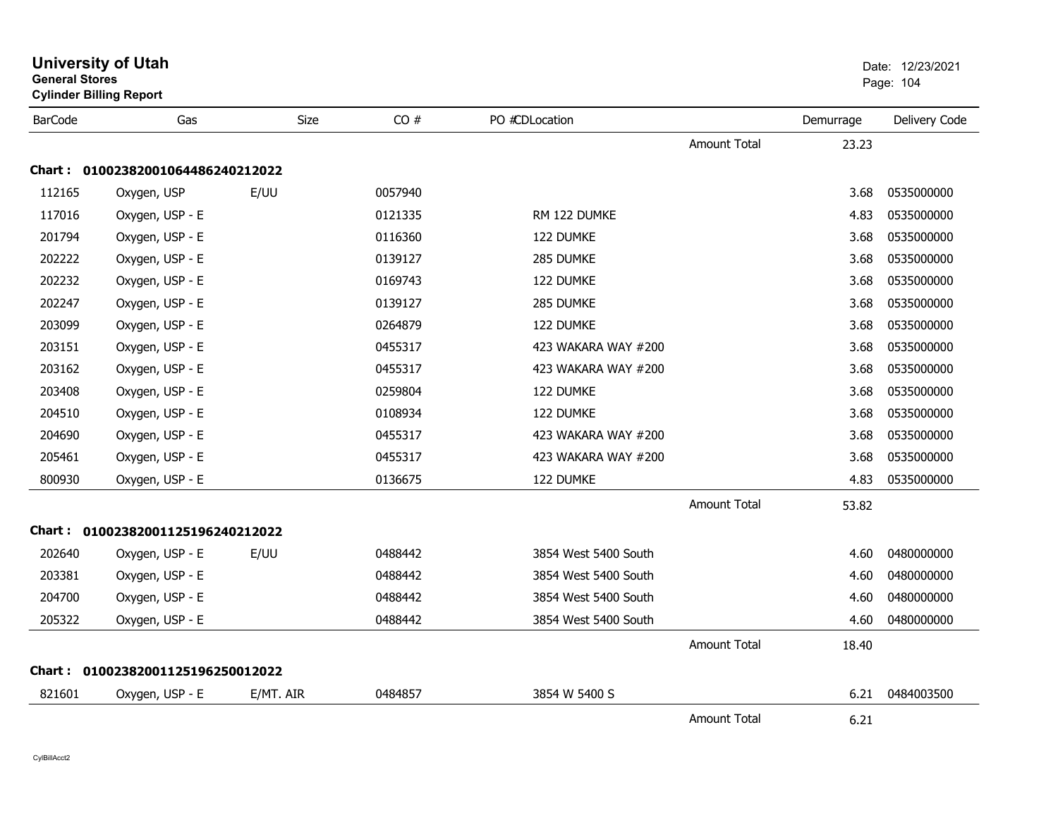# University of Utah
**General Stores**
**Cylinder Billing Report**

Date: 12/23/2021

| BarCode | Gas | Size | CO # | PO # | CD Location | | Demurrage | Delivery Code |
|---|---|---|---|---|---|---|---|---|
| | | | | | | Amount Total | 23.23 | |
| **Chart : 0100238200106448624021 2022** | | | | | | | | |
| 112165 | Oxygen, USP | E/UU | 0057940 | | | | 3.68 | 0535000000 |
| 117016 | Oxygen, USP - E | | 0121335 | | RM 122 DUMKE | | 4.83 | 0535000000 |
| 201794 | Oxygen, USP - E | | 0116360 | | 122 DUMKE | | 3.68 | 0535000000 |
| 202222 | Oxygen, USP - E | | 0139127 | | 285 DUMKE | | 3.68 | 0535000000 |
| 202232 | Oxygen, USP - E | | 0169743 | | 122 DUMKE | | 3.68 | 0535000000 |
| 202247 | Oxygen, USP - E | | 0139127 | | 285 DUMKE | | 3.68 | 0535000000 |
| 203099 | Oxygen, USP - E | | 0264879 | | 122 DUMKE | | 3.68 | 0535000000 |
| 203151 | Oxygen, USP - E | | 0455317 | | 423 WAKARA WAY #200 | | 3.68 | 0535000000 |
| 203162 | Oxygen, USP - E | | 0455317 | | 423 WAKARA WAY #200 | | 3.68 | 0535000000 |
| 203408 | Oxygen, USP - E | | 0259804 | | 122 DUMKE | | 3.68 | 0535000000 |
| 204510 | Oxygen, USP - E | | 0108934 | | 122 DUMKE | | 3.68 | 0535000000 |
| 204690 | Oxygen, USP - E | | 0455317 | | 423 WAKARA WAY #200 | | 3.68 | 0535000000 |
| 205461 | Oxygen, USP - E | | 0455317 | | 423 WAKARA WAY #200 | | 3.68 | 0535000000 |
| 800930 | Oxygen, USP - E | | 0136675 | | 122 DUMKE | | 4.83 | 0535000000 |
| | | | | | | Amount Total | 53.82 | |
| **Chart : 01002382001125196240212022** | | | | | | | | |
| 202640 | Oxygen, USP - E | E/UU | 0488442 | | 3854 West 5400 South | | 4.60 | 0480000000 |
| 203381 | Oxygen, USP - E | | 0488442 | | 3854 West 5400 South | | 4.60 | 0480000000 |
| 204700 | Oxygen, USP - E | | 0488442 | | 3854 West 5400 South | | 4.60 | 0480000000 |
| 205322 | Oxygen, USP - E | | 0488442 | | 3854 West 5400 South | | 4.60 | 0480000000 |
| | | | | | | Amount Total | 18.40 | |
| **Chart : 01002382001125196250012022** | | | | | | | | |
| 821601 | Oxygen, USP - E | E/MT. AIR | 0484857 | | 3854 W 5400 S | | 6.21 | 0484003500 |
| | | | | | | Amount Total | 6.21 | |

CylBillAcct2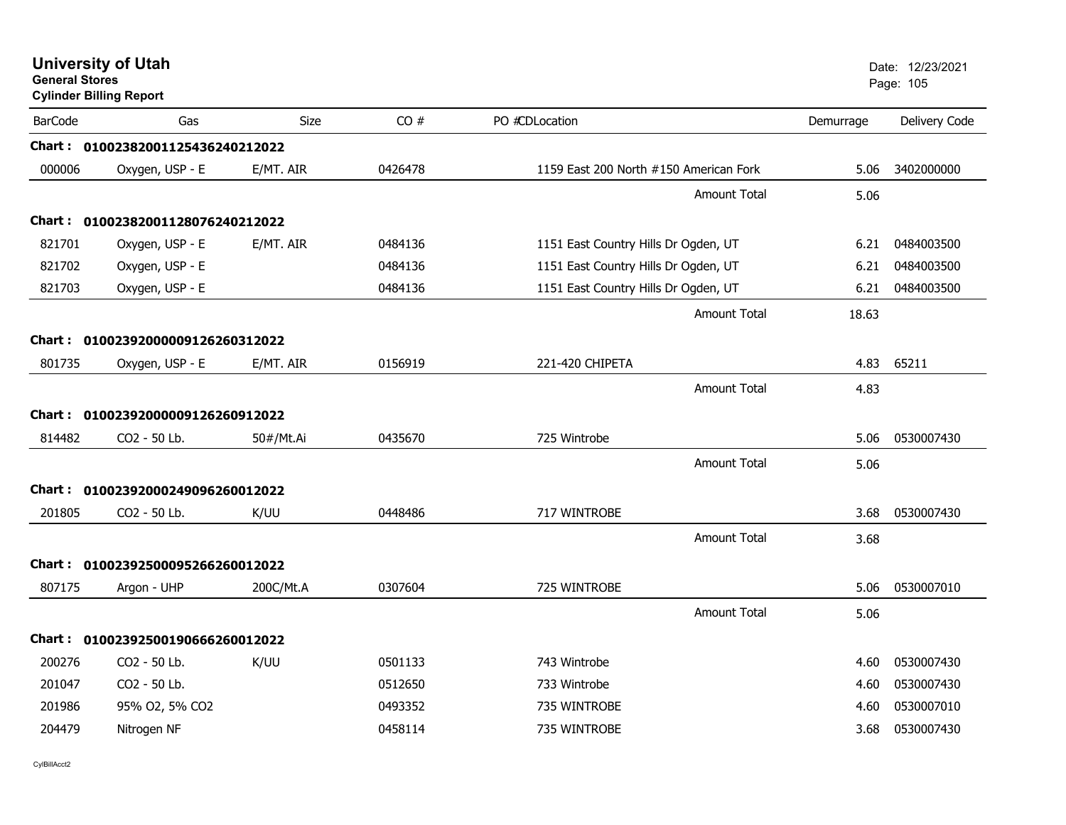# University of Utah

**General Stores**

**Cylinder Billing Report**

Date: 12/23/2021

| BarCode | Gas | Size | CO # | PO #CDLocation | Demurrage | Delivery Code |
|---|---|---|---|---|---|---|
| **Chart : 01002382001125436240212022** | | | | | | |
| 000006 | Oxygen, USP - E | E/MT. AIR | 0426478 | 1159 East 200 North #150 American Fork | 5.06 | 3402000000 |
| | | | | Amount Total | 5.06 | |
| **Chart : 01002382001128076240212022** | | | | | | |
| 821701 | Oxygen, USP - E | E/MT. AIR | 0484136 | 1151 East Country Hills Dr Ogden, UT | 6.21 | 0484003500 |
| 821702 | Oxygen, USP - E | | 0484136 | 1151 East Country Hills Dr Ogden, UT | 6.21 | 0484003500 |
| 821703 | Oxygen, USP - E | | 0484136 | 1151 East Country Hills Dr Ogden, UT | 6.21 | 0484003500 |
| | | | | Amount Total | 18.63 | |
| **Chart : 01002392000009126260312022** | | | | | | |
| 801735 | Oxygen, USP - E | E/MT. AIR | 0156919 | 221-420 CHIPETA | 4.83 | 65211 |
| | | | | Amount Total | 4.83 | |
| **Chart : 01002392000009126260912022** | | | | | | |
| 814482 | CO2 - 50 Lb. | 50#/Mt.Ai | 0435670 | 725 Wintrobe | 5.06 | 0530007430 |
| | | | | Amount Total | 5.06 | |
| **Chart : 01002392000249096260012022** | | | | | | |
| 201805 | CO2 - 50 Lb. | K/UU | 0448486 | 717 WINTROBE | 3.68 | 0530007430 |
| | | | | Amount Total | 3.68 | |
| **Chart : 01002392500095266260012022** | | | | | | |
| 807175 | Argon - UHP | 200C/Mt.A | 0307604 | 725 WINTROBE | 5.06 | 0530007010 |
| | | | | Amount Total | 5.06 | |
| **Chart : 01002392500190666260012022** | | | | | | |
| 200276 | CO2 - 50 Lb. | K/UU | 0501133 | 743 Wintrobe | 4.60 | 0530007430 |
| 201047 | CO2 - 50 Lb. | | 0512650 | 733 Wintrobe | 4.60 | 0530007430 |
| 201986 | 95% O2, 5% CO2 | | 0493352 | 735 WINTROBE | 4.60 | 0530007010 |
| 204479 | Nitrogen NF | | 0458114 | 735 WINTROBE | 3.68 | 0530007430 |

CylBillAcct2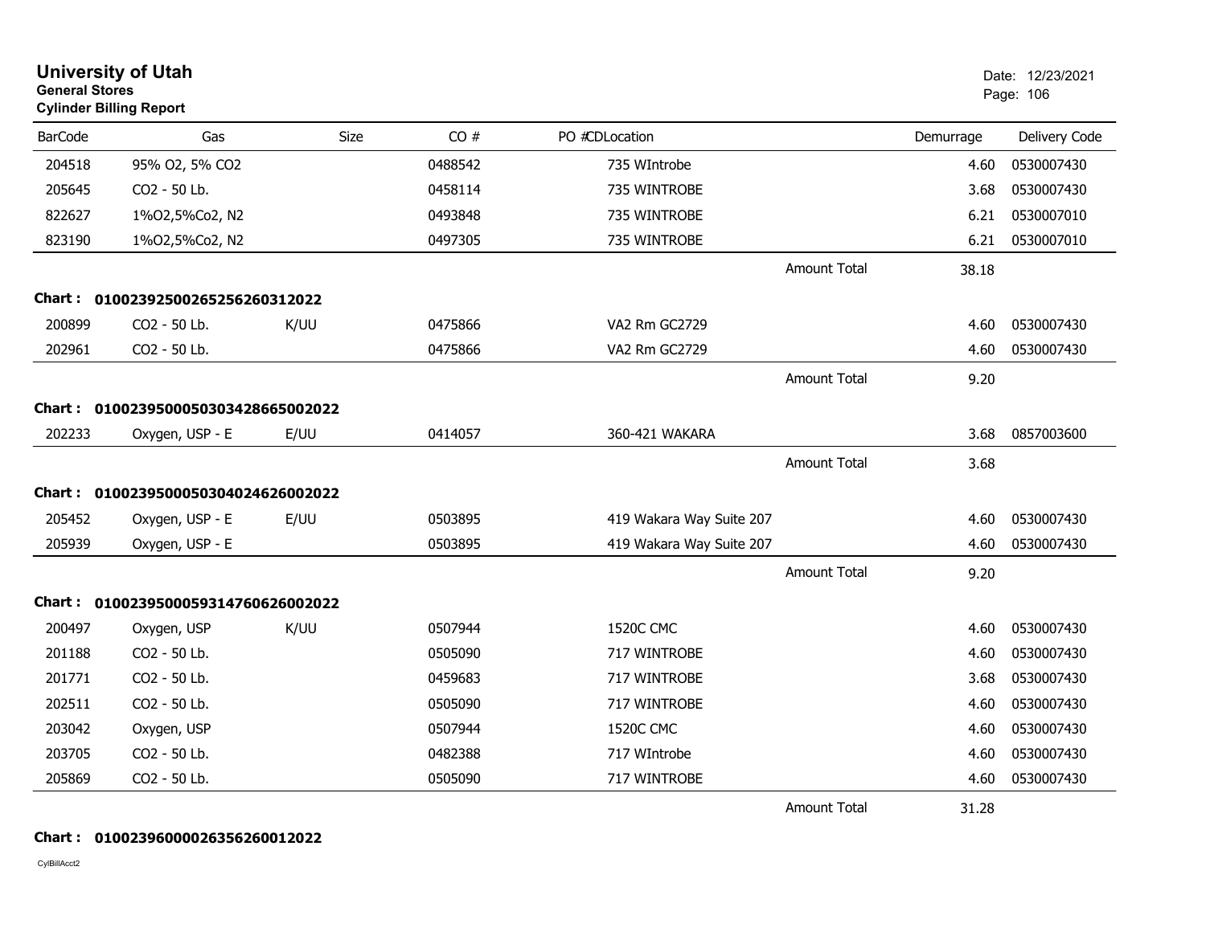# University of Utah

**General Stores**

**Cylinder Billing Report**

Date: 12/23/2021

| BarCode | Gas | Size | CO # | PO # | CDLocation | | Demurrage | Delivery Code |
|---|---|---|---|---|---|---|---|---|
| 204518 | 95% O2, 5% CO2 | | 0488542 | | 735 WIntrobe | | 4.60 | 0530007430 |
| 205645 | CO2 - 50 Lb. | | 0458114 | | 735 WINTROBE | | 3.68 | 0530007430 |
| 822627 | 1%O2,5%Co2, N2 | | 0493848 | | 735 WINTROBE | | 6.21 | 0530007010 |
| 823190 | 1%O2,5%Co2, N2 | | 0497305 | | 735 WINTROBE | | 6.21 | 0530007010 |
| | | | | | | Amount Total | 38.18 | |

**Chart : 01002392500265256260312022**

| BarCode | Gas | Size | CO # | PO # | CDLocation | | Demurrage | Delivery Code |
|---|---|---|---|---|---|---|---|---|
| 200899 | CO2 - 50 Lb. | K/UU | 0475866 | | VA2 Rm GC2729 | | 4.60 | 0530007430 |
| 202961 | CO2 - 50 Lb. | | 0475866 | | VA2 Rm GC2729 | | 4.60 | 0530007430 |
| | | | | | | Amount Total | 9.20 | |

**Chart : 01002395000503034286650022022**

| BarCode | Gas | Size | CO # | PO # | CDLocation | | Demurrage | Delivery Code |
|---|---|---|---|---|---|---|---|---|
| 202233 | Oxygen, USP - E | E/UU | 0414057 | | 360-421 WAKARA | | 3.68 | 0857003600 |
| | | | | | | Amount Total | 3.68 | |

**Chart : 01002395000503040246260022022**

| BarCode | Gas | Size | CO # | PO # | CDLocation | | Demurrage | Delivery Code |
|---|---|---|---|---|---|---|---|---|
| 205452 | Oxygen, USP - E | E/UU | 0503895 | | 419 Wakara Way Suite 207 | | 4.60 | 0530007430 |
| 205939 | Oxygen, USP - E | | 0503895 | | 419 Wakara Way Suite 207 | | 4.60 | 0530007430 |
| | | | | | | Amount Total | 9.20 | |

**Chart : 01002395000593147606260022022**

| BarCode | Gas | Size | CO # | PO # | CDLocation | | Demurrage | Delivery Code |
|---|---|---|---|---|---|---|---|---|
| 200497 | Oxygen, USP | K/UU | 0507944 | | 1520C CMC | | 4.60 | 0530007430 |
| 201188 | CO2 - 50 Lb. | | 0505090 | | 717 WINTROBE | | 4.60 | 0530007430 |
| 201771 | CO2 - 50 Lb. | | 0459683 | | 717 WINTROBE | | 3.68 | 0530007430 |
| 202511 | CO2 - 50 Lb. | | 0505090 | | 717 WINTROBE | | 4.60 | 0530007430 |
| 203042 | Oxygen, USP | | 0507944 | | 1520C CMC | | 4.60 | 0530007430 |
| 203705 | CO2 - 50 Lb. | | 0482388 | | 717 WIntrobe | | 4.60 | 0530007430 |
| 205869 | CO2 - 50 Lb. | | 0505090 | | 717 WINTROBE | | 4.60 | 0530007430 |
| | | | | | | Amount Total | 31.28 | |

**Chart : 01002396000026356260012022**

CylBillAcct2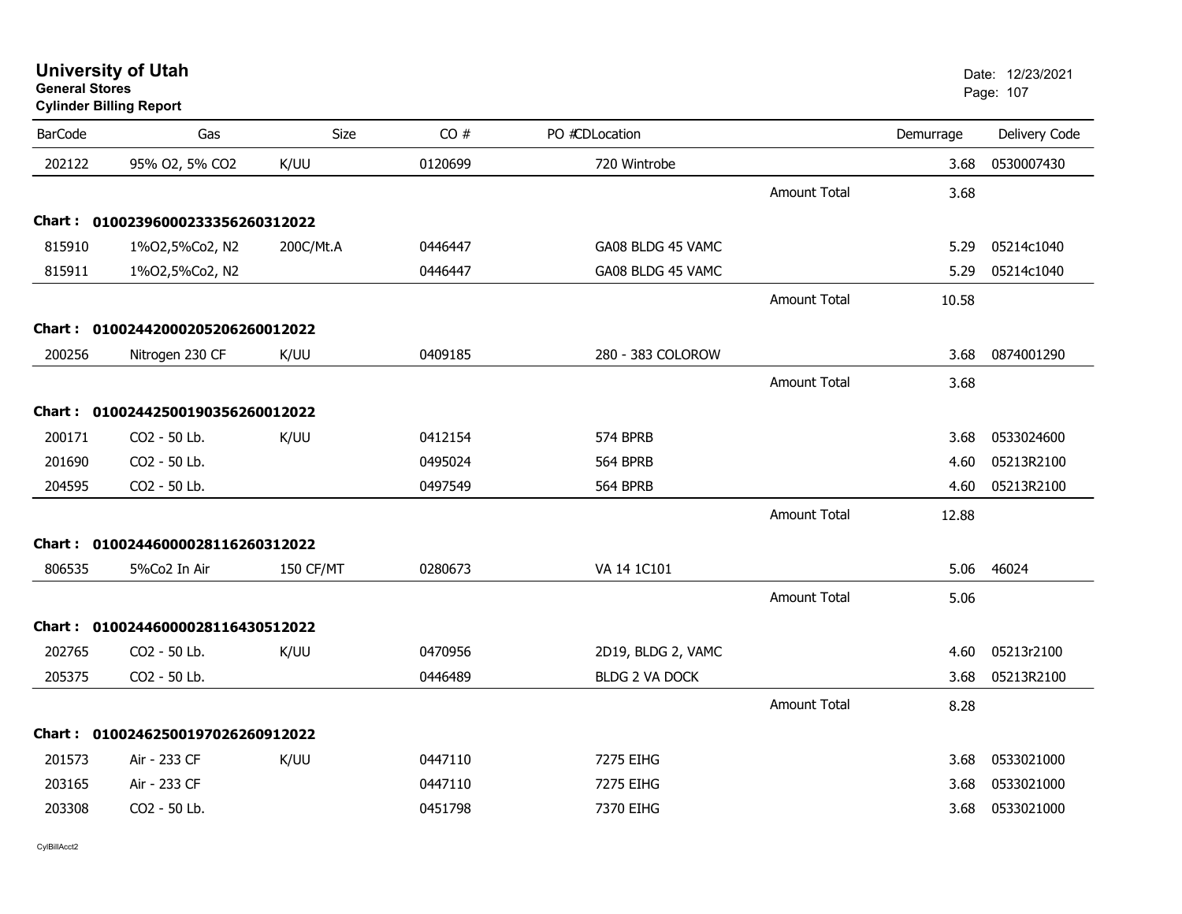# University of Utah

**General Stores**

**Cylinder Billing Report**

Date: 12/23/2021

| BarCode | Gas | Size | CO # | PO # | CD | Location | | Demurrage | Delivery Code |
|---|---|---|---|---|---|---|---|---|---|
| 202122 | 95% O2, 5% CO2 | K/UU | 0120699 | | | 720 Wintrobe | | 3.68 | 0530007430 |
| | | | | | | | Amount Total | 3.68 | |
| **Chart : 01002396000233356260312022** | | | | | | | | | |
| 815910 | 1%O2,5%Co2, N2 | 200C/Mt.A | 0446447 | | | GA08 BLDG 45 VAMC | | 5.29 | 05214c1040 |
| 815911 | 1%O2,5%Co2, N2 | | 0446447 | | | GA08 BLDG 45 VAMC | | 5.29 | 05214c1040 |
| | | | | | | | Amount Total | 10.58 | |
| **Chart : 01002442000205206260012022** | | | | | | | | | |
| 200256 | Nitrogen 230 CF | K/UU | 0409185 | | | 280 - 383 COLOROW | | 3.68 | 0874001290 |
| | | | | | | | Amount Total | 3.68 | |
| **Chart : 01002442500190356260012022** | | | | | | | | | |
| 200171 | CO2 - 50 Lb. | K/UU | 0412154 | | | 574 BPRB | | 3.68 | 0533024600 |
| 201690 | CO2 - 50 Lb. | | 0495024 | | | 564 BPRB | | 4.60 | 05213R2100 |
| 204595 | CO2 - 50 Lb. | | 0497549 | | | 564 BPRB | | 4.60 | 05213R2100 |
| | | | | | | | Amount Total | 12.88 | |
| **Chart : 01002446000028116260312022** | | | | | | | | | |
| 806535 | 5%Co2 In Air | 150 CF/MT | 0280673 | | | VA 14 1C101 | | 5.06 | 46024 |
| | | | | | | | Amount Total | 5.06 | |
| **Chart : 01002446000028116430512022** | | | | | | | | | |
| 202765 | CO2 - 50 Lb. | K/UU | 0470956 | | | 2D19, BLDG 2, VAMC | | 4.60 | 05213r2100 |
| 205375 | CO2 - 50 Lb. | | 0446489 | | | BLDG 2 VA DOCK | | 3.68 | 05213R2100 |
| | | | | | | | Amount Total | 8.28 | |
| **Chart : 01002462500197026260912022** | | | | | | | | | |
| 201573 | Air - 233 CF | K/UU | 0447110 | | | 7275 EIHG | | 3.68 | 0533021000 |
| 203165 | Air - 233 CF | | 0447110 | | | 7275 EIHG | | 3.68 | 0533021000 |
| 203308 | CO2 - 50 Lb. | | 0451798 | | | 7370 EIHG | | 3.68 | 0533021000 |

CylBillAcct2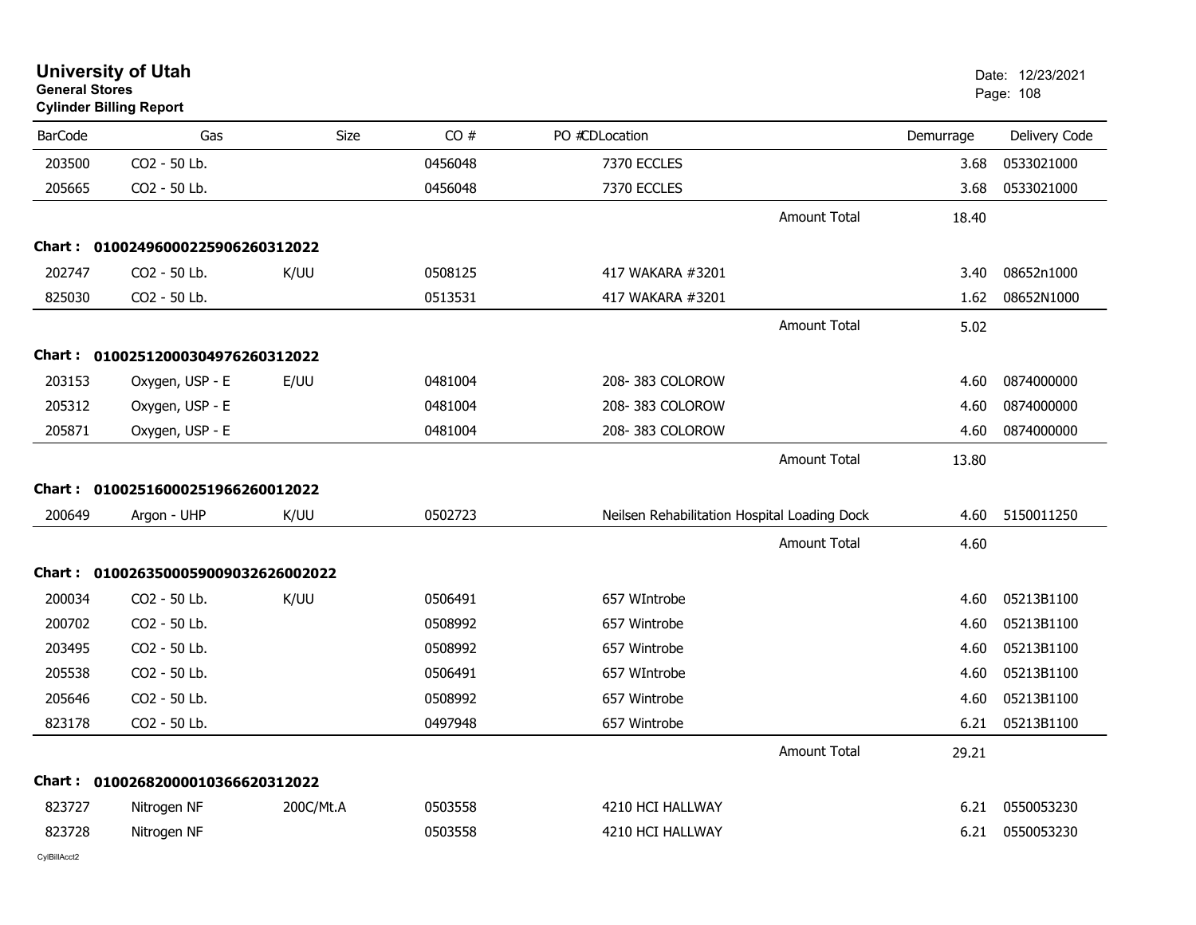# University of Utah

**General Stores**

**Cylinder Billing Report**

Date: 12/23/2021

| BarCode | Gas | Size | CO # | PO # | CDLocation | Demurrage | Delivery Code |
|---|---|---|---|---|---|---|---|
| 203500 | CO2 - 50 Lb. | | 0456048 | | 7370 ECCLES | 3.68 | 0533021000 |
| 205665 | CO2 - 50 Lb. | | 0456048 | | 7370 ECCLES | 3.68 | 0533021000 |
| | | | | | Amount Total | 18.40 | |
| **Chart : 01002496000225906260312022** | | | | | | | |
| 202747 | CO2 - 50 Lb. | K/UU | 0508125 | | 417 WAKARA #3201 | 3.40 | 08652n1000 |
| 825030 | CO2 - 50 Lb. | | 0513531 | | 417 WAKARA #3201 | 1.62 | 08652N1000 |
| | | | | | Amount Total | 5.02 | |
| **Chart : 01002512000304976260312022** | | | | | | | |
| 203153 | Oxygen, USP - E | E/UU | 0481004 | | 208- 383 COLOROW | 4.60 | 0874000000 |
| 205312 | Oxygen, USP - E | | 0481004 | | 208- 383 COLOROW | 4.60 | 0874000000 |
| 205871 | Oxygen, USP - E | | 0481004 | | 208- 383 COLOROW | 4.60 | 0874000000 |
| | | | | | Amount Total | 13.80 | |
| **Chart : 01002516000251966260012022** | | | | | | | |
| 200649 | Argon - UHP | K/UU | 0502723 | | Neilsen Rehabilitation Hospital Loading Dock | 4.60 | 5150011250 |
| | | | | | Amount Total | 4.60 | |
| **Chart : 01002635000590090326260020222** | | | | | | | |
| 200034 | CO2 - 50 Lb. | K/UU | 0506491 | | 657 WIntrobe | 4.60 | 05213B1100 |
| 200702 | CO2 - 50 Lb. | | 0508992 | | 657 Wintrobe | 4.60 | 05213B1100 |
| 203495 | CO2 - 50 Lb. | | 0508992 | | 657 Wintrobe | 4.60 | 05213B1100 |
| 205538 | CO2 - 50 Lb. | | 0506491 | | 657 WIntrobe | 4.60 | 05213B1100 |
| 205646 | CO2 - 50 Lb. | | 0508992 | | 657 Wintrobe | 4.60 | 05213B1100 |
| 823178 | CO2 - 50 Lb. | | 0497948 | | 657 Wintrobe | 6.21 | 05213B1100 |
| | | | | | Amount Total | 29.21 | |
| **Chart : 01002682000010366620312022** | | | | | | | |
| 823727 | Nitrogen NF | 200C/Mt.A | 0503558 | | 4210 HCI HALLWAY | 6.21 | 0550053230 |
| 823728 | Nitrogen NF | | 0503558 | | 4210 HCI HALLWAY | 6.21 | 0550053230 |

CylBillAcct2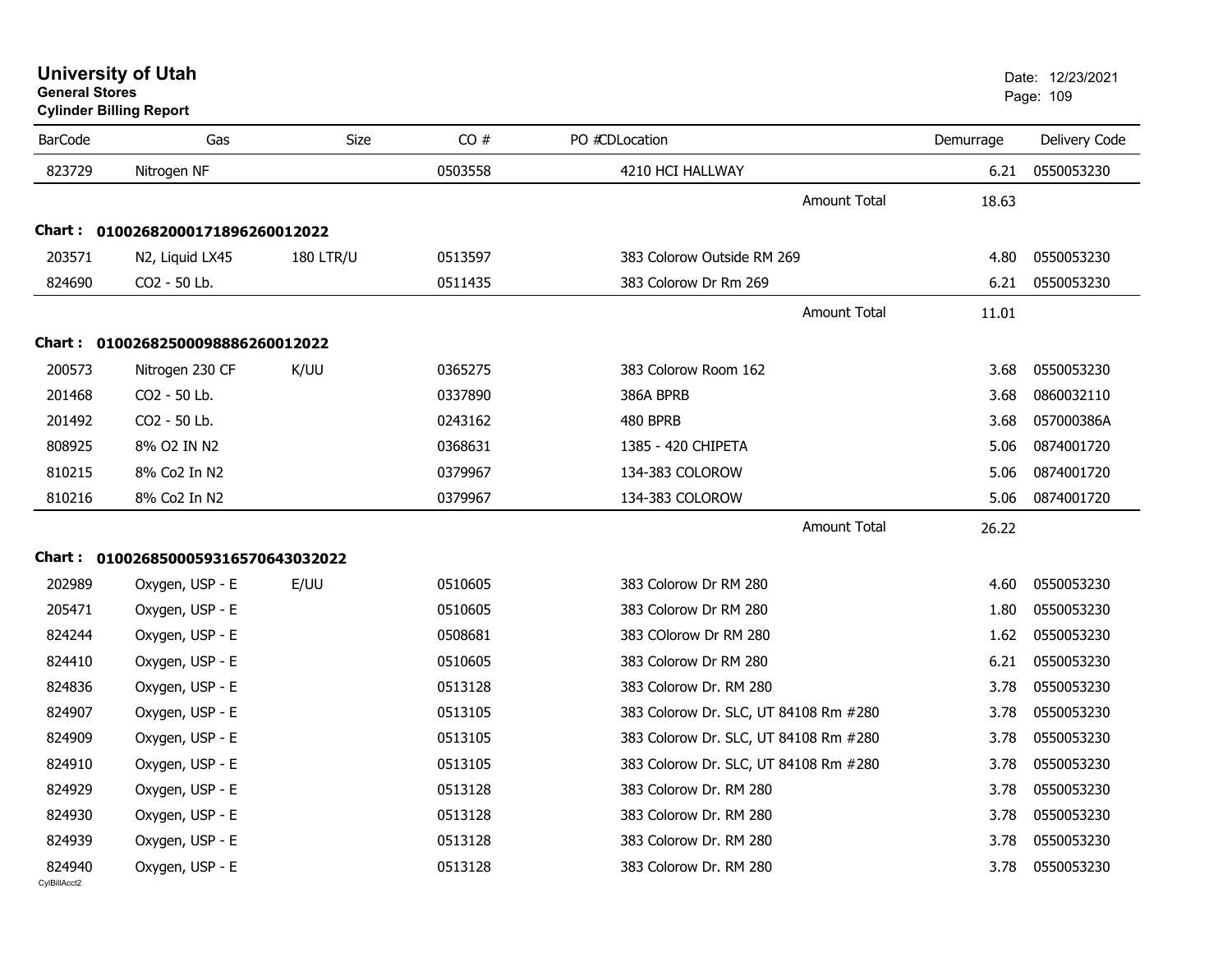# University of Utah

**General Stores**

**Cylinder Billing Report**

Date: 12/23/2021

| BarCode | Gas | Size | CO # | PO #CDLocation | Demurrage | Delivery Code |
|---|---|---|---|---|---|---|
| 823729 | Nitrogen NF | | 0503558 | 4210 HCI HALLWAY | 6.21 | 0550053230 |
| | | | | Amount Total | 18.63 | |
| **Chart : 01002682000171896260012022** | | | | | | |
| 203571 | N2, Liquid LX45 | 180 LTR/U | 0513597 | 383 Colorow Outside RM 269 | 4.80 | 0550053230 |
| 824690 | CO2 - 50 Lb. | | 0511435 | 383 Colorow Dr Rm 269 | 6.21 | 0550053230 |
| | | | | Amount Total | 11.01 | |
| **Chart : 01002682500098886260012022** | | | | | | |
| 200573 | Nitrogen 230 CF | K/UU | 0365275 | 383 Colorow Room 162 | 3.68 | 0550053230 |
| 201468 | CO2 - 50 Lb. | | 0337890 | 386A BPRB | 3.68 | 0860032110 |
| 201492 | CO2 - 50 Lb. | | 0243162 | 480 BPRB | 3.68 | 057000386A |
| 808925 | 8% O2 IN N2 | | 0368631 | 1385 - 420 CHIPETA | 5.06 | 0874001720 |
| 810215 | 8% Co2 In N2 | | 0379967 | 134-383 COLOROW | 5.06 | 0874001720 |
| 810216 | 8% Co2 In N2 | | 0379967 | 134-383 COLOROW | 5.06 | 0874001720 |
| | | | | Amount Total | 26.22 | |
| **Chart : 01002685000593165706430320 22** | | | | | | |
| 202989 | Oxygen, USP - E | E/UU | 0510605 | 383 Colorow Dr RM 280 | 4.60 | 0550053230 |
| 205471 | Oxygen, USP - E | | 0510605 | 383 Colorow Dr RM 280 | 1.80 | 0550053230 |
| 824244 | Oxygen, USP - E | | 0508681 | 383 COlorow Dr RM 280 | 1.62 | 0550053230 |
| 824410 | Oxygen, USP - E | | 0510605 | 383 Colorow Dr RM 280 | 6.21 | 0550053230 |
| 824836 | Oxygen, USP - E | | 0513128 | 383 Colorow Dr. RM 280 | 3.78 | 0550053230 |
| 824907 | Oxygen, USP - E | | 0513105 | 383 Colorow Dr. SLC, UT 84108 Rm #280 | 3.78 | 0550053230 |
| 824909 | Oxygen, USP - E | | 0513105 | 383 Colorow Dr. SLC, UT 84108 Rm #280 | 3.78 | 0550053230 |
| 824910 | Oxygen, USP - E | | 0513105 | 383 Colorow Dr. SLC, UT 84108 Rm #280 | 3.78 | 0550053230 |
| 824929 | Oxygen, USP - E | | 0513128 | 383 Colorow Dr. RM 280 | 3.78 | 0550053230 |
| 824930 | Oxygen, USP - E | | 0513128 | 383 Colorow Dr. RM 280 | 3.78 | 0550053230 |
| 824939 | Oxygen, USP - E | | 0513128 | 383 Colorow Dr. RM 280 | 3.78 | 0550053230 |
| 824940 | Oxygen, USP - E | | 0513128 | 383 Colorow Dr. RM 280 | 3.78 | 0550053230 |

CylBillAcct2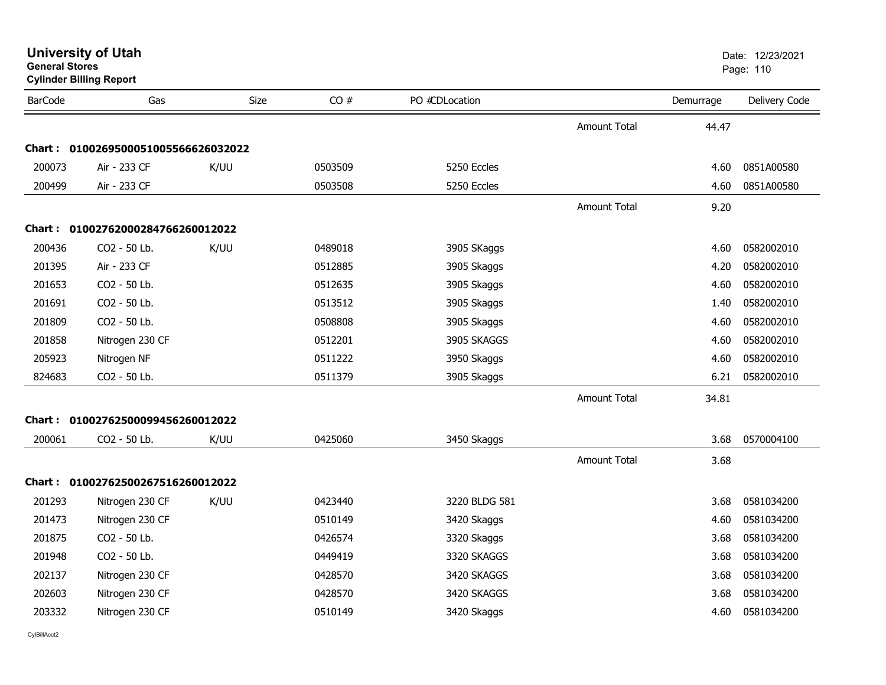# University of Utah

**General Stores**

**Cylinder Billing Report**

Date: 12/23/2021

| BarCode | Gas | Size | CO # | PO # | CDLocation | | Demurrage | Delivery Code |
|---|---|---|---|---|---|---|---|---|
| | | | | | | Amount Total | 44.47 | |
| **Chart :** | **01002695000510055666260320​22** | | | | | | | |
| 200073 | Air - 233 CF | K/UU | 0503509 | | 5250 Eccles | | 4.60 | 0851A00580 |
| 200499 | Air - 233 CF | | 0503508 | | 5250 Eccles | | 4.60 | 0851A00580 |
| | | | | | | Amount Total | 9.20 | |
| **Chart :** | **01002762000284766260012022** | | | | | | | |
| 200436 | CO2 - 50 Lb. | K/UU | 0489018 | | 3905 SKaggs | | 4.60 | 0582002010 |
| 201395 | Air - 233 CF | | 0512885 | | 3905 Skaggs | | 4.20 | 0582002010 |
| 201653 | CO2 - 50 Lb. | | 0512635 | | 3905 Skaggs | | 4.60 | 0582002010 |
| 201691 | CO2 - 50 Lb. | | 0513512 | | 3905 Skaggs | | 1.40 | 0582002010 |
| 201809 | CO2 - 50 Lb. | | 0508808 | | 3905 Skaggs | | 4.60 | 0582002010 |
| 201858 | Nitrogen 230 CF | | 0512201 | | 3905 SKAGGS | | 4.60 | 0582002010 |
| 205923 | Nitrogen NF | | 0511222 | | 3950 Skaggs | | 4.60 | 0582002010 |
| 824683 | CO2 - 50 Lb. | | 0511379 | | 3905 Skaggs | | 6.21 | 0582002010 |
| | | | | | | Amount Total | 34.81 | |
| **Chart :** | **01002762500099456260012022** | | | | | | | |
| 200061 | CO2 - 50 Lb. | K/UU | 0425060 | | 3450 Skaggs | | 3.68 | 0570004100 |
| | | | | | | Amount Total | 3.68 | |
| **Chart :** | **01002762500267516260012022** | | | | | | | |
| 201293 | Nitrogen 230 CF | K/UU | 0423440 | | 3220 BLDG 581 | | 3.68 | 0581034200 |
| 201473 | Nitrogen 230 CF | | 0510149 | | 3420 Skaggs | | 4.60 | 0581034200 |
| 201875 | CO2 - 50 Lb. | | 0426574 | | 3320 Skaggs | | 3.68 | 0581034200 |
| 201948 | CO2 - 50 Lb. | | 0449419 | | 3320 SKAGGS | | 3.68 | 0581034200 |
| 202137 | Nitrogen 230 CF | | 0428570 | | 3420 SKAGGS | | 3.68 | 0581034200 |
| 202603 | Nitrogen 230 CF | | 0428570 | | 3420 SKAGGS | | 3.68 | 0581034200 |
| 203332 | Nitrogen 230 CF | | 0510149 | | 3420 Skaggs | | 4.60 | 0581034200 |

CylBillAcct2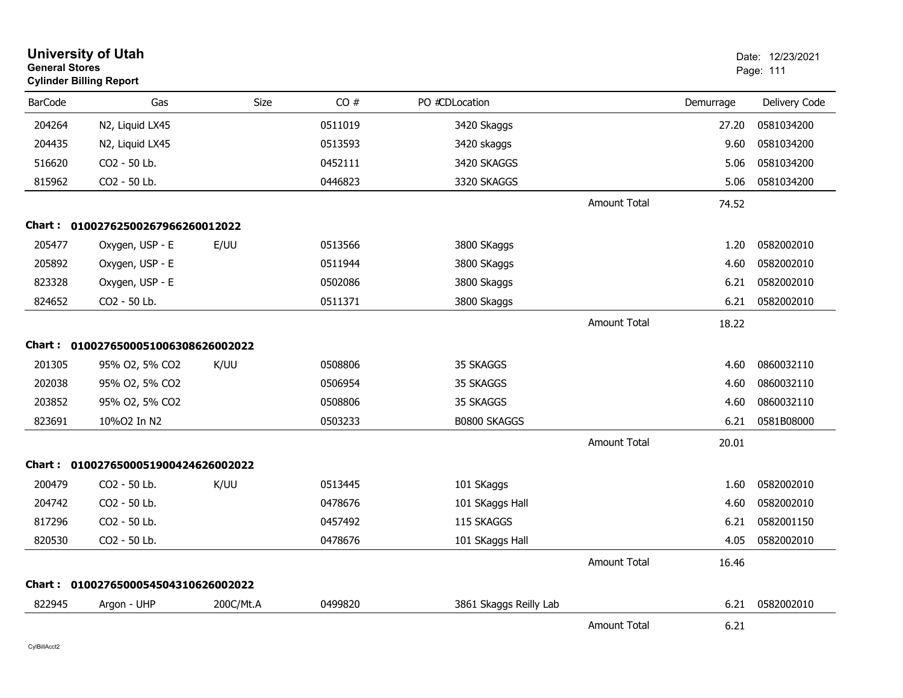# University of Utah
**General Stores**
**Cylinder Billing Report**

Date: 12/23/2021

| BarCode | Gas | Size | CO # | PO #CDLocation | | Demurrage | Delivery Code |
|---|---|---|---|---|---|---|---|
| 204264 | N2, Liquid LX45 | | 0511019 | 3420 Skaggs | | 27.20 | 0581034200 |
| 204435 | N2, Liquid LX45 | | 0513593 | 3420 skaggs | | 9.60 | 0581034200 |
| 516620 | CO2 - 50 Lb. | | 0452111 | 3420 SKAGGS | | 5.06 | 0581034200 |
| 815962 | CO2 - 50 Lb. | | 0446823 | 3320 SKAGGS | | 5.06 | 0581034200 |
| | | | | | Amount Total | 74.52 | |

**Chart : 01002762500267966260012022**

| BarCode | Gas | Size | CO # | PO #CDLocation | | Demurrage | Delivery Code |
|---|---|---|---|---|---|---|---|
| 205477 | Oxygen, USP - E | E/UU | 0513566 | 3800 SKaggs | | 1.20 | 0582002010 |
| 205892 | Oxygen, USP - E | | 0511944 | 3800 SKaggs | | 4.60 | 0582002010 |
| 823328 | Oxygen, USP - E | | 0502086 | 3800 Skaggs | | 6.21 | 0582002010 |
| 824652 | CO2 - 50 Lb. | | 0511371 | 3800 Skaggs | | 6.21 | 0582002010 |
| | | | | | Amount Total | 18.22 | |

**Chart : 01002765000510063086260020222**

| BarCode | Gas | Size | CO # | PO #CDLocation | | Demurrage | Delivery Code |
|---|---|---|---|---|---|---|---|
| 201305 | 95% O2, 5% CO2 | K/UU | 0508806 | 35 SKAGGS | | 4.60 | 0860032110 |
| 202038 | 95% O2, 5% CO2 | | 0506954 | 35 SKAGGS | | 4.60 | 0860032110 |
| 203852 | 95% O2, 5% CO2 | | 0508806 | 35 SKAGGS | | 4.60 | 0860032110 |
| 823691 | 10%O2 In N2 | | 0503233 | B0800 SKAGGS | | 6.21 | 0581B08000 |
| | | | | | Amount Total | 20.01 | |

**Chart : 01002765000519004246260020222**

| BarCode | Gas | Size | CO # | PO #CDLocation | | Demurrage | Delivery Code |
|---|---|---|---|---|---|---|---|
| 200479 | CO2 - 50 Lb. | K/UU | 0513445 | 101 SKaggs | | 1.60 | 0582002010 |
| 204742 | CO2 - 50 Lb. | | 0478676 | 101 SKaggs Hall | | 4.60 | 0582002010 |
| 817296 | CO2 - 50 Lb. | | 0457492 | 115 SKAGGS | | 6.21 | 0582001150 |
| 820530 | CO2 - 50 Lb. | | 0478676 | 101 SKaggs Hall | | 4.05 | 0582002010 |
| | | | | | Amount Total | 16.46 | |

**Chart : 01002765000545043106260020222**

| BarCode | Gas | Size | CO # | PO #CDLocation | | Demurrage | Delivery Code |
|---|---|---|---|---|---|---|---|
| 822945 | Argon - UHP | 200C/Mt.A | 0499820 | 3861 Skaggs Reilly Lab | | 6.21 | 0582002010 |
| | | | | | Amount Total | 6.21 | |

CylBillAcct2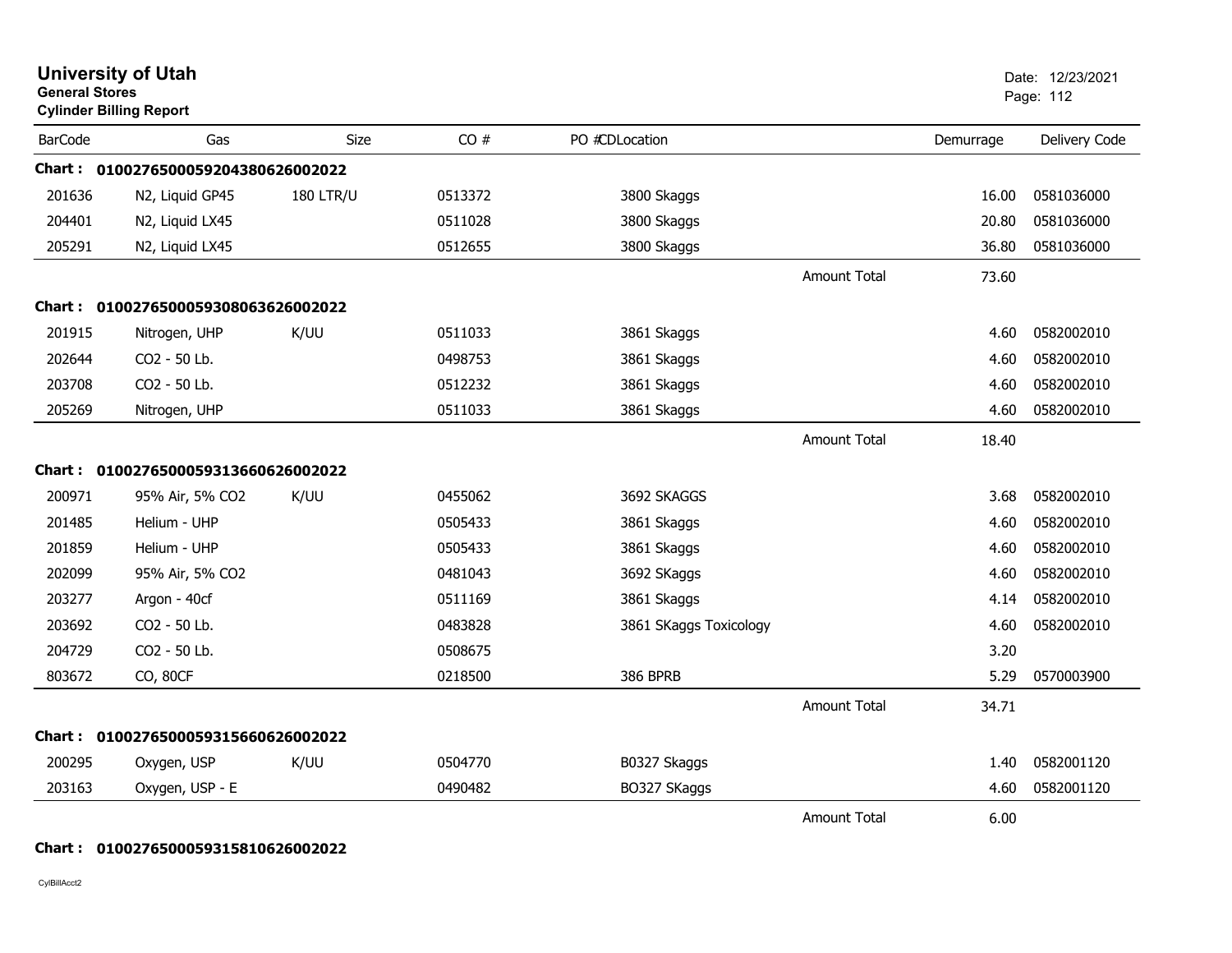# University of Utah

**General Stores**

**Cylinder Billing Report**

Date: 12/23/2021

| BarCode | Gas | Size | CO # | PO # | CDLocation | | Demurrage | Delivery Code |
|---|---|---|---|---|---|---|---|---|
| **Chart :** | **01002765000592043806260020 22** | | | | | | | |
| 201636 | N2, Liquid GP45 | 180 LTR/U | 0513372 | | 3800 Skaggs | | 16.00 | 0581036000 |
| 204401 | N2, Liquid LX45 | | 0511028 | | 3800 Skaggs | | 20.80 | 0581036000 |
| 205291 | N2, Liquid LX45 | | 0512655 | | 3800 Skaggs | | 36.80 | 0581036000 |
| | | | | | | Amount Total | 73.60 | |
| **Chart :** | **010027650005930806362600 2022** | | | | | | | |
| 201915 | Nitrogen, UHP | K/UU | 0511033 | | 3861 Skaggs | | 4.60 | 0582002010 |
| 202644 | CO2 - 50 Lb. | | 0498753 | | 3861 Skaggs | | 4.60 | 0582002010 |
| 203708 | CO2 - 50 Lb. | | 0512232 | | 3861 Skaggs | | 4.60 | 0582002010 |
| 205269 | Nitrogen, UHP | | 0511033 | | 3861 Skaggs | | 4.60 | 0582002010 |
| | | | | | | Amount Total | 18.40 | |
| **Chart :** | **010027650005931366062600 2022** | | | | | | | |
| 200971 | 95% Air, 5% CO2 | K/UU | 0455062 | | 3692 SKAGGS | | 3.68 | 0582002010 |
| 201485 | Helium - UHP | | 0505433 | | 3861 Skaggs | | 4.60 | 0582002010 |
| 201859 | Helium - UHP | | 0505433 | | 3861 Skaggs | | 4.60 | 0582002010 |
| 202099 | 95% Air, 5% CO2 | | 0481043 | | 3692 SKaggs | | 4.60 | 0582002010 |
| 203277 | Argon - 40cf | | 0511169 | | 3861 Skaggs | | 4.14 | 0582002010 |
| 203692 | CO2 - 50 Lb. | | 0483828 | | 3861 SKaggs Toxicology | | 4.60 | 0582002010 |
| 204729 | CO2 - 50 Lb. | | 0508675 | | | | 3.20 | |
| 803672 | CO, 80CF | | 0218500 | | 386 BPRB | | 5.29 | 0570003900 |
| | | | | | | Amount Total | 34.71 | |
| **Chart :** | **010027650005931566062600 2022** | | | | | | | |
| 200295 | Oxygen, USP | K/UU | 0504770 | | B0327 Skaggs | | 1.40 | 0582001120 |
| 203163 | Oxygen, USP - E | | 0490482 | | BO327 SKaggs | | 4.60 | 0582001120 |
| | | | | | | Amount Total | 6.00 | |
| **Chart :** | **010027650005931581062600 2022** | | | | | | | |

CylBillAcct2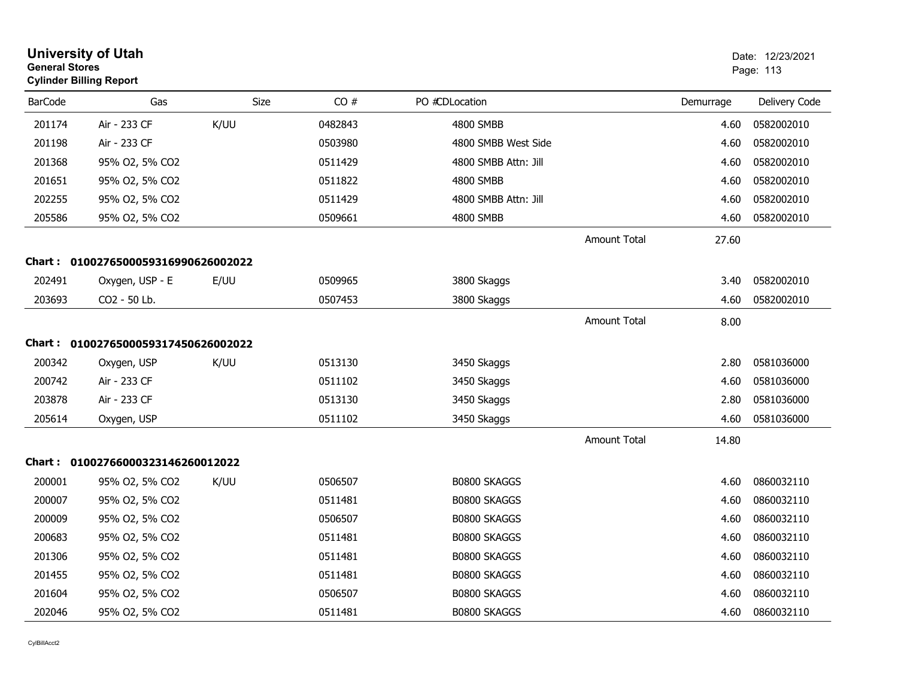# University of Utah
**General Stores**
**Cylinder Billing Report**

Date: 12/23/2021

| BarCode | Gas | Size | CO # | PO #CDLocation | | Demurrage | Delivery Code |
|---|---|---|---|---|---|---|---|
| 201174 | Air - 233 CF | K/UU | 0482843 | 4800 SMBB | | 4.60 | 0582002010 |
| 201198 | Air - 233 CF | | 0503980 | 4800 SMBB West Side | | 4.60 | 0582002010 |
| 201368 | 95% O2, 5% CO2 | | 0511429 | 4800 SMBB Attn: Jill | | 4.60 | 0582002010 |
| 201651 | 95% O2, 5% CO2 | | 0511822 | 4800 SMBB | | 4.60 | 0582002010 |
| 202255 | 95% O2, 5% CO2 | | 0511429 | 4800 SMBB Attn: Jill | | 4.60 | 0582002010 |
| 205586 | 95% O2, 5% CO2 | | 0509661 | 4800 SMBB | | 4.60 | 0582002010 |
| | | | | | Amount Total | 27.60 | |

**Chart : 01002765000593169906260020​22**

| BarCode | Gas | Size | CO # | PO #CDLocation | | Demurrage | Delivery Code |
|---|---|---|---|---|---|---|---|
| 202491 | Oxygen, USP - E | E/UU | 0509965 | 3800 Skaggs | | 3.40 | 0582002010 |
| 203693 | CO2 - 50 Lb. | | 0507453 | 3800 Skaggs | | 4.60 | 0582002010 |
| | | | | | Amount Total | 8.00 | |

**Chart : 01002765000593174506260020​22**

| BarCode | Gas | Size | CO # | PO #CDLocation | | Demurrage | Delivery Code |
|---|---|---|---|---|---|---|---|
| 200342 | Oxygen, USP | K/UU | 0513130 | 3450 Skaggs | | 2.80 | 0581036000 |
| 200742 | Air - 233 CF | | 0511102 | 3450 Skaggs | | 4.60 | 0581036000 |
| 203878 | Air - 233 CF | | 0513130 | 3450 Skaggs | | 2.80 | 0581036000 |
| 205614 | Oxygen, USP | | 0511102 | 3450 Skaggs | | 4.60 | 0581036000 |
| | | | | | Amount Total | 14.80 | |

**Chart : 010027660003231462600120​22**

| BarCode | Gas | Size | CO # | PO #CDLocation | | Demurrage | Delivery Code |
|---|---|---|---|---|---|---|---|
| 200001 | 95% O2, 5% CO2 | K/UU | 0506507 | B0800 SKAGGS | | 4.60 | 0860032110 |
| 200007 | 95% O2, 5% CO2 | | 0511481 | B0800 SKAGGS | | 4.60 | 0860032110 |
| 200009 | 95% O2, 5% CO2 | | 0506507 | B0800 SKAGGS | | 4.60 | 0860032110 |
| 200683 | 95% O2, 5% CO2 | | 0511481 | B0800 SKAGGS | | 4.60 | 0860032110 |
| 201306 | 95% O2, 5% CO2 | | 0511481 | B0800 SKAGGS | | 4.60 | 0860032110 |
| 201455 | 95% O2, 5% CO2 | | 0511481 | B0800 SKAGGS | | 4.60 | 0860032110 |
| 201604 | 95% O2, 5% CO2 | | 0506507 | B0800 SKAGGS | | 4.60 | 0860032110 |
| 202046 | 95% O2, 5% CO2 | | 0511481 | B0800 SKAGGS | | 4.60 | 0860032110 |

CylBillAcct2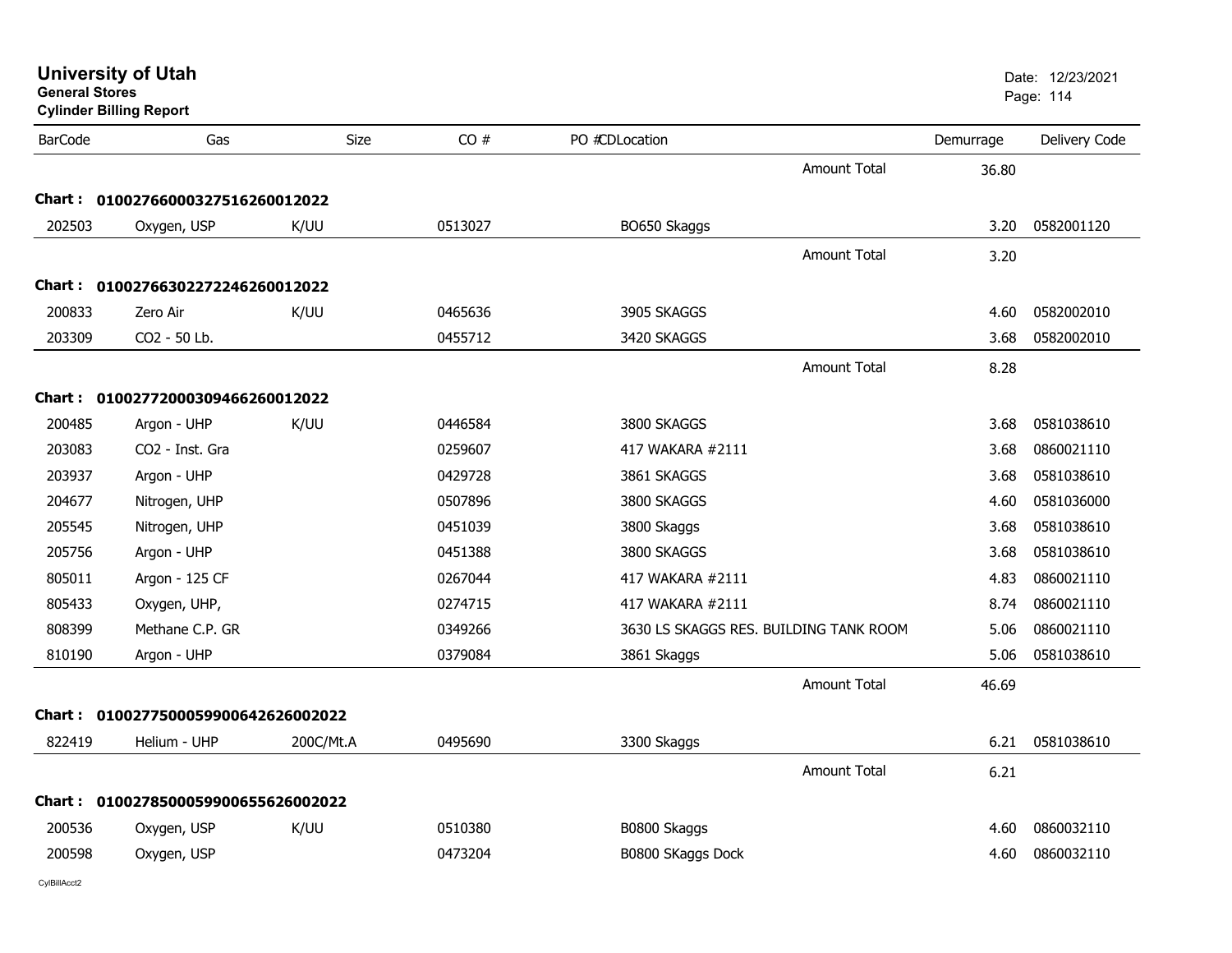**University of Utah**
**General Stores**
**Cylinder Billing Report**

Date: 12/23/2021

| BarCode | Gas | Size | CO # | PO #CDLocation | | Demurrage | Delivery Code |
|---|---|---|---|---|---|---|---|
| | | | | | Amount Total | 36.80 | |
| **Chart :** | **01002766000327516260012022** | | | | | | |
| 202503 | Oxygen, USP | K/UU | 0513027 | BO650 Skaggs | | 3.20 | 0582001120 |
| | | | | | Amount Total | 3.20 | |
| **Chart :** | **01002766302272246260012022** | | | | | | |
| 200833 | Zero Air | K/UU | 0465636 | 3905 SKAGGS | | 4.60 | 0582002010 |
| 203309 | CO2 - 50 Lb. | | 0455712 | 3420 SKAGGS | | 3.68 | 0582002010 |
| | | | | | Amount Total | 8.28 | |
| **Chart :** | **01002772000309466260012022** | | | | | | |
| 200485 | Argon - UHP | K/UU | 0446584 | 3800 SKAGGS | | 3.68 | 0581038610 |
| 203083 | CO2 - Inst. Gra | | 0259607 | 417 WAKARA #2111 | | 3.68 | 0860021110 |
| 203937 | Argon - UHP | | 0429728 | 3861 SKAGGS | | 3.68 | 0581038610 |
| 204677 | Nitrogen, UHP | | 0507896 | 3800 SKAGGS | | 4.60 | 0581036000 |
| 205545 | Nitrogen, UHP | | 0451039 | 3800 Skaggs | | 3.68 | 0581038610 |
| 205756 | Argon - UHP | | 0451388 | 3800 SKAGGS | | 3.68 | 0581038610 |
| 805011 | Argon - 125 CF | | 0267044 | 417 WAKARA #2111 | | 4.83 | 0860021110 |
| 805433 | Oxygen, UHP, | | 0274715 | 417 WAKARA #2111 | | 8.74 | 0860021110 |
| 808399 | Methane C.P. GR | | 0349266 | 3630 LS SKAGGS RES. BUILDING TANK ROOM | | 5.06 | 0860021110 |
| 810190 | Argon - UHP | | 0379084 | 3861 Skaggs | | 5.06 | 0581038610 |
| | | | | | Amount Total | 46.69 | |
| **Chart :** | **01002775000599006426260020​22** | | | | | | |
| 822419 | Helium - UHP | 200C/Mt.A | 0495690 | 3300 Skaggs | | 6.21 | 0581038610 |
| | | | | | Amount Total | 6.21 | |
| **Chart :** | **01002785000599006556260020​22** | | | | | | |
| 200536 | Oxygen, USP | K/UU | 0510380 | B0800 Skaggs | | 4.60 | 0860032110 |
| 200598 | Oxygen, USP | | 0473204 | B0800 SKaggs Dock | | 4.60 | 0860032110 |

CylBillAcct2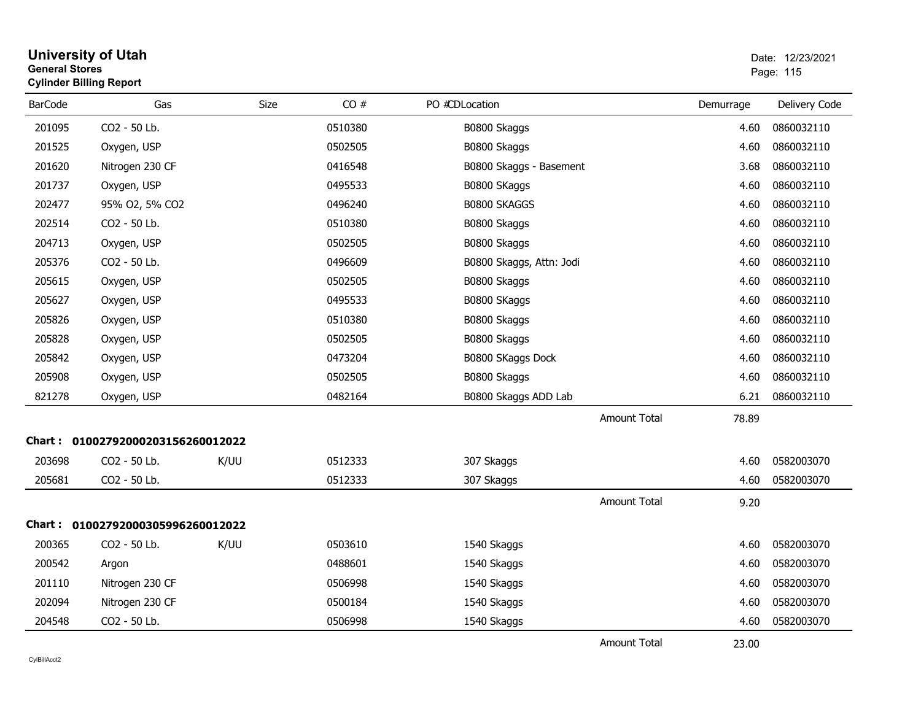# University of Utah
**General Stores**
**Cylinder Billing Report**

Date: 12/23/2021

| BarCode | Gas | Size | CO # | PO #CDLocation | | Demurrage | Delivery Code |
|---|---|---|---|---|---|---|---|
| 201095 | CO2 - 50 Lb. | | 0510380 | B0800 Skaggs | | 4.60 | 0860032110 |
| 201525 | Oxygen, USP | | 0502505 | B0800 Skaggs | | 4.60 | 0860032110 |
| 201620 | Nitrogen 230 CF | | 0416548 | B0800 Skaggs - Basement | | 3.68 | 0860032110 |
| 201737 | Oxygen, USP | | 0495533 | B0800 SKaggs | | 4.60 | 0860032110 |
| 202477 | 95% O2, 5% CO2 | | 0496240 | B0800 SKAGGS | | 4.60 | 0860032110 |
| 202514 | CO2 - 50 Lb. | | 0510380 | B0800 Skaggs | | 4.60 | 0860032110 |
| 204713 | Oxygen, USP | | 0502505 | B0800 Skaggs | | 4.60 | 0860032110 |
| 205376 | CO2 - 50 Lb. | | 0496609 | B0800 Skaggs, Attn: Jodi | | 4.60 | 0860032110 |
| 205615 | Oxygen, USP | | 0502505 | B0800 Skaggs | | 4.60 | 0860032110 |
| 205627 | Oxygen, USP | | 0495533 | B0800 SKaggs | | 4.60 | 0860032110 |
| 205826 | Oxygen, USP | | 0510380 | B0800 Skaggs | | 4.60 | 0860032110 |
| 205828 | Oxygen, USP | | 0502505 | B0800 Skaggs | | 4.60 | 0860032110 |
| 205842 | Oxygen, USP | | 0473204 | B0800 SKaggs Dock | | 4.60 | 0860032110 |
| 205908 | Oxygen, USP | | 0502505 | B0800 Skaggs | | 4.60 | 0860032110 |
| 821278 | Oxygen, USP | | 0482164 | B0800 Skaggs ADD Lab | | 6.21 | 0860032110 |
| | | | | | Amount Total | 78.89 | |

**Chart : 01002792000203156260012022**

| BarCode | Gas | Size | CO # | PO #CDLocation | | Demurrage | Delivery Code |
|---|---|---|---|---|---|---|---|
| 203698 | CO2 - 50 Lb. | K/UU | 0512333 | 307 Skaggs | | 4.60 | 0582003070 |
| 205681 | CO2 - 50 Lb. | | 0512333 | 307 Skaggs | | 4.60 | 0582003070 |
| | | | | | Amount Total | 9.20 | |

**Chart : 01002792000305996260012022**

| BarCode | Gas | Size | CO # | PO #CDLocation | | Demurrage | Delivery Code |
|---|---|---|---|---|---|---|---|
| 200365 | CO2 - 50 Lb. | K/UU | 0503610 | 1540 Skaggs | | 4.60 | 0582003070 |
| 200542 | Argon | | 0488601 | 1540 Skaggs | | 4.60 | 0582003070 |
| 201110 | Nitrogen 230 CF | | 0506998 | 1540 Skaggs | | 4.60 | 0582003070 |
| 202094 | Nitrogen 230 CF | | 0500184 | 1540 Skaggs | | 4.60 | 0582003070 |
| 204548 | CO2 - 50 Lb. | | 0506998 | 1540 Skaggs | | 4.60 | 0582003070 |
| | | | | | Amount Total | 23.00 | |

CylBillAcct2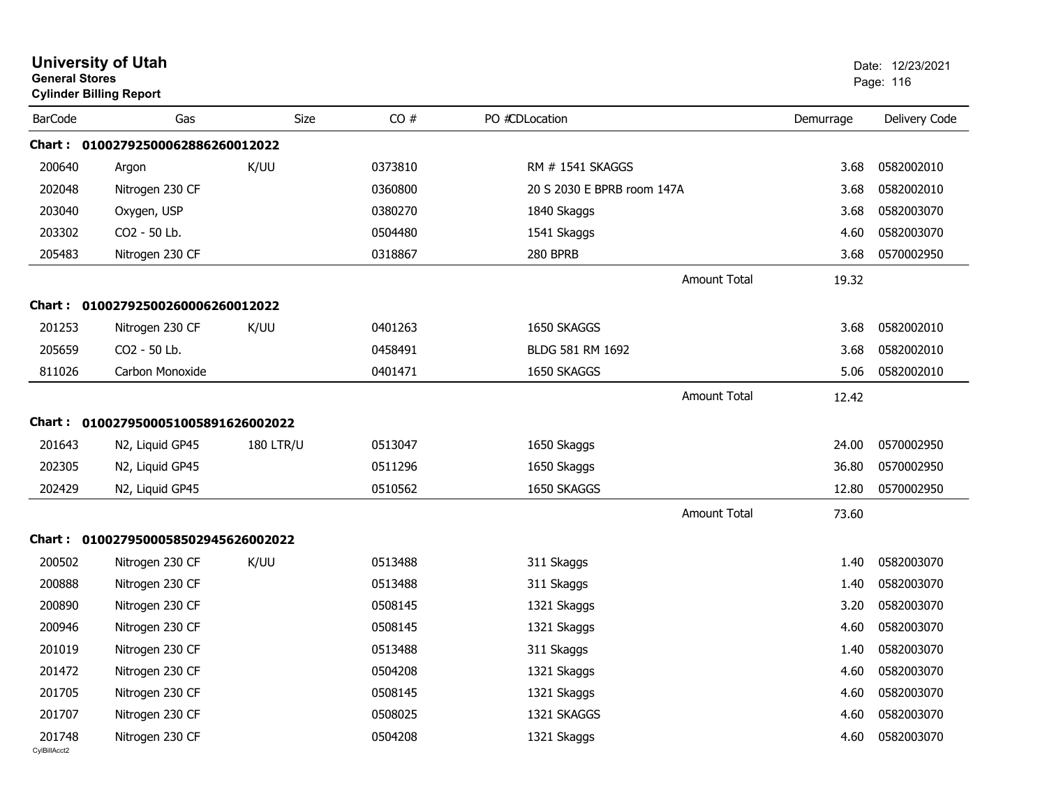**University of Utah**
**General Stores**
**Cylinder Billing Report**

Date: 12/23/2021

| BarCode | Gas | Size | CO # | PO #CDLocation | Demurrage | Delivery Code |
|---|---|---|---|---|---|---|
| **Chart : 01002792500062886260012022** | | | | | | |
| 200640 | Argon | K/UU | 0373810 | RM # 1541 SKAGGS | 3.68 | 0582002010 |
| 202048 | Nitrogen 230 CF | | 0360800 | 20 S 2030 E BPRB room 147A | 3.68 | 0582002010 |
| 203040 | Oxygen, USP | | 0380270 | 1840 Skaggs | 3.68 | 0582003070 |
| 203302 | CO2 - 50 Lb. | | 0504480 | 1541 Skaggs | 4.60 | 0582003070 |
| 205483 | Nitrogen 230 CF | | 0318867 | 280 BPRB | 3.68 | 0570002950 |
| | | | | Amount Total | 19.32 | |
| **Chart : 01002792500260006260012022** | | | | | | |
| 201253 | Nitrogen 230 CF | K/UU | 0401263 | 1650 SKAGGS | 3.68 | 0582002010 |
| 205659 | CO2 - 50 Lb. | | 0458491 | BLDG 581 RM 1692 | 3.68 | 0582002010 |
| 811026 | Carbon Monoxide | | 0401471 | 1650 SKAGGS | 5.06 | 0582002010 |
| | | | | Amount Total | 12.42 | |
| **Chart : 01002795000510058916260020​22** | | | | | | |
| 201643 | N2, Liquid GP45 | 180 LTR/U | 0513047 | 1650 Skaggs | 24.00 | 0570002950 |
| 202305 | N2, Liquid GP45 | | 0511296 | 1650 Skaggs | 36.80 | 0570002950 |
| 202429 | N2, Liquid GP45 | | 0510562 | 1650 SKAGGS | 12.80 | 0570002950 |
| | | | | Amount Total | 73.60 | |
| **Chart : 01002795000585029456260020​22** | | | | | | |
| 200502 | Nitrogen 230 CF | K/UU | 0513488 | 311 Skaggs | 1.40 | 0582003070 |
| 200888 | Nitrogen 230 CF | | 0513488 | 311 Skaggs | 1.40 | 0582003070 |
| 200890 | Nitrogen 230 CF | | 0508145 | 1321 Skaggs | 3.20 | 0582003070 |
| 200946 | Nitrogen 230 CF | | 0508145 | 1321 Skaggs | 4.60 | 0582003070 |
| 201019 | Nitrogen 230 CF | | 0513488 | 311 Skaggs | 1.40 | 0582003070 |
| 201472 | Nitrogen 230 CF | | 0504208 | 1321 Skaggs | 4.60 | 0582003070 |
| 201705 | Nitrogen 230 CF | | 0508145 | 1321 Skaggs | 4.60 | 0582003070 |
| 201707 | Nitrogen 230 CF | | 0508025 | 1321 SKAGGS | 4.60 | 0582003070 |
| 201748 | Nitrogen 230 CF | | 0504208 | 1321 Skaggs | 4.60 | 0582003070 |

CylBillAcct2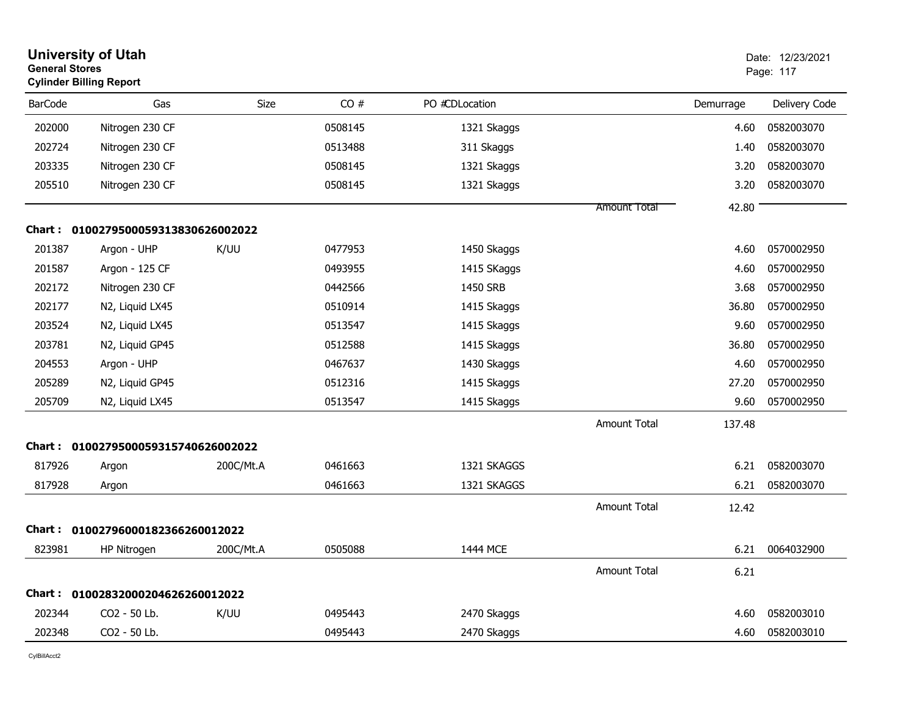# University of Utah

**General Stores**

**Cylinder Billing Report**

Date: 12/23/2021

| BarCode | Gas | Size | CO # | PO #CDLocation | | Demurrage | Delivery Code |
|---|---|---|---|---|---|---|---|
| 202000 | Nitrogen 230 CF | | 0508145 | 1321 Skaggs | | 4.60 | 0582003070 |
| 202724 | Nitrogen 230 CF | | 0513488 | 311 Skaggs | | 1.40 | 0582003070 |
| 203335 | Nitrogen 230 CF | | 0508145 | 1321 Skaggs | | 3.20 | 0582003070 |
| 205510 | Nitrogen 230 CF | | 0508145 | 1321 Skaggs | | 3.20 | 0582003070 |
| | | | | | Amount Total | 42.80 | |

**Chart : 01002795000593138306260020 22**

| BarCode | Gas | Size | CO # | PO #CDLocation | | Demurrage | Delivery Code |
|---|---|---|---|---|---|---|---|
| 201387 | Argon - UHP | K/UU | 0477953 | 1450 Skaggs | | 4.60 | 0570002950 |
| 201587 | Argon - 125 CF | | 0493955 | 1415 SKaggs | | 4.60 | 0570002950 |
| 202172 | Nitrogen 230 CF | | 0442566 | 1450 SRB | | 3.68 | 0570002950 |
| 202177 | N2, Liquid LX45 | | 0510914 | 1415 Skaggs | | 36.80 | 0570002950 |
| 203524 | N2, Liquid LX45 | | 0513547 | 1415 Skaggs | | 9.60 | 0570002950 |
| 203781 | N2, Liquid GP45 | | 0512588 | 1415 Skaggs | | 36.80 | 0570002950 |
| 204553 | Argon - UHP | | 0467637 | 1430 Skaggs | | 4.60 | 0570002950 |
| 205289 | N2, Liquid GP45 | | 0512316 | 1415 Skaggs | | 27.20 | 0570002950 |
| 205709 | N2, Liquid LX45 | | 0513547 | 1415 Skaggs | | 9.60 | 0570002950 |
| | | | | | Amount Total | 137.48 | |

**Chart : 01002795000593157406260020 22**

| BarCode | Gas | Size | CO # | PO #CDLocation | | Demurrage | Delivery Code |
|---|---|---|---|---|---|---|---|
| 817926 | Argon | 200C/Mt.A | 0461663 | 1321 SKAGGS | | 6.21 | 0582003070 |
| 817928 | Argon | | 0461663 | 1321 SKAGGS | | 6.21 | 0582003070 |
| | | | | | Amount Total | 12.42 | |

**Chart : 01002796000182366260012022**

| BarCode | Gas | Size | CO # | PO #CDLocation | | Demurrage | Delivery Code |
|---|---|---|---|---|---|---|---|
| 823981 | HP Nitrogen | 200C/Mt.A | 0505088 | 1444 MCE | | 6.21 | 0064032900 |
| | | | | | Amount Total | 6.21 | |

**Chart : 01002832000204626260012022**

| BarCode | Gas | Size | CO # | PO #CDLocation | | Demurrage | Delivery Code |
|---|---|---|---|---|---|---|---|
| 202344 | CO2 - 50 Lb. | K/UU | 0495443 | 2470 Skaggs | | 4.60 | 0582003010 |
| 202348 | CO2 - 50 Lb. | | 0495443 | 2470 Skaggs | | 4.60 | 0582003010 |

CylBillAcct2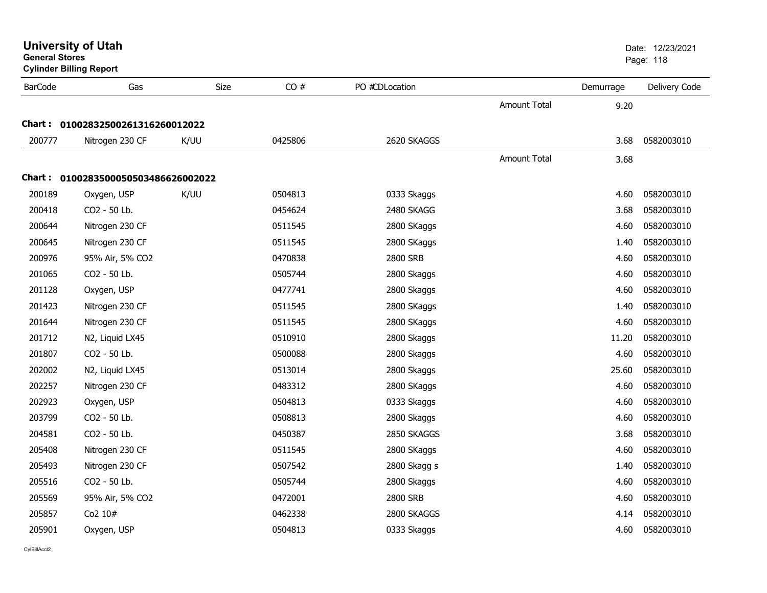# University of Utah

**General Stores**

**Cylinder Billing Report**

Date: 12/23/2021

| BarCode | Gas | Size | CO # | PO #CDLocation | | Demurrage | Delivery Code |
|---|---|---|---|---|---|---|---|
| | | | | | Amount Total | 9.20 | |
| **Chart :** | **0100283250026131626001202​2** | | | | | | |
| 200777 | Nitrogen 230 CF | K/UU | 0425806 | 2620 SKAGGS | | 3.68 | 0582003010 |
| | | | | | Amount Total | 3.68 | |
| **Chart :** | **01002835000505034866260020​22** | | | | | | |
| 200189 | Oxygen, USP | K/UU | 0504813 | 0333 Skaggs | | 4.60 | 0582003010 |
| 200418 | CO2 - 50 Lb. | | 0454624 | 2480 SKAGG | | 3.68 | 0582003010 |
| 200644 | Nitrogen 230 CF | | 0511545 | 2800 SKaggs | | 4.60 | 0582003010 |
| 200645 | Nitrogen 230 CF | | 0511545 | 2800 SKaggs | | 1.40 | 0582003010 |
| 200976 | 95% Air, 5% CO2 | | 0470838 | 2800 SRB | | 4.60 | 0582003010 |
| 201065 | CO2 - 50 Lb. | | 0505744 | 2800 Skaggs | | 4.60 | 0582003010 |
| 201128 | Oxygen, USP | | 0477741 | 2800 Skaggs | | 4.60 | 0582003010 |
| 201423 | Nitrogen 230 CF | | 0511545 | 2800 SKaggs | | 1.40 | 0582003010 |
| 201644 | Nitrogen 230 CF | | 0511545 | 2800 SKaggs | | 4.60 | 0582003010 |
| 201712 | N2, Liquid LX45 | | 0510910 | 2800 Skaggs | | 11.20 | 0582003010 |
| 201807 | CO2 - 50 Lb. | | 0500088 | 2800 Skaggs | | 4.60 | 0582003010 |
| 202002 | N2, Liquid LX45 | | 0513014 | 2800 Skaggs | | 25.60 | 0582003010 |
| 202257 | Nitrogen 230 CF | | 0483312 | 2800 SKaggs | | 4.60 | 0582003010 |
| 202923 | Oxygen, USP | | 0504813 | 0333 Skaggs | | 4.60 | 0582003010 |
| 203799 | CO2 - 50 Lb. | | 0508813 | 2800 Skaggs | | 4.60 | 0582003010 |
| 204581 | CO2 - 50 Lb. | | 0450387 | 2850 SKAGGS | | 3.68 | 0582003010 |
| 205408 | Nitrogen 230 CF | | 0511545 | 2800 SKaggs | | 4.60 | 0582003010 |
| 205493 | Nitrogen 230 CF | | 0507542 | 2800 Skagg s | | 1.40 | 0582003010 |
| 205516 | CO2 - 50 Lb. | | 0505744 | 2800 Skaggs | | 4.60 | 0582003010 |
| 205569 | 95% Air, 5% CO2 | | 0472001 | 2800 SRB | | 4.60 | 0582003010 |
| 205857 | Co2 10# | | 0462338 | 2800 SKAGGS | | 4.14 | 0582003010 |
| 205901 | Oxygen, USP | | 0504813 | 0333 Skaggs | | 4.60 | 0582003010 |

CylBillAcct2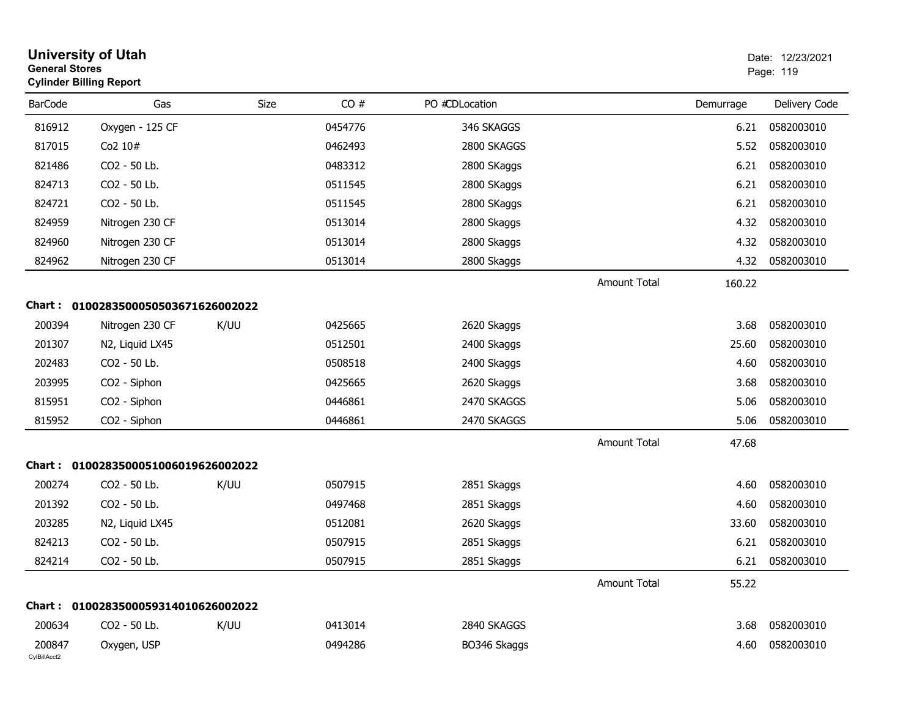# University of Utah
**General Stores**
**Cylinder Billing Report**

Date: 12/23/2021

| BarCode | Gas | Size | CO # | PO #CDLocation | | Demurrage | Delivery Code |
|---|---|---|---|---|---|---|---|
| 816912 | Oxygen - 125 CF | | 0454776 | 346 SKAGGS | | 6.21 | 0582003010 |
| 817015 | Co2 10# | | 0462493 | 2800 SKAGGS | | 5.52 | 0582003010 |
| 821486 | CO2 - 50 Lb. | | 0483312 | 2800 SKaggs | | 6.21 | 0582003010 |
| 824713 | CO2 - 50 Lb. | | 0511545 | 2800 SKaggs | | 6.21 | 0582003010 |
| 824721 | CO2 - 50 Lb. | | 0511545 | 2800 SKaggs | | 6.21 | 0582003010 |
| 824959 | Nitrogen 230 CF | | 0513014 | 2800 Skaggs | | 4.32 | 0582003010 |
| 824960 | Nitrogen 230 CF | | 0513014 | 2800 Skaggs | | 4.32 | 0582003010 |
| 824962 | Nitrogen 230 CF | | 0513014 | 2800 Skaggs | | 4.32 | 0582003010 |
| | | | | | Amount Total | 160.22 | |

**Chart : 01002835000505036716260020​22**

| BarCode | Gas | Size | CO # | PO #CDLocation | | Demurrage | Delivery Code |
|---|---|---|---|---|---|---|---|
| 200394 | Nitrogen 230 CF | K/UU | 0425665 | 2620 Skaggs | | 3.68 | 0582003010 |
| 201307 | N2, Liquid LX45 | | 0512501 | 2400 Skaggs | | 25.60 | 0582003010 |
| 202483 | CO2 - 50 Lb. | | 0508518 | 2400 Skaggs | | 4.60 | 0582003010 |
| 203995 | CO2 - Siphon | | 0425665 | 2620 Skaggs | | 3.68 | 0582003010 |
| 815951 | CO2 - Siphon | | 0446861 | 2470 SKAGGS | | 5.06 | 0582003010 |
| 815952 | CO2 - Siphon | | 0446861 | 2470 SKAGGS | | 5.06 | 0582003010 |
| | | | | | Amount Total | 47.68 | |

**Chart : 01002835000510060196260020​22**

| BarCode | Gas | Size | CO # | PO #CDLocation | | Demurrage | Delivery Code |
|---|---|---|---|---|---|---|---|
| 200274 | CO2 - 50 Lb. | K/UU | 0507915 | 2851 Skaggs | | 4.60 | 0582003010 |
| 201392 | CO2 - 50 Lb. | | 0497468 | 2851 Skaggs | | 4.60 | 0582003010 |
| 203285 | N2, Liquid LX45 | | 0512081 | 2620 Skaggs | | 33.60 | 0582003010 |
| 824213 | CO2 - 50 Lb. | | 0507915 | 2851 Skaggs | | 6.21 | 0582003010 |
| 824214 | CO2 - 50 Lb. | | 0507915 | 2851 Skaggs | | 6.21 | 0582003010 |
| | | | | | Amount Total | 55.22 | |

**Chart : 01002835000593140106260020​22**

| BarCode | Gas | Size | CO # | PO #CDLocation | | Demurrage | Delivery Code |
|---|---|---|---|---|---|---|---|
| 200634 | CO2 - 50 Lb. | K/UU | 0413014 | 2840 SKAGGS | | 3.68 | 0582003010 |
| 200847 | Oxygen, USP | | 0494286 | BO346 Skaggs | | 4.60 | 0582003010 |

CylBillAcct2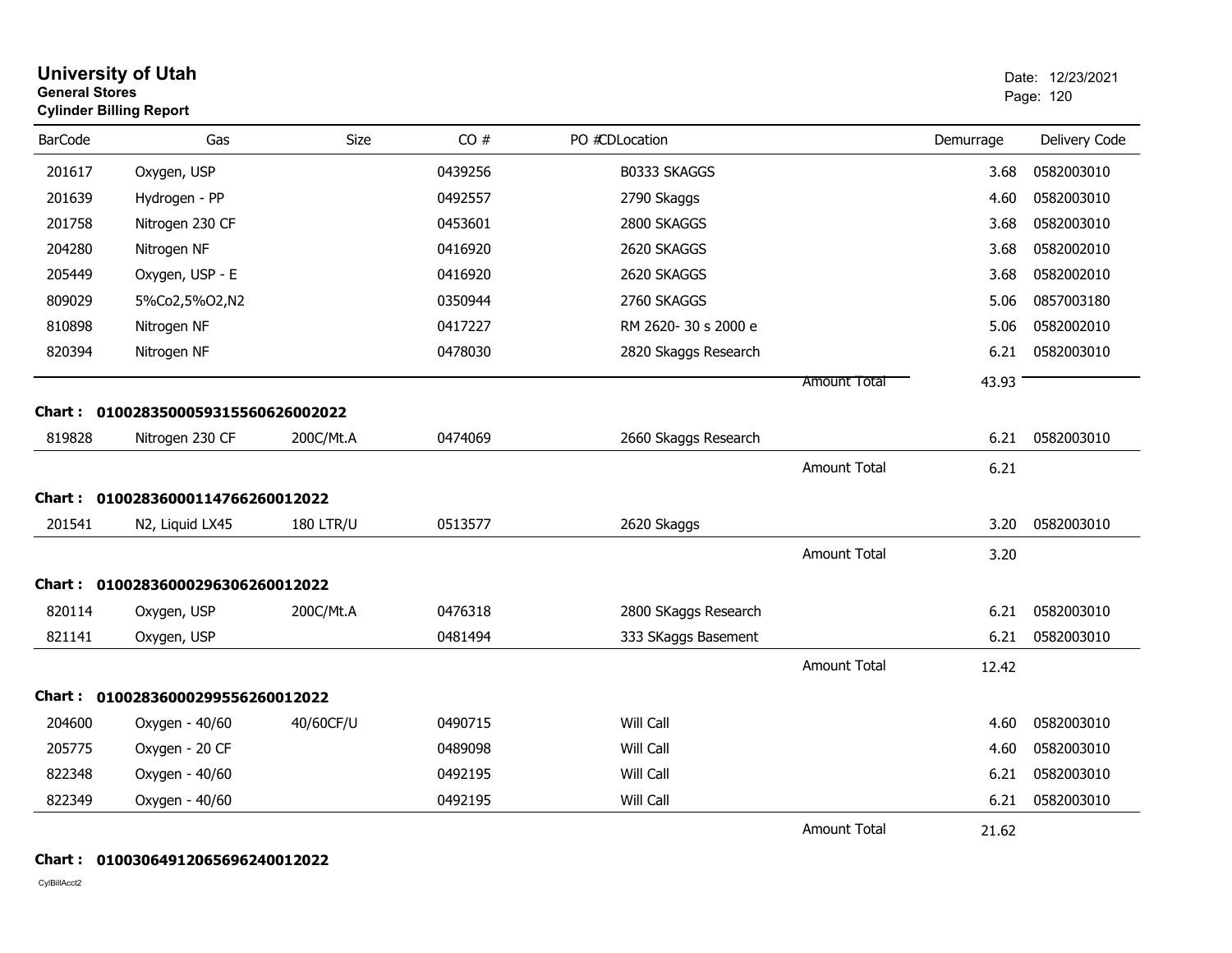# University of Utah
**General Stores**
**Cylinder Billing Report**

Date: 12/23/2021

| BarCode | Gas | Size | CO # | PO # | CD | Location | Demurrage | Delivery Code |
|---|---|---|---|---|---|---|---|---|
| 201617 | Oxygen, USP | | 0439256 | | | B0333 SKAGGS | 3.68 | 0582003010 |
| 201639 | Hydrogen - PP | | 0492557 | | | 2790 Skaggs | 4.60 | 0582003010 |
| 201758 | Nitrogen 230 CF | | 0453601 | | | 2800 SKAGGS | 3.68 | 0582003010 |
| 204280 | Nitrogen NF | | 0416920 | | | 2620 SKAGGS | 3.68 | 0582002010 |
| 205449 | Oxygen, USP - E | | 0416920 | | | 2620 SKAGGS | 3.68 | 0582002010 |
| 809029 | 5%Co2,5%O2,N2 | | 0350944 | | | 2760 SKAGGS | 5.06 | 0857003180 |
| 810898 | Nitrogen NF | | 0417227 | | | RM 2620- 30 s 2000 e | 5.06 | 0582002010 |
| 820394 | Nitrogen NF | | 0478030 | | | 2820 Skaggs Research | 6.21 | 0582003010 |
| | | | | | | Amount Total | 43.93 | |

**Chart : 01002835000593155606260002022**

| BarCode | Gas | Size | CO # | PO # | CD | Location | Demurrage | Delivery Code |
|---|---|---|---|---|---|---|---|---|
| 819828 | Nitrogen 230 CF | 200C/Mt.A | 0474069 | | | 2660 Skaggs Research | 6.21 | 0582003010 |
| | | | | | | Amount Total | 6.21 | |

**Chart : 01002836000114766260012022**

| BarCode | Gas | Size | CO # | PO # | CD | Location | Demurrage | Delivery Code |
|---|---|---|---|---|---|---|---|---|
| 201541 | N2, Liquid LX45 | 180 LTR/U | 0513577 | | | 2620 Skaggs | 3.20 | 0582003010 |
| | | | | | | Amount Total | 3.20 | |

**Chart : 01002836000296306260012022**

| BarCode | Gas | Size | CO # | PO # | CD | Location | Demurrage | Delivery Code |
|---|---|---|---|---|---|---|---|---|
| 820114 | Oxygen, USP | 200C/Mt.A | 0476318 | | | 2800 SKaggs Research | 6.21 | 0582003010 |
| 821141 | Oxygen, USP | | 0481494 | | | 333 SKaggs Basement | 6.21 | 0582003010 |
| | | | | | | Amount Total | 12.42 | |

**Chart : 01002836000299556260012022**

| BarCode | Gas | Size | CO # | PO # | CD | Location | Demurrage | Delivery Code |
|---|---|---|---|---|---|---|---|---|
| 204600 | Oxygen - 40/60 | 40/60CF/U | 0490715 | | | Will Call | 4.60 | 0582003010 |
| 205775 | Oxygen - 20 CF | | 0489098 | | | Will Call | 4.60 | 0582003010 |
| 822348 | Oxygen - 40/60 | | 0492195 | | | Will Call | 6.21 | 0582003010 |
| 822349 | Oxygen - 40/60 | | 0492195 | | | Will Call | 6.21 | 0582003010 |
| | | | | | | Amount Total | 21.62 | |

**Chart : 01003064912065696240012022**

CylBillAcct2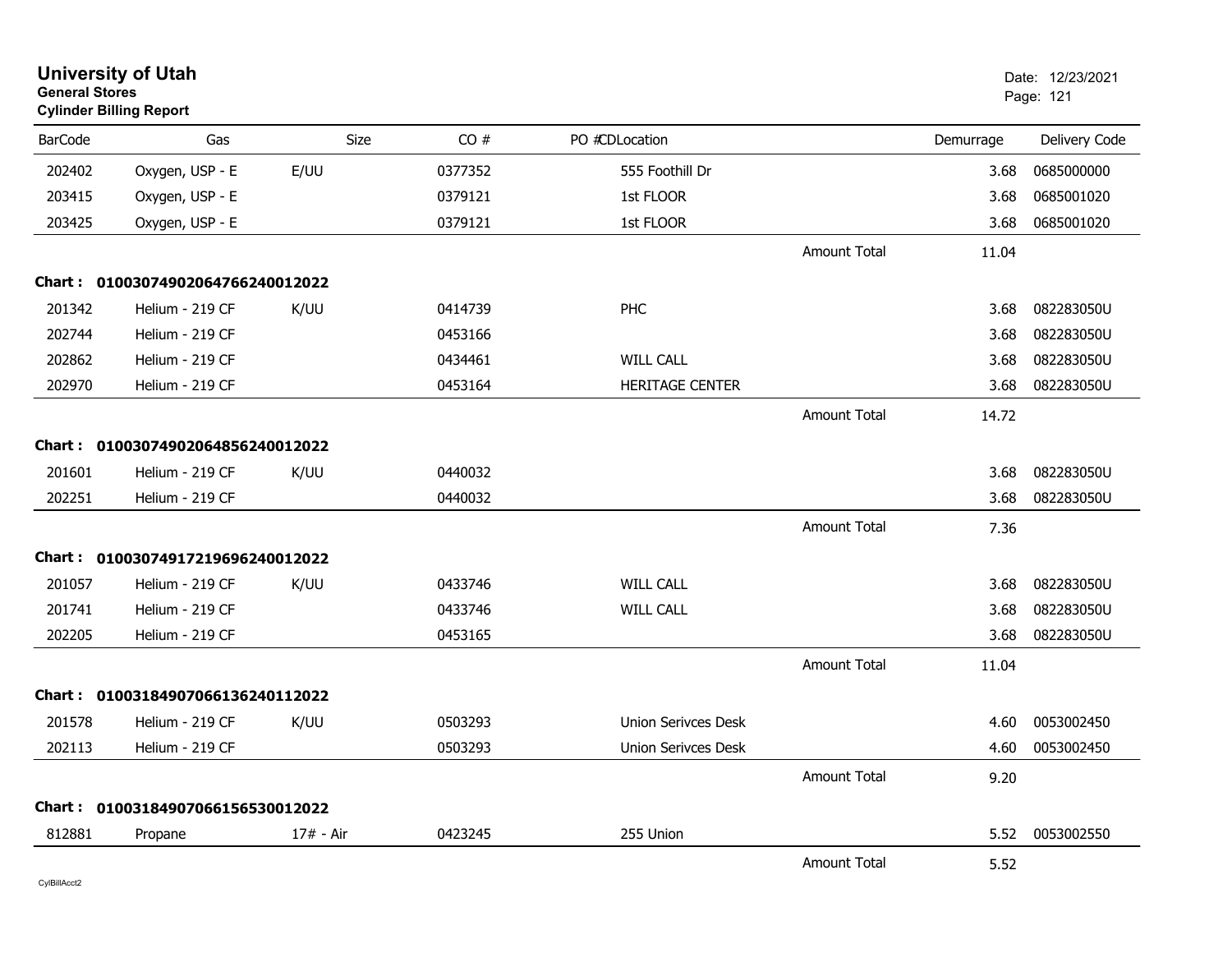# University of Utah

**General Stores**

**Cylinder Billing Report**

Date: 12/23/2021

| BarCode | Gas | Size | CO # | PO # | CDLocation | | Demurrage | Delivery Code |
|---|---|---|---|---|---|---|---|---|
| 202402 | Oxygen, USP - E | E/UU | 0377352 | | 555 Foothill Dr | | 3.68 | 0685000000 |
| 203415 | Oxygen, USP - E | | 0379121 | | 1st FLOOR | | 3.68 | 0685001020 |
| 203425 | Oxygen, USP - E | | 0379121 | | 1st FLOOR | | 3.68 | 0685001020 |
| | | | | | | Amount Total | 11.04 | |
| **Chart :** | **0100307490206476624001202​2** | | | | | | | |
| 201342 | Helium - 219 CF | K/UU | 0414739 | | PHC | | 3.68 | 082283050U |
| 202744 | Helium - 219 CF | | 0453166 | | | | 3.68 | 082283050U |
| 202862 | Helium - 219 CF | | 0434461 | | WILL CALL | | 3.68 | 082283050U |
| 202970 | Helium - 219 CF | | 0453164 | | HERITAGE CENTER | | 3.68 | 082283050U |
| | | | | | | Amount Total | 14.72 | |
| **Chart :** | **01003074902064856240012022** | | | | | | | |
| 201601 | Helium - 219 CF | K/UU | 0440032 | | | | 3.68 | 082283050U |
| 202251 | Helium - 219 CF | | 0440032 | | | | 3.68 | 082283050U |
| | | | | | | Amount Total | 7.36 | |
| **Chart :** | **01003074917219696240012022** | | | | | | | |
| 201057 | Helium - 219 CF | K/UU | 0433746 | | WILL CALL | | 3.68 | 082283050U |
| 201741 | Helium - 219 CF | | 0433746 | | WILL CALL | | 3.68 | 082283050U |
| 202205 | Helium - 219 CF | | 0453165 | | | | 3.68 | 082283050U |
| | | | | | | Amount Total | 11.04 | |
| **Chart :** | **01003184907066136240112022** | | | | | | | |
| 201578 | Helium - 219 CF | K/UU | 0503293 | | Union Serivces Desk | | 4.60 | 0053002450 |
| 202113 | Helium - 219 CF | | 0503293 | | Union Serivces Desk | | 4.60 | 0053002450 |
| | | | | | | Amount Total | 9.20 | |
| **Chart :** | **01003184907066156530012022** | | | | | | | |
| 812881 | Propane | 17# - Air | 0423245 | | 255 Union | | 5.52 | 0053002550 |
| | | | | | | Amount Total | 5.52 | |

CylBillAcct2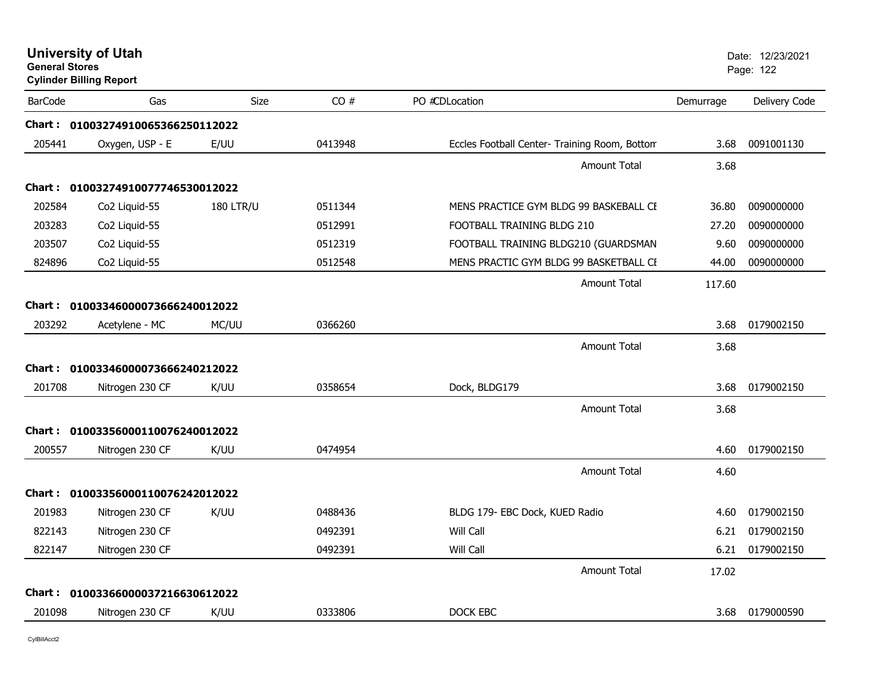# University of Utah
**General Stores**
**Cylinder Billing Report**

Date: 12/23/2021
Page: 122

| BarCode | Gas | Size | CO # | PO #CDLocation | Demurrage | Delivery Code |
|---|---|---|---|---|---|---|
| **Chart :** | **01003274910065366250112022** | | | | | |
| 205441 | Oxygen, USP - E | E/UU | 0413948 | Eccles Football Center- Training Room, Bottom | 3.68 | 0091001130 |
| | | | | Amount Total | 3.68 | |
| **Chart :** | **01003274910077746530012022** | | | | | |
| 202584 | Co2 Liquid-55 | 180 LTR/U | 0511344 | MENS PRACTICE GYM BLDG 99 BASKEBALL CE | 36.80 | 0090000000 |
| 203283 | Co2 Liquid-55 | | 0512991 | FOOTBALL TRAINING BLDG 210 | 27.20 | 0090000000 |
| 203507 | Co2 Liquid-55 | | 0512319 | FOOTBALL TRAINING BLDG210 (GUARDSMAN | 9.60 | 0090000000 |
| 824896 | Co2 Liquid-55 | | 0512548 | MENS PRACTIC GYM BLDG 99 BASKETBALL CE | 44.00 | 0090000000 |
| | | | | Amount Total | 117.60 | |
| **Chart :** | **01003346000073666240012022** | | | | | |
| 203292 | Acetylene - MC | MC/UU | 0366260 | | 3.68 | 0179002150 |
| | | | | Amount Total | 3.68 | |
| **Chart :** | **01003346000073666240212022** | | | | | |
| 201708 | Nitrogen 230 CF | K/UU | 0358654 | Dock, BLDG179 | 3.68 | 0179002150 |
| | | | | Amount Total | 3.68 | |
| **Chart :** | **01003356000110076240012022** | | | | | |
| 200557 | Nitrogen 230 CF | K/UU | 0474954 | | 4.60 | 0179002150 |
| | | | | Amount Total | 4.60 | |
| **Chart :** | **01003356000110076242012022** | | | | | |
| 201983 | Nitrogen 230 CF | K/UU | 0488436 | BLDG 179- EBC Dock, KUED Radio | 4.60 | 0179002150 |
| 822143 | Nitrogen 230 CF | | 0492391 | Will Call | 6.21 | 0179002150 |
| 822147 | Nitrogen 230 CF | | 0492391 | Will Call | 6.21 | 0179002150 |
| | | | | Amount Total | 17.02 | |
| **Chart :** | **01003366000037216630612022** | | | | | |
| 201098 | Nitrogen 230 CF | K/UU | 0333806 | DOCK EBC | 3.68 | 0179000590 |

CylBillAcct2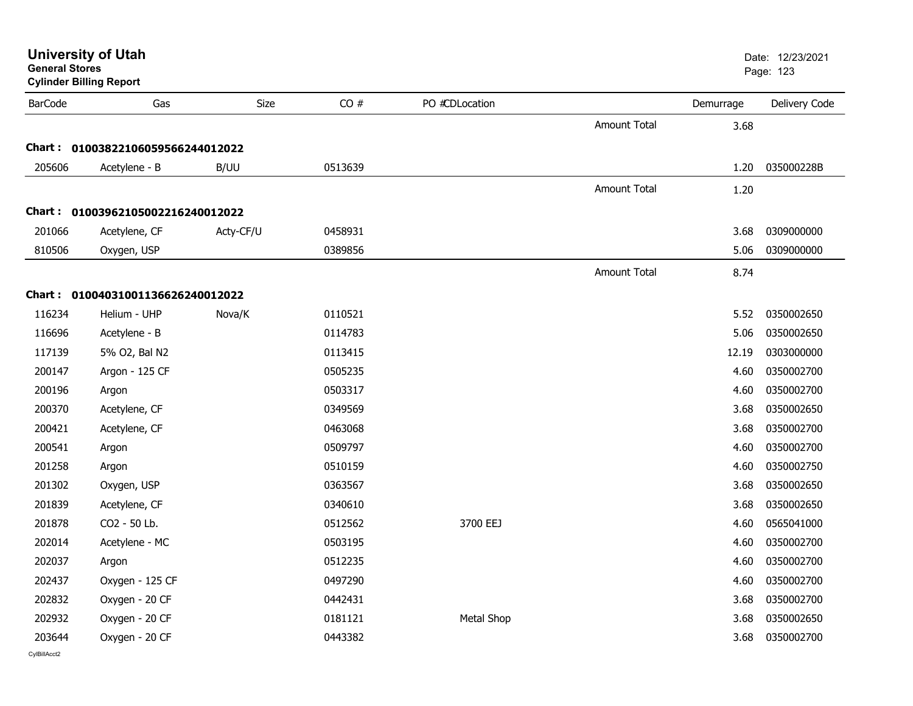# University of Utah

**General Stores**

**Cylinder Billing Report**

Date: 12/23/2021

| BarCode | Gas | Size | CO # | PO # | CDLocation | | Demurrage | Delivery Code |
|---|---|---|---|---|---|---|---|---|
| | | | | | | Amount Total | 3.68 | |
| **Chart :** | **0100382210605956624401 2022** | | | | | | | |
| 205606 | Acetylene - B | B/UU | 0513639 | | | | 1.20 | 035000228B |
| | | | | | | Amount Total | 1.20 | |
| **Chart :** | **01003962105002216240012022** | | | | | | | |
| 201066 | Acetylene, CF | Acty-CF/U | 0458931 | | | | 3.68 | 0309000000 |
| 810506 | Oxygen, USP | | 0389856 | | | | 5.06 | 0309000000 |
| | | | | | | Amount Total | 8.74 | |
| **Chart :** | **01004031001136626240012022** | | | | | | | |
| 116234 | Helium - UHP | Nova/K | 0110521 | | | | 5.52 | 0350002650 |
| 116696 | Acetylene - B | | 0114783 | | | | 5.06 | 0350002650 |
| 117139 | 5% O2, Bal N2 | | 0113415 | | | | 12.19 | 0303000000 |
| 200147 | Argon - 125 CF | | 0505235 | | | | 4.60 | 0350002700 |
| 200196 | Argon | | 0503317 | | | | 4.60 | 0350002700 |
| 200370 | Acetylene, CF | | 0349569 | | | | 3.68 | 0350002650 |
| 200421 | Acetylene, CF | | 0463068 | | | | 3.68 | 0350002700 |
| 200541 | Argon | | 0509797 | | | | 4.60 | 0350002700 |
| 201258 | Argon | | 0510159 | | | | 4.60 | 0350002750 |
| 201302 | Oxygen, USP | | 0363567 | | | | 3.68 | 0350002650 |
| 201839 | Acetylene, CF | | 0340610 | | | | 3.68 | 0350002650 |
| 201878 | CO2 - 50 Lb. | | 0512562 | | 3700 EEJ | | 4.60 | 0565041000 |
| 202014 | Acetylene - MC | | 0503195 | | | | 4.60 | 0350002700 |
| 202037 | Argon | | 0512235 | | | | 4.60 | 0350002700 |
| 202437 | Oxygen - 125 CF | | 0497290 | | | | 4.60 | 0350002700 |
| 202832 | Oxygen - 20 CF | | 0442431 | | | | 3.68 | 0350002700 |
| 202932 | Oxygen - 20 CF | | 0181121 | | Metal Shop | | 3.68 | 0350002650 |
| 203644 | Oxygen - 20 CF | | 0443382 | | | | 3.68 | 0350002700 |

CylBillAcct2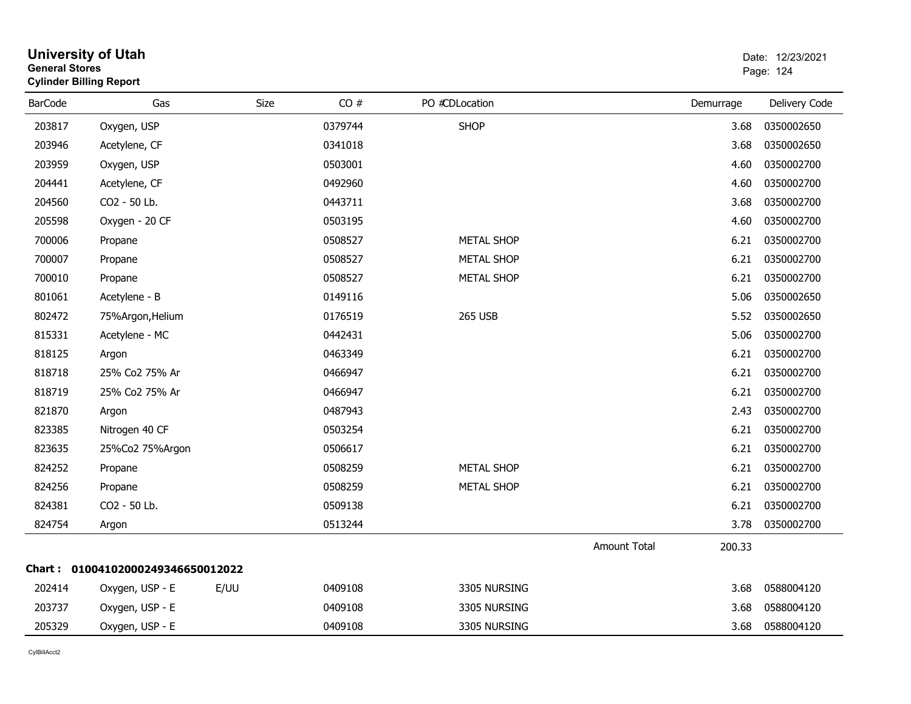# University of Utah
**General Stores**
**Cylinder Billing Report**

Date: 12/23/2021

| BarCode | Gas | Size | CO # | PO # | CDLocation | Demurrage | Delivery Code |
|---|---|---|---|---|---|---|---|
| 203817 | Oxygen, USP | | 0379744 | | SHOP | 3.68 | 0350002650 |
| 203946 | Acetylene, CF | | 0341018 | | | 3.68 | 0350002650 |
| 203959 | Oxygen, USP | | 0503001 | | | 4.60 | 0350002700 |
| 204441 | Acetylene, CF | | 0492960 | | | 4.60 | 0350002700 |
| 204560 | CO2 - 50 Lb. | | 0443711 | | | 3.68 | 0350002700 |
| 205598 | Oxygen - 20 CF | | 0503195 | | | 4.60 | 0350002700 |
| 700006 | Propane | | 0508527 | | METAL SHOP | 6.21 | 0350002700 |
| 700007 | Propane | | 0508527 | | METAL SHOP | 6.21 | 0350002700 |
| 700010 | Propane | | 0508527 | | METAL SHOP | 6.21 | 0350002700 |
| 801061 | Acetylene - B | | 0149116 | | | 5.06 | 0350002650 |
| 802472 | 75%Argon,Helium | | 0176519 | | 265 USB | 5.52 | 0350002650 |
| 815331 | Acetylene - MC | | 0442431 | | | 5.06 | 0350002700 |
| 818125 | Argon | | 0463349 | | | 6.21 | 0350002700 |
| 818718 | 25% Co2 75% Ar | | 0466947 | | | 6.21 | 0350002700 |
| 818719 | 25% Co2 75% Ar | | 0466947 | | | 6.21 | 0350002700 |
| 821870 | Argon | | 0487943 | | | 2.43 | 0350002700 |
| 823385 | Nitrogen 40 CF | | 0503254 | | | 6.21 | 0350002700 |
| 823635 | 25%Co2 75%Argon | | 0506617 | | | 6.21 | 0350002700 |
| 824252 | Propane | | 0508259 | | METAL SHOP | 6.21 | 0350002700 |
| 824256 | Propane | | 0508259 | | METAL SHOP | 6.21 | 0350002700 |
| 824381 | CO2 - 50 Lb. | | 0509138 | | | 6.21 | 0350002700 |
| 824754 | Argon | | 0513244 | | | 3.78 | 0350002700 |
| | | | | | Amount Total | 200.33 | |

**Chart : 01004102000249346650012022**

| BarCode | Gas | Size | CO # | PO # | CDLocation | Demurrage | Delivery Code |
|---|---|---|---|---|---|---|---|
| 202414 | Oxygen, USP - E | E/UU | 0409108 | | 3305 NURSING | 3.68 | 0588004120 |
| 203737 | Oxygen, USP - E | | 0409108 | | 3305 NURSING | 3.68 | 0588004120 |
| 205329 | Oxygen, USP - E | | 0409108 | | 3305 NURSING | 3.68 | 0588004120 |

CylBillAcct2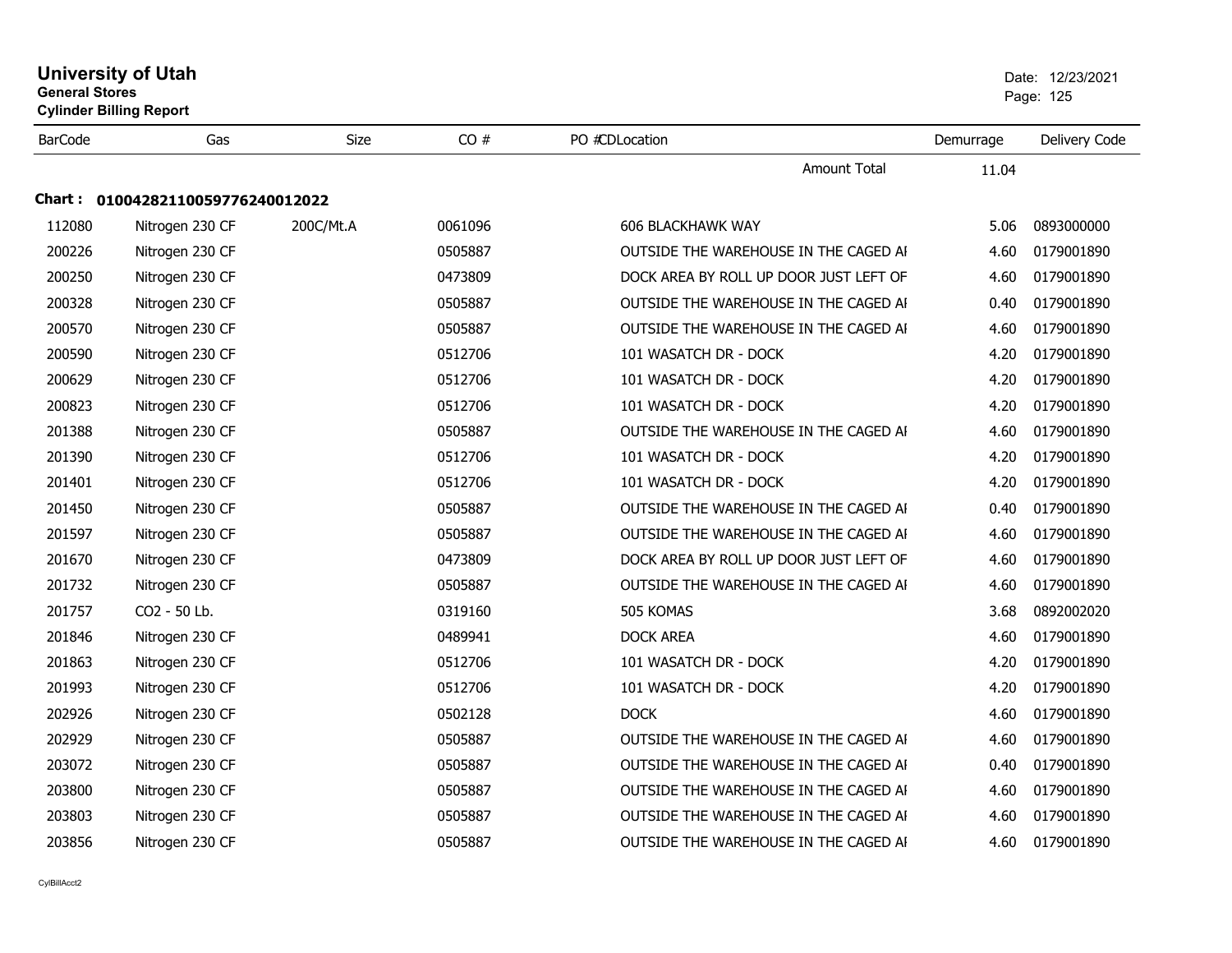# University of Utah

**General Stores**

**Cylinder Billing Report**

Date: 12/23/2021

| BarCode | Gas | Size | CO # | PO # | CD | Location | Demurrage | Delivery Code |
|---|---|---|---|---|---|---|---|---|
| | | | | | | Amount Total | 11.04 | |

**Chart : 01004282110059776240012022**

| BarCode | Gas | Size | CO # | PO # | CD | Location | Demurrage | Delivery Code |
|---|---|---|---|---|---|---|---|---|
| 112080 | Nitrogen 230 CF | 200C/Mt.A | 0061096 | | | 606 BLACKHAWK WAY | 5.06 | 0893000000 |
| 200226 | Nitrogen 230 CF | | 0505887 | | | OUTSIDE THE WAREHOUSE IN THE CAGED AI | 4.60 | 0179001890 |
| 200250 | Nitrogen 230 CF | | 0473809 | | | DOCK AREA BY ROLL UP DOOR JUST LEFT OF | 4.60 | 0179001890 |
| 200328 | Nitrogen 230 CF | | 0505887 | | | OUTSIDE THE WAREHOUSE IN THE CAGED AI | 0.40 | 0179001890 |
| 200570 | Nitrogen 230 CF | | 0505887 | | | OUTSIDE THE WAREHOUSE IN THE CAGED AI | 4.60 | 0179001890 |
| 200590 | Nitrogen 230 CF | | 0512706 | | | 101 WASATCH DR - DOCK | 4.20 | 0179001890 |
| 200629 | Nitrogen 230 CF | | 0512706 | | | 101 WASATCH DR - DOCK | 4.20 | 0179001890 |
| 200823 | Nitrogen 230 CF | | 0512706 | | | 101 WASATCH DR - DOCK | 4.20 | 0179001890 |
| 201388 | Nitrogen 230 CF | | 0505887 | | | OUTSIDE THE WAREHOUSE IN THE CAGED AI | 4.60 | 0179001890 |
| 201390 | Nitrogen 230 CF | | 0512706 | | | 101 WASATCH DR - DOCK | 4.20 | 0179001890 |
| 201401 | Nitrogen 230 CF | | 0512706 | | | 101 WASATCH DR - DOCK | 4.20 | 0179001890 |
| 201450 | Nitrogen 230 CF | | 0505887 | | | OUTSIDE THE WAREHOUSE IN THE CAGED AI | 0.40 | 0179001890 |
| 201597 | Nitrogen 230 CF | | 0505887 | | | OUTSIDE THE WAREHOUSE IN THE CAGED AI | 4.60 | 0179001890 |
| 201670 | Nitrogen 230 CF | | 0473809 | | | DOCK AREA BY ROLL UP DOOR JUST LEFT OF | 4.60 | 0179001890 |
| 201732 | Nitrogen 230 CF | | 0505887 | | | OUTSIDE THE WAREHOUSE IN THE CAGED AI | 4.60 | 0179001890 |
| 201757 | CO2 - 50 Lb. | | 0319160 | | | 505 KOMAS | 3.68 | 0892002020 |
| 201846 | Nitrogen 230 CF | | 0489941 | | | DOCK AREA | 4.60 | 0179001890 |
| 201863 | Nitrogen 230 CF | | 0512706 | | | 101 WASATCH DR - DOCK | 4.20 | 0179001890 |
| 201993 | Nitrogen 230 CF | | 0512706 | | | 101 WASATCH DR - DOCK | 4.20 | 0179001890 |
| 202926 | Nitrogen 230 CF | | 0502128 | | | DOCK | 4.60 | 0179001890 |
| 202929 | Nitrogen 230 CF | | 0505887 | | | OUTSIDE THE WAREHOUSE IN THE CAGED AI | 4.60 | 0179001890 |
| 203072 | Nitrogen 230 CF | | 0505887 | | | OUTSIDE THE WAREHOUSE IN THE CAGED AI | 0.40 | 0179001890 |
| 203800 | Nitrogen 230 CF | | 0505887 | | | OUTSIDE THE WAREHOUSE IN THE CAGED AI | 4.60 | 0179001890 |
| 203803 | Nitrogen 230 CF | | 0505887 | | | OUTSIDE THE WAREHOUSE IN THE CAGED AI | 4.60 | 0179001890 |
| 203856 | Nitrogen 230 CF | | 0505887 | | | OUTSIDE THE WAREHOUSE IN THE CAGED AI | 4.60 | 0179001890 |

CylBillAcct2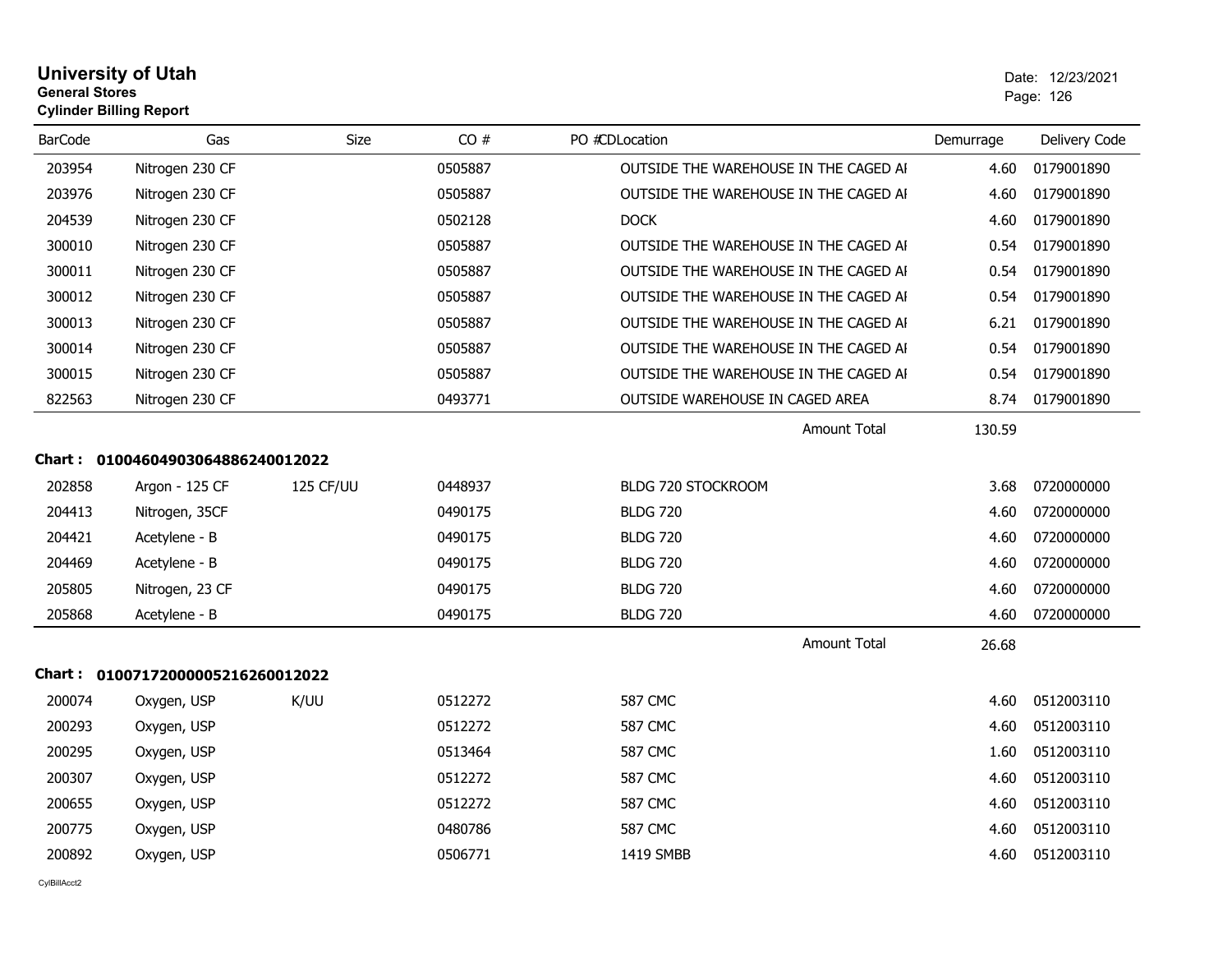# University of Utah

**General Stores**

**Cylinder Billing Report**

Date: 12/23/2021

| BarCode | Gas | Size | CO # | PO # | CDLocation | Demurrage | Delivery Code |
|---|---|---|---|---|---|---|---|
| 203954 | Nitrogen 230 CF | | 0505887 | | OUTSIDE THE WAREHOUSE IN THE CAGED AI | 4.60 | 0179001890 |
| 203976 | Nitrogen 230 CF | | 0505887 | | OUTSIDE THE WAREHOUSE IN THE CAGED AI | 4.60 | 0179001890 |
| 204539 | Nitrogen 230 CF | | 0502128 | | DOCK | 4.60 | 0179001890 |
| 300010 | Nitrogen 230 CF | | 0505887 | | OUTSIDE THE WAREHOUSE IN THE CAGED AI | 0.54 | 0179001890 |
| 300011 | Nitrogen 230 CF | | 0505887 | | OUTSIDE THE WAREHOUSE IN THE CAGED AI | 0.54 | 0179001890 |
| 300012 | Nitrogen 230 CF | | 0505887 | | OUTSIDE THE WAREHOUSE IN THE CAGED AI | 0.54 | 0179001890 |
| 300013 | Nitrogen 230 CF | | 0505887 | | OUTSIDE THE WAREHOUSE IN THE CAGED AI | 6.21 | 0179001890 |
| 300014 | Nitrogen 230 CF | | 0505887 | | OUTSIDE THE WAREHOUSE IN THE CAGED AI | 0.54 | 0179001890 |
| 300015 | Nitrogen 230 CF | | 0505887 | | OUTSIDE THE WAREHOUSE IN THE CAGED AI | 0.54 | 0179001890 |
| 822563 | Nitrogen 230 CF | | 0493771 | | OUTSIDE WAREHOUSE IN CAGED AREA | 8.74 | 0179001890 |
| | | | | | Amount Total | 130.59 | |

**Chart : 01004604903064886240012022**

| BarCode | Gas | Size | CO # | PO # | CDLocation | Demurrage | Delivery Code |
|---|---|---|---|---|---|---|---|
| 202858 | Argon - 125 CF | 125 CF/UU | 0448937 | | BLDG 720 STOCKROOM | 3.68 | 0720000000 |
| 204413 | Nitrogen, 35CF | | 0490175 | | BLDG 720 | 4.60 | 0720000000 |
| 204421 | Acetylene - B | | 0490175 | | BLDG 720 | 4.60 | 0720000000 |
| 204469 | Acetylene - B | | 0490175 | | BLDG 720 | 4.60 | 0720000000 |
| 205805 | Nitrogen, 23 CF | | 0490175 | | BLDG 720 | 4.60 | 0720000000 |
| 205868 | Acetylene - B | | 0490175 | | BLDG 720 | 4.60 | 0720000000 |
| | | | | | Amount Total | 26.68 | |

**Chart : 01007172000005216260012022**

| BarCode | Gas | Size | CO # | PO # | CDLocation | Demurrage | Delivery Code |
|---|---|---|---|---|---|---|---|
| 200074 | Oxygen, USP | K/UU | 0512272 | | 587 CMC | 4.60 | 0512003110 |
| 200293 | Oxygen, USP | | 0512272 | | 587 CMC | 4.60 | 0512003110 |
| 200295 | Oxygen, USP | | 0513464 | | 587 CMC | 1.60 | 0512003110 |
| 200307 | Oxygen, USP | | 0512272 | | 587 CMC | 4.60 | 0512003110 |
| 200655 | Oxygen, USP | | 0512272 | | 587 CMC | 4.60 | 0512003110 |
| 200775 | Oxygen, USP | | 0480786 | | 587 CMC | 4.60 | 0512003110 |
| 200892 | Oxygen, USP | | 0506771 | | 1419 SMBB | 4.60 | 0512003110 |

CylBillAcct2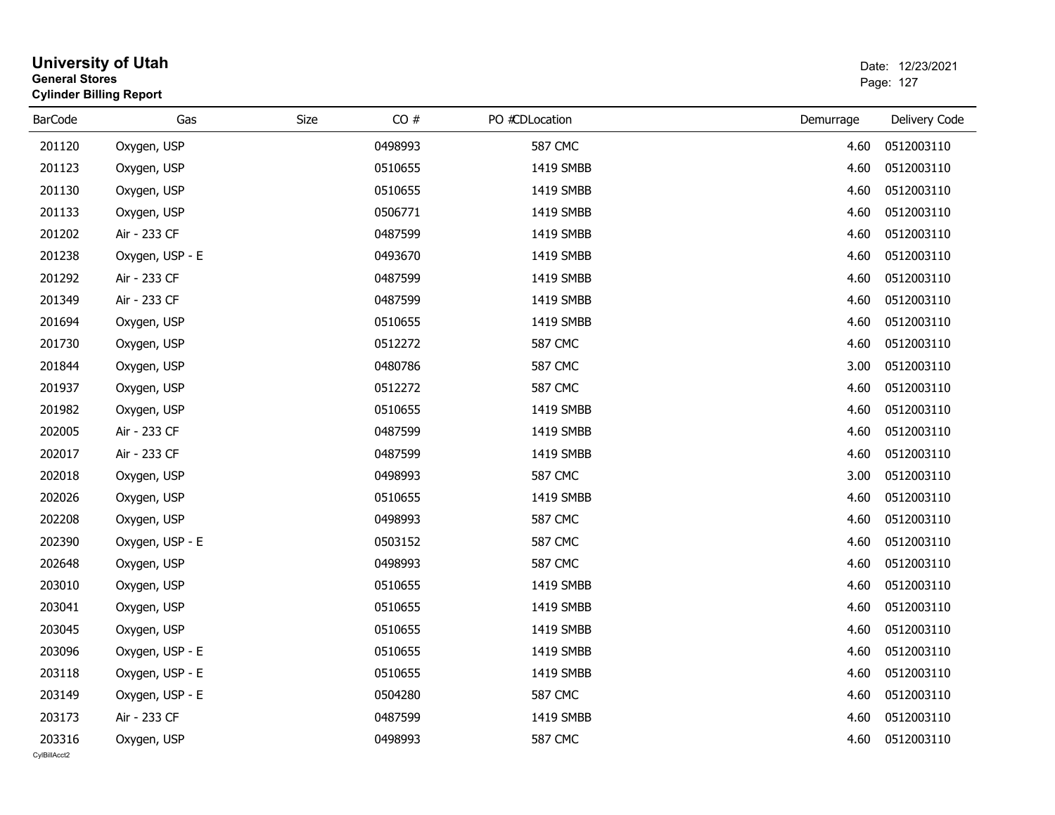# University of Utah
**General Stores**
**Cylinder Billing Report**

Date: 12/23/2021

| BarCode | Gas | Size | CO # | PO # | CDLocation | Demurrage | Delivery Code |
|---|---|---|---|---|---|---|---|
| 201120 | Oxygen, USP | | 0498993 | | 587 CMC | 4.60 | 0512003110 |
| 201123 | Oxygen, USP | | 0510655 | | 1419 SMBB | 4.60 | 0512003110 |
| 201130 | Oxygen, USP | | 0510655 | | 1419 SMBB | 4.60 | 0512003110 |
| 201133 | Oxygen, USP | | 0506771 | | 1419 SMBB | 4.60 | 0512003110 |
| 201202 | Air - 233 CF | | 0487599 | | 1419 SMBB | 4.60 | 0512003110 |
| 201238 | Oxygen, USP - E | | 0493670 | | 1419 SMBB | 4.60 | 0512003110 |
| 201292 | Air - 233 CF | | 0487599 | | 1419 SMBB | 4.60 | 0512003110 |
| 201349 | Air - 233 CF | | 0487599 | | 1419 SMBB | 4.60 | 0512003110 |
| 201694 | Oxygen, USP | | 0510655 | | 1419 SMBB | 4.60 | 0512003110 |
| 201730 | Oxygen, USP | | 0512272 | | 587 CMC | 4.60 | 0512003110 |
| 201844 | Oxygen, USP | | 0480786 | | 587 CMC | 3.00 | 0512003110 |
| 201937 | Oxygen, USP | | 0512272 | | 587 CMC | 4.60 | 0512003110 |
| 201982 | Oxygen, USP | | 0510655 | | 1419 SMBB | 4.60 | 0512003110 |
| 202005 | Air - 233 CF | | 0487599 | | 1419 SMBB | 4.60 | 0512003110 |
| 202017 | Air - 233 CF | | 0487599 | | 1419 SMBB | 4.60 | 0512003110 |
| 202018 | Oxygen, USP | | 0498993 | | 587 CMC | 3.00 | 0512003110 |
| 202026 | Oxygen, USP | | 0510655 | | 1419 SMBB | 4.60 | 0512003110 |
| 202208 | Oxygen, USP | | 0498993 | | 587 CMC | 4.60 | 0512003110 |
| 202390 | Oxygen, USP - E | | 0503152 | | 587 CMC | 4.60 | 0512003110 |
| 202648 | Oxygen, USP | | 0498993 | | 587 CMC | 4.60 | 0512003110 |
| 203010 | Oxygen, USP | | 0510655 | | 1419 SMBB | 4.60 | 0512003110 |
| 203041 | Oxygen, USP | | 0510655 | | 1419 SMBB | 4.60 | 0512003110 |
| 203045 | Oxygen, USP | | 0510655 | | 1419 SMBB | 4.60 | 0512003110 |
| 203096 | Oxygen, USP - E | | 0510655 | | 1419 SMBB | 4.60 | 0512003110 |
| 203118 | Oxygen, USP - E | | 0510655 | | 1419 SMBB | 4.60 | 0512003110 |
| 203149 | Oxygen, USP - E | | 0504280 | | 587 CMC | 4.60 | 0512003110 |
| 203173 | Air - 233 CF | | 0487599 | | 1419 SMBB | 4.60 | 0512003110 |
| 203316 | Oxygen, USP | | 0498993 | | 587 CMC | 4.60 | 0512003110 |

CylBillAcct2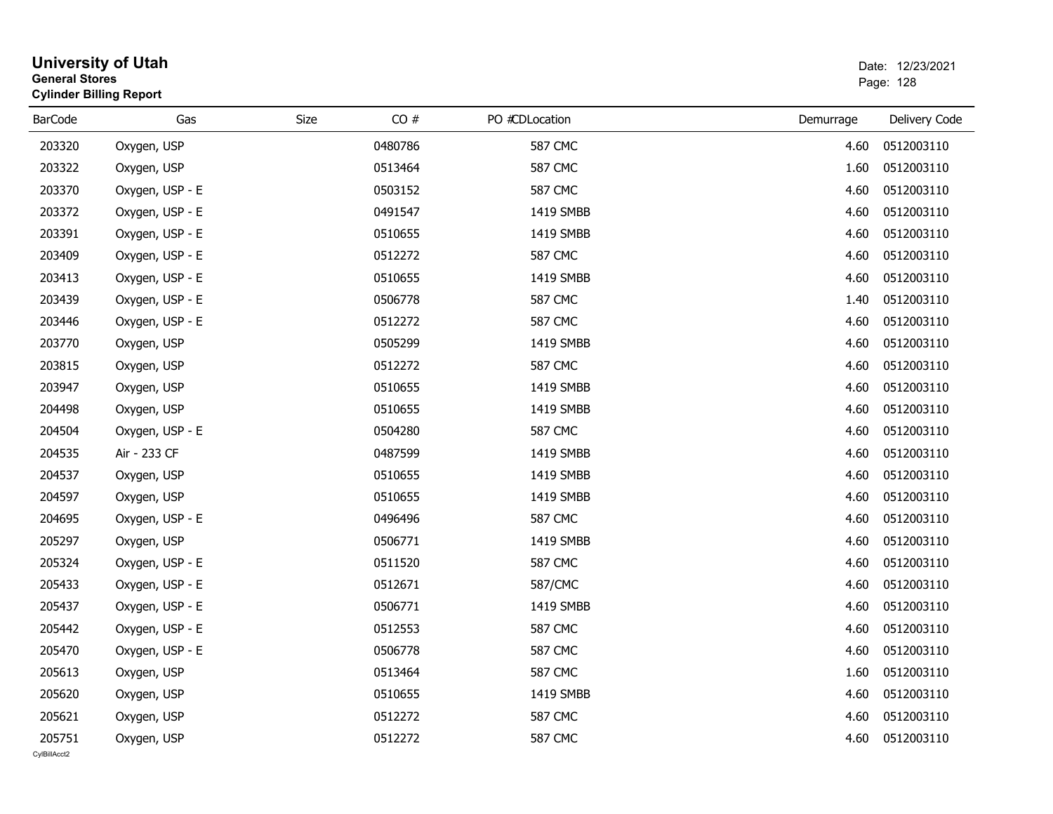# University of Utah

**General Stores**

**Cylinder Billing Report**

Date: 12/23/2021

| BarCode | Gas | Size | CO # | PO # | CDLocation | Demurrage | Delivery Code |
|---|---|---|---|---|---|---|---|
| 203320 | Oxygen, USP | | 0480786 | | 587 CMC | 4.60 | 0512003110 |
| 203322 | Oxygen, USP | | 0513464 | | 587 CMC | 1.60 | 0512003110 |
| 203370 | Oxygen, USP - E | | 0503152 | | 587 CMC | 4.60 | 0512003110 |
| 203372 | Oxygen, USP - E | | 0491547 | | 1419 SMBB | 4.60 | 0512003110 |
| 203391 | Oxygen, USP - E | | 0510655 | | 1419 SMBB | 4.60 | 0512003110 |
| 203409 | Oxygen, USP - E | | 0512272 | | 587 CMC | 4.60 | 0512003110 |
| 203413 | Oxygen, USP - E | | 0510655 | | 1419 SMBB | 4.60 | 0512003110 |
| 203439 | Oxygen, USP - E | | 0506778 | | 587 CMC | 1.40 | 0512003110 |
| 203446 | Oxygen, USP - E | | 0512272 | | 587 CMC | 4.60 | 0512003110 |
| 203770 | Oxygen, USP | | 0505299 | | 1419 SMBB | 4.60 | 0512003110 |
| 203815 | Oxygen, USP | | 0512272 | | 587 CMC | 4.60 | 0512003110 |
| 203947 | Oxygen, USP | | 0510655 | | 1419 SMBB | 4.60 | 0512003110 |
| 204498 | Oxygen, USP | | 0510655 | | 1419 SMBB | 4.60 | 0512003110 |
| 204504 | Oxygen, USP - E | | 0504280 | | 587 CMC | 4.60 | 0512003110 |
| 204535 | Air - 233 CF | | 0487599 | | 1419 SMBB | 4.60 | 0512003110 |
| 204537 | Oxygen, USP | | 0510655 | | 1419 SMBB | 4.60 | 0512003110 |
| 204597 | Oxygen, USP | | 0510655 | | 1419 SMBB | 4.60 | 0512003110 |
| 204695 | Oxygen, USP - E | | 0496496 | | 587 CMC | 4.60 | 0512003110 |
| 205297 | Oxygen, USP | | 0506771 | | 1419 SMBB | 4.60 | 0512003110 |
| 205324 | Oxygen, USP - E | | 0511520 | | 587 CMC | 4.60 | 0512003110 |
| 205433 | Oxygen, USP - E | | 0512671 | | 587/CMC | 4.60 | 0512003110 |
| 205437 | Oxygen, USP - E | | 0506771 | | 1419 SMBB | 4.60 | 0512003110 |
| 205442 | Oxygen, USP - E | | 0512553 | | 587 CMC | 4.60 | 0512003110 |
| 205470 | Oxygen, USP - E | | 0506778 | | 587 CMC | 4.60 | 0512003110 |
| 205613 | Oxygen, USP | | 0513464 | | 587 CMC | 1.60 | 0512003110 |
| 205620 | Oxygen, USP | | 0510655 | | 1419 SMBB | 4.60 | 0512003110 |
| 205621 | Oxygen, USP | | 0512272 | | 587 CMC | 4.60 | 0512003110 |
| 205751 | Oxygen, USP | | 0512272 | | 587 CMC | 4.60 | 0512003110 |

CylBillAcct2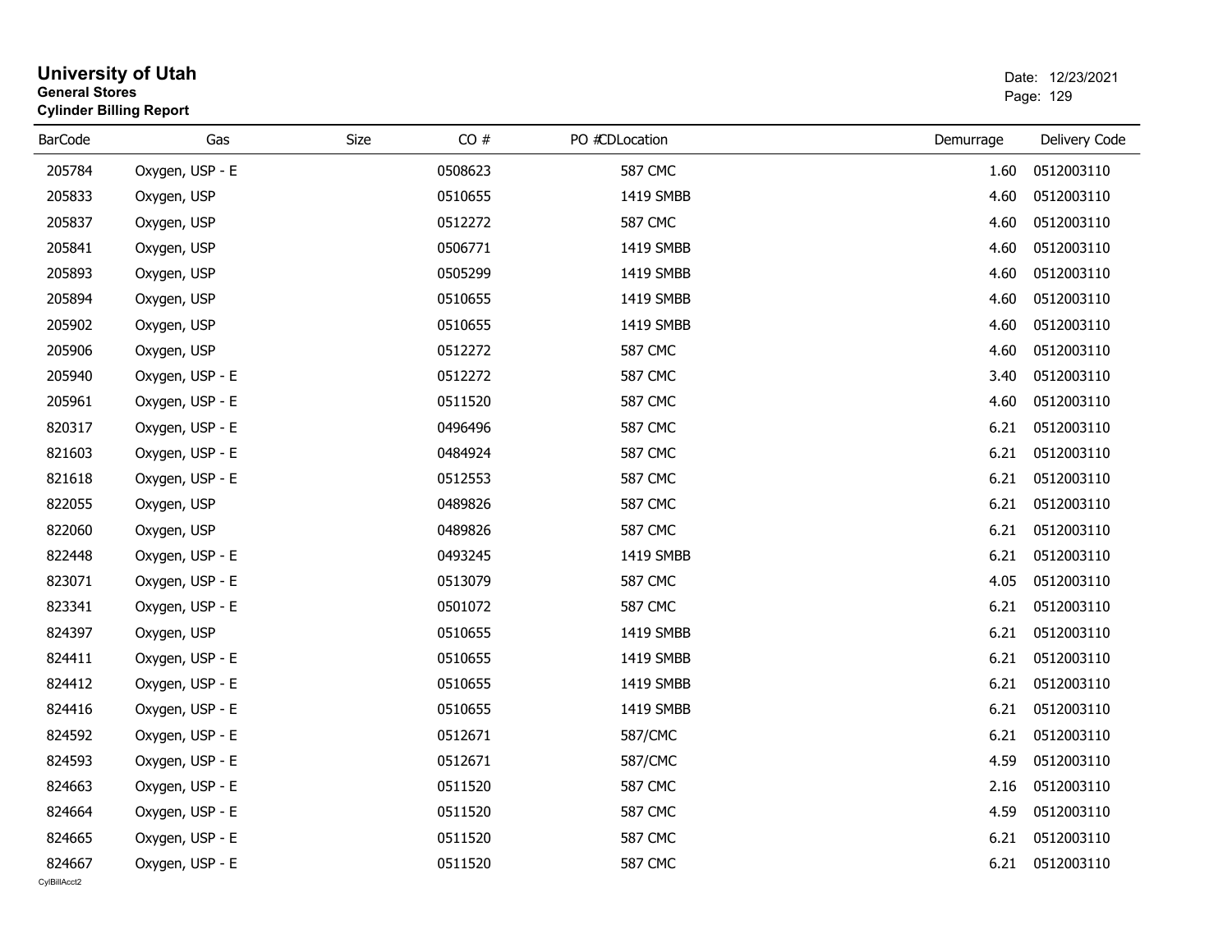# University of Utah

**General Stores**

**Cylinder Billing Report**

Date: 12/23/2021

| BarCode | Gas | Size | CO # | PO # | CDLocation | Demurrage | Delivery Code |
|---|---|---|---|---|---|---|---|
| 205784 | Oxygen, USP - E | | 0508623 | | 587 CMC | 1.60 | 0512003110 |
| 205833 | Oxygen, USP | | 0510655 | | 1419 SMBB | 4.60 | 0512003110 |
| 205837 | Oxygen, USP | | 0512272 | | 587 CMC | 4.60 | 0512003110 |
| 205841 | Oxygen, USP | | 0506771 | | 1419 SMBB | 4.60 | 0512003110 |
| 205893 | Oxygen, USP | | 0505299 | | 1419 SMBB | 4.60 | 0512003110 |
| 205894 | Oxygen, USP | | 0510655 | | 1419 SMBB | 4.60 | 0512003110 |
| 205902 | Oxygen, USP | | 0510655 | | 1419 SMBB | 4.60 | 0512003110 |
| 205906 | Oxygen, USP | | 0512272 | | 587 CMC | 4.60 | 0512003110 |
| 205940 | Oxygen, USP - E | | 0512272 | | 587 CMC | 3.40 | 0512003110 |
| 205961 | Oxygen, USP - E | | 0511520 | | 587 CMC | 4.60 | 0512003110 |
| 820317 | Oxygen, USP - E | | 0496496 | | 587 CMC | 6.21 | 0512003110 |
| 821603 | Oxygen, USP - E | | 0484924 | | 587 CMC | 6.21 | 0512003110 |
| 821618 | Oxygen, USP - E | | 0512553 | | 587 CMC | 6.21 | 0512003110 |
| 822055 | Oxygen, USP | | 0489826 | | 587 CMC | 6.21 | 0512003110 |
| 822060 | Oxygen, USP | | 0489826 | | 587 CMC | 6.21 | 0512003110 |
| 822448 | Oxygen, USP - E | | 0493245 | | 1419 SMBB | 6.21 | 0512003110 |
| 823071 | Oxygen, USP - E | | 0513079 | | 587 CMC | 4.05 | 0512003110 |
| 823341 | Oxygen, USP - E | | 0501072 | | 587 CMC | 6.21 | 0512003110 |
| 824397 | Oxygen, USP | | 0510655 | | 1419 SMBB | 6.21 | 0512003110 |
| 824411 | Oxygen, USP - E | | 0510655 | | 1419 SMBB | 6.21 | 0512003110 |
| 824412 | Oxygen, USP - E | | 0510655 | | 1419 SMBB | 6.21 | 0512003110 |
| 824416 | Oxygen, USP - E | | 0510655 | | 1419 SMBB | 6.21 | 0512003110 |
| 824592 | Oxygen, USP - E | | 0512671 | | 587/CMC | 6.21 | 0512003110 |
| 824593 | Oxygen, USP - E | | 0512671 | | 587/CMC | 4.59 | 0512003110 |
| 824663 | Oxygen, USP - E | | 0511520 | | 587 CMC | 2.16 | 0512003110 |
| 824664 | Oxygen, USP - E | | 0511520 | | 587 CMC | 4.59 | 0512003110 |
| 824665 | Oxygen, USP - E | | 0511520 | | 587 CMC | 6.21 | 0512003110 |
| 824667 | Oxygen, USP - E | | 0511520 | | 587 CMC | 6.21 | 0512003110 |

CylBillAcct2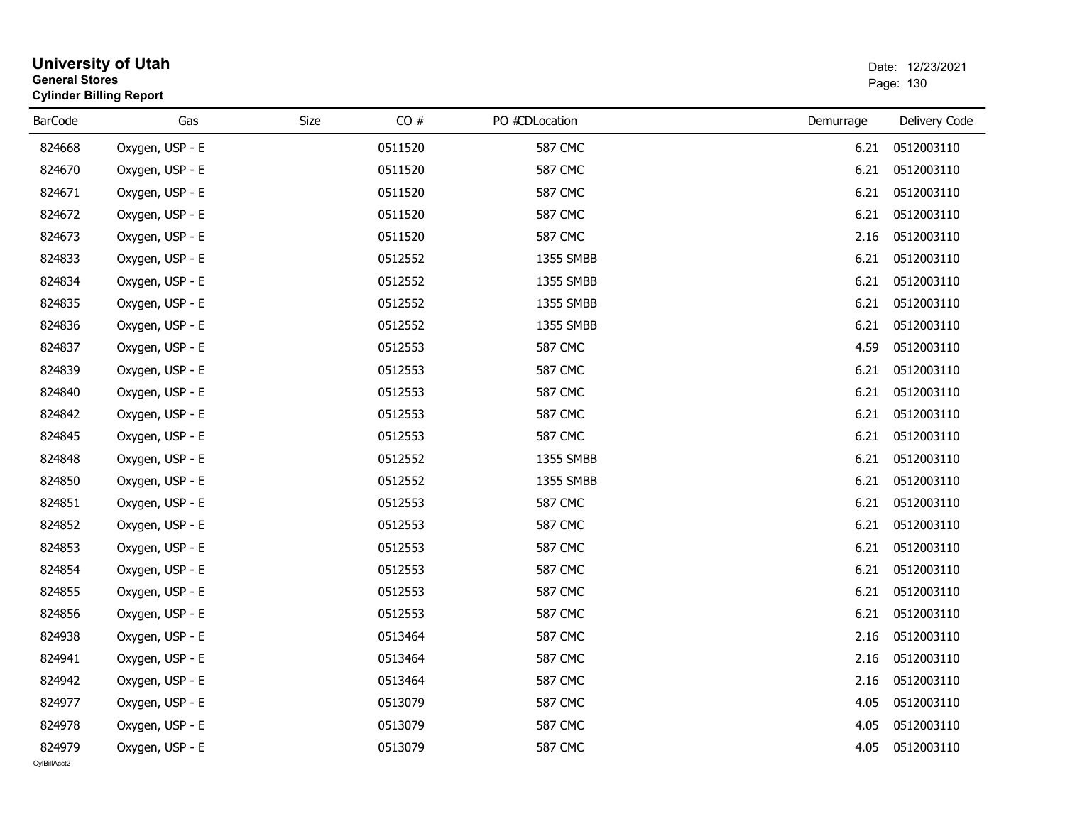**University of Utah**
**General Stores**
**Cylinder Billing Report**

Date: 12/23/2021

| BarCode | Gas | Size | CO # | PO # | CDLocation | Demurrage | Delivery Code |
|---|---|---|---|---|---|---|---|
| 824668 | Oxygen, USP - E | | 0511520 | | 587 CMC | 6.21 | 0512003110 |
| 824670 | Oxygen, USP - E | | 0511520 | | 587 CMC | 6.21 | 0512003110 |
| 824671 | Oxygen, USP - E | | 0511520 | | 587 CMC | 6.21 | 0512003110 |
| 824672 | Oxygen, USP - E | | 0511520 | | 587 CMC | 6.21 | 0512003110 |
| 824673 | Oxygen, USP - E | | 0511520 | | 587 CMC | 2.16 | 0512003110 |
| 824833 | Oxygen, USP - E | | 0512552 | | 1355 SMBB | 6.21 | 0512003110 |
| 824834 | Oxygen, USP - E | | 0512552 | | 1355 SMBB | 6.21 | 0512003110 |
| 824835 | Oxygen, USP - E | | 0512552 | | 1355 SMBB | 6.21 | 0512003110 |
| 824836 | Oxygen, USP - E | | 0512552 | | 1355 SMBB | 6.21 | 0512003110 |
| 824837 | Oxygen, USP - E | | 0512553 | | 587 CMC | 4.59 | 0512003110 |
| 824839 | Oxygen, USP - E | | 0512553 | | 587 CMC | 6.21 | 0512003110 |
| 824840 | Oxygen, USP - E | | 0512553 | | 587 CMC | 6.21 | 0512003110 |
| 824842 | Oxygen, USP - E | | 0512553 | | 587 CMC | 6.21 | 0512003110 |
| 824845 | Oxygen, USP - E | | 0512553 | | 587 CMC | 6.21 | 0512003110 |
| 824848 | Oxygen, USP - E | | 0512552 | | 1355 SMBB | 6.21 | 0512003110 |
| 824850 | Oxygen, USP - E | | 0512552 | | 1355 SMBB | 6.21 | 0512003110 |
| 824851 | Oxygen, USP - E | | 0512553 | | 587 CMC | 6.21 | 0512003110 |
| 824852 | Oxygen, USP - E | | 0512553 | | 587 CMC | 6.21 | 0512003110 |
| 824853 | Oxygen, USP - E | | 0512553 | | 587 CMC | 6.21 | 0512003110 |
| 824854 | Oxygen, USP - E | | 0512553 | | 587 CMC | 6.21 | 0512003110 |
| 824855 | Oxygen, USP - E | | 0512553 | | 587 CMC | 6.21 | 0512003110 |
| 824856 | Oxygen, USP - E | | 0512553 | | 587 CMC | 6.21 | 0512003110 |
| 824938 | Oxygen, USP - E | | 0513464 | | 587 CMC | 2.16 | 0512003110 |
| 824941 | Oxygen, USP - E | | 0513464 | | 587 CMC | 2.16 | 0512003110 |
| 824942 | Oxygen, USP - E | | 0513464 | | 587 CMC | 2.16 | 0512003110 |
| 824977 | Oxygen, USP - E | | 0513079 | | 587 CMC | 4.05 | 0512003110 |
| 824978 | Oxygen, USP - E | | 0513079 | | 587 CMC | 4.05 | 0512003110 |
| 824979 | Oxygen, USP - E | | 0513079 | | 587 CMC | 4.05 | 0512003110 |

CylBillAcct2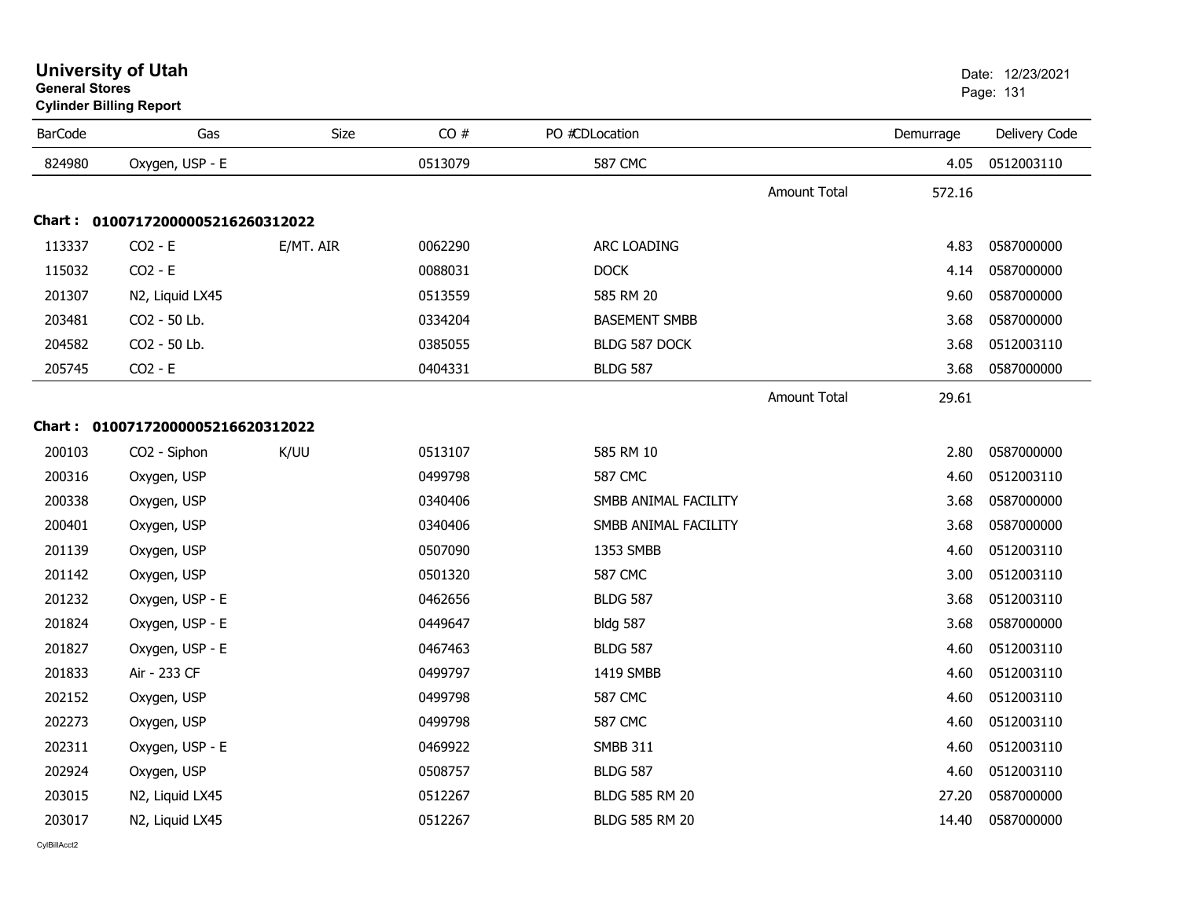# University of Utah
**General Stores**
**Cylinder Billing Report**

Date: 12/23/2021

| BarCode | Gas | Size | CO # | PO # | CD | Location | Demurrage | Delivery Code |
|---|---|---|---|---|---|---|---|---|
| 824980 | Oxygen, USP - E | | 0513079 | | | 587 CMC | 4.05 | 0512003110 |
| | | | | | | Amount Total | 572.16 | |

**Chart : 01007172000005216260312022**

| BarCode | Gas | Size | CO # | PO # | CD | Location | Demurrage | Delivery Code |
|---|---|---|---|---|---|---|---|---|
| 113337 | CO2 - E | E/MT. AIR | 0062290 | | | ARC LOADING | 4.83 | 0587000000 |
| 115032 | CO2 - E | | 0088031 | | | DOCK | 4.14 | 0587000000 |
| 201307 | N2, Liquid LX45 | | 0513559 | | | 585 RM 20 | 9.60 | 0587000000 |
| 203481 | CO2 - 50 Lb. | | 0334204 | | | BASEMENT SMBB | 3.68 | 0587000000 |
| 204582 | CO2 - 50 Lb. | | 0385055 | | | BLDG 587 DOCK | 3.68 | 0512003110 |
| 205745 | CO2 - E | | 0404331 | | | BLDG 587 | 3.68 | 0587000000 |
| | | | | | | Amount Total | 29.61 | |

**Chart : 01007172000005216620312022**

| BarCode | Gas | Size | CO # | PO # | CD | Location | Demurrage | Delivery Code |
|---|---|---|---|---|---|---|---|---|
| 200103 | CO2 - Siphon | K/UU | 0513107 | | | 585 RM 10 | 2.80 | 0587000000 |
| 200316 | Oxygen, USP | | 0499798 | | | 587 CMC | 4.60 | 0512003110 |
| 200338 | Oxygen, USP | | 0340406 | | | SMBB ANIMAL FACILITY | 3.68 | 0587000000 |
| 200401 | Oxygen, USP | | 0340406 | | | SMBB ANIMAL FACILITY | 3.68 | 0587000000 |
| 201139 | Oxygen, USP | | 0507090 | | | 1353 SMBB | 4.60 | 0512003110 |
| 201142 | Oxygen, USP | | 0501320 | | | 587 CMC | 3.00 | 0512003110 |
| 201232 | Oxygen, USP - E | | 0462656 | | | BLDG 587 | 3.68 | 0512003110 |
| 201824 | Oxygen, USP - E | | 0449647 | | | bldg 587 | 3.68 | 0587000000 |
| 201827 | Oxygen, USP - E | | 0467463 | | | BLDG 587 | 4.60 | 0512003110 |
| 201833 | Air - 233 CF | | 0499797 | | | 1419 SMBB | 4.60 | 0512003110 |
| 202152 | Oxygen, USP | | 0499798 | | | 587 CMC | 4.60 | 0512003110 |
| 202273 | Oxygen, USP | | 0499798 | | | 587 CMC | 4.60 | 0512003110 |
| 202311 | Oxygen, USP - E | | 0469922 | | | SMBB 311 | 4.60 | 0512003110 |
| 202924 | Oxygen, USP | | 0508757 | | | BLDG 587 | 4.60 | 0512003110 |
| 203015 | N2, Liquid LX45 | | 0512267 | | | BLDG 585 RM 20 | 27.20 | 0587000000 |
| 203017 | N2, Liquid LX45 | | 0512267 | | | BLDG 585 RM 20 | 14.40 | 0587000000 |

CylBillAcct2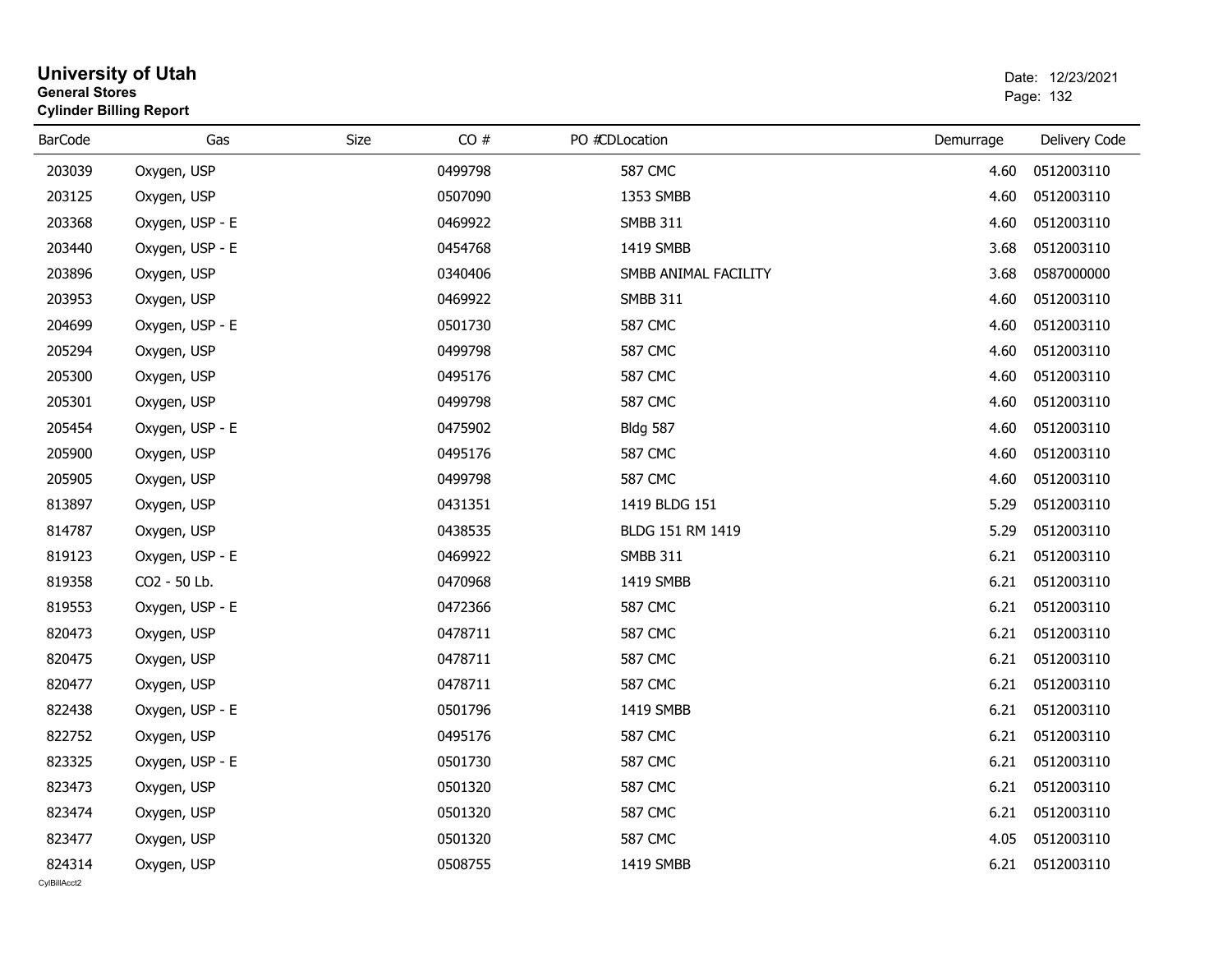# University of Utah

**General Stores**

**Cylinder Billing Report**

Date: 12/23/2021

| BarCode | Gas | Size | CO # | PO # | CDLocation | Demurrage | Delivery Code |
|---|---|---|---|---|---|---|---|
| 203039 | Oxygen, USP | | 0499798 | | 587 CMC | 4.60 | 0512003110 |
| 203125 | Oxygen, USP | | 0507090 | | 1353 SMBB | 4.60 | 0512003110 |
| 203368 | Oxygen, USP - E | | 0469922 | | SMBB 311 | 4.60 | 0512003110 |
| 203440 | Oxygen, USP - E | | 0454768 | | 1419 SMBB | 3.68 | 0512003110 |
| 203896 | Oxygen, USP | | 0340406 | | SMBB ANIMAL FACILITY | 3.68 | 0587000000 |
| 203953 | Oxygen, USP | | 0469922 | | SMBB 311 | 4.60 | 0512003110 |
| 204699 | Oxygen, USP - E | | 0501730 | | 587 CMC | 4.60 | 0512003110 |
| 205294 | Oxygen, USP | | 0499798 | | 587 CMC | 4.60 | 0512003110 |
| 205300 | Oxygen, USP | | 0495176 | | 587 CMC | 4.60 | 0512003110 |
| 205301 | Oxygen, USP | | 0499798 | | 587 CMC | 4.60 | 0512003110 |
| 205454 | Oxygen, USP - E | | 0475902 | | Bldg 587 | 4.60 | 0512003110 |
| 205900 | Oxygen, USP | | 0495176 | | 587 CMC | 4.60 | 0512003110 |
| 205905 | Oxygen, USP | | 0499798 | | 587 CMC | 4.60 | 0512003110 |
| 813897 | Oxygen, USP | | 0431351 | | 1419 BLDG 151 | 5.29 | 0512003110 |
| 814787 | Oxygen, USP | | 0438535 | | BLDG 151 RM 1419 | 5.29 | 0512003110 |
| 819123 | Oxygen, USP - E | | 0469922 | | SMBB 311 | 6.21 | 0512003110 |
| 819358 | CO2 - 50 Lb. | | 0470968 | | 1419 SMBB | 6.21 | 0512003110 |
| 819553 | Oxygen, USP - E | | 0472366 | | 587 CMC | 6.21 | 0512003110 |
| 820473 | Oxygen, USP | | 0478711 | | 587 CMC | 6.21 | 0512003110 |
| 820475 | Oxygen, USP | | 0478711 | | 587 CMC | 6.21 | 0512003110 |
| 820477 | Oxygen, USP | | 0478711 | | 587 CMC | 6.21 | 0512003110 |
| 822438 | Oxygen, USP - E | | 0501796 | | 1419 SMBB | 6.21 | 0512003110 |
| 822752 | Oxygen, USP | | 0495176 | | 587 CMC | 6.21 | 0512003110 |
| 823325 | Oxygen, USP - E | | 0501730 | | 587 CMC | 6.21 | 0512003110 |
| 823473 | Oxygen, USP | | 0501320 | | 587 CMC | 6.21 | 0512003110 |
| 823474 | Oxygen, USP | | 0501320 | | 587 CMC | 6.21 | 0512003110 |
| 823477 | Oxygen, USP | | 0501320 | | 587 CMC | 4.05 | 0512003110 |
| 824314 | Oxygen, USP | | 0508755 | | 1419 SMBB | 6.21 | 0512003110 |

CylBillAcct2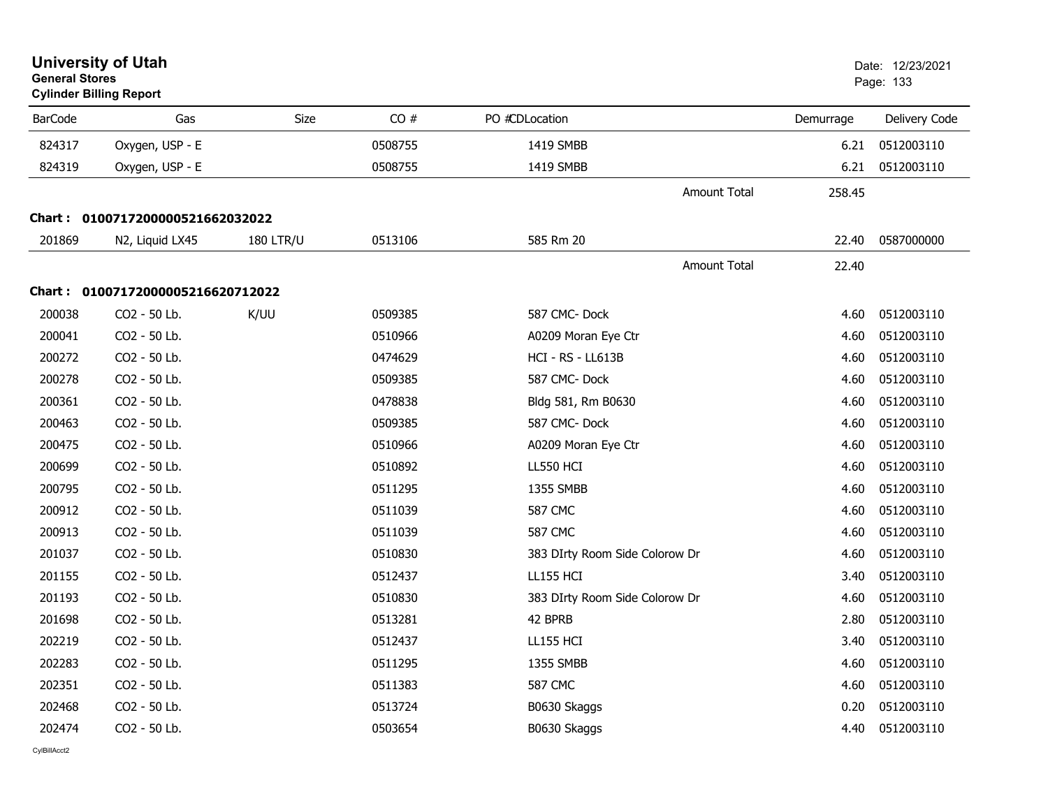# University of Utah
**General Stores**
**Cylinder Billing Report**

Date: 12/23/2021

| BarCode | Gas | Size | CO # | PO # | CD | Location | Demurrage | Delivery Code |
|---|---|---|---|---|---|---|---|---|
| 824317 | Oxygen, USP - E | | 0508755 | | | 1419 SMBB | 6.21 | 0512003110 |
| 824319 | Oxygen, USP - E | | 0508755 | | | 1419 SMBB | 6.21 | 0512003110 |
| | | | | | | Amount Total | 258.45 | |

**Chart : 01007172000005216620320 22**

| BarCode | Gas | Size | CO # | PO # | CD | Location | Demurrage | Delivery Code |
|---|---|---|---|---|---|---|---|---|
| 201869 | N2, Liquid LX45 | 180 LTR/U | 0513106 | | | 585 Rm 20 | 22.40 | 0587000000 |
| | | | | | | Amount Total | 22.40 | |

**Chart : 01007172000005216620712022**

| BarCode | Gas | Size | CO # | PO # | CD | Location | Demurrage | Delivery Code |
|---|---|---|---|---|---|---|---|---|
| 200038 | CO2 - 50 Lb. | K/UU | 0509385 | | | 587 CMC- Dock | 4.60 | 0512003110 |
| 200041 | CO2 - 50 Lb. | | 0510966 | | | A0209 Moran Eye Ctr | 4.60 | 0512003110 |
| 200272 | CO2 - 50 Lb. | | 0474629 | | | HCI - RS - LL613B | 4.60 | 0512003110 |
| 200278 | CO2 - 50 Lb. | | 0509385 | | | 587 CMC- Dock | 4.60 | 0512003110 |
| 200361 | CO2 - 50 Lb. | | 0478838 | | | Bldg 581, Rm B0630 | 4.60 | 0512003110 |
| 200463 | CO2 - 50 Lb. | | 0509385 | | | 587 CMC- Dock | 4.60 | 0512003110 |
| 200475 | CO2 - 50 Lb. | | 0510966 | | | A0209 Moran Eye Ctr | 4.60 | 0512003110 |
| 200699 | CO2 - 50 Lb. | | 0510892 | | | LL550 HCI | 4.60 | 0512003110 |
| 200795 | CO2 - 50 Lb. | | 0511295 | | | 1355 SMBB | 4.60 | 0512003110 |
| 200912 | CO2 - 50 Lb. | | 0511039 | | | 587 CMC | 4.60 | 0512003110 |
| 200913 | CO2 - 50 Lb. | | 0511039 | | | 587 CMC | 4.60 | 0512003110 |
| 201037 | CO2 - 50 Lb. | | 0510830 | | | 383 DIrty Room Side Colorow Dr | 4.60 | 0512003110 |
| 201155 | CO2 - 50 Lb. | | 0512437 | | | LL155 HCI | 3.40 | 0512003110 |
| 201193 | CO2 - 50 Lb. | | 0510830 | | | 383 DIrty Room Side Colorow Dr | 4.60 | 0512003110 |
| 201698 | CO2 - 50 Lb. | | 0513281 | | | 42 BPRB | 2.80 | 0512003110 |
| 202219 | CO2 - 50 Lb. | | 0512437 | | | LL155 HCI | 3.40 | 0512003110 |
| 202283 | CO2 - 50 Lb. | | 0511295 | | | 1355 SMBB | 4.60 | 0512003110 |
| 202351 | CO2 - 50 Lb. | | 0511383 | | | 587 CMC | 4.60 | 0512003110 |
| 202468 | CO2 - 50 Lb. | | 0513724 | | | B0630 Skaggs | 0.20 | 0512003110 |
| 202474 | CO2 - 50 Lb. | | 0503654 | | | B0630 Skaggs | 4.40 | 0512003110 |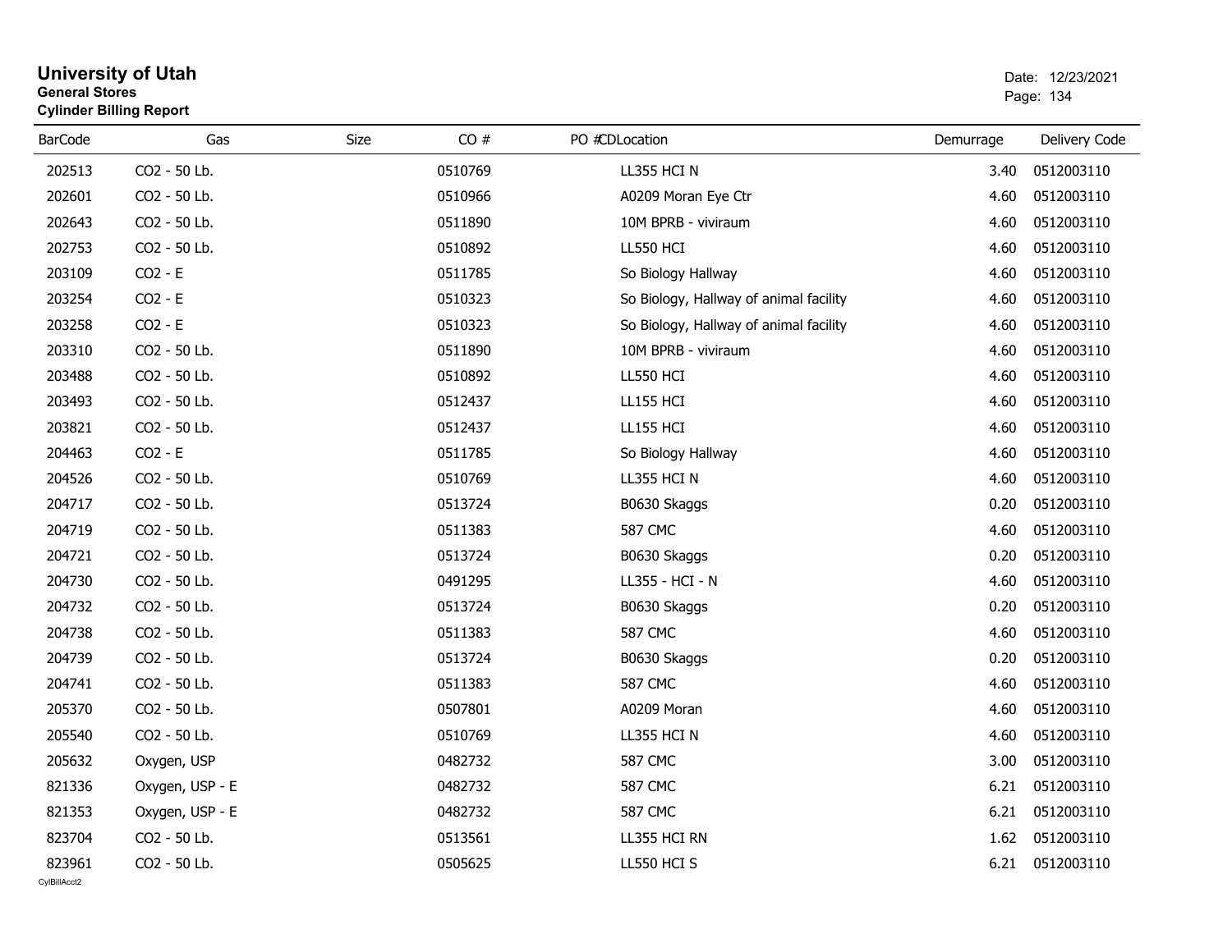# University of Utah

**General Stores**

**Cylinder Billing Report**

Date: 12/23/2021

| BarCode | Gas | Size | CO # | PO # | CDLocation | Demurrage | Delivery Code |
|---|---|---|---|---|---|---|---|
| 202513 | CO2 - 50 Lb. | | 0510769 | | LL355 HCI N | 3.40 | 0512003110 |
| 202601 | CO2 - 50 Lb. | | 0510966 | | A0209 Moran Eye Ctr | 4.60 | 0512003110 |
| 202643 | CO2 - 50 Lb. | | 0511890 | | 10M BPRB - viviraum | 4.60 | 0512003110 |
| 202753 | CO2 - 50 Lb. | | 0510892 | | LL550 HCI | 4.60 | 0512003110 |
| 203109 | CO2 - E | | 0511785 | | So Biology Hallway | 4.60 | 0512003110 |
| 203254 | CO2 - E | | 0510323 | | So Biology, Hallway of animal facility | 4.60 | 0512003110 |
| 203258 | CO2 - E | | 0510323 | | So Biology, Hallway of animal facility | 4.60 | 0512003110 |
| 203310 | CO2 - 50 Lb. | | 0511890 | | 10M BPRB - viviraum | 4.60 | 0512003110 |
| 203488 | CO2 - 50 Lb. | | 0510892 | | LL550 HCI | 4.60 | 0512003110 |
| 203493 | CO2 - 50 Lb. | | 0512437 | | LL155 HCI | 4.60 | 0512003110 |
| 203821 | CO2 - 50 Lb. | | 0512437 | | LL155 HCI | 4.60 | 0512003110 |
| 204463 | CO2 - E | | 0511785 | | So Biology Hallway | 4.60 | 0512003110 |
| 204526 | CO2 - 50 Lb. | | 0510769 | | LL355 HCI N | 4.60 | 0512003110 |
| 204717 | CO2 - 50 Lb. | | 0513724 | | B0630 Skaggs | 0.20 | 0512003110 |
| 204719 | CO2 - 50 Lb. | | 0511383 | | 587 CMC | 4.60 | 0512003110 |
| 204721 | CO2 - 50 Lb. | | 0513724 | | B0630 Skaggs | 0.20 | 0512003110 |
| 204730 | CO2 - 50 Lb. | | 0491295 | | LL355 - HCI - N | 4.60 | 0512003110 |
| 204732 | CO2 - 50 Lb. | | 0513724 | | B0630 Skaggs | 0.20 | 0512003110 |
| 204738 | CO2 - 50 Lb. | | 0511383 | | 587 CMC | 4.60 | 0512003110 |
| 204739 | CO2 - 50 Lb. | | 0513724 | | B0630 Skaggs | 0.20 | 0512003110 |
| 204741 | CO2 - 50 Lb. | | 0511383 | | 587 CMC | 4.60 | 0512003110 |
| 205370 | CO2 - 50 Lb. | | 0507801 | | A0209 Moran | 4.60 | 0512003110 |
| 205540 | CO2 - 50 Lb. | | 0510769 | | LL355 HCI N | 4.60 | 0512003110 |
| 205632 | Oxygen, USP | | 0482732 | | 587 CMC | 3.00 | 0512003110 |
| 821336 | Oxygen, USP - E | | 0482732 | | 587 CMC | 6.21 | 0512003110 |
| 821353 | Oxygen, USP - E | | 0482732 | | 587 CMC | 6.21 | 0512003110 |
| 823704 | CO2 - 50 Lb. | | 0513561 | | LL355 HCI RN | 1.62 | 0512003110 |
| 823961 | CO2 - 50 Lb. | | 0505625 | | LL550 HCI S | 6.21 | 0512003110 |

CylBillAcct2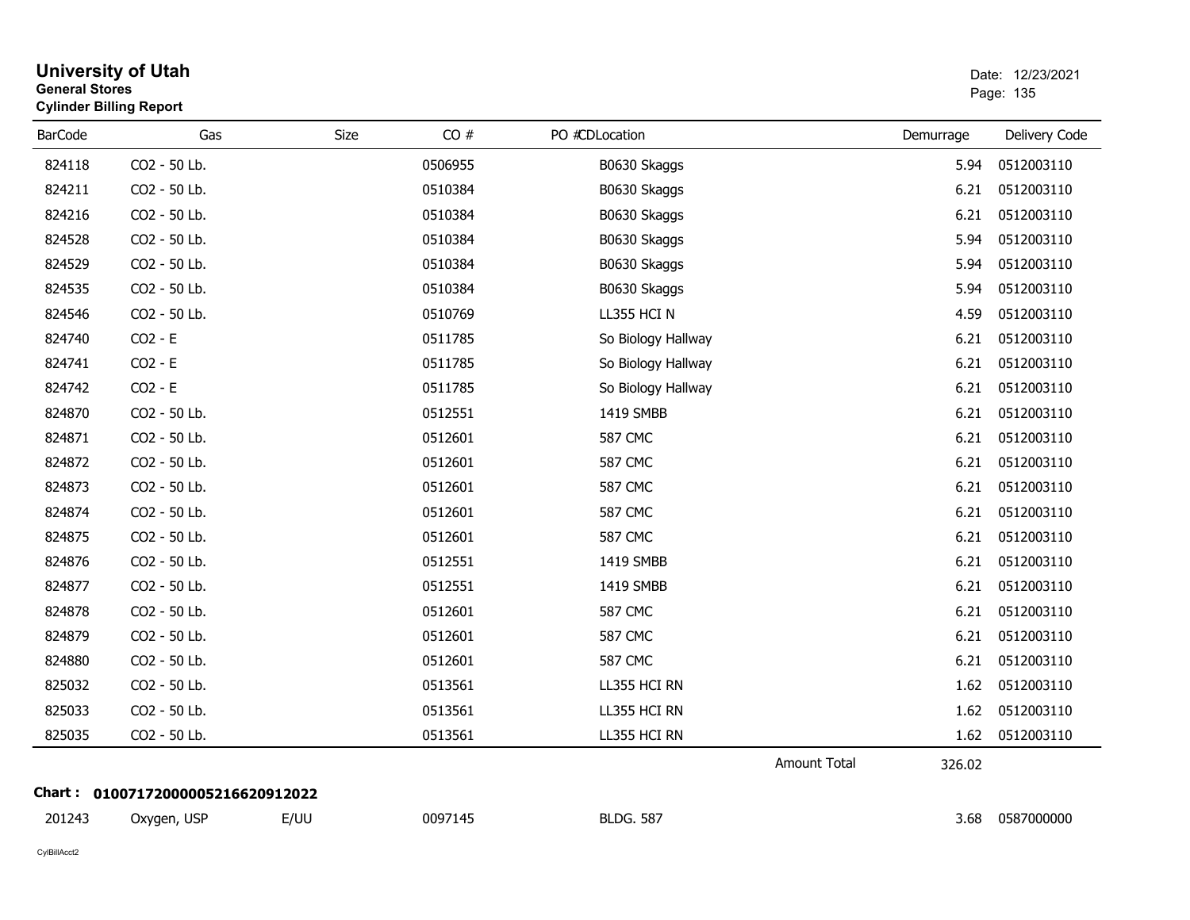**University of Utah**
**General Stores**
**Cylinder Billing Report**

Date: 12/23/2021

| BarCode | Gas | Size | CO # | PO # | CDLocation | Demurrage | Delivery Code |
|---|---|---|---|---|---|---|---|
| 824118 | CO2 - 50 Lb. | | 0506955 | | B0630 Skaggs | 5.94 | 0512003110 |
| 824211 | CO2 - 50 Lb. | | 0510384 | | B0630 Skaggs | 6.21 | 0512003110 |
| 824216 | CO2 - 50 Lb. | | 0510384 | | B0630 Skaggs | 6.21 | 0512003110 |
| 824528 | CO2 - 50 Lb. | | 0510384 | | B0630 Skaggs | 5.94 | 0512003110 |
| 824529 | CO2 - 50 Lb. | | 0510384 | | B0630 Skaggs | 5.94 | 0512003110 |
| 824535 | CO2 - 50 Lb. | | 0510384 | | B0630 Skaggs | 5.94 | 0512003110 |
| 824546 | CO2 - 50 Lb. | | 0510769 | | LL355 HCI N | 4.59 | 0512003110 |
| 824740 | CO2 - E | | 0511785 | | So Biology Hallway | 6.21 | 0512003110 |
| 824741 | CO2 - E | | 0511785 | | So Biology Hallway | 6.21 | 0512003110 |
| 824742 | CO2 - E | | 0511785 | | So Biology Hallway | 6.21 | 0512003110 |
| 824870 | CO2 - 50 Lb. | | 0512551 | | 1419 SMBB | 6.21 | 0512003110 |
| 824871 | CO2 - 50 Lb. | | 0512601 | | 587 CMC | 6.21 | 0512003110 |
| 824872 | CO2 - 50 Lb. | | 0512601 | | 587 CMC | 6.21 | 0512003110 |
| 824873 | CO2 - 50 Lb. | | 0512601 | | 587 CMC | 6.21 | 0512003110 |
| 824874 | CO2 - 50 Lb. | | 0512601 | | 587 CMC | 6.21 | 0512003110 |
| 824875 | CO2 - 50 Lb. | | 0512601 | | 587 CMC | 6.21 | 0512003110 |
| 824876 | CO2 - 50 Lb. | | 0512551 | | 1419 SMBB | 6.21 | 0512003110 |
| 824877 | CO2 - 50 Lb. | | 0512551 | | 1419 SMBB | 6.21 | 0512003110 |
| 824878 | CO2 - 50 Lb. | | 0512601 | | 587 CMC | 6.21 | 0512003110 |
| 824879 | CO2 - 50 Lb. | | 0512601 | | 587 CMC | 6.21 | 0512003110 |
| 824880 | CO2 - 50 Lb. | | 0512601 | | 587 CMC | 6.21 | 0512003110 |
| 825032 | CO2 - 50 Lb. | | 0513561 | | LL355 HCI RN | 1.62 | 0512003110 |
| 825033 | CO2 - 50 Lb. | | 0513561 | | LL355 HCI RN | 1.62 | 0512003110 |
| 825035 | CO2 - 50 Lb. | | 0513561 | | LL355 HCI RN | 1.62 | 0512003110 |

Amount Total: 326.02

**Chart : 01007172000005216620912022**

| BarCode | Gas | Size | CO # | PO # | CDLocation | Demurrage | Delivery Code |
|---|---|---|---|---|---|---|---|
| 201243 | Oxygen, USP | E/UU | 0097145 | | BLDG. 587 | 3.68 | 0587000000 |

CylBillAcct2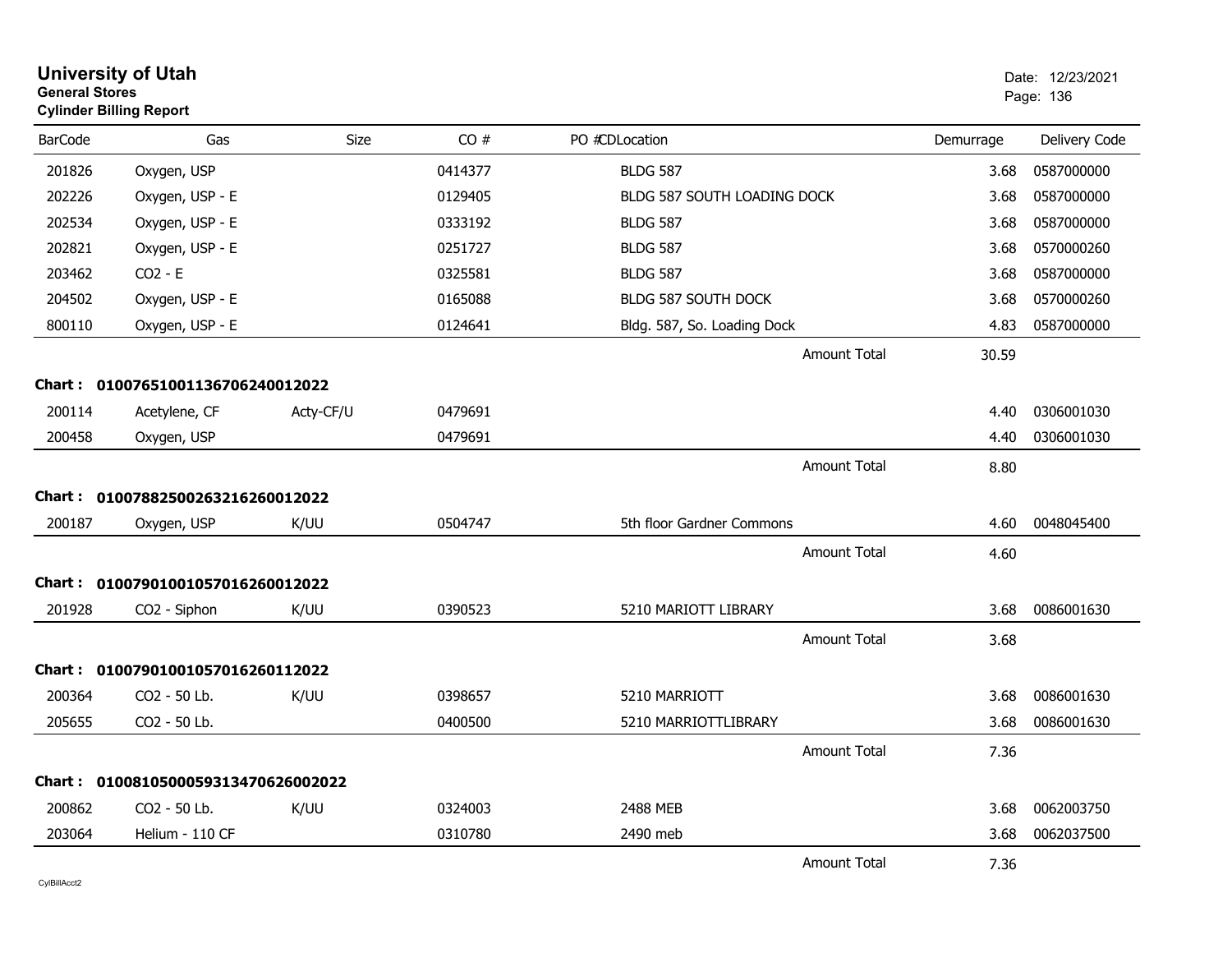**University of Utah**
**General Stores**
**Cylinder Billing Report**

Date: 12/23/2021

| BarCode | Gas | Size | CO # | PO #CDLocation | Demurrage | Delivery Code |
|---|---|---|---|---|---|---|
| 201826 | Oxygen, USP | | 0414377 | BLDG 587 | 3.68 | 0587000000 |
| 202226 | Oxygen, USP - E | | 0129405 | BLDG 587 SOUTH LOADING DOCK | 3.68 | 0587000000 |
| 202534 | Oxygen, USP - E | | 0333192 | BLDG 587 | 3.68 | 0587000000 |
| 202821 | Oxygen, USP - E | | 0251727 | BLDG 587 | 3.68 | 0570000260 |
| 203462 | CO2 - E | | 0325581 | BLDG 587 | 3.68 | 0587000000 |
| 204502 | Oxygen, USP - E | | 0165088 | BLDG 587 SOUTH DOCK | 3.68 | 0570000260 |
| 800110 | Oxygen, USP - E | | 0124641 | Bldg. 587, So. Loading Dock | 4.83 | 0587000000 |
| | | | | Amount Total | 30.59 | |

**Chart : 01007651001136706240012022**

| BarCode | Gas | Size | CO # | PO #CDLocation | Demurrage | Delivery Code |
|---|---|---|---|---|---|---|
| 200114 | Acetylene, CF | Acty-CF/U | 0479691 | | 4.40 | 0306001030 |
| 200458 | Oxygen, USP | | 0479691 | | 4.40 | 0306001030 |
| | | | | Amount Total | 8.80 | |

**Chart : 01007882500263216260012022**

| BarCode | Gas | Size | CO # | PO #CDLocation | Demurrage | Delivery Code |
|---|---|---|---|---|---|---|
| 200187 | Oxygen, USP | K/UU | 0504747 | 5th floor Gardner Commons | 4.60 | 0048045400 |
| | | | | Amount Total | 4.60 | |

**Chart : 01007901001057016260012022**

| BarCode | Gas | Size | CO # | PO #CDLocation | Demurrage | Delivery Code |
|---|---|---|---|---|---|---|
| 201928 | CO2 - Siphon | K/UU | 0390523 | 5210 MARIOTT LIBRARY | 3.68 | 0086001630 |
| | | | | Amount Total | 3.68 | |

**Chart : 01007901001057016260112022**

| BarCode | Gas | Size | CO # | PO #CDLocation | Demurrage | Delivery Code |
|---|---|---|---|---|---|---|
| 200364 | CO2 - 50 Lb. | K/UU | 0398657 | 5210 MARRIOTT | 3.68 | 0086001630 |
| 205655 | CO2 - 50 Lb. | | 0400500 | 5210 MARRIOTTLIBRARY | 3.68 | 0086001630 |
| | | | | Amount Total | 7.36 | |

**Chart : 01008105000593134706260020​22**

| BarCode | Gas | Size | CO # | PO #CDLocation | Demurrage | Delivery Code |
|---|---|---|---|---|---|---|
| 200862 | CO2 - 50 Lb. | K/UU | 0324003 | 2488 MEB | 3.68 | 0062003750 |
| 203064 | Helium - 110 CF | | 0310780 | 2490 meb | 3.68 | 0062037500 |
| | | | | Amount Total | 7.36 | |

CylBillAcct2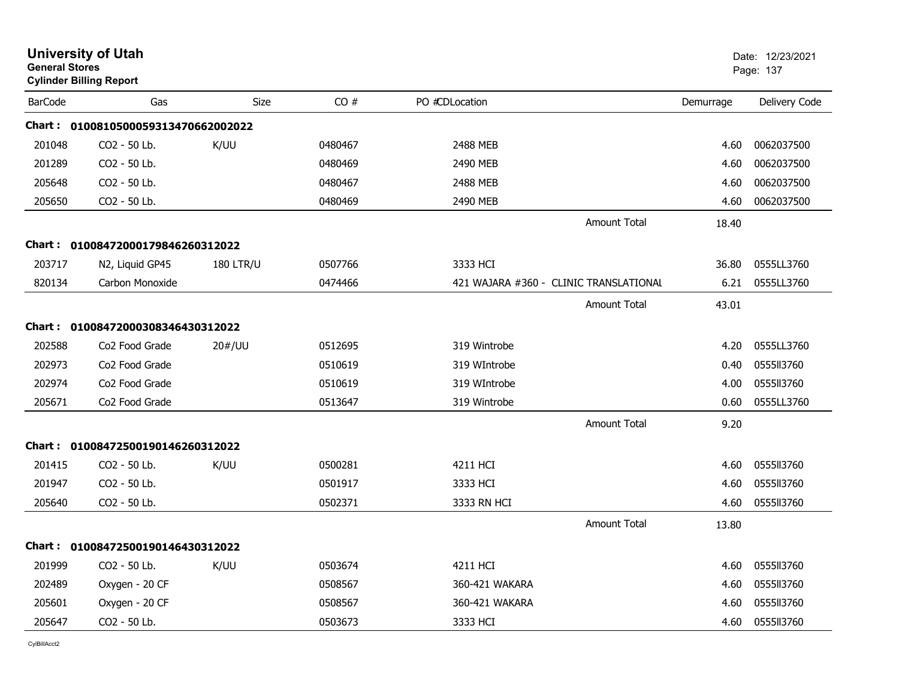**University of Utah**
**General Stores**
**Cylinder Billing Report**

Date: 12/23/2021

| BarCode | Gas | Size | CO # | PO #CDLocation | | Demurrage | Delivery Code |
|---|---|---|---|---|---|---|---|
| **Chart :** | **01008105000593134706620020​22** | | | | | | |
| 201048 | CO2 - 50 Lb. | K/UU | 0480467 | 2488 MEB | | 4.60 | 0062037500 |
| 201289 | CO2 - 50 Lb. | | 0480469 | 2490 MEB | | 4.60 | 0062037500 |
| 205648 | CO2 - 50 Lb. | | 0480467 | 2488 MEB | | 4.60 | 0062037500 |
| 205650 | CO2 - 50 Lb. | | 0480469 | 2490 MEB | | 4.60 | 0062037500 |
| | | | | | Amount Total | 18.40 | |
| **Chart :** | **01008472000179846260312022** | | | | | | |
| 203717 | N2, Liquid GP45 | 180 LTR/U | 0507766 | 3333 HCI | | 36.80 | 0555LL3760 |
| 820134 | Carbon Monoxide | | 0474466 | 421 WAJARA #360 - CLINIC TRANSLATIONAL | | 6.21 | 0555LL3760 |
| | | | | | Amount Total | 43.01 | |
| **Chart :** | **01008472000308346430312022** | | | | | | |
| 202588 | Co2 Food Grade | 20#/UU | 0512695 | 319 Wintrobe | | 4.20 | 0555LL3760 |
| 202973 | Co2 Food Grade | | 0510619 | 319 WIntrobe | | 0.40 | 0555ll3760 |
| 202974 | Co2 Food Grade | | 0510619 | 319 WIntrobe | | 4.00 | 0555ll3760 |
| 205671 | Co2 Food Grade | | 0513647 | 319 Wintrobe | | 0.60 | 0555LL3760 |
| | | | | | Amount Total | 9.20 | |
| **Chart :** | **01008472500190146260312022** | | | | | | |
| 201415 | CO2 - 50 Lb. | K/UU | 0500281 | 4211 HCI | | 4.60 | 0555ll3760 |
| 201947 | CO2 - 50 Lb. | | 0501917 | 3333 HCI | | 4.60 | 0555ll3760 |
| 205640 | CO2 - 50 Lb. | | 0502371 | 3333 RN HCI | | 4.60 | 0555ll3760 |
| | | | | | Amount Total | 13.80 | |
| **Chart :** | **01008472500190146430312022** | | | | | | |
| 201999 | CO2 - 50 Lb. | K/UU | 0503674 | 4211 HCI | | 4.60 | 0555ll3760 |
| 202489 | Oxygen - 20 CF | | 0508567 | 360-421 WAKARA | | 4.60 | 0555ll3760 |
| 205601 | Oxygen - 20 CF | | 0508567 | 360-421 WAKARA | | 4.60 | 0555ll3760 |
| 205647 | CO2 - 50 Lb. | | 0503673 | 3333 HCI | | 4.60 | 0555ll3760 |

CylBillAcct2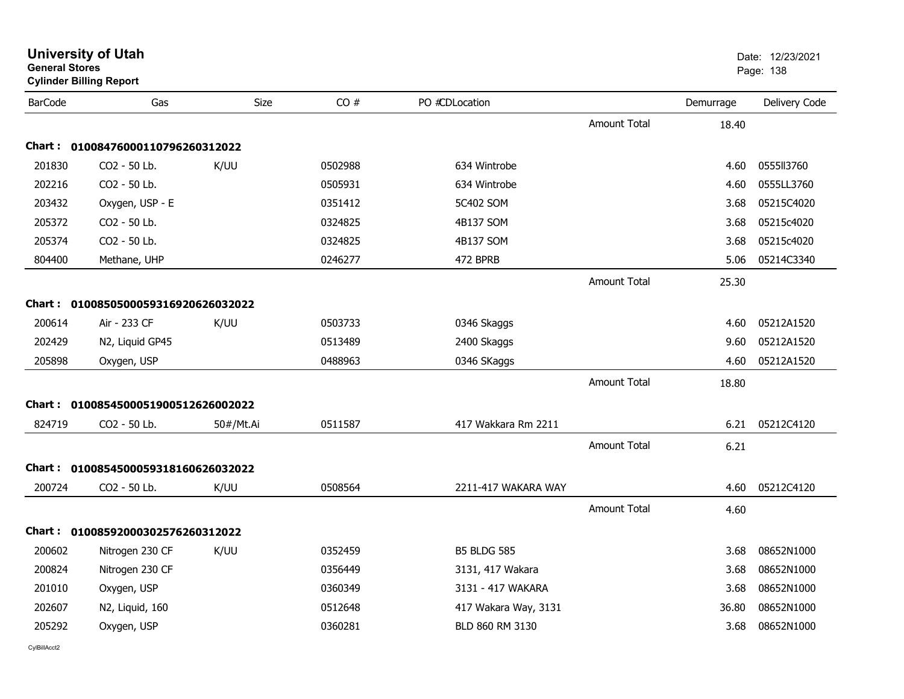# University of Utah
**General Stores**
**Cylinder Billing Report**

Date: 12/23/2021

| BarCode | Gas | Size | CO # | PO # | CD | Location | | Demurrage | Delivery Code |
|---|---|---|---|---|---|---|---|---|---|
| | | | | | | | Amount Total | 18.40 | |
| **Chart : 01008476000110796260312022** | | | | | | | | | |
| 201830 | CO2 - 50 Lb. | K/UU | 0502988 | | | 634 Wintrobe | | 4.60 | 0555ll3760 |
| 202216 | CO2 - 50 Lb. | | 0505931 | | | 634 Wintrobe | | 4.60 | 0555LL3760 |
| 203432 | Oxygen, USP - E | | 0351412 | | | 5C402 SOM | | 3.68 | 05215C4020 |
| 205372 | CO2 - 50 Lb. | | 0324825 | | | 4B137 SOM | | 3.68 | 05215c4020 |
| 205374 | CO2 - 50 Lb. | | 0324825 | | | 4B137 SOM | | 3.68 | 05215c4020 |
| 804400 | Methane, UHP | | 0246277 | | | 472 BPRB | | 5.06 | 05214C3340 |
| | | | | | | | Amount Total | 25.30 | |
| **Chart : 01008505000593169206260320​22** | | | | | | | | | |
| 200614 | Air - 233 CF | K/UU | 0503733 | | | 0346 Skaggs | | 4.60 | 05212A1520 |
| 202429 | N2, Liquid GP45 | | 0513489 | | | 2400 Skaggs | | 9.60 | 05212A1520 |
| 205898 | Oxygen, USP | | 0488963 | | | 0346 SKaggs | | 4.60 | 05212A1520 |
| | | | | | | | Amount Total | 18.80 | |
| **Chart : 01008545000519005126260020​22** | | | | | | | | | |
| 824719 | CO2 - 50 Lb. | 50#/Mt.Ai | 0511587 | | | 417 Wakkara Rm 2211 | | 6.21 | 05212C4120 |
| | | | | | | | Amount Total | 6.21 | |
| **Chart : 01008545000593181606260320​22** | | | | | | | | | |
| 200724 | CO2 - 50 Lb. | K/UU | 0508564 | | | 2211-417 WAKARA WAY | | 4.60 | 05212C4120 |
| | | | | | | | Amount Total | 4.60 | |
| **Chart : 01008592000302576260312022** | | | | | | | | | |
| 200602 | Nitrogen 230 CF | K/UU | 0352459 | | | B5 BLDG 585 | | 3.68 | 08652N1000 |
| 200824 | Nitrogen 230 CF | | 0356449 | | | 3131, 417 Wakara | | 3.68 | 08652N1000 |
| 201010 | Oxygen, USP | | 0360349 | | | 3131 - 417 WAKARA | | 3.68 | 08652N1000 |
| 202607 | N2, Liquid, 160 | | 0512648 | | | 417 Wakara Way, 3131 | | 36.80 | 08652N1000 |
| 205292 | Oxygen, USP | | 0360281 | | | BLD 860 RM 3130 | | 3.68 | 08652N1000 |

CylBillAcct2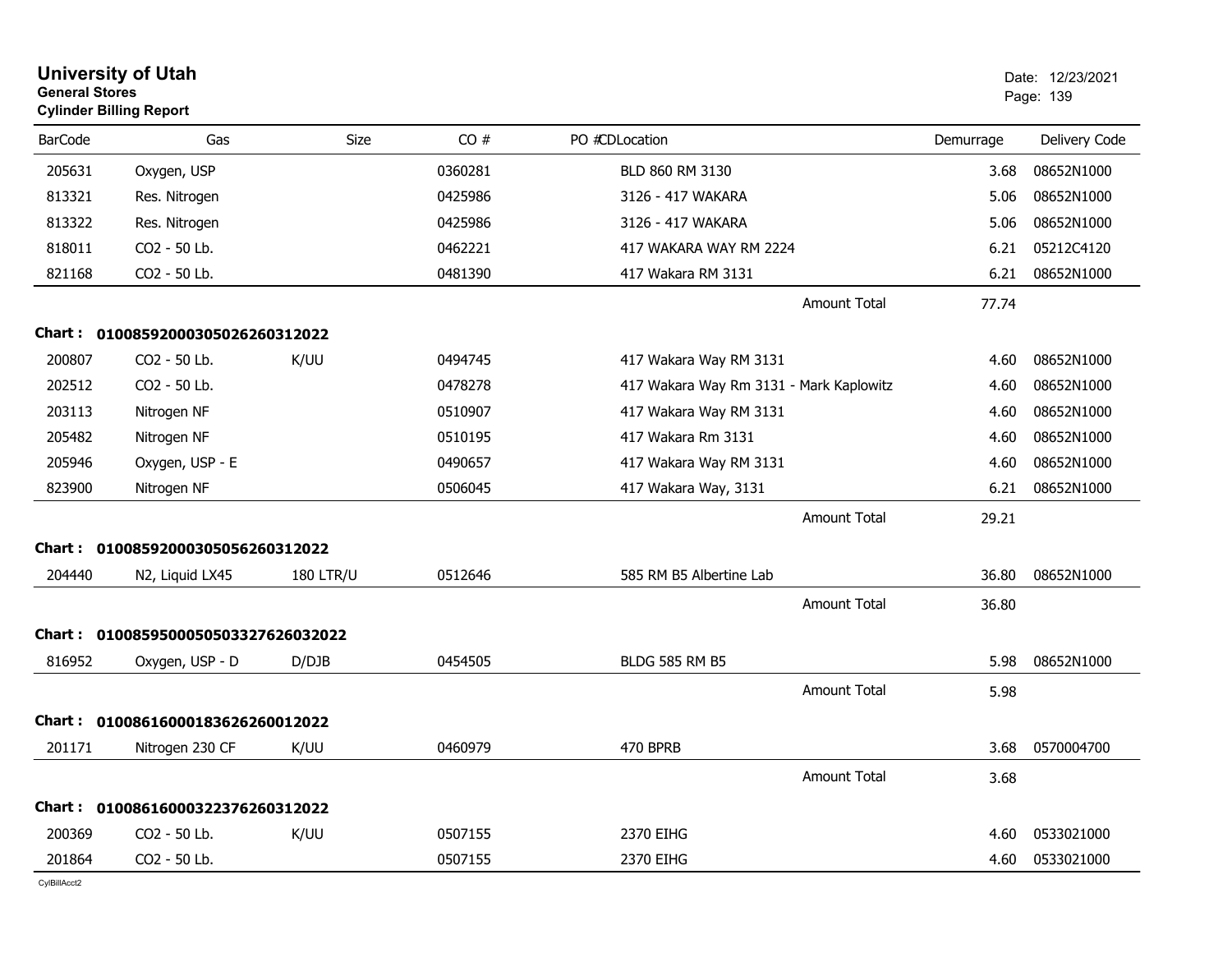# University of Utah
**General Stores**
**Cylinder Billing Report**

Date: 12/23/2021

| BarCode | Gas | Size | CO # | PO # | CDLocation | Demurrage | Delivery Code |
|---|---|---|---|---|---|---|---|
| 205631 | Oxygen, USP | | 0360281 | | BLD 860 RM 3130 | 3.68 | 08652N1000 |
| 813321 | Res. Nitrogen | | 0425986 | | 3126 - 417 WAKARA | 5.06 | 08652N1000 |
| 813322 | Res. Nitrogen | | 0425986 | | 3126 - 417 WAKARA | 5.06 | 08652N1000 |
| 818011 | CO2 - 50 Lb. | | 0462221 | | 417 WAKARA WAY RM 2224 | 6.21 | 05212C4120 |
| 821168 | CO2 - 50 Lb. | | 0481390 | | 417 Wakara RM 3131 | 6.21 | 08652N1000 |
| | | | | | Amount Total | 77.74 | |
| **Chart :** | **01008592000305026260312022** | | | | | | |
| 200807 | CO2 - 50 Lb. | K/UU | 0494745 | | 417 Wakara Way RM 3131 | 4.60 | 08652N1000 |
| 202512 | CO2 - 50 Lb. | | 0478278 | | 417 Wakara Way Rm 3131 - Mark Kaplowitz | 4.60 | 08652N1000 |
| 203113 | Nitrogen NF | | 0510907 | | 417 Wakara Way RM 3131 | 4.60 | 08652N1000 |
| 205482 | Nitrogen NF | | 0510195 | | 417 Wakara Rm 3131 | 4.60 | 08652N1000 |
| 205946 | Oxygen, USP - E | | 0490657 | | 417 Wakara Way RM 3131 | 4.60 | 08652N1000 |
| 823900 | Nitrogen NF | | 0506045 | | 417 Wakara Way, 3131 | 6.21 | 08652N1000 |
| | | | | | Amount Total | 29.21 | |
| **Chart :** | **01008592000305056260312022** | | | | | | |
| 204440 | N2, Liquid LX45 | 180 LTR/U | 0512646 | | 585 RM B5 Albertine Lab | 36.80 | 08652N1000 |
| | | | | | Amount Total | 36.80 | |
| **Chart :** | **01008595000505033276260320​22** | | | | | | |
| 816952 | Oxygen, USP - D | D/DJB | 0454505 | | BLDG 585 RM B5 | 5.98 | 08652N1000 |
| | | | | | Amount Total | 5.98 | |
| **Chart :** | **01008616000183626260012022** | | | | | | |
| 201171 | Nitrogen 230 CF | K/UU | 0460979 | | 470 BPRB | 3.68 | 0570004700 |
| | | | | | Amount Total | 3.68 | |
| **Chart :** | **01008616000322376260312022** | | | | | | |
| 200369 | CO2 - 50 Lb. | K/UU | 0507155 | | 2370 EIHG | 4.60 | 0533021000 |
| 201864 | CO2 - 50 Lb. | | 0507155 | | 2370 EIHG | 4.60 | 0533021000 |

CylBillAcct2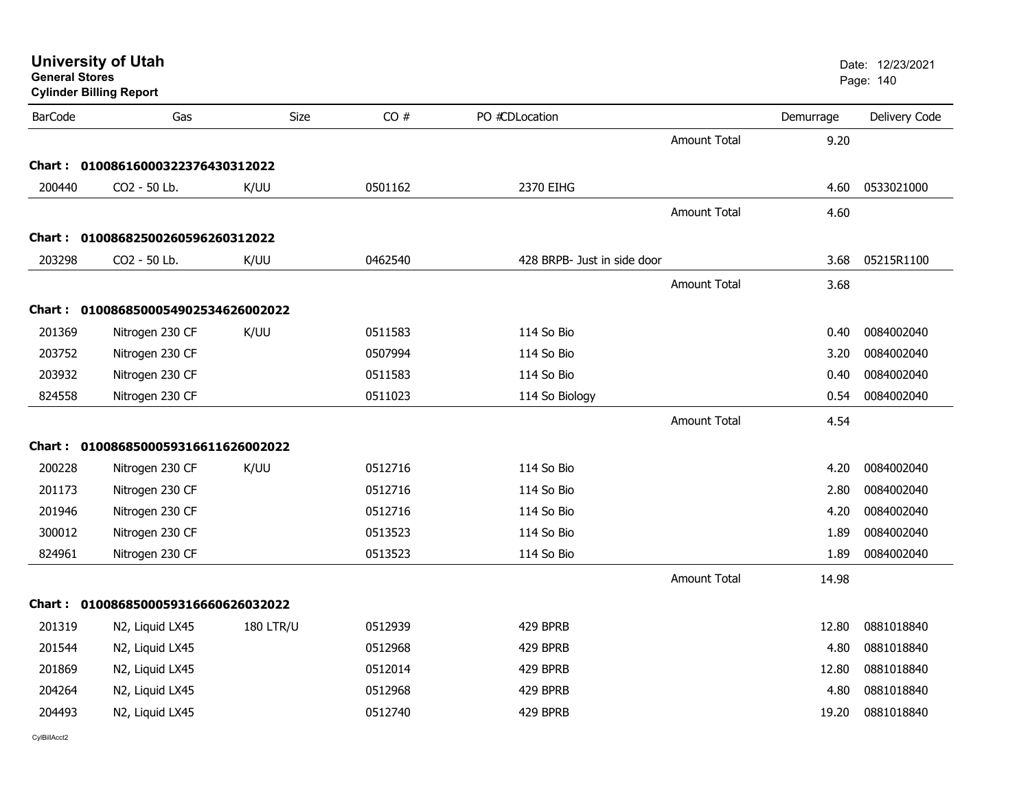# University of Utah

**General Stores**

**Cylinder Billing Report**

Date: 12/23/2021

| BarCode | Gas | Size | CO # | PO # | CD | Location | | Demurrage | Delivery Code |
|---|---|---|---|---|---|---|---|---|---|
| | | | | | | | Amount Total | 9.20 | |
| **Chart :** | **01008616000322376430312022** | | | | | | | | |
| 200440 | CO2 - 50 Lb. | K/UU | 0501162 | | | 2370 EIHG | | 4.60 | 0533021000 |
| | | | | | | | Amount Total | 4.60 | |
| **Chart :** | **01008682500260596260312022** | | | | | | | | |
| 203298 | CO2 - 50 Lb. | K/UU | 0462540 | | | 428 BRPB- Just in side door | | 3.68 | 05215R1100 |
| | | | | | | | Amount Total | 3.68 | |
| **Chart :** | **01008685000549025346260020​22** | | | | | | | | |
| 201369 | Nitrogen 230 CF | K/UU | 0511583 | | | 114 So Bio | | 0.40 | 0084002040 |
| 203752 | Nitrogen 230 CF | | 0507994 | | | 114 So Bio | | 3.20 | 0084002040 |
| 203932 | Nitrogen 230 CF | | 0511583 | | | 114 So Bio | | 0.40 | 0084002040 |
| 824558 | Nitrogen 230 CF | | 0511023 | | | 114 So Biology | | 0.54 | 0084002040 |
| | | | | | | | Amount Total | 4.54 | |
| **Chart :** | **010086850005931661162600​2022** | | | | | | | | |
| 200228 | Nitrogen 230 CF | K/UU | 0512716 | | | 114 So Bio | | 4.20 | 0084002040 |
| 201173 | Nitrogen 230 CF | | 0512716 | | | 114 So Bio | | 2.80 | 0084002040 |
| 201946 | Nitrogen 230 CF | | 0512716 | | | 114 So Bio | | 4.20 | 0084002040 |
| 300012 | Nitrogen 230 CF | | 0513523 | | | 114 So Bio | | 1.89 | 0084002040 |
| 824961 | Nitrogen 230 CF | | 0513523 | | | 114 So Bio | | 1.89 | 0084002040 |
| | | | | | | | Amount Total | 14.98 | |
| **Chart :** | **01008685000593166606260320​22** | | | | | | | | |
| 201319 | N2, Liquid LX45 | 180 LTR/U | 0512939 | | | 429 BPRB | | 12.80 | 0881018840 |
| 201544 | N2, Liquid LX45 | | 0512968 | | | 429 BPRB | | 4.80 | 0881018840 |
| 201869 | N2, Liquid LX45 | | 0512014 | | | 429 BPRB | | 12.80 | 0881018840 |
| 204264 | N2, Liquid LX45 | | 0512968 | | | 429 BPRB | | 4.80 | 0881018840 |
| 204493 | N2, Liquid LX45 | | 0512740 | | | 429 BPRB | | 19.20 | 0881018840 |

CylBillAcct2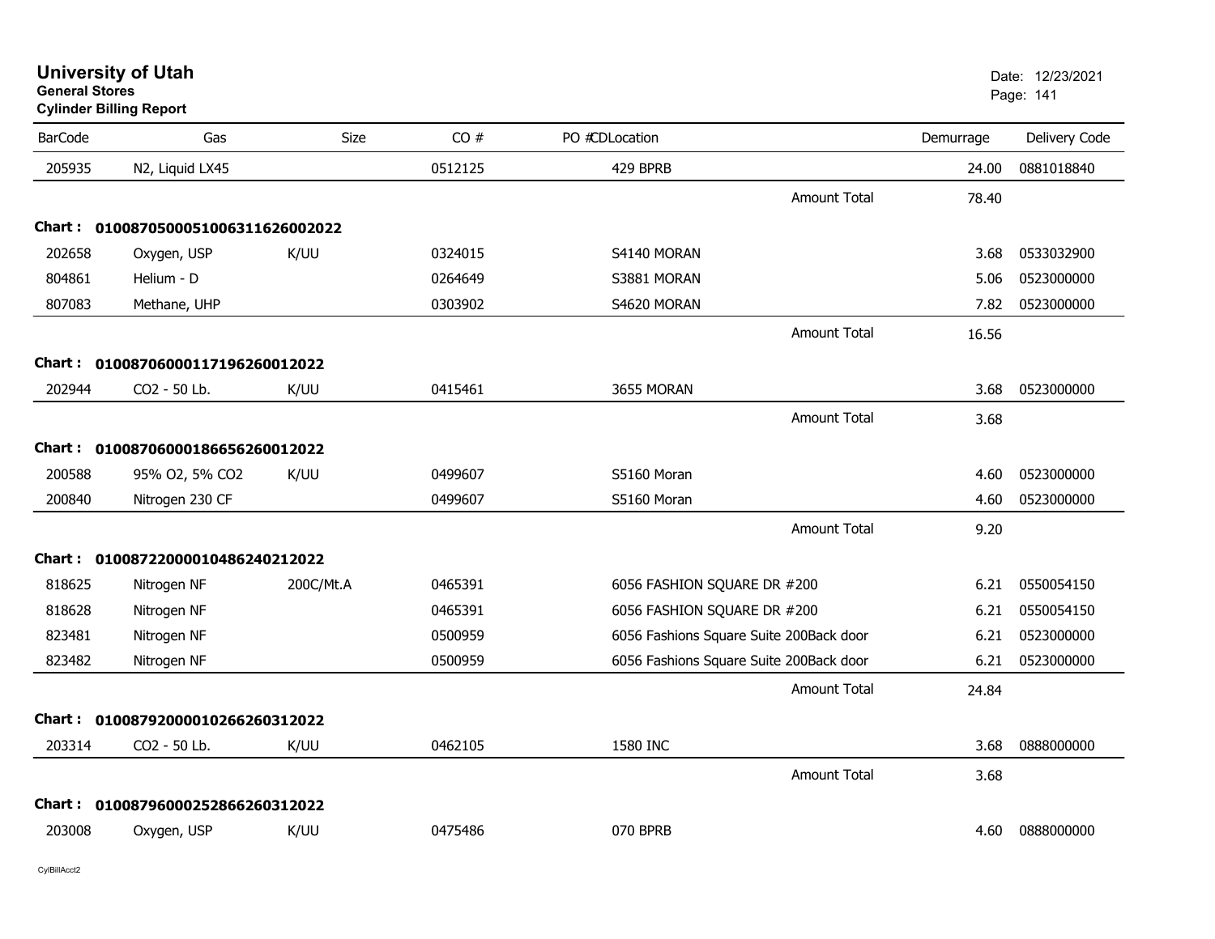# University of Utah

**General Stores**

**Cylinder Billing Report**

Date: 12/23/2021

| BarCode | Gas | Size | CO # | PO # | CDLocation | Demurrage | Delivery Code |
|---|---|---|---|---|---|---|---|
| 205935 | N2, Liquid LX45 | | 0512125 | | 429 BPRB | 24.00 | 0881018840 |
| | | | | | Amount Total | 78.40 | |
| **Chart :** | **01008705000510063116260020 22** | | | | | | |
| 202658 | Oxygen, USP | K/UU | 0324015 | | S4140 MORAN | 3.68 | 0533032900 |
| 804861 | Helium - D | | 0264649 | | S3881 MORAN | 5.06 | 0523000000 |
| 807083 | Methane, UHP | | 0303902 | | S4620 MORAN | 7.82 | 0523000000 |
| | | | | | Amount Total | 16.56 | |
| **Chart :** | **01008706000117196260012022** | | | | | | |
| 202944 | CO2 - 50 Lb. | K/UU | 0415461 | | 3655 MORAN | 3.68 | 0523000000 |
| | | | | | Amount Total | 3.68 | |
| **Chart :** | **01008706000186656260012022** | | | | | | |
| 200588 | 95% O2, 5% CO2 | K/UU | 0499607 | | S5160 Moran | 4.60 | 0523000000 |
| 200840 | Nitrogen 230 CF | | 0499607 | | S5160 Moran | 4.60 | 0523000000 |
| | | | | | Amount Total | 9.20 | |
| **Chart :** | **01008722000010486240212022** | | | | | | |
| 818625 | Nitrogen NF | 200C/Mt.A | 0465391 | | 6056 FASHION SQUARE DR #200 | 6.21 | 0550054150 |
| 818628 | Nitrogen NF | | 0465391 | | 6056 FASHION SQUARE DR #200 | 6.21 | 0550054150 |
| 823481 | Nitrogen NF | | 0500959 | | 6056 Fashions Square Suite 200Back door | 6.21 | 0523000000 |
| 823482 | Nitrogen NF | | 0500959 | | 6056 Fashions Square Suite 200Back door | 6.21 | 0523000000 |
| | | | | | Amount Total | 24.84 | |
| **Chart :** | **01008792000010266260312022** | | | | | | |
| 203314 | CO2 - 50 Lb. | K/UU | 0462105 | | 1580 INC | 3.68 | 0888000000 |
| | | | | | Amount Total | 3.68 | |
| **Chart :** | **01008796000252866260312022** | | | | | | |
| 203008 | Oxygen, USP | K/UU | 0475486 | | 070 BPRB | 4.60 | 0888000000 |

CylBillAcct2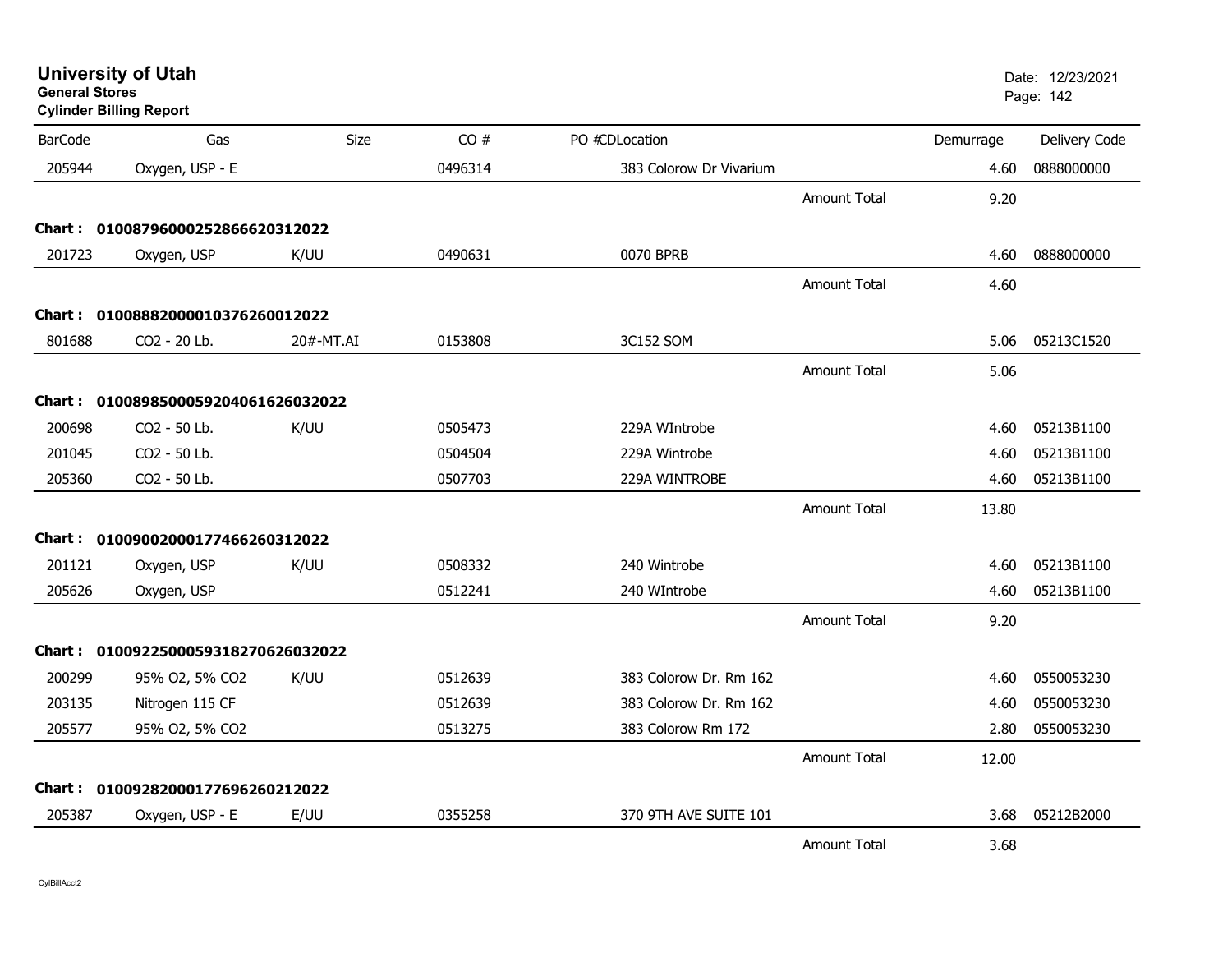# University of Utah
**General Stores**
**Cylinder Billing Report**

Date: 12/23/2021

| BarCode | Gas | Size | CO # | PO # | CDLocation | | Demurrage | Delivery Code |
|---|---|---|---|---|---|---|---|---|
| 205944 | Oxygen, USP - E | | 0496314 | | 383 Colorow Dr Vivarium | | 4.60 | 0888000000 |
| | | | | | | Amount Total | 9.20 | |
| **Chart :** | **0100879600025286662031202​2** | | | | | | | |
| 201723 | Oxygen, USP | K/UU | 0490631 | | 0070 BPRB | | 4.60 | 0888000000 |
| | | | | | | Amount Total | 4.60 | |
| **Chart :** | **01008882000010376260012022** | | | | | | | |
| 801688 | CO2 - 20 Lb. | 20#-MT.AI | 0153808 | | 3C152 SOM | | 5.06 | 05213C1520 |
| | | | | | | Amount Total | 5.06 | |
| **Chart :** | **01008985000592040616260320​22** | | | | | | | |
| 200698 | CO2 - 50 Lb. | K/UU | 0505473 | | 229A WIntrobe | | 4.60 | 05213B1100 |
| 201045 | CO2 - 50 Lb. | | 0504504 | | 229A Wintrobe | | 4.60 | 05213B1100 |
| 205360 | CO2 - 50 Lb. | | 0507703 | | 229A WINTROBE | | 4.60 | 05213B1100 |
| | | | | | | Amount Total | 13.80 | |
| **Chart :** | **01009002000177466260312022** | | | | | | | |
| 201121 | Oxygen, USP | K/UU | 0508332 | | 240 Wintrobe | | 4.60 | 05213B1100 |
| 205626 | Oxygen, USP | | 0512241 | | 240 WIntrobe | | 4.60 | 05213B1100 |
| | | | | | | Amount Total | 9.20 | |
| **Chart :** | **01009225000593182706260320​22** | | | | | | | |
| 200299 | 95% O2, 5% CO2 | K/UU | 0512639 | | 383 Colorow Dr. Rm 162 | | 4.60 | 0550053230 |
| 203135 | Nitrogen 115 CF | | 0512639 | | 383 Colorow Dr. Rm 162 | | 4.60 | 0550053230 |
| 205577 | 95% O2, 5% CO2 | | 0513275 | | 383 Colorow Rm 172 | | 2.80 | 0550053230 |
| | | | | | | Amount Total | 12.00 | |
| **Chart :** | **01009282000177696260212022** | | | | | | | |
| 205387 | Oxygen, USP - E | E/UU | 0355258 | | 370 9TH AVE SUITE 101 | | 3.68 | 05212B2000 |
| | | | | | | Amount Total | 3.68 | |

CylBillAcct2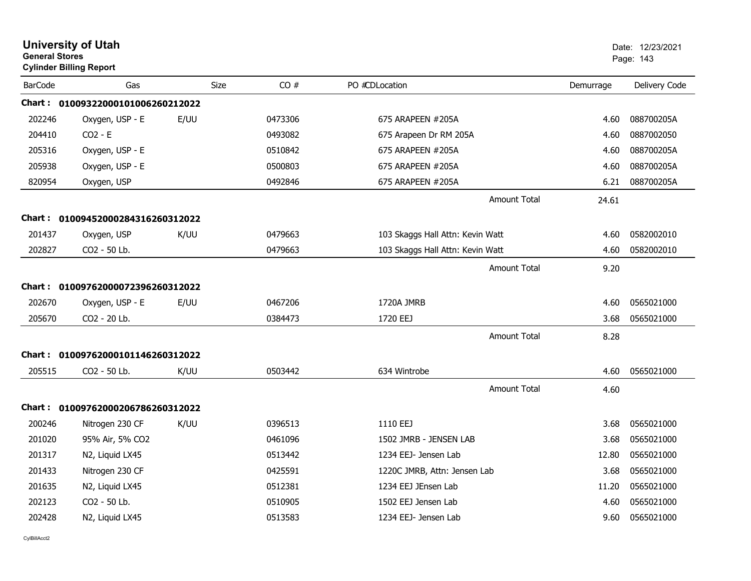# University of Utah

**General Stores**

**Cylinder Billing Report**

Date: 12/23/2021

| BarCode | Gas | Size | CO # | PO # | CDLocation | Demurrage | Delivery Code |
|---|---|---|---|---|---|---|---|
| **Chart : 01009322000101006260212022** | | | | | | | |
| 202246 | Oxygen, USP - E | E/UU | 0473306 | | 675 ARAPEEN #205A | 4.60 | 088700205A |
| 204410 | CO2 - E | | 0493082 | | 675 Arapeen Dr RM 205A | 4.60 | 0887002050 |
| 205316 | Oxygen, USP - E | | 0510842 | | 675 ARAPEEN #205A | 4.60 | 088700205A |
| 205938 | Oxygen, USP - E | | 0500803 | | 675 ARAPEEN #205A | 4.60 | 088700205A |
| 820954 | Oxygen, USP | | 0492846 | | 675 ARAPEEN #205A | 6.21 | 088700205A |
| | | | | | Amount Total | 24.61 | |
| **Chart : 01009452000284316260312022** | | | | | | | |
| 201437 | Oxygen, USP | K/UU | 0479663 | | 103 Skaggs Hall Attn: Kevin Watt | 4.60 | 0582002010 |
| 202827 | CO2 - 50 Lb. | | 0479663 | | 103 Skaggs Hall Attn: Kevin Watt | 4.60 | 0582002010 |
| | | | | | Amount Total | 9.20 | |
| **Chart : 01009762000072396260312022** | | | | | | | |
| 202670 | Oxygen, USP - E | E/UU | 0467206 | | 1720A JMRB | 4.60 | 0565021000 |
| 205670 | CO2 - 20 Lb. | | 0384473 | | 1720 EEJ | 3.68 | 0565021000 |
| | | | | | Amount Total | 8.28 | |
| **Chart : 01009762000101146260312022** | | | | | | | |
| 205515 | CO2 - 50 Lb. | K/UU | 0503442 | | 634 Wintrobe | 4.60 | 0565021000 |
| | | | | | Amount Total | 4.60 | |
| **Chart : 01009762000206786260312022** | | | | | | | |
| 200246 | Nitrogen 230 CF | K/UU | 0396513 | | 1110 EEJ | 3.68 | 0565021000 |
| 201020 | 95% Air, 5% CO2 | | 0461096 | | 1502 JMRB - JENSEN LAB | 3.68 | 0565021000 |
| 201317 | N2, Liquid LX45 | | 0513442 | | 1234 EEJ- Jensen Lab | 12.80 | 0565021000 |
| 201433 | Nitrogen 230 CF | | 0425591 | | 1220C JMRB, Attn: Jensen Lab | 3.68 | 0565021000 |
| 201635 | N2, Liquid LX45 | | 0512381 | | 1234 EEJ JEnsen Lab | 11.20 | 0565021000 |
| 202123 | CO2 - 50 Lb. | | 0510905 | | 1502 EEJ Jensen Lab | 4.60 | 0565021000 |
| 202428 | N2, Liquid LX45 | | 0513583 | | 1234 EEJ- Jensen Lab | 9.60 | 0565021000 |

CylBillAcct2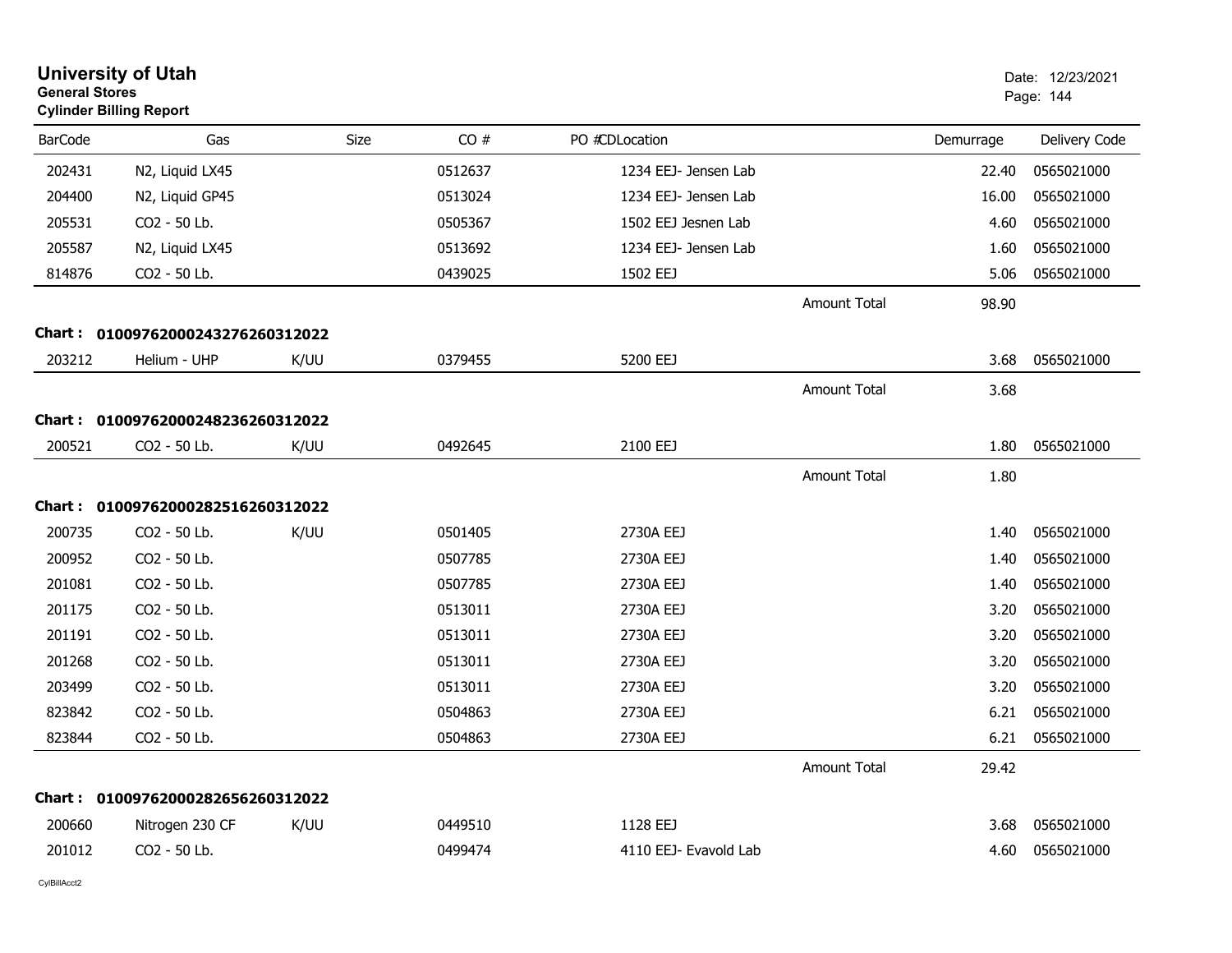# University of Utah

**General Stores**
**Cylinder Billing Report**

Date: 12/23/2021

| BarCode | Gas | Size | CO # | PO #CDLocation | | Demurrage | Delivery Code |
|---|---|---|---|---|---|---|---|
| 202431 | N2, Liquid LX45 | | 0512637 | 1234 EEJ- Jensen Lab | | 22.40 | 0565021000 |
| 204400 | N2, Liquid GP45 | | 0513024 | 1234 EEJ- Jensen Lab | | 16.00 | 0565021000 |
| 205531 | CO2 - 50 Lb. | | 0505367 | 1502 EEJ Jesnen Lab | | 4.60 | 0565021000 |
| 205587 | N2, Liquid LX45 | | 0513692 | 1234 EEJ- Jensen Lab | | 1.60 | 0565021000 |
| 814876 | CO2 - 50 Lb. | | 0439025 | 1502 EEJ | | 5.06 | 0565021000 |
| | | | | | Amount Total | 98.90 | |

**Chart : 01009762000243276260312022**

| BarCode | Gas | Size | CO # | PO #CDLocation | | Demurrage | Delivery Code |
|---|---|---|---|---|---|---|---|
| 203212 | Helium - UHP | K/UU | 0379455 | 5200 EEJ | | 3.68 | 0565021000 |
| | | | | | Amount Total | 3.68 | |

**Chart : 01009762000248236260312022**

| BarCode | Gas | Size | CO # | PO #CDLocation | | Demurrage | Delivery Code |
|---|---|---|---|---|---|---|---|
| 200521 | CO2 - 50 Lb. | K/UU | 0492645 | 2100 EEJ | | 1.80 | 0565021000 |
| | | | | | Amount Total | 1.80 | |

**Chart : 01009762000282516260312022**

| BarCode | Gas | Size | CO # | PO #CDLocation | | Demurrage | Delivery Code |
|---|---|---|---|---|---|---|---|
| 200735 | CO2 - 50 Lb. | K/UU | 0501405 | 2730A EEJ | | 1.40 | 0565021000 |
| 200952 | CO2 - 50 Lb. | | 0507785 | 2730A EEJ | | 1.40 | 0565021000 |
| 201081 | CO2 - 50 Lb. | | 0507785 | 2730A EEJ | | 1.40 | 0565021000 |
| 201175 | CO2 - 50 Lb. | | 0513011 | 2730A EEJ | | 3.20 | 0565021000 |
| 201191 | CO2 - 50 Lb. | | 0513011 | 2730A EEJ | | 3.20 | 0565021000 |
| 201268 | CO2 - 50 Lb. | | 0513011 | 2730A EEJ | | 3.20 | 0565021000 |
| 203499 | CO2 - 50 Lb. | | 0513011 | 2730A EEJ | | 3.20 | 0565021000 |
| 823842 | CO2 - 50 Lb. | | 0504863 | 2730A EEJ | | 6.21 | 0565021000 |
| 823844 | CO2 - 50 Lb. | | 0504863 | 2730A EEJ | | 6.21 | 0565021000 |
| | | | | | Amount Total | 29.42 | |

**Chart : 01009762000282656260312022**

| BarCode | Gas | Size | CO # | PO #CDLocation | | Demurrage | Delivery Code |
|---|---|---|---|---|---|---|---|
| 200660 | Nitrogen 230 CF | K/UU | 0449510 | 1128 EEJ | | 3.68 | 0565021000 |
| 201012 | CO2 - 50 Lb. | | 0499474 | 4110 EEJ- Evavold Lab | | 4.60 | 0565021000 |

CylBillAcct2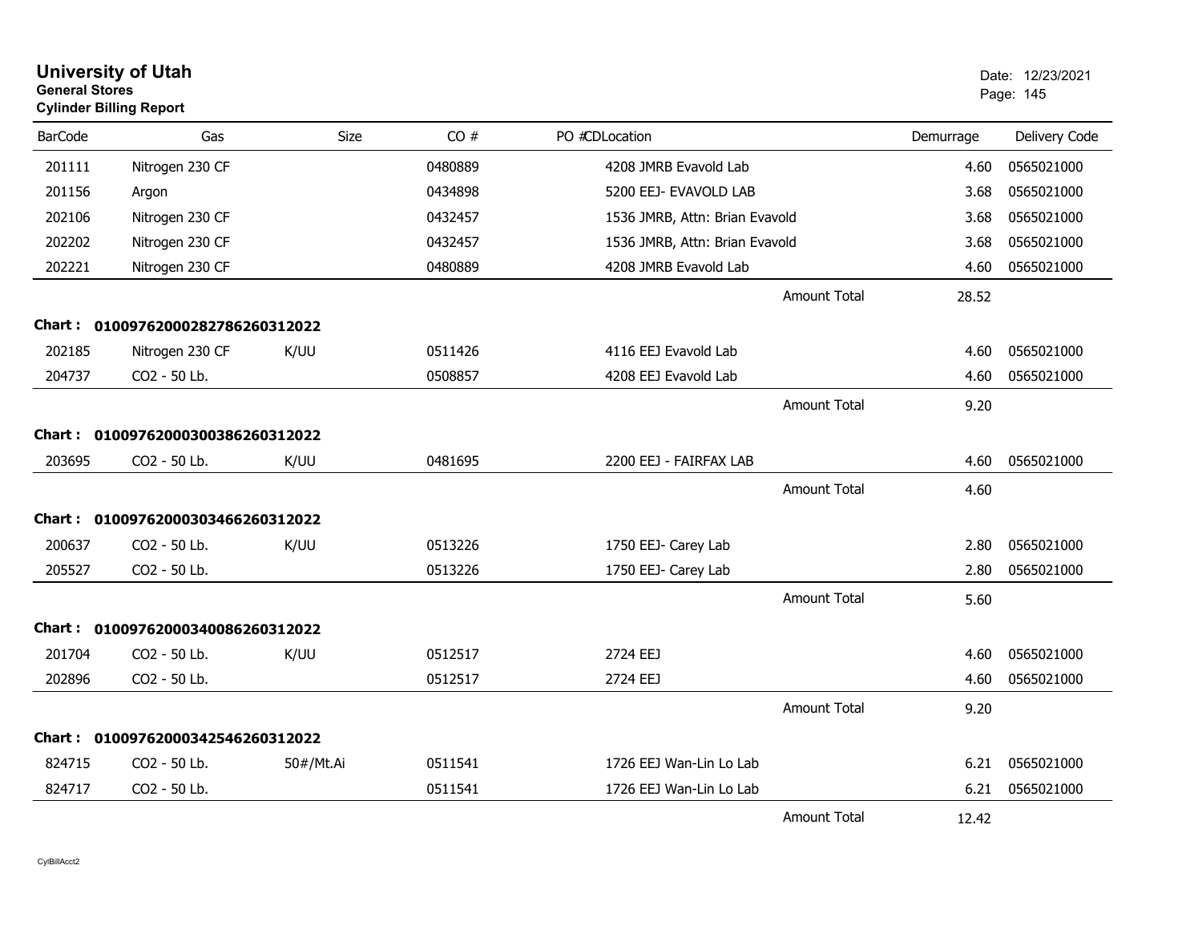# University of Utah
**General Stores**
**Cylinder Billing Report**

Date: 12/23/2021

| BarCode | Gas | Size | CO # | PO # | CD | Location | Demurrage | Delivery Code |
|---|---|---|---|---|---|---|---|---|
| 201111 | Nitrogen 230 CF | | 0480889 | | | 4208 JMRB Evavold Lab | 4.60 | 0565021000 |
| 201156 | Argon | | 0434898 | | | 5200 EEJ- EVAVOLD LAB | 3.68 | 0565021000 |
| 202106 | Nitrogen 230 CF | | 0432457 | | | 1536 JMRB, Attn: Brian Evavold | 3.68 | 0565021000 |
| 202202 | Nitrogen 230 CF | | 0432457 | | | 1536 JMRB, Attn: Brian Evavold | 3.68 | 0565021000 |
| 202221 | Nitrogen 230 CF | | 0480889 | | | 4208 JMRB Evavold Lab | 4.60 | 0565021000 |
| | | | | | | Amount Total | 28.52 | |

**Chart : 01009762000282786260312022**

| BarCode | Gas | Size | CO # | PO # | CD | Location | Demurrage | Delivery Code |
|---|---|---|---|---|---|---|---|---|
| 202185 | Nitrogen 230 CF | K/UU | 0511426 | | | 4116 EEJ Evavold Lab | 4.60 | 0565021000 |
| 204737 | CO2 - 50 Lb. | | 0508857 | | | 4208 EEJ Evavold Lab | 4.60 | 0565021000 |
| | | | | | | Amount Total | 9.20 | |

**Chart : 01009762000300386260312022**

| BarCode | Gas | Size | CO # | PO # | CD | Location | Demurrage | Delivery Code |
|---|---|---|---|---|---|---|---|---|
| 203695 | CO2 - 50 Lb. | K/UU | 0481695 | | | 2200 EEJ - FAIRFAX LAB | 4.60 | 0565021000 |
| | | | | | | Amount Total | 4.60 | |

**Chart : 01009762000303466260312022**

| BarCode | Gas | Size | CO # | PO # | CD | Location | Demurrage | Delivery Code |
|---|---|---|---|---|---|---|---|---|
| 200637 | CO2 - 50 Lb. | K/UU | 0513226 | | | 1750 EEJ- Carey Lab | 2.80 | 0565021000 |
| 205527 | CO2 - 50 Lb. | | 0513226 | | | 1750 EEJ- Carey Lab | 2.80 | 0565021000 |
| | | | | | | Amount Total | 5.60 | |

**Chart : 01009762000340086260312022**

| BarCode | Gas | Size | CO # | PO # | CD | Location | Demurrage | Delivery Code |
|---|---|---|---|---|---|---|---|---|
| 201704 | CO2 - 50 Lb. | K/UU | 0512517 | | | 2724 EEJ | 4.60 | 0565021000 |
| 202896 | CO2 - 50 Lb. | | 0512517 | | | 2724 EEJ | 4.60 | 0565021000 |
| | | | | | | Amount Total | 9.20 | |

**Chart : 01009762000342546260312022**

| BarCode | Gas | Size | CO # | PO # | CD | Location | Demurrage | Delivery Code |
|---|---|---|---|---|---|---|---|---|
| 824715 | CO2 - 50 Lb. | 50#/Mt.Ai | 0511541 | | | 1726 EEJ Wan-Lin Lo Lab | 6.21 | 0565021000 |
| 824717 | CO2 - 50 Lb. | | 0511541 | | | 1726 EEJ Wan-Lin Lo Lab | 6.21 | 0565021000 |
| | | | | | | Amount Total | 12.42 | |

CylBillAcct2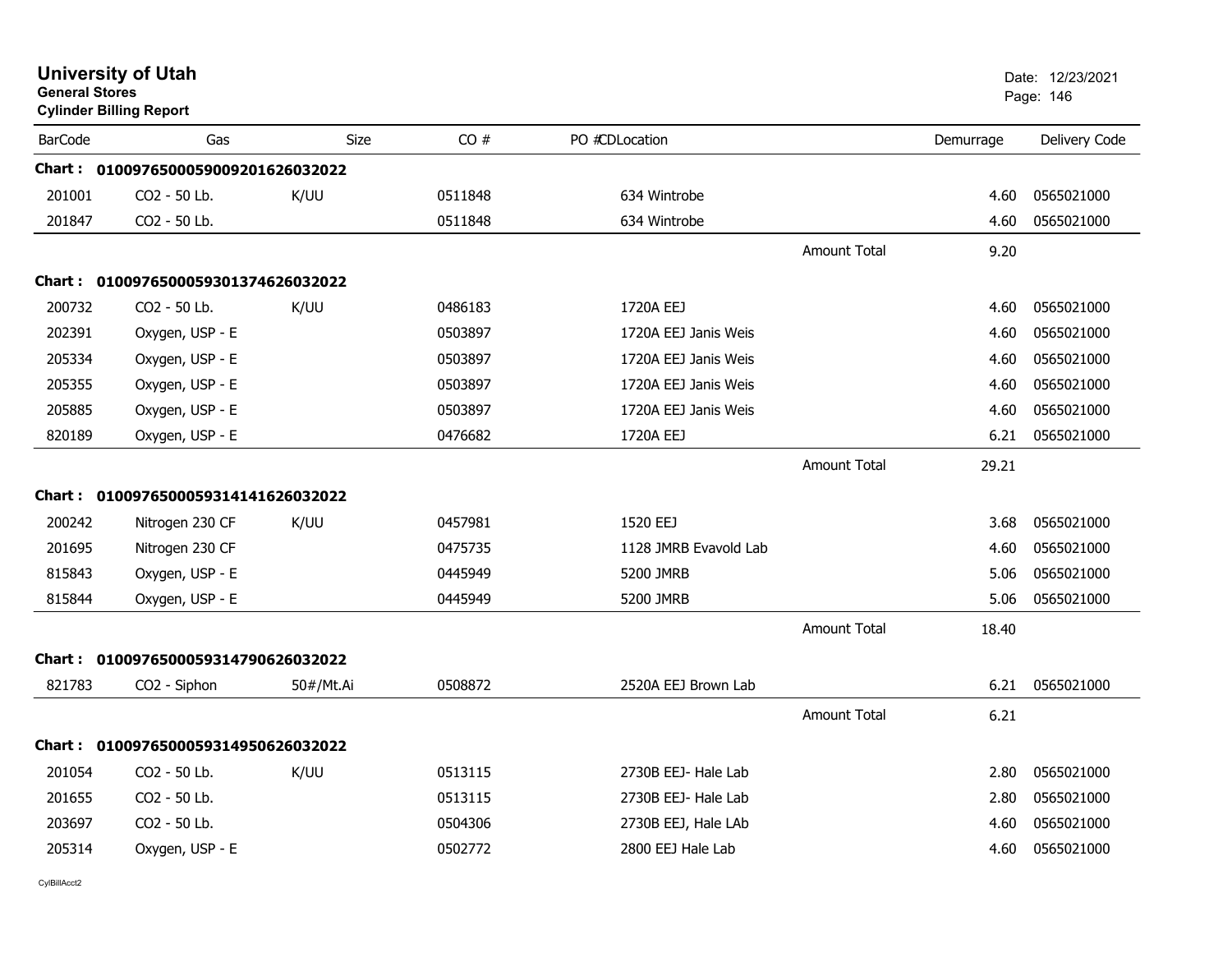# University of Utah
**General Stores**
**Cylinder Billing Report**

Date: 12/23/2021

| BarCode | Gas | Size | CO # | PO # | CDLocation | Demurrage | Delivery Code |
|---|---|---|---|---|---|---|---|
| **Chart :** | **01009765000590092016 26032022** | | | | | | |
| 201001 | CO2 - 50 Lb. | K/UU | 0511848 | | 634 Wintrobe | 4.60 | 0565021000 |
| 201847 | CO2 - 50 Lb. | | 0511848 | | 634 Wintrobe | 4.60 | 0565021000 |
| | | | | | Amount Total | 9.20 | |
| **Chart :** | **01009765000593013746 26032022** | | | | | | |
| 200732 | CO2 - 50 Lb. | K/UU | 0486183 | | 1720A EEJ | 4.60 | 0565021000 |
| 202391 | Oxygen, USP - E | | 0503897 | | 1720A EEJ Janis Weis | 4.60 | 0565021000 |
| 205334 | Oxygen, USP - E | | 0503897 | | 1720A EEJ Janis Weis | 4.60 | 0565021000 |
| 205355 | Oxygen, USP - E | | 0503897 | | 1720A EEJ Janis Weis | 4.60 | 0565021000 |
| 205885 | Oxygen, USP - E | | 0503897 | | 1720A EEJ Janis Weis | 4.60 | 0565021000 |
| 820189 | Oxygen, USP - E | | 0476682 | | 1720A EEJ | 6.21 | 0565021000 |
| | | | | | Amount Total | 29.21 | |
| **Chart :** | **01009765000593141416 26032022** | | | | | | |
| 200242 | Nitrogen 230 CF | K/UU | 0457981 | | 1520 EEJ | 3.68 | 0565021000 |
| 201695 | Nitrogen 230 CF | | 0475735 | | 1128 JMRB Evavold Lab | 4.60 | 0565021000 |
| 815843 | Oxygen, USP - E | | 0445949 | | 5200 JMRB | 5.06 | 0565021000 |
| 815844 | Oxygen, USP - E | | 0445949 | | 5200 JMRB | 5.06 | 0565021000 |
| | | | | | Amount Total | 18.40 | |
| **Chart :** | **01009765000593147906 26032022** | | | | | | |
| 821783 | CO2 - Siphon | 50#/Mt.Ai | 0508872 | | 2520A EEJ Brown Lab | 6.21 | 0565021000 |
| | | | | | Amount Total | 6.21 | |
| **Chart :** | **01009765000593149506 26032022** | | | | | | |
| 201054 | CO2 - 50 Lb. | K/UU | 0513115 | | 2730B EEJ- Hale Lab | 2.80 | 0565021000 |
| 201655 | CO2 - 50 Lb. | | 0513115 | | 2730B EEJ- Hale Lab | 2.80 | 0565021000 |
| 203697 | CO2 - 50 Lb. | | 0504306 | | 2730B EEJ, Hale LAb | 4.60 | 0565021000 |
| 205314 | Oxygen, USP - E | | 0502772 | | 2800 EEJ Hale Lab | 4.60 | 0565021000 |

CylBillAcct2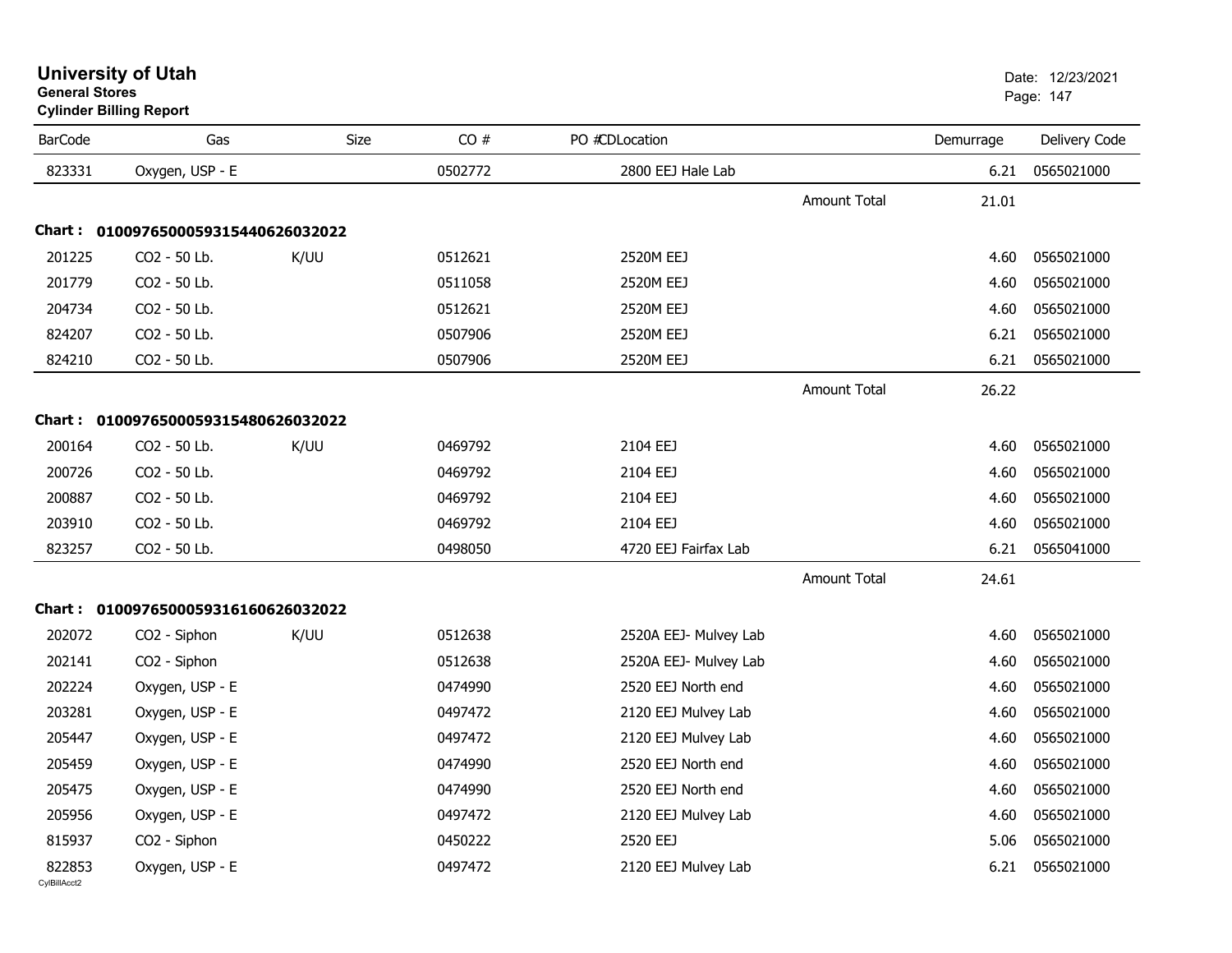# University of Utah
**General Stores**
**Cylinder Billing Report**

Date: 12/23/2021

| BarCode | Gas | Size | CO # | PO # | CDLocation | Demurrage | Delivery Code |
|---|---|---|---|---|---|---|---|
| 823331 | Oxygen, USP - E | | 0502772 | | 2800 EEJ Hale Lab | 6.21 | 0565021000 |
| | | | | | Amount Total | 21.01 | |
| **Chart : 01009765000593154406260320​22** | | | | | | | |
| 201225 | CO2 - 50 Lb. | K/UU | 0512621 | | 2520M EEJ | 4.60 | 0565021000 |
| 201779 | CO2 - 50 Lb. | | 0511058 | | 2520M EEJ | 4.60 | 0565021000 |
| 204734 | CO2 - 50 Lb. | | 0512621 | | 2520M EEJ | 4.60 | 0565021000 |
| 824207 | CO2 - 50 Lb. | | 0507906 | | 2520M EEJ | 6.21 | 0565021000 |
| 824210 | CO2 - 50 Lb. | | 0507906 | | 2520M EEJ | 6.21 | 0565021000 |
| | | | | | Amount Total | 26.22 | |
| **Chart : 0100976500059315480626032022** | | | | | | | |
| 200164 | CO2 - 50 Lb. | K/UU | 0469792 | | 2104 EEJ | 4.60 | 0565021000 |
| 200726 | CO2 - 50 Lb. | | 0469792 | | 2104 EEJ | 4.60 | 0565021000 |
| 200887 | CO2 - 50 Lb. | | 0469792 | | 2104 EEJ | 4.60 | 0565021000 |
| 203910 | CO2 - 50 Lb. | | 0469792 | | 2104 EEJ | 4.60 | 0565021000 |
| 823257 | CO2 - 50 Lb. | | 0498050 | | 4720 EEJ Fairfax Lab | 6.21 | 0565041000 |
| | | | | | Amount Total | 24.61 | |
| **Chart : 0100976500059316160626032022** | | | | | | | |
| 202072 | CO2 - Siphon | K/UU | 0512638 | | 2520A EEJ- Mulvey Lab | 4.60 | 0565021000 |
| 202141 | CO2 - Siphon | | 0512638 | | 2520A EEJ- Mulvey Lab | 4.60 | 0565021000 |
| 202224 | Oxygen, USP - E | | 0474990 | | 2520 EEJ North end | 4.60 | 0565021000 |
| 203281 | Oxygen, USP - E | | 0497472 | | 2120 EEJ Mulvey Lab | 4.60 | 0565021000 |
| 205447 | Oxygen, USP - E | | 0497472 | | 2120 EEJ Mulvey Lab | 4.60 | 0565021000 |
| 205459 | Oxygen, USP - E | | 0474990 | | 2520 EEJ North end | 4.60 | 0565021000 |
| 205475 | Oxygen, USP - E | | 0474990 | | 2520 EEJ North end | 4.60 | 0565021000 |
| 205956 | Oxygen, USP - E | | 0497472 | | 2120 EEJ Mulvey Lab | 4.60 | 0565021000 |
| 815937 | CO2 - Siphon | | 0450222 | | 2520 EEJ | 5.06 | 0565021000 |
| 822853 | Oxygen, USP - E | | 0497472 | | 2120 EEJ Mulvey Lab | 6.21 | 0565021000 |

CylBillAcct2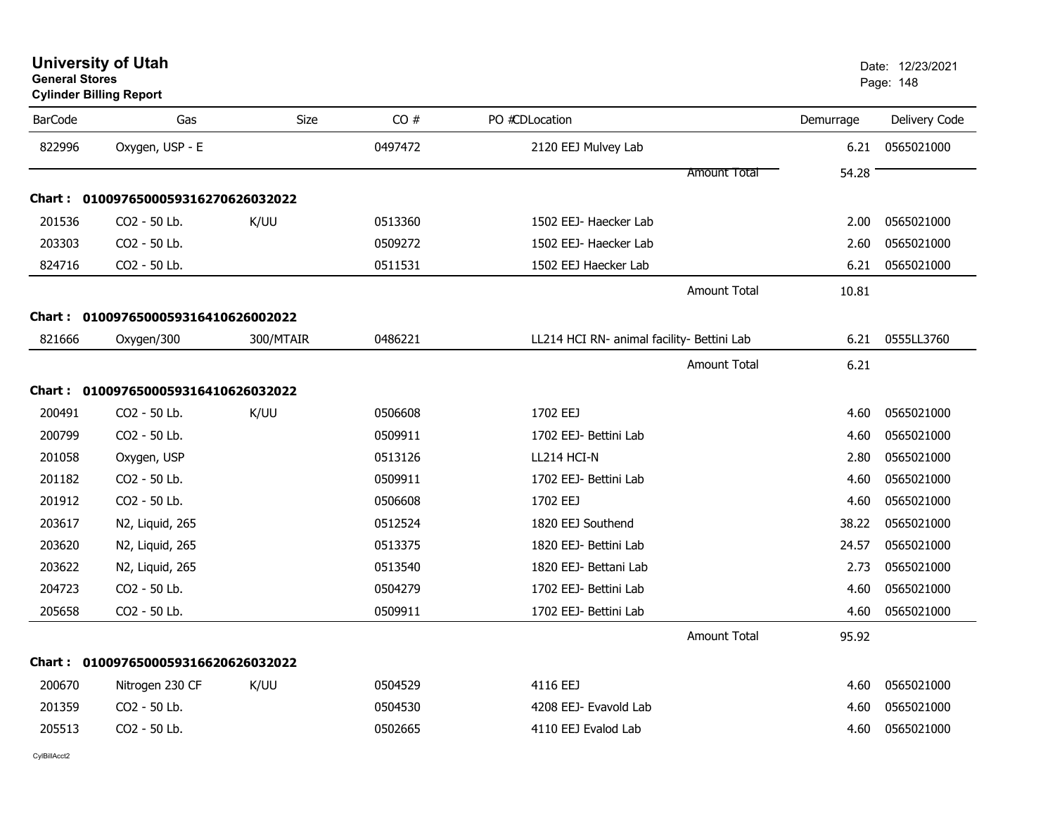# University of Utah
**General Stores**
**Cylinder Billing Report**

Date: 12/23/2021

| BarCode | Gas | Size | CO # | PO # | CD | Location | Demurrage | Delivery Code |
|---|---|---|---|---|---|---|---|---|
| 822996 | Oxygen, USP - E | | 0497472 | | | 2120 EEJ Mulvey Lab | 6.21 | 0565021000 |
| | | | | | | Amount Total | 54.28 | |
| **Chart : 01009765000593162706260320​22** | | | | | | | | |
| 201536 | CO2 - 50 Lb. | K/UU | 0513360 | | | 1502 EEJ- Haecker Lab | 2.00 | 0565021000 |
| 203303 | CO2 - 50 Lb. | | 0509272 | | | 1502 EEJ- Haecker Lab | 2.60 | 0565021000 |
| 824716 | CO2 - 50 Lb. | | 0511531 | | | 1502 EEJ Haecker Lab | 6.21 | 0565021000 |
| | | | | | | Amount Total | 10.81 | |
| **Chart : 01009765000593164106260020​22** | | | | | | | | |
| 821666 | Oxygen/300 | 300/MTAIR | 0486221 | | | LL214 HCI RN- animal facility- Bettini Lab | 6.21 | 0555LL3760 |
| | | | | | | Amount Total | 6.21 | |
| **Chart : 01009765000593164106260320​22** | | | | | | | | |
| 200491 | CO2 - 50 Lb. | K/UU | 0506608 | | | 1702 EEJ | 4.60 | 0565021000 |
| 200799 | CO2 - 50 Lb. | | 0509911 | | | 1702 EEJ- Bettini Lab | 4.60 | 0565021000 |
| 201058 | Oxygen, USP | | 0513126 | | | LL214 HCI-N | 2.80 | 0565021000 |
| 201182 | CO2 - 50 Lb. | | 0509911 | | | 1702 EEJ- Bettini Lab | 4.60 | 0565021000 |
| 201912 | CO2 - 50 Lb. | | 0506608 | | | 1702 EEJ | 4.60 | 0565021000 |
| 203617 | N2, Liquid, 265 | | 0512524 | | | 1820 EEJ Southend | 38.22 | 0565021000 |
| 203620 | N2, Liquid, 265 | | 0513375 | | | 1820 EEJ- Bettini Lab | 24.57 | 0565021000 |
| 203622 | N2, Liquid, 265 | | 0513540 | | | 1820 EEJ- Bettani Lab | 2.73 | 0565021000 |
| 204723 | CO2 - 50 Lb. | | 0504279 | | | 1702 EEJ- Bettini Lab | 4.60 | 0565021000 |
| 205658 | CO2 - 50 Lb. | | 0509911 | | | 1702 EEJ- Bettini Lab | 4.60 | 0565021000 |
| | | | | | | Amount Total | 95.92 | |
| **Chart : 01009765000593166206260320​22** | | | | | | | | |
| 200670 | Nitrogen 230 CF | K/UU | 0504529 | | | 4116 EEJ | 4.60 | 0565021000 |
| 201359 | CO2 - 50 Lb. | | 0504530 | | | 4208 EEJ- Evavold Lab | 4.60 | 0565021000 |
| 205513 | CO2 - 50 Lb. | | 0502665 | | | 4110 EEJ Evalod Lab | 4.60 | 0565021000 |

CylBillAcct2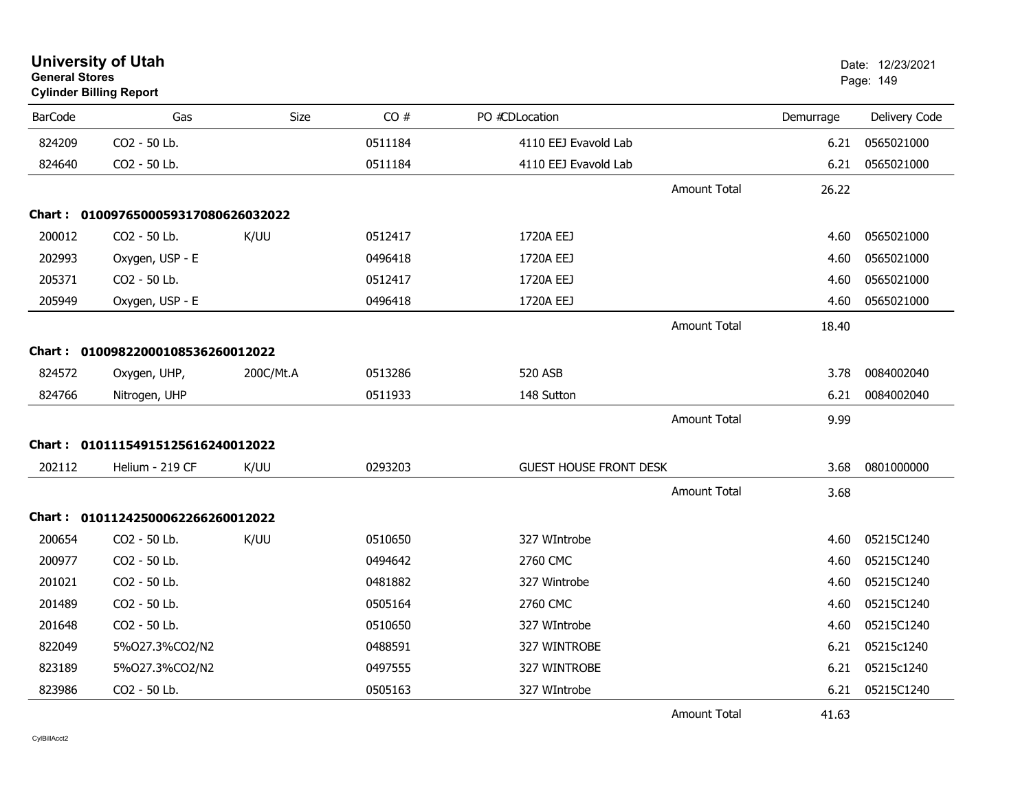# University of Utah

**General Stores**

**Cylinder Billing Report**

Date: 12/23/2021

| BarCode | Gas | Size | CO # | PO #CDLocation | Demurrage | Delivery Code |
|---|---|---|---|---|---|---|
| 824209 | CO2 - 50 Lb. | | 0511184 | 4110 EEJ Evavold Lab | 6.21 | 0565021000 |
| 824640 | CO2 - 50 Lb. | | 0511184 | 4110 EEJ Evavold Lab | 6.21 | 0565021000 |
| | | | | Amount Total | 26.22 | |
| **Chart :** | **01009765000593170806260320​22** | | | | | |
| 200012 | CO2 - 50 Lb. | K/UU | 0512417 | 1720A EEJ | 4.60 | 0565021000 |
| 202993 | Oxygen, USP - E | | 0496418 | 1720A EEJ | 4.60 | 0565021000 |
| 205371 | CO2 - 50 Lb. | | 0512417 | 1720A EEJ | 4.60 | 0565021000 |
| 205949 | Oxygen, USP - E | | 0496418 | 1720A EEJ | 4.60 | 0565021000 |
| | | | | Amount Total | 18.40 | |
| **Chart :** | **01009822000108536260012022** | | | | | |
| 824572 | Oxygen, UHP, | 200C/Mt.A | 0513286 | 520 ASB | 3.78 | 0084002040 |
| 824766 | Nitrogen, UHP | | 0511933 | 148 Sutton | 6.21 | 0084002040 |
| | | | | Amount Total | 9.99 | |
| **Chart :** | **01011154915125616240012022** | | | | | |
| 202112 | Helium - 219 CF | K/UU | 0293203 | GUEST HOUSE FRONT DESK | 3.68 | 0801000000 |
| | | | | Amount Total | 3.68 | |
| **Chart :** | **01011242500062266260012022** | | | | | |
| 200654 | CO2 - 50 Lb. | K/UU | 0510650 | 327 WIntrobe | 4.60 | 05215C1240 |
| 200977 | CO2 - 50 Lb. | | 0494642 | 2760 CMC | 4.60 | 05215C1240 |
| 201021 | CO2 - 50 Lb. | | 0481882 | 327 Wintrobe | 4.60 | 05215C1240 |
| 201489 | CO2 - 50 Lb. | | 0505164 | 2760 CMC | 4.60 | 05215C1240 |
| 201648 | CO2 - 50 Lb. | | 0510650 | 327 WIntrobe | 4.60 | 05215C1240 |
| 822049 | 5%O27.3%CO2/N2 | | 0488591 | 327 WINTROBE | 6.21 | 05215c1240 |
| 823189 | 5%O27.3%CO2/N2 | | 0497555 | 327 WINTROBE | 6.21 | 05215c1240 |
| 823986 | CO2 - 50 Lb. | | 0505163 | 327 WIntrobe | 6.21 | 05215C1240 |
| | | | | Amount Total | 41.63 | |

CylBillAcct2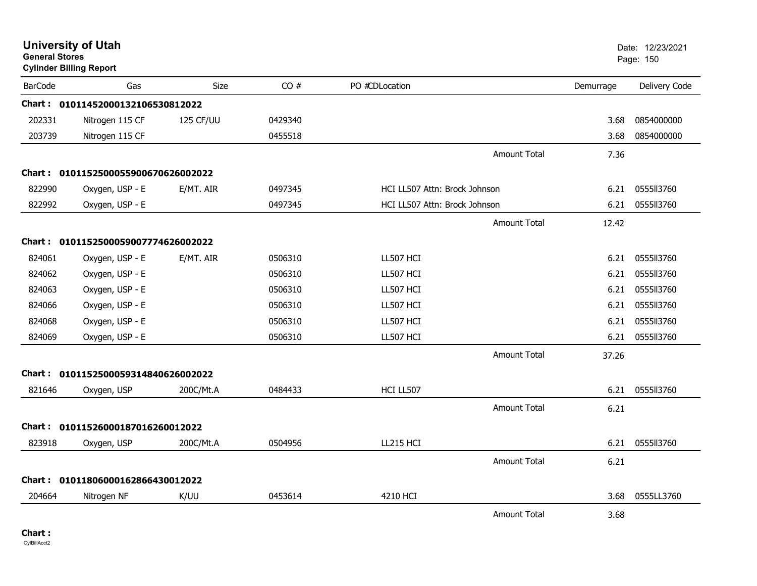**University of Utah**
**General Stores**
**Cylinder Billing Report**

Date: 12/23/2021

| BarCode | Gas | Size | CO # | PO #CDLocation | | Demurrage | Delivery Code |
|---|---|---|---|---|---|---|---|
| **Chart :** | **01011452000132106530812022** | | | | | | |
| 202331 | Nitrogen 115 CF | 125 CF/UU | 0429340 | | | 3.68 | 0854000000 |
| 203739 | Nitrogen 115 CF | | 0455518 | | | 3.68 | 0854000000 |
| | | | | | Amount Total | 7.36 | |
| **Chart :** | **01011525000559006706260022022** | | | | | | |
| 822990 | Oxygen, USP - E | E/MT. AIR | 0497345 | HCI LL507 Attn: Brock Johnson | | 6.21 | 0555ll3760 |
| 822992 | Oxygen, USP - E | | 0497345 | HCI LL507 Attn: Brock Johnson | | 6.21 | 0555ll3760 |
| | | | | | Amount Total | 12.42 | |
| **Chart :** | **01011525000590077746260022022** | | | | | | |
| 824061 | Oxygen, USP - E | E/MT. AIR | 0506310 | LL507 HCI | | 6.21 | 0555ll3760 |
| 824062 | Oxygen, USP - E | | 0506310 | LL507 HCI | | 6.21 | 0555ll3760 |
| 824063 | Oxygen, USP - E | | 0506310 | LL507 HCI | | 6.21 | 0555ll3760 |
| 824066 | Oxygen, USP - E | | 0506310 | LL507 HCI | | 6.21 | 0555ll3760 |
| 824068 | Oxygen, USP - E | | 0506310 | LL507 HCI | | 6.21 | 0555ll3760 |
| 824069 | Oxygen, USP - E | | 0506310 | LL507 HCI | | 6.21 | 0555ll3760 |
| | | | | | Amount Total | 37.26 | |
| **Chart :** | **01011525000593148406260022022** | | | | | | |
| 821646 | Oxygen, USP | 200C/Mt.A | 0484433 | HCI LL507 | | 6.21 | 0555ll3760 |
| | | | | | Amount Total | 6.21 | |
| **Chart :** | **01011526000187016260012022** | | | | | | |
| 823918 | Oxygen, USP | 200C/Mt.A | 0504956 | LL215 HCI | | 6.21 | 0555ll3760 |
| | | | | | Amount Total | 6.21 | |
| **Chart :** | **01011806000162866430012022** | | | | | | |
| 204664 | Nitrogen NF | K/UU | 0453614 | 4210 HCI | | 3.68 | 0555LL3760 |
| | | | | | Amount Total | 3.68 | |

**Chart :**

CylBillAcct2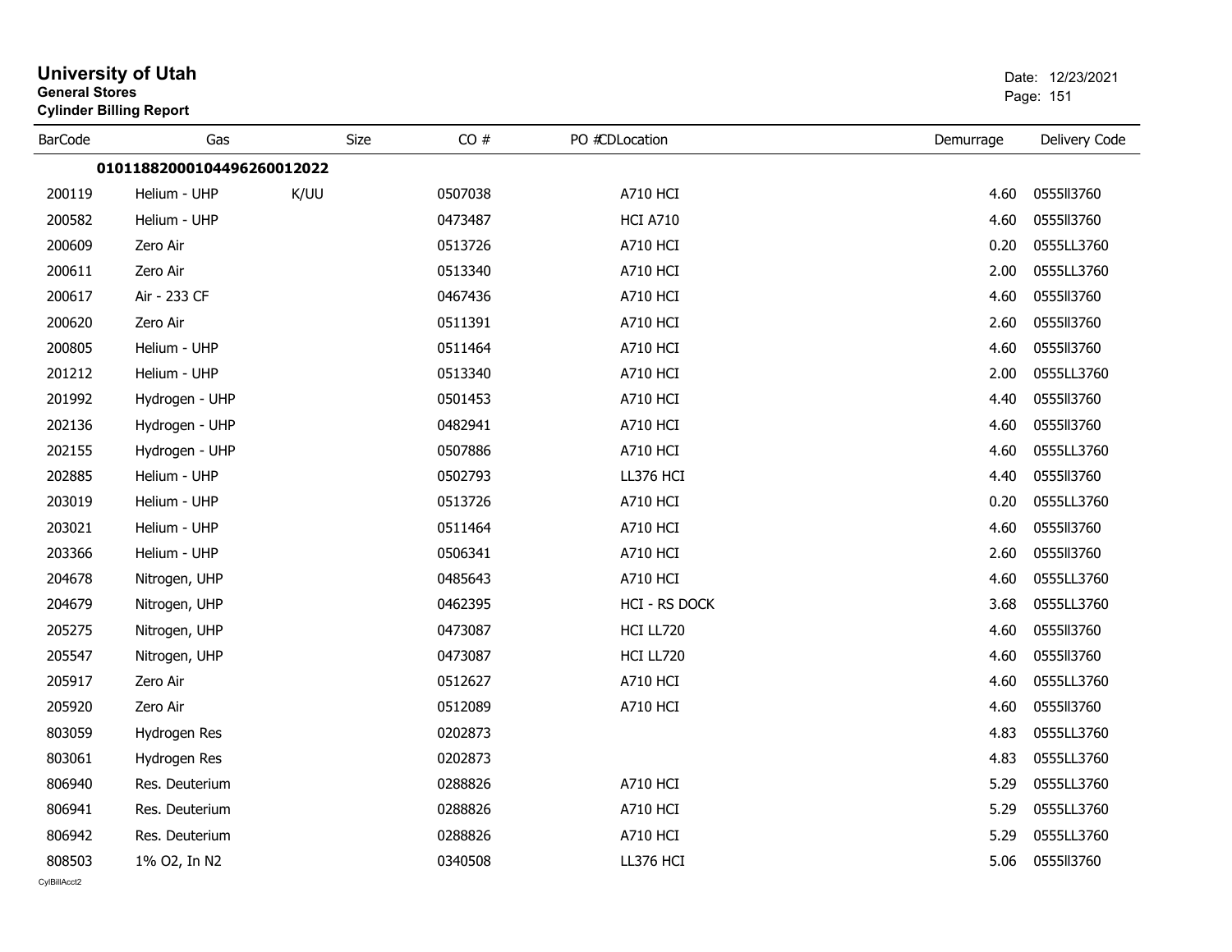# University of Utah
**General Stores**
**Cylinder Billing Report**

Date: 12/23/2021

| BarCode | Gas | Size | CO # | PO # | CDLocation | Demurrage | Delivery Code |
|---|---|---|---|---|---|---|---|
| **01011882000104496260012022** | | | | | | | |
| 200119 | Helium - UHP | K/UU | 0507038 | | A710 HCI | 4.60 | 0555ll3760 |
| 200582 | Helium - UHP | | 0473487 | | HCI A710 | 4.60 | 0555ll3760 |
| 200609 | Zero Air | | 0513726 | | A710 HCI | 0.20 | 0555LL3760 |
| 200611 | Zero Air | | 0513340 | | A710 HCI | 2.00 | 0555LL3760 |
| 200617 | Air - 233 CF | | 0467436 | | A710 HCI | 4.60 | 0555ll3760 |
| 200620 | Zero Air | | 0511391 | | A710 HCI | 2.60 | 0555ll3760 |
| 200805 | Helium - UHP | | 0511464 | | A710 HCI | 4.60 | 0555ll3760 |
| 201212 | Helium - UHP | | 0513340 | | A710 HCI | 2.00 | 0555LL3760 |
| 201992 | Hydrogen - UHP | | 0501453 | | A710 HCI | 4.40 | 0555ll3760 |
| 202136 | Hydrogen - UHP | | 0482941 | | A710 HCI | 4.60 | 0555ll3760 |
| 202155 | Hydrogen - UHP | | 0507886 | | A710 HCI | 4.60 | 0555LL3760 |
| 202885 | Helium - UHP | | 0502793 | | LL376 HCI | 4.40 | 0555ll3760 |
| 203019 | Helium - UHP | | 0513726 | | A710 HCI | 0.20 | 0555LL3760 |
| 203021 | Helium - UHP | | 0511464 | | A710 HCI | 4.60 | 0555ll3760 |
| 203366 | Helium - UHP | | 0506341 | | A710 HCI | 2.60 | 0555ll3760 |
| 204678 | Nitrogen, UHP | | 0485643 | | A710 HCI | 4.60 | 0555LL3760 |
| 204679 | Nitrogen, UHP | | 0462395 | | HCI - RS DOCK | 3.68 | 0555LL3760 |
| 205275 | Nitrogen, UHP | | 0473087 | | HCI LL720 | 4.60 | 0555ll3760 |
| 205547 | Nitrogen, UHP | | 0473087 | | HCI LL720 | 4.60 | 0555ll3760 |
| 205917 | Zero Air | | 0512627 | | A710 HCI | 4.60 | 0555LL3760 |
| 205920 | Zero Air | | 0512089 | | A710 HCI | 4.60 | 0555ll3760 |
| 803059 | Hydrogen Res | | 0202873 | | | 4.83 | 0555LL3760 |
| 803061 | Hydrogen Res | | 0202873 | | | 4.83 | 0555LL3760 |
| 806940 | Res. Deuterium | | 0288826 | | A710 HCI | 5.29 | 0555LL3760 |
| 806941 | Res. Deuterium | | 0288826 | | A710 HCI | 5.29 | 0555LL3760 |
| 806942 | Res. Deuterium | | 0288826 | | A710 HCI | 5.29 | 0555LL3760 |
| 808503 | 1% O2, In N2 | | 0340508 | | LL376 HCI | 5.06 | 0555ll3760 |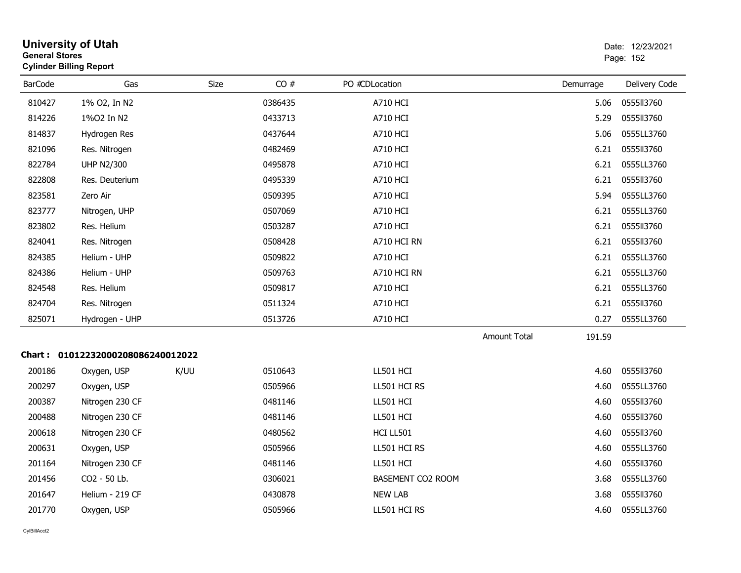**University of Utah**
**General Stores**
**Cylinder Billing Report**

Date: 12/23/2021

| BarCode | Gas | Size | CO # | PO # | CDLocation | Demurrage | Delivery Code |
|---|---|---|---|---|---|---|---|
| 810427 | 1% O2, In N2 | | 0386435 | | A710 HCI | 5.06 | 0555ll3760 |
| 814226 | 1%O2 In N2 | | 0433713 | | A710 HCI | 5.29 | 0555ll3760 |
| 814837 | Hydrogen Res | | 0437644 | | A710 HCI | 5.06 | 0555LL3760 |
| 821096 | Res. Nitrogen | | 0482469 | | A710 HCI | 6.21 | 0555ll3760 |
| 822784 | UHP N2/300 | | 0495878 | | A710 HCI | 6.21 | 0555LL3760 |
| 822808 | Res. Deuterium | | 0495339 | | A710 HCI | 6.21 | 0555ll3760 |
| 823581 | Zero Air | | 0509395 | | A710 HCI | 5.94 | 0555LL3760 |
| 823777 | Nitrogen, UHP | | 0507069 | | A710 HCI | 6.21 | 0555LL3760 |
| 823802 | Res. Helium | | 0503287 | | A710 HCI | 6.21 | 0555ll3760 |
| 824041 | Res. Nitrogen | | 0508428 | | A710 HCI RN | 6.21 | 0555ll3760 |
| 824385 | Helium - UHP | | 0509822 | | A710 HCI | 6.21 | 0555LL3760 |
| 824386 | Helium - UHP | | 0509763 | | A710 HCI RN | 6.21 | 0555LL3760 |
| 824548 | Res. Helium | | 0509817 | | A710 HCI | 6.21 | 0555LL3760 |
| 824704 | Res. Nitrogen | | 0511324 | | A710 HCI | 6.21 | 0555ll3760 |
| 825071 | Hydrogen - UHP | | 0513726 | | A710 HCI | 0.27 | 0555LL3760 |
| | | | | | Amount Total | 191.59 | |

**Chart : 01012232000208086240012022**

| BarCode | Gas | Size | CO # | PO # | CDLocation | Demurrage | Delivery Code |
|---|---|---|---|---|---|---|---|
| 200186 | Oxygen, USP | K/UU | 0510643 | | LL501 HCI | 4.60 | 0555ll3760 |
| 200297 | Oxygen, USP | | 0505966 | | LL501 HCI RS | 4.60 | 0555LL3760 |
| 200387 | Nitrogen 230 CF | | 0481146 | | LL501 HCI | 4.60 | 0555ll3760 |
| 200488 | Nitrogen 230 CF | | 0481146 | | LL501 HCI | 4.60 | 0555ll3760 |
| 200618 | Nitrogen 230 CF | | 0480562 | | HCI LL501 | 4.60 | 0555ll3760 |
| 200631 | Oxygen, USP | | 0505966 | | LL501 HCI RS | 4.60 | 0555LL3760 |
| 201164 | Nitrogen 230 CF | | 0481146 | | LL501 HCI | 4.60 | 0555ll3760 |
| 201456 | CO2 - 50 Lb. | | 0306021 | | BASEMENT CO2 ROOM | 3.68 | 0555LL3760 |
| 201647 | Helium - 219 CF | | 0430878 | | NEW LAB | 3.68 | 0555ll3760 |
| 201770 | Oxygen, USP | | 0505966 | | LL501 HCI RS | 4.60 | 0555LL3760 |

CylBillAcct2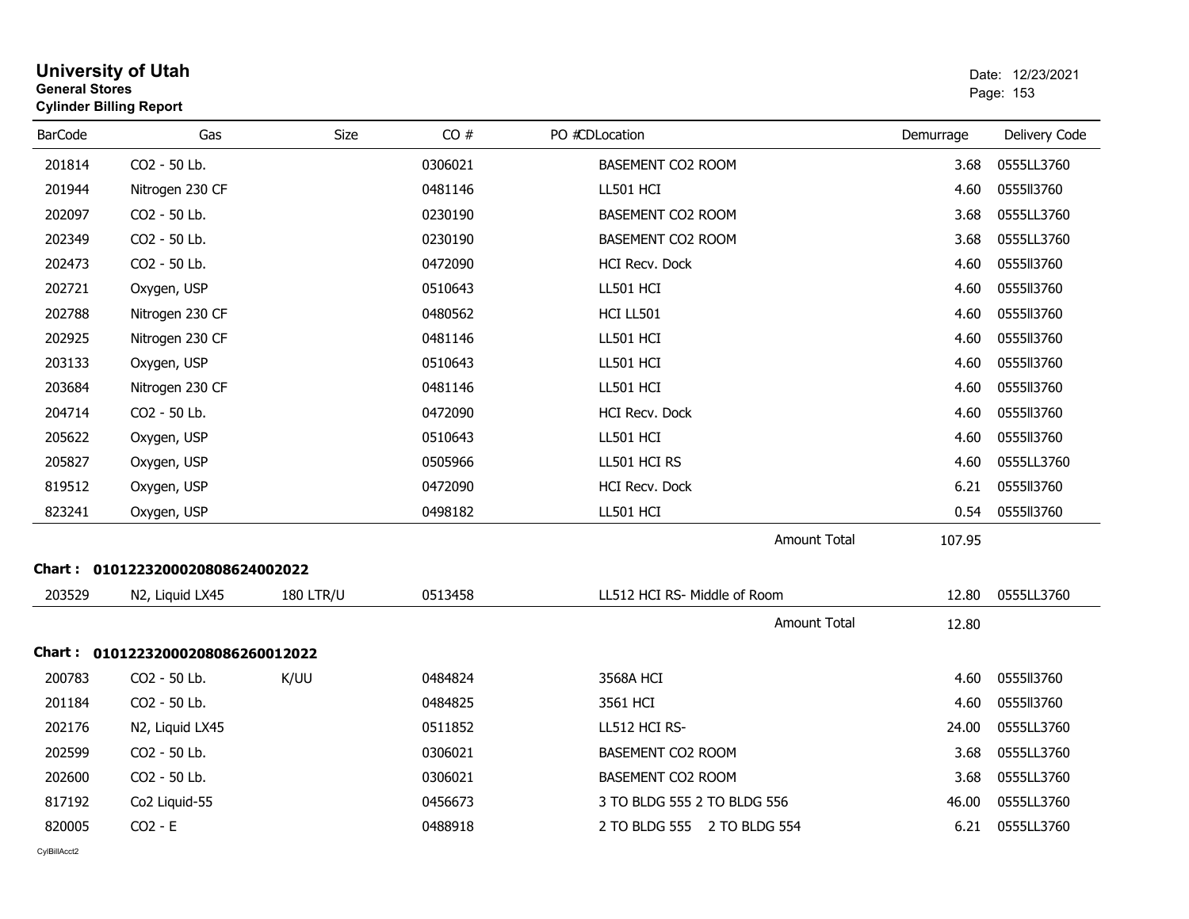# University of Utah
**General Stores**
**Cylinder Billing Report**

Date: 12/23/2021

| BarCode | Gas | Size | CO # | PO #CDLocation | Demurrage | Delivery Code |
|---|---|---|---|---|---|---|
| 201814 | CO2 - 50 Lb. | | 0306021 | BASEMENT CO2 ROOM | 3.68 | 0555LL3760 |
| 201944 | Nitrogen 230 CF | | 0481146 | LL501 HCI | 4.60 | 0555ll3760 |
| 202097 | CO2 - 50 Lb. | | 0230190 | BASEMENT CO2 ROOM | 3.68 | 0555LL3760 |
| 202349 | CO2 - 50 Lb. | | 0230190 | BASEMENT CO2 ROOM | 3.68 | 0555LL3760 |
| 202473 | CO2 - 50 Lb. | | 0472090 | HCI Recv. Dock | 4.60 | 0555ll3760 |
| 202721 | Oxygen, USP | | 0510643 | LL501 HCI | 4.60 | 0555ll3760 |
| 202788 | Nitrogen 230 CF | | 0480562 | HCI LL501 | 4.60 | 0555ll3760 |
| 202925 | Nitrogen 230 CF | | 0481146 | LL501 HCI | 4.60 | 0555ll3760 |
| 203133 | Oxygen, USP | | 0510643 | LL501 HCI | 4.60 | 0555ll3760 |
| 203684 | Nitrogen 230 CF | | 0481146 | LL501 HCI | 4.60 | 0555ll3760 |
| 204714 | CO2 - 50 Lb. | | 0472090 | HCI Recv. Dock | 4.60 | 0555ll3760 |
| 205622 | Oxygen, USP | | 0510643 | LL501 HCI | 4.60 | 0555ll3760 |
| 205827 | Oxygen, USP | | 0505966 | LL501 HCI RS | 4.60 | 0555LL3760 |
| 819512 | Oxygen, USP | | 0472090 | HCI Recv. Dock | 6.21 | 0555ll3760 |
| 823241 | Oxygen, USP | | 0498182 | LL501 HCI | 0.54 | 0555ll3760 |
| | | | | Amount Total | 107.95 | |

**Chart : 01012232000208086240020​22**

| BarCode | Gas | Size | CO # | PO #CDLocation | Demurrage | Delivery Code |
|---|---|---|---|---|---|---|
| 203529 | N2, Liquid LX45 | 180 LTR/U | 0513458 | LL512 HCI RS- Middle of Room | 12.80 | 0555LL3760 |
| | | | | Amount Total | 12.80 | |

**Chart : 0101223200020808626001​2022**

| BarCode | Gas | Size | CO # | PO #CDLocation | Demurrage | Delivery Code |
|---|---|---|---|---|---|---|
| 200783 | CO2 - 50 Lb. | K/UU | 0484824 | 3568A HCI | 4.60 | 0555ll3760 |
| 201184 | CO2 - 50 Lb. | | 0484825 | 3561 HCI | 4.60 | 0555ll3760 |
| 202176 | N2, Liquid LX45 | | 0511852 | LL512 HCI RS- | 24.00 | 0555LL3760 |
| 202599 | CO2 - 50 Lb. | | 0306021 | BASEMENT CO2 ROOM | 3.68 | 0555LL3760 |
| 202600 | CO2 - 50 Lb. | | 0306021 | BASEMENT CO2 ROOM | 3.68 | 0555LL3760 |
| 817192 | Co2 Liquid-55 | | 0456673 | 3 TO BLDG 555 2 TO BLDG 556 | 46.00 | 0555LL3760 |
| 820005 | CO2 - E | | 0488918 | 2 TO BLDG 555 2 TO BLDG 554 | 6.21 | 0555LL3760 |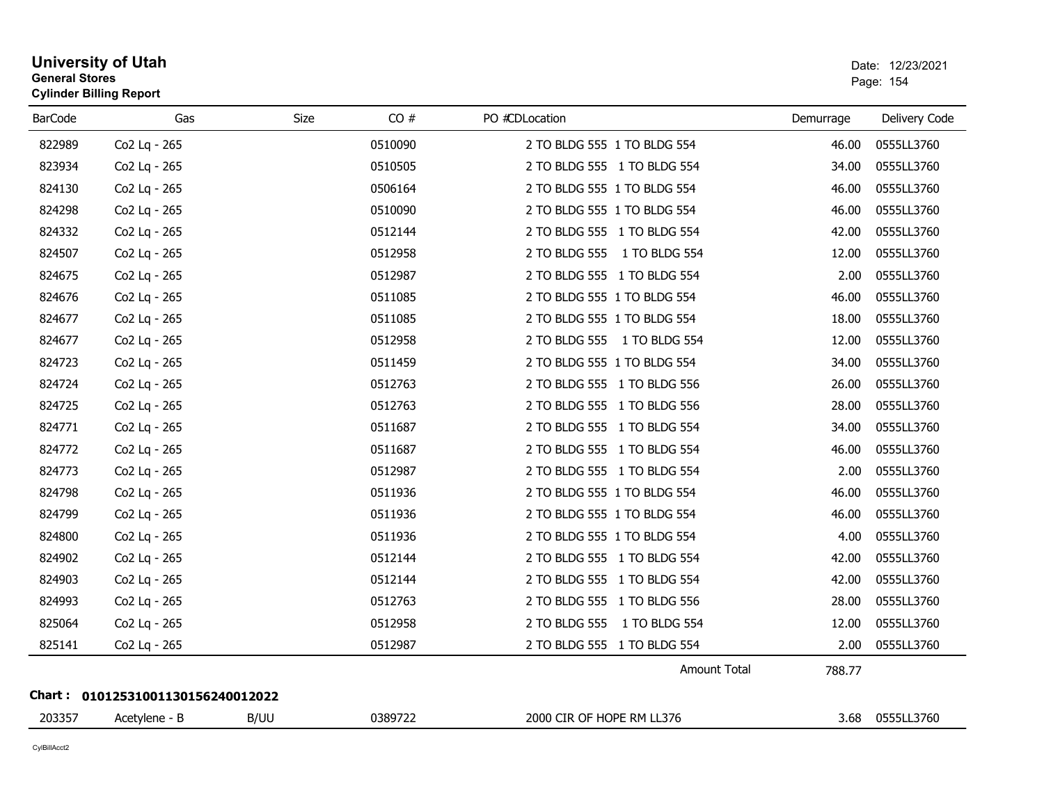# University of Utah
**General Stores**
**Cylinder Billing Report**

Date: 12/23/2021

| BarCode | Gas | Size | CO # | PO #CDLocation | Demurrage | Delivery Code |
|---|---|---|---|---|---|---|
| 822989 | Co2 Lq - 265 | | 0510090 | 2 TO BLDG 555 1 TO BLDG 554 | 46.00 | 0555LL3760 |
| 823934 | Co2 Lq - 265 | | 0510505 | 2 TO BLDG 555 1 TO BLDG 554 | 34.00 | 0555LL3760 |
| 824130 | Co2 Lq - 265 | | 0506164 | 2 TO BLDG 555 1 TO BLDG 554 | 46.00 | 0555LL3760 |
| 824298 | Co2 Lq - 265 | | 0510090 | 2 TO BLDG 555 1 TO BLDG 554 | 46.00 | 0555LL3760 |
| 824332 | Co2 Lq - 265 | | 0512144 | 2 TO BLDG 555 1 TO BLDG 554 | 42.00 | 0555LL3760 |
| 824507 | Co2 Lq - 265 | | 0512958 | 2 TO BLDG 555 1 TO BLDG 554 | 12.00 | 0555LL3760 |
| 824675 | Co2 Lq - 265 | | 0512987 | 2 TO BLDG 555 1 TO BLDG 554 | 2.00 | 0555LL3760 |
| 824676 | Co2 Lq - 265 | | 0511085 | 2 TO BLDG 555 1 TO BLDG 554 | 46.00 | 0555LL3760 |
| 824677 | Co2 Lq - 265 | | 0511085 | 2 TO BLDG 555 1 TO BLDG 554 | 18.00 | 0555LL3760 |
| 824677 | Co2 Lq - 265 | | 0512958 | 2 TO BLDG 555 1 TO BLDG 554 | 12.00 | 0555LL3760 |
| 824723 | Co2 Lq - 265 | | 0511459 | 2 TO BLDG 555 1 TO BLDG 554 | 34.00 | 0555LL3760 |
| 824724 | Co2 Lq - 265 | | 0512763 | 2 TO BLDG 555 1 TO BLDG 556 | 26.00 | 0555LL3760 |
| 824725 | Co2 Lq - 265 | | 0512763 | 2 TO BLDG 555 1 TO BLDG 556 | 28.00 | 0555LL3760 |
| 824771 | Co2 Lq - 265 | | 0511687 | 2 TO BLDG 555 1 TO BLDG 554 | 34.00 | 0555LL3760 |
| 824772 | Co2 Lq - 265 | | 0511687 | 2 TO BLDG 555 1 TO BLDG 554 | 46.00 | 0555LL3760 |
| 824773 | Co2 Lq - 265 | | 0512987 | 2 TO BLDG 555 1 TO BLDG 554 | 2.00 | 0555LL3760 |
| 824798 | Co2 Lq - 265 | | 0511936 | 2 TO BLDG 555 1 TO BLDG 554 | 46.00 | 0555LL3760 |
| 824799 | Co2 Lq - 265 | | 0511936 | 2 TO BLDG 555 1 TO BLDG 554 | 46.00 | 0555LL3760 |
| 824800 | Co2 Lq - 265 | | 0511936 | 2 TO BLDG 555 1 TO BLDG 554 | 4.00 | 0555LL3760 |
| 824902 | Co2 Lq - 265 | | 0512144 | 2 TO BLDG 555 1 TO BLDG 554 | 42.00 | 0555LL3760 |
| 824903 | Co2 Lq - 265 | | 0512144 | 2 TO BLDG 555 1 TO BLDG 554 | 42.00 | 0555LL3760 |
| 824993 | Co2 Lq - 265 | | 0512763 | 2 TO BLDG 555 1 TO BLDG 556 | 28.00 | 0555LL3760 |
| 825064 | Co2 Lq - 265 | | 0512958 | 2 TO BLDG 555 1 TO BLDG 554 | 12.00 | 0555LL3760 |
| 825141 | Co2 Lq - 265 | | 0512987 | 2 TO BLDG 555 1 TO BLDG 554 | 2.00 | 0555LL3760 |
| | | | | Amount Total | 788.77 | |

**Chart : 01012531001130156240012022**

| BarCode | Gas | Size | CO # | PO #CDLocation | Demurrage | Delivery Code |
|---|---|---|---|---|---|---|
| 203357 | Acetylene - B | B/UU | 0389722 | 2000 CIR OF HOPE RM LL376 | 3.68 | 0555LL3760 |

CylBillAcct2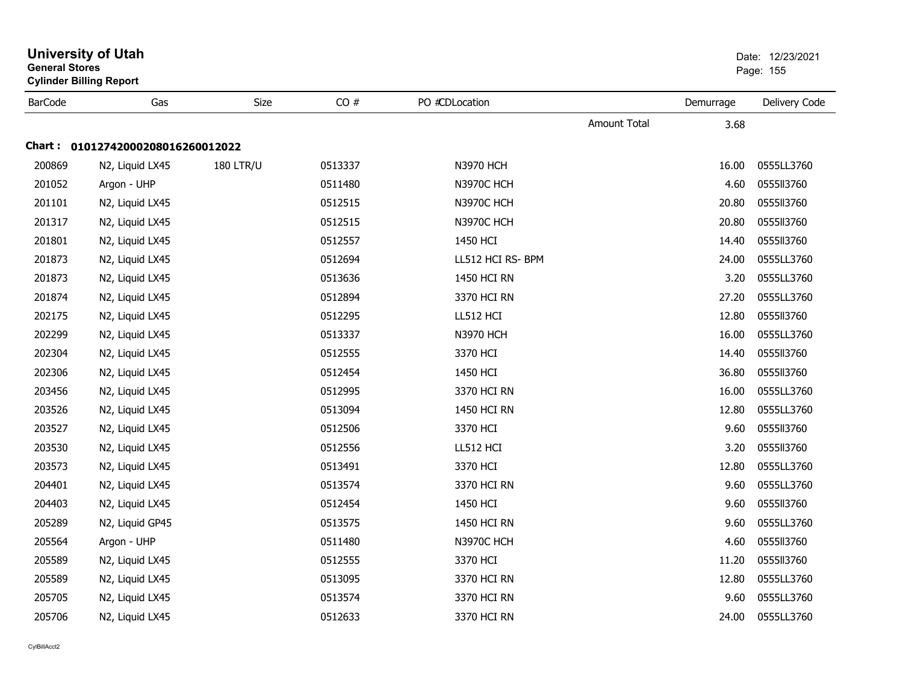# University of Utah

**General Stores**

**Cylinder Billing Report**

Date: 12/23/2021

| BarCode | Gas | Size | CO # | PO # | CDLocation | Demurrage | Delivery Code |
|---|---|---|---|---|---|---|---|
| | | | | | Amount Total | 3.68 | |

**Chart : 01012742000208016260012022**

| BarCode | Gas | Size | CO # | PO # | CDLocation | Demurrage | Delivery Code |
|---|---|---|---|---|---|---|---|
| 200869 | N2, Liquid LX45 | 180 LTR/U | 0513337 | | N3970 HCH | 16.00 | 0555LL3760 |
| 201052 | Argon - UHP | | 0511480 | | N3970C HCH | 4.60 | 0555ll3760 |
| 201101 | N2, Liquid LX45 | | 0512515 | | N3970C HCH | 20.80 | 0555ll3760 |
| 201317 | N2, Liquid LX45 | | 0512515 | | N3970C HCH | 20.80 | 0555ll3760 |
| 201801 | N2, Liquid LX45 | | 0512557 | | 1450 HCI | 14.40 | 0555ll3760 |
| 201873 | N2, Liquid LX45 | | 0512694 | | LL512 HCI RS- BPM | 24.00 | 0555LL3760 |
| 201873 | N2, Liquid LX45 | | 0513636 | | 1450 HCI RN | 3.20 | 0555LL3760 |
| 201874 | N2, Liquid LX45 | | 0512894 | | 3370 HCI RN | 27.20 | 0555LL3760 |
| 202175 | N2, Liquid LX45 | | 0512295 | | LL512 HCI | 12.80 | 0555ll3760 |
| 202299 | N2, Liquid LX45 | | 0513337 | | N3970 HCH | 16.00 | 0555LL3760 |
| 202304 | N2, Liquid LX45 | | 0512555 | | 3370 HCI | 14.40 | 0555ll3760 |
| 202306 | N2, Liquid LX45 | | 0512454 | | 1450 HCI | 36.80 | 0555ll3760 |
| 203456 | N2, Liquid LX45 | | 0512995 | | 3370 HCI RN | 16.00 | 0555LL3760 |
| 203526 | N2, Liquid LX45 | | 0513094 | | 1450 HCI RN | 12.80 | 0555LL3760 |
| 203527 | N2, Liquid LX45 | | 0512506 | | 3370 HCI | 9.60 | 0555ll3760 |
| 203530 | N2, Liquid LX45 | | 0512556 | | LL512 HCI | 3.20 | 0555ll3760 |
| 203573 | N2, Liquid LX45 | | 0513491 | | 3370 HCI | 12.80 | 0555LL3760 |
| 204401 | N2, Liquid LX45 | | 0513574 | | 3370 HCI RN | 9.60 | 0555LL3760 |
| 204403 | N2, Liquid LX45 | | 0512454 | | 1450 HCI | 9.60 | 0555ll3760 |
| 205289 | N2, Liquid GP45 | | 0513575 | | 1450 HCI RN | 9.60 | 0555LL3760 |
| 205564 | Argon - UHP | | 0511480 | | N3970C HCH | 4.60 | 0555ll3760 |
| 205589 | N2, Liquid LX45 | | 0512555 | | 3370 HCI | 11.20 | 0555ll3760 |
| 205589 | N2, Liquid LX45 | | 0513095 | | 3370 HCI RN | 12.80 | 0555LL3760 |
| 205705 | N2, Liquid LX45 | | 0513574 | | 3370 HCI RN | 9.60 | 0555LL3760 |
| 205706 | N2, Liquid LX45 | | 0512633 | | 3370 HCI RN | 24.00 | 0555LL3760 |

CylBillAcct2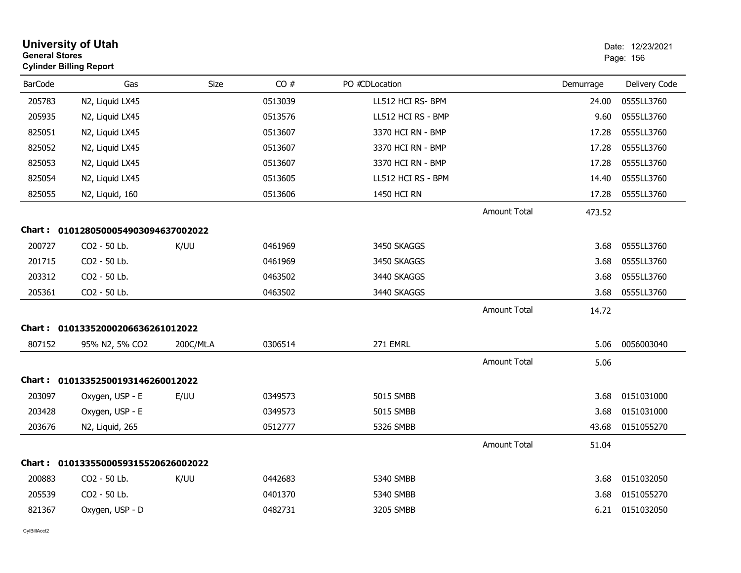# University of Utah
**General Stores**
**Cylinder Billing Report**

Date: 12/23/2021

| BarCode | Gas | Size | CO # | PO # | CD | Location | | Demurrage | Delivery Code |
|---|---|---|---|---|---|---|---|---|---|
| 205783 | N2, Liquid LX45 | | 0513039 | | | LL512 HCI RS- BPM | | 24.00 | 0555LL3760 |
| 205935 | N2, Liquid LX45 | | 0513576 | | | LL512 HCI RS - BMP | | 9.60 | 0555LL3760 |
| 825051 | N2, Liquid LX45 | | 0513607 | | | 3370 HCI RN - BMP | | 17.28 | 0555LL3760 |
| 825052 | N2, Liquid LX45 | | 0513607 | | | 3370 HCI RN - BMP | | 17.28 | 0555LL3760 |
| 825053 | N2, Liquid LX45 | | 0513607 | | | 3370 HCI RN - BMP | | 17.28 | 0555LL3760 |
| 825054 | N2, Liquid LX45 | | 0513605 | | | LL512 HCI RS - BPM | | 14.40 | 0555LL3760 |
| 825055 | N2, Liquid, 160 | | 0513606 | | | 1450 HCI RN | | 17.28 | 0555LL3760 |
| | | | | | | | Amount Total | 473.52 | |

**Chart : 01012805000549030946370002022**

| BarCode | Gas | Size | CO # | PO # | CD | Location | | Demurrage | Delivery Code |
|---|---|---|---|---|---|---|---|---|---|
| 200727 | CO2 - 50 Lb. | K/UU | 0461969 | | | 3450 SKAGGS | | 3.68 | 0555LL3760 |
| 201715 | CO2 - 50 Lb. | | 0461969 | | | 3450 SKAGGS | | 3.68 | 0555LL3760 |
| 203312 | CO2 - 50 Lb. | | 0463502 | | | 3440 SKAGGS | | 3.68 | 0555LL3760 |
| 205361 | CO2 - 50 Lb. | | 0463502 | | | 3440 SKAGGS | | 3.68 | 0555LL3760 |
| | | | | | | | Amount Total | 14.72 | |

**Chart : 01013352000206636261012022**

| BarCode | Gas | Size | CO # | PO # | CD | Location | | Demurrage | Delivery Code |
|---|---|---|---|---|---|---|---|---|---|
| 807152 | 95% N2, 5% CO2 | 200C/Mt.A | 0306514 | | | 271 EMRL | | 5.06 | 0056003040 |
| | | | | | | | Amount Total | 5.06 | |

**Chart : 01013352500193146260012022**

| BarCode | Gas | Size | CO # | PO # | CD | Location | | Demurrage | Delivery Code |
|---|---|---|---|---|---|---|---|---|---|
| 203097 | Oxygen, USP - E | E/UU | 0349573 | | | 5015 SMBB | | 3.68 | 0151031000 |
| 203428 | Oxygen, USP - E | | 0349573 | | | 5015 SMBB | | 3.68 | 0151031000 |
| 203676 | N2, Liquid, 265 | | 0512777 | | | 5326 SMBB | | 43.68 | 0151055270 |
| | | | | | | | Amount Total | 51.04 | |

**Chart : 01013355000593155206260002022**

| BarCode | Gas | Size | CO # | PO # | CD | Location | | Demurrage | Delivery Code |
|---|---|---|---|---|---|---|---|---|---|
| 200883 | CO2 - 50 Lb. | K/UU | 0442683 | | | 5340 SMBB | | 3.68 | 0151032050 |
| 205539 | CO2 - 50 Lb. | | 0401370 | | | 5340 SMBB | | 3.68 | 0151055270 |
| 821367 | Oxygen, USP - D | | 0482731 | | | 3205 SMBB | | 6.21 | 0151032050 |

CylBillAcct2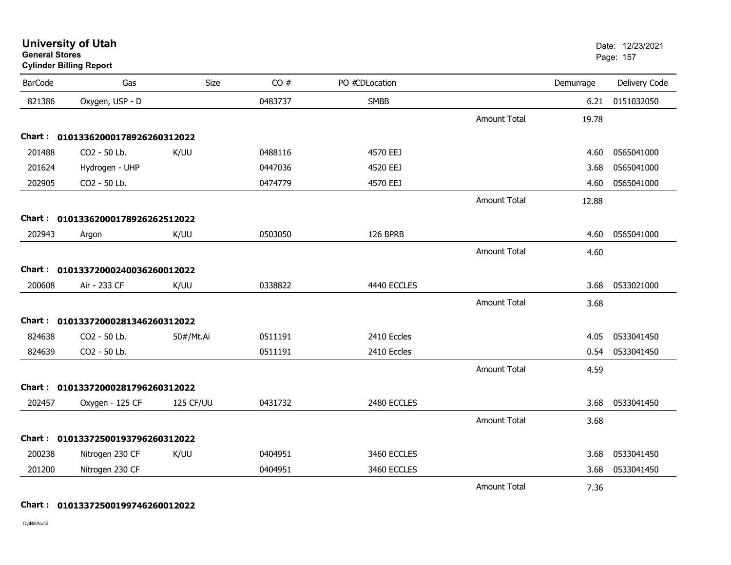# University of Utah

**General Stores**

**Cylinder Billing Report**

Date: 12/23/2021

| BarCode | Gas | Size | CO # | PO #CDLocation | | Demurrage | Delivery Code |
|---|---|---|---|---|---|---|---|
| 821386 | Oxygen, USP - D | | 0483737 | SMBB | | 6.21 | 0151032050 |
| | | | | | Amount Total | 19.78 | |
| **Chart :** | **01013362000178926260312022** | | | | | | |
| 201488 | CO2 - 50 Lb. | K/UU | 0488116 | 4570 EEJ | | 4.60 | 0565041000 |
| 201624 | Hydrogen - UHP | | 0447036 | 4520 EEJ | | 3.68 | 0565041000 |
| 202905 | CO2 - 50 Lb. | | 0474779 | 4570 EEJ | | 4.60 | 0565041000 |
| | | | | | Amount Total | 12.88 | |
| **Chart :** | **01013362000178926262512022** | | | | | | |
| 202943 | Argon | K/UU | 0503050 | 126 BPRB | | 4.60 | 0565041000 |
| | | | | | Amount Total | 4.60 | |
| **Chart :** | **01013372000240036260012022** | | | | | | |
| 200608 | Air - 233 CF | K/UU | 0338822 | 4440 ECCLES | | 3.68 | 0533021000 |
| | | | | | Amount Total | 3.68 | |
| **Chart :** | **01013372000281346260312022** | | | | | | |
| 824638 | CO2 - 50 Lb. | 50#/Mt.Ai | 0511191 | 2410 Eccles | | 4.05 | 0533041450 |
| 824639 | CO2 - 50 Lb. | | 0511191 | 2410 Eccles | | 0.54 | 0533041450 |
| | | | | | Amount Total | 4.59 | |
| **Chart :** | **01013372000281796260312022** | | | | | | |
| 202457 | Oxygen - 125 CF | 125 CF/UU | 0431732 | 2480 ECCLES | | 3.68 | 0533041450 |
| | | | | | Amount Total | 3.68 | |
| **Chart :** | **01013372500193796260312022** | | | | | | |
| 200238 | Nitrogen 230 CF | K/UU | 0404951 | 3460 ECCLES | | 3.68 | 0533041450 |
| 201200 | Nitrogen 230 CF | | 0404951 | 3460 ECCLES | | 3.68 | 0533041450 |
| | | | | | Amount Total | 7.36 | |
| **Chart :** | **01013372500199746260012022** | | | | | | |

CylBillAcct2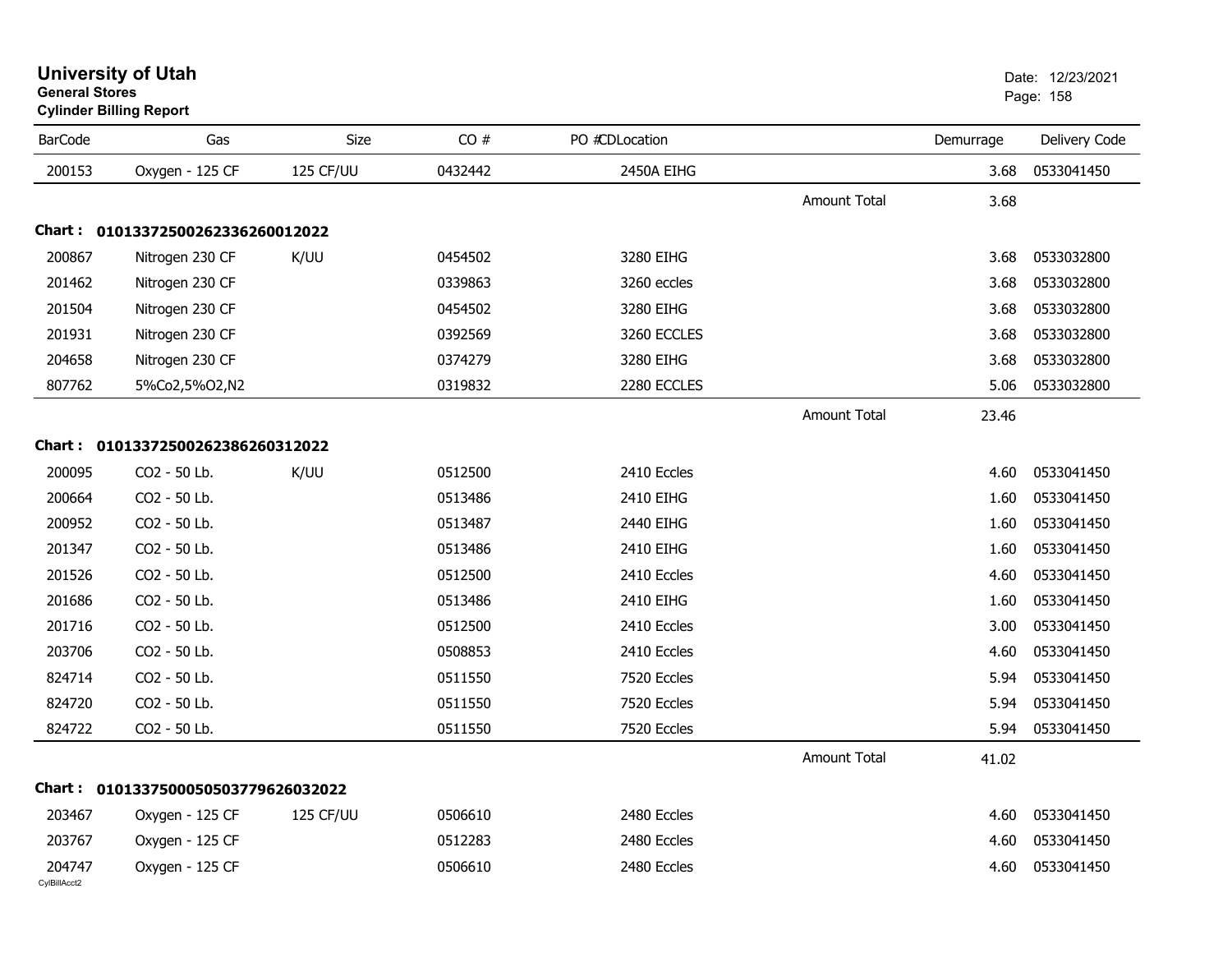# University of Utah

**General Stores**

**Cylinder Billing Report**

Date: 12/23/2021

| BarCode | Gas | Size | CO # | PO #CDLocation | | Demurrage | Delivery Code |
|---|---|---|---|---|---|---|---|
| 200153 | Oxygen - 125 CF | 125 CF/UU | 0432442 | 2450A EIHG | | 3.68 | 0533041450 |
| | | | | | Amount Total | 3.68 | |

**Chart : 01013372500262336260012022**

| BarCode | Gas | Size | CO # | PO #CDLocation | | Demurrage | Delivery Code |
|---|---|---|---|---|---|---|---|
| 200867 | Nitrogen 230 CF | K/UU | 0454502 | 3280 EIHG | | 3.68 | 0533032800 |
| 201462 | Nitrogen 230 CF | | 0339863 | 3260 eccles | | 3.68 | 0533032800 |
| 201504 | Nitrogen 230 CF | | 0454502 | 3280 EIHG | | 3.68 | 0533032800 |
| 201931 | Nitrogen 230 CF | | 0392569 | 3260 ECCLES | | 3.68 | 0533032800 |
| 204658 | Nitrogen 230 CF | | 0374279 | 3280 EIHG | | 3.68 | 0533032800 |
| 807762 | 5%Co2,5%O2,N2 | | 0319832 | 2280 ECCLES | | 5.06 | 0533032800 |
| | | | | | Amount Total | 23.46 | |

**Chart : 01013372500262386260312022**

| BarCode | Gas | Size | CO # | PO #CDLocation | | Demurrage | Delivery Code |
|---|---|---|---|---|---|---|---|
| 200095 | CO2 - 50 Lb. | K/UU | 0512500 | 2410 Eccles | | 4.60 | 0533041450 |
| 200664 | CO2 - 50 Lb. | | 0513486 | 2410 EIHG | | 1.60 | 0533041450 |
| 200952 | CO2 - 50 Lb. | | 0513487 | 2440 EIHG | | 1.60 | 0533041450 |
| 201347 | CO2 - 50 Lb. | | 0513486 | 2410 EIHG | | 1.60 | 0533041450 |
| 201526 | CO2 - 50 Lb. | | 0512500 | 2410 Eccles | | 4.60 | 0533041450 |
| 201686 | CO2 - 50 Lb. | | 0513486 | 2410 EIHG | | 1.60 | 0533041450 |
| 201716 | CO2 - 50 Lb. | | 0512500 | 2410 Eccles | | 3.00 | 0533041450 |
| 203706 | CO2 - 50 Lb. | | 0508853 | 2410 Eccles | | 4.60 | 0533041450 |
| 824714 | CO2 - 50 Lb. | | 0511550 | 7520 Eccles | | 5.94 | 0533041450 |
| 824720 | CO2 - 50 Lb. | | 0511550 | 7520 Eccles | | 5.94 | 0533041450 |
| 824722 | CO2 - 50 Lb. | | 0511550 | 7520 Eccles | | 5.94 | 0533041450 |
| | | | | | Amount Total | 41.02 | |

**Chart : 01013375000505037796260032022**

| BarCode | Gas | Size | CO # | PO #CDLocation | | Demurrage | Delivery Code |
|---|---|---|---|---|---|---|---|
| 203467 | Oxygen - 125 CF | 125 CF/UU | 0506610 | 2480 Eccles | | 4.60 | 0533041450 |
| 203767 | Oxygen - 125 CF | | 0512283 | 2480 Eccles | | 4.60 | 0533041450 |
| 204747 | Oxygen - 125 CF | | 0506610 | 2480 Eccles | | 4.60 | 0533041450 |

CylBillAcct2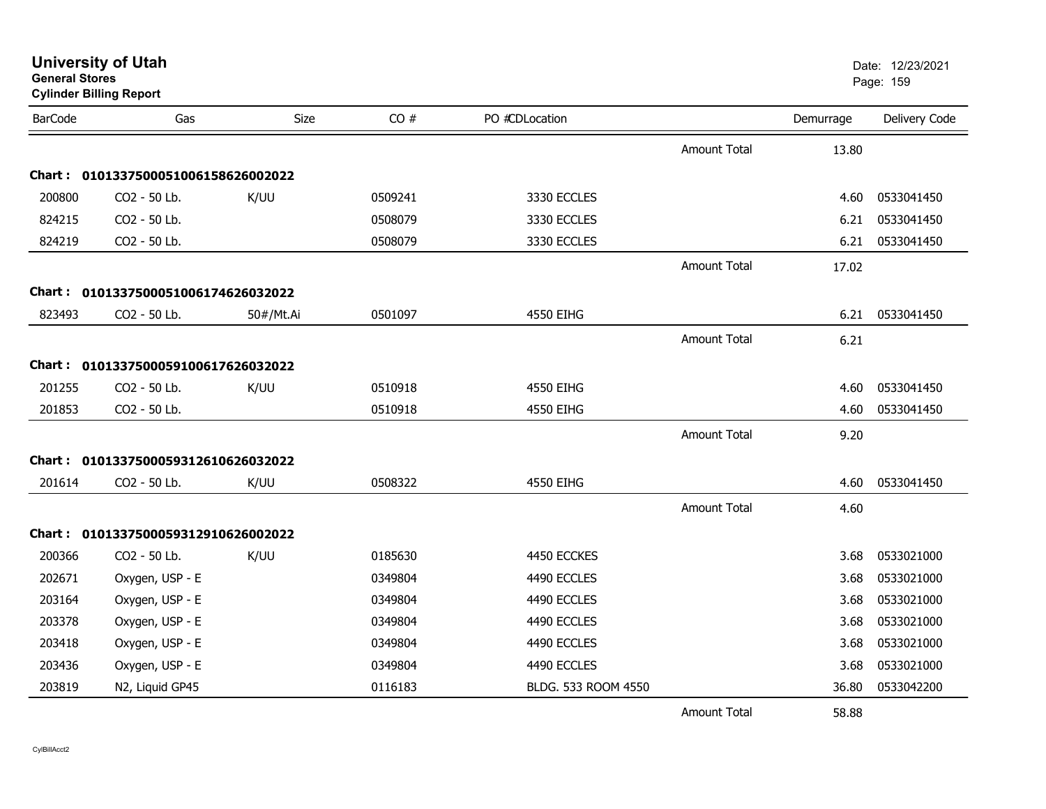# University of Utah

**General Stores**

**Cylinder Billing Report**

Date: 12/23/2021

| BarCode | Gas | Size | CO # | PO # | CDLocation | | Demurrage | Delivery Code |
|---|---|---|---|---|---|---|---|---|
| | | | | | | Amount Total | 13.80 | |
| **Chart :** | **01013375000510061586260022022** | | | | | | | |
| 200800 | CO2 - 50 Lb. | K/UU | 0509241 | | 3330 ECCLES | | 4.60 | 0533041450 |
| 824215 | CO2 - 50 Lb. | | 0508079 | | 3330 ECCLES | | 6.21 | 0533041450 |
| 824219 | CO2 - 50 Lb. | | 0508079 | | 3330 ECCLES | | 6.21 | 0533041450 |
| | | | | | | Amount Total | 17.02 | |
| **Chart :** | **01013375000510061746260322022** | | | | | | | |
| 823493 | CO2 - 50 Lb. | 50#/Mt.Ai | 0501097 | | 4550 EIHG | | 6.21 | 0533041450 |
| | | | | | | Amount Total | 6.21 | |
| **Chart :** | **01013375000591006176260322022** | | | | | | | |
| 201255 | CO2 - 50 Lb. | K/UU | 0510918 | | 4550 EIHG | | 4.60 | 0533041450 |
| 201853 | CO2 - 50 Lb. | | 0510918 | | 4550 EIHG | | 4.60 | 0533041450 |
| | | | | | | Amount Total | 9.20 | |
| **Chart :** | **01013375000593126106260322022** | | | | | | | |
| 201614 | CO2 - 50 Lb. | K/UU | 0508322 | | 4550 EIHG | | 4.60 | 0533041450 |
| | | | | | | Amount Total | 4.60 | |
| **Chart :** | **01013375000593129106260022022** | | | | | | | |
| 200366 | CO2 - 50 Lb. | K/UU | 0185630 | | 4450 ECCKES | | 3.68 | 0533021000 |
| 202671 | Oxygen, USP - E | | 0349804 | | 4490 ECCLES | | 3.68 | 0533021000 |
| 203164 | Oxygen, USP - E | | 0349804 | | 4490 ECCLES | | 3.68 | 0533021000 |
| 203378 | Oxygen, USP - E | | 0349804 | | 4490 ECCLES | | 3.68 | 0533021000 |
| 203418 | Oxygen, USP - E | | 0349804 | | 4490 ECCLES | | 3.68 | 0533021000 |
| 203436 | Oxygen, USP - E | | 0349804 | | 4490 ECCLES | | 3.68 | 0533021000 |
| 203819 | N2, Liquid GP45 | | 0116183 | | BLDG. 533 ROOM 4550 | | 36.80 | 0533042200 |
| | | | | | | Amount Total | 58.88 | |

CylBillAcct2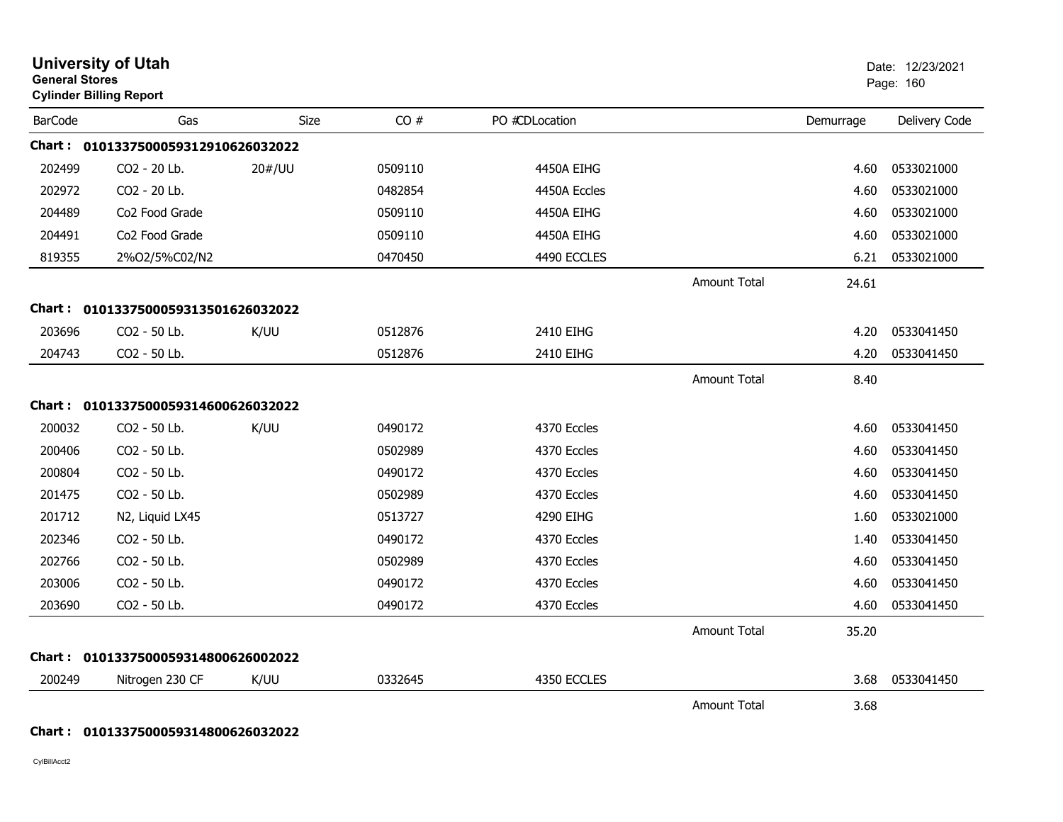# University of Utah
**General Stores**
**Cylinder Billing Report**

Date: 12/23/2021

| BarCode | Gas | Size | CO # | PO #CDLocation | | Demurrage | Delivery Code |
|---|---|---|---|---|---|---|---|
| **Chart :** | **01013375000593129106260320222** | | | | | | |
| 202499 | CO2 - 20 Lb. | 20#/UU | 0509110 | 4450A EIHG | | 4.60 | 0533021000 |
| 202972 | CO2 - 20 Lb. | | 0482854 | 4450A Eccles | | 4.60 | 0533021000 |
| 204489 | Co2 Food Grade | | 0509110 | 4450A EIHG | | 4.60 | 0533021000 |
| 204491 | Co2 Food Grade | | 0509110 | 4450A EIHG | | 4.60 | 0533021000 |
| 819355 | 2%O2/5%C02/N2 | | 0470450 | 4490 ECCLES | | 6.21 | 0533021000 |
| | | | | | Amount Total | 24.61 | |
| **Chart :** | **0101337500059313501626032022** | | | | | | |
| 203696 | CO2 - 50 Lb. | K/UU | 0512876 | 2410 EIHG | | 4.20 | 0533041450 |
| 204743 | CO2 - 50 Lb. | | 0512876 | 2410 EIHG | | 4.20 | 0533041450 |
| | | | | | Amount Total | 8.40 | |
| **Chart :** | **0101337500059314600626032022** | | | | | | |
| 200032 | CO2 - 50 Lb. | K/UU | 0490172 | 4370 Eccles | | 4.60 | 0533041450 |
| 200406 | CO2 - 50 Lb. | | 0502989 | 4370 Eccles | | 4.60 | 0533041450 |
| 200804 | CO2 - 50 Lb. | | 0490172 | 4370 Eccles | | 4.60 | 0533041450 |
| 201475 | CO2 - 50 Lb. | | 0502989 | 4370 Eccles | | 4.60 | 0533041450 |
| 201712 | N2, Liquid LX45 | | 0513727 | 4290 EIHG | | 1.60 | 0533021000 |
| 202346 | CO2 - 50 Lb. | | 0490172 | 4370 Eccles | | 1.40 | 0533041450 |
| 202766 | CO2 - 50 Lb. | | 0502989 | 4370 Eccles | | 4.60 | 0533041450 |
| 203006 | CO2 - 50 Lb. | | 0490172 | 4370 Eccles | | 4.60 | 0533041450 |
| 203690 | CO2 - 50 Lb. | | 0490172 | 4370 Eccles | | 4.60 | 0533041450 |
| | | | | | Amount Total | 35.20 | |
| **Chart :** | **0101337500059314800626002022** | | | | | | |
| 200249 | Nitrogen 230 CF | K/UU | 0332645 | 4350 ECCLES | | 3.68 | 0533041450 |
| | | | | | Amount Total | 3.68 | |
| **Chart :** | **0101337500059314800626032022** | | | | | | |

CylBillAcct2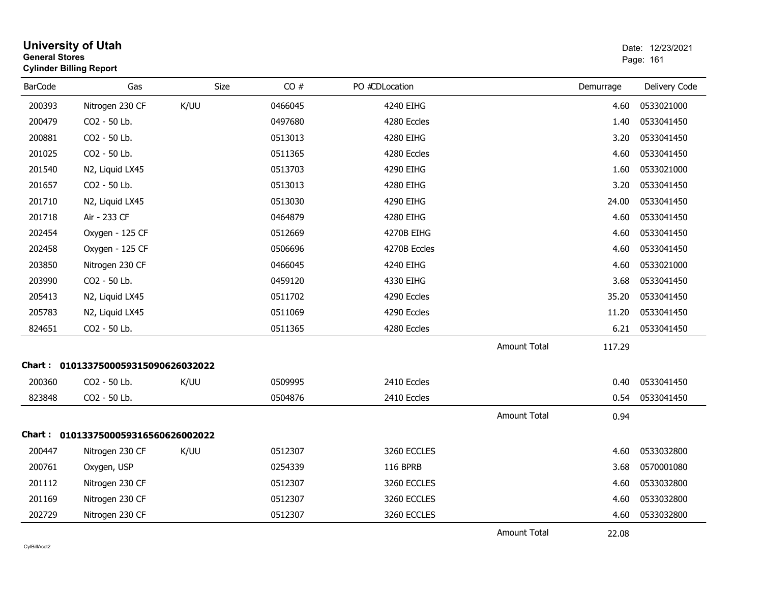# University of Utah
**General Stores**
**Cylinder Billing Report**

Date: 12/23/2021

| BarCode | Gas | Size | CO # | PO # | CDLocation | | Demurrage | Delivery Code |
|---|---|---|---|---|---|---|---|---|
| 200393 | Nitrogen 230 CF | K/UU | 0466045 | | 4240 EIHG | | 4.60 | 0533021000 |
| 200479 | CO2 - 50 Lb. | | 0497680 | | 4280 Eccles | | 1.40 | 0533041450 |
| 200881 | CO2 - 50 Lb. | | 0513013 | | 4280 EIHG | | 3.20 | 0533041450 |
| 201025 | CO2 - 50 Lb. | | 0511365 | | 4280 Eccles | | 4.60 | 0533041450 |
| 201540 | N2, Liquid LX45 | | 0513703 | | 4290 EIHG | | 1.60 | 0533021000 |
| 201657 | CO2 - 50 Lb. | | 0513013 | | 4280 EIHG | | 3.20 | 0533041450 |
| 201710 | N2, Liquid LX45 | | 0513030 | | 4290 EIHG | | 24.00 | 0533041450 |
| 201718 | Air - 233 CF | | 0464879 | | 4280 EIHG | | 4.60 | 0533041450 |
| 202454 | Oxygen - 125 CF | | 0512669 | | 4270B EIHG | | 4.60 | 0533041450 |
| 202458 | Oxygen - 125 CF | | 0506696 | | 4270B Eccles | | 4.60 | 0533041450 |
| 203850 | Nitrogen 230 CF | | 0466045 | | 4240 EIHG | | 4.60 | 0533021000 |
| 203990 | CO2 - 50 Lb. | | 0459120 | | 4330 EIHG | | 3.68 | 0533041450 |
| 205413 | N2, Liquid LX45 | | 0511702 | | 4290 Eccles | | 35.20 | 0533041450 |
| 205783 | N2, Liquid LX45 | | 0511069 | | 4290 Eccles | | 11.20 | 0533041450 |
| 824651 | CO2 - 50 Lb. | | 0511365 | | 4280 Eccles | | 6.21 | 0533041450 |
| | | | | | | Amount Total | 117.29 | |

**Chart : 01013375000593150906260320222**

| BarCode | Gas | Size | CO # | PO # | CDLocation | | Demurrage | Delivery Code |
|---|---|---|---|---|---|---|---|---|
| 200360 | CO2 - 50 Lb. | K/UU | 0509995 | | 2410 Eccles | | 0.40 | 0533041450 |
| 823848 | CO2 - 50 Lb. | | 0504876 | | 2410 Eccles | | 0.54 | 0533041450 |
| | | | | | | Amount Total | 0.94 | |

**Chart : 01013375000593165606260020222**

| BarCode | Gas | Size | CO # | PO # | CDLocation | | Demurrage | Delivery Code |
|---|---|---|---|---|---|---|---|---|
| 200447 | Nitrogen 230 CF | K/UU | 0512307 | | 3260 ECCLES | | 4.60 | 0533032800 |
| 200761 | Oxygen, USP | | 0254339 | | 116 BPRB | | 3.68 | 0570001080 |
| 201112 | Nitrogen 230 CF | | 0512307 | | 3260 ECCLES | | 4.60 | 0533032800 |
| 201169 | Nitrogen 230 CF | | 0512307 | | 3260 ECCLES | | 4.60 | 0533032800 |
| 202729 | Nitrogen 230 CF | | 0512307 | | 3260 ECCLES | | 4.60 | 0533032800 |
| | | | | | | Amount Total | 22.08 | |

CylBillAcct2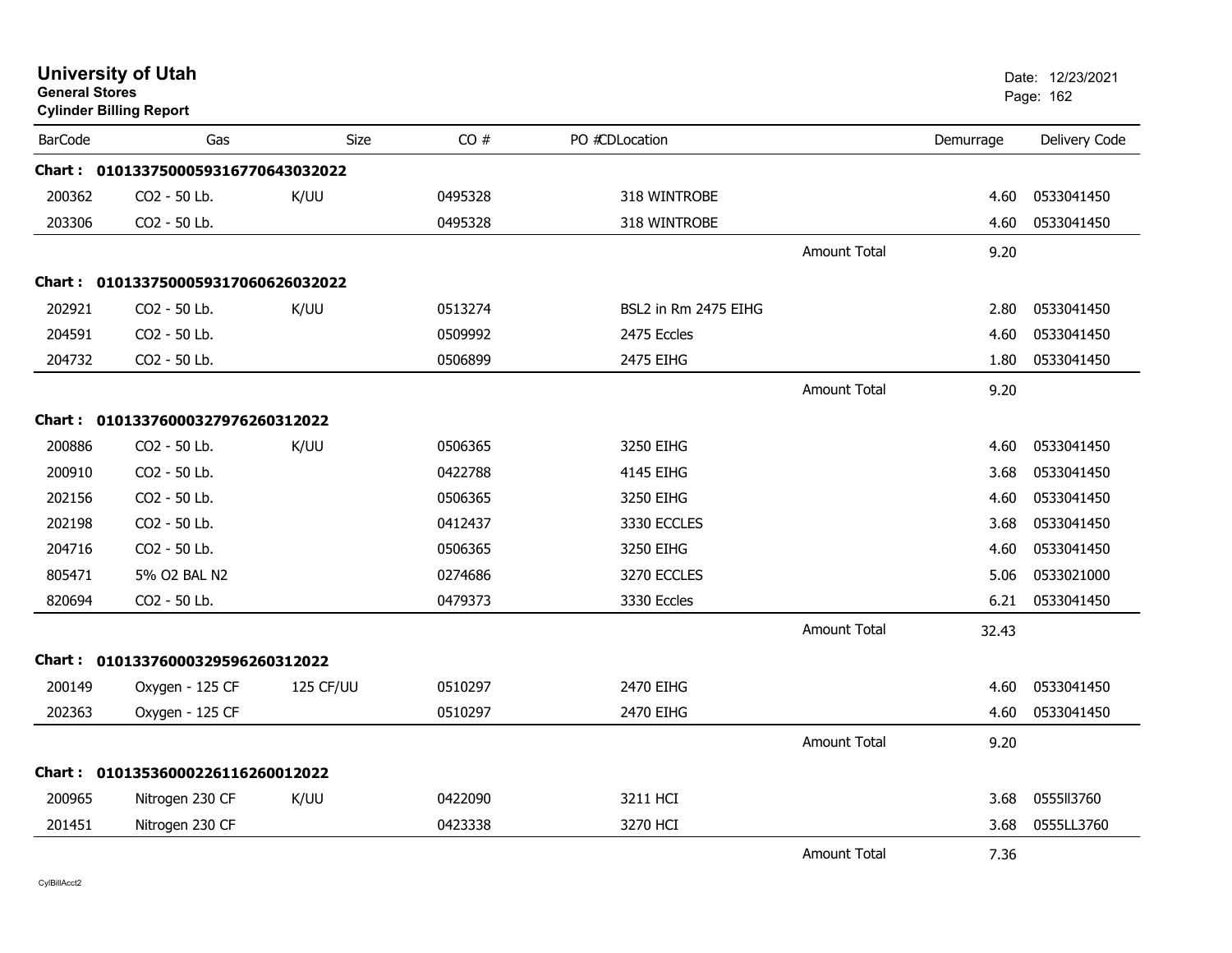# University of Utah
**General Stores**
**Cylinder Billing Report**

Date: 12/23/2021

| BarCode | Gas | Size | CO # | PO #CDLocation | | Demurrage | Delivery Code |
|---|---|---|---|---|---|---|---|
| **Chart : 01013375000593167706430320 22** | | | | | | | |
| 200362 | CO2 - 50 Lb. | K/UU | 0495328 | 318 WINTROBE | | 4.60 | 0533041450 |
| 203306 | CO2 - 50 Lb. | | 0495328 | 318 WINTROBE | | 4.60 | 0533041450 |
| | | | | | Amount Total | 9.20 | |
| **Chart : 0101337500059317060626032022** | | | | | | | |
| 202921 | CO2 - 50 Lb. | K/UU | 0513274 | BSL2 in Rm 2475 EIHG | | 2.80 | 0533041450 |
| 204591 | CO2 - 50 Lb. | | 0509992 | 2475 Eccles | | 4.60 | 0533041450 |
| 204732 | CO2 - 50 Lb. | | 0506899 | 2475 EIHG | | 1.80 | 0533041450 |
| | | | | | Amount Total | 9.20 | |
| **Chart : 0101337600032797626031202 2** | | | | | | | |
| 200886 | CO2 - 50 Lb. | K/UU | 0506365 | 3250 EIHG | | 4.60 | 0533041450 |
| 200910 | CO2 - 50 Lb. | | 0422788 | 4145 EIHG | | 3.68 | 0533041450 |
| 202156 | CO2 - 50 Lb. | | 0506365 | 3250 EIHG | | 4.60 | 0533041450 |
| 202198 | CO2 - 50 Lb. | | 0412437 | 3330 ECCLES | | 3.68 | 0533041450 |
| 204716 | CO2 - 50 Lb. | | 0506365 | 3250 EIHG | | 4.60 | 0533041450 |
| 805471 | 5% O2 BAL N2 | | 0274686 | 3270 ECCLES | | 5.06 | 0533021000 |
| 820694 | CO2 - 50 Lb. | | 0479373 | 3330 Eccles | | 6.21 | 0533041450 |
| | | | | | Amount Total | 32.43 | |
| **Chart : 0101337600032959626031202 2** | | | | | | | |
| 200149 | Oxygen - 125 CF | 125 CF/UU | 0510297 | 2470 EIHG | | 4.60 | 0533041450 |
| 202363 | Oxygen - 125 CF | | 0510297 | 2470 EIHG | | 4.60 | 0533041450 |
| | | | | | Amount Total | 9.20 | |
| **Chart : 0101353600022611626001202 2** | | | | | | | |
| 200965 | Nitrogen 230 CF | K/UU | 0422090 | 3211 HCI | | 3.68 | 0555ll3760 |
| 201451 | Nitrogen 230 CF | | 0423338 | 3270 HCI | | 3.68 | 0555LL3760 |
| | | | | | Amount Total | 7.36 | |

CylBillAcct2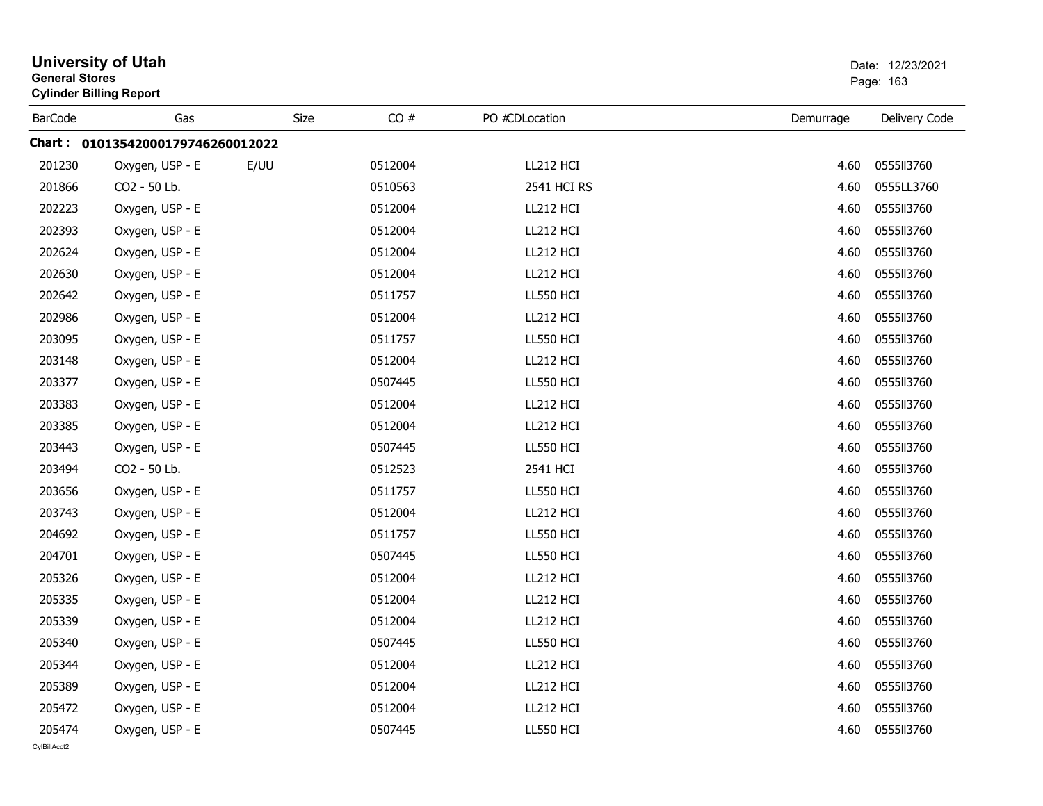# University of Utah

**General Stores**

**Cylinder Billing Report**

Date: 12/23/2021

| BarCode | Gas | Size | CO # | PO #CDLocation | Demurrage | Delivery Code |
|---|---|---|---|---|---|---|
| **Chart : 0101354200017974626001​2022** | | | | | | |
| 201230 | Oxygen, USP - E | E/UU | 0512004 | LL212 HCI | 4.60 | 0555ll3760 |
| 201866 | CO2 - 50 Lb. | | 0510563 | 2541 HCI RS | 4.60 | 0555LL3760 |
| 202223 | Oxygen, USP - E | | 0512004 | LL212 HCI | 4.60 | 0555ll3760 |
| 202393 | Oxygen, USP - E | | 0512004 | LL212 HCI | 4.60 | 0555ll3760 |
| 202624 | Oxygen, USP - E | | 0512004 | LL212 HCI | 4.60 | 0555ll3760 |
| 202630 | Oxygen, USP - E | | 0512004 | LL212 HCI | 4.60 | 0555ll3760 |
| 202642 | Oxygen, USP - E | | 0511757 | LL550 HCI | 4.60 | 0555ll3760 |
| 202986 | Oxygen, USP - E | | 0512004 | LL212 HCI | 4.60 | 0555ll3760 |
| 203095 | Oxygen, USP - E | | 0511757 | LL550 HCI | 4.60 | 0555ll3760 |
| 203148 | Oxygen, USP - E | | 0512004 | LL212 HCI | 4.60 | 0555ll3760 |
| 203377 | Oxygen, USP - E | | 0507445 | LL550 HCI | 4.60 | 0555ll3760 |
| 203383 | Oxygen, USP - E | | 0512004 | LL212 HCI | 4.60 | 0555ll3760 |
| 203385 | Oxygen, USP - E | | 0512004 | LL212 HCI | 4.60 | 0555ll3760 |
| 203443 | Oxygen, USP - E | | 0507445 | LL550 HCI | 4.60 | 0555ll3760 |
| 203494 | CO2 - 50 Lb. | | 0512523 | 2541 HCI | 4.60 | 0555ll3760 |
| 203656 | Oxygen, USP - E | | 0511757 | LL550 HCI | 4.60 | 0555ll3760 |
| 203743 | Oxygen, USP - E | | 0512004 | LL212 HCI | 4.60 | 0555ll3760 |
| 204692 | Oxygen, USP - E | | 0511757 | LL550 HCI | 4.60 | 0555ll3760 |
| 204701 | Oxygen, USP - E | | 0507445 | LL550 HCI | 4.60 | 0555ll3760 |
| 205326 | Oxygen, USP - E | | 0512004 | LL212 HCI | 4.60 | 0555ll3760 |
| 205335 | Oxygen, USP - E | | 0512004 | LL212 HCI | 4.60 | 0555ll3760 |
| 205339 | Oxygen, USP - E | | 0512004 | LL212 HCI | 4.60 | 0555ll3760 |
| 205340 | Oxygen, USP - E | | 0507445 | LL550 HCI | 4.60 | 0555ll3760 |
| 205344 | Oxygen, USP - E | | 0512004 | LL212 HCI | 4.60 | 0555ll3760 |
| 205389 | Oxygen, USP - E | | 0512004 | LL212 HCI | 4.60 | 0555ll3760 |
| 205472 | Oxygen, USP - E | | 0512004 | LL212 HCI | 4.60 | 0555ll3760 |
| 205474 | Oxygen, USP - E | | 0507445 | LL550 HCI | 4.60 | 0555ll3760 |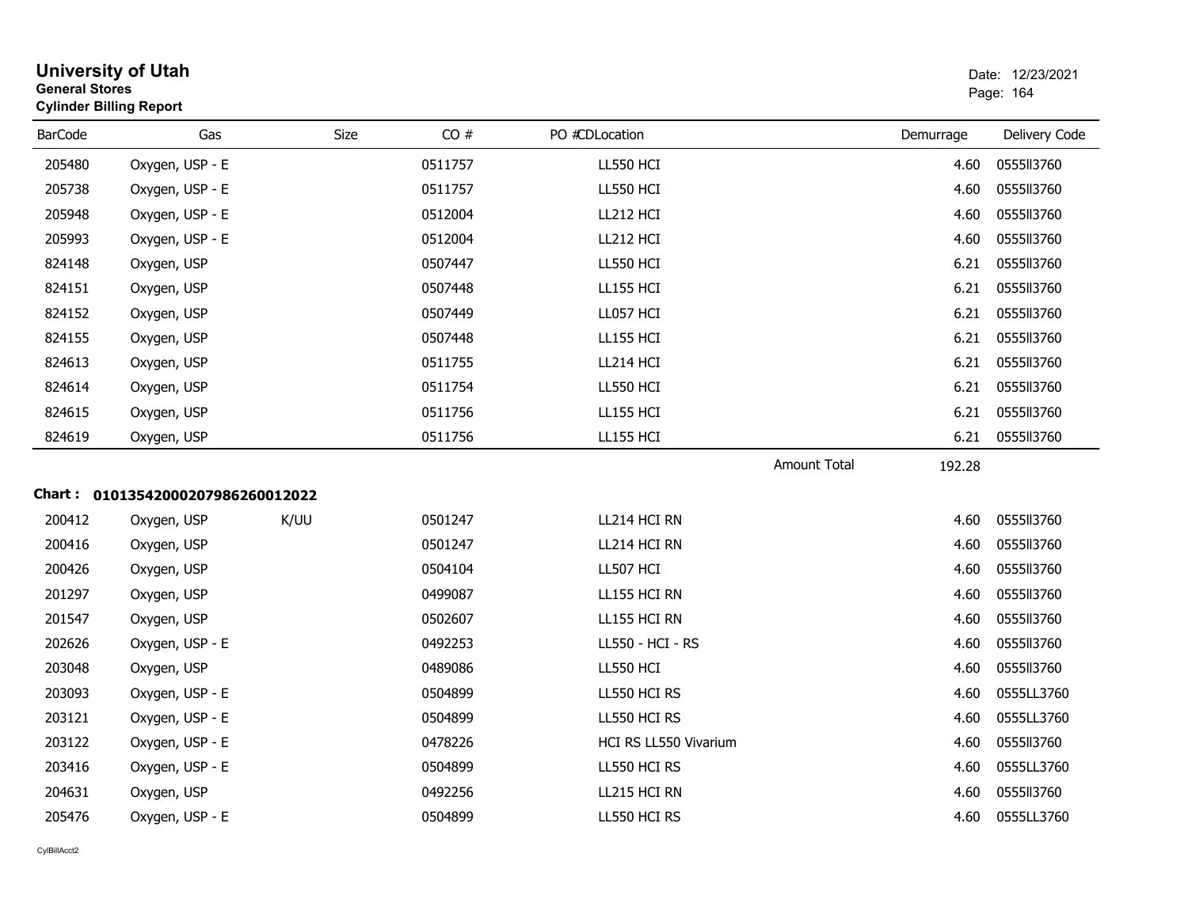# University of Utah

**General Stores**

**Cylinder Billing Report**

Date: 12/23/2021

| BarCode | Gas | Size | CO # | PO #CDLocation | Demurrage | Delivery Code |
|---|---|---|---|---|---|---|
| 205480 | Oxygen, USP - E | | 0511757 | LL550 HCI | 4.60 | 0555ll3760 |
| 205738 | Oxygen, USP - E | | 0511757 | LL550 HCI | 4.60 | 0555ll3760 |
| 205948 | Oxygen, USP - E | | 0512004 | LL212 HCI | 4.60 | 0555ll3760 |
| 205993 | Oxygen, USP - E | | 0512004 | LL212 HCI | 4.60 | 0555ll3760 |
| 824148 | Oxygen, USP | | 0507447 | LL550 HCI | 6.21 | 0555ll3760 |
| 824151 | Oxygen, USP | | 0507448 | LL155 HCI | 6.21 | 0555ll3760 |
| 824152 | Oxygen, USP | | 0507449 | LL057 HCI | 6.21 | 0555ll3760 |
| 824155 | Oxygen, USP | | 0507448 | LL155 HCI | 6.21 | 0555ll3760 |
| 824613 | Oxygen, USP | | 0511755 | LL214 HCI | 6.21 | 0555ll3760 |
| 824614 | Oxygen, USP | | 0511754 | LL550 HCI | 6.21 | 0555ll3760 |
| 824615 | Oxygen, USP | | 0511756 | LL155 HCI | 6.21 | 0555ll3760 |
| 824619 | Oxygen, USP | | 0511756 | LL155 HCI | 6.21 | 0555ll3760 |
| | | | | Amount Total | 192.28 | |

**Chart : 01013542000207986260012022**

| BarCode | Gas | Size | CO # | PO #CDLocation | Demurrage | Delivery Code |
|---|---|---|---|---|---|---|
| 200412 | Oxygen, USP | K/UU | 0501247 | LL214 HCI RN | 4.60 | 0555ll3760 |
| 200416 | Oxygen, USP | | 0501247 | LL214 HCI RN | 4.60 | 0555ll3760 |
| 200426 | Oxygen, USP | | 0504104 | LL507 HCI | 4.60 | 0555ll3760 |
| 201297 | Oxygen, USP | | 0499087 | LL155 HCI RN | 4.60 | 0555ll3760 |
| 201547 | Oxygen, USP | | 0502607 | LL155 HCI RN | 4.60 | 0555ll3760 |
| 202626 | Oxygen, USP - E | | 0492253 | LL550 - HCI - RS | 4.60 | 0555ll3760 |
| 203048 | Oxygen, USP | | 0489086 | LL550 HCI | 4.60 | 0555ll3760 |
| 203093 | Oxygen, USP - E | | 0504899 | LL550 HCI RS | 4.60 | 0555LL3760 |
| 203121 | Oxygen, USP - E | | 0504899 | LL550 HCI RS | 4.60 | 0555LL3760 |
| 203122 | Oxygen, USP - E | | 0478226 | HCI RS LL550 Vivarium | 4.60 | 0555ll3760 |
| 203416 | Oxygen, USP - E | | 0504899 | LL550 HCI RS | 4.60 | 0555LL3760 |
| 204631 | Oxygen, USP | | 0492256 | LL215 HCI RN | 4.60 | 0555ll3760 |
| 205476 | Oxygen, USP - E | | 0504899 | LL550 HCI RS | 4.60 | 0555LL3760 |

CylBillAcct2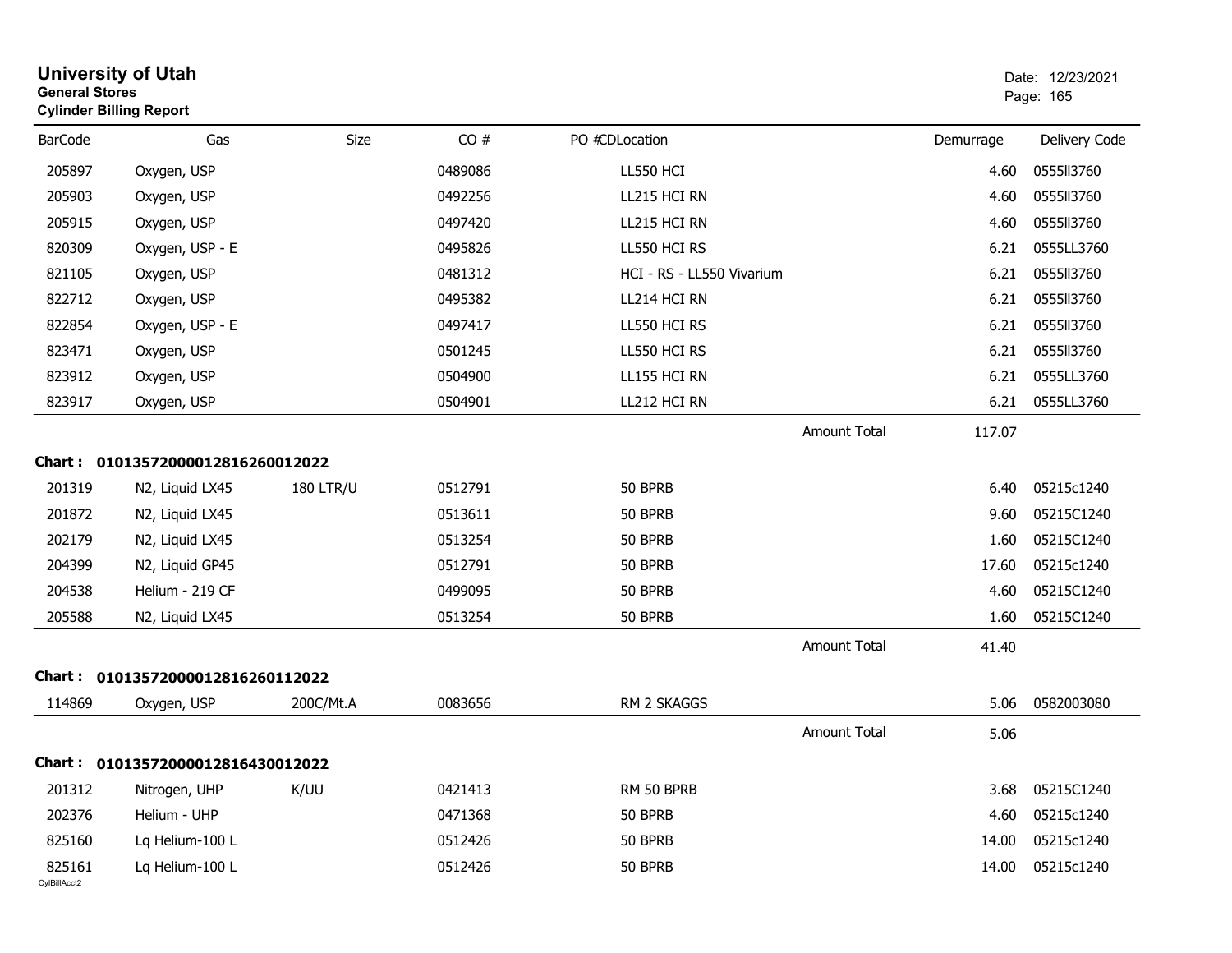# University of Utah

**General Stores**

**Cylinder Billing Report**

Date: 12/23/2021

| BarCode | Gas | Size | CO # | PO #CDLocation | Demurrage | Delivery Code |
|---|---|---|---|---|---|---|
| 205897 | Oxygen, USP | | 0489086 | LL550 HCI | 4.60 | 0555ll3760 |
| 205903 | Oxygen, USP | | 0492256 | LL215 HCI RN | 4.60 | 0555ll3760 |
| 205915 | Oxygen, USP | | 0497420 | LL215 HCI RN | 4.60 | 0555ll3760 |
| 820309 | Oxygen, USP - E | | 0495826 | LL550 HCI RS | 6.21 | 0555LL3760 |
| 821105 | Oxygen, USP | | 0481312 | HCI - RS - LL550 Vivarium | 6.21 | 0555ll3760 |
| 822712 | Oxygen, USP | | 0495382 | LL214 HCI RN | 6.21 | 0555ll3760 |
| 822854 | Oxygen, USP - E | | 0497417 | LL550 HCI RS | 6.21 | 0555ll3760 |
| 823471 | Oxygen, USP | | 0501245 | LL550 HCI RS | 6.21 | 0555ll3760 |
| 823912 | Oxygen, USP | | 0504900 | LL155 HCI RN | 6.21 | 0555LL3760 |
| 823917 | Oxygen, USP | | 0504901 | LL212 HCI RN | 6.21 | 0555LL3760 |
| | | | | Amount Total | 117.07 | |

**Chart : 01013572000012816260012022**

| BarCode | Gas | Size | CO # | PO #CDLocation | Demurrage | Delivery Code |
|---|---|---|---|---|---|---|
| 201319 | N2, Liquid LX45 | 180 LTR/U | 0512791 | 50 BPRB | 6.40 | 05215c1240 |
| 201872 | N2, Liquid LX45 | | 0513611 | 50 BPRB | 9.60 | 05215C1240 |
| 202179 | N2, Liquid LX45 | | 0513254 | 50 BPRB | 1.60 | 05215C1240 |
| 204399 | N2, Liquid GP45 | | 0512791 | 50 BPRB | 17.60 | 05215c1240 |
| 204538 | Helium - 219 CF | | 0499095 | 50 BPRB | 4.60 | 05215C1240 |
| 205588 | N2, Liquid LX45 | | 0513254 | 50 BPRB | 1.60 | 05215C1240 |
| | | | | Amount Total | 41.40 | |

**Chart : 01013572000012816260112022**

| BarCode | Gas | Size | CO # | PO #CDLocation | Demurrage | Delivery Code |
|---|---|---|---|---|---|---|
| 114869 | Oxygen, USP | 200C/Mt.A | 0083656 | RM 2 SKAGGS | 5.06 | 0582003080 |
| | | | | Amount Total | 5.06 | |

**Chart : 01013572000012816430012022**

| BarCode | Gas | Size | CO # | PO #CDLocation | Demurrage | Delivery Code |
|---|---|---|---|---|---|---|
| 201312 | Nitrogen, UHP | K/UU | 0421413 | RM 50 BPRB | 3.68 | 05215C1240 |
| 202376 | Helium - UHP | | 0471368 | 50 BPRB | 4.60 | 05215c1240 |
| 825160 | Lq Helium-100 L | | 0512426 | 50 BPRB | 14.00 | 05215c1240 |
| 825161 | Lq Helium-100 L | | 0512426 | 50 BPRB | 14.00 | 05215c1240 |

CylBillAcct2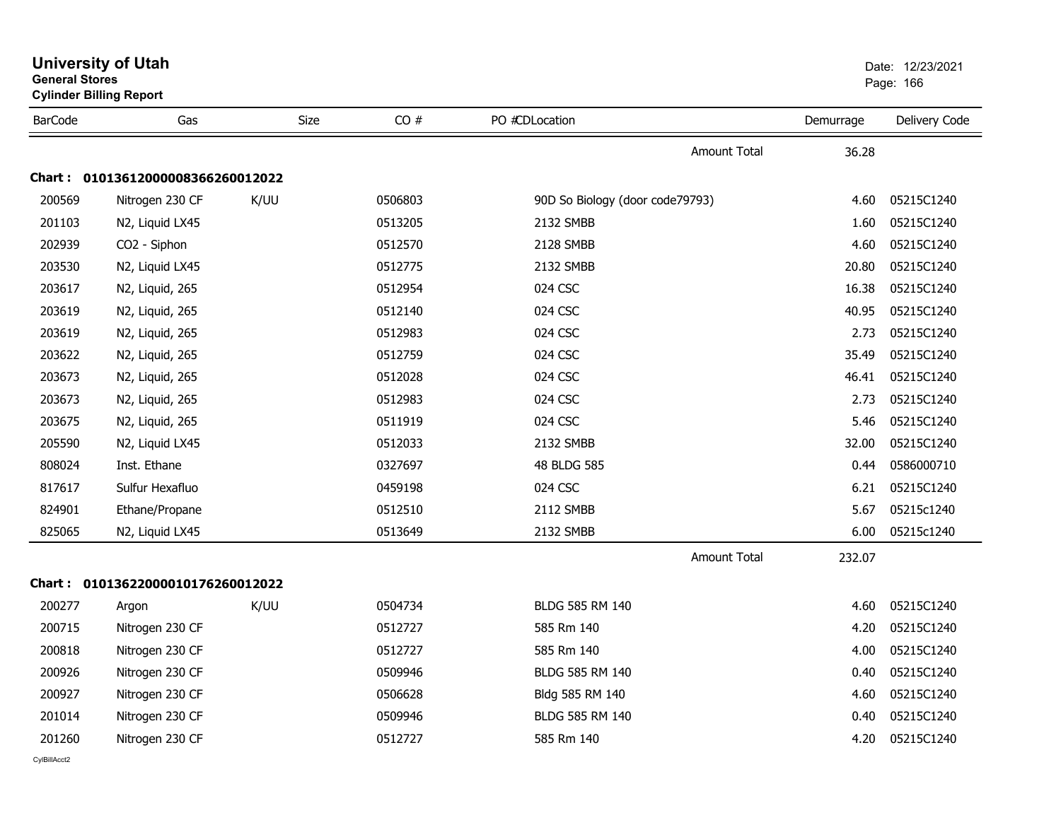# University of Utah

**General Stores**

**Cylinder Billing Report**

Date: 12/23/2021

| BarCode | Gas | Size | CO # | PO # | CDLocation | Demurrage | Delivery Code |
|---|---|---|---|---|---|---|---|
| | | | | | Amount Total | 36.28 | |
| **Chart : 01013612000008366260012022** | | | | | | | |
| 200569 | Nitrogen 230 CF | K/UU | 0506803 | | 90D So Biology (door code79793) | 4.60 | 05215C1240 |
| 201103 | N2, Liquid LX45 | | 0513205 | | 2132 SMBB | 1.60 | 05215C1240 |
| 202939 | CO2 - Siphon | | 0512570 | | 2128 SMBB | 4.60 | 05215C1240 |
| 203530 | N2, Liquid LX45 | | 0512775 | | 2132 SMBB | 20.80 | 05215C1240 |
| 203617 | N2, Liquid, 265 | | 0512954 | | 024 CSC | 16.38 | 05215C1240 |
| 203619 | N2, Liquid, 265 | | 0512140 | | 024 CSC | 40.95 | 05215C1240 |
| 203619 | N2, Liquid, 265 | | 0512983 | | 024 CSC | 2.73 | 05215C1240 |
| 203622 | N2, Liquid, 265 | | 0512759 | | 024 CSC | 35.49 | 05215C1240 |
| 203673 | N2, Liquid, 265 | | 0512028 | | 024 CSC | 46.41 | 05215C1240 |
| 203673 | N2, Liquid, 265 | | 0512983 | | 024 CSC | 2.73 | 05215C1240 |
| 203675 | N2, Liquid, 265 | | 0511919 | | 024 CSC | 5.46 | 05215C1240 |
| 205590 | N2, Liquid LX45 | | 0512033 | | 2132 SMBB | 32.00 | 05215C1240 |
| 808024 | Inst. Ethane | | 0327697 | | 48 BLDG 585 | 0.44 | 0586000710 |
| 817617 | Sulfur Hexafluo | | 0459198 | | 024 CSC | 6.21 | 05215C1240 |
| 824901 | Ethane/Propane | | 0512510 | | 2112 SMBB | 5.67 | 05215c1240 |
| 825065 | N2, Liquid LX45 | | 0513649 | | 2132 SMBB | 6.00 | 05215c1240 |
| | | | | | Amount Total | 232.07 | |
| **Chart : 01013622000010176260012022** | | | | | | | |
| 200277 | Argon | K/UU | 0504734 | | BLDG 585 RM 140 | 4.60 | 05215C1240 |
| 200715 | Nitrogen 230 CF | | 0512727 | | 585 Rm 140 | 4.20 | 05215C1240 |
| 200818 | Nitrogen 230 CF | | 0512727 | | 585 Rm 140 | 4.00 | 05215C1240 |
| 200926 | Nitrogen 230 CF | | 0509946 | | BLDG 585 RM 140 | 0.40 | 05215C1240 |
| 200927 | Nitrogen 230 CF | | 0506628 | | Bldg 585 RM 140 | 4.60 | 05215C1240 |
| 201014 | Nitrogen 230 CF | | 0509946 | | BLDG 585 RM 140 | 0.40 | 05215C1240 |
| 201260 | Nitrogen 230 CF | | 0512727 | | 585 Rm 140 | 4.20 | 05215C1240 |

CylBillAcct2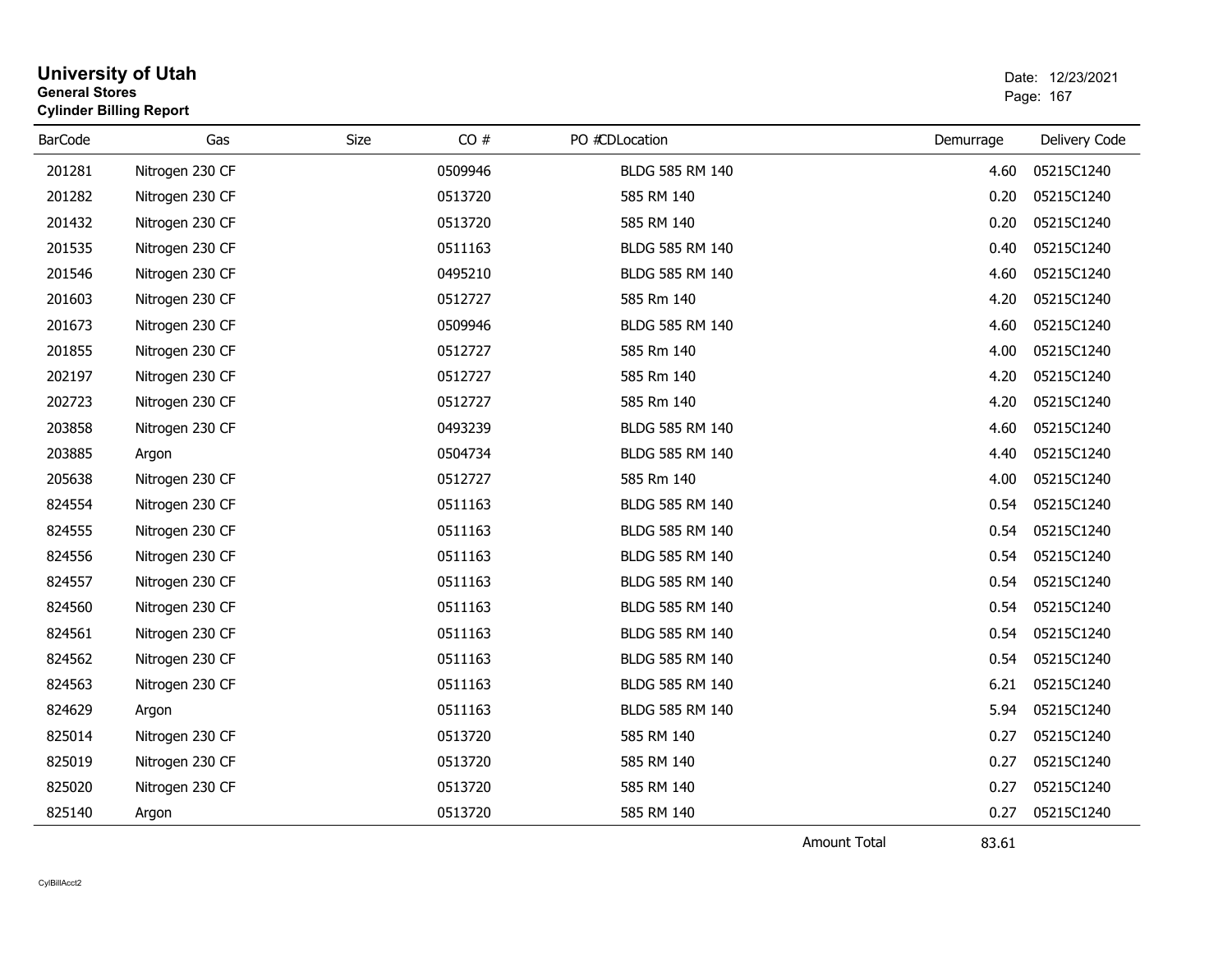# University of Utah

**General Stores**

**Cylinder Billing Report**

Date: 12/23/2021

| BarCode | Gas | Size | CO # | PO # | CDLocation | Demurrage | Delivery Code |
|---|---|---|---|---|---|---|---|
| 201281 | Nitrogen 230 CF | | 0509946 | | BLDG 585 RM 140 | 4.60 | 05215C1240 |
| 201282 | Nitrogen 230 CF | | 0513720 | | 585 RM 140 | 0.20 | 05215C1240 |
| 201432 | Nitrogen 230 CF | | 0513720 | | 585 RM 140 | 0.20 | 05215C1240 |
| 201535 | Nitrogen 230 CF | | 0511163 | | BLDG 585 RM 140 | 0.40 | 05215C1240 |
| 201546 | Nitrogen 230 CF | | 0495210 | | BLDG 585 RM 140 | 4.60 | 05215C1240 |
| 201603 | Nitrogen 230 CF | | 0512727 | | 585 Rm 140 | 4.20 | 05215C1240 |
| 201673 | Nitrogen 230 CF | | 0509946 | | BLDG 585 RM 140 | 4.60 | 05215C1240 |
| 201855 | Nitrogen 230 CF | | 0512727 | | 585 Rm 140 | 4.00 | 05215C1240 |
| 202197 | Nitrogen 230 CF | | 0512727 | | 585 Rm 140 | 4.20 | 05215C1240 |
| 202723 | Nitrogen 230 CF | | 0512727 | | 585 Rm 140 | 4.20 | 05215C1240 |
| 203858 | Nitrogen 230 CF | | 0493239 | | BLDG 585 RM 140 | 4.60 | 05215C1240 |
| 203885 | Argon | | 0504734 | | BLDG 585 RM 140 | 4.40 | 05215C1240 |
| 205638 | Nitrogen 230 CF | | 0512727 | | 585 Rm 140 | 4.00 | 05215C1240 |
| 824554 | Nitrogen 230 CF | | 0511163 | | BLDG 585 RM 140 | 0.54 | 05215C1240 |
| 824555 | Nitrogen 230 CF | | 0511163 | | BLDG 585 RM 140 | 0.54 | 05215C1240 |
| 824556 | Nitrogen 230 CF | | 0511163 | | BLDG 585 RM 140 | 0.54 | 05215C1240 |
| 824557 | Nitrogen 230 CF | | 0511163 | | BLDG 585 RM 140 | 0.54 | 05215C1240 |
| 824560 | Nitrogen 230 CF | | 0511163 | | BLDG 585 RM 140 | 0.54 | 05215C1240 |
| 824561 | Nitrogen 230 CF | | 0511163 | | BLDG 585 RM 140 | 0.54 | 05215C1240 |
| 824562 | Nitrogen 230 CF | | 0511163 | | BLDG 585 RM 140 | 0.54 | 05215C1240 |
| 824563 | Nitrogen 230 CF | | 0511163 | | BLDG 585 RM 140 | 6.21 | 05215C1240 |
| 824629 | Argon | | 0511163 | | BLDG 585 RM 140 | 5.94 | 05215C1240 |
| 825014 | Nitrogen 230 CF | | 0513720 | | 585 RM 140 | 0.27 | 05215C1240 |
| 825019 | Nitrogen 230 CF | | 0513720 | | 585 RM 140 | 0.27 | 05215C1240 |
| 825020 | Nitrogen 230 CF | | 0513720 | | 585 RM 140 | 0.27 | 05215C1240 |
| 825140 | Argon | | 0513720 | | 585 RM 140 | 0.27 | 05215C1240 |
| | | | | | Amount Total | 83.61 | |

CylBillAcct2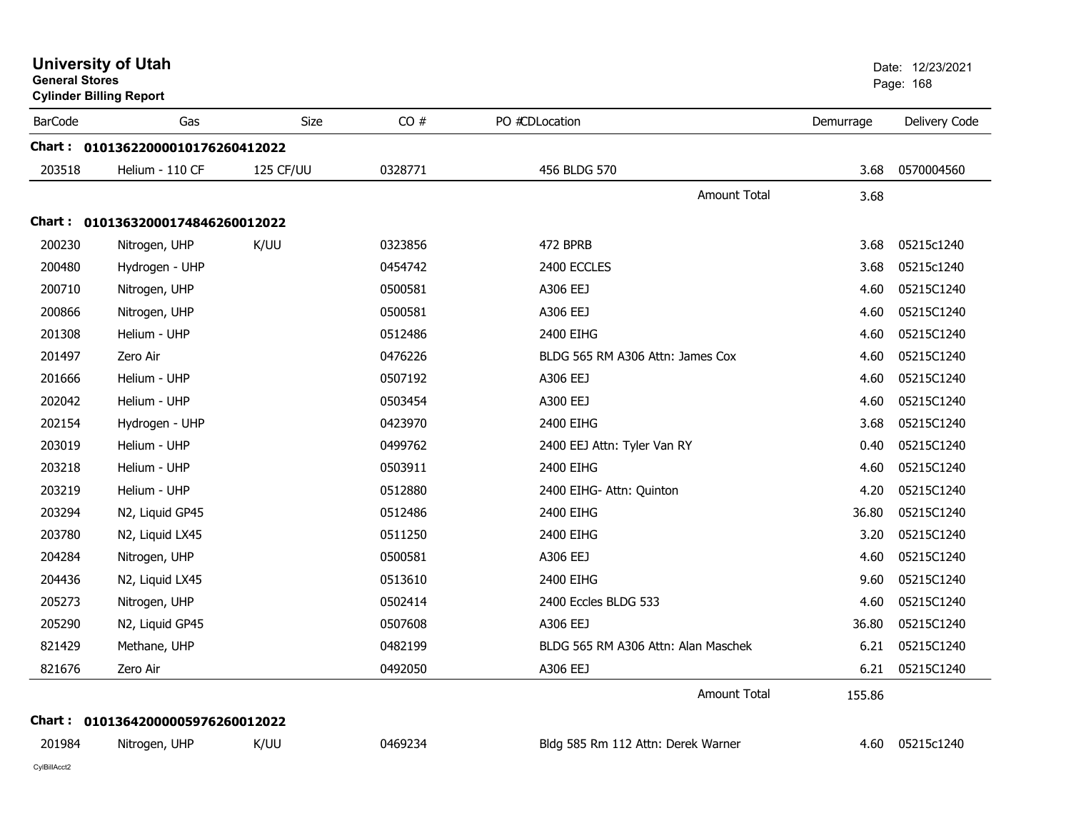# University of Utah

**General Stores**

**Cylinder Billing Report**

Date: 12/23/2021

| BarCode | Gas | Size | CO # | PO #CDLocation | Demurrage | Delivery Code |
|---|---|---|---|---|---|---|
| **Chart :** | **01013622000010176260412022** | | | | | |
| 203518 | Helium - 110 CF | 125 CF/UU | 0328771 | 456 BLDG 570 | 3.68 | 0570004560 |
| | | | | Amount Total | 3.68 | |
| **Chart :** | **01013632000174846260012022** | | | | | |
| 200230 | Nitrogen, UHP | K/UU | 0323856 | 472 BPRB | 3.68 | 05215c1240 |
| 200480 | Hydrogen - UHP | | 0454742 | 2400 ECCLES | 3.68 | 05215c1240 |
| 200710 | Nitrogen, UHP | | 0500581 | A306 EEJ | 4.60 | 05215C1240 |
| 200866 | Nitrogen, UHP | | 0500581 | A306 EEJ | 4.60 | 05215C1240 |
| 201308 | Helium - UHP | | 0512486 | 2400 EIHG | 4.60 | 05215C1240 |
| 201497 | Zero Air | | 0476226 | BLDG 565 RM A306 Attn: James Cox | 4.60 | 05215C1240 |
| 201666 | Helium - UHP | | 0507192 | A306 EEJ | 4.60 | 05215C1240 |
| 202042 | Helium - UHP | | 0503454 | A300 EEJ | 4.60 | 05215C1240 |
| 202154 | Hydrogen - UHP | | 0423970 | 2400 EIHG | 3.68 | 05215C1240 |
| 203019 | Helium - UHP | | 0499762 | 2400 EEJ Attn: Tyler Van RY | 0.40 | 05215C1240 |
| 203218 | Helium - UHP | | 0503911 | 2400 EIHG | 4.60 | 05215C1240 |
| 203219 | Helium - UHP | | 0512880 | 2400 EIHG- Attn: Quinton | 4.20 | 05215C1240 |
| 203294 | N2, Liquid GP45 | | 0512486 | 2400 EIHG | 36.80 | 05215C1240 |
| 203780 | N2, Liquid LX45 | | 0511250 | 2400 EIHG | 3.20 | 05215C1240 |
| 204284 | Nitrogen, UHP | | 0500581 | A306 EEJ | 4.60 | 05215C1240 |
| 204436 | N2, Liquid LX45 | | 0513610 | 2400 EIHG | 9.60 | 05215C1240 |
| 205273 | Nitrogen, UHP | | 0502414 | 2400 Eccles BLDG 533 | 4.60 | 05215C1240 |
| 205290 | N2, Liquid GP45 | | 0507608 | A306 EEJ | 36.80 | 05215C1240 |
| 821429 | Methane, UHP | | 0482199 | BLDG 565 RM A306 Attn: Alan Maschek | 6.21 | 05215C1240 |
| 821676 | Zero Air | | 0492050 | A306 EEJ | 6.21 | 05215C1240 |
| | | | | Amount Total | 155.86 | |
| **Chart :** | **01013642000005976260012022** | | | | | |
| 201984 | Nitrogen, UHP | K/UU | 0469234 | Bldg 585 Rm 112 Attn: Derek Warner | 4.60 | 05215c1240 |

CylBillAcct2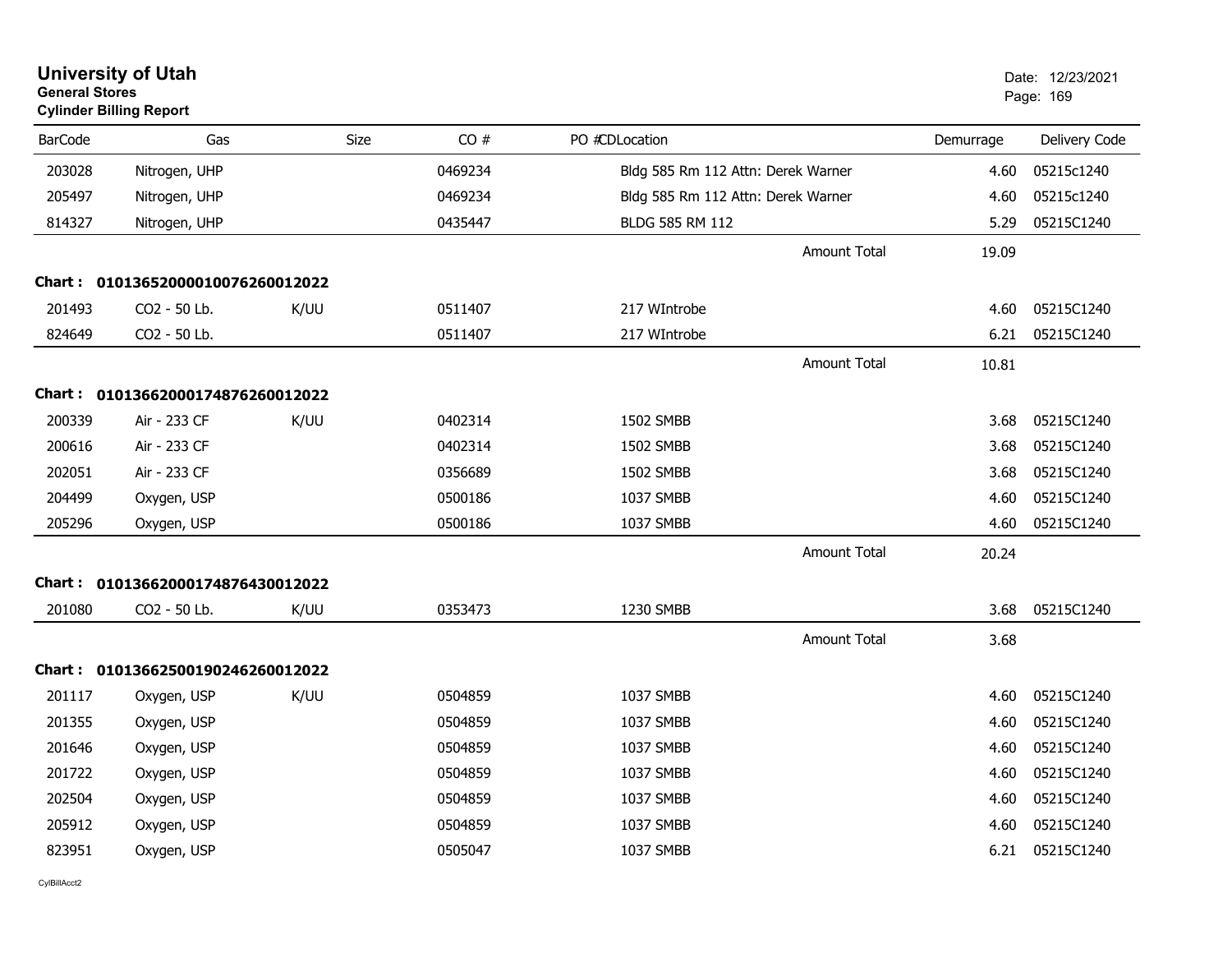# University of Utah
**General Stores**
**Cylinder Billing Report**

Date: 12/23/2021

| BarCode | Gas | Size | CO # | PO #CDLocation | Demurrage | Delivery Code |
|---|---|---|---|---|---|---|
| 203028 | Nitrogen, UHP | | 0469234 | Bldg 585 Rm 112 Attn: Derek Warner | 4.60 | 05215c1240 |
| 205497 | Nitrogen, UHP | | 0469234 | Bldg 585 Rm 112 Attn: Derek Warner | 4.60 | 05215c1240 |
| 814327 | Nitrogen, UHP | | 0435447 | BLDG 585 RM 112 | 5.29 | 05215C1240 |
| | | | | Amount Total | 19.09 | |
| **Chart :** | **01013652000010076260012022** | | | | | |
| 201493 | CO2 - 50 Lb. | K/UU | 0511407 | 217 WIntrobe | 4.60 | 05215C1240 |
| 824649 | CO2 - 50 Lb. | | 0511407 | 217 WIntrobe | 6.21 | 05215C1240 |
| | | | | Amount Total | 10.81 | |
| **Chart :** | **01013662000174876260012022** | | | | | |
| 200339 | Air - 233 CF | K/UU | 0402314 | 1502 SMBB | 3.68 | 05215C1240 |
| 200616 | Air - 233 CF | | 0402314 | 1502 SMBB | 3.68 | 05215C1240 |
| 202051 | Air - 233 CF | | 0356689 | 1502 SMBB | 3.68 | 05215C1240 |
| 204499 | Oxygen, USP | | 0500186 | 1037 SMBB | 4.60 | 05215C1240 |
| 205296 | Oxygen, USP | | 0500186 | 1037 SMBB | 4.60 | 05215C1240 |
| | | | | Amount Total | 20.24 | |
| **Chart :** | **01013662000174876430012022** | | | | | |
| 201080 | CO2 - 50 Lb. | K/UU | 0353473 | 1230 SMBB | 3.68 | 05215C1240 |
| | | | | Amount Total | 3.68 | |
| **Chart :** | **01013662500190246260012022** | | | | | |
| 201117 | Oxygen, USP | K/UU | 0504859 | 1037 SMBB | 4.60 | 05215C1240 |
| 201355 | Oxygen, USP | | 0504859 | 1037 SMBB | 4.60 | 05215C1240 |
| 201646 | Oxygen, USP | | 0504859 | 1037 SMBB | 4.60 | 05215C1240 |
| 201722 | Oxygen, USP | | 0504859 | 1037 SMBB | 4.60 | 05215C1240 |
| 202504 | Oxygen, USP | | 0504859 | 1037 SMBB | 4.60 | 05215C1240 |
| 205912 | Oxygen, USP | | 0504859 | 1037 SMBB | 4.60 | 05215C1240 |
| 823951 | Oxygen, USP | | 0505047 | 1037 SMBB | 6.21 | 05215C1240 |

CylBillAcct2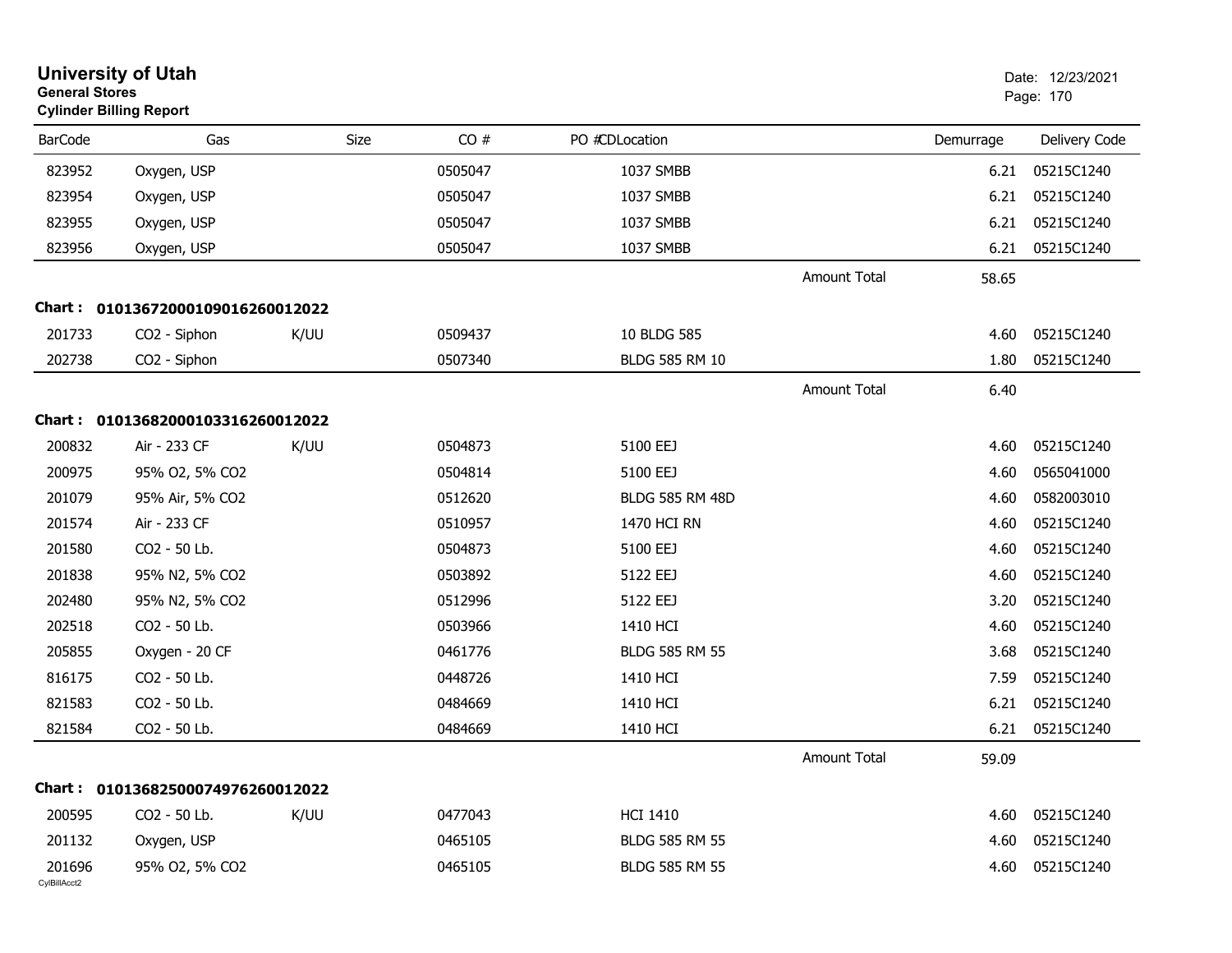**University of Utah**
**General Stores**
**Cylinder Billing Report**

Date: 12/23/2021

| BarCode | Gas | Size | CO # | PO #CDLocation | | Demurrage | Delivery Code |
|---|---|---|---|---|---|---|---|
| 823952 | Oxygen, USP | | 0505047 | 1037 SMBB | | 6.21 | 05215C1240 |
| 823954 | Oxygen, USP | | 0505047 | 1037 SMBB | | 6.21 | 05215C1240 |
| 823955 | Oxygen, USP | | 0505047 | 1037 SMBB | | 6.21 | 05215C1240 |
| 823956 | Oxygen, USP | | 0505047 | 1037 SMBB | | 6.21 | 05215C1240 |
| | | | | | Amount Total | 58.65 | |
| **Chart :** | **01013672000109016260012022** | | | | | | |
| 201733 | CO2 - Siphon | K/UU | 0509437 | 10 BLDG 585 | | 4.60 | 05215C1240 |
| 202738 | CO2 - Siphon | | 0507340 | BLDG 585 RM 10 | | 1.80 | 05215C1240 |
| | | | | | Amount Total | 6.40 | |
| **Chart :** | **01013682000103316260012022** | | | | | | |
| 200832 | Air - 233 CF | K/UU | 0504873 | 5100 EEJ | | 4.60 | 05215C1240 |
| 200975 | 95% O2, 5% CO2 | | 0504814 | 5100 EEJ | | 4.60 | 0565041000 |
| 201079 | 95% Air, 5% CO2 | | 0512620 | BLDG 585 RM 48D | | 4.60 | 0582003010 |
| 201574 | Air - 233 CF | | 0510957 | 1470 HCI RN | | 4.60 | 05215C1240 |
| 201580 | CO2 - 50 Lb. | | 0504873 | 5100 EEJ | | 4.60 | 05215C1240 |
| 201838 | 95% N2, 5% CO2 | | 0503892 | 5122 EEJ | | 4.60 | 05215C1240 |
| 202480 | 95% N2, 5% CO2 | | 0512996 | 5122 EEJ | | 3.20 | 05215C1240 |
| 202518 | CO2 - 50 Lb. | | 0503966 | 1410 HCI | | 4.60 | 05215C1240 |
| 205855 | Oxygen - 20 CF | | 0461776 | BLDG 585 RM 55 | | 3.68 | 05215C1240 |
| 816175 | CO2 - 50 Lb. | | 0448726 | 1410 HCI | | 7.59 | 05215C1240 |
| 821583 | CO2 - 50 Lb. | | 0484669 | 1410 HCI | | 6.21 | 05215C1240 |
| 821584 | CO2 - 50 Lb. | | 0484669 | 1410 HCI | | 6.21 | 05215C1240 |
| | | | | | Amount Total | 59.09 | |
| **Chart :** | **01013682500074976260012022** | | | | | | |
| 200595 | CO2 - 50 Lb. | K/UU | 0477043 | HCI 1410 | | 4.60 | 05215C1240 |
| 201132 | Oxygen, USP | | 0465105 | BLDG 585 RM 55 | | 4.60 | 05215C1240 |
| 201696 | 95% O2, 5% CO2 | | 0465105 | BLDG 585 RM 55 | | 4.60 | 05215C1240 |

CylBillAcct2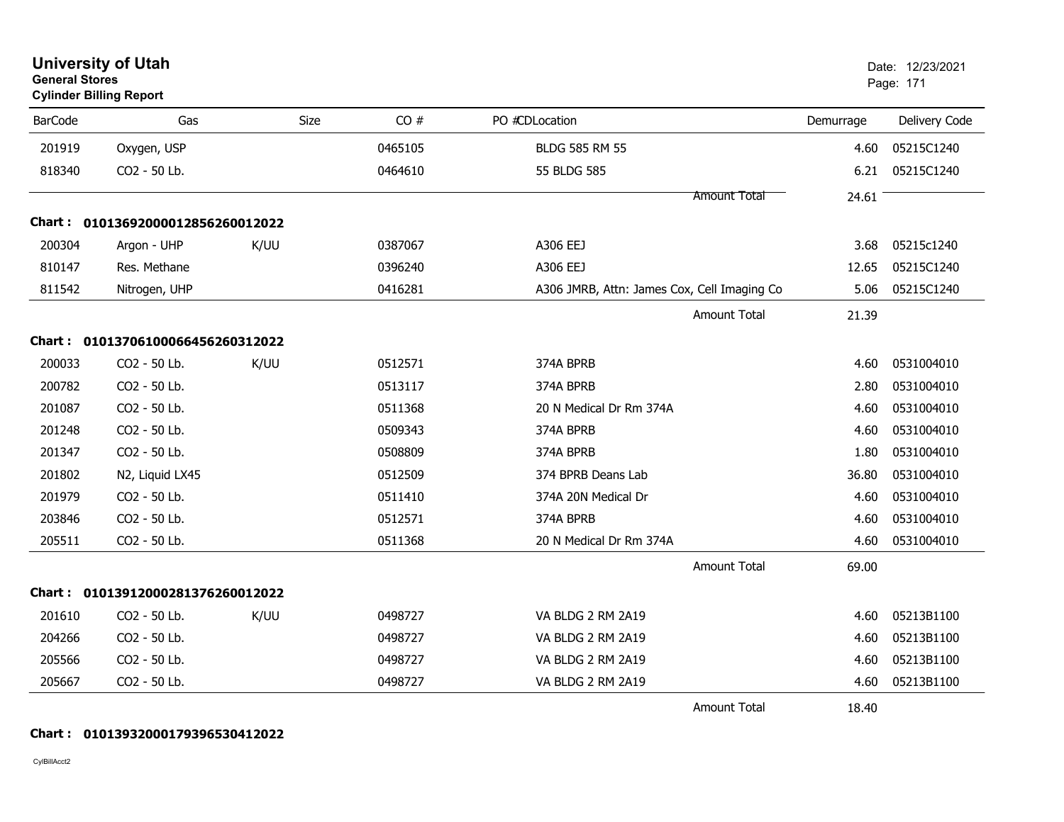# University of Utah

**General Stores**

**Cylinder Billing Report**

Date: 12/23/2021

| BarCode | Gas | Size | CO # | PO # | CDLocation | Demurrage | Delivery Code |
|---|---|---|---|---|---|---|---|
| 201919 | Oxygen, USP | | 0465105 | | BLDG 585 RM 55 | 4.60 | 05215C1240 |
| 818340 | CO2 - 50 Lb. | | 0464610 | | 55 BLDG 585 | 6.21 | 05215C1240 |
| | | | | | Amount Total | 24.61 | |

**Chart : 01013692000012856260012022**

| BarCode | Gas | Size | CO # | PO # | CDLocation | Demurrage | Delivery Code |
|---|---|---|---|---|---|---|---|
| 200304 | Argon - UHP | K/UU | 0387067 | | A306 EEJ | 3.68 | 05215c1240 |
| 810147 | Res. Methane | | 0396240 | | A306 EEJ | 12.65 | 05215C1240 |
| 811542 | Nitrogen, UHP | | 0416281 | | A306 JMRB, Attn: James Cox, Cell Imaging Co | 5.06 | 05215C1240 |
| | | | | | Amount Total | 21.39 | |

**Chart : 01013706100066456260312022**

| BarCode | Gas | Size | CO # | PO # | CDLocation | Demurrage | Delivery Code |
|---|---|---|---|---|---|---|---|
| 200033 | CO2 - 50 Lb. | K/UU | 0512571 | | 374A BPRB | 4.60 | 0531004010 |
| 200782 | CO2 - 50 Lb. | | 0513117 | | 374A BPRB | 2.80 | 0531004010 |
| 201087 | CO2 - 50 Lb. | | 0511368 | | 20 N Medical Dr Rm 374A | 4.60 | 0531004010 |
| 201248 | CO2 - 50 Lb. | | 0509343 | | 374A BPRB | 4.60 | 0531004010 |
| 201347 | CO2 - 50 Lb. | | 0508809 | | 374A BPRB | 1.80 | 0531004010 |
| 201802 | N2, Liquid LX45 | | 0512509 | | 374 BPRB Deans Lab | 36.80 | 0531004010 |
| 201979 | CO2 - 50 Lb. | | 0511410 | | 374A 20N Medical Dr | 4.60 | 0531004010 |
| 203846 | CO2 - 50 Lb. | | 0512571 | | 374A BPRB | 4.60 | 0531004010 |
| 205511 | CO2 - 50 Lb. | | 0511368 | | 20 N Medical Dr Rm 374A | 4.60 | 0531004010 |
| | | | | | Amount Total | 69.00 | |

**Chart : 01013912000281376260012022**

| BarCode | Gas | Size | CO # | PO # | CDLocation | Demurrage | Delivery Code |
|---|---|---|---|---|---|---|---|
| 201610 | CO2 - 50 Lb. | K/UU | 0498727 | | VA BLDG 2 RM 2A19 | 4.60 | 05213B1100 |
| 204266 | CO2 - 50 Lb. | | 0498727 | | VA BLDG 2 RM 2A19 | 4.60 | 05213B1100 |
| 205566 | CO2 - 50 Lb. | | 0498727 | | VA BLDG 2 RM 2A19 | 4.60 | 05213B1100 |
| 205667 | CO2 - 50 Lb. | | 0498727 | | VA BLDG 2 RM 2A19 | 4.60 | 05213B1100 |
| | | | | | Amount Total | 18.40 | |

**Chart : 01013932000179396530412022**

CylBillAcct2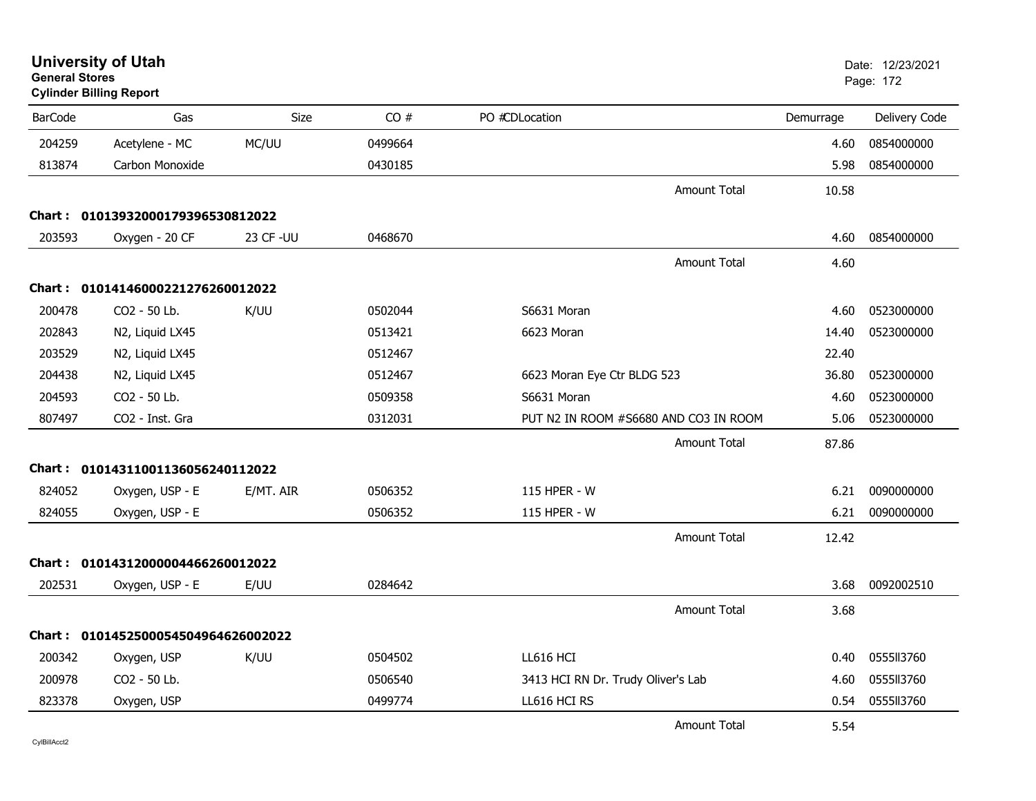# University of Utah

**General Stores**

**Cylinder Billing Report**

Date: 12/23/2021

| BarCode | Gas | Size | CO # | PO # | CDLocation | Demurrage | Delivery Code |
|---|---|---|---|---|---|---|---|
| 204259 | Acetylene - MC | MC/UU | 0499664 | | | 4.60 | 0854000000 |
| 813874 | Carbon Monoxide | | 0430185 | | | 5.98 | 0854000000 |
| | | | | | Amount Total | 10.58 | |
| **Chart :** | **01013932000179396530812022** | | | | | | |
| 203593 | Oxygen - 20 CF | 23 CF -UU | 0468670 | | | 4.60 | 0854000000 |
| | | | | | Amount Total | 4.60 | |
| **Chart :** | **01014146000221276260012022** | | | | | | |
| 200478 | CO2 - 50 Lb. | K/UU | 0502044 | | S6631 Moran | 4.60 | 0523000000 |
| 202843 | N2, Liquid LX45 | | 0513421 | | 6623 Moran | 14.40 | 0523000000 |
| 203529 | N2, Liquid LX45 | | 0512467 | | | 22.40 | |
| 204438 | N2, Liquid LX45 | | 0512467 | | 6623 Moran Eye Ctr BLDG 523 | 36.80 | 0523000000 |
| 204593 | CO2 - 50 Lb. | | 0509358 | | S6631 Moran | 4.60 | 0523000000 |
| 807497 | CO2 - Inst. Gra | | 0312031 | | PUT N2 IN ROOM #S6680 AND CO3 IN ROOM | 5.06 | 0523000000 |
| | | | | | Amount Total | 87.86 | |
| **Chart :** | **01014311001136056240112022** | | | | | | |
| 824052 | Oxygen, USP - E | E/MT. AIR | 0506352 | | 115 HPER - W | 6.21 | 0090000000 |
| 824055 | Oxygen, USP - E | | 0506352 | | 115 HPER - W | 6.21 | 0090000000 |
| | | | | | Amount Total | 12.42 | |
| **Chart :** | **01014312000004466260012022** | | | | | | |
| 202531 | Oxygen, USP - E | E/UU | 0284642 | | | 3.68 | 0092002510 |
| | | | | | Amount Total | 3.68 | |
| **Chart :** | **01014525000545049646260020222** | | | | | | |
| 200342 | Oxygen, USP | K/UU | 0504502 | | LL616 HCI | 0.40 | 0555II3760 |
| 200978 | CO2 - 50 Lb. | | 0506540 | | 3413 HCI RN Dr. Trudy Oliver's Lab | 4.60 | 0555II3760 |
| 823378 | Oxygen, USP | | 0499774 | | LL616 HCI RS | 0.54 | 0555II3760 |
| | | | | | Amount Total | 5.54 | |

CylBillAcct2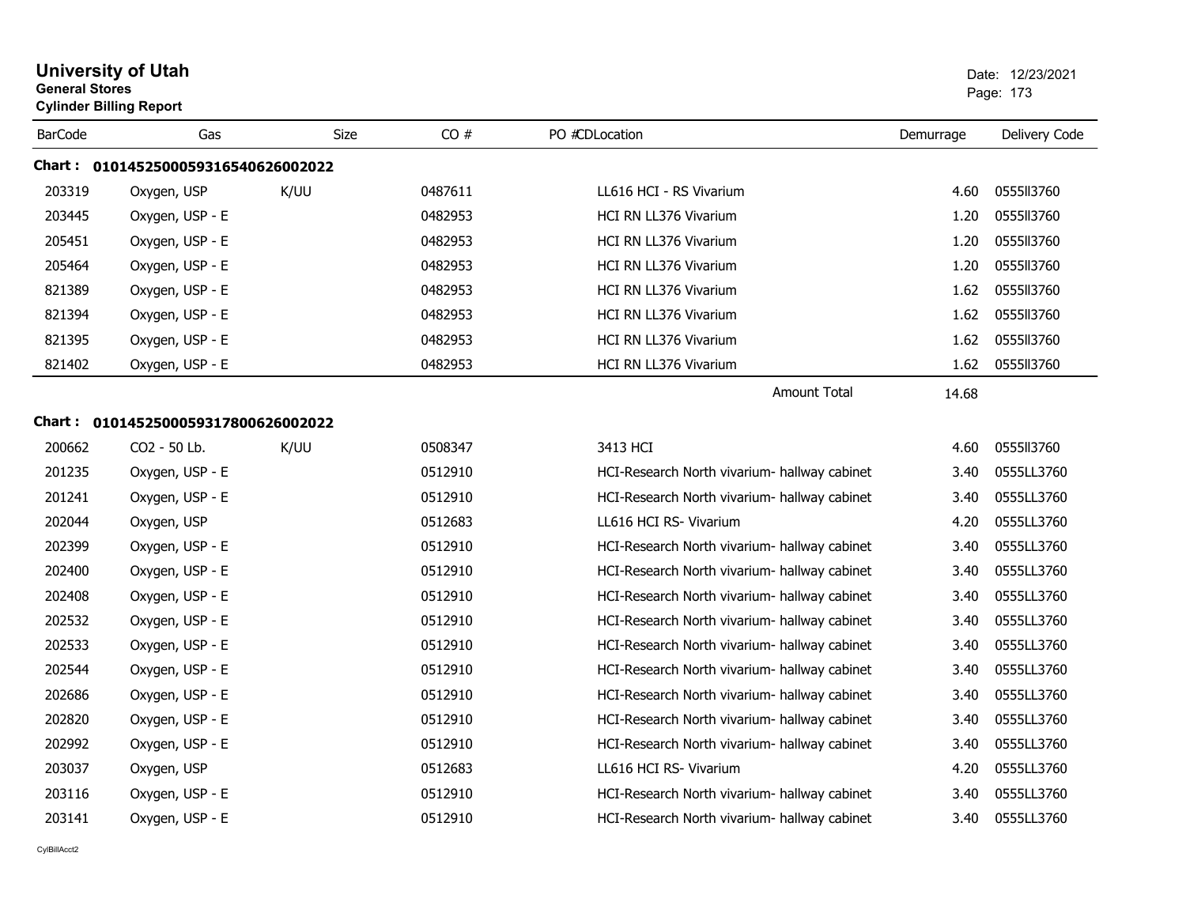# University of Utah

**General Stores**

**Cylinder Billing Report**

Date: 12/23/2021

| BarCode | Gas | Size | CO # | PO #CDLocation | Demurrage | Delivery Code |
|---|---|---|---|---|---|---|
| **Chart : 01014525000593165406260020​22** | | | | | | |
| 203319 | Oxygen, USP | K/UU | 0487611 | LL616 HCI - RS Vivarium | 4.60 | 0555ll3760 |
| 203445 | Oxygen, USP - E | | 0482953 | HCI RN LL376 Vivarium | 1.20 | 0555ll3760 |
| 205451 | Oxygen, USP - E | | 0482953 | HCI RN LL376 Vivarium | 1.20 | 0555ll3760 |
| 205464 | Oxygen, USP - E | | 0482953 | HCI RN LL376 Vivarium | 1.20 | 0555ll3760 |
| 821389 | Oxygen, USP - E | | 0482953 | HCI RN LL376 Vivarium | 1.62 | 0555ll3760 |
| 821394 | Oxygen, USP - E | | 0482953 | HCI RN LL376 Vivarium | 1.62 | 0555ll3760 |
| 821395 | Oxygen, USP - E | | 0482953 | HCI RN LL376 Vivarium | 1.62 | 0555ll3760 |
| 821402 | Oxygen, USP - E | | 0482953 | HCI RN LL376 Vivarium | 1.62 | 0555ll3760 |
| | | | | Amount Total | 14.68 | |
| **Chart : 0101452500059317800626002022** | | | | | | |
| 200662 | CO2 - 50 Lb. | K/UU | 0508347 | 3413 HCI | 4.60 | 0555ll3760 |
| 201235 | Oxygen, USP - E | | 0512910 | HCI-Research North vivarium- hallway cabinet | 3.40 | 0555LL3760 |
| 201241 | Oxygen, USP - E | | 0512910 | HCI-Research North vivarium- hallway cabinet | 3.40 | 0555LL3760 |
| 202044 | Oxygen, USP | | 0512683 | LL616 HCI RS- Vivarium | 4.20 | 0555LL3760 |
| 202399 | Oxygen, USP - E | | 0512910 | HCI-Research North vivarium- hallway cabinet | 3.40 | 0555LL3760 |
| 202400 | Oxygen, USP - E | | 0512910 | HCI-Research North vivarium- hallway cabinet | 3.40 | 0555LL3760 |
| 202408 | Oxygen, USP - E | | 0512910 | HCI-Research North vivarium- hallway cabinet | 3.40 | 0555LL3760 |
| 202532 | Oxygen, USP - E | | 0512910 | HCI-Research North vivarium- hallway cabinet | 3.40 | 0555LL3760 |
| 202533 | Oxygen, USP - E | | 0512910 | HCI-Research North vivarium- hallway cabinet | 3.40 | 0555LL3760 |
| 202544 | Oxygen, USP - E | | 0512910 | HCI-Research North vivarium- hallway cabinet | 3.40 | 0555LL3760 |
| 202686 | Oxygen, USP - E | | 0512910 | HCI-Research North vivarium- hallway cabinet | 3.40 | 0555LL3760 |
| 202820 | Oxygen, USP - E | | 0512910 | HCI-Research North vivarium- hallway cabinet | 3.40 | 0555LL3760 |
| 202992 | Oxygen, USP - E | | 0512910 | HCI-Research North vivarium- hallway cabinet | 3.40 | 0555LL3760 |
| 203037 | Oxygen, USP | | 0512683 | LL616 HCI RS- Vivarium | 4.20 | 0555LL3760 |
| 203116 | Oxygen, USP - E | | 0512910 | HCI-Research North vivarium- hallway cabinet | 3.40 | 0555LL3760 |
| 203141 | Oxygen, USP - E | | 0512910 | HCI-Research North vivarium- hallway cabinet | 3.40 | 0555LL3760 |

CylBillAcct2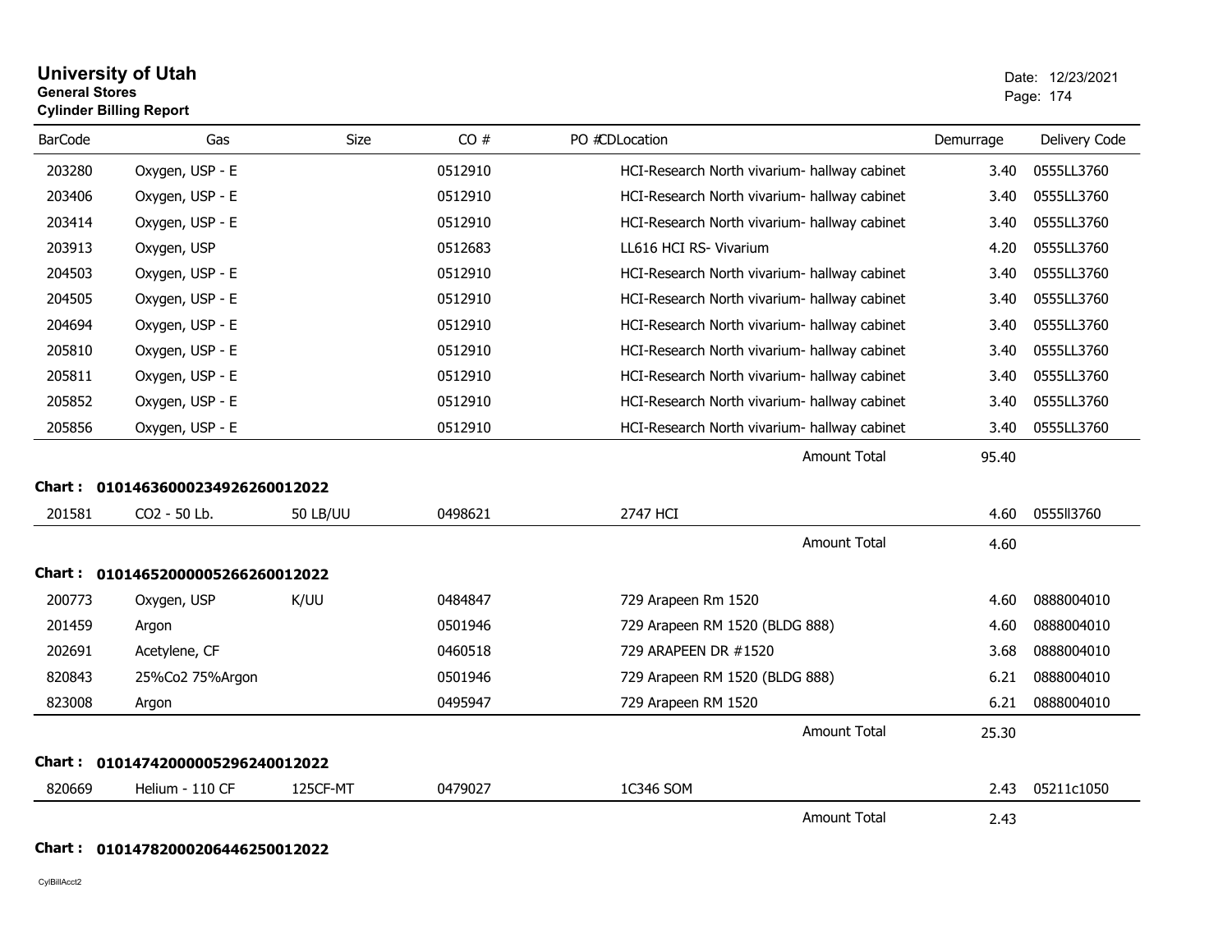# University of Utah
**General Stores**
**Cylinder Billing Report**

Date: 12/23/2021

| BarCode | Gas | Size | CO # | PO #CDLocation | Demurrage | Delivery Code |
|---|---|---|---|---|---|---|
| 203280 | Oxygen, USP - E | | 0512910 | HCI-Research North vivarium- hallway cabinet | 3.40 | 0555LL3760 |
| 203406 | Oxygen, USP - E | | 0512910 | HCI-Research North vivarium- hallway cabinet | 3.40 | 0555LL3760 |
| 203414 | Oxygen, USP - E | | 0512910 | HCI-Research North vivarium- hallway cabinet | 3.40 | 0555LL3760 |
| 203913 | Oxygen, USP | | 0512683 | LL616 HCI RS- Vivarium | 4.20 | 0555LL3760 |
| 204503 | Oxygen, USP - E | | 0512910 | HCI-Research North vivarium- hallway cabinet | 3.40 | 0555LL3760 |
| 204505 | Oxygen, USP - E | | 0512910 | HCI-Research North vivarium- hallway cabinet | 3.40 | 0555LL3760 |
| 204694 | Oxygen, USP - E | | 0512910 | HCI-Research North vivarium- hallway cabinet | 3.40 | 0555LL3760 |
| 205810 | Oxygen, USP - E | | 0512910 | HCI-Research North vivarium- hallway cabinet | 3.40 | 0555LL3760 |
| 205811 | Oxygen, USP - E | | 0512910 | HCI-Research North vivarium- hallway cabinet | 3.40 | 0555LL3760 |
| 205852 | Oxygen, USP - E | | 0512910 | HCI-Research North vivarium- hallway cabinet | 3.40 | 0555LL3760 |
| 205856 | Oxygen, USP - E | | 0512910 | HCI-Research North vivarium- hallway cabinet | 3.40 | 0555LL3760 |
| | | | | Amount Total | 95.40 | |

**Chart : 01014636000234926260012022**

| BarCode | Gas | Size | CO # | PO #CDLocation | Demurrage | Delivery Code |
|---|---|---|---|---|---|---|
| 201581 | CO2 - 50 Lb. | 50 LB/UU | 0498621 | 2747 HCI | 4.60 | 0555ll3760 |
| | | | | Amount Total | 4.60 | |

**Chart : 01014652000005266260012022**

| BarCode | Gas | Size | CO # | PO #CDLocation | Demurrage | Delivery Code |
|---|---|---|---|---|---|---|
| 200773 | Oxygen, USP | K/UU | 0484847 | 729 Arapeen Rm 1520 | 4.60 | 0888004010 |
| 201459 | Argon | | 0501946 | 729 Arapeen RM 1520 (BLDG 888) | 4.60 | 0888004010 |
| 202691 | Acetylene, CF | | 0460518 | 729 ARAPEEN DR #1520 | 3.68 | 0888004010 |
| 820843 | 25%Co2 75%Argon | | 0501946 | 729 Arapeen RM 1520 (BLDG 888) | 6.21 | 0888004010 |
| 823008 | Argon | | 0495947 | 729 Arapeen RM 1520 | 6.21 | 0888004010 |
| | | | | Amount Total | 25.30 | |

**Chart : 01014742000005296240012022**

| BarCode | Gas | Size | CO # | PO #CDLocation | Demurrage | Delivery Code |
|---|---|---|---|---|---|---|
| 820669 | Helium - 110 CF | 125CF-MT | 0479027 | 1C346 SOM | 2.43 | 05211c1050 |
| | | | | Amount Total | 2.43 | |

**Chart : 01014782000206446250012022**

CylBillAcct2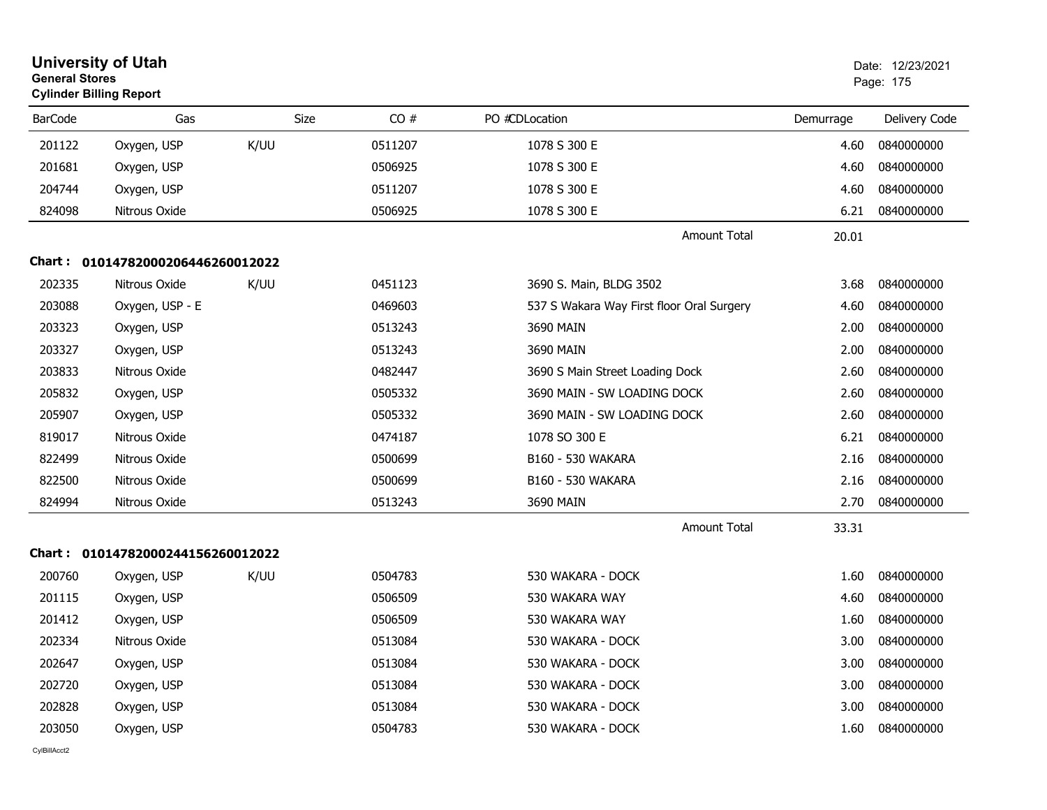# University of Utah
**General Stores**
**Cylinder Billing Report**

Date: 12/23/2021
Page: 175

| BarCode | Gas | Size | CO # | PO # | CD | Location | Demurrage | Delivery Code |
|---|---|---|---|---|---|---|---|---|
| 201122 | Oxygen, USP | K/UU | 0511207 | | | 1078 S 300 E | 4.60 | 0840000000 |
| 201681 | Oxygen, USP | | 0506925 | | | 1078 S 300 E | 4.60 | 0840000000 |
| 204744 | Oxygen, USP | | 0511207 | | | 1078 S 300 E | 4.60 | 0840000000 |
| 824098 | Nitrous Oxide | | 0506925 | | | 1078 S 300 E | 6.21 | 0840000000 |
| | | | | | | Amount Total | 20.01 | |

**Chart : 01014782000206446260012022**

| BarCode | Gas | Size | CO # | PO # | CD | Location | Demurrage | Delivery Code |
|---|---|---|---|---|---|---|---|---|
| 202335 | Nitrous Oxide | K/UU | 0451123 | | | 3690 S. Main, BLDG 3502 | 3.68 | 0840000000 |
| 203088 | Oxygen, USP - E | | 0469603 | | | 537 S Wakara Way First floor Oral Surgery | 4.60 | 0840000000 |
| 203323 | Oxygen, USP | | 0513243 | | | 3690 MAIN | 2.00 | 0840000000 |
| 203327 | Oxygen, USP | | 0513243 | | | 3690 MAIN | 2.00 | 0840000000 |
| 203833 | Nitrous Oxide | | 0482447 | | | 3690 S Main Street Loading Dock | 2.60 | 0840000000 |
| 205832 | Oxygen, USP | | 0505332 | | | 3690 MAIN - SW LOADING DOCK | 2.60 | 0840000000 |
| 205907 | Oxygen, USP | | 0505332 | | | 3690 MAIN - SW LOADING DOCK | 2.60 | 0840000000 |
| 819017 | Nitrous Oxide | | 0474187 | | | 1078 SO 300 E | 6.21 | 0840000000 |
| 822499 | Nitrous Oxide | | 0500699 | | | B160 - 530 WAKARA | 2.16 | 0840000000 |
| 822500 | Nitrous Oxide | | 0500699 | | | B160 - 530 WAKARA | 2.16 | 0840000000 |
| 824994 | Nitrous Oxide | | 0513243 | | | 3690 MAIN | 2.70 | 0840000000 |
| | | | | | | Amount Total | 33.31 | |

**Chart : 01014782000244156260012022**

| BarCode | Gas | Size | CO # | PO # | CD | Location | Demurrage | Delivery Code |
|---|---|---|---|---|---|---|---|---|
| 200760 | Oxygen, USP | K/UU | 0504783 | | | 530 WAKARA - DOCK | 1.60 | 0840000000 |
| 201115 | Oxygen, USP | | 0506509 | | | 530 WAKARA WAY | 4.60 | 0840000000 |
| 201412 | Oxygen, USP | | 0506509 | | | 530 WAKARA WAY | 1.60 | 0840000000 |
| 202334 | Nitrous Oxide | | 0513084 | | | 530 WAKARA - DOCK | 3.00 | 0840000000 |
| 202647 | Oxygen, USP | | 0513084 | | | 530 WAKARA - DOCK | 3.00 | 0840000000 |
| 202720 | Oxygen, USP | | 0513084 | | | 530 WAKARA - DOCK | 3.00 | 0840000000 |
| 202828 | Oxygen, USP | | 0513084 | | | 530 WAKARA - DOCK | 3.00 | 0840000000 |
| 203050 | Oxygen, USP | | 0504783 | | | 530 WAKARA - DOCK | 1.60 | 0840000000 |

CylBillAcct2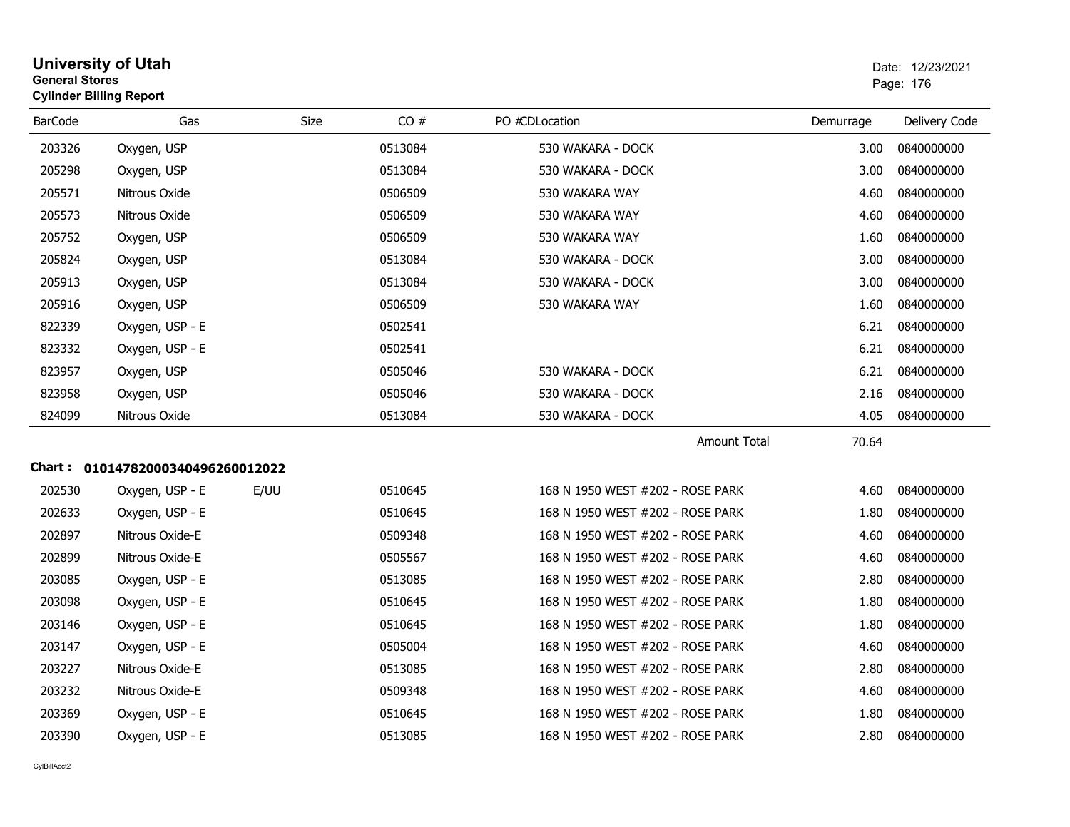# University of Utah
**General Stores**
**Cylinder Billing Report**

Date: 12/23/2021

| BarCode | Gas | Size | CO # | PO # | CDLocation | Demurrage | Delivery Code |
|---|---|---|---|---|---|---|---|
| 203326 | Oxygen, USP | | 0513084 | | 530 WAKARA - DOCK | 3.00 | 0840000000 |
| 205298 | Oxygen, USP | | 0513084 | | 530 WAKARA - DOCK | 3.00 | 0840000000 |
| 205571 | Nitrous Oxide | | 0506509 | | 530 WAKARA WAY | 4.60 | 0840000000 |
| 205573 | Nitrous Oxide | | 0506509 | | 530 WAKARA WAY | 4.60 | 0840000000 |
| 205752 | Oxygen, USP | | 0506509 | | 530 WAKARA WAY | 1.60 | 0840000000 |
| 205824 | Oxygen, USP | | 0513084 | | 530 WAKARA - DOCK | 3.00 | 0840000000 |
| 205913 | Oxygen, USP | | 0513084 | | 530 WAKARA - DOCK | 3.00 | 0840000000 |
| 205916 | Oxygen, USP | | 0506509 | | 530 WAKARA WAY | 1.60 | 0840000000 |
| 822339 | Oxygen, USP - E | | 0502541 | | | 6.21 | 0840000000 |
| 823332 | Oxygen, USP - E | | 0502541 | | | 6.21 | 0840000000 |
| 823957 | Oxygen, USP | | 0505046 | | 530 WAKARA - DOCK | 6.21 | 0840000000 |
| 823958 | Oxygen, USP | | 0505046 | | 530 WAKARA - DOCK | 2.16 | 0840000000 |
| 824099 | Nitrous Oxide | | 0513084 | | 530 WAKARA - DOCK | 4.05 | 0840000000 |
| | | | | | Amount Total | 70.64 | |

**Chart : 01014782000340496260012022**

| BarCode | Gas | Size | CO # | PO # | CDLocation | Demurrage | Delivery Code |
|---|---|---|---|---|---|---|---|
| 202530 | Oxygen, USP - E | E/UU | 0510645 | | 168 N 1950 WEST #202 - ROSE PARK | 4.60 | 0840000000 |
| 202633 | Oxygen, USP - E | | 0510645 | | 168 N 1950 WEST #202 - ROSE PARK | 1.80 | 0840000000 |
| 202897 | Nitrous Oxide-E | | 0509348 | | 168 N 1950 WEST #202 - ROSE PARK | 4.60 | 0840000000 |
| 202899 | Nitrous Oxide-E | | 0505567 | | 168 N 1950 WEST #202 - ROSE PARK | 4.60 | 0840000000 |
| 203085 | Oxygen, USP - E | | 0513085 | | 168 N 1950 WEST #202 - ROSE PARK | 2.80 | 0840000000 |
| 203098 | Oxygen, USP - E | | 0510645 | | 168 N 1950 WEST #202 - ROSE PARK | 1.80 | 0840000000 |
| 203146 | Oxygen, USP - E | | 0510645 | | 168 N 1950 WEST #202 - ROSE PARK | 1.80 | 0840000000 |
| 203147 | Oxygen, USP - E | | 0505004 | | 168 N 1950 WEST #202 - ROSE PARK | 4.60 | 0840000000 |
| 203227 | Nitrous Oxide-E | | 0513085 | | 168 N 1950 WEST #202 - ROSE PARK | 2.80 | 0840000000 |
| 203232 | Nitrous Oxide-E | | 0509348 | | 168 N 1950 WEST #202 - ROSE PARK | 4.60 | 0840000000 |
| 203369 | Oxygen, USP - E | | 0510645 | | 168 N 1950 WEST #202 - ROSE PARK | 1.80 | 0840000000 |
| 203390 | Oxygen, USP - E | | 0513085 | | 168 N 1950 WEST #202 - ROSE PARK | 2.80 | 0840000000 |

CylBillAcct2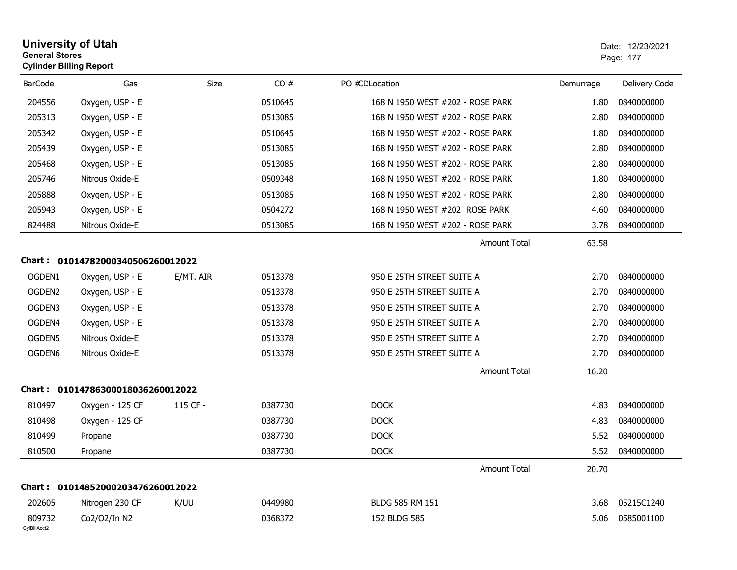# University of Utah
**General Stores**
**Cylinder Billing Report**

Date: 12/23/2021

| BarCode | Gas | Size | CO # | PO # | CD | Location | Demurrage | Delivery Code |
|---|---|---|---|---|---|---|---|---|
| 204556 | Oxygen, USP - E | | 0510645 | | | 168 N 1950 WEST #202 - ROSE PARK | 1.80 | 0840000000 |
| 205313 | Oxygen, USP - E | | 0513085 | | | 168 N 1950 WEST #202 - ROSE PARK | 2.80 | 0840000000 |
| 205342 | Oxygen, USP - E | | 0510645 | | | 168 N 1950 WEST #202 - ROSE PARK | 1.80 | 0840000000 |
| 205439 | Oxygen, USP - E | | 0513085 | | | 168 N 1950 WEST #202 - ROSE PARK | 2.80 | 0840000000 |
| 205468 | Oxygen, USP - E | | 0513085 | | | 168 N 1950 WEST #202 - ROSE PARK | 2.80 | 0840000000 |
| 205746 | Nitrous Oxide-E | | 0509348 | | | 168 N 1950 WEST #202 - ROSE PARK | 1.80 | 0840000000 |
| 205888 | Oxygen, USP - E | | 0513085 | | | 168 N 1950 WEST #202 - ROSE PARK | 2.80 | 0840000000 |
| 205943 | Oxygen, USP - E | | 0504272 | | | 168 N 1950 WEST #202 ROSE PARK | 4.60 | 0840000000 |
| 824488 | Nitrous Oxide-E | | 0513085 | | | 168 N 1950 WEST #202 - ROSE PARK | 3.78 | 0840000000 |
| | | | | | | Amount Total | 63.58 | |

**Chart : 01014782000340506260012022**

| BarCode | Gas | Size | CO # | PO # | CD | Location | Demurrage | Delivery Code |
|---|---|---|---|---|---|---|---|---|
| OGDEN1 | Oxygen, USP - E | E/MT. AIR | 0513378 | | | 950 E 25TH STREET SUITE A | 2.70 | 0840000000 |
| OGDEN2 | Oxygen, USP - E | | 0513378 | | | 950 E 25TH STREET SUITE A | 2.70 | 0840000000 |
| OGDEN3 | Oxygen, USP - E | | 0513378 | | | 950 E 25TH STREET SUITE A | 2.70 | 0840000000 |
| OGDEN4 | Oxygen, USP - E | | 0513378 | | | 950 E 25TH STREET SUITE A | 2.70 | 0840000000 |
| OGDEN5 | Nitrous Oxide-E | | 0513378 | | | 950 E 25TH STREET SUITE A | 2.70 | 0840000000 |
| OGDEN6 | Nitrous Oxide-E | | 0513378 | | | 950 E 25TH STREET SUITE A | 2.70 | 0840000000 |
| | | | | | | Amount Total | 16.20 | |

**Chart : 01014786300018036260012022**

| BarCode | Gas | Size | CO # | PO # | CD | Location | Demurrage | Delivery Code |
|---|---|---|---|---|---|---|---|---|
| 810497 | Oxygen - 125 CF | 115 CF - | 0387730 | | | DOCK | 4.83 | 0840000000 |
| 810498 | Oxygen - 125 CF | | 0387730 | | | DOCK | 4.83 | 0840000000 |
| 810499 | Propane | | 0387730 | | | DOCK | 5.52 | 0840000000 |
| 810500 | Propane | | 0387730 | | | DOCK | 5.52 | 0840000000 |
| | | | | | | Amount Total | 20.70 | |

**Chart : 01014852000203476260012022**

| BarCode | Gas | Size | CO # | PO # | CD | Location | Demurrage | Delivery Code |
|---|---|---|---|---|---|---|---|---|
| 202605 | Nitrogen 230 CF | K/UU | 0449980 | | | BLDG 585 RM 151 | 3.68 | 05215C1240 |
| 809732 | Co2/O2/In N2 | | 0368372 | | | 152 BLDG 585 | 5.06 | 0585001100 |

CylBillAcct2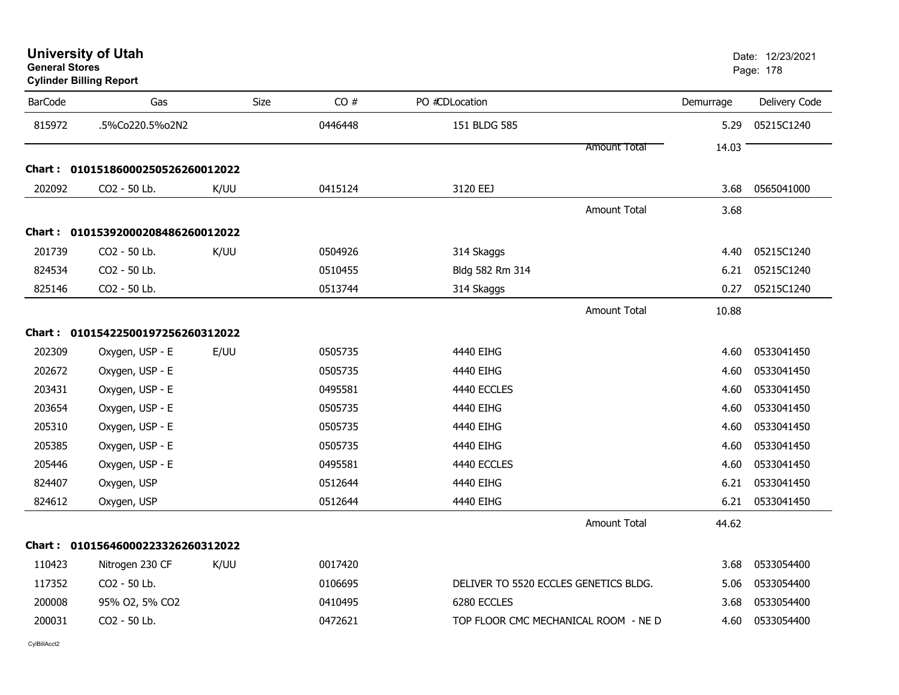# University of Utah
**General Stores**
**Cylinder Billing Report**

Date: 12/23/2021
Page: 178

| BarCode | Gas | Size | CO # | PO #CDLocation | Demurrage | Delivery Code |
|---|---|---|---|---|---|---|
| 815972 | .5%Co220.5%o2N2 | | 0446448 | 151 BLDG 585 | 5.29 | 05215C1240 |
| | | | | Amount Total | 14.03 | |
| **Chart : 0101518600025052626001 2022** | | | | | | |
| 202092 | CO2 - 50 Lb. | K/UU | 0415124 | 3120 EEJ | 3.68 | 0565041000 |
| | | | | Amount Total | 3.68 | |
| **Chart : 01015392000208486260012022** | | | | | | |
| 201739 | CO2 - 50 Lb. | K/UU | 0504926 | 314 Skaggs | 4.40 | 05215C1240 |
| 824534 | CO2 - 50 Lb. | | 0510455 | Bldg 582 Rm 314 | 6.21 | 05215C1240 |
| 825146 | CO2 - 50 Lb. | | 0513744 | 314 Skaggs | 0.27 | 05215C1240 |
| | | | | Amount Total | 10.88 | |
| **Chart : 01015422500197256260312022** | | | | | | |
| 202309 | Oxygen, USP - E | E/UU | 0505735 | 4440 EIHG | 4.60 | 0533041450 |
| 202672 | Oxygen, USP - E | | 0505735 | 4440 EIHG | 4.60 | 0533041450 |
| 203431 | Oxygen, USP - E | | 0495581 | 4440 ECCLES | 4.60 | 0533041450 |
| 203654 | Oxygen, USP - E | | 0505735 | 4440 EIHG | 4.60 | 0533041450 |
| 205310 | Oxygen, USP - E | | 0505735 | 4440 EIHG | 4.60 | 0533041450 |
| 205385 | Oxygen, USP - E | | 0505735 | 4440 EIHG | 4.60 | 0533041450 |
| 205446 | Oxygen, USP - E | | 0495581 | 4440 ECCLES | 4.60 | 0533041450 |
| 824407 | Oxygen, USP | | 0512644 | 4440 EIHG | 6.21 | 0533041450 |
| 824612 | Oxygen, USP | | 0512644 | 4440 EIHG | 6.21 | 0533041450 |
| | | | | Amount Total | 44.62 | |
| **Chart : 01015646000223326260312022** | | | | | | |
| 110423 | Nitrogen 230 CF | K/UU | 0017420 | | 3.68 | 0533054400 |
| 117352 | CO2 - 50 Lb. | | 0106695 | DELIVER TO 5520 ECCLES GENETICS BLDG. | 5.06 | 0533054400 |
| 200008 | 95% O2, 5% CO2 | | 0410495 | 6280 ECCLES | 3.68 | 0533054400 |
| 200031 | CO2 - 50 Lb. | | 0472621 | TOP FLOOR CMC MECHANICAL ROOM - NE D | 4.60 | 0533054400 |

CylBillAcct2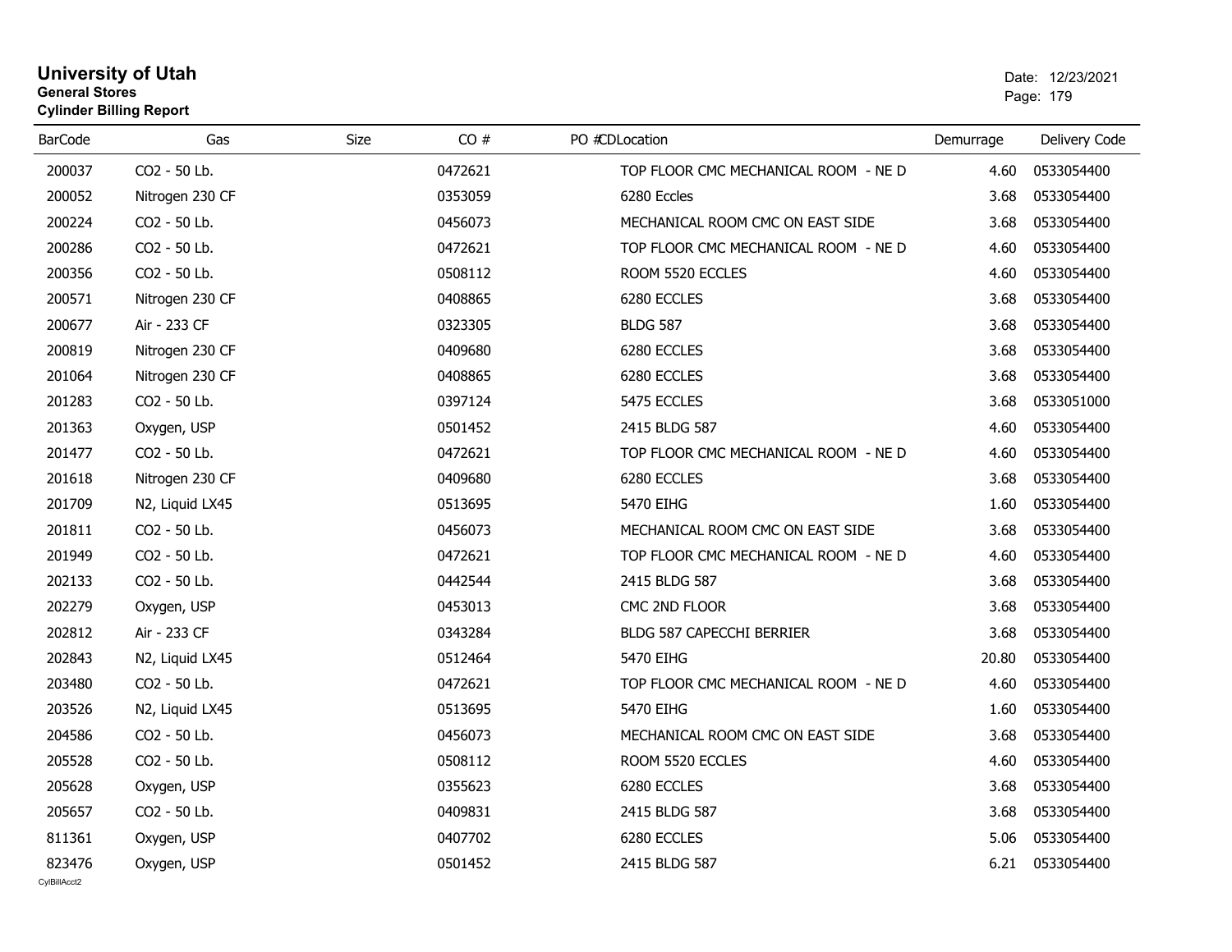# University of Utah

**General Stores**

**Cylinder Billing Report**

Date: 12/23/2021

| BarCode | Gas | Size | CO # | PO # | CD | Location | Demurrage | Delivery Code |
|---|---|---|---|---|---|---|---|---|
| 200037 | CO2 - 50 Lb. | | 0472621 | | | TOP FLOOR CMC MECHANICAL ROOM - NE D | 4.60 | 0533054400 |
| 200052 | Nitrogen 230 CF | | 0353059 | | | 6280 Eccles | 3.68 | 0533054400 |
| 200224 | CO2 - 50 Lb. | | 0456073 | | | MECHANICAL ROOM CMC ON EAST SIDE | 3.68 | 0533054400 |
| 200286 | CO2 - 50 Lb. | | 0472621 | | | TOP FLOOR CMC MECHANICAL ROOM - NE D | 4.60 | 0533054400 |
| 200356 | CO2 - 50 Lb. | | 0508112 | | | ROOM 5520 ECCLES | 4.60 | 0533054400 |
| 200571 | Nitrogen 230 CF | | 0408865 | | | 6280 ECCLES | 3.68 | 0533054400 |
| 200677 | Air - 233 CF | | 0323305 | | | BLDG 587 | 3.68 | 0533054400 |
| 200819 | Nitrogen 230 CF | | 0409680 | | | 6280 ECCLES | 3.68 | 0533054400 |
| 201064 | Nitrogen 230 CF | | 0408865 | | | 6280 ECCLES | 3.68 | 0533054400 |
| 201283 | CO2 - 50 Lb. | | 0397124 | | | 5475 ECCLES | 3.68 | 0533051000 |
| 201363 | Oxygen, USP | | 0501452 | | | 2415 BLDG 587 | 4.60 | 0533054400 |
| 201477 | CO2 - 50 Lb. | | 0472621 | | | TOP FLOOR CMC MECHANICAL ROOM - NE D | 4.60 | 0533054400 |
| 201618 | Nitrogen 230 CF | | 0409680 | | | 6280 ECCLES | 3.68 | 0533054400 |
| 201709 | N2, Liquid LX45 | | 0513695 | | | 5470 EIHG | 1.60 | 0533054400 |
| 201811 | CO2 - 50 Lb. | | 0456073 | | | MECHANICAL ROOM CMC ON EAST SIDE | 3.68 | 0533054400 |
| 201949 | CO2 - 50 Lb. | | 0472621 | | | TOP FLOOR CMC MECHANICAL ROOM - NE D | 4.60 | 0533054400 |
| 202133 | CO2 - 50 Lb. | | 0442544 | | | 2415 BLDG 587 | 3.68 | 0533054400 |
| 202279 | Oxygen, USP | | 0453013 | | | CMC 2ND FLOOR | 3.68 | 0533054400 |
| 202812 | Air - 233 CF | | 0343284 | | | BLDG 587 CAPECCHI BERRIER | 3.68 | 0533054400 |
| 202843 | N2, Liquid LX45 | | 0512464 | | | 5470 EIHG | 20.80 | 0533054400 |
| 203480 | CO2 - 50 Lb. | | 0472621 | | | TOP FLOOR CMC MECHANICAL ROOM - NE D | 4.60 | 0533054400 |
| 203526 | N2, Liquid LX45 | | 0513695 | | | 5470 EIHG | 1.60 | 0533054400 |
| 204586 | CO2 - 50 Lb. | | 0456073 | | | MECHANICAL ROOM CMC ON EAST SIDE | 3.68 | 0533054400 |
| 205528 | CO2 - 50 Lb. | | 0508112 | | | ROOM 5520 ECCLES | 4.60 | 0533054400 |
| 205628 | Oxygen, USP | | 0355623 | | | 6280 ECCLES | 3.68 | 0533054400 |
| 205657 | CO2 - 50 Lb. | | 0409831 | | | 2415 BLDG 587 | 3.68 | 0533054400 |
| 811361 | Oxygen, USP | | 0407702 | | | 6280 ECCLES | 5.06 | 0533054400 |
| 823476 | Oxygen, USP | | 0501452 | | | 2415 BLDG 587 | 6.21 | 0533054400 |

CylBillAcct2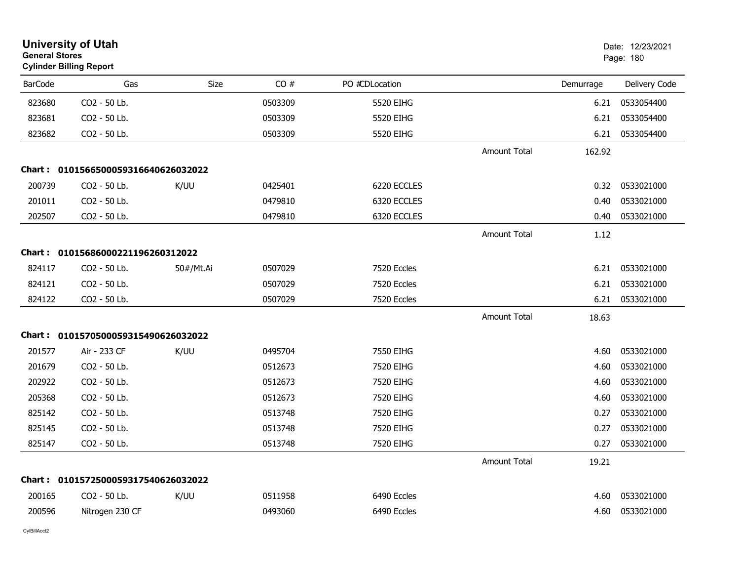**University of Utah**
**General Stores**
**Cylinder Billing Report**

Date: 12/23/2021

| BarCode | Gas | Size | CO # | PO #CDLocation | | Demurrage | Delivery Code |
|---|---|---|---|---|---|---|---|
| 823680 | CO2 - 50 Lb. | | 0503309 | 5520 EIHG | | 6.21 | 0533054400 |
| 823681 | CO2 - 50 Lb. | | 0503309 | 5520 EIHG | | 6.21 | 0533054400 |
| 823682 | CO2 - 50 Lb. | | 0503309 | 5520 EIHG | | 6.21 | 0533054400 |
| | | | | | Amount Total | 162.92 | |
| **Chart :** | **01015665000593166406260320 22** | | | | | | |
| 200739 | CO2 - 50 Lb. | K/UU | 0425401 | 6220 ECCLES | | 0.32 | 0533021000 |
| 201011 | CO2 - 50 Lb. | | 0479810 | 6320 ECCLES | | 0.40 | 0533021000 |
| 202507 | CO2 - 50 Lb. | | 0479810 | 6320 ECCLES | | 0.40 | 0533021000 |
| | | | | | Amount Total | 1.12 | |
| **Chart :** | **01015686000221196260312022** | | | | | | |
| 824117 | CO2 - 50 Lb. | 50#/Mt.Ai | 0507029 | 7520 Eccles | | 6.21 | 0533021000 |
| 824121 | CO2 - 50 Lb. | | 0507029 | 7520 Eccles | | 6.21 | 0533021000 |
| 824122 | CO2 - 50 Lb. | | 0507029 | 7520 Eccles | | 6.21 | 0533021000 |
| | | | | | Amount Total | 18.63 | |
| **Chart :** | **01015705000593154906260320 22** | | | | | | |
| 201577 | Air - 233 CF | K/UU | 0495704 | 7550 EIHG | | 4.60 | 0533021000 |
| 201679 | CO2 - 50 Lb. | | 0512673 | 7520 EIHG | | 4.60 | 0533021000 |
| 202922 | CO2 - 50 Lb. | | 0512673 | 7520 EIHG | | 4.60 | 0533021000 |
| 205368 | CO2 - 50 Lb. | | 0512673 | 7520 EIHG | | 4.60 | 0533021000 |
| 825142 | CO2 - 50 Lb. | | 0513748 | 7520 EIHG | | 0.27 | 0533021000 |
| 825145 | CO2 - 50 Lb. | | 0513748 | 7520 EIHG | | 0.27 | 0533021000 |
| 825147 | CO2 - 50 Lb. | | 0513748 | 7520 EIHG | | 0.27 | 0533021000 |
| | | | | | Amount Total | 19.21 | |
| **Chart :** | **01015725000593175406260320 22** | | | | | | |
| 200165 | CO2 - 50 Lb. | K/UU | 0511958 | 6490 Eccles | | 4.60 | 0533021000 |
| 200596 | Nitrogen 230 CF | | 0493060 | 6490 Eccles | | 4.60 | 0533021000 |

CylBillAcct2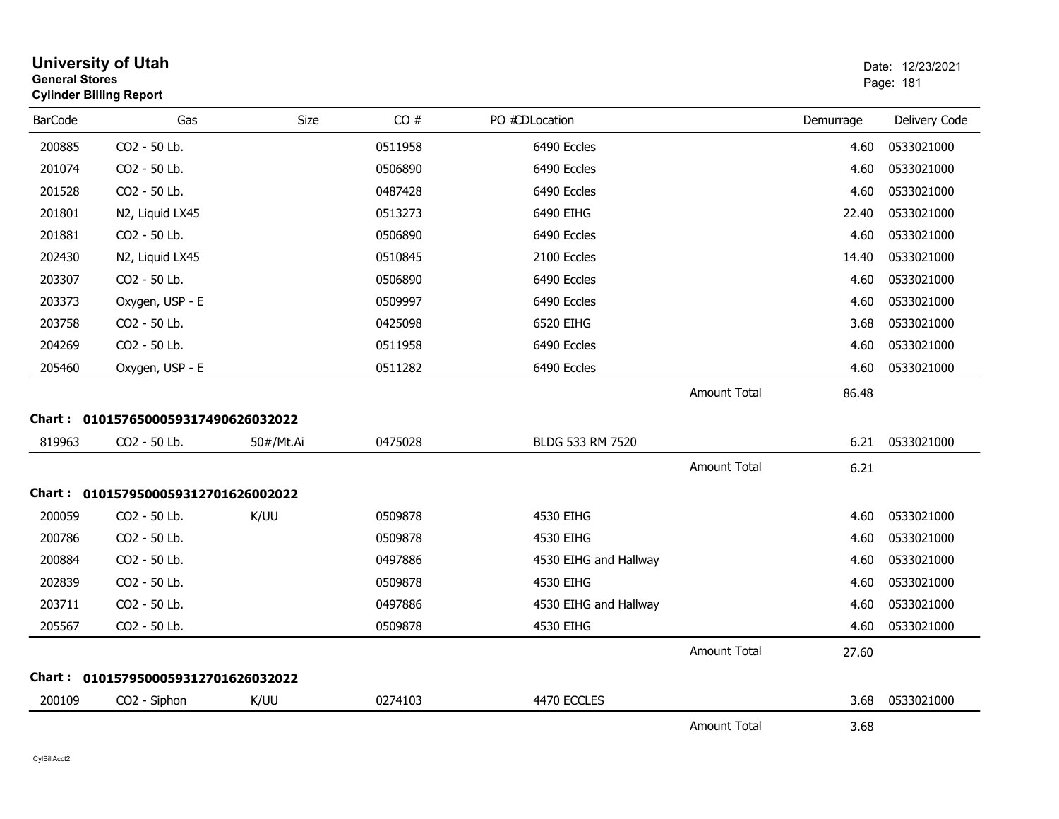# University of Utah

**General Stores**

**Cylinder Billing Report**

Date: 12/23/2021

| BarCode | Gas | Size | CO # | PO # | CD | Location | Demurrage | Delivery Code |
|---|---|---|---|---|---|---|---|---|
| 200885 | $CO_2$ - 50 Lb. | | 0511958 | | | 6490 Eccles | 4.60 | 0533021000 |
| 201074 | $CO_2$ - 50 Lb. | | 0506890 | | | 6490 Eccles | 4.60 | 0533021000 |
| 201528 | $CO_2$ - 50 Lb. | | 0487428 | | | 6490 Eccles | 4.60 | 0533021000 |
| 201801 | $N_2$, Liquid LX45 | | 0513273 | | | 6490 EIHG | 22.40 | 0533021000 |
| 201881 | $CO_2$ - 50 Lb. | | 0506890 | | | 6490 Eccles | 4.60 | 0533021000 |
| 202430 | $N_2$, Liquid LX45 | | 0510845 | | | 2100 Eccles | 14.40 | 0533021000 |
| 203307 | $CO_2$ - 50 Lb. | | 0506890 | | | 6490 Eccles | 4.60 | 0533021000 |
| 203373 | Oxygen, USP - E | | 0509997 | | | 6490 Eccles | 4.60 | 0533021000 |
| 203758 | $CO_2$ - 50 Lb. | | 0425098 | | | 6520 EIHG | 3.68 | 0533021000 |
| 204269 | $CO_2$ - 50 Lb. | | 0511958 | | | 6490 Eccles | 4.60 | 0533021000 |
| 205460 | Oxygen, USP - E | | 0511282 | | | 6490 Eccles | 4.60 | 0533021000 |
| | | | | | | Amount Total | 86.48 | |

**Chart : 01015765000593174906260320222**

| BarCode | Gas | Size | CO # | PO # | CD | Location | Demurrage | Delivery Code |
|---|---|---|---|---|---|---|---|---|
| 819963 | $CO_2$ - 50 Lb. | 50#/Mt.Ai | 0475028 | | | BLDG 533 RM 7520 | 6.21 | 0533021000 |
| | | | | | | Amount Total | 6.21 | |

**Chart : 01015795000593127016260020222**

| BarCode | Gas | Size | CO # | PO # | CD | Location | Demurrage | Delivery Code |
|---|---|---|---|---|---|---|---|---|
| 200059 | $CO_2$ - 50 Lb. | K/UU | 0509878 | | | 4530 EIHG | 4.60 | 0533021000 |
| 200786 | $CO_2$ - 50 Lb. | | 0509878 | | | 4530 EIHG | 4.60 | 0533021000 |
| 200884 | $CO_2$ - 50 Lb. | | 0497886 | | | 4530 EIHG and Hallway | 4.60 | 0533021000 |
| 202839 | $CO_2$ - 50 Lb. | | 0509878 | | | 4530 EIHG | 4.60 | 0533021000 |
| 203711 | $CO_2$ - 50 Lb. | | 0497886 | | | 4530 EIHG and Hallway | 4.60 | 0533021000 |
| 205567 | $CO_2$ - 50 Lb. | | 0509878 | | | 4530 EIHG | 4.60 | 0533021000 |
| | | | | | | Amount Total | 27.60 | |

**Chart : 01015795000593127016260320222**

| BarCode | Gas | Size | CO # | PO # | CD | Location | Demurrage | Delivery Code |
|---|---|---|---|---|---|---|---|---|
| 200109 | $CO_2$ - Siphon | K/UU | 0274103 | | | 4470 ECCLES | 3.68 | 0533021000 |
| | | | | | | Amount Total | 3.68 | |

CylBillAcct2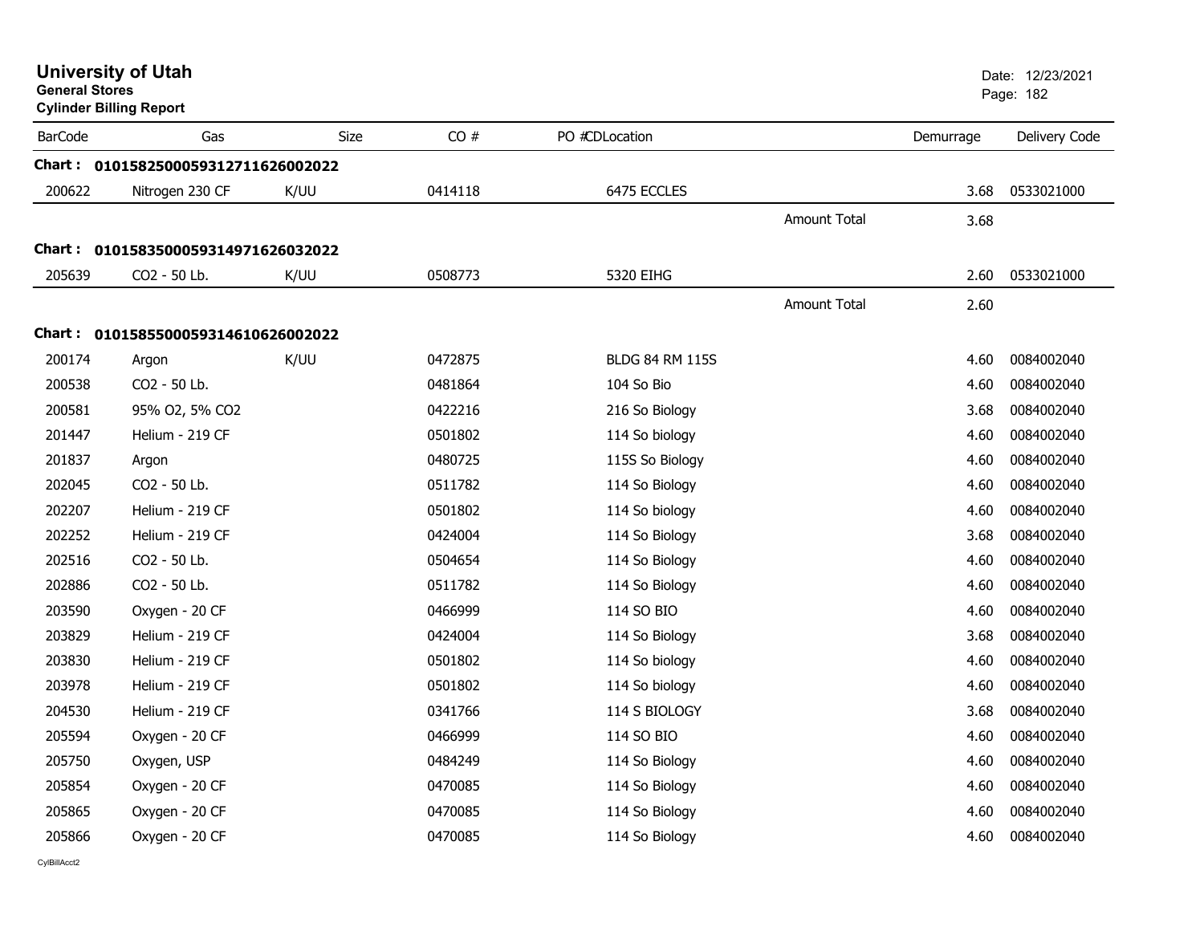**University of Utah**
**General Stores**
**Cylinder Billing Report**

Date: 12/23/2021

| BarCode | Gas | Size | CO # | PO #CDLocation | | Demurrage | Delivery Code |
|---|---|---|---|---|---|---|---|
| **Chart : 01015825000593127116260020​22** | | | | | | | |
| 200622 | Nitrogen 230 CF | K/UU | 0414118 | 6475 ECCLES | | 3.68 | 0533021000 |
| | | | | | Amount Total | 3.68 | |
| **Chart : 01015835000593149716260320​22** | | | | | | | |
| 205639 | CO2 - 50 Lb. | K/UU | 0508773 | 5320 EIHG | | 2.60 | 0533021000 |
| | | | | | Amount Total | 2.60 | |
| **Chart : 01015855000593146106260020​22** | | | | | | | |
| 200174 | Argon | K/UU | 0472875 | BLDG 84 RM 115S | | 4.60 | 0084002040 |
| 200538 | CO2 - 50 Lb. | | 0481864 | 104 So Bio | | 4.60 | 0084002040 |
| 200581 | 95% O2, 5% CO2 | | 0422216 | 216 So Biology | | 3.68 | 0084002040 |
| 201447 | Helium - 219 CF | | 0501802 | 114 So biology | | 4.60 | 0084002040 |
| 201837 | Argon | | 0480725 | 115S So Biology | | 4.60 | 0084002040 |
| 202045 | CO2 - 50 Lb. | | 0511782 | 114 So Biology | | 4.60 | 0084002040 |
| 202207 | Helium - 219 CF | | 0501802 | 114 So biology | | 4.60 | 0084002040 |
| 202252 | Helium - 219 CF | | 0424004 | 114 So Biology | | 3.68 | 0084002040 |
| 202516 | CO2 - 50 Lb. | | 0504654 | 114 So Biology | | 4.60 | 0084002040 |
| 202886 | CO2 - 50 Lb. | | 0511782 | 114 So Biology | | 4.60 | 0084002040 |
| 203590 | Oxygen - 20 CF | | 0466999 | 114 SO BIO | | 4.60 | 0084002040 |
| 203829 | Helium - 219 CF | | 0424004 | 114 So Biology | | 3.68 | 0084002040 |
| 203830 | Helium - 219 CF | | 0501802 | 114 So biology | | 4.60 | 0084002040 |
| 203978 | Helium - 219 CF | | 0501802 | 114 So biology | | 4.60 | 0084002040 |
| 204530 | Helium - 219 CF | | 0341766 | 114 S BIOLOGY | | 3.68 | 0084002040 |
| 205594 | Oxygen - 20 CF | | 0466999 | 114 SO BIO | | 4.60 | 0084002040 |
| 205750 | Oxygen, USP | | 0484249 | 114 So Biology | | 4.60 | 0084002040 |
| 205854 | Oxygen - 20 CF | | 0470085 | 114 So Biology | | 4.60 | 0084002040 |
| 205865 | Oxygen - 20 CF | | 0470085 | 114 So Biology | | 4.60 | 0084002040 |
| 205866 | Oxygen - 20 CF | | 0470085 | 114 So Biology | | 4.60 | 0084002040 |

CylBillAcct2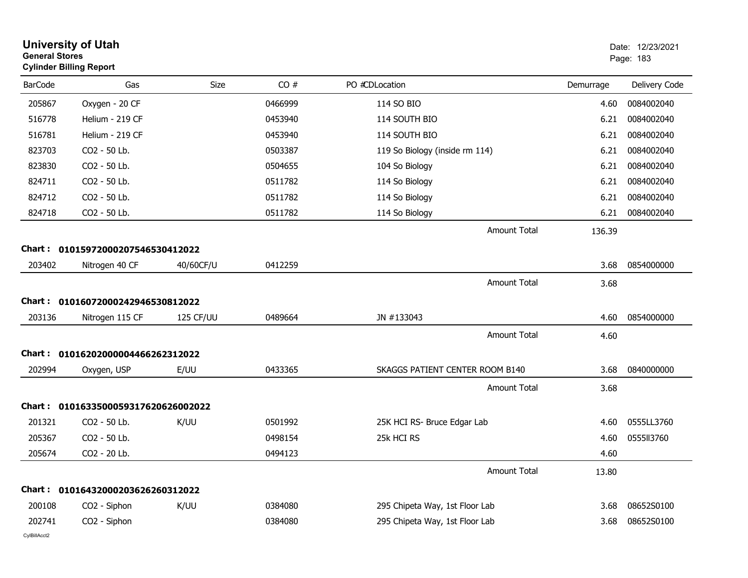# University of Utah

**General Stores**

**Cylinder Billing Report**

Date: 12/23/2021

| BarCode | Gas | Size | CO # | PO # | CDLocation | Demurrage | Delivery Code |
|---|---|---|---|---|---|---|---|
| 205867 | Oxygen - 20 CF | | 0466999 | | 114 SO BIO | 4.60 | 0084002040 |
| 516778 | Helium - 219 CF | | 0453940 | | 114 SOUTH BIO | 6.21 | 0084002040 |
| 516781 | Helium - 219 CF | | 0453940 | | 114 SOUTH BIO | 6.21 | 0084002040 |
| 823703 | CO2 - 50 Lb. | | 0503387 | | 119 So Biology (inside rm 114) | 6.21 | 0084002040 |
| 823830 | CO2 - 50 Lb. | | 0504655 | | 104 So Biology | 6.21 | 0084002040 |
| 824711 | CO2 - 50 Lb. | | 0511782 | | 114 So Biology | 6.21 | 0084002040 |
| 824712 | CO2 - 50 Lb. | | 0511782 | | 114 So Biology | 6.21 | 0084002040 |
| 824718 | CO2 - 50 Lb. | | 0511782 | | 114 So Biology | 6.21 | 0084002040 |
| | | | | | Amount Total | 136.39 | |

**Chart : 01015972000207546530412022**

| BarCode | Gas | Size | CO # | PO # | CDLocation | Demurrage | Delivery Code |
|---|---|---|---|---|---|---|---|
| 203402 | Nitrogen 40 CF | 40/60CF/U | 0412259 | | | 3.68 | 0854000000 |
| | | | | | Amount Total | 3.68 | |

**Chart : 01016072000242946530812022**

| BarCode | Gas | Size | CO # | PO # | CDLocation | Demurrage | Delivery Code |
|---|---|---|---|---|---|---|---|
| 203136 | Nitrogen 115 CF | 125 CF/UU | 0489664 | | JN #133043 | 4.60 | 0854000000 |
| | | | | | Amount Total | 4.60 | |

**Chart : 01016202000004466262312022**

| BarCode | Gas | Size | CO # | PO # | CDLocation | Demurrage | Delivery Code |
|---|---|---|---|---|---|---|---|
| 202994 | Oxygen, USP | E/UU | 0433365 | | SKAGGS PATIENT CENTER ROOM B140 | 3.68 | 0840000000 |
| | | | | | Amount Total | 3.68 | |

**Chart : 0101633500059317620626002022**

| BarCode | Gas | Size | CO # | PO # | CDLocation | Demurrage | Delivery Code |
|---|---|---|---|---|---|---|---|
| 201321 | CO2 - 50 Lb. | K/UU | 0501992 | | 25K HCI RS- Bruce Edgar Lab | 4.60 | 0555LL3760 |
| 205367 | CO2 - 50 Lb. | | 0498154 | | 25k HCI RS | 4.60 | 0555ll3760 |
| 205674 | CO2 - 20 Lb. | | 0494123 | | | 4.60 | |
| | | | | | Amount Total | 13.80 | |

**Chart : 01016432000203626260312022**

| BarCode | Gas | Size | CO # | PO # | CDLocation | Demurrage | Delivery Code |
|---|---|---|---|---|---|---|---|
| 200108 | CO2 - Siphon | K/UU | 0384080 | | 295 Chipeta Way, 1st Floor Lab | 3.68 | 08652S0100 |
| 202741 | CO2 - Siphon | | 0384080 | | 295 Chipeta Way, 1st Floor Lab | 3.68 | 08652S0100 |

CylBillAcct2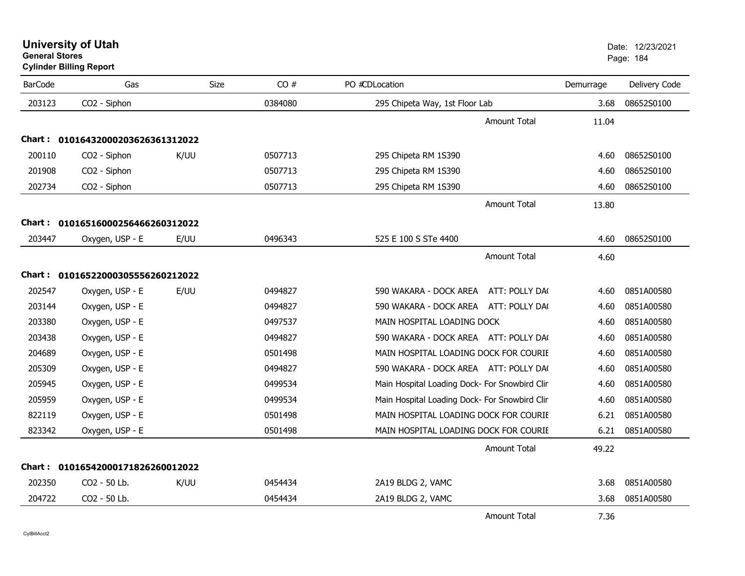# University of Utah

**General Stores**

**Cylinder Billing Report**

Date: 12/23/2021

| BarCode | Gas | Size | CO # | PO #CDLocation | Demurrage | Delivery Code |
|---|---|---|---|---|---|---|
| 203123 | CO2 - Siphon | | 0384080 | 295 Chipeta Way, 1st Floor Lab | 3.68 | 08652S0100 |
| | | | | Amount Total | 11.04 | |
| **Chart : 01016432000203626361312022** | | | | | | |
| 200110 | CO2 - Siphon | K/UU | 0507713 | 295 Chipeta RM 1S390 | 4.60 | 08652S0100 |
| 201908 | CO2 - Siphon | | 0507713 | 295 Chipeta RM 1S390 | 4.60 | 08652S0100 |
| 202734 | CO2 - Siphon | | 0507713 | 295 Chipeta RM 1S390 | 4.60 | 08652S0100 |
| | | | | Amount Total | 13.80 | |
| **Chart : 01016516000256466260312022** | | | | | | |
| 203447 | Oxygen, USP - E | E/UU | 0496343 | 525 E 100 S STe 4400 | 4.60 | 08652S0100 |
| | | | | Amount Total | 4.60 | |
| **Chart : 01016522000305556260212022** | | | | | | |
| 202547 | Oxygen, USP - E | E/UU | 0494827 | 590 WAKARA - DOCK AREA ATT: POLLY DA( | 4.60 | 0851A00580 |
| 203144 | Oxygen, USP - E | | 0494827 | 590 WAKARA - DOCK AREA ATT: POLLY DA( | 4.60 | 0851A00580 |
| 203380 | Oxygen, USP - E | | 0497537 | MAIN HOSPITAL LOADING DOCK | 4.60 | 0851A00580 |
| 203438 | Oxygen, USP - E | | 0494827 | 590 WAKARA - DOCK AREA ATT: POLLY DA( | 4.60 | 0851A00580 |
| 204689 | Oxygen, USP - E | | 0501498 | MAIN HOSPITAL LOADING DOCK FOR COURIE | 4.60 | 0851A00580 |
| 205309 | Oxygen, USP - E | | 0494827 | 590 WAKARA - DOCK AREA ATT: POLLY DA( | 4.60 | 0851A00580 |
| 205945 | Oxygen, USP - E | | 0499534 | Main Hospital Loading Dock- For Snowbird Clir | 4.60 | 0851A00580 |
| 205959 | Oxygen, USP - E | | 0499534 | Main Hospital Loading Dock- For Snowbird Clir | 4.60 | 0851A00580 |
| 822119 | Oxygen, USP - E | | 0501498 | MAIN HOSPITAL LOADING DOCK FOR COURIE | 6.21 | 0851A00580 |
| 823342 | Oxygen, USP - E | | 0501498 | MAIN HOSPITAL LOADING DOCK FOR COURIE | 6.21 | 0851A00580 |
| | | | | Amount Total | 49.22 | |
| **Chart : 01016542000171826260012022** | | | | | | |
| 202350 | CO2 - 50 Lb. | K/UU | 0454434 | 2A19 BLDG 2, VAMC | 3.68 | 0851A00580 |
| 204722 | CO2 - 50 Lb. | | 0454434 | 2A19 BLDG 2, VAMC | 3.68 | 0851A00580 |
| | | | | Amount Total | 7.36 | |

CylBillAcct2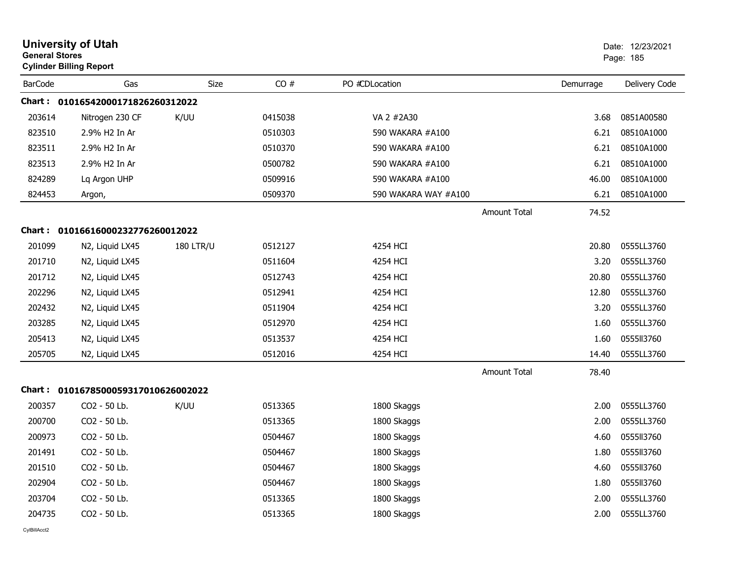# University of Utah

**General Stores**

**Cylinder Billing Report**

Date: 12/23/2021

| BarCode | Gas | Size | CO # | PO #CDLocation | Demurrage | Delivery Code |
|---|---|---|---|---|---|---|
| **Chart : 01016542000171826260312022** | | | | | | |
| 203614 | Nitrogen 230 CF | K/UU | 0415038 | VA 2 #2A30 | 3.68 | 0851A00580 |
| 823510 | 2.9% H2 In Ar | | 0510303 | 590 WAKARA #A100 | 6.21 | 08510A1000 |
| 823511 | 2.9% H2 In Ar | | 0510370 | 590 WAKARA #A100 | 6.21 | 08510A1000 |
| 823513 | 2.9% H2 In Ar | | 0500782 | 590 WAKARA #A100 | 6.21 | 08510A1000 |
| 824289 | Lq Argon UHP | | 0509916 | 590 WAKARA #A100 | 46.00 | 08510A1000 |
| 824453 | Argon, | | 0509370 | 590 WAKARA WAY #A100 | 6.21 | 08510A1000 |
| | | | | Amount Total | 74.52 | |
| **Chart : 01016616000232776260012022** | | | | | | |
| 201099 | N2, Liquid LX45 | 180 LTR/U | 0512127 | 4254 HCI | 20.80 | 0555LL3760 |
| 201710 | N2, Liquid LX45 | | 0511604 | 4254 HCI | 3.20 | 0555LL3760 |
| 201712 | N2, Liquid LX45 | | 0512743 | 4254 HCI | 20.80 | 0555LL3760 |
| 202296 | N2, Liquid LX45 | | 0512941 | 4254 HCI | 12.80 | 0555LL3760 |
| 202432 | N2, Liquid LX45 | | 0511904 | 4254 HCI | 3.20 | 0555LL3760 |
| 203285 | N2, Liquid LX45 | | 0512970 | 4254 HCI | 1.60 | 0555LL3760 |
| 205413 | N2, Liquid LX45 | | 0513537 | 4254 HCI | 1.60 | 0555ll3760 |
| 205705 | N2, Liquid LX45 | | 0512016 | 4254 HCI | 14.40 | 0555LL3760 |
| | | | | Amount Total | 78.40 | |
| **Chart : 01016785000593170106260022022** | | | | | | |
| 200357 | CO2 - 50 Lb. | K/UU | 0513365 | 1800 Skaggs | 2.00 | 0555LL3760 |
| 200700 | CO2 - 50 Lb. | | 0513365 | 1800 Skaggs | 2.00 | 0555LL3760 |
| 200973 | CO2 - 50 Lb. | | 0504467 | 1800 Skaggs | 4.60 | 0555ll3760 |
| 201491 | CO2 - 50 Lb. | | 0504467 | 1800 Skaggs | 1.80 | 0555ll3760 |
| 201510 | CO2 - 50 Lb. | | 0504467 | 1800 Skaggs | 4.60 | 0555ll3760 |
| 202904 | CO2 - 50 Lb. | | 0504467 | 1800 Skaggs | 1.80 | 0555ll3760 |
| 203704 | CO2 - 50 Lb. | | 0513365 | 1800 Skaggs | 2.00 | 0555LL3760 |
| 204735 | CO2 - 50 Lb. | | 0513365 | 1800 Skaggs | 2.00 | 0555LL3760 |

CylBillAcct2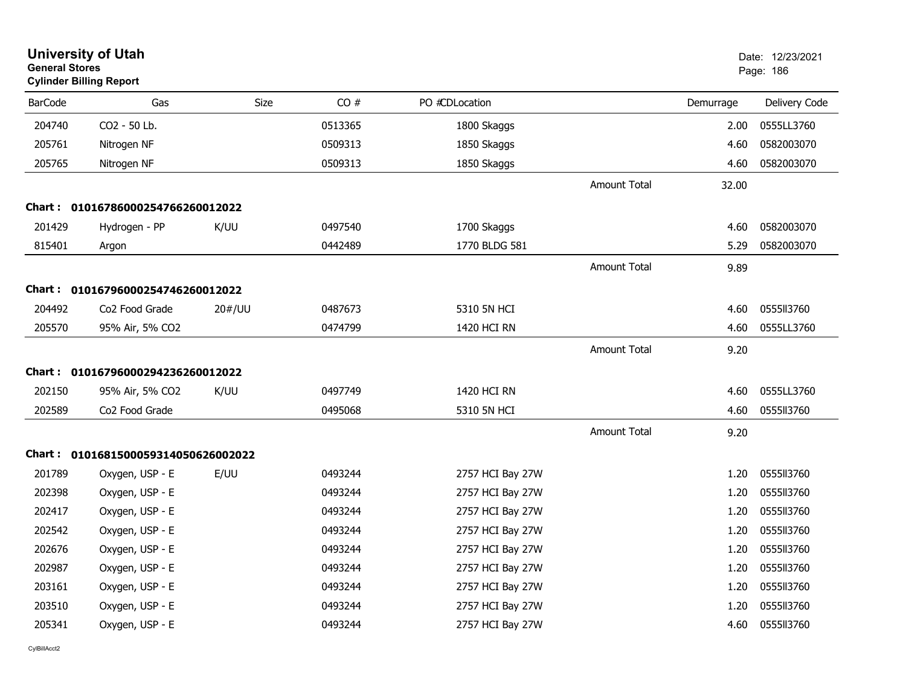**University of Utah**
**General Stores**
**Cylinder Billing Report**

Date: 12/23/2021

| BarCode | Gas | Size | CO # | PO #CDLocation | | Demurrage | Delivery Code |
|---|---|---|---|---|---|---|---|
| 204740 | CO2 - 50 Lb. | | 0513365 | 1800 Skaggs | | 2.00 | 0555LL3760 |
| 205761 | Nitrogen NF | | 0509313 | 1850 Skaggs | | 4.60 | 0582003070 |
| 205765 | Nitrogen NF | | 0509313 | 1850 Skaggs | | 4.60 | 0582003070 |
| | | | | | Amount Total | 32.00 | |
| **Chart :** | **01016786000254766260012022** | | | | | | |
| 201429 | Hydrogen - PP | K/UU | 0497540 | 1700 Skaggs | | 4.60 | 0582003070 |
| 815401 | Argon | | 0442489 | 1770 BLDG 581 | | 5.29 | 0582003070 |
| | | | | | Amount Total | 9.89 | |
| **Chart :** | **01016796000254746260012022** | | | | | | |
| 204492 | Co2 Food Grade | 20#/UU | 0487673 | 5310 5N HCI | | 4.60 | 0555ll3760 |
| 205570 | 95% Air, 5% CO2 | | 0474799 | 1420 HCI RN | | 4.60 | 0555LL3760 |
| | | | | | Amount Total | 9.20 | |
| **Chart :** | **01016796000294236260012022** | | | | | | |
| 202150 | 95% Air, 5% CO2 | K/UU | 0497749 | 1420 HCI RN | | 4.60 | 0555LL3760 |
| 202589 | Co2 Food Grade | | 0495068 | 5310 5N HCI | | 4.60 | 0555ll3760 |
| | | | | | Amount Total | 9.20 | |
| **Chart :** | **01016815000593140506260020​22** | | | | | | |
| 201789 | Oxygen, USP - E | E/UU | 0493244 | 2757 HCI Bay 27W | | 1.20 | 0555ll3760 |
| 202398 | Oxygen, USP - E | | 0493244 | 2757 HCI Bay 27W | | 1.20 | 0555ll3760 |
| 202417 | Oxygen, USP - E | | 0493244 | 2757 HCI Bay 27W | | 1.20 | 0555ll3760 |
| 202542 | Oxygen, USP - E | | 0493244 | 2757 HCI Bay 27W | | 1.20 | 0555ll3760 |
| 202676 | Oxygen, USP - E | | 0493244 | 2757 HCI Bay 27W | | 1.20 | 0555ll3760 |
| 202987 | Oxygen, USP - E | | 0493244 | 2757 HCI Bay 27W | | 1.20 | 0555ll3760 |
| 203161 | Oxygen, USP - E | | 0493244 | 2757 HCI Bay 27W | | 1.20 | 0555ll3760 |
| 203510 | Oxygen, USP - E | | 0493244 | 2757 HCI Bay 27W | | 1.20 | 0555ll3760 |
| 205341 | Oxygen, USP - E | | 0493244 | 2757 HCI Bay 27W | | 4.60 | 0555ll3760 |

CylBillAcct2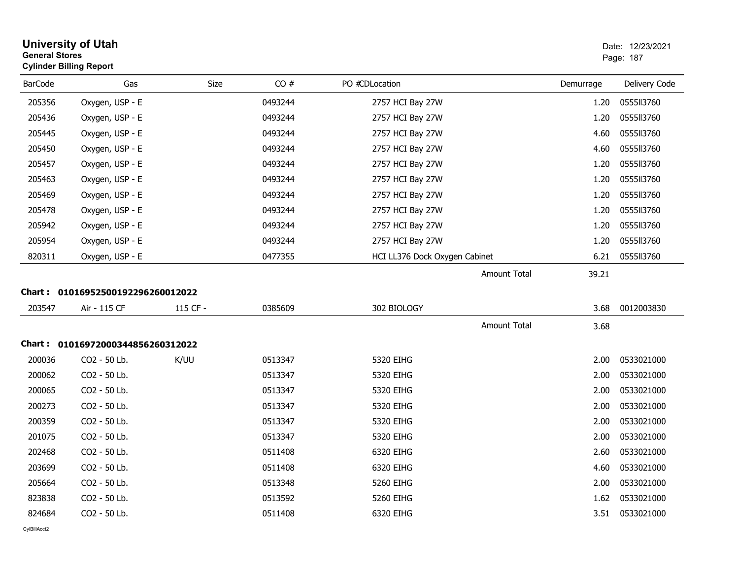# University of Utah

**General Stores**

**Cylinder Billing Report**

Date: 12/23/2021

| BarCode | Gas | Size | CO # | PO #CDLocation | Demurrage | Delivery Code |
|---|---|---|---|---|---|---|
| 205356 | Oxygen, USP - E | | 0493244 | 2757 HCI Bay 27W | 1.20 | 0555II3760 |
| 205436 | Oxygen, USP - E | | 0493244 | 2757 HCI Bay 27W | 1.20 | 0555II3760 |
| 205445 | Oxygen, USP - E | | 0493244 | 2757 HCI Bay 27W | 4.60 | 0555II3760 |
| 205450 | Oxygen, USP - E | | 0493244 | 2757 HCI Bay 27W | 4.60 | 0555II3760 |
| 205457 | Oxygen, USP - E | | 0493244 | 2757 HCI Bay 27W | 1.20 | 0555II3760 |
| 205463 | Oxygen, USP - E | | 0493244 | 2757 HCI Bay 27W | 1.20 | 0555II3760 |
| 205469 | Oxygen, USP - E | | 0493244 | 2757 HCI Bay 27W | 1.20 | 0555II3760 |
| 205478 | Oxygen, USP - E | | 0493244 | 2757 HCI Bay 27W | 1.20 | 0555II3760 |
| 205942 | Oxygen, USP - E | | 0493244 | 2757 HCI Bay 27W | 1.20 | 0555II3760 |
| 205954 | Oxygen, USP - E | | 0493244 | 2757 HCI Bay 27W | 1.20 | 0555II3760 |
| 820311 | Oxygen, USP - E | | 0477355 | HCI LL376 Dock Oxygen Cabinet | 6.21 | 0555II3760 |
| | | | | Amount Total | 39.21 | |

**Chart : 01016952500192296260012022**

| BarCode | Gas | Size | CO # | PO #CDLocation | Demurrage | Delivery Code |
|---|---|---|---|---|---|---|
| 203547 | Air - 115 CF | 115 CF - | 0385609 | 302 BIOLOGY | 3.68 | 0012003830 |
| | | | | Amount Total | 3.68 | |

**Chart : 01016972000344856260312022**

| BarCode | Gas | Size | CO # | PO #CDLocation | Demurrage | Delivery Code |
|---|---|---|---|---|---|---|
| 200036 | CO2 - 50 Lb. | K/UU | 0513347 | 5320 EIHG | 2.00 | 0533021000 |
| 200062 | CO2 - 50 Lb. | | 0513347 | 5320 EIHG | 2.00 | 0533021000 |
| 200065 | CO2 - 50 Lb. | | 0513347 | 5320 EIHG | 2.00 | 0533021000 |
| 200273 | CO2 - 50 Lb. | | 0513347 | 5320 EIHG | 2.00 | 0533021000 |
| 200359 | CO2 - 50 Lb. | | 0513347 | 5320 EIHG | 2.00 | 0533021000 |
| 201075 | CO2 - 50 Lb. | | 0513347 | 5320 EIHG | 2.00 | 0533021000 |
| 202468 | CO2 - 50 Lb. | | 0511408 | 6320 EIHG | 2.60 | 0533021000 |
| 203699 | CO2 - 50 Lb. | | 0511408 | 6320 EIHG | 4.60 | 0533021000 |
| 205664 | CO2 - 50 Lb. | | 0513348 | 5260 EIHG | 2.00 | 0533021000 |
| 823838 | CO2 - 50 Lb. | | 0513592 | 5260 EIHG | 1.62 | 0533021000 |
| 824684 | CO2 - 50 Lb. | | 0511408 | 6320 EIHG | 3.51 | 0533021000 |

CylBillAcct2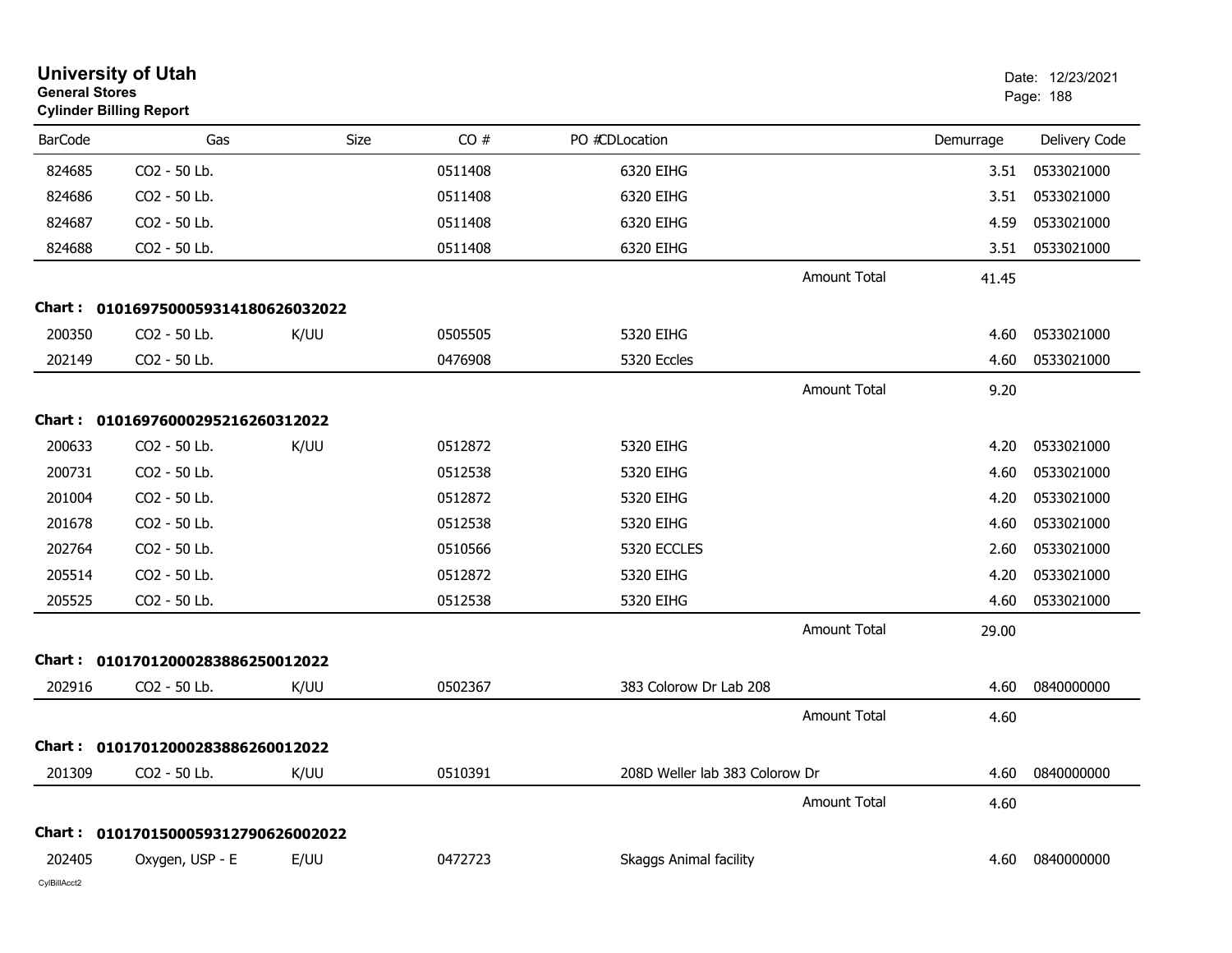# University of Utah

**General Stores**

**Cylinder Billing Report**

Date: 12/23/2021

| BarCode | Gas | Size | CO # | PO # | CDLocation | Demurrage | Delivery Code |
|---|---|---|---|---|---|---|---|
| 824685 | CO2 - 50 Lb. | | 0511408 | | 6320 EIHG | 3.51 | 0533021000 |
| 824686 | CO2 - 50 Lb. | | 0511408 | | 6320 EIHG | 3.51 | 0533021000 |
| 824687 | CO2 - 50 Lb. | | 0511408 | | 6320 EIHG | 4.59 | 0533021000 |
| 824688 | CO2 - 50 Lb. | | 0511408 | | 6320 EIHG | 3.51 | 0533021000 |
| | | | | | Amount Total | 41.45 | |

**Chart : 01016975000593141806260320​22**

| BarCode | Gas | Size | CO # | PO # | CDLocation | Demurrage | Delivery Code |
|---|---|---|---|---|---|---|---|
| 200350 | CO2 - 50 Lb. | K/UU | 0505505 | | 5320 EIHG | 4.60 | 0533021000 |
| 202149 | CO2 - 50 Lb. | | 0476908 | | 5320 Eccles | 4.60 | 0533021000 |
| | | | | | Amount Total | 9.20 | |

**Chart : 0101697600029521626031​2022**

| BarCode | Gas | Size | CO # | PO # | CDLocation | Demurrage | Delivery Code |
|---|---|---|---|---|---|---|---|
| 200633 | CO2 - 50 Lb. | K/UU | 0512872 | | 5320 EIHG | 4.20 | 0533021000 |
| 200731 | CO2 - 50 Lb. | | 0512538 | | 5320 EIHG | 4.60 | 0533021000 |
| 201004 | CO2 - 50 Lb. | | 0512872 | | 5320 EIHG | 4.20 | 0533021000 |
| 201678 | CO2 - 50 Lb. | | 0512538 | | 5320 EIHG | 4.60 | 0533021000 |
| 202764 | CO2 - 50 Lb. | | 0510566 | | 5320 ECCLES | 2.60 | 0533021000 |
| 205514 | CO2 - 50 Lb. | | 0512872 | | 5320 EIHG | 4.20 | 0533021000 |
| 205525 | CO2 - 50 Lb. | | 0512538 | | 5320 EIHG | 4.60 | 0533021000 |
| | | | | | Amount Total | 29.00 | |

**Chart : 0101701200028388625001​2022**

| BarCode | Gas | Size | CO # | PO # | CDLocation | Demurrage | Delivery Code |
|---|---|---|---|---|---|---|---|
| 202916 | CO2 - 50 Lb. | K/UU | 0502367 | | 383 Colorow Dr Lab 208 | 4.60 | 0840000000 |
| | | | | | Amount Total | 4.60 | |

**Chart : 0101701200028388626001​2022**

| BarCode | Gas | Size | CO # | PO # | CDLocation | Demurrage | Delivery Code |
|---|---|---|---|---|---|---|---|
| 201309 | CO2 - 50 Lb. | K/UU | 0510391 | | 208D Weller lab 383 Colorow Dr | 4.60 | 0840000000 |
| | | | | | Amount Total | 4.60 | |

**Chart : 010170150005931279062600​2022**

| BarCode | Gas | Size | CO # | PO # | CDLocation | Demurrage | Delivery Code |
|---|---|---|---|---|---|---|---|
| 202405 | Oxygen, USP - E | E/UU | 0472723 | | Skaggs Animal facility | 4.60 | 0840000000 |

CylBillAcct2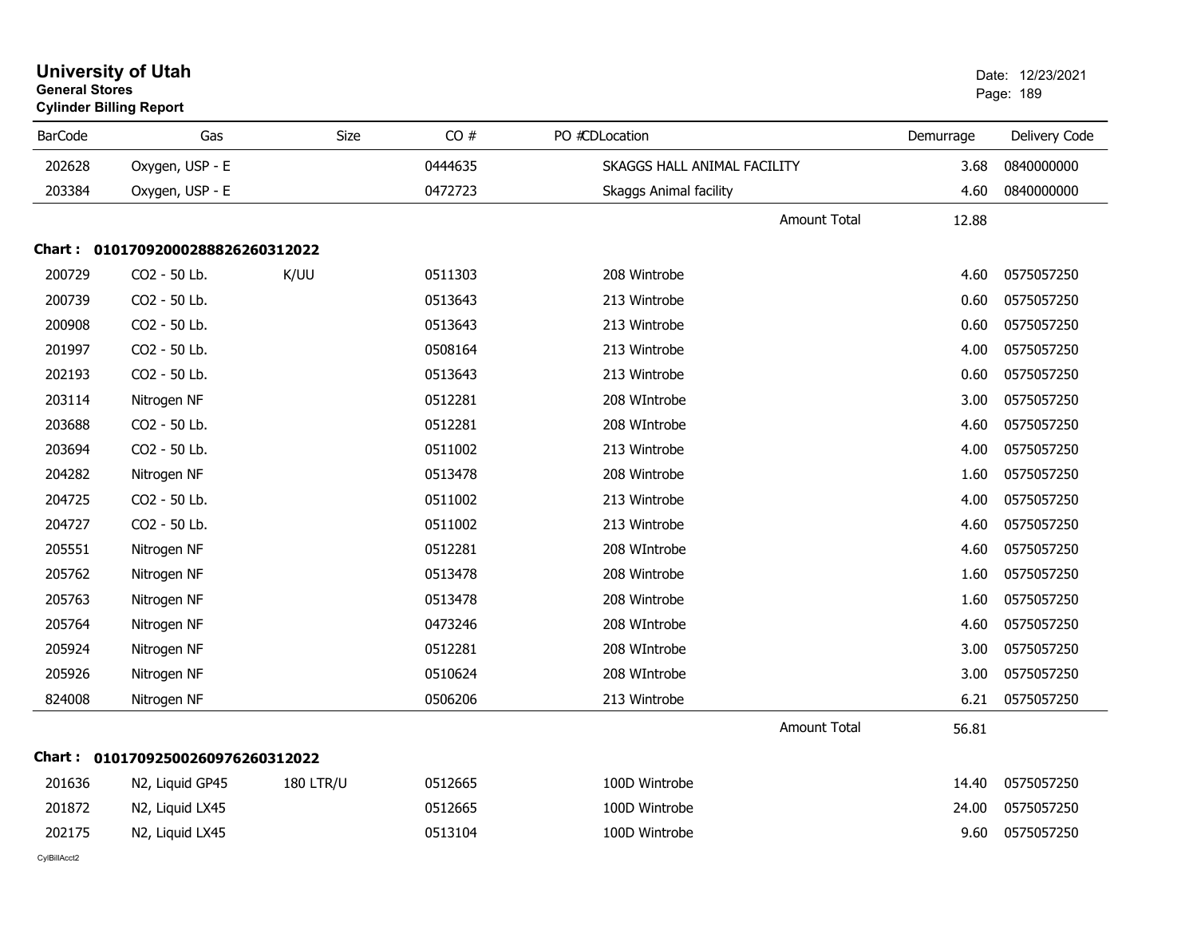# University of Utah
**General Stores**
**Cylinder Billing Report**

Date: 12/23/2021

| BarCode | Gas | Size | CO # | PO # | CDLocation | Demurrage | Delivery Code |
|---|---|---|---|---|---|---|---|
| 202628 | Oxygen, USP - E | | 0444635 | | SKAGGS HALL ANIMAL FACILITY | 3.68 | 0840000000 |
| 203384 | Oxygen, USP - E | | 0472723 | | Skaggs Animal facility | 4.60 | 0840000000 |
| | | | | | Amount Total | 12.88 | |

**Chart : 01017092000288826260312022**

| BarCode | Gas | Size | CO # | PO # | CDLocation | Demurrage | Delivery Code |
|---|---|---|---|---|---|---|---|
| 200729 | CO2 - 50 Lb. | K/UU | 0511303 | | 208 Wintrobe | 4.60 | 0575057250 |
| 200739 | CO2 - 50 Lb. | | 0513643 | | 213 Wintrobe | 0.60 | 0575057250 |
| 200908 | CO2 - 50 Lb. | | 0513643 | | 213 Wintrobe | 0.60 | 0575057250 |
| 201997 | CO2 - 50 Lb. | | 0508164 | | 213 Wintrobe | 4.00 | 0575057250 |
| 202193 | CO2 - 50 Lb. | | 0513643 | | 213 Wintrobe | 0.60 | 0575057250 |
| 203114 | Nitrogen NF | | 0512281 | | 208 WIntrobe | 3.00 | 0575057250 |
| 203688 | CO2 - 50 Lb. | | 0512281 | | 208 WIntrobe | 4.60 | 0575057250 |
| 203694 | CO2 - 50 Lb. | | 0511002 | | 213 Wintrobe | 4.00 | 0575057250 |
| 204282 | Nitrogen NF | | 0513478 | | 208 Wintrobe | 1.60 | 0575057250 |
| 204725 | CO2 - 50 Lb. | | 0511002 | | 213 Wintrobe | 4.00 | 0575057250 |
| 204727 | CO2 - 50 Lb. | | 0511002 | | 213 Wintrobe | 4.60 | 0575057250 |
| 205551 | Nitrogen NF | | 0512281 | | 208 WIntrobe | 4.60 | 0575057250 |
| 205762 | Nitrogen NF | | 0513478 | | 208 Wintrobe | 1.60 | 0575057250 |
| 205763 | Nitrogen NF | | 0513478 | | 208 Wintrobe | 1.60 | 0575057250 |
| 205764 | Nitrogen NF | | 0473246 | | 208 WIntrobe | 4.60 | 0575057250 |
| 205924 | Nitrogen NF | | 0512281 | | 208 WIntrobe | 3.00 | 0575057250 |
| 205926 | Nitrogen NF | | 0510624 | | 208 WIntrobe | 3.00 | 0575057250 |
| 824008 | Nitrogen NF | | 0506206 | | 213 Wintrobe | 6.21 | 0575057250 |
| | | | | | Amount Total | 56.81 | |

**Chart : 01017092500260976260312022**

| BarCode | Gas | Size | CO # | PO # | CDLocation | Demurrage | Delivery Code |
|---|---|---|---|---|---|---|---|
| 201636 | N2, Liquid GP45 | 180 LTR/U | 0512665 | | 100D Wintrobe | 14.40 | 0575057250 |
| 201872 | N2, Liquid LX45 | | 0512665 | | 100D Wintrobe | 24.00 | 0575057250 |
| 202175 | N2, Liquid LX45 | | 0513104 | | 100D Wintrobe | 9.60 | 0575057250 |

CylBillAcct2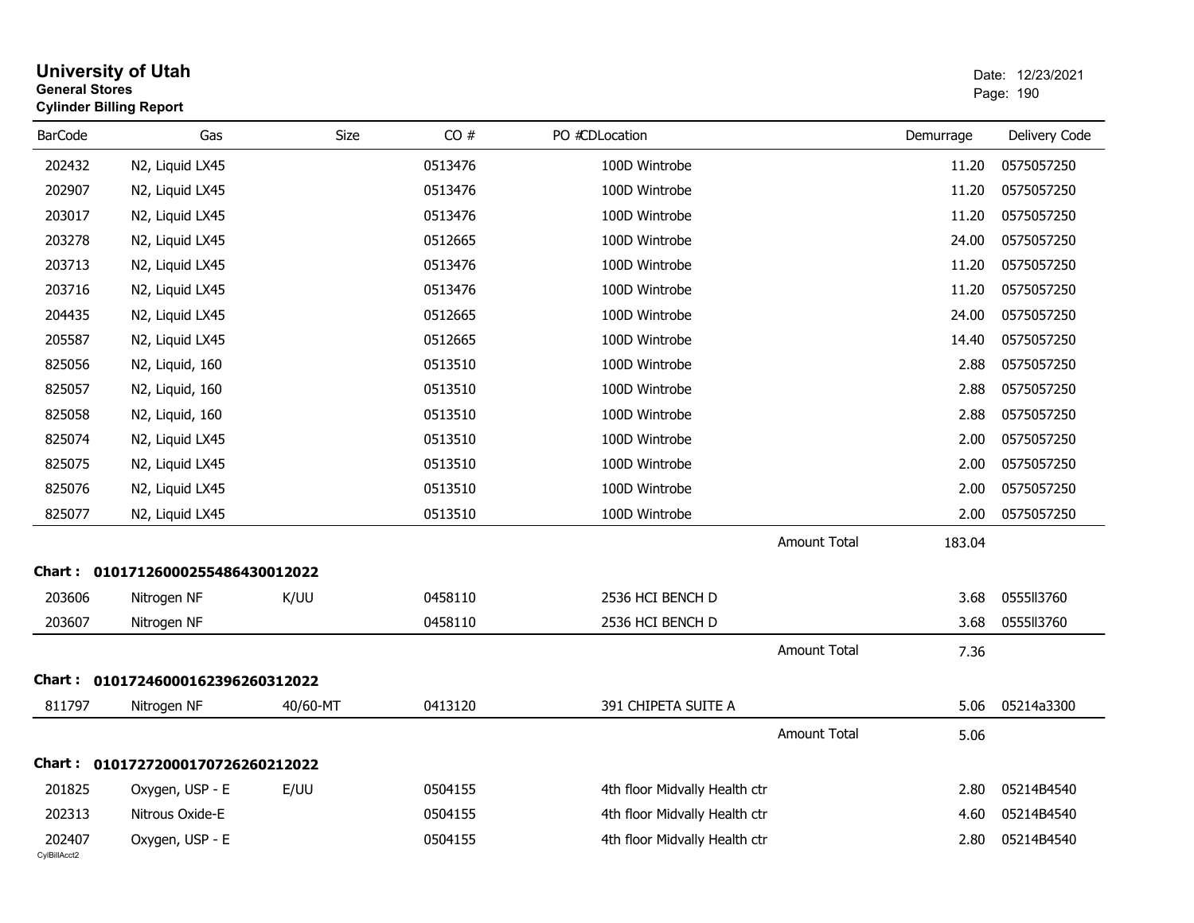# University of Utah

**General Stores**

**Cylinder Billing Report**

Date: 12/23/2021

| BarCode | Gas | Size | CO # | PO # | CDLocation | Demurrage | Delivery Code |
|---|---|---|---|---|---|---|---|
| 202432 | N2, Liquid LX45 | | 0513476 | | 100D Wintrobe | 11.20 | 0575057250 |
| 202907 | N2, Liquid LX45 | | 0513476 | | 100D Wintrobe | 11.20 | 0575057250 |
| 203017 | N2, Liquid LX45 | | 0513476 | | 100D Wintrobe | 11.20 | 0575057250 |
| 203278 | N2, Liquid LX45 | | 0512665 | | 100D Wintrobe | 24.00 | 0575057250 |
| 203713 | N2, Liquid LX45 | | 0513476 | | 100D Wintrobe | 11.20 | 0575057250 |
| 203716 | N2, Liquid LX45 | | 0513476 | | 100D Wintrobe | 11.20 | 0575057250 |
| 204435 | N2, Liquid LX45 | | 0512665 | | 100D Wintrobe | 24.00 | 0575057250 |
| 205587 | N2, Liquid LX45 | | 0512665 | | 100D Wintrobe | 14.40 | 0575057250 |
| 825056 | N2, Liquid, 160 | | 0513510 | | 100D Wintrobe | 2.88 | 0575057250 |
| 825057 | N2, Liquid, 160 | | 0513510 | | 100D Wintrobe | 2.88 | 0575057250 |
| 825058 | N2, Liquid, 160 | | 0513510 | | 100D Wintrobe | 2.88 | 0575057250 |
| 825074 | N2, Liquid LX45 | | 0513510 | | 100D Wintrobe | 2.00 | 0575057250 |
| 825075 | N2, Liquid LX45 | | 0513510 | | 100D Wintrobe | 2.00 | 0575057250 |
| 825076 | N2, Liquid LX45 | | 0513510 | | 100D Wintrobe | 2.00 | 0575057250 |
| 825077 | N2, Liquid LX45 | | 0513510 | | 100D Wintrobe | 2.00 | 0575057250 |
| | | | | | Amount Total | 183.04 | |

**Chart : 01017126000255486430012022**

| BarCode | Gas | Size | CO # | PO # | CDLocation | Demurrage | Delivery Code |
|---|---|---|---|---|---|---|---|
| 203606 | Nitrogen NF | K/UU | 0458110 | | 2536 HCI BENCH D | 3.68 | 0555ll3760 |
| 203607 | Nitrogen NF | | 0458110 | | 2536 HCI BENCH D | 3.68 | 0555ll3760 |
| | | | | | Amount Total | 7.36 | |

**Chart : 01017246000162396260312022**

| BarCode | Gas | Size | CO # | PO # | CDLocation | Demurrage | Delivery Code |
|---|---|---|---|---|---|---|---|
| 811797 | Nitrogen NF | 40/60-MT | 0413120 | | 391 CHIPETA SUITE A | 5.06 | 05214a3300 |
| | | | | | Amount Total | 5.06 | |

**Chart : 01017272000170726260212022**

| BarCode | Gas | Size | CO # | PO # | CDLocation | Demurrage | Delivery Code |
|---|---|---|---|---|---|---|---|
| 201825 | Oxygen, USP - E | E/UU | 0504155 | | 4th floor Midvally Health ctr | 2.80 | 05214B4540 |
| 202313 | Nitrous Oxide-E | | 0504155 | | 4th floor Midvally Health ctr | 4.60 | 05214B4540 |
| 202407 | Oxygen, USP - E | | 0504155 | | 4th floor Midvally Health ctr | 2.80 | 05214B4540 |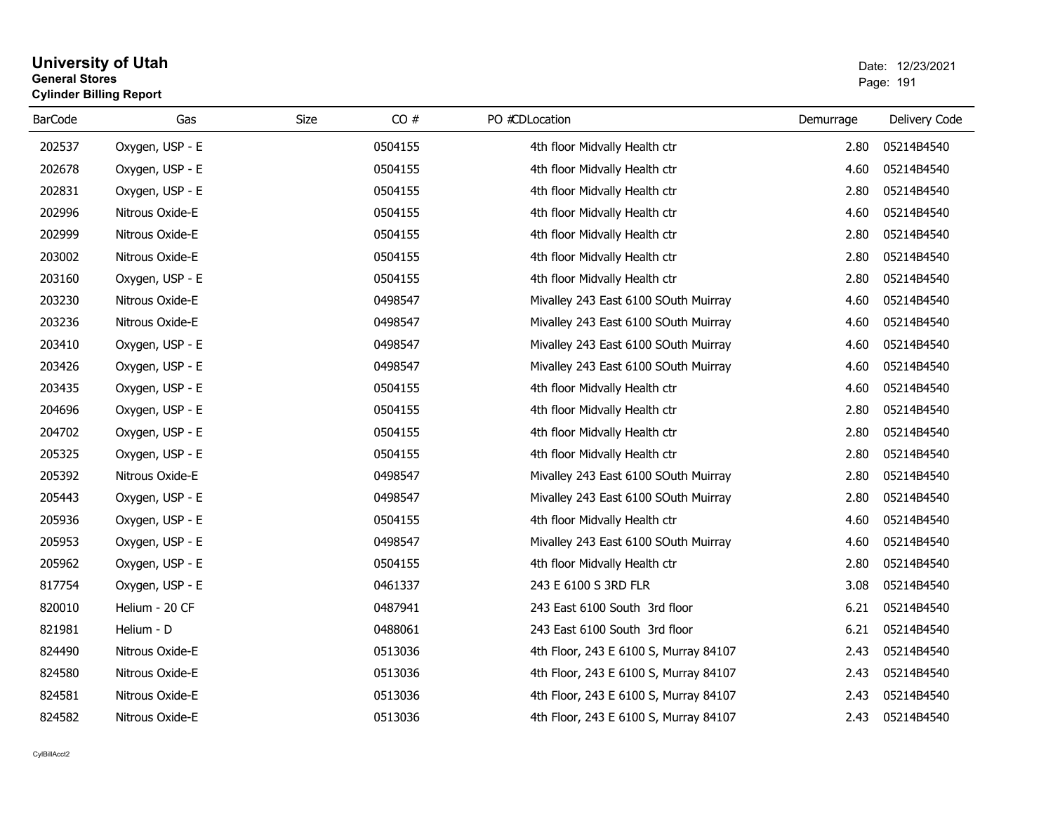# University of Utah
**General Stores**
**Cylinder Billing Report**

Date: 12/23/2021

| BarCode | Gas | Size | CO # | PO # | CD | Location | Demurrage | Delivery Code |
|---|---|---|---|---|---|---|---|---|
| 202537 | Oxygen, USP - E | | 0504155 | | | 4th floor Midvally Health ctr | 2.80 | 05214B4540 |
| 202678 | Oxygen, USP - E | | 0504155 | | | 4th floor Midvally Health ctr | 4.60 | 05214B4540 |
| 202831 | Oxygen, USP - E | | 0504155 | | | 4th floor Midvally Health ctr | 2.80 | 05214B4540 |
| 202996 | Nitrous Oxide-E | | 0504155 | | | 4th floor Midvally Health ctr | 4.60 | 05214B4540 |
| 202999 | Nitrous Oxide-E | | 0504155 | | | 4th floor Midvally Health ctr | 2.80 | 05214B4540 |
| 203002 | Nitrous Oxide-E | | 0504155 | | | 4th floor Midvally Health ctr | 2.80 | 05214B4540 |
| 203160 | Oxygen, USP - E | | 0504155 | | | 4th floor Midvally Health ctr | 2.80 | 05214B4540 |
| 203230 | Nitrous Oxide-E | | 0498547 | | | Mivalley 243 East 6100 SOuth Muirray | 4.60 | 05214B4540 |
| 203236 | Nitrous Oxide-E | | 0498547 | | | Mivalley 243 East 6100 SOuth Muirray | 4.60 | 05214B4540 |
| 203410 | Oxygen, USP - E | | 0498547 | | | Mivalley 243 East 6100 SOuth Muirray | 4.60 | 05214B4540 |
| 203426 | Oxygen, USP - E | | 0498547 | | | Mivalley 243 East 6100 SOuth Muirray | 4.60 | 05214B4540 |
| 203435 | Oxygen, USP - E | | 0504155 | | | 4th floor Midvally Health ctr | 4.60 | 05214B4540 |
| 204696 | Oxygen, USP - E | | 0504155 | | | 4th floor Midvally Health ctr | 2.80 | 05214B4540 |
| 204702 | Oxygen, USP - E | | 0504155 | | | 4th floor Midvally Health ctr | 2.80 | 05214B4540 |
| 205325 | Oxygen, USP - E | | 0504155 | | | 4th floor Midvally Health ctr | 2.80 | 05214B4540 |
| 205392 | Nitrous Oxide-E | | 0498547 | | | Mivalley 243 East 6100 SOuth Muirray | 2.80 | 05214B4540 |
| 205443 | Oxygen, USP - E | | 0498547 | | | Mivalley 243 East 6100 SOuth Muirray | 2.80 | 05214B4540 |
| 205936 | Oxygen, USP - E | | 0504155 | | | 4th floor Midvally Health ctr | 4.60 | 05214B4540 |
| 205953 | Oxygen, USP - E | | 0498547 | | | Mivalley 243 East 6100 SOuth Muirray | 4.60 | 05214B4540 |
| 205962 | Oxygen, USP - E | | 0504155 | | | 4th floor Midvally Health ctr | 2.80 | 05214B4540 |
| 817754 | Oxygen, USP - E | | 0461337 | | | 243 E 6100 S 3RD FLR | 3.08 | 05214B4540 |
| 820010 | Helium - 20 CF | | 0487941 | | | 243 East 6100 South 3rd floor | 6.21 | 05214B4540 |
| 821981 | Helium - D | | 0488061 | | | 243 East 6100 South 3rd floor | 6.21 | 05214B4540 |
| 824490 | Nitrous Oxide-E | | 0513036 | | | 4th Floor, 243 E 6100 S, Murray 84107 | 2.43 | 05214B4540 |
| 824580 | Nitrous Oxide-E | | 0513036 | | | 4th Floor, 243 E 6100 S, Murray 84107 | 2.43 | 05214B4540 |
| 824581 | Nitrous Oxide-E | | 0513036 | | | 4th Floor, 243 E 6100 S, Murray 84107 | 2.43 | 05214B4540 |
| 824582 | Nitrous Oxide-E | | 0513036 | | | 4th Floor, 243 E 6100 S, Murray 84107 | 2.43 | 05214B4540 |

CylBillAcct2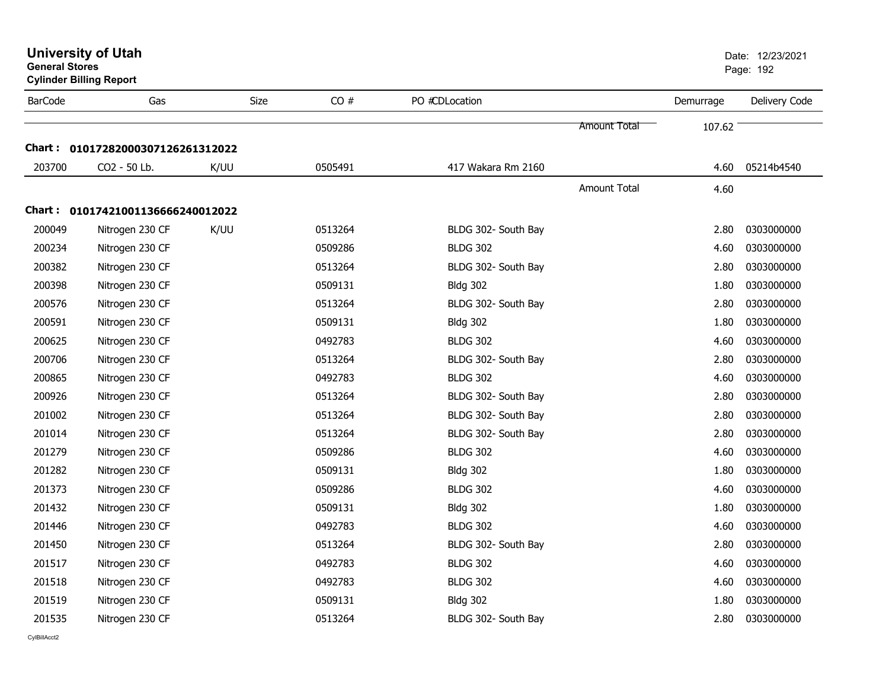# University of Utah

**General Stores**

**Cylinder Billing Report**

Date: 12/23/2021

| BarCode | Gas | Size | CO # | PO # | CDLocation | | Demurrage | Delivery Code |
|---|---|---|---|---|---|---|---|---|
| | | | | | | Amount Total | 107.62 | |

**Chart : 01017282000307126261312022**

| BarCode | Gas | Size | CO # | PO # | CDLocation | | Demurrage | Delivery Code |
|---|---|---|---|---|---|---|---|---|
| 203700 | CO2 - 50 Lb. | K/UU | 0505491 | | 417 Wakara Rm 2160 | | 4.60 | 05214b4540 |
| | | | | | | Amount Total | 4.60 | |

**Chart : 01017421001136666240012022**

| BarCode | Gas | Size | CO # | PO # | CDLocation | | Demurrage | Delivery Code |
|---|---|---|---|---|---|---|---|---|
| 200049 | Nitrogen 230 CF | K/UU | 0513264 | | BLDG 302- South Bay | | 2.80 | 0303000000 |
| 200234 | Nitrogen 230 CF | | 0509286 | | BLDG 302 | | 4.60 | 0303000000 |
| 200382 | Nitrogen 230 CF | | 0513264 | | BLDG 302- South Bay | | 2.80 | 0303000000 |
| 200398 | Nitrogen 230 CF | | 0509131 | | Bldg 302 | | 1.80 | 0303000000 |
| 200576 | Nitrogen 230 CF | | 0513264 | | BLDG 302- South Bay | | 2.80 | 0303000000 |
| 200591 | Nitrogen 230 CF | | 0509131 | | Bldg 302 | | 1.80 | 0303000000 |
| 200625 | Nitrogen 230 CF | | 0492783 | | BLDG 302 | | 4.60 | 0303000000 |
| 200706 | Nitrogen 230 CF | | 0513264 | | BLDG 302- South Bay | | 2.80 | 0303000000 |
| 200865 | Nitrogen 230 CF | | 0492783 | | BLDG 302 | | 4.60 | 0303000000 |
| 200926 | Nitrogen 230 CF | | 0513264 | | BLDG 302- South Bay | | 2.80 | 0303000000 |
| 201002 | Nitrogen 230 CF | | 0513264 | | BLDG 302- South Bay | | 2.80 | 0303000000 |
| 201014 | Nitrogen 230 CF | | 0513264 | | BLDG 302- South Bay | | 2.80 | 0303000000 |
| 201279 | Nitrogen 230 CF | | 0509286 | | BLDG 302 | | 4.60 | 0303000000 |
| 201282 | Nitrogen 230 CF | | 0509131 | | Bldg 302 | | 1.80 | 0303000000 |
| 201373 | Nitrogen 230 CF | | 0509286 | | BLDG 302 | | 4.60 | 0303000000 |
| 201432 | Nitrogen 230 CF | | 0509131 | | Bldg 302 | | 1.80 | 0303000000 |
| 201446 | Nitrogen 230 CF | | 0492783 | | BLDG 302 | | 4.60 | 0303000000 |
| 201450 | Nitrogen 230 CF | | 0513264 | | BLDG 302- South Bay | | 2.80 | 0303000000 |
| 201517 | Nitrogen 230 CF | | 0492783 | | BLDG 302 | | 4.60 | 0303000000 |
| 201518 | Nitrogen 230 CF | | 0492783 | | BLDG 302 | | 4.60 | 0303000000 |
| 201519 | Nitrogen 230 CF | | 0509131 | | Bldg 302 | | 1.80 | 0303000000 |
| 201535 | Nitrogen 230 CF | | 0513264 | | BLDG 302- South Bay | | 2.80 | 0303000000 |

CylBillAcct2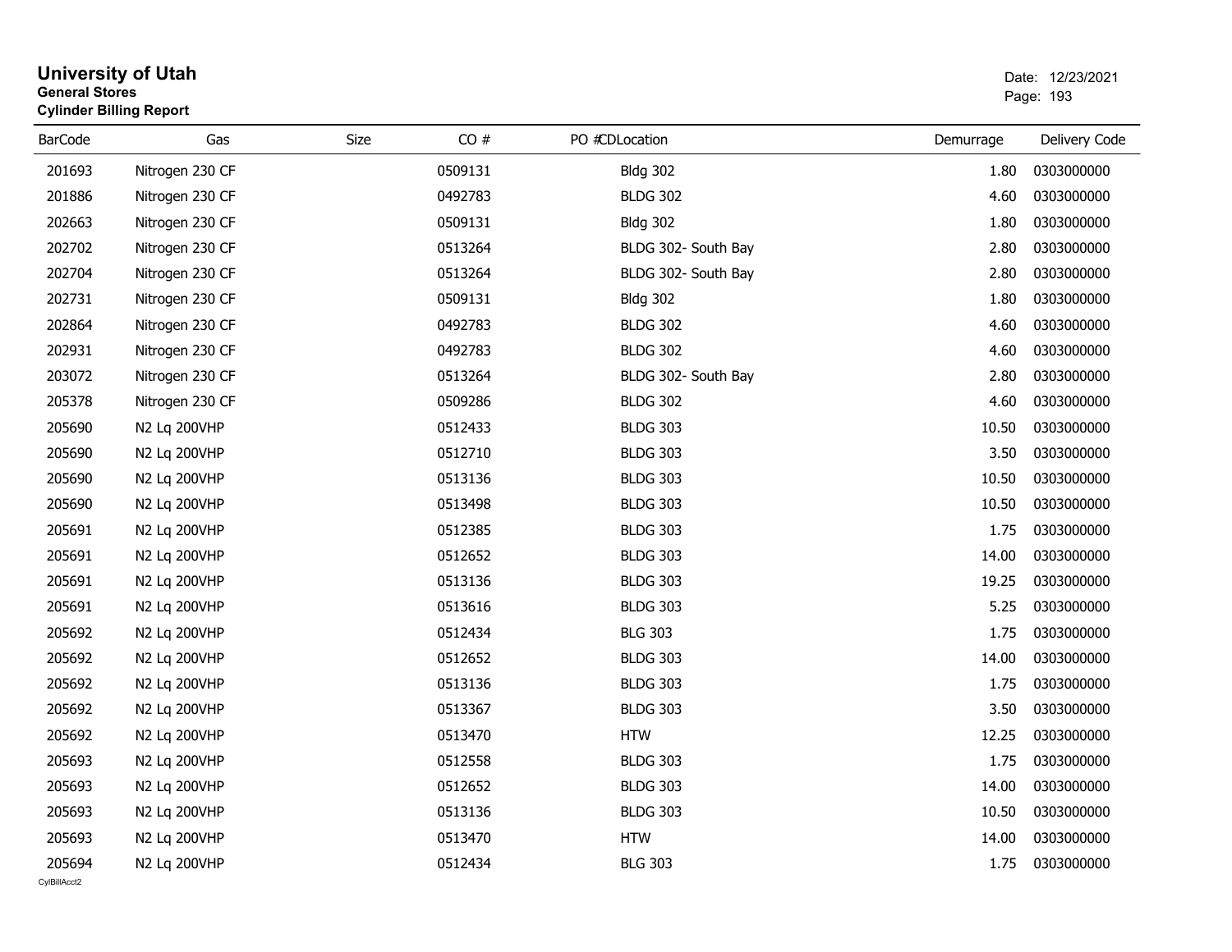# University of Utah

**General Stores**

**Cylinder Billing Report**

Date: 12/23/2021

| BarCode | Gas | Size | CO # | PO #CDLocation | Demurrage | Delivery Code |
|---|---|---|---|---|---|---|
| 201693 | Nitrogen 230 CF | | 0509131 | Bldg 302 | 1.80 | 0303000000 |
| 201886 | Nitrogen 230 CF | | 0492783 | BLDG 302 | 4.60 | 0303000000 |
| 202663 | Nitrogen 230 CF | | 0509131 | Bldg 302 | 1.80 | 0303000000 |
| 202702 | Nitrogen 230 CF | | 0513264 | BLDG 302- South Bay | 2.80 | 0303000000 |
| 202704 | Nitrogen 230 CF | | 0513264 | BLDG 302- South Bay | 2.80 | 0303000000 |
| 202731 | Nitrogen 230 CF | | 0509131 | Bldg 302 | 1.80 | 0303000000 |
| 202864 | Nitrogen 230 CF | | 0492783 | BLDG 302 | 4.60 | 0303000000 |
| 202931 | Nitrogen 230 CF | | 0492783 | BLDG 302 | 4.60 | 0303000000 |
| 203072 | Nitrogen 230 CF | | 0513264 | BLDG 302- South Bay | 2.80 | 0303000000 |
| 205378 | Nitrogen 230 CF | | 0509286 | BLDG 302 | 4.60 | 0303000000 |
| 205690 | N2 Lq 200VHP | | 0512433 | BLDG 303 | 10.50 | 0303000000 |
| 205690 | N2 Lq 200VHP | | 0512710 | BLDG 303 | 3.50 | 0303000000 |
| 205690 | N2 Lq 200VHP | | 0513136 | BLDG 303 | 10.50 | 0303000000 |
| 205690 | N2 Lq 200VHP | | 0513498 | BLDG 303 | 10.50 | 0303000000 |
| 205691 | N2 Lq 200VHP | | 0512385 | BLDG 303 | 1.75 | 0303000000 |
| 205691 | N2 Lq 200VHP | | 0512652 | BLDG 303 | 14.00 | 0303000000 |
| 205691 | N2 Lq 200VHP | | 0513136 | BLDG 303 | 19.25 | 0303000000 |
| 205691 | N2 Lq 200VHP | | 0513616 | BLDG 303 | 5.25 | 0303000000 |
| 205692 | N2 Lq 200VHP | | 0512434 | BLG 303 | 1.75 | 0303000000 |
| 205692 | N2 Lq 200VHP | | 0512652 | BLDG 303 | 14.00 | 0303000000 |
| 205692 | N2 Lq 200VHP | | 0513136 | BLDG 303 | 1.75 | 0303000000 |
| 205692 | N2 Lq 200VHP | | 0513367 | BLDG 303 | 3.50 | 0303000000 |
| 205692 | N2 Lq 200VHP | | 0513470 | HTW | 12.25 | 0303000000 |
| 205693 | N2 Lq 200VHP | | 0512558 | BLDG 303 | 1.75 | 0303000000 |
| 205693 | N2 Lq 200VHP | | 0512652 | BLDG 303 | 14.00 | 0303000000 |
| 205693 | N2 Lq 200VHP | | 0513136 | BLDG 303 | 10.50 | 0303000000 |
| 205693 | N2 Lq 200VHP | | 0513470 | HTW | 14.00 | 0303000000 |
| 205694 | N2 Lq 200VHP | | 0512434 | BLG 303 | 1.75 | 0303000000 |

CylBillAcct2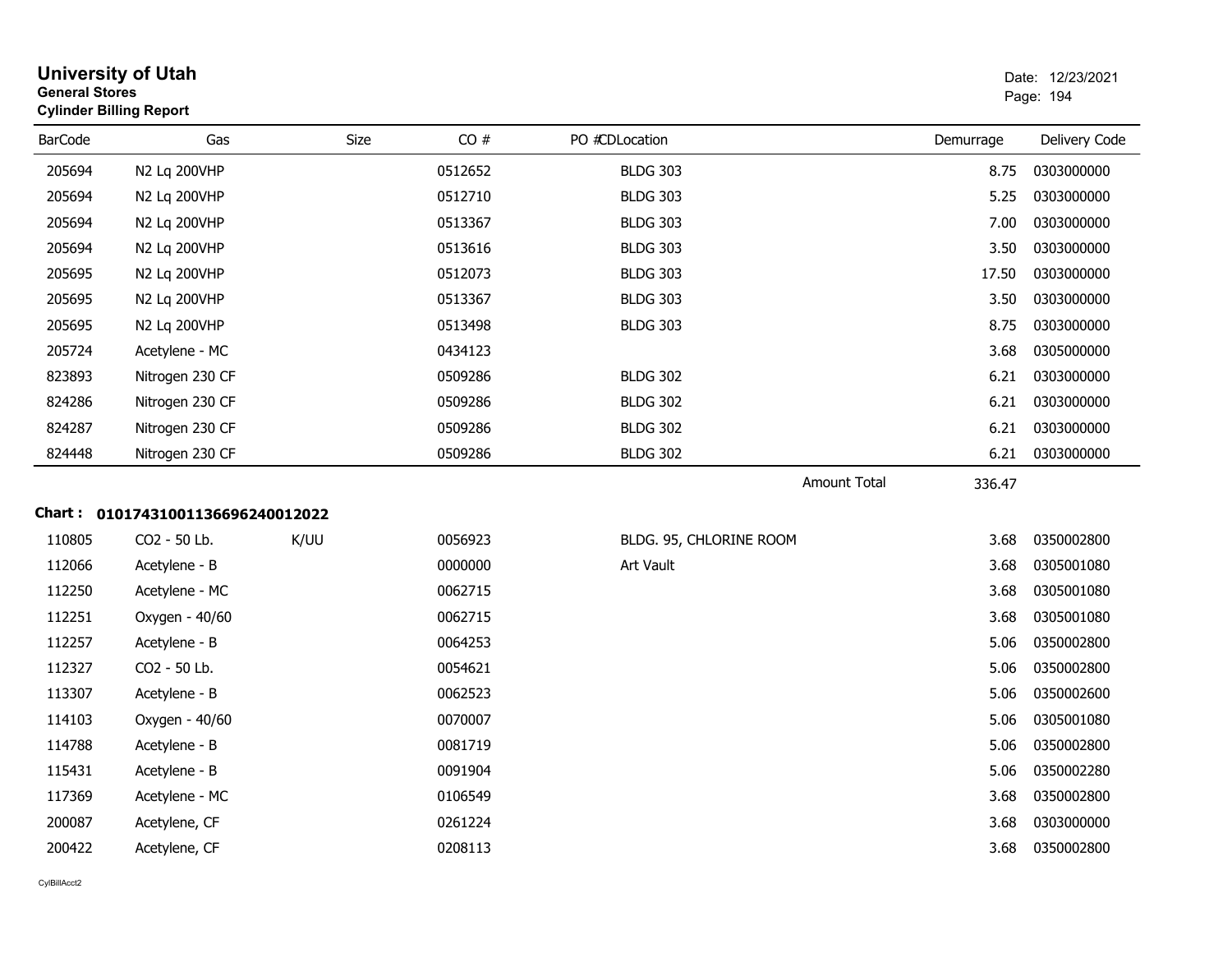# University of Utah

**General Stores**

**Cylinder Billing Report**

Date: 12/23/2021

| BarCode | Gas | Size | CO # | PO #CDLocation | Demurrage | Delivery Code |
|---|---|---|---|---|---|---|
| 205694 | N2 Lq 200VHP | | 0512652 | BLDG 303 | 8.75 | 0303000000 |
| 205694 | N2 Lq 200VHP | | 0512710 | BLDG 303 | 5.25 | 0303000000 |
| 205694 | N2 Lq 200VHP | | 0513367 | BLDG 303 | 7.00 | 0303000000 |
| 205694 | N2 Lq 200VHP | | 0513616 | BLDG 303 | 3.50 | 0303000000 |
| 205695 | N2 Lq 200VHP | | 0512073 | BLDG 303 | 17.50 | 0303000000 |
| 205695 | N2 Lq 200VHP | | 0513367 | BLDG 303 | 3.50 | 0303000000 |
| 205695 | N2 Lq 200VHP | | 0513498 | BLDG 303 | 8.75 | 0303000000 |
| 205724 | Acetylene - MC | | 0434123 | | 3.68 | 0305000000 |
| 823893 | Nitrogen 230 CF | | 0509286 | BLDG 302 | 6.21 | 0303000000 |
| 824286 | Nitrogen 230 CF | | 0509286 | BLDG 302 | 6.21 | 0303000000 |
| 824287 | Nitrogen 230 CF | | 0509286 | BLDG 302 | 6.21 | 0303000000 |
| 824448 | Nitrogen 230 CF | | 0509286 | BLDG 302 | 6.21 | 0303000000 |
| | | | | Amount Total | 336.47 | |

**Chart : 01017431001136696240012022**

| BarCode | Gas | Size | CO # | PO #CDLocation | Demurrage | Delivery Code |
|---|---|---|---|---|---|---|
| 110805 | CO2 - 50 Lb. | K/UU | 0056923 | BLDG. 95, CHLORINE ROOM | 3.68 | 0350002800 |
| 112066 | Acetylene - B | | 0000000 | Art Vault | 3.68 | 0305001080 |
| 112250 | Acetylene - MC | | 0062715 | | 3.68 | 0305001080 |
| 112251 | Oxygen - 40/60 | | 0062715 | | 3.68 | 0305001080 |
| 112257 | Acetylene - B | | 0064253 | | 5.06 | 0350002800 |
| 112327 | CO2 - 50 Lb. | | 0054621 | | 5.06 | 0350002800 |
| 113307 | Acetylene - B | | 0062523 | | 5.06 | 0350002600 |
| 114103 | Oxygen - 40/60 | | 0070007 | | 5.06 | 0305001080 |
| 114788 | Acetylene - B | | 0081719 | | 5.06 | 0350002800 |
| 115431 | Acetylene - B | | 0091904 | | 5.06 | 0350002280 |
| 117369 | Acetylene - MC | | 0106549 | | 3.68 | 0350002800 |
| 200087 | Acetylene, CF | | 0261224 | | 3.68 | 0303000000 |
| 200422 | Acetylene, CF | | 0208113 | | 3.68 | 0350002800 |

CylBillAcct2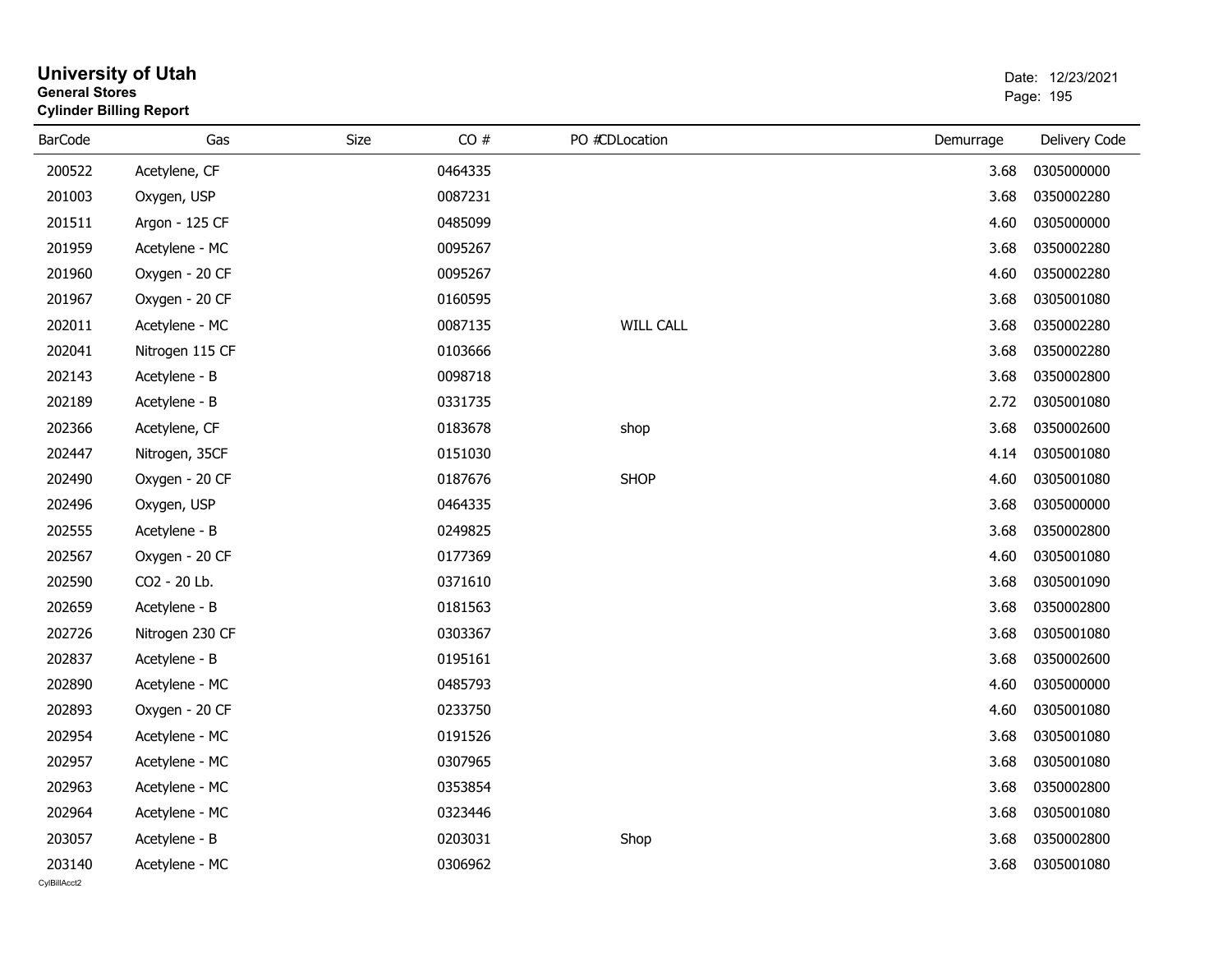# University of Utah
**General Stores**
**Cylinder Billing Report**

Date: 12/23/2021

| BarCode | Gas | Size | CO # | PO # | CD | Location | Demurrage | Delivery Code |
|---|---|---|---|---|---|---|---|---|
| 200522 | Acetylene, CF | | 0464335 | | | | 3.68 | 0305000000 |
| 201003 | Oxygen, USP | | 0087231 | | | | 3.68 | 0350002280 |
| 201511 | Argon - 125 CF | | 0485099 | | | | 4.60 | 0305000000 |
| 201959 | Acetylene - MC | | 0095267 | | | | 3.68 | 0350002280 |
| 201960 | Oxygen - 20 CF | | 0095267 | | | | 4.60 | 0350002280 |
| 201967 | Oxygen - 20 CF | | 0160595 | | | | 3.68 | 0305001080 |
| 202011 | Acetylene - MC | | 0087135 | | | WILL CALL | 3.68 | 0350002280 |
| 202041 | Nitrogen 115 CF | | 0103666 | | | | 3.68 | 0350002280 |
| 202143 | Acetylene - B | | 0098718 | | | | 3.68 | 0350002800 |
| 202189 | Acetylene - B | | 0331735 | | | | 2.72 | 0305001080 |
| 202366 | Acetylene, CF | | 0183678 | | | shop | 3.68 | 0350002600 |
| 202447 | Nitrogen, 35CF | | 0151030 | | | | 4.14 | 0305001080 |
| 202490 | Oxygen - 20 CF | | 0187676 | | | SHOP | 4.60 | 0305001080 |
| 202496 | Oxygen, USP | | 0464335 | | | | 3.68 | 0305000000 |
| 202555 | Acetylene - B | | 0249825 | | | | 3.68 | 0350002800 |
| 202567 | Oxygen - 20 CF | | 0177369 | | | | 4.60 | 0305001080 |
| 202590 | CO2 - 20 Lb. | | 0371610 | | | | 3.68 | 0305001090 |
| 202659 | Acetylene - B | | 0181563 | | | | 3.68 | 0350002800 |
| 202726 | Nitrogen 230 CF | | 0303367 | | | | 3.68 | 0305001080 |
| 202837 | Acetylene - B | | 0195161 | | | | 3.68 | 0350002600 |
| 202890 | Acetylene - MC | | 0485793 | | | | 4.60 | 0305000000 |
| 202893 | Oxygen - 20 CF | | 0233750 | | | | 4.60 | 0305001080 |
| 202954 | Acetylene - MC | | 0191526 | | | | 3.68 | 0305001080 |
| 202957 | Acetylene - MC | | 0307965 | | | | 3.68 | 0305001080 |
| 202963 | Acetylene - MC | | 0353854 | | | | 3.68 | 0350002800 |
| 202964 | Acetylene - MC | | 0323446 | | | | 3.68 | 0305001080 |
| 203057 | Acetylene - B | | 0203031 | | | Shop | 3.68 | 0350002800 |
| 203140 | Acetylene - MC | | 0306962 | | | | 3.68 | 0305001080 |

CylBillAcct2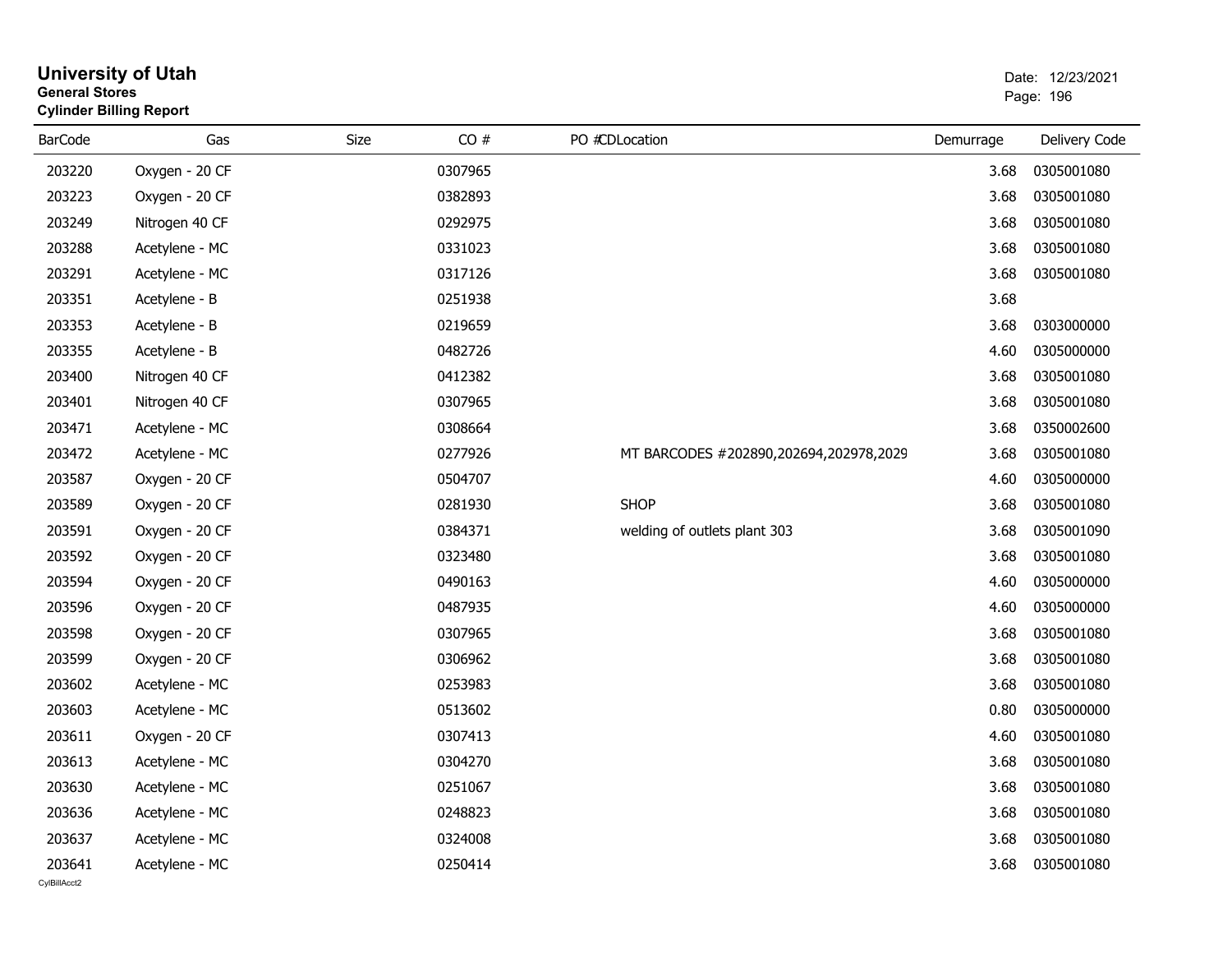# University of Utah

**General Stores**

**Cylinder Billing Report**

Date: 12/23/2021

| BarCode | Gas | Size | CO # | PO # | CDLocation | Demurrage | Delivery Code |
|---|---|---|---|---|---|---|---|
| 203220 | Oxygen - 20 CF | | 0307965 | | | 3.68 | 0305001080 |
| 203223 | Oxygen - 20 CF | | 0382893 | | | 3.68 | 0305001080 |
| 203249 | Nitrogen 40 CF | | 0292975 | | | 3.68 | 0305001080 |
| 203288 | Acetylene - MC | | 0331023 | | | 3.68 | 0305001080 |
| 203291 | Acetylene - MC | | 0317126 | | | 3.68 | 0305001080 |
| 203351 | Acetylene - B | | 0251938 | | | 3.68 | |
| 203353 | Acetylene - B | | 0219659 | | | 3.68 | 0303000000 |
| 203355 | Acetylene - B | | 0482726 | | | 4.60 | 0305000000 |
| 203400 | Nitrogen 40 CF | | 0412382 | | | 3.68 | 0305001080 |
| 203401 | Nitrogen 40 CF | | 0307965 | | | 3.68 | 0305001080 |
| 203471 | Acetylene - MC | | 0308664 | | | 3.68 | 0350002600 |
| 203472 | Acetylene - MC | | 0277926 | | MT BARCODES #202890,202694,202978,2029 | 3.68 | 0305001080 |
| 203587 | Oxygen - 20 CF | | 0504707 | | | 4.60 | 0305000000 |
| 203589 | Oxygen - 20 CF | | 0281930 | | SHOP | 3.68 | 0305001080 |
| 203591 | Oxygen - 20 CF | | 0384371 | | welding of outlets plant 303 | 3.68 | 0305001090 |
| 203592 | Oxygen - 20 CF | | 0323480 | | | 3.68 | 0305001080 |
| 203594 | Oxygen - 20 CF | | 0490163 | | | 4.60 | 0305000000 |
| 203596 | Oxygen - 20 CF | | 0487935 | | | 4.60 | 0305000000 |
| 203598 | Oxygen - 20 CF | | 0307965 | | | 3.68 | 0305001080 |
| 203599 | Oxygen - 20 CF | | 0306962 | | | 3.68 | 0305001080 |
| 203602 | Acetylene - MC | | 0253983 | | | 3.68 | 0305001080 |
| 203603 | Acetylene - MC | | 0513602 | | | 0.80 | 0305000000 |
| 203611 | Oxygen - 20 CF | | 0307413 | | | 4.60 | 0305001080 |
| 203613 | Acetylene - MC | | 0304270 | | | 3.68 | 0305001080 |
| 203630 | Acetylene - MC | | 0251067 | | | 3.68 | 0305001080 |
| 203636 | Acetylene - MC | | 0248823 | | | 3.68 | 0305001080 |
| 203637 | Acetylene - MC | | 0324008 | | | 3.68 | 0305001080 |
| 203641 | Acetylene - MC | | 0250414 | | | 3.68 | 0305001080 |

CylBillAcct2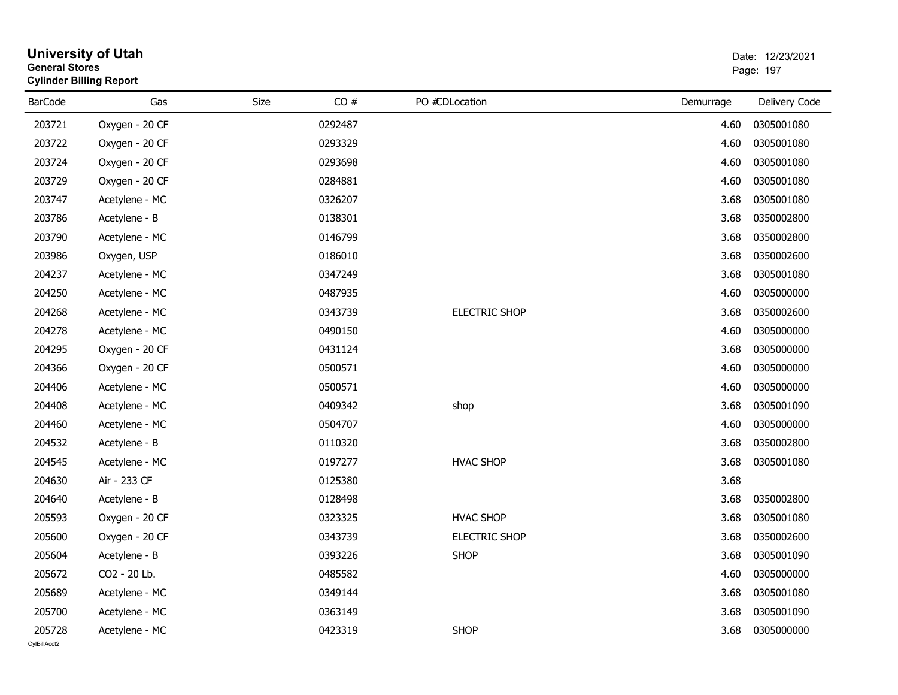# University of Utah
**General Stores**
**Cylinder Billing Report**

Date: 12/23/2021

| BarCode | Gas | Size | CO # | PO # | CD | Location | Demurrage | Delivery Code |
|---|---|---|---|---|---|---|---|---|
| 203721 | Oxygen - 20 CF | | 0292487 | | | | 4.60 | 0305001080 |
| 203722 | Oxygen - 20 CF | | 0293329 | | | | 4.60 | 0305001080 |
| 203724 | Oxygen - 20 CF | | 0293698 | | | | 4.60 | 0305001080 |
| 203729 | Oxygen - 20 CF | | 0284881 | | | | 4.60 | 0305001080 |
| 203747 | Acetylene - MC | | 0326207 | | | | 3.68 | 0305001080 |
| 203786 | Acetylene - B | | 0138301 | | | | 3.68 | 0350002800 |
| 203790 | Acetylene - MC | | 0146799 | | | | 3.68 | 0350002800 |
| 203986 | Oxygen, USP | | 0186010 | | | | 3.68 | 0350002600 |
| 204237 | Acetylene - MC | | 0347249 | | | | 3.68 | 0305001080 |
| 204250 | Acetylene - MC | | 0487935 | | | | 4.60 | 0305000000 |
| 204268 | Acetylene - MC | | 0343739 | | | ELECTRIC SHOP | 3.68 | 0350002600 |
| 204278 | Acetylene - MC | | 0490150 | | | | 4.60 | 0305000000 |
| 204295 | Oxygen - 20 CF | | 0431124 | | | | 3.68 | 0305000000 |
| 204366 | Oxygen - 20 CF | | 0500571 | | | | 4.60 | 0305000000 |
| 204406 | Acetylene - MC | | 0500571 | | | | 4.60 | 0305000000 |
| 204408 | Acetylene - MC | | 0409342 | | | shop | 3.68 | 0305001090 |
| 204460 | Acetylene - MC | | 0504707 | | | | 4.60 | 0305000000 |
| 204532 | Acetylene - B | | 0110320 | | | | 3.68 | 0350002800 |
| 204545 | Acetylene - MC | | 0197277 | | | HVAC SHOP | 3.68 | 0305001080 |
| 204630 | Air - 233 CF | | 0125380 | | | | 3.68 | |
| 204640 | Acetylene - B | | 0128498 | | | | 3.68 | 0350002800 |
| 205593 | Oxygen - 20 CF | | 0323325 | | | HVAC SHOP | 3.68 | 0305001080 |
| 205600 | Oxygen - 20 CF | | 0343739 | | | ELECTRIC SHOP | 3.68 | 0350002600 |
| 205604 | Acetylene - B | | 0393226 | | | SHOP | 3.68 | 0305001090 |
| 205672 | CO2 - 20 Lb. | | 0485582 | | | | 4.60 | 0305000000 |
| 205689 | Acetylene - MC | | 0349144 | | | | 3.68 | 0305001080 |
| 205700 | Acetylene - MC | | 0363149 | | | | 3.68 | 0305001090 |
| 205728 | Acetylene - MC | | 0423319 | | | SHOP | 3.68 | 0305000000 |

CylBillAcct2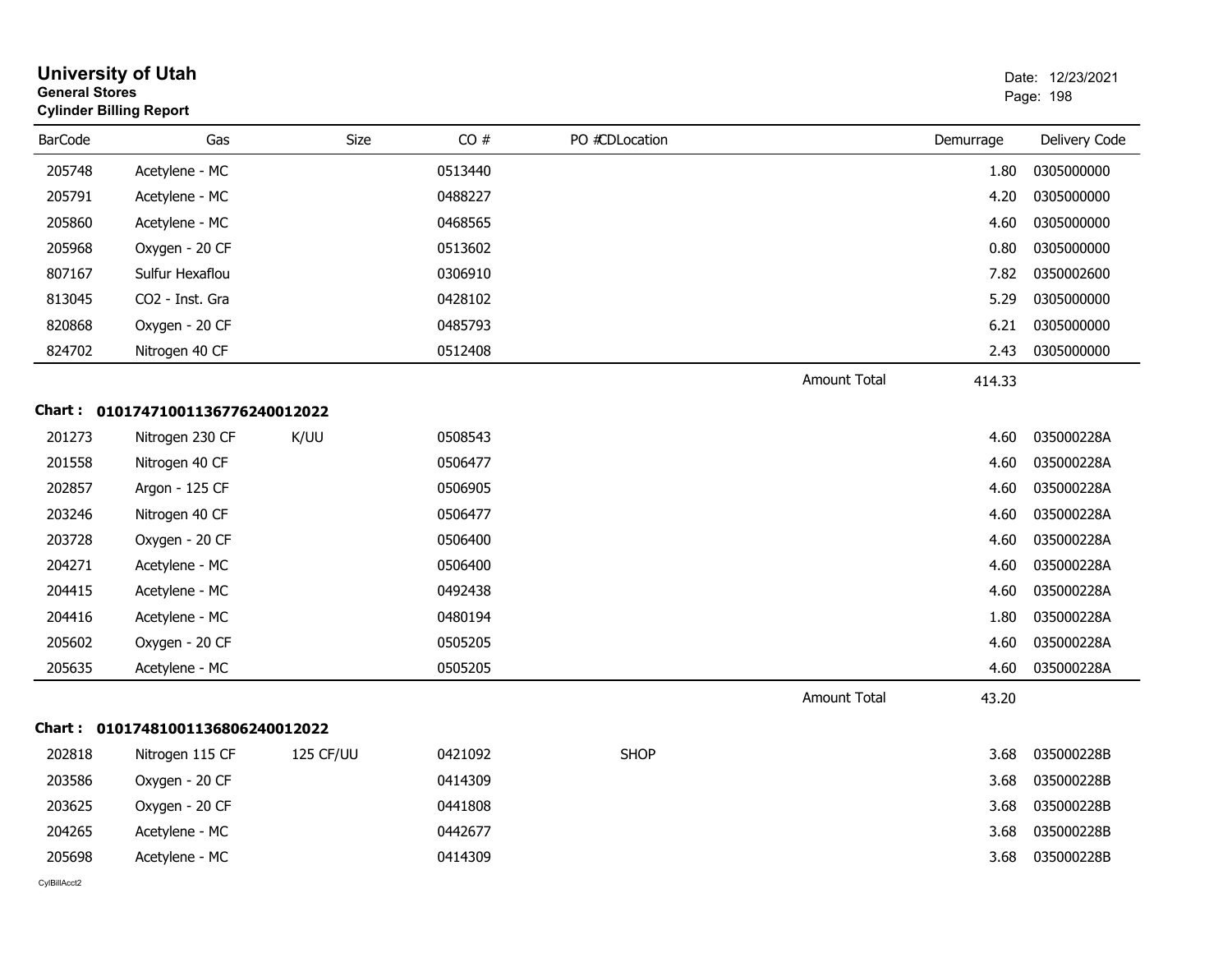# University of Utah
**General Stores**
**Cylinder Billing Report**

Date: 12/23/2021

| BarCode | Gas | Size | CO # | PO # | CDLocation | Demurrage | Delivery Code |
|---|---|---|---|---|---|---|---|
| 205748 | Acetylene - MC | | 0513440 | | | 1.80 | 0305000000 |
| 205791 | Acetylene - MC | | 0488227 | | | 4.20 | 0305000000 |
| 205860 | Acetylene - MC | | 0468565 | | | 4.60 | 0305000000 |
| 205968 | Oxygen - 20 CF | | 0513602 | | | 0.80 | 0305000000 |
| 807167 | Sulfur Hexaflou | | 0306910 | | | 7.82 | 0350002600 |
| 813045 | CO2 - Inst. Gra | | 0428102 | | | 5.29 | 0305000000 |
| 820868 | Oxygen - 20 CF | | 0485793 | | | 6.21 | 0305000000 |
| 824702 | Nitrogen 40 CF | | 0512408 | | | 2.43 | 0305000000 |
| | | | | | Amount Total | 414.33 | |

**Chart : 01017471001136776240012022**

| BarCode | Gas | Size | CO # | PO # | CDLocation | Demurrage | Delivery Code |
|---|---|---|---|---|---|---|---|
| 201273 | Nitrogen 230 CF | K/UU | 0508543 | | | 4.60 | 035000228A |
| 201558 | Nitrogen 40 CF | | 0506477 | | | 4.60 | 035000228A |
| 202857 | Argon - 125 CF | | 0506905 | | | 4.60 | 035000228A |
| 203246 | Nitrogen 40 CF | | 0506477 | | | 4.60 | 035000228A |
| 203728 | Oxygen - 20 CF | | 0506400 | | | 4.60 | 035000228A |
| 204271 | Acetylene - MC | | 0506400 | | | 4.60 | 035000228A |
| 204415 | Acetylene - MC | | 0492438 | | | 4.60 | 035000228A |
| 204416 | Acetylene - MC | | 0480194 | | | 1.80 | 035000228A |
| 205602 | Oxygen - 20 CF | | 0505205 | | | 4.60 | 035000228A |
| 205635 | Acetylene - MC | | 0505205 | | | 4.60 | 035000228A |
| | | | | | Amount Total | 43.20 | |

**Chart : 01017481001136806240012022**

| BarCode | Gas | Size | CO # | PO # | CDLocation | Demurrage | Delivery Code |
|---|---|---|---|---|---|---|---|
| 202818 | Nitrogen 115 CF | 125 CF/UU | 0421092 | | SHOP | 3.68 | 035000228B |
| 203586 | Oxygen - 20 CF | | 0414309 | | | 3.68 | 035000228B |
| 203625 | Oxygen - 20 CF | | 0441808 | | | 3.68 | 035000228B |
| 204265 | Acetylene - MC | | 0442677 | | | 3.68 | 035000228B |
| 205698 | Acetylene - MC | | 0414309 | | | 3.68 | 035000228B |

CylBillAcct2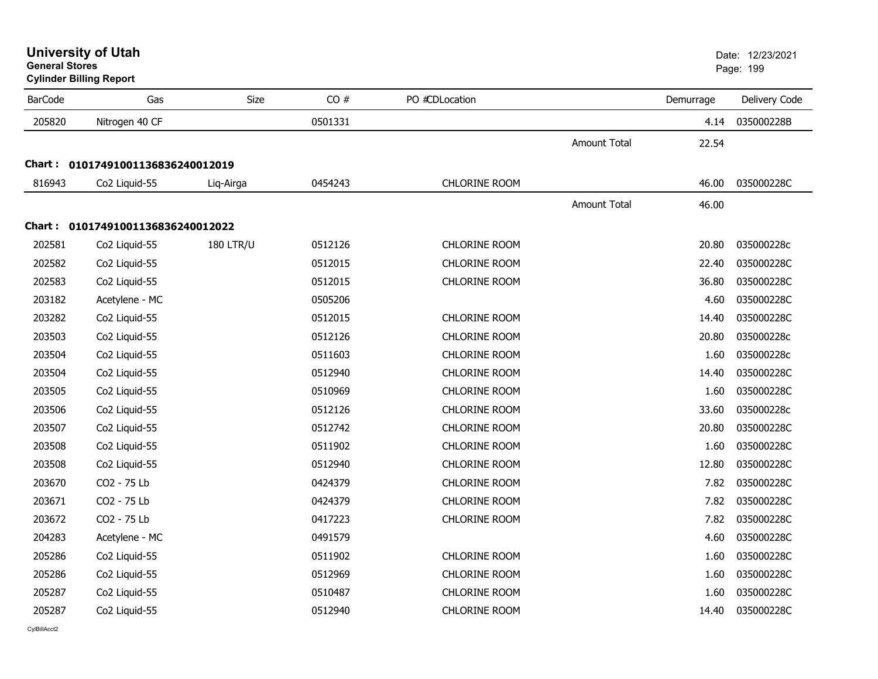# University of Utah

**General Stores**

**Cylinder Billing Report**

Date: 12/23/2021

| BarCode | Gas | Size | CO # | PO # | CD | Location | | Demurrage | Delivery Code |
|---|---|---|---|---|---|---|---|---|---|
| 205820 | Nitrogen 40 CF | | 0501331 | | | | | 4.14 | 035000228B |
| | | | | | | | Amount Total | 22.54 | |

**Chart : 01017491001136836240012019**

| BarCode | Gas | Size | CO # | PO # | CD | Location | | Demurrage | Delivery Code |
|---|---|---|---|---|---|---|---|---|---|
| 816943 | Co2 Liquid-55 | Liq-Airga | 0454243 | | | CHLORINE ROOM | | 46.00 | 035000228C |
| | | | | | | | Amount Total | 46.00 | |

**Chart : 01017491001136836240012022**

| BarCode | Gas | Size | CO # | PO # | CD | Location | | Demurrage | Delivery Code |
|---|---|---|---|---|---|---|---|---|---|
| 202581 | Co2 Liquid-55 | 180 LTR/U | 0512126 | | | CHLORINE ROOM | | 20.80 | 035000228c |
| 202582 | Co2 Liquid-55 | | 0512015 | | | CHLORINE ROOM | | 22.40 | 035000228C |
| 202583 | Co2 Liquid-55 | | 0512015 | | | CHLORINE ROOM | | 36.80 | 035000228C |
| 203182 | Acetylene - MC | | 0505206 | | | | | 4.60 | 035000228C |
| 203282 | Co2 Liquid-55 | | 0512015 | | | CHLORINE ROOM | | 14.40 | 035000228C |
| 203503 | Co2 Liquid-55 | | 0512126 | | | CHLORINE ROOM | | 20.80 | 035000228c |
| 203504 | Co2 Liquid-55 | | 0511603 | | | CHLORINE ROOM | | 1.60 | 035000228c |
| 203504 | Co2 Liquid-55 | | 0512940 | | | CHLORINE ROOM | | 14.40 | 035000228C |
| 203505 | Co2 Liquid-55 | | 0510969 | | | CHLORINE ROOM | | 1.60 | 035000228C |
| 203506 | Co2 Liquid-55 | | 0512126 | | | CHLORINE ROOM | | 33.60 | 035000228c |
| 203507 | Co2 Liquid-55 | | 0512742 | | | CHLORINE ROOM | | 20.80 | 035000228C |
| 203508 | Co2 Liquid-55 | | 0511902 | | | CHLORINE ROOM | | 1.60 | 035000228C |
| 203508 | Co2 Liquid-55 | | 0512940 | | | CHLORINE ROOM | | 12.80 | 035000228C |
| 203670 | CO2 - 75 Lb | | 0424379 | | | CHLORINE ROOM | | 7.82 | 035000228C |
| 203671 | CO2 - 75 Lb | | 0424379 | | | CHLORINE ROOM | | 7.82 | 035000228C |
| 203672 | CO2 - 75 Lb | | 0417223 | | | CHLORINE ROOM | | 7.82 | 035000228C |
| 204283 | Acetylene - MC | | 0491579 | | | | | 4.60 | 035000228C |
| 205286 | Co2 Liquid-55 | | 0511902 | | | CHLORINE ROOM | | 1.60 | 035000228C |
| 205286 | Co2 Liquid-55 | | 0512969 | | | CHLORINE ROOM | | 1.60 | 035000228C |
| 205287 | Co2 Liquid-55 | | 0510487 | | | CHLORINE ROOM | | 1.60 | 035000228C |
| 205287 | Co2 Liquid-55 | | 0512940 | | | CHLORINE ROOM | | 14.40 | 035000228C |

CylBillAcct2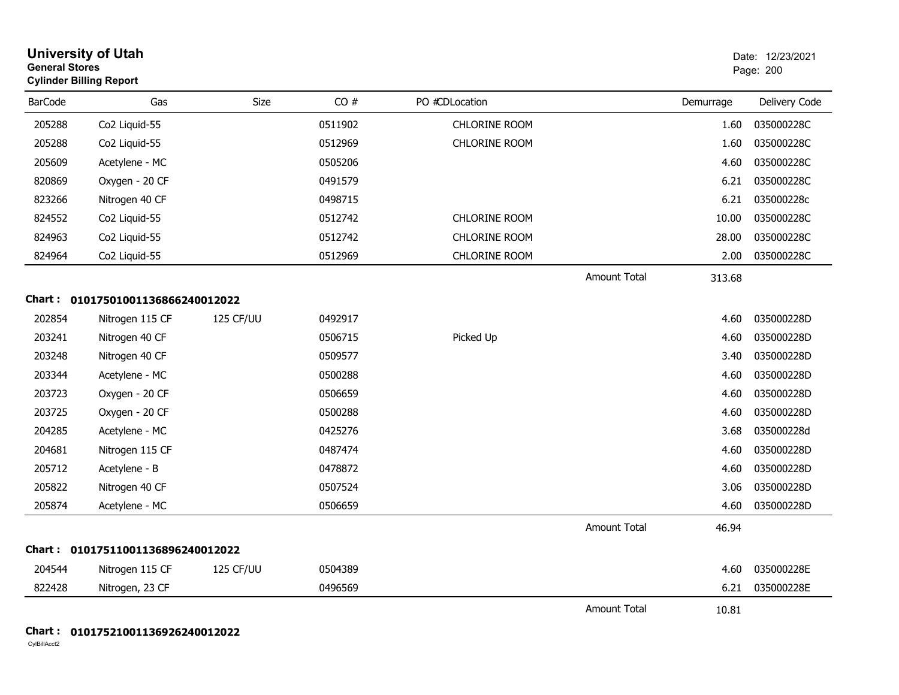# University of Utah
**General Stores**
**Cylinder Billing Report**

Date: 12/23/2021

| BarCode | Gas | Size | CO # | PO #CDLocation | | Demurrage | Delivery Code |
|---|---|---|---|---|---|---|---|
| 205288 | Co2 Liquid-55 | | 0511902 | CHLORINE ROOM | | 1.60 | 035000228C |
| 205288 | Co2 Liquid-55 | | 0512969 | CHLORINE ROOM | | 1.60 | 035000228C |
| 205609 | Acetylene - MC | | 0505206 | | | 4.60 | 035000228C |
| 820869 | Oxygen - 20 CF | | 0491579 | | | 6.21 | 035000228C |
| 823266 | Nitrogen 40 CF | | 0498715 | | | 6.21 | 035000228c |
| 824552 | Co2 Liquid-55 | | 0512742 | CHLORINE ROOM | | 10.00 | 035000228C |
| 824963 | Co2 Liquid-55 | | 0512742 | CHLORINE ROOM | | 28.00 | 035000228C |
| 824964 | Co2 Liquid-55 | | 0512969 | CHLORINE ROOM | | 2.00 | 035000228C |
| | | | | | Amount Total | 313.68 | |

**Chart : 01017501001136866240012022**

| BarCode | Gas | Size | CO # | PO #CDLocation | | Demurrage | Delivery Code |
|---|---|---|---|---|---|---|---|
| 202854 | Nitrogen 115 CF | 125 CF/UU | 0492917 | | | 4.60 | 035000228D |
| 203241 | Nitrogen 40 CF | | 0506715 | Picked Up | | 4.60 | 035000228D |
| 203248 | Nitrogen 40 CF | | 0509577 | | | 3.40 | 035000228D |
| 203344 | Acetylene - MC | | 0500288 | | | 4.60 | 035000228D |
| 203723 | Oxygen - 20 CF | | 0506659 | | | 4.60 | 035000228D |
| 203725 | Oxygen - 20 CF | | 0500288 | | | 4.60 | 035000228D |
| 204285 | Acetylene - MC | | 0425276 | | | 3.68 | 035000228d |
| 204681 | Nitrogen 115 CF | | 0487474 | | | 4.60 | 035000228D |
| 205712 | Acetylene - B | | 0478872 | | | 4.60 | 035000228D |
| 205822 | Nitrogen 40 CF | | 0507524 | | | 3.06 | 035000228D |
| 205874 | Acetylene - MC | | 0506659 | | | 4.60 | 035000228D |
| | | | | | Amount Total | 46.94 | |

**Chart : 01017511001136896240012022**

| BarCode | Gas | Size | CO # | PO #CDLocation | | Demurrage | Delivery Code |
|---|---|---|---|---|---|---|---|
| 204544 | Nitrogen 115 CF | 125 CF/UU | 0504389 | | | 4.60 | 035000228E |
| 822428 | Nitrogen, 23 CF | | 0496569 | | | 6.21 | 035000228E |
| | | | | | Amount Total | 10.81 | |

**Chart : 01017521001136926240012022**

CylBillAcct2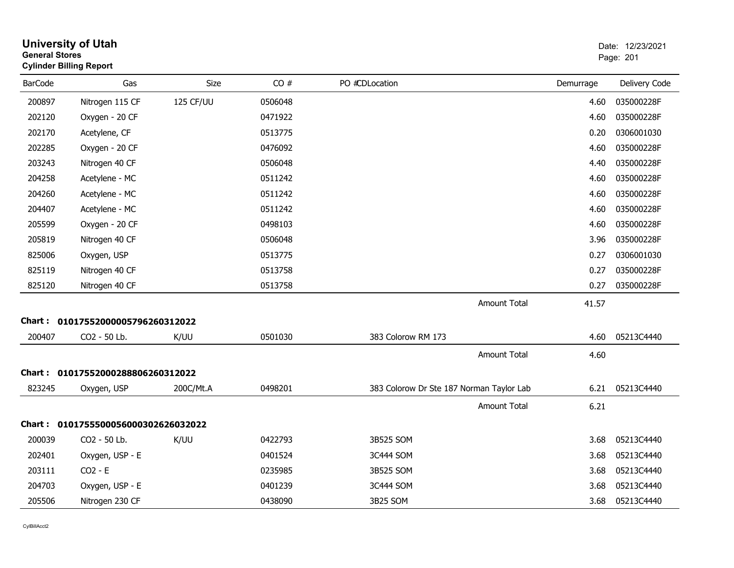# University of Utah

**General Stores**
**Cylinder Billing Report**

Date: 12/23/2021

| BarCode | Gas | Size | CO # | PO #CDLocation | Demurrage | Delivery Code |
|---|---|---|---|---|---|---|
| 200897 | Nitrogen 115 CF | 125 CF/UU | 0506048 | | 4.60 | 035000228F |
| 202120 | Oxygen - 20 CF | | 0471922 | | 4.60 | 035000228F |
| 202170 | Acetylene, CF | | 0513775 | | 0.20 | 0306001030 |
| 202285 | Oxygen - 20 CF | | 0476092 | | 4.60 | 035000228F |
| 203243 | Nitrogen 40 CF | | 0506048 | | 4.40 | 035000228F |
| 204258 | Acetylene - MC | | 0511242 | | 4.60 | 035000228F |
| 204260 | Acetylene - MC | | 0511242 | | 4.60 | 035000228F |
| 204407 | Acetylene - MC | | 0511242 | | 4.60 | 035000228F |
| 205599 | Oxygen - 20 CF | | 0498103 | | 4.60 | 035000228F |
| 205819 | Nitrogen 40 CF | | 0506048 | | 3.96 | 035000228F |
| 825006 | Oxygen, USP | | 0513775 | | 0.27 | 0306001030 |
| 825119 | Nitrogen 40 CF | | 0513758 | | 0.27 | 035000228F |
| 825120 | Nitrogen 40 CF | | 0513758 | | 0.27 | 035000228F |
| | | | | Amount Total | 41.57 | |

**Chart : 01017552000005796260312022**

| BarCode | Gas | Size | CO # | PO #CDLocation | Demurrage | Delivery Code |
|---|---|---|---|---|---|---|
| 200407 | CO2 - 50 Lb. | K/UU | 0501030 | 383 Colorow RM 173 | 4.60 | 05213C4440 |
| | | | | Amount Total | 4.60 | |

**Chart : 01017552000288806260312022**

| BarCode | Gas | Size | CO # | PO #CDLocation | Demurrage | Delivery Code |
|---|---|---|---|---|---|---|
| 823245 | Oxygen, USP | 200C/Mt.A | 0498201 | 383 Colorow Dr Ste 187 Norman Taylor Lab | 6.21 | 05213C4440 |
| | | | | Amount Total | 6.21 | |

**Chart : 01017555000560003026260322022**

| BarCode | Gas | Size | CO # | PO #CDLocation | Demurrage | Delivery Code |
|---|---|---|---|---|---|---|
| 200039 | CO2 - 50 Lb. | K/UU | 0422793 | 3B525 SOM | 3.68 | 05213C4440 |
| 202401 | Oxygen, USP - E | | 0401524 | 3C444 SOM | 3.68 | 05213C4440 |
| 203111 | CO2 - E | | 0235985 | 3B525 SOM | 3.68 | 05213C4440 |
| 204703 | Oxygen, USP - E | | 0401239 | 3C444 SOM | 3.68 | 05213C4440 |
| 205506 | Nitrogen 230 CF | | 0438090 | 3B25 SOM | 3.68 | 05213C4440 |

CylBillAcct2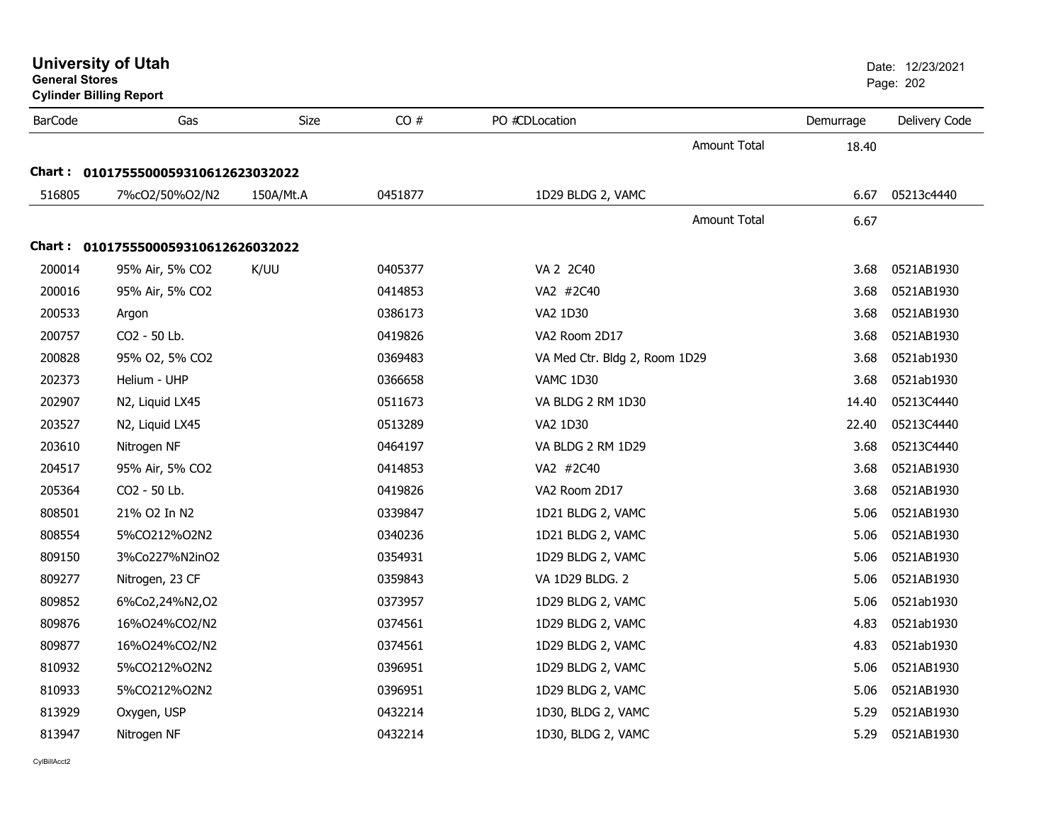# University of Utah

**General Stores**

**Cylinder Billing Report**

Date: 12/23/2021

| BarCode | Gas | Size | CO # | PO # | CDLocation | Demurrage | Delivery Code |
|---|---|---|---|---|---|---|---|
| | | | | | Amount Total | 18.40 | |
| **Chart : 01017555000593106126230320 22** | | | | | | | |
| 516805 | 7%cO2/50%O2/N2 | 150A/Mt.A | 0451877 | | 1D29 BLDG 2, VAMC | 6.67 | 05213c4440 |
| | | | | | Amount Total | 6.67 | |
| **Chart : 010175550005931061262603 2022** | | | | | | | |
| 200014 | 95% Air, 5% CO2 | K/UU | 0405377 | | VA 2 2C40 | 3.68 | 0521AB1930 |
| 200016 | 95% Air, 5% CO2 | | 0414853 | | VA2 #2C40 | 3.68 | 0521AB1930 |
| 200533 | Argon | | 0386173 | | VA2 1D30 | 3.68 | 0521AB1930 |
| 200757 | CO2 - 50 Lb. | | 0419826 | | VA2 Room 2D17 | 3.68 | 0521AB1930 |
| 200828 | 95% O2, 5% CO2 | | 0369483 | | VA Med Ctr. Bldg 2, Room 1D29 | 3.68 | 0521ab1930 |
| 202373 | Helium - UHP | | 0366658 | | VAMC 1D30 | 3.68 | 0521ab1930 |
| 202907 | N2, Liquid LX45 | | 0511673 | | VA BLDG 2 RM 1D30 | 14.40 | 05213C4440 |
| 203527 | N2, Liquid LX45 | | 0513289 | | VA2 1D30 | 22.40 | 05213C4440 |
| 203610 | Nitrogen NF | | 0464197 | | VA BLDG 2 RM 1D29 | 3.68 | 05213C4440 |
| 204517 | 95% Air, 5% CO2 | | 0414853 | | VA2 #2C40 | 3.68 | 0521AB1930 |
| 205364 | CO2 - 50 Lb. | | 0419826 | | VA2 Room 2D17 | 3.68 | 0521AB1930 |
| 808501 | 21% O2 In N2 | | 0339847 | | 1D21 BLDG 2, VAMC | 5.06 | 0521AB1930 |
| 808554 | 5%CO212%O2N2 | | 0340236 | | 1D21 BLDG 2, VAMC | 5.06 | 0521AB1930 |
| 809150 | 3%Co227%N2inO2 | | 0354931 | | 1D29 BLDG 2, VAMC | 5.06 | 0521AB1930 |
| 809277 | Nitrogen, 23 CF | | 0359843 | | VA 1D29 BLDG. 2 | 5.06 | 0521AB1930 |
| 809852 | 6%Co2,24%N2,O2 | | 0373957 | | 1D29 BLDG 2, VAMC | 5.06 | 0521ab1930 |
| 809876 | 16%O24%CO2/N2 | | 0374561 | | 1D29 BLDG 2, VAMC | 4.83 | 0521ab1930 |
| 809877 | 16%O24%CO2/N2 | | 0374561 | | 1D29 BLDG 2, VAMC | 4.83 | 0521ab1930 |
| 810932 | 5%CO212%O2N2 | | 0396951 | | 1D29 BLDG 2, VAMC | 5.06 | 0521AB1930 |
| 810933 | 5%CO212%O2N2 | | 0396951 | | 1D29 BLDG 2, VAMC | 5.06 | 0521AB1930 |
| 813929 | Oxygen, USP | | 0432214 | | 1D30, BLDG 2, VAMC | 5.29 | 0521AB1930 |
| 813947 | Nitrogen NF | | 0432214 | | 1D30, BLDG 2, VAMC | 5.29 | 0521AB1930 |

CylBillAcct2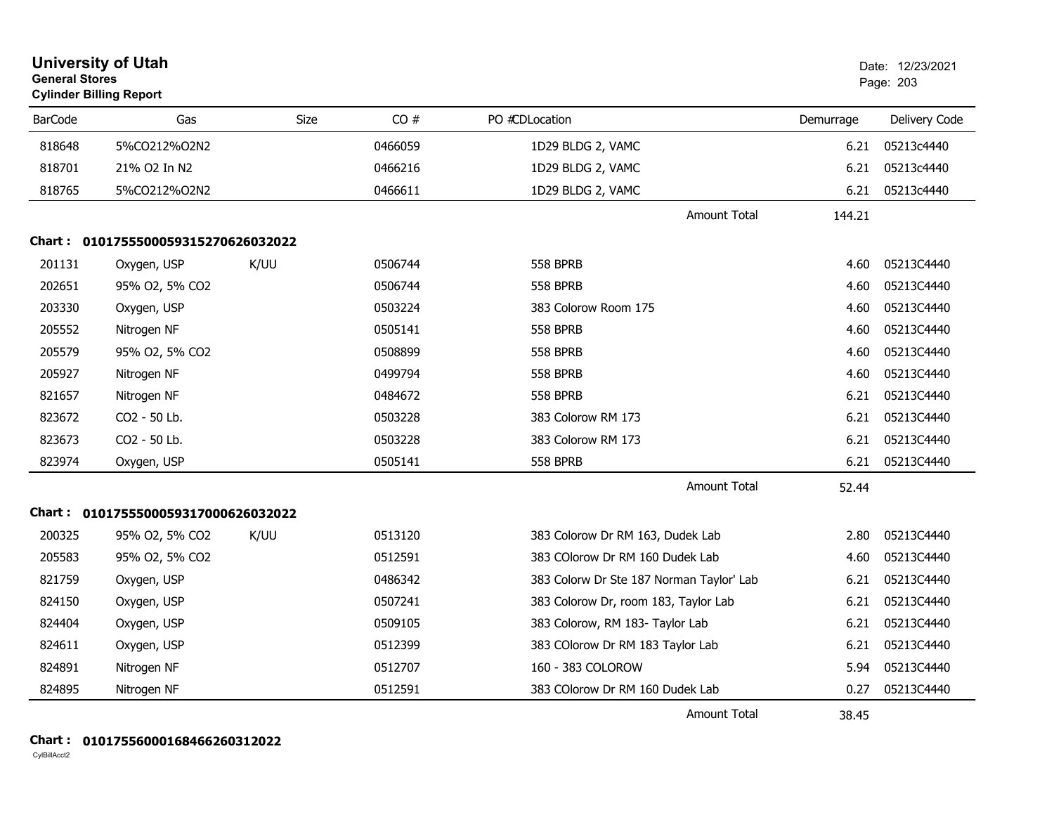# University of Utah

**General Stores**

**Cylinder Billing Report**

Date: 12/23/2021

| BarCode | Gas | Size | CO # | PO #CDLocation | Demurrage | Delivery Code |
|---|---|---|---|---|---|---|
| 818648 | 5%CO212%O2N2 | | 0466059 | 1D29 BLDG 2, VAMC | 6.21 | 05213c4440 |
| 818701 | 21% O2 In N2 | | 0466216 | 1D29 BLDG 2, VAMC | 6.21 | 05213c4440 |
| 818765 | 5%CO212%O2N2 | | 0466611 | 1D29 BLDG 2, VAMC | 6.21 | 05213c4440 |
| | | | | Amount Total | 144.21 | |

**Chart : 01017555000593152706260320 22**

| BarCode | Gas | Size | CO # | PO #CDLocation | Demurrage | Delivery Code |
|---|---|---|---|---|---|---|
| 201131 | Oxygen, USP | K/UU | 0506744 | 558 BPRB | 4.60 | 05213C4440 |
| 202651 | 95% O2, 5% CO2 | | 0506744 | 558 BPRB | 4.60 | 05213C4440 |
| 203330 | Oxygen, USP | | 0503224 | 383 Colorow Room 175 | 4.60 | 05213C4440 |
| 205552 | Nitrogen NF | | 0505141 | 558 BPRB | 4.60 | 05213C4440 |
| 205579 | 95% O2, 5% CO2 | | 0508899 | 558 BPRB | 4.60 | 05213C4440 |
| 205927 | Nitrogen NF | | 0499794 | 558 BPRB | 4.60 | 05213C4440 |
| 821657 | Nitrogen NF | | 0484672 | 558 BPRB | 6.21 | 05213C4440 |
| 823672 | CO2 - 50 Lb. | | 0503228 | 383 Colorow RM 173 | 6.21 | 05213C4440 |
| 823673 | CO2 - 50 Lb. | | 0503228 | 383 Colorow RM 173 | 6.21 | 05213C4440 |
| 823974 | Oxygen, USP | | 0505141 | 558 BPRB | 6.21 | 05213C4440 |
| | | | | Amount Total | 52.44 | |

**Chart : 01017555000593170006260320 22**

| BarCode | Gas | Size | CO # | PO #CDLocation | Demurrage | Delivery Code |
|---|---|---|---|---|---|---|
| 200325 | 95% O2, 5% CO2 | K/UU | 0513120 | 383 Colorow Dr RM 163, Dudek Lab | 2.80 | 05213C4440 |
| 205583 | 95% O2, 5% CO2 | | 0512591 | 383 COlorow Dr RM 160 Dudek Lab | 4.60 | 05213C4440 |
| 821759 | Oxygen, USP | | 0486342 | 383 Colorw Dr Ste 187 Norman Taylor' Lab | 6.21 | 05213C4440 |
| 824150 | Oxygen, USP | | 0507241 | 383 Colorow Dr, room 183, Taylor Lab | 6.21 | 05213C4440 |
| 824404 | Oxygen, USP | | 0509105 | 383 Colorow, RM 183- Taylor Lab | 6.21 | 05213C4440 |
| 824611 | Oxygen, USP | | 0512399 | 383 COlorow Dr RM 183 Taylor Lab | 6.21 | 05213C4440 |
| 824891 | Nitrogen NF | | 0512707 | 160 - 383 COLOROW | 5.94 | 05213C4440 |
| 824895 | Nitrogen NF | | 0512591 | 383 COlorow Dr RM 160 Dudek Lab | 0.27 | 05213C4440 |
| | | | | Amount Total | 38.45 | |

**Chart : 01017556000168466260312022**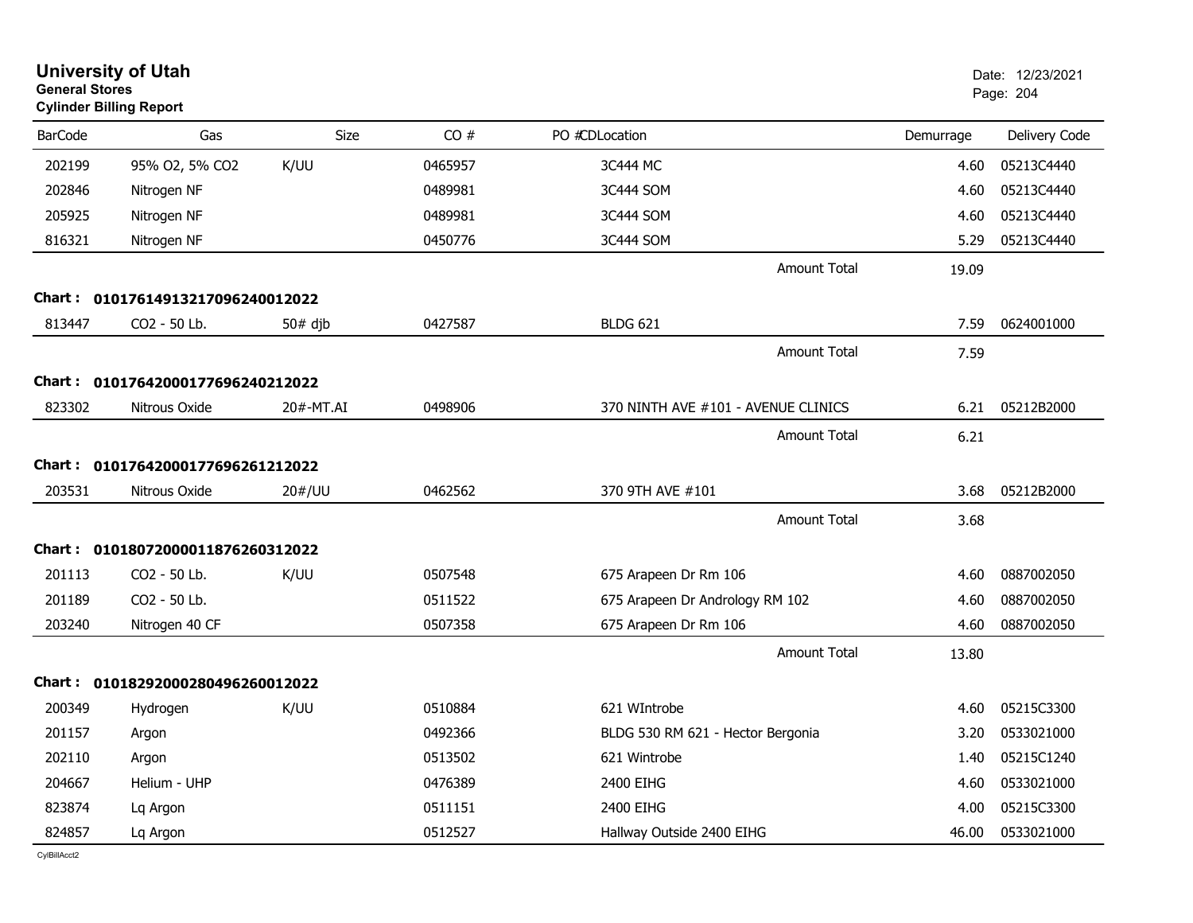# University of Utah
**General Stores**
**Cylinder Billing Report**

Date: 12/23/2021

| BarCode | Gas | Size | CO # | PO # | CD | Location | Demurrage | Delivery Code |
|---|---|---|---|---|---|---|---|---|
| 202199 | 95% O2, 5% CO2 | K/UU | 0465957 | | | 3C444 MC | 4.60 | 05213C4440 |
| 202846 | Nitrogen NF | | 0489981 | | | 3C444 SOM | 4.60 | 05213C4440 |
| 205925 | Nitrogen NF | | 0489981 | | | 3C444 SOM | 4.60 | 05213C4440 |
| 816321 | Nitrogen NF | | 0450776 | | | 3C444 SOM | 5.29 | 05213C4440 |
| | | | | | | Amount Total | 19.09 | |
| **Chart :** | **01017614913217096240012022** | | | | | | | |
| 813447 | CO2 - 50 Lb. | 50# djb | 0427587 | | | BLDG 621 | 7.59 | 0624001000 |
| | | | | | | Amount Total | 7.59 | |
| **Chart :** | **01017642000177696240212022** | | | | | | | |
| 823302 | Nitrous Oxide | 20#-MT.AI | 0498906 | | | 370 NINTH AVE #101 - AVENUE CLINICS | 6.21 | 05212B2000 |
| | | | | | | Amount Total | 6.21 | |
| **Chart :** | **01017642000177696261212022** | | | | | | | |
| 203531 | Nitrous Oxide | 20#/UU | 0462562 | | | 370 9TH AVE #101 | 3.68 | 05212B2000 |
| | | | | | | Amount Total | 3.68 | |
| **Chart :** | **01018072000011876260312022** | | | | | | | |
| 201113 | CO2 - 50 Lb. | K/UU | 0507548 | | | 675 Arapeen Dr Rm 106 | 4.60 | 0887002050 |
| 201189 | CO2 - 50 Lb. | | 0511522 | | | 675 Arapeen Dr Andrology RM 102 | 4.60 | 0887002050 |
| 203240 | Nitrogen 40 CF | | 0507358 | | | 675 Arapeen Dr Rm 106 | 4.60 | 0887002050 |
| | | | | | | Amount Total | 13.80 | |
| **Chart :** | **01018292000280496260012022** | | | | | | | |
| 200349 | Hydrogen | K/UU | 0510884 | | | 621 WIntrobe | 4.60 | 05215C3300 |
| 201157 | Argon | | 0492366 | | | BLDG 530 RM 621 - Hector Bergonia | 3.20 | 0533021000 |
| 202110 | Argon | | 0513502 | | | 621 Wintrobe | 1.40 | 05215C1240 |
| 204667 | Helium - UHP | | 0476389 | | | 2400 EIHG | 4.60 | 0533021000 |
| 823874 | Lq Argon | | 0511151 | | | 2400 EIHG | 4.00 | 05215C3300 |
| 824857 | Lq Argon | | 0512527 | | | Hallway Outside 2400 EIHG | 46.00 | 0533021000 |

CylBillAcct2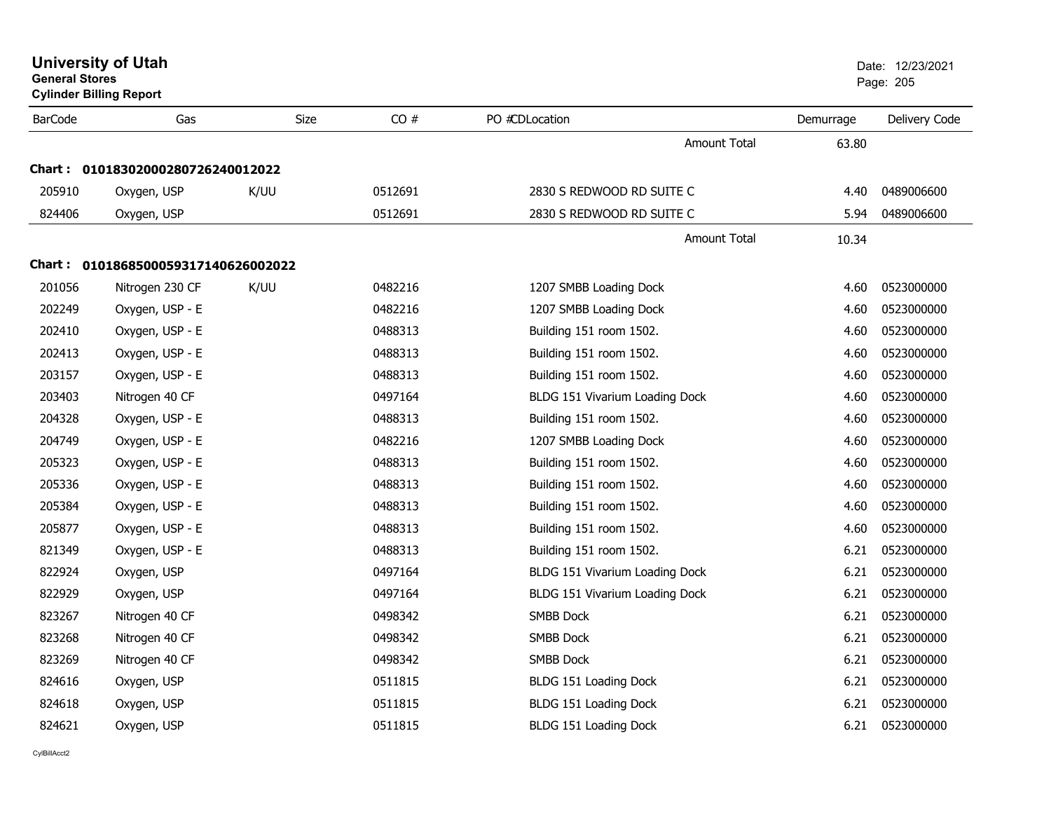# University of Utah

**General Stores**

**Cylinder Billing Report**

Date: 12/23/2021

| BarCode | Gas | Size | CO # | PO # | CD | Location | Demurrage | Delivery Code |
|---|---|---|---|---|---|---|---|---|
| | | | | | | Amount Total | 63.80 | |

**Chart : 01018302000280726240012022**

| BarCode | Gas | Size | CO # | PO # | CD | Location | Demurrage | Delivery Code |
|---|---|---|---|---|---|---|---|---|
| 205910 | Oxygen, USP | K/UU | 0512691 | | | 2830 S REDWOOD RD SUITE C | 4.40 | 0489006600 |
| 824406 | Oxygen, USP | | 0512691 | | | 2830 S REDWOOD RD SUITE C | 5.94 | 0489006600 |
| | | | | | | Amount Total | 10.34 | |

**Chart : 01018685000593171406260022022**

| BarCode | Gas | Size | CO # | PO # | CD | Location | Demurrage | Delivery Code |
|---|---|---|---|---|---|---|---|---|
| 201056 | Nitrogen 230 CF | K/UU | 0482216 | | | 1207 SMBB Loading Dock | 4.60 | 0523000000 |
| 202249 | Oxygen, USP - E | | 0482216 | | | 1207 SMBB Loading Dock | 4.60 | 0523000000 |
| 202410 | Oxygen, USP - E | | 0488313 | | | Building 151 room 1502. | 4.60 | 0523000000 |
| 202413 | Oxygen, USP - E | | 0488313 | | | Building 151 room 1502. | 4.60 | 0523000000 |
| 203157 | Oxygen, USP - E | | 0488313 | | | Building 151 room 1502. | 4.60 | 0523000000 |
| 203403 | Nitrogen 40 CF | | 0497164 | | | BLDG 151 Vivarium Loading Dock | 4.60 | 0523000000 |
| 204328 | Oxygen, USP - E | | 0488313 | | | Building 151 room 1502. | 4.60 | 0523000000 |
| 204749 | Oxygen, USP - E | | 0482216 | | | 1207 SMBB Loading Dock | 4.60 | 0523000000 |
| 205323 | Oxygen, USP - E | | 0488313 | | | Building 151 room 1502. | 4.60 | 0523000000 |
| 205336 | Oxygen, USP - E | | 0488313 | | | Building 151 room 1502. | 4.60 | 0523000000 |
| 205384 | Oxygen, USP - E | | 0488313 | | | Building 151 room 1502. | 4.60 | 0523000000 |
| 205877 | Oxygen, USP - E | | 0488313 | | | Building 151 room 1502. | 4.60 | 0523000000 |
| 821349 | Oxygen, USP - E | | 0488313 | | | Building 151 room 1502. | 6.21 | 0523000000 |
| 822924 | Oxygen, USP | | 0497164 | | | BLDG 151 Vivarium Loading Dock | 6.21 | 0523000000 |
| 822929 | Oxygen, USP | | 0497164 | | | BLDG 151 Vivarium Loading Dock | 6.21 | 0523000000 |
| 823267 | Nitrogen 40 CF | | 0498342 | | | SMBB Dock | 6.21 | 0523000000 |
| 823268 | Nitrogen 40 CF | | 0498342 | | | SMBB Dock | 6.21 | 0523000000 |
| 823269 | Nitrogen 40 CF | | 0498342 | | | SMBB Dock | 6.21 | 0523000000 |
| 824616 | Oxygen, USP | | 0511815 | | | BLDG 151 Loading Dock | 6.21 | 0523000000 |
| 824618 | Oxygen, USP | | 0511815 | | | BLDG 151 Loading Dock | 6.21 | 0523000000 |
| 824621 | Oxygen, USP | | 0511815 | | | BLDG 151 Loading Dock | 6.21 | 0523000000 |

CylBillAcct2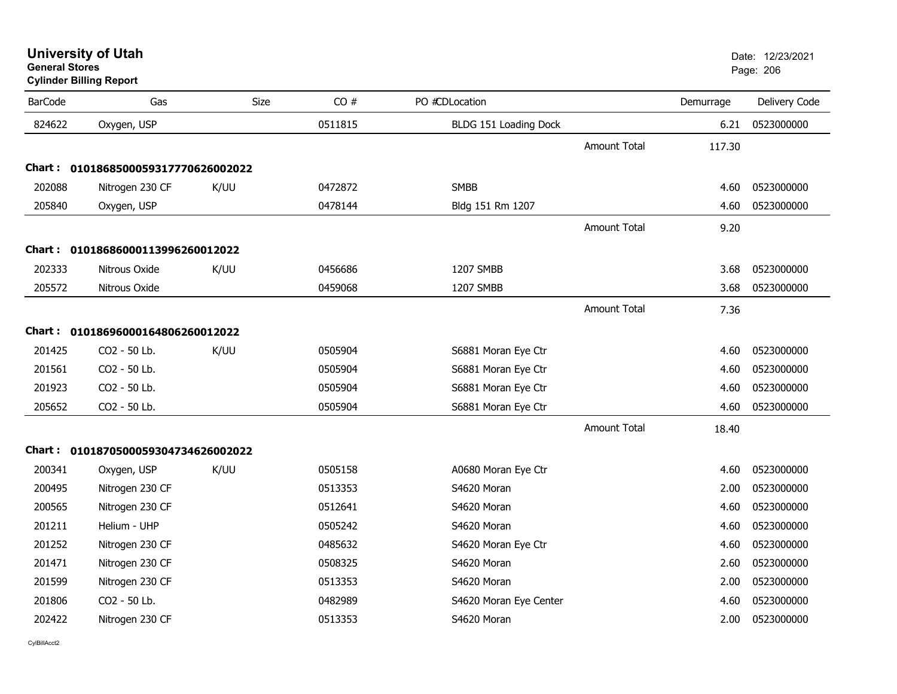# University of Utah

**General Stores**

**Cylinder Billing Report**

Date: 12/23/2021

| BarCode | Gas | Size | CO # | PO # | CDLocation | Demurrage | Delivery Code |
|---|---|---|---|---|---|---|---|
| 824622 | Oxygen, USP | | 0511815 | | BLDG 151 Loading Dock | 6.21 | 0523000000 |
| | | | | | Amount Total | 117.30 | |
| **Chart :** | **01018685000593177706260020​22** | | | | | | |
| 202088 | Nitrogen 230 CF | K/UU | 0472872 | | SMBB | 4.60 | 0523000000 |
| 205840 | Oxygen, USP | | 0478144 | | Bldg 151 Rm 1207 | 4.60 | 0523000000 |
| | | | | | Amount Total | 9.20 | |
| **Chart :** | **01018686000113996260012022** | | | | | | |
| 202333 | Nitrous Oxide | K/UU | 0456686 | | 1207 SMBB | 3.68 | 0523000000 |
| 205572 | Nitrous Oxide | | 0459068 | | 1207 SMBB | 3.68 | 0523000000 |
| | | | | | Amount Total | 7.36 | |
| **Chart :** | **01018696000164806260012022** | | | | | | |
| 201425 | CO2 - 50 Lb. | K/UU | 0505904 | | S6881 Moran Eye Ctr | 4.60 | 0523000000 |
| 201561 | CO2 - 50 Lb. | | 0505904 | | S6881 Moran Eye Ctr | 4.60 | 0523000000 |
| 201923 | CO2 - 50 Lb. | | 0505904 | | S6881 Moran Eye Ctr | 4.60 | 0523000000 |
| 205652 | CO2 - 50 Lb. | | 0505904 | | S6881 Moran Eye Ctr | 4.60 | 0523000000 |
| | | | | | Amount Total | 18.40 | |
| **Chart :** | **01018705000593047346260020​22** | | | | | | |
| 200341 | Oxygen, USP | K/UU | 0505158 | | A0680 Moran Eye Ctr | 4.60 | 0523000000 |
| 200495 | Nitrogen 230 CF | | 0513353 | | S4620 Moran | 2.00 | 0523000000 |
| 200565 | Nitrogen 230 CF | | 0512641 | | S4620 Moran | 4.60 | 0523000000 |
| 201211 | Helium - UHP | | 0505242 | | S4620 Moran | 4.60 | 0523000000 |
| 201252 | Nitrogen 230 CF | | 0485632 | | S4620 Moran Eye Ctr | 4.60 | 0523000000 |
| 201471 | Nitrogen 230 CF | | 0508325 | | S4620 Moran | 2.60 | 0523000000 |
| 201599 | Nitrogen 230 CF | | 0513353 | | S4620 Moran | 2.00 | 0523000000 |
| 201806 | CO2 - 50 Lb. | | 0482989 | | S4620 Moran Eye Center | 4.60 | 0523000000 |
| 202422 | Nitrogen 230 CF | | 0513353 | | S4620 Moran | 2.00 | 0523000000 |

CylBillAcct2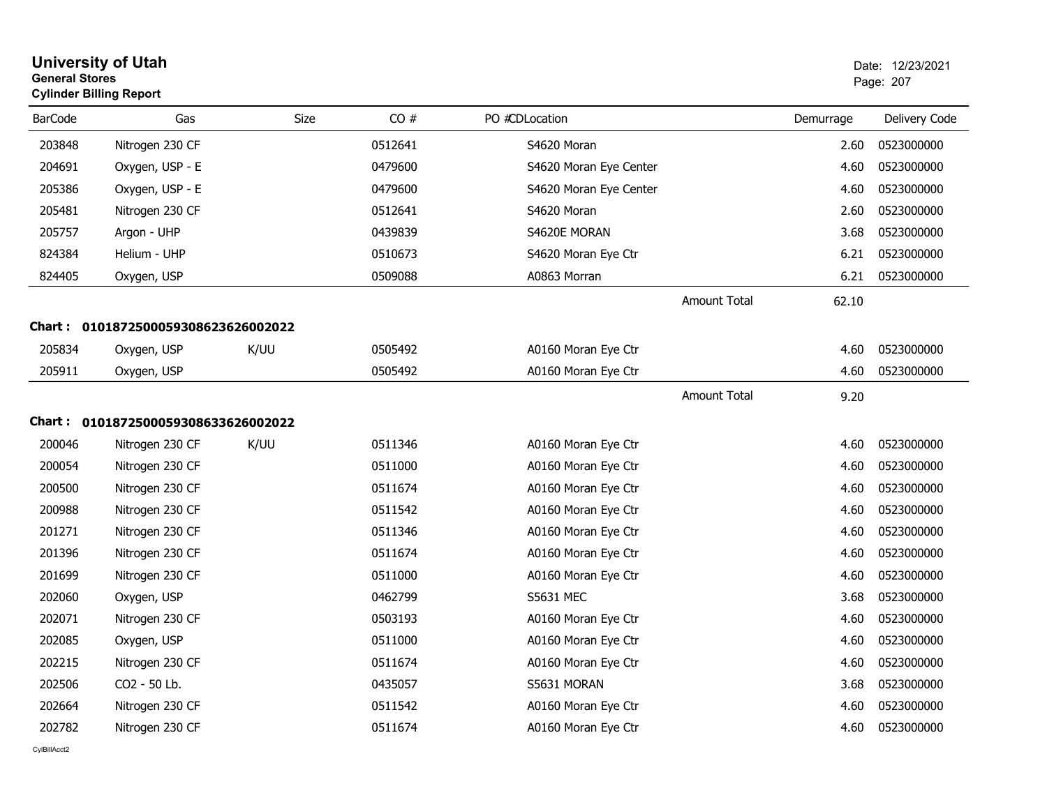# University of Utah
**General Stores**
**Cylinder Billing Report**

Date: 12/23/2021

| BarCode | Gas | Size | CO # | PO #CDLocation | | Demurrage | Delivery Code |
|---|---|---|---|---|---|---|---|
| 203848 | Nitrogen 230 CF | | 0512641 | S4620 Moran | | 2.60 | 0523000000 |
| 204691 | Oxygen, USP - E | | 0479600 | S4620 Moran Eye Center | | 4.60 | 0523000000 |
| 205386 | Oxygen, USP - E | | 0479600 | S4620 Moran Eye Center | | 4.60 | 0523000000 |
| 205481 | Nitrogen 230 CF | | 0512641 | S4620 Moran | | 2.60 | 0523000000 |
| 205757 | Argon - UHP | | 0439839 | S4620E MORAN | | 3.68 | 0523000000 |
| 824384 | Helium - UHP | | 0510673 | S4620 Moran Eye Ctr | | 6.21 | 0523000000 |
| 824405 | Oxygen, USP | | 0509088 | A0863 Morran | | 6.21 | 0523000000 |
| | | | | | Amount Total | 62.10 | |

**Chart : 01018725000593086236260022022**

| BarCode | Gas | Size | CO # | PO #CDLocation | | Demurrage | Delivery Code |
|---|---|---|---|---|---|---|---|
| 205834 | Oxygen, USP | K/UU | 0505492 | A0160 Moran Eye Ctr | | 4.60 | 0523000000 |
| 205911 | Oxygen, USP | | 0505492 | A0160 Moran Eye Ctr | | 4.60 | 0523000000 |
| | | | | | Amount Total | 9.20 | |

**Chart : 01018725000593086336260022022**

| BarCode | Gas | Size | CO # | PO #CDLocation | | Demurrage | Delivery Code |
|---|---|---|---|---|---|---|---|
| 200046 | Nitrogen 230 CF | K/UU | 0511346 | A0160 Moran Eye Ctr | | 4.60 | 0523000000 |
| 200054 | Nitrogen 230 CF | | 0511000 | A0160 Moran Eye Ctr | | 4.60 | 0523000000 |
| 200500 | Nitrogen 230 CF | | 0511674 | A0160 Moran Eye Ctr | | 4.60 | 0523000000 |
| 200988 | Nitrogen 230 CF | | 0511542 | A0160 Moran Eye Ctr | | 4.60 | 0523000000 |
| 201271 | Nitrogen 230 CF | | 0511346 | A0160 Moran Eye Ctr | | 4.60 | 0523000000 |
| 201396 | Nitrogen 230 CF | | 0511674 | A0160 Moran Eye Ctr | | 4.60 | 0523000000 |
| 201699 | Nitrogen 230 CF | | 0511000 | A0160 Moran Eye Ctr | | 4.60 | 0523000000 |
| 202060 | Oxygen, USP | | 0462799 | S5631 MEC | | 3.68 | 0523000000 |
| 202071 | Nitrogen 230 CF | | 0503193 | A0160 Moran Eye Ctr | | 4.60 | 0523000000 |
| 202085 | Oxygen, USP | | 0511000 | A0160 Moran Eye Ctr | | 4.60 | 0523000000 |
| 202215 | Nitrogen 230 CF | | 0511674 | A0160 Moran Eye Ctr | | 4.60 | 0523000000 |
| 202506 | CO2 - 50 Lb. | | 0435057 | S5631 MORAN | | 3.68 | 0523000000 |
| 202664 | Nitrogen 230 CF | | 0511542 | A0160 Moran Eye Ctr | | 4.60 | 0523000000 |
| 202782 | Nitrogen 230 CF | | 0511674 | A0160 Moran Eye Ctr | | 4.60 | 0523000000 |

CylBillAcct2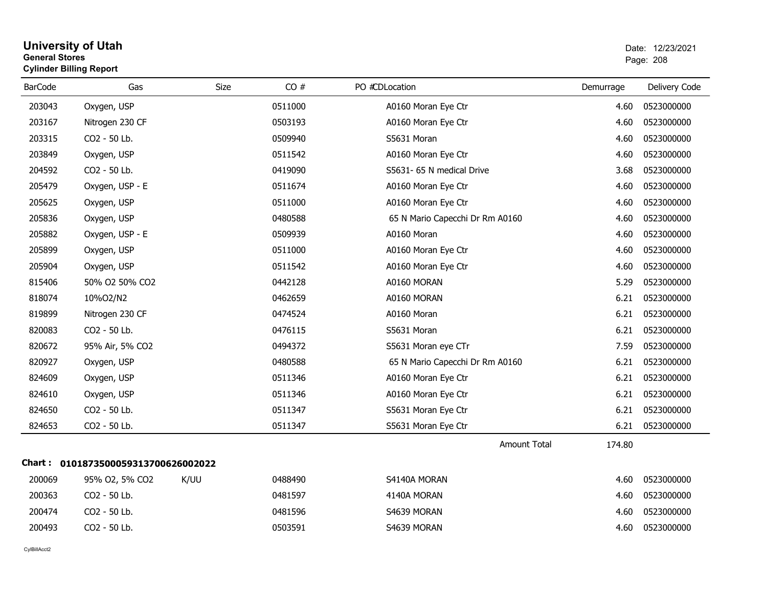# University of Utah

**General Stores**

**Cylinder Billing Report**

Date: 12/23/2021

| BarCode | Gas | Size | CO # | PO #CDLocation | Demurrage | Delivery Code |
|---|---|---|---|---|---|---|
| 203043 | Oxygen, USP | | 0511000 | A0160 Moran Eye Ctr | 4.60 | 0523000000 |
| 203167 | Nitrogen 230 CF | | 0503193 | A0160 Moran Eye Ctr | 4.60 | 0523000000 |
| 203315 | CO2 - 50 Lb. | | 0509940 | S5631 Moran | 4.60 | 0523000000 |
| 203849 | Oxygen, USP | | 0511542 | A0160 Moran Eye Ctr | 4.60 | 0523000000 |
| 204592 | CO2 - 50 Lb. | | 0419090 | S5631- 65 N medical Drive | 3.68 | 0523000000 |
| 205479 | Oxygen, USP - E | | 0511674 | A0160 Moran Eye Ctr | 4.60 | 0523000000 |
| 205625 | Oxygen, USP | | 0511000 | A0160 Moran Eye Ctr | 4.60 | 0523000000 |
| 205836 | Oxygen, USP | | 0480588 | 65 N Mario Capecchi Dr Rm A0160 | 4.60 | 0523000000 |
| 205882 | Oxygen, USP - E | | 0509939 | A0160 Moran | 4.60 | 0523000000 |
| 205899 | Oxygen, USP | | 0511000 | A0160 Moran Eye Ctr | 4.60 | 0523000000 |
| 205904 | Oxygen, USP | | 0511542 | A0160 Moran Eye Ctr | 4.60 | 0523000000 |
| 815406 | 50% O2 50% CO2 | | 0442128 | A0160 MORAN | 5.29 | 0523000000 |
| 818074 | 10%O2/N2 | | 0462659 | A0160 MORAN | 6.21 | 0523000000 |
| 819899 | Nitrogen 230 CF | | 0474524 | A0160 Moran | 6.21 | 0523000000 |
| 820083 | CO2 - 50 Lb. | | 0476115 | S5631 Moran | 6.21 | 0523000000 |
| 820672 | 95% Air, 5% CO2 | | 0494372 | S5631 Moran eye CTr | 7.59 | 0523000000 |
| 820927 | Oxygen, USP | | 0480588 | 65 N Mario Capecchi Dr Rm A0160 | 6.21 | 0523000000 |
| 824609 | Oxygen, USP | | 0511346 | A0160 Moran Eye Ctr | 6.21 | 0523000000 |
| 824610 | Oxygen, USP | | 0511346 | A0160 Moran Eye Ctr | 6.21 | 0523000000 |
| 824650 | CO2 - 50 Lb. | | 0511347 | S5631 Moran Eye Ctr | 6.21 | 0523000000 |
| 824653 | CO2 - 50 Lb. | | 0511347 | S5631 Moran Eye Ctr | 6.21 | 0523000000 |
| | | | | Amount Total | 174.80 | |

**Chart : 01018735000593137006260020​22**

| BarCode | Gas | Size | CO # | PO #CDLocation | Demurrage | Delivery Code |
|---|---|---|---|---|---|---|
| 200069 | 95% O2, 5% CO2 | K/UU | 0488490 | S4140A MORAN | 4.60 | 0523000000 |
| 200363 | CO2 - 50 Lb. | | 0481597 | 4140A MORAN | 4.60 | 0523000000 |
| 200474 | CO2 - 50 Lb. | | 0481596 | S4639 MORAN | 4.60 | 0523000000 |
| 200493 | CO2 - 50 Lb. | | 0503591 | S4639 MORAN | 4.60 | 0523000000 |

CylBillAcct2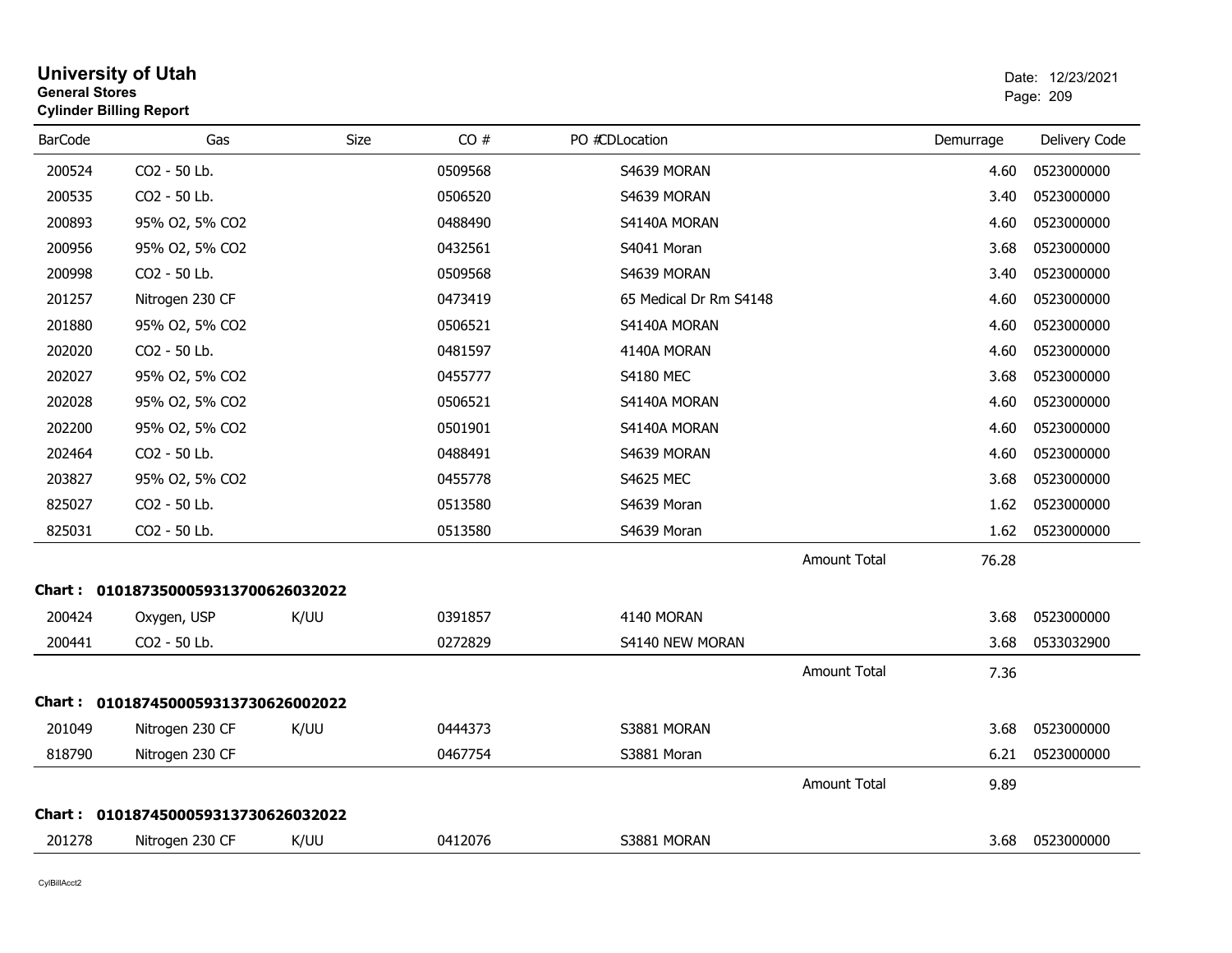# University of Utah

**General Stores**

**Cylinder Billing Report**

Date: 12/23/2021

| BarCode | Gas | Size | CO # | PO # | CDLocation | Demurrage | Delivery Code |
|---|---|---|---|---|---|---|---|
| 200524 | $CO_2$ - 50 Lb. | | 0509568 | | S4639 MORAN | 4.60 | 0523000000 |
| 200535 | $CO_2$ - 50 Lb. | | 0506520 | | S4639 MORAN | 3.40 | 0523000000 |
| 200893 | 95% $O_2$, 5% $CO_2$ | | 0488490 | | S4140A MORAN | 4.60 | 0523000000 |
| 200956 | 95% $O_2$, 5% $CO_2$ | | 0432561 | | S4041 Moran | 3.68 | 0523000000 |
| 200998 | $CO_2$ - 50 Lb. | | 0509568 | | S4639 MORAN | 3.40 | 0523000000 |
| 201257 | Nitrogen 230 CF | | 0473419 | | 65 Medical Dr Rm S4148 | 4.60 | 0523000000 |
| 201880 | 95% $O_2$, 5% $CO_2$ | | 0506521 | | S4140A MORAN | 4.60 | 0523000000 |
| 202020 | $CO_2$ - 50 Lb. | | 0481597 | | 4140A MORAN | 4.60 | 0523000000 |
| 202027 | 95% $O_2$, 5% $CO_2$ | | 0455777 | | S4180 MEC | 3.68 | 0523000000 |
| 202028 | 95% $O_2$, 5% $CO_2$ | | 0506521 | | S4140A MORAN | 4.60 | 0523000000 |
| 202200 | 95% $O_2$, 5% $CO_2$ | | 0501901 | | S4140A MORAN | 4.60 | 0523000000 |
| 202464 | $CO_2$ - 50 Lb. | | 0488491 | | S4639 MORAN | 4.60 | 0523000000 |
| 203827 | 95% $O_2$, 5% $CO_2$ | | 0455778 | | S4625 MEC | 3.68 | 0523000000 |
| 825027 | $CO_2$ - 50 Lb. | | 0513580 | | S4639 Moran | 1.62 | 0523000000 |
| 825031 | $CO_2$ - 50 Lb. | | 0513580 | | S4639 Moran | 1.62 | 0523000000 |
| | | | | | Amount Total | 76.28 | |

**Chart : 01018735000593137006260320​22**

| BarCode | Gas | Size | CO # | PO # | CDLocation | Demurrage | Delivery Code |
|---|---|---|---|---|---|---|---|
| 200424 | Oxygen, USP | K/UU | 0391857 | | 4140 MORAN | 3.68 | 0523000000 |
| 200441 | $CO_2$ - 50 Lb. | | 0272829 | | S4140 NEW MORAN | 3.68 | 0533032900 |
| | | | | | Amount Total | 7.36 | |

**Chart : 01018745000593137306260020​22**

| BarCode | Gas | Size | CO # | PO # | CDLocation | Demurrage | Delivery Code |
|---|---|---|---|---|---|---|---|
| 201049 | Nitrogen 230 CF | K/UU | 0444373 | | S3881 MORAN | 3.68 | 0523000000 |
| 818790 | Nitrogen 230 CF | | 0467754 | | S3881 Moran | 6.21 | 0523000000 |
| | | | | | Amount Total | 9.89 | |

**Chart : 01018745000593137306260320​22**

| BarCode | Gas | Size | CO # | PO # | CDLocation | Demurrage | Delivery Code |
|---|---|---|---|---|---|---|---|
| 201278 | Nitrogen 230 CF | K/UU | 0412076 | | S3881 MORAN | 3.68 | 0523000000 |

CylBillAcct2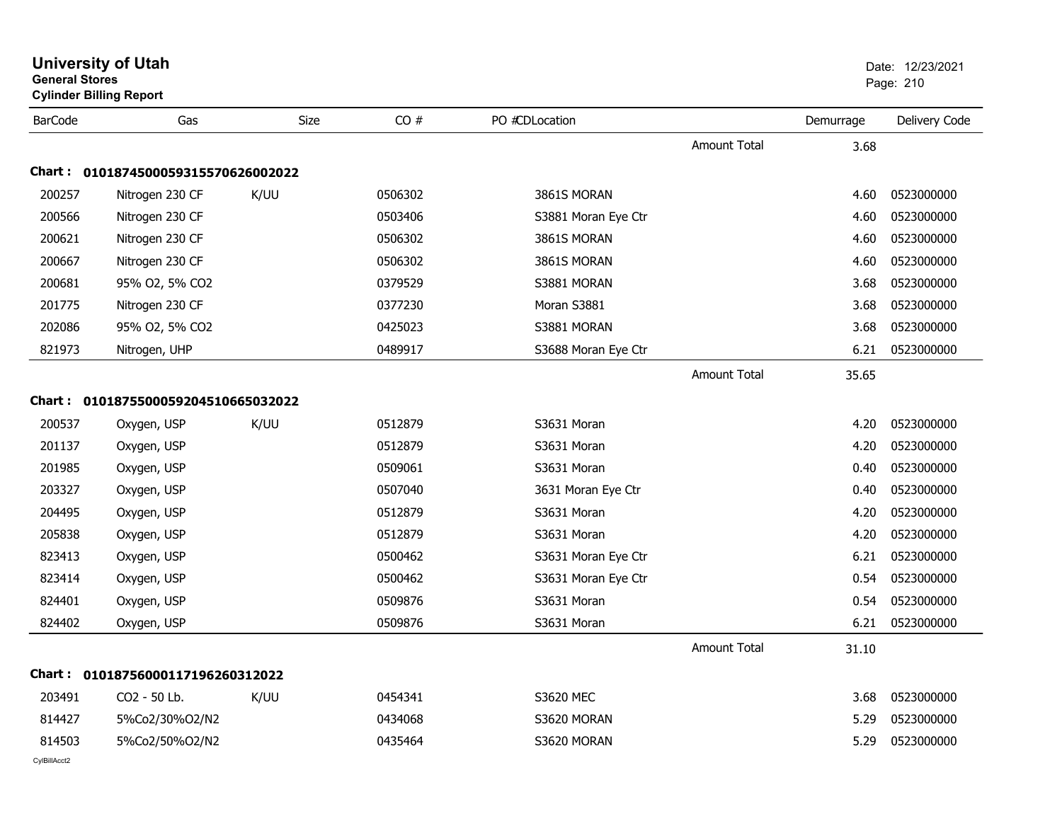# University of Utah
**General Stores**
**Cylinder Billing Report**

Date: 12/23/2021

| BarCode | Gas | Size | CO # | PO # | CD | Location | | Demurrage | Delivery Code |
|---|---|---|---|---|---|---|---|---|---|
| | | | | | | | Amount Total | 3.68 | |
| **Chart :** | **01018745000593155706260020 22** | | | | | | | | |
| 200257 | Nitrogen 230 CF | K/UU | 0506302 | | | 3861S MORAN | | 4.60 | 0523000000 |
| 200566 | Nitrogen 230 CF | | 0503406 | | | S3881 Moran Eye Ctr | | 4.60 | 0523000000 |
| 200621 | Nitrogen 230 CF | | 0506302 | | | 3861S MORAN | | 4.60 | 0523000000 |
| 200667 | Nitrogen 230 CF | | 0506302 | | | 3861S MORAN | | 4.60 | 0523000000 |
| 200681 | 95% O2, 5% CO2 | | 0379529 | | | S3881 MORAN | | 3.68 | 0523000000 |
| 201775 | Nitrogen 230 CF | | 0377230 | | | Moran S3881 | | 3.68 | 0523000000 |
| 202086 | 95% O2, 5% CO2 | | 0425023 | | | S3881 MORAN | | 3.68 | 0523000000 |
| 821973 | Nitrogen, UHP | | 0489917 | | | S3688 Moran Eye Ctr | | 6.21 | 0523000000 |
| | | | | | | | Amount Total | 35.65 | |
| **Chart :** | **01018755000592045106650320 22** | | | | | | | | |
| 200537 | Oxygen, USP | K/UU | 0512879 | | | S3631 Moran | | 4.20 | 0523000000 |
| 201137 | Oxygen, USP | | 0512879 | | | S3631 Moran | | 4.20 | 0523000000 |
| 201985 | Oxygen, USP | | 0509061 | | | S3631 Moran | | 0.40 | 0523000000 |
| 203327 | Oxygen, USP | | 0507040 | | | 3631 Moran Eye Ctr | | 0.40 | 0523000000 |
| 204495 | Oxygen, USP | | 0512879 | | | S3631 Moran | | 4.20 | 0523000000 |
| 205838 | Oxygen, USP | | 0512879 | | | S3631 Moran | | 4.20 | 0523000000 |
| 823413 | Oxygen, USP | | 0500462 | | | S3631 Moran Eye Ctr | | 6.21 | 0523000000 |
| 823414 | Oxygen, USP | | 0500462 | | | S3631 Moran Eye Ctr | | 0.54 | 0523000000 |
| 824401 | Oxygen, USP | | 0509876 | | | S3631 Moran | | 0.54 | 0523000000 |
| 824402 | Oxygen, USP | | 0509876 | | | S3631 Moran | | 6.21 | 0523000000 |
| | | | | | | | Amount Total | 31.10 | |
| **Chart :** | **01018756000117196260312022** | | | | | | | | |
| 203491 | CO2 - 50 Lb. | K/UU | 0454341 | | | S3620 MEC | | 3.68 | 0523000000 |
| 814427 | 5%Co2/30%O2/N2 | | 0434068 | | | S3620 MORAN | | 5.29 | 0523000000 |
| 814503 | 5%Co2/50%O2/N2 | | 0435464 | | | S3620 MORAN | | 5.29 | 0523000000 |

CylBillAcct2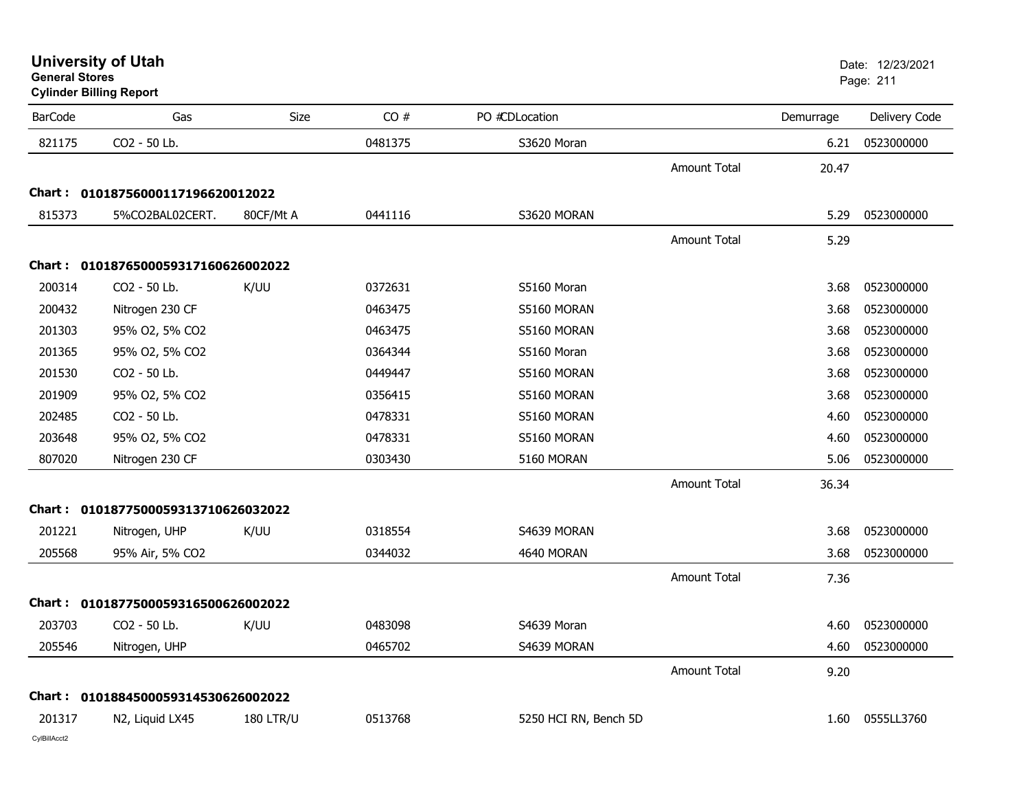# University of Utah

**General Stores**

**Cylinder Billing Report**

Date: 12/23/2021

| BarCode | Gas | Size | CO # | PO # | CDLocation | | Demurrage | Delivery Code |
|---|---|---|---|---|---|---|---|---|
| 821175 | CO2 - 50 Lb. | | 0481375 | | S3620 Moran | | 6.21 | 0523000000 |
| | | | | | | Amount Total | 20.47 | |
| **Chart :** | **01018756000117196620012022** | | | | | | | |
| 815373 | 5%CO2BAL02CERT. | 80CF/Mt A | 0441116 | | S3620 MORAN | | 5.29 | 0523000000 |
| | | | | | | Amount Total | 5.29 | |
| **Chart :** | **01018765000593171606260020​22** | | | | | | | |
| 200314 | CO2 - 50 Lb. | K/UU | 0372631 | | S5160 Moran | | 3.68 | 0523000000 |
| 200432 | Nitrogen 230 CF | | 0463475 | | S5160 MORAN | | 3.68 | 0523000000 |
| 201303 | 95% O2, 5% CO2 | | 0463475 | | S5160 MORAN | | 3.68 | 0523000000 |
| 201365 | 95% O2, 5% CO2 | | 0364344 | | S5160 Moran | | 3.68 | 0523000000 |
| 201530 | CO2 - 50 Lb. | | 0449447 | | S5160 MORAN | | 3.68 | 0523000000 |
| 201909 | 95% O2, 5% CO2 | | 0356415 | | S5160 MORAN | | 3.68 | 0523000000 |
| 202485 | CO2 - 50 Lb. | | 0478331 | | S5160 MORAN | | 4.60 | 0523000000 |
| 203648 | 95% O2, 5% CO2 | | 0478331 | | S5160 MORAN | | 4.60 | 0523000000 |
| 807020 | Nitrogen 230 CF | | 0303430 | | 5160 MORAN | | 5.06 | 0523000000 |
| | | | | | | Amount Total | 36.34 | |
| **Chart :** | **01018775000593137106260320​22** | | | | | | | |
| 201221 | Nitrogen, UHP | K/UU | 0318554 | | S4639 MORAN | | 3.68 | 0523000000 |
| 205568 | 95% Air, 5% CO2 | | 0344032 | | 4640 MORAN | | 3.68 | 0523000000 |
| | | | | | | Amount Total | 7.36 | |
| **Chart :** | **01018775000593165006260020​22** | | | | | | | |
| 203703 | CO2 - 50 Lb. | K/UU | 0483098 | | S4639 Moran | | 4.60 | 0523000000 |
| 205546 | Nitrogen, UHP | | 0465702 | | S4639 MORAN | | 4.60 | 0523000000 |
| | | | | | | Amount Total | 9.20 | |
| **Chart :** | **01018845000593145306260020​22** | | | | | | | |
| 201317 | N2, Liquid LX45 | 180 LTR/U | 0513768 | | 5250 HCI RN, Bench 5D | | 1.60 | 0555LL3760 |

CylBillAcct2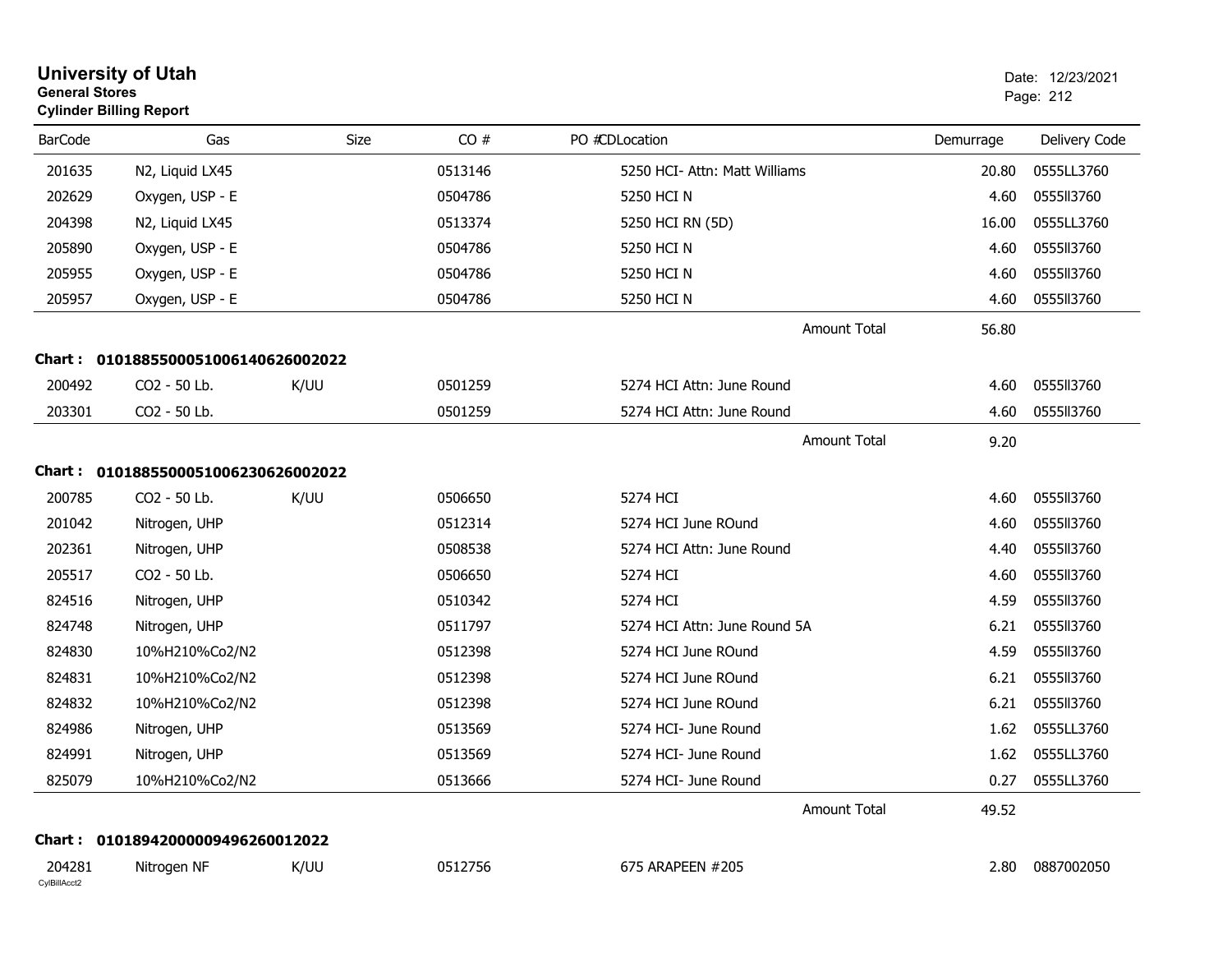**University of Utah**
**General Stores**
**Cylinder Billing Report**

Date: 12/23/2021

| BarCode | Gas | Size | CO # | PO #CDLocation | Demurrage | Delivery Code |
|---|---|---|---|---|---|---|
| 201635 | N2, Liquid LX45 | | 0513146 | 5250 HCI- Attn: Matt Williams | 20.80 | 0555LL3760 |
| 202629 | Oxygen, USP - E | | 0504786 | 5250 HCI N | 4.60 | 0555ll3760 |
| 204398 | N2, Liquid LX45 | | 0513374 | 5250 HCI RN (5D) | 16.00 | 0555LL3760 |
| 205890 | Oxygen, USP - E | | 0504786 | 5250 HCI N | 4.60 | 0555ll3760 |
| 205955 | Oxygen, USP - E | | 0504786 | 5250 HCI N | 4.60 | 0555ll3760 |
| 205957 | Oxygen, USP - E | | 0504786 | 5250 HCI N | 4.60 | 0555ll3760 |
| | | | | Amount Total | 56.80 | |

**Chart : 01018855000510061406260020​22**

| BarCode | Gas | Size | CO # | PO #CDLocation | Demurrage | Delivery Code |
|---|---|---|---|---|---|---|
| 200492 | CO2 - 50 Lb. | K/UU | 0501259 | 5274 HCI Attn: June Round | 4.60 | 0555ll3760 |
| 203301 | CO2 - 50 Lb. | | 0501259 | 5274 HCI Attn: June Round | 4.60 | 0555ll3760 |
| | | | | Amount Total | 9.20 | |

**Chart : 01018855000510062306260020​22**

| BarCode | Gas | Size | CO # | PO #CDLocation | Demurrage | Delivery Code |
|---|---|---|---|---|---|---|
| 200785 | CO2 - 50 Lb. | K/UU | 0506650 | 5274 HCI | 4.60 | 0555ll3760 |
| 201042 | Nitrogen, UHP | | 0512314 | 5274 HCI June ROund | 4.60 | 0555ll3760 |
| 202361 | Nitrogen, UHP | | 0508538 | 5274 HCI Attn: June Round | 4.40 | 0555ll3760 |
| 205517 | CO2 - 50 Lb. | | 0506650 | 5274 HCI | 4.60 | 0555ll3760 |
| 824516 | Nitrogen, UHP | | 0510342 | 5274 HCI | 4.59 | 0555ll3760 |
| 824748 | Nitrogen, UHP | | 0511797 | 5274 HCI Attn: June Round 5A | 6.21 | 0555ll3760 |
| 824830 | 10%H210%Co2/N2 | | 0512398 | 5274 HCI June ROund | 4.59 | 0555ll3760 |
| 824831 | 10%H210%Co2/N2 | | 0512398 | 5274 HCI June ROund | 6.21 | 0555ll3760 |
| 824832 | 10%H210%Co2/N2 | | 0512398 | 5274 HCI June ROund | 6.21 | 0555ll3760 |
| 824986 | Nitrogen, UHP | | 0513569 | 5274 HCI- June Round | 1.62 | 0555LL3760 |
| 824991 | Nitrogen, UHP | | 0513569 | 5274 HCI- June Round | 1.62 | 0555LL3760 |
| 825079 | 10%H210%Co2/N2 | | 0513666 | 5274 HCI- June Round | 0.27 | 0555LL3760 |
| | | | | Amount Total | 49.52 | |

**Chart : 01018942000009496260012022**

| BarCode | Gas | Size | CO # | PO #CDLocation | Demurrage | Delivery Code |
|---|---|---|---|---|---|---|
| 204281 | Nitrogen NF | K/UU | 0512756 | 675 ARAPEEN #205 | 2.80 | 0887002050 |

CylBillAcct2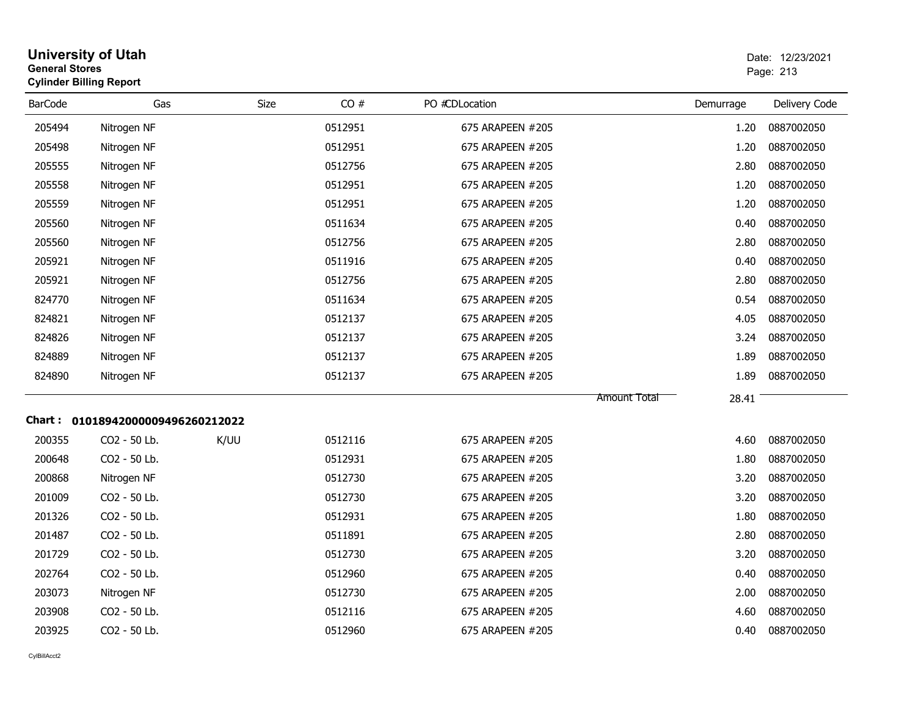# University of Utah
**General Stores**
**Cylinder Billing Report**

Date: 12/23/2021

| BarCode | Gas | Size | CO # | PO # | CDLocation | Demurrage | Delivery Code |
|---|---|---|---|---|---|---|---|
| 205494 | Nitrogen NF | | 0512951 | | 675 ARAPEEN #205 | 1.20 | 0887002050 |
| 205498 | Nitrogen NF | | 0512951 | | 675 ARAPEEN #205 | 1.20 | 0887002050 |
| 205555 | Nitrogen NF | | 0512756 | | 675 ARAPEEN #205 | 2.80 | 0887002050 |
| 205558 | Nitrogen NF | | 0512951 | | 675 ARAPEEN #205 | 1.20 | 0887002050 |
| 205559 | Nitrogen NF | | 0512951 | | 675 ARAPEEN #205 | 1.20 | 0887002050 |
| 205560 | Nitrogen NF | | 0511634 | | 675 ARAPEEN #205 | 0.40 | 0887002050 |
| 205560 | Nitrogen NF | | 0512756 | | 675 ARAPEEN #205 | 2.80 | 0887002050 |
| 205921 | Nitrogen NF | | 0511916 | | 675 ARAPEEN #205 | 0.40 | 0887002050 |
| 205921 | Nitrogen NF | | 0512756 | | 675 ARAPEEN #205 | 2.80 | 0887002050 |
| 824770 | Nitrogen NF | | 0511634 | | 675 ARAPEEN #205 | 0.54 | 0887002050 |
| 824821 | Nitrogen NF | | 0512137 | | 675 ARAPEEN #205 | 4.05 | 0887002050 |
| 824826 | Nitrogen NF | | 0512137 | | 675 ARAPEEN #205 | 3.24 | 0887002050 |
| 824889 | Nitrogen NF | | 0512137 | | 675 ARAPEEN #205 | 1.89 | 0887002050 |
| 824890 | Nitrogen NF | | 0512137 | | 675 ARAPEEN #205 | 1.89 | 0887002050 |
| | | | | | Amount Total | 28.41 | |

**Chart : 01018942000009496260212022**

| BarCode | Gas | Size | CO # | PO # | CDLocation | Demurrage | Delivery Code |
|---|---|---|---|---|---|---|---|
| 200355 | CO2 - 50 Lb. | K/UU | 0512116 | | 675 ARAPEEN #205 | 4.60 | 0887002050 |
| 200648 | CO2 - 50 Lb. | | 0512931 | | 675 ARAPEEN #205 | 1.80 | 0887002050 |
| 200868 | Nitrogen NF | | 0512730 | | 675 ARAPEEN #205 | 3.20 | 0887002050 |
| 201009 | CO2 - 50 Lb. | | 0512730 | | 675 ARAPEEN #205 | 3.20 | 0887002050 |
| 201326 | CO2 - 50 Lb. | | 0512931 | | 675 ARAPEEN #205 | 1.80 | 0887002050 |
| 201487 | CO2 - 50 Lb. | | 0511891 | | 675 ARAPEEN #205 | 2.80 | 0887002050 |
| 201729 | CO2 - 50 Lb. | | 0512730 | | 675 ARAPEEN #205 | 3.20 | 0887002050 |
| 202764 | CO2 - 50 Lb. | | 0512960 | | 675 ARAPEEN #205 | 0.40 | 0887002050 |
| 203073 | Nitrogen NF | | 0512730 | | 675 ARAPEEN #205 | 2.00 | 0887002050 |
| 203908 | CO2 - 50 Lb. | | 0512116 | | 675 ARAPEEN #205 | 4.60 | 0887002050 |
| 203925 | CO2 - 50 Lb. | | 0512960 | | 675 ARAPEEN #205 | 0.40 | 0887002050 |

CylBillAcct2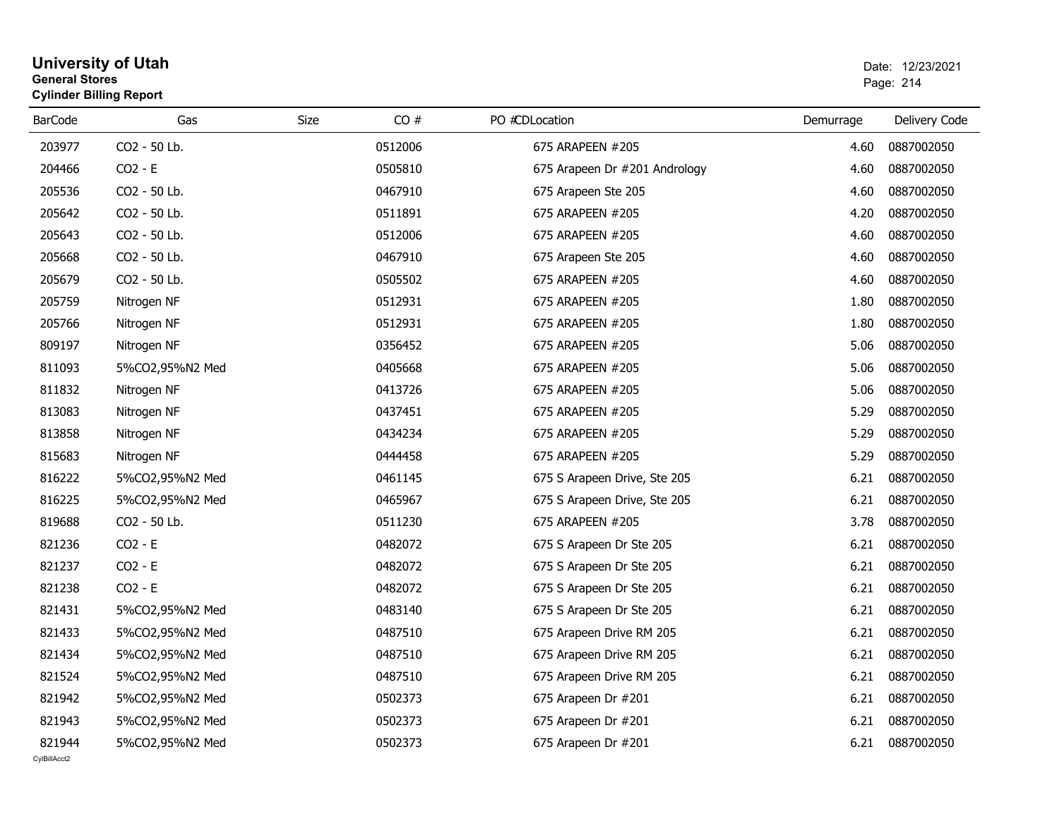# University of Utah

**General Stores**

**Cylinder Billing Report**

Date: 12/23/2021

| BarCode | Gas | Size | CO # | PO # | CDLocation | Demurrage | Delivery Code |
|---|---|---|---|---|---|---|---|
| 203977 | CO2 - 50 Lb. | | 0512006 | | 675 ARAPEEN #205 | 4.60 | 0887002050 |
| 204466 | CO2 - E | | 0505810 | | 675 Arapeen Dr #201 Andrology | 4.60 | 0887002050 |
| 205536 | CO2 - 50 Lb. | | 0467910 | | 675 Arapeen Ste 205 | 4.60 | 0887002050 |
| 205642 | CO2 - 50 Lb. | | 0511891 | | 675 ARAPEEN #205 | 4.20 | 0887002050 |
| 205643 | CO2 - 50 Lb. | | 0512006 | | 675 ARAPEEN #205 | 4.60 | 0887002050 |
| 205668 | CO2 - 50 Lb. | | 0467910 | | 675 Arapeen Ste 205 | 4.60 | 0887002050 |
| 205679 | CO2 - 50 Lb. | | 0505502 | | 675 ARAPEEN #205 | 4.60 | 0887002050 |
| 205759 | Nitrogen NF | | 0512931 | | 675 ARAPEEN #205 | 1.80 | 0887002050 |
| 205766 | Nitrogen NF | | 0512931 | | 675 ARAPEEN #205 | 1.80 | 0887002050 |
| 809197 | Nitrogen NF | | 0356452 | | 675 ARAPEEN #205 | 5.06 | 0887002050 |
| 811093 | 5%CO2,95%N2 Med | | 0405668 | | 675 ARAPEEN #205 | 5.06 | 0887002050 |
| 811832 | Nitrogen NF | | 0413726 | | 675 ARAPEEN #205 | 5.06 | 0887002050 |
| 813083 | Nitrogen NF | | 0437451 | | 675 ARAPEEN #205 | 5.29 | 0887002050 |
| 813858 | Nitrogen NF | | 0434234 | | 675 ARAPEEN #205 | 5.29 | 0887002050 |
| 815683 | Nitrogen NF | | 0444458 | | 675 ARAPEEN #205 | 5.29 | 0887002050 |
| 816222 | 5%CO2,95%N2 Med | | 0461145 | | 675 S Arapeen Drive, Ste 205 | 6.21 | 0887002050 |
| 816225 | 5%CO2,95%N2 Med | | 0465967 | | 675 S Arapeen Drive, Ste 205 | 6.21 | 0887002050 |
| 819688 | CO2 - 50 Lb. | | 0511230 | | 675 ARAPEEN #205 | 3.78 | 0887002050 |
| 821236 | CO2 - E | | 0482072 | | 675 S Arapeen Dr Ste 205 | 6.21 | 0887002050 |
| 821237 | CO2 - E | | 0482072 | | 675 S Arapeen Dr Ste 205 | 6.21 | 0887002050 |
| 821238 | CO2 - E | | 0482072 | | 675 S Arapeen Dr Ste 205 | 6.21 | 0887002050 |
| 821431 | 5%CO2,95%N2 Med | | 0483140 | | 675 S Arapeen Dr Ste 205 | 6.21 | 0887002050 |
| 821433 | 5%CO2,95%N2 Med | | 0487510 | | 675 Arapeen Drive RM 205 | 6.21 | 0887002050 |
| 821434 | 5%CO2,95%N2 Med | | 0487510 | | 675 Arapeen Drive RM 205 | 6.21 | 0887002050 |
| 821524 | 5%CO2,95%N2 Med | | 0487510 | | 675 Arapeen Drive RM 205 | 6.21 | 0887002050 |
| 821942 | 5%CO2,95%N2 Med | | 0502373 | | 675 Arapeen Dr #201 | 6.21 | 0887002050 |
| 821943 | 5%CO2,95%N2 Med | | 0502373 | | 675 Arapeen Dr #201 | 6.21 | 0887002050 |
| 821944 | 5%CO2,95%N2 Med | | 0502373 | | 675 Arapeen Dr #201 | 6.21 | 0887002050 |

CylBillAcct2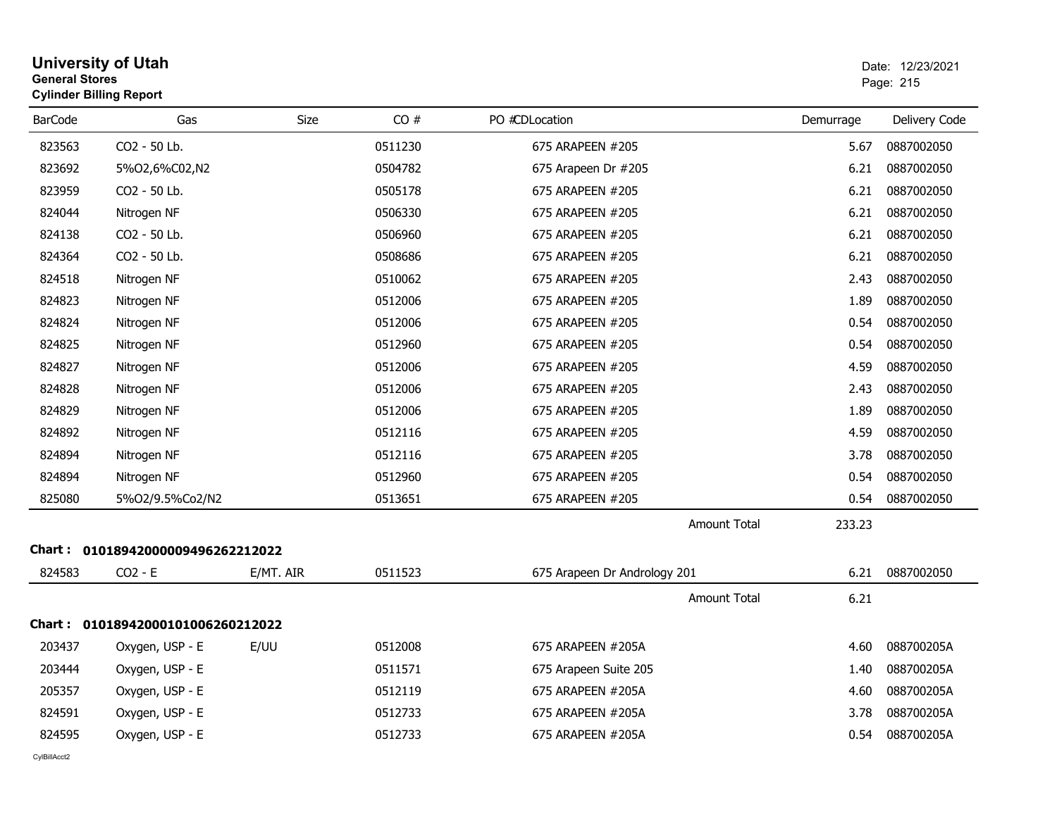# University of Utah
**General Stores**
**Cylinder Billing Report**

Date: 12/23/2021

| BarCode | Gas | Size | CO # | PO #CDLocation | Demurrage | Delivery Code |
|---|---|---|---|---|---|---|
| 823563 | CO2 - 50 Lb. | | 0511230 | 675 ARAPEEN #205 | 5.67 | 0887002050 |
| 823692 | 5%O2,6%C02,N2 | | 0504782 | 675 Arapeen Dr #205 | 6.21 | 0887002050 |
| 823959 | CO2 - 50 Lb. | | 0505178 | 675 ARAPEEN #205 | 6.21 | 0887002050 |
| 824044 | Nitrogen NF | | 0506330 | 675 ARAPEEN #205 | 6.21 | 0887002050 |
| 824138 | CO2 - 50 Lb. | | 0506960 | 675 ARAPEEN #205 | 6.21 | 0887002050 |
| 824364 | CO2 - 50 Lb. | | 0508686 | 675 ARAPEEN #205 | 6.21 | 0887002050 |
| 824518 | Nitrogen NF | | 0510062 | 675 ARAPEEN #205 | 2.43 | 0887002050 |
| 824823 | Nitrogen NF | | 0512006 | 675 ARAPEEN #205 | 1.89 | 0887002050 |
| 824824 | Nitrogen NF | | 0512006 | 675 ARAPEEN #205 | 0.54 | 0887002050 |
| 824825 | Nitrogen NF | | 0512960 | 675 ARAPEEN #205 | 0.54 | 0887002050 |
| 824827 | Nitrogen NF | | 0512006 | 675 ARAPEEN #205 | 4.59 | 0887002050 |
| 824828 | Nitrogen NF | | 0512006 | 675 ARAPEEN #205 | 2.43 | 0887002050 |
| 824829 | Nitrogen NF | | 0512006 | 675 ARAPEEN #205 | 1.89 | 0887002050 |
| 824892 | Nitrogen NF | | 0512116 | 675 ARAPEEN #205 | 4.59 | 0887002050 |
| 824894 | Nitrogen NF | | 0512116 | 675 ARAPEEN #205 | 3.78 | 0887002050 |
| 824894 | Nitrogen NF | | 0512960 | 675 ARAPEEN #205 | 0.54 | 0887002050 |
| 825080 | 5%O2/9.5%Co2/N2 | | 0513651 | 675 ARAPEEN #205 | 0.54 | 0887002050 |
| | | | | Amount Total | 233.23 | |

**Chart : 01018942000009496262212022**

| BarCode | Gas | Size | CO # | PO #CDLocation | Demurrage | Delivery Code |
|---|---|---|---|---|---|---|
| 824583 | CO2 - E | E/MT. AIR | 0511523 | 675 Arapeen Dr Andrology 201 | 6.21 | 0887002050 |
| | | | | Amount Total | 6.21 | |

**Chart : 01018942000101006260212022**

| BarCode | Gas | Size | CO # | PO #CDLocation | Demurrage | Delivery Code |
|---|---|---|---|---|---|---|
| 203437 | Oxygen, USP - E | E/UU | 0512008 | 675 ARAPEEN #205A | 4.60 | 088700205A |
| 203444 | Oxygen, USP - E | | 0511571 | 675 Arapeen Suite 205 | 1.40 | 088700205A |
| 205357 | Oxygen, USP - E | | 0512119 | 675 ARAPEEN #205A | 4.60 | 088700205A |
| 824591 | Oxygen, USP - E | | 0512733 | 675 ARAPEEN #205A | 3.78 | 088700205A |
| 824595 | Oxygen, USP - E | | 0512733 | 675 ARAPEEN #205A | 0.54 | 088700205A |

CylBillAcct2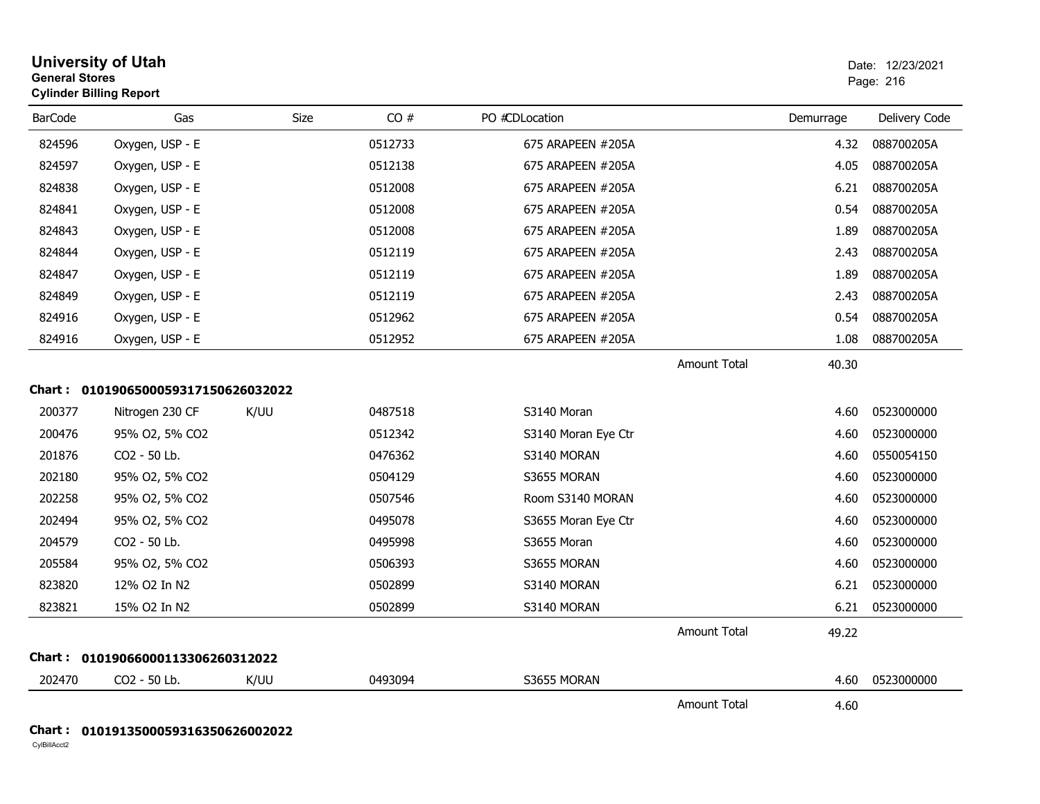**University of Utah**
**General Stores**
**Cylinder Billing Report**

Date: 12/23/2021

| BarCode | Gas | Size | CO # | PO #CDLocation | | Demurrage | Delivery Code |
|---|---|---|---|---|---|---|---|
| 824596 | Oxygen, USP - E | | 0512733 | 675 ARAPEEN #205A | | 4.32 | 088700205A |
| 824597 | Oxygen, USP - E | | 0512138 | 675 ARAPEEN #205A | | 4.05 | 088700205A |
| 824838 | Oxygen, USP - E | | 0512008 | 675 ARAPEEN #205A | | 6.21 | 088700205A |
| 824841 | Oxygen, USP - E | | 0512008 | 675 ARAPEEN #205A | | 0.54 | 088700205A |
| 824843 | Oxygen, USP - E | | 0512008 | 675 ARAPEEN #205A | | 1.89 | 088700205A |
| 824844 | Oxygen, USP - E | | 0512119 | 675 ARAPEEN #205A | | 2.43 | 088700205A |
| 824847 | Oxygen, USP - E | | 0512119 | 675 ARAPEEN #205A | | 1.89 | 088700205A |
| 824849 | Oxygen, USP - E | | 0512119 | 675 ARAPEEN #205A | | 2.43 | 088700205A |
| 824916 | Oxygen, USP - E | | 0512962 | 675 ARAPEEN #205A | | 0.54 | 088700205A |
| 824916 | Oxygen, USP - E | | 0512952 | 675 ARAPEEN #205A | | 1.08 | 088700205A |
| | | | | | Amount Total | 40.30 | |

**Chart : 01019065000593171506260320​22**

| BarCode | Gas | Size | CO # | PO #CDLocation | | Demurrage | Delivery Code |
|---|---|---|---|---|---|---|---|
| 200377 | Nitrogen 230 CF | K/UU | 0487518 | S3140 Moran | | 4.60 | 0523000000 |
| 200476 | 95% O2, 5% CO2 | | 0512342 | S3140 Moran Eye Ctr | | 4.60 | 0523000000 |
| 201876 | CO2 - 50 Lb. | | 0476362 | S3140 MORAN | | 4.60 | 0550054150 |
| 202180 | 95% O2, 5% CO2 | | 0504129 | S3655 MORAN | | 4.60 | 0523000000 |
| 202258 | 95% O2, 5% CO2 | | 0507546 | Room S3140 MORAN | | 4.60 | 0523000000 |
| 202494 | 95% O2, 5% CO2 | | 0495078 | S3655 Moran Eye Ctr | | 4.60 | 0523000000 |
| 204579 | CO2 - 50 Lb. | | 0495998 | S3655 Moran | | 4.60 | 0523000000 |
| 205584 | 95% O2, 5% CO2 | | 0506393 | S3655 MORAN | | 4.60 | 0523000000 |
| 823820 | 12% O2 In N2 | | 0502899 | S3140 MORAN | | 6.21 | 0523000000 |
| 823821 | 15% O2 In N2 | | 0502899 | S3140 MORAN | | 6.21 | 0523000000 |
| | | | | | Amount Total | 49.22 | |

**Chart : 01019066000113306260312022**

| BarCode | Gas | Size | CO # | PO #CDLocation | | Demurrage | Delivery Code |
|---|---|---|---|---|---|---|---|
| 202470 | CO2 - 50 Lb. | K/UU | 0493094 | S3655 MORAN | | 4.60 | 0523000000 |
| | | | | | Amount Total | 4.60 | |

**Chart : 01019135000593163506260020​22**

CylBillAcct2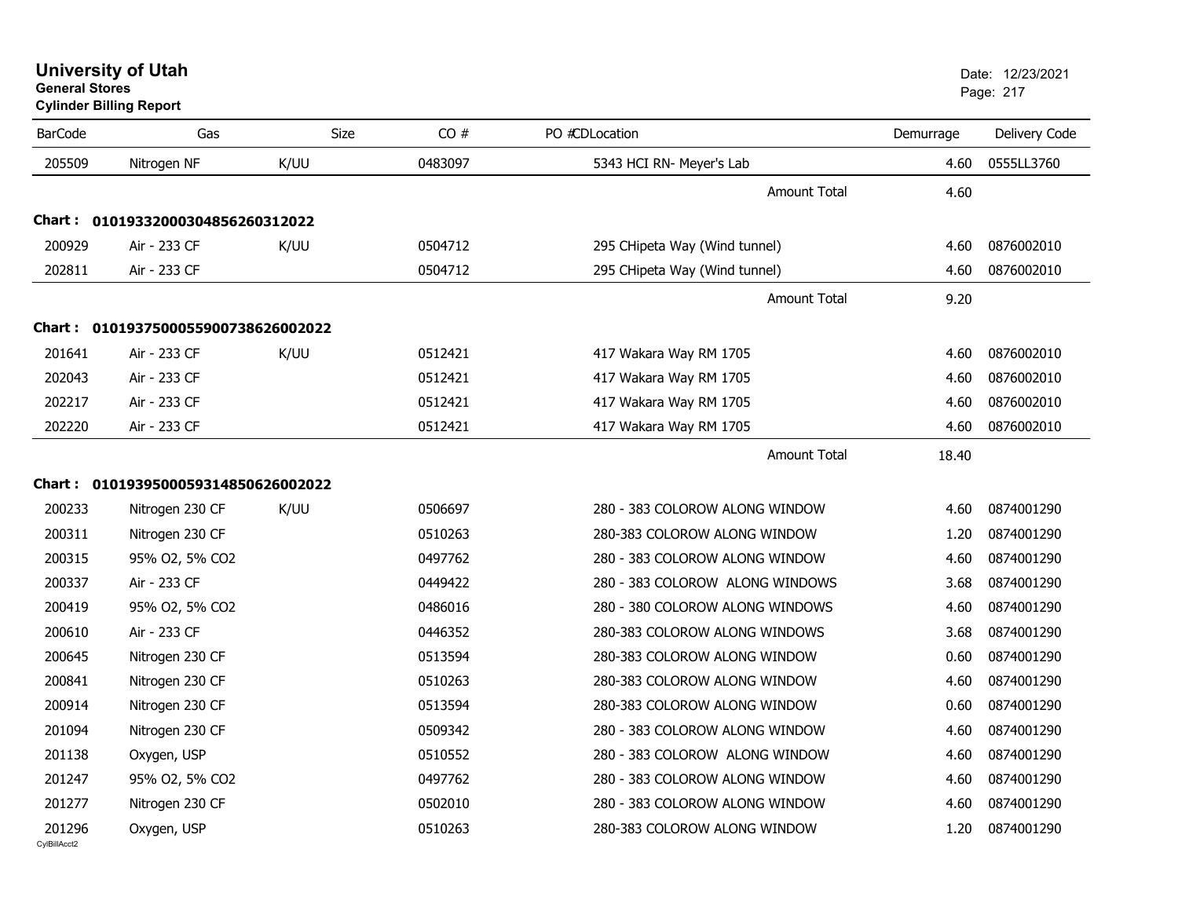**University of Utah**
**General Stores**
**Cylinder Billing Report**

Date: 12/23/2021

| BarCode | Gas | Size | CO # | PO # | CDLocation | Demurrage | Delivery Code |
|---|---|---|---|---|---|---|---|
| 205509 | Nitrogen NF | K/UU | 0483097 | | 5343 HCI RN- Meyer's Lab | 4.60 | 0555LL3760 |
| | | | | | Amount Total | 4.60 | |
| **Chart :** | **0101933200030485626031202​2** | | | | | | |
| 200929 | Air - 233 CF | K/UU | 0504712 | | 295 CHipeta Way (Wind tunnel) | 4.60 | 0876002010 |
| 202811 | Air - 233 CF | | 0504712 | | 295 CHipeta Way (Wind tunnel) | 4.60 | 0876002010 |
| | | | | | Amount Total | 9.20 | |
| **Chart :** | **01019375000559007386260020​22** | | | | | | |
| 201641 | Air - 233 CF | K/UU | 0512421 | | 417 Wakara Way RM 1705 | 4.60 | 0876002010 |
| 202043 | Air - 233 CF | | 0512421 | | 417 Wakara Way RM 1705 | 4.60 | 0876002010 |
| 202217 | Air - 233 CF | | 0512421 | | 417 Wakara Way RM 1705 | 4.60 | 0876002010 |
| 202220 | Air - 233 CF | | 0512421 | | 417 Wakara Way RM 1705 | 4.60 | 0876002010 |
| | | | | | Amount Total | 18.40 | |
| **Chart :** | **01019395000593148506260020​22** | | | | | | |
| 200233 | Nitrogen 230 CF | K/UU | 0506697 | | 280 - 383 COLOROW ALONG WINDOW | 4.60 | 0874001290 |
| 200311 | Nitrogen 230 CF | | 0510263 | | 280-383 COLOROW ALONG WINDOW | 1.20 | 0874001290 |
| 200315 | 95% O2, 5% CO2 | | 0497762 | | 280 - 383 COLOROW ALONG WINDOW | 4.60 | 0874001290 |
| 200337 | Air - 233 CF | | 0449422 | | 280 - 383 COLOROW ALONG WINDOWS | 3.68 | 0874001290 |
| 200419 | 95% O2, 5% CO2 | | 0486016 | | 280 - 380 COLOROW ALONG WINDOWS | 4.60 | 0874001290 |
| 200610 | Air - 233 CF | | 0446352 | | 280-383 COLOROW ALONG WINDOWS | 3.68 | 0874001290 |
| 200645 | Nitrogen 230 CF | | 0513594 | | 280-383 COLOROW ALONG WINDOW | 0.60 | 0874001290 |
| 200841 | Nitrogen 230 CF | | 0510263 | | 280-383 COLOROW ALONG WINDOW | 4.60 | 0874001290 |
| 200914 | Nitrogen 230 CF | | 0513594 | | 280-383 COLOROW ALONG WINDOW | 0.60 | 0874001290 |
| 201094 | Nitrogen 230 CF | | 0509342 | | 280 - 383 COLOROW ALONG WINDOW | 4.60 | 0874001290 |
| 201138 | Oxygen, USP | | 0510552 | | 280 - 383 COLOROW ALONG WINDOW | 4.60 | 0874001290 |
| 201247 | 95% O2, 5% CO2 | | 0497762 | | 280 - 383 COLOROW ALONG WINDOW | 4.60 | 0874001290 |
| 201277 | Nitrogen 230 CF | | 0502010 | | 280 - 383 COLOROW ALONG WINDOW | 4.60 | 0874001290 |
| 201296 | Oxygen, USP | | 0510263 | | 280-383 COLOROW ALONG WINDOW | 1.20 | 0874001290 |

CylBillAcct2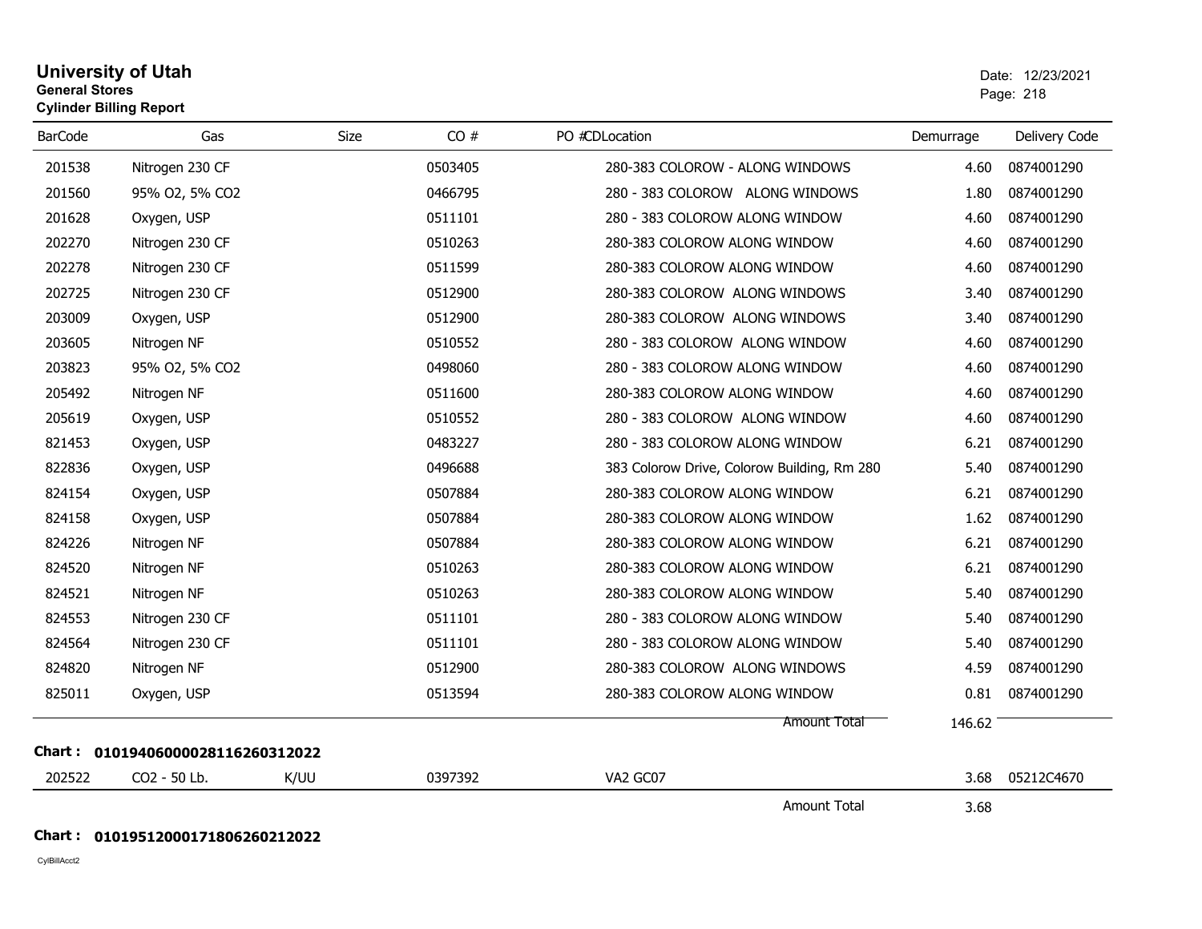# University of Utah

**General Stores**

**Cylinder Billing Report**

Date: 12/23/2021

| BarCode | Gas | Size | CO # | PO # | CD | Location | Demurrage | Delivery Code |
|---|---|---|---|---|---|---|---|---|
| 201538 | Nitrogen 230 CF | | 0503405 | | | 280-383 COLOROW - ALONG WINDOWS | 4.60 | 0874001290 |
| 201560 | 95% O2, 5% CO2 | | 0466795 | | | 280 - 383 COLOROW ALONG WINDOWS | 1.80 | 0874001290 |
| 201628 | Oxygen, USP | | 0511101 | | | 280 - 383 COLOROW ALONG WINDOW | 4.60 | 0874001290 |
| 202270 | Nitrogen 230 CF | | 0510263 | | | 280-383 COLOROW ALONG WINDOW | 4.60 | 0874001290 |
| 202278 | Nitrogen 230 CF | | 0511599 | | | 280-383 COLOROW ALONG WINDOW | 4.60 | 0874001290 |
| 202725 | Nitrogen 230 CF | | 0512900 | | | 280-383 COLOROW ALONG WINDOWS | 3.40 | 0874001290 |
| 203009 | Oxygen, USP | | 0512900 | | | 280-383 COLOROW ALONG WINDOWS | 3.40 | 0874001290 |
| 203605 | Nitrogen NF | | 0510552 | | | 280 - 383 COLOROW ALONG WINDOW | 4.60 | 0874001290 |
| 203823 | 95% O2, 5% CO2 | | 0498060 | | | 280 - 383 COLOROW ALONG WINDOW | 4.60 | 0874001290 |
| 205492 | Nitrogen NF | | 0511600 | | | 280-383 COLOROW ALONG WINDOW | 4.60 | 0874001290 |
| 205619 | Oxygen, USP | | 0510552 | | | 280 - 383 COLOROW ALONG WINDOW | 4.60 | 0874001290 |
| 821453 | Oxygen, USP | | 0483227 | | | 280 - 383 COLOROW ALONG WINDOW | 6.21 | 0874001290 |
| 822836 | Oxygen, USP | | 0496688 | | | 383 Colorow Drive, Colorow Building, Rm 280 | 5.40 | 0874001290 |
| 824154 | Oxygen, USP | | 0507884 | | | 280-383 COLOROW ALONG WINDOW | 6.21 | 0874001290 |
| 824158 | Oxygen, USP | | 0507884 | | | 280-383 COLOROW ALONG WINDOW | 1.62 | 0874001290 |
| 824226 | Nitrogen NF | | 0507884 | | | 280-383 COLOROW ALONG WINDOW | 6.21 | 0874001290 |
| 824520 | Nitrogen NF | | 0510263 | | | 280-383 COLOROW ALONG WINDOW | 6.21 | 0874001290 |
| 824521 | Nitrogen NF | | 0510263 | | | 280-383 COLOROW ALONG WINDOW | 5.40 | 0874001290 |
| 824553 | Nitrogen 230 CF | | 0511101 | | | 280 - 383 COLOROW ALONG WINDOW | 5.40 | 0874001290 |
| 824564 | Nitrogen 230 CF | | 0511101 | | | 280 - 383 COLOROW ALONG WINDOW | 5.40 | 0874001290 |
| 824820 | Nitrogen NF | | 0512900 | | | 280-383 COLOROW ALONG WINDOWS | 4.59 | 0874001290 |
| 825011 | Oxygen, USP | | 0513594 | | | 280-383 COLOROW ALONG WINDOW | 0.81 | 0874001290 |
| | | | | | | Amount Total | 146.62 | |

**Chart : 01019406000028116260312022**

| BarCode | Gas | Size | CO # | PO # | CD | Location | Demurrage | Delivery Code |
|---|---|---|---|---|---|---|---|---|
| 202522 | CO2 - 50 Lb. | K/UU | 0397392 | | | VA2 GC07 | 3.68 | 05212C4670 |
| | | | | | | Amount Total | 3.68 | |

**Chart : 01019512000171806260212022**

CylBillAcct2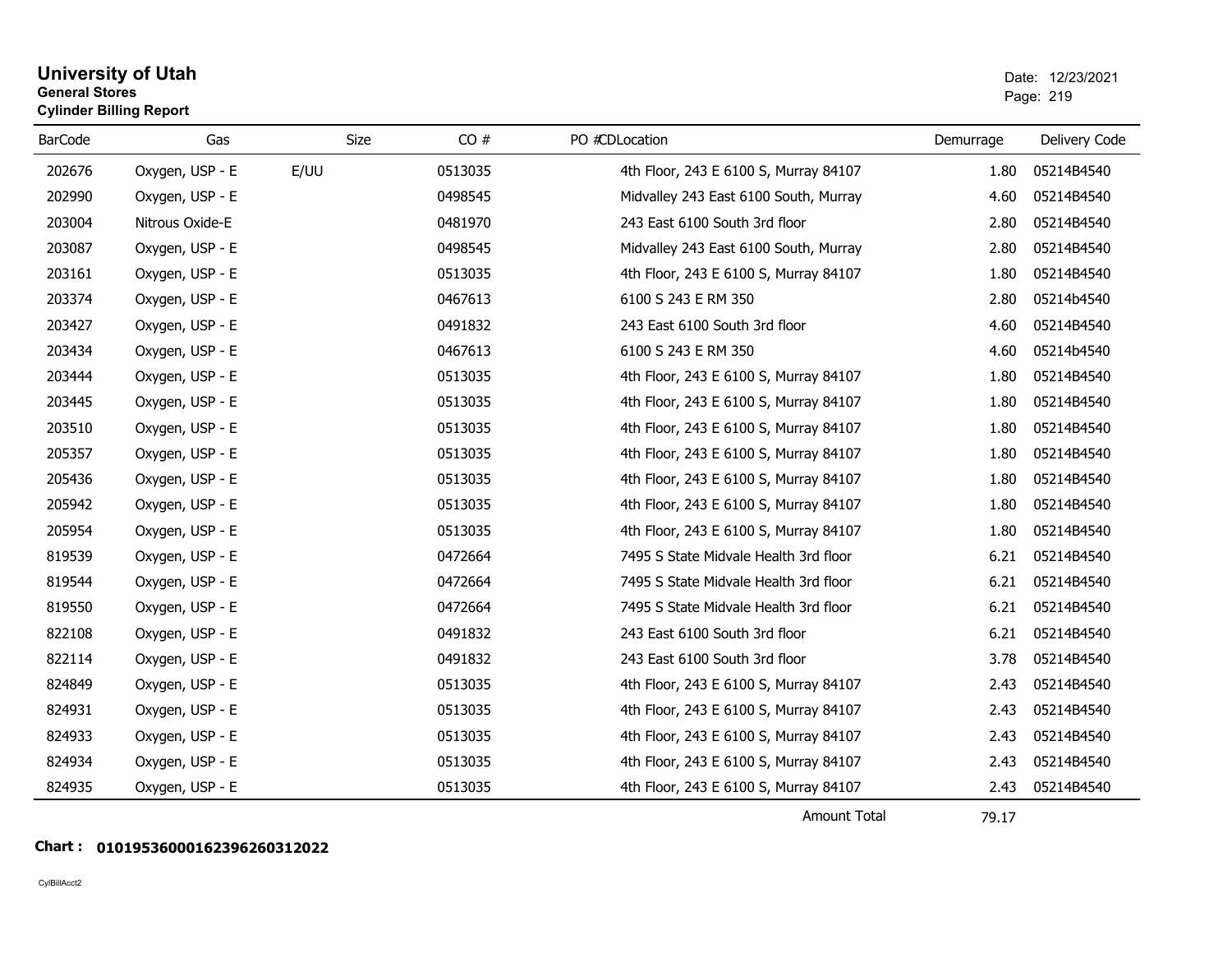# University of Utah
**General Stores**
**Cylinder Billing Report**

Date: 12/23/2021

| BarCode | Gas | Size | CO # | PO # | CDLocation | Demurrage | Delivery Code |
|---|---|---|---|---|---|---|---|
| 202676 | Oxygen, USP - E | E/UU | 0513035 | | 4th Floor, 243 E 6100 S, Murray 84107 | 1.80 | 05214B4540 |
| 202990 | Oxygen, USP - E | | 0498545 | | Midvalley 243 East 6100 South, Murray | 4.60 | 05214B4540 |
| 203004 | Nitrous Oxide-E | | 0481970 | | 243 East 6100 South 3rd floor | 2.80 | 05214B4540 |
| 203087 | Oxygen, USP - E | | 0498545 | | Midvalley 243 East 6100 South, Murray | 2.80 | 05214B4540 |
| 203161 | Oxygen, USP - E | | 0513035 | | 4th Floor, 243 E 6100 S, Murray 84107 | 1.80 | 05214B4540 |
| 203374 | Oxygen, USP - E | | 0467613 | | 6100 S 243 E RM 350 | 2.80 | 05214b4540 |
| 203427 | Oxygen, USP - E | | 0491832 | | 243 East 6100 South 3rd floor | 4.60 | 05214B4540 |
| 203434 | Oxygen, USP - E | | 0467613 | | 6100 S 243 E RM 350 | 4.60 | 05214b4540 |
| 203444 | Oxygen, USP - E | | 0513035 | | 4th Floor, 243 E 6100 S, Murray 84107 | 1.80 | 05214B4540 |
| 203445 | Oxygen, USP - E | | 0513035 | | 4th Floor, 243 E 6100 S, Murray 84107 | 1.80 | 05214B4540 |
| 203510 | Oxygen, USP - E | | 0513035 | | 4th Floor, 243 E 6100 S, Murray 84107 | 1.80 | 05214B4540 |
| 205357 | Oxygen, USP - E | | 0513035 | | 4th Floor, 243 E 6100 S, Murray 84107 | 1.80 | 05214B4540 |
| 205436 | Oxygen, USP - E | | 0513035 | | 4th Floor, 243 E 6100 S, Murray 84107 | 1.80 | 05214B4540 |
| 205942 | Oxygen, USP - E | | 0513035 | | 4th Floor, 243 E 6100 S, Murray 84107 | 1.80 | 05214B4540 |
| 205954 | Oxygen, USP - E | | 0513035 | | 4th Floor, 243 E 6100 S, Murray 84107 | 1.80 | 05214B4540 |
| 819539 | Oxygen, USP - E | | 0472664 | | 7495 S State Midvale Health 3rd floor | 6.21 | 05214B4540 |
| 819544 | Oxygen, USP - E | | 0472664 | | 7495 S State Midvale Health 3rd floor | 6.21 | 05214B4540 |
| 819550 | Oxygen, USP - E | | 0472664 | | 7495 S State Midvale Health 3rd floor | 6.21 | 05214B4540 |
| 822108 | Oxygen, USP - E | | 0491832 | | 243 East 6100 South 3rd floor | 6.21 | 05214B4540 |
| 822114 | Oxygen, USP - E | | 0491832 | | 243 East 6100 South 3rd floor | 3.78 | 05214B4540 |
| 824849 | Oxygen, USP - E | | 0513035 | | 4th Floor, 243 E 6100 S, Murray 84107 | 2.43 | 05214B4540 |
| 824931 | Oxygen, USP - E | | 0513035 | | 4th Floor, 243 E 6100 S, Murray 84107 | 2.43 | 05214B4540 |
| 824933 | Oxygen, USP - E | | 0513035 | | 4th Floor, 243 E 6100 S, Murray 84107 | 2.43 | 05214B4540 |
| 824934 | Oxygen, USP - E | | 0513035 | | 4th Floor, 243 E 6100 S, Murray 84107 | 2.43 | 05214B4540 |
| 824935 | Oxygen, USP - E | | 0513035 | | 4th Floor, 243 E 6100 S, Murray 84107 | 2.43 | 05214B4540 |
| | | | | | Amount Total | 79.17 | |

**Chart : 01019536000162396260312022**

CylBillAcct2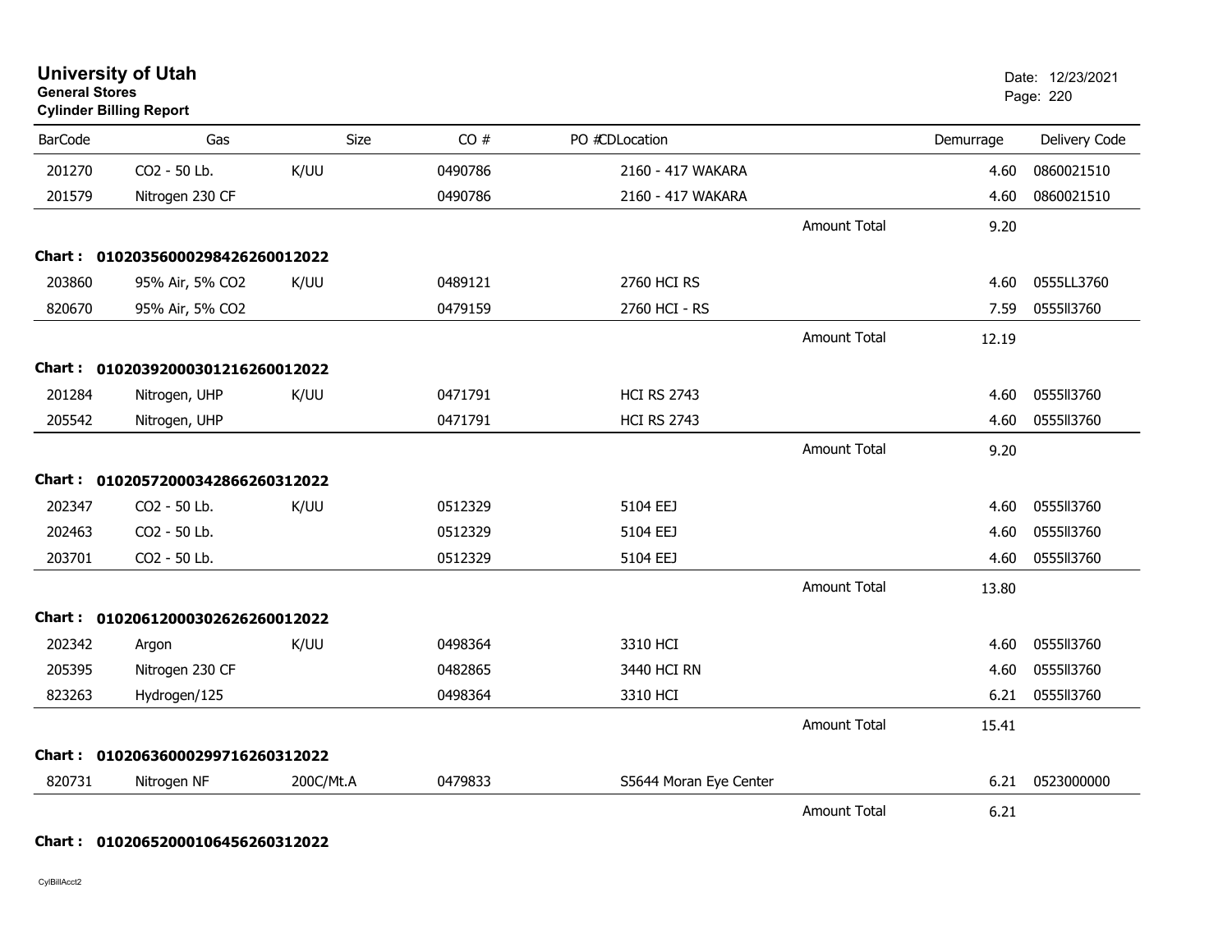# University of Utah
**General Stores**
**Cylinder Billing Report**

Date: 12/23/2021

| BarCode | Gas | Size | CO # | PO #CDLocation | | Demurrage | Delivery Code |
|---|---|---|---|---|---|---|---|
| 201270 | CO2 - 50 Lb. | K/UU | 0490786 | 2160 - 417 WAKARA | | 4.60 | 0860021510 |
| 201579 | Nitrogen 230 CF | | 0490786 | 2160 - 417 WAKARA | | 4.60 | 0860021510 |
| | | | | | Amount Total | 9.20 | |
| **Chart :** | **01020356000298426260012022** | | | | | | |
| 203860 | 95% Air, 5% CO2 | K/UU | 0489121 | 2760 HCI RS | | 4.60 | 0555LL3760 |
| 820670 | 95% Air, 5% CO2 | | 0479159 | 2760 HCI - RS | | 7.59 | 0555ll3760 |
| | | | | | Amount Total | 12.19 | |
| **Chart :** | **01020392000301216260012022** | | | | | | |
| 201284 | Nitrogen, UHP | K/UU | 0471791 | HCI RS 2743 | | 4.60 | 0555ll3760 |
| 205542 | Nitrogen, UHP | | 0471791 | HCI RS 2743 | | 4.60 | 0555ll3760 |
| | | | | | Amount Total | 9.20 | |
| **Chart :** | **01020572000342866260312022** | | | | | | |
| 202347 | CO2 - 50 Lb. | K/UU | 0512329 | 5104 EEJ | | 4.60 | 0555ll3760 |
| 202463 | CO2 - 50 Lb. | | 0512329 | 5104 EEJ | | 4.60 | 0555ll3760 |
| 203701 | CO2 - 50 Lb. | | 0512329 | 5104 EEJ | | 4.60 | 0555ll3760 |
| | | | | | Amount Total | 13.80 | |
| **Chart :** | **01020612000302626260012022** | | | | | | |
| 202342 | Argon | K/UU | 0498364 | 3310 HCI | | 4.60 | 0555ll3760 |
| 205395 | Nitrogen 230 CF | | 0482865 | 3440 HCI RN | | 4.60 | 0555ll3760 |
| 823263 | Hydrogen/125 | | 0498364 | 3310 HCI | | 6.21 | 0555ll3760 |
| | | | | | Amount Total | 15.41 | |
| **Chart :** | **01020636000299716260312022** | | | | | | |
| 820731 | Nitrogen NF | 200C/Mt.A | 0479833 | S5644 Moran Eye Center | | 6.21 | 0523000000 |
| | | | | | Amount Total | 6.21 | |
| **Chart :** | **01020652000106456260312022** | | | | | | |

CylBillAcct2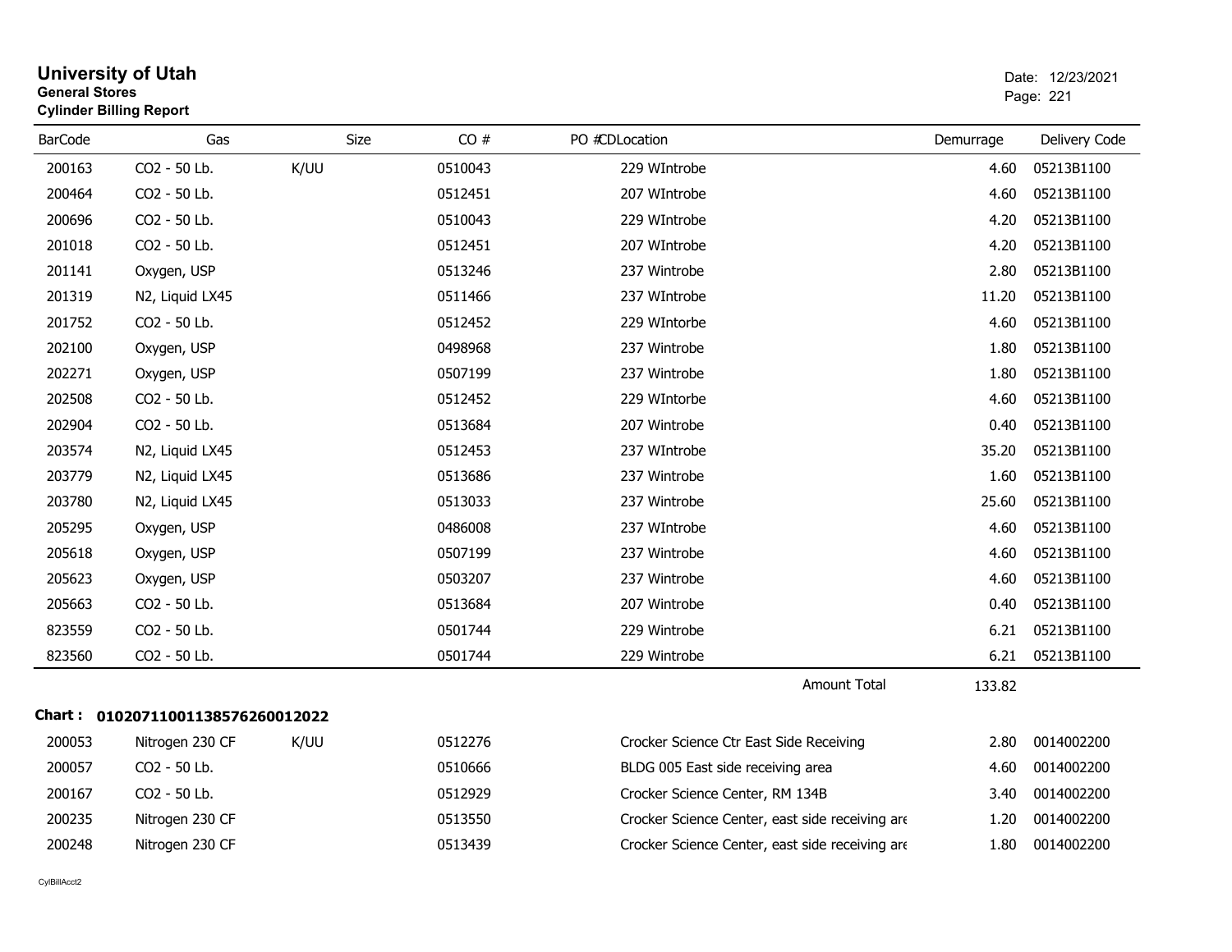# University of Utah

**General Stores**
**Cylinder Billing Report**

Date: 12/23/2021

| BarCode | Gas | Size | CO # | PO # | CDLocation | Demurrage | Delivery Code |
|---|---|---|---|---|---|---|---|
| 200163 | CO2 - 50 Lb. | K/UU | 0510043 | | 229 WIntrobe | 4.60 | 05213B1100 |
| 200464 | CO2 - 50 Lb. | | 0512451 | | 207 WIntrobe | 4.60 | 05213B1100 |
| 200696 | CO2 - 50 Lb. | | 0510043 | | 229 WIntrobe | 4.20 | 05213B1100 |
| 201018 | CO2 - 50 Lb. | | 0512451 | | 207 WIntrobe | 4.20 | 05213B1100 |
| 201141 | Oxygen, USP | | 0513246 | | 237 Wintrobe | 2.80 | 05213B1100 |
| 201319 | N2, Liquid LX45 | | 0511466 | | 237 WIntrobe | 11.20 | 05213B1100 |
| 201752 | CO2 - 50 Lb. | | 0512452 | | 229 WIntorbe | 4.60 | 05213B1100 |
| 202100 | Oxygen, USP | | 0498968 | | 237 Wintrobe | 1.80 | 05213B1100 |
| 202271 | Oxygen, USP | | 0507199 | | 237 Wintrobe | 1.80 | 05213B1100 |
| 202508 | CO2 - 50 Lb. | | 0512452 | | 229 WIntorbe | 4.60 | 05213B1100 |
| 202904 | CO2 - 50 Lb. | | 0513684 | | 207 Wintrobe | 0.40 | 05213B1100 |
| 203574 | N2, Liquid LX45 | | 0512453 | | 237 WIntrobe | 35.20 | 05213B1100 |
| 203779 | N2, Liquid LX45 | | 0513686 | | 237 Wintrobe | 1.60 | 05213B1100 |
| 203780 | N2, Liquid LX45 | | 0513033 | | 237 Wintrobe | 25.60 | 05213B1100 |
| 205295 | Oxygen, USP | | 0486008 | | 237 WIntrobe | 4.60 | 05213B1100 |
| 205618 | Oxygen, USP | | 0507199 | | 237 Wintrobe | 4.60 | 05213B1100 |
| 205623 | Oxygen, USP | | 0503207 | | 237 Wintrobe | 4.60 | 05213B1100 |
| 205663 | CO2 - 50 Lb. | | 0513684 | | 207 Wintrobe | 0.40 | 05213B1100 |
| 823559 | CO2 - 50 Lb. | | 0501744 | | 229 Wintrobe | 6.21 | 05213B1100 |
| 823560 | CO2 - 50 Lb. | | 0501744 | | 229 Wintrobe | 6.21 | 05213B1100 |
| | | | | | Amount Total | 133.82 | |

**Chart : 01020711001138576260012022**

| BarCode | Gas | Size | CO # | PO # | CDLocation | Demurrage | Delivery Code |
|---|---|---|---|---|---|---|---|
| 200053 | Nitrogen 230 CF | K/UU | 0512276 | | Crocker Science Ctr East Side Receiving | 2.80 | 0014002200 |
| 200057 | CO2 - 50 Lb. | | 0510666 | | BLDG 005 East side receiving area | 4.60 | 0014002200 |
| 200167 | CO2 - 50 Lb. | | 0512929 | | Crocker Science Center, RM 134B | 3.40 | 0014002200 |
| 200235 | Nitrogen 230 CF | | 0513550 | | Crocker Science Center, east side receiving are | 1.20 | 0014002200 |
| 200248 | Nitrogen 230 CF | | 0513439 | | Crocker Science Center, east side receiving are | 1.80 | 0014002200 |

CylBillAcct2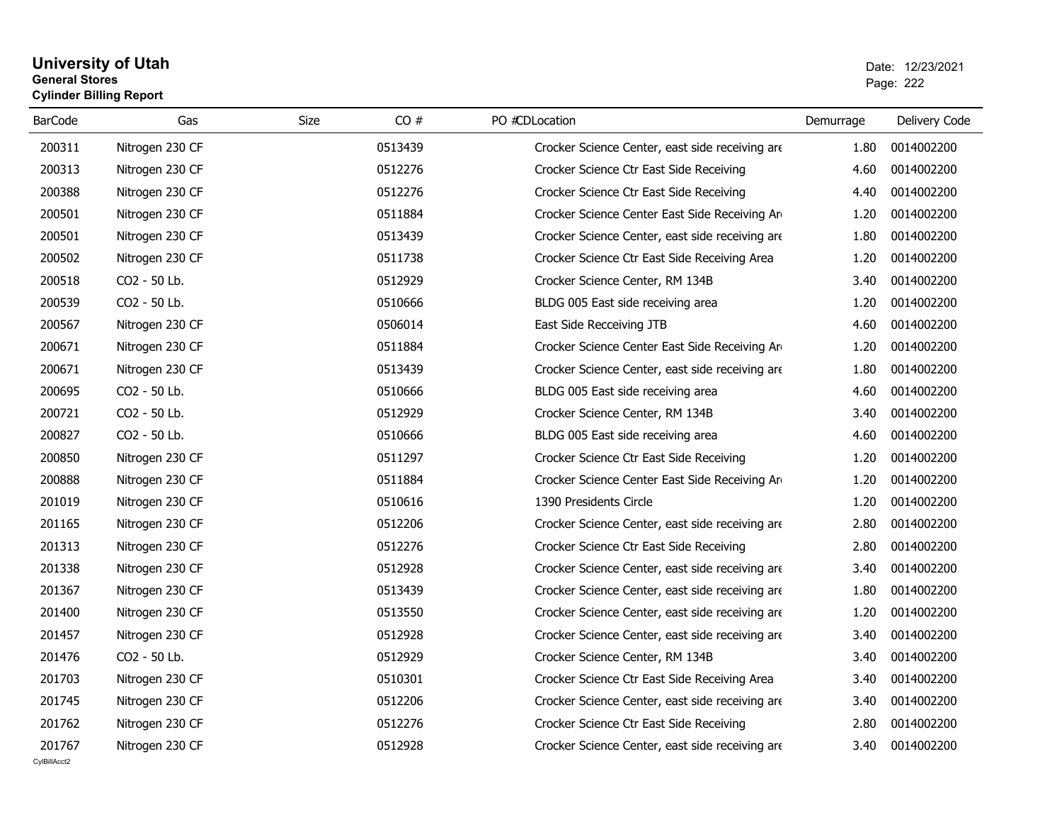# University of Utah
**General Stores**
**Cylinder Billing Report**

Date: 12/23/2021

| BarCode | Gas | Size | CO # | PO # | CD | Location | Demurrage | Delivery Code |
|---|---|---|---|---|---|---|---|---|
| 200311 | Nitrogen 230 CF | | 0513439 | | | Crocker Science Center, east side receiving are | 1.80 | 0014002200 |
| 200313 | Nitrogen 230 CF | | 0512276 | | | Crocker Science Ctr East Side Receiving | 4.60 | 0014002200 |
| 200388 | Nitrogen 230 CF | | 0512276 | | | Crocker Science Ctr East Side Receiving | 4.40 | 0014002200 |
| 200501 | Nitrogen 230 CF | | 0511884 | | | Crocker Science Center East Side Receiving Ar | 1.20 | 0014002200 |
| 200501 | Nitrogen 230 CF | | 0513439 | | | Crocker Science Center, east side receiving are | 1.80 | 0014002200 |
| 200502 | Nitrogen 230 CF | | 0511738 | | | Crocker Science Ctr East Side Receiving Area | 1.20 | 0014002200 |
| 200518 | CO2 - 50 Lb. | | 0512929 | | | Crocker Science Center, RM 134B | 3.40 | 0014002200 |
| 200539 | CO2 - 50 Lb. | | 0510666 | | | BLDG 005 East side receiving area | 1.20 | 0014002200 |
| 200567 | Nitrogen 230 CF | | 0506014 | | | East Side Recceiving JTB | 4.60 | 0014002200 |
| 200671 | Nitrogen 230 CF | | 0511884 | | | Crocker Science Center East Side Receiving Ar | 1.20 | 0014002200 |
| 200671 | Nitrogen 230 CF | | 0513439 | | | Crocker Science Center, east side receiving are | 1.80 | 0014002200 |
| 200695 | CO2 - 50 Lb. | | 0510666 | | | BLDG 005 East side receiving area | 4.60 | 0014002200 |
| 200721 | CO2 - 50 Lb. | | 0512929 | | | Crocker Science Center, RM 134B | 3.40 | 0014002200 |
| 200827 | CO2 - 50 Lb. | | 0510666 | | | BLDG 005 East side receiving area | 4.60 | 0014002200 |
| 200850 | Nitrogen 230 CF | | 0511297 | | | Crocker Science Ctr East Side Receiving | 1.20 | 0014002200 |
| 200888 | Nitrogen 230 CF | | 0511884 | | | Crocker Science Center East Side Receiving Ar | 1.20 | 0014002200 |
| 201019 | Nitrogen 230 CF | | 0510616 | | | 1390 Presidents Circle | 1.20 | 0014002200 |
| 201165 | Nitrogen 230 CF | | 0512206 | | | Crocker Science Center, east side receiving are | 2.80 | 0014002200 |
| 201313 | Nitrogen 230 CF | | 0512276 | | | Crocker Science Ctr East Side Receiving | 2.80 | 0014002200 |
| 201338 | Nitrogen 230 CF | | 0512928 | | | Crocker Science Center, east side receiving are | 3.40 | 0014002200 |
| 201367 | Nitrogen 230 CF | | 0513439 | | | Crocker Science Center, east side receiving are | 1.80 | 0014002200 |
| 201400 | Nitrogen 230 CF | | 0513550 | | | Crocker Science Center, east side receiving are | 1.20 | 0014002200 |
| 201457 | Nitrogen 230 CF | | 0512928 | | | Crocker Science Center, east side receiving are | 3.40 | 0014002200 |
| 201476 | CO2 - 50 Lb. | | 0512929 | | | Crocker Science Center, RM 134B | 3.40 | 0014002200 |
| 201703 | Nitrogen 230 CF | | 0510301 | | | Crocker Science Ctr East Side Receiving Area | 3.40 | 0014002200 |
| 201745 | Nitrogen 230 CF | | 0512206 | | | Crocker Science Center, east side receiving are | 3.40 | 0014002200 |
| 201762 | Nitrogen 230 CF | | 0512276 | | | Crocker Science Ctr East Side Receiving | 2.80 | 0014002200 |
| 201767 | Nitrogen 230 CF | | 0512928 | | | Crocker Science Center, east side receiving are | 3.40 | 0014002200 |

CylBillAcct2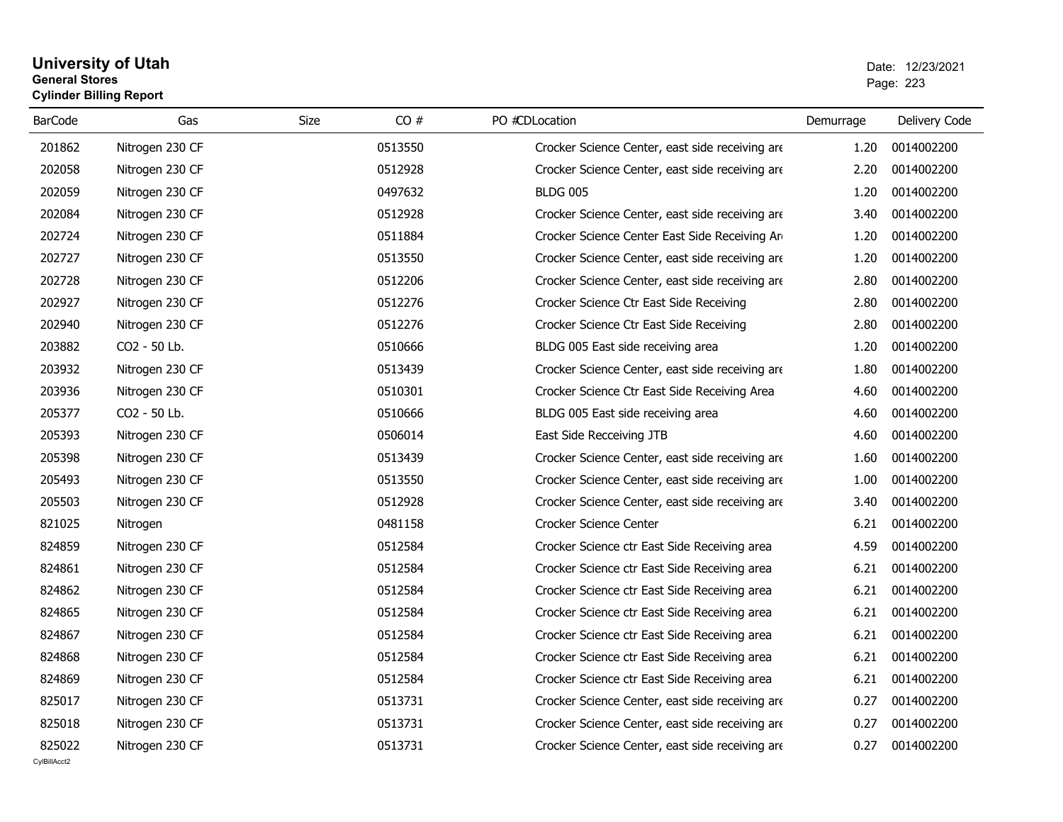# University of Utah

**General Stores**

**Cylinder Billing Report**

Date: 12/23/2021

| BarCode | Gas | Size | CO # | PO # | CD | Location | Demurrage | Delivery Code |
|---|---|---|---|---|---|---|---|---|
| 201862 | Nitrogen 230 CF | | 0513550 | | | Crocker Science Center, east side receiving are | 1.20 | 0014002200 |
| 202058 | Nitrogen 230 CF | | 0512928 | | | Crocker Science Center, east side receiving are | 2.20 | 0014002200 |
| 202059 | Nitrogen 230 CF | | 0497632 | | | BLDG 005 | 1.20 | 0014002200 |
| 202084 | Nitrogen 230 CF | | 0512928 | | | Crocker Science Center, east side receiving are | 3.40 | 0014002200 |
| 202724 | Nitrogen 230 CF | | 0511884 | | | Crocker Science Center East Side Receiving Ar | 1.20 | 0014002200 |
| 202727 | Nitrogen 230 CF | | 0513550 | | | Crocker Science Center, east side receiving are | 1.20 | 0014002200 |
| 202728 | Nitrogen 230 CF | | 0512206 | | | Crocker Science Center, east side receiving are | 2.80 | 0014002200 |
| 202927 | Nitrogen 230 CF | | 0512276 | | | Crocker Science Ctr East Side Receiving | 2.80 | 0014002200 |
| 202940 | Nitrogen 230 CF | | 0512276 | | | Crocker Science Ctr East Side Receiving | 2.80 | 0014002200 |
| 203882 | CO2 - 50 Lb. | | 0510666 | | | BLDG 005 East side receiving area | 1.20 | 0014002200 |
| 203932 | Nitrogen 230 CF | | 0513439 | | | Crocker Science Center, east side receiving are | 1.80 | 0014002200 |
| 203936 | Nitrogen 230 CF | | 0510301 | | | Crocker Science Ctr East Side Receiving Area | 4.60 | 0014002200 |
| 205377 | CO2 - 50 Lb. | | 0510666 | | | BLDG 005 East side receiving area | 4.60 | 0014002200 |
| 205393 | Nitrogen 230 CF | | 0506014 | | | East Side Recceiving JTB | 4.60 | 0014002200 |
| 205398 | Nitrogen 230 CF | | 0513439 | | | Crocker Science Center, east side receiving are | 1.60 | 0014002200 |
| 205493 | Nitrogen 230 CF | | 0513550 | | | Crocker Science Center, east side receiving are | 1.00 | 0014002200 |
| 205503 | Nitrogen 230 CF | | 0512928 | | | Crocker Science Center, east side receiving are | 3.40 | 0014002200 |
| 821025 | Nitrogen | | 0481158 | | | Crocker Science Center | 6.21 | 0014002200 |
| 824859 | Nitrogen 230 CF | | 0512584 | | | Crocker Science ctr East Side Receiving area | 4.59 | 0014002200 |
| 824861 | Nitrogen 230 CF | | 0512584 | | | Crocker Science ctr East Side Receiving area | 6.21 | 0014002200 |
| 824862 | Nitrogen 230 CF | | 0512584 | | | Crocker Science ctr East Side Receiving area | 6.21 | 0014002200 |
| 824865 | Nitrogen 230 CF | | 0512584 | | | Crocker Science ctr East Side Receiving area | 6.21 | 0014002200 |
| 824867 | Nitrogen 230 CF | | 0512584 | | | Crocker Science ctr East Side Receiving area | 6.21 | 0014002200 |
| 824868 | Nitrogen 230 CF | | 0512584 | | | Crocker Science ctr East Side Receiving area | 6.21 | 0014002200 |
| 824869 | Nitrogen 230 CF | | 0512584 | | | Crocker Science ctr East Side Receiving area | 6.21 | 0014002200 |
| 825017 | Nitrogen 230 CF | | 0513731 | | | Crocker Science Center, east side receiving are | 0.27 | 0014002200 |
| 825018 | Nitrogen 230 CF | | 0513731 | | | Crocker Science Center, east side receiving are | 0.27 | 0014002200 |
| 825022 | Nitrogen 230 CF | | 0513731 | | | Crocker Science Center, east side receiving are | 0.27 | 0014002200 |

CylBillAcct2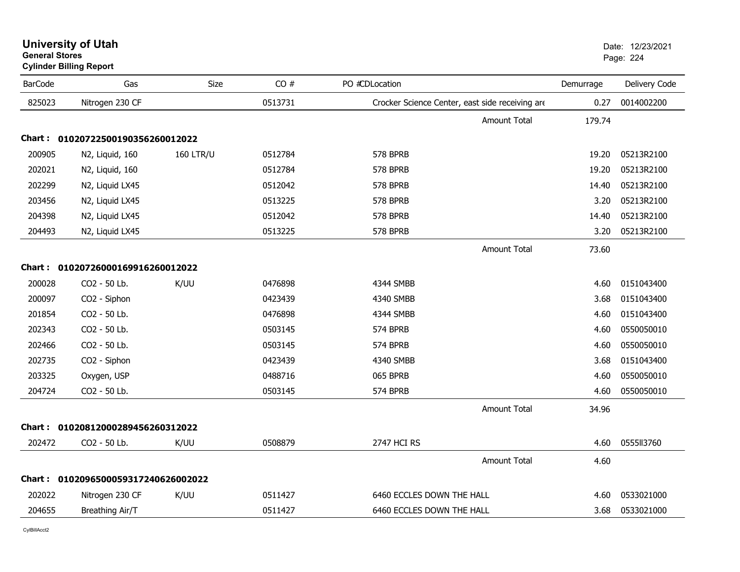**University of Utah**
**General Stores**
**Cylinder Billing Report**

Date: 12/23/2021

| BarCode | Gas | Size | CO # | PO #CDLocation | Demurrage | Delivery Code |
|---|---|---|---|---|---|---|
| 825023 | Nitrogen 230 CF | | 0513731 | Crocker Science Center, east side receiving are | 0.27 | 0014002200 |
| | | | | Amount Total | 179.74 | |
| **Chart : 01020722500190356260012022** | | | | | | |
| 200905 | N2, Liquid, 160 | 160 LTR/U | 0512784 | 578 BPRB | 19.20 | 05213R2100 |
| 202021 | N2, Liquid, 160 | | 0512784 | 578 BPRB | 19.20 | 05213R2100 |
| 202299 | N2, Liquid LX45 | | 0512042 | 578 BPRB | 14.40 | 05213R2100 |
| 203456 | N2, Liquid LX45 | | 0513225 | 578 BPRB | 3.20 | 05213R2100 |
| 204398 | N2, Liquid LX45 | | 0512042 | 578 BPRB | 14.40 | 05213R2100 |
| 204493 | N2, Liquid LX45 | | 0513225 | 578 BPRB | 3.20 | 05213R2100 |
| | | | | Amount Total | 73.60 | |
| **Chart : 01020726000169916260012022** | | | | | | |
| 200028 | CO2 - 50 Lb. | K/UU | 0476898 | 4344 SMBB | 4.60 | 0151043400 |
| 200097 | CO2 - Siphon | | 0423439 | 4340 SMBB | 3.68 | 0151043400 |
| 201854 | CO2 - 50 Lb. | | 0476898 | 4344 SMBB | 4.60 | 0151043400 |
| 202343 | CO2 - 50 Lb. | | 0503145 | 574 BPRB | 4.60 | 0550050010 |
| 202466 | CO2 - 50 Lb. | | 0503145 | 574 BPRB | 4.60 | 0550050010 |
| 202735 | CO2 - Siphon | | 0423439 | 4340 SMBB | 3.68 | 0151043400 |
| 203325 | Oxygen, USP | | 0488716 | 065 BPRB | 4.60 | 0550050010 |
| 204724 | CO2 - 50 Lb. | | 0503145 | 574 BPRB | 4.60 | 0550050010 |
| | | | | Amount Total | 34.96 | |
| **Chart : 01020812000289456260312022** | | | | | | |
| 202472 | CO2 - 50 Lb. | K/UU | 0508879 | 2747 HCI RS | 4.60 | 0555Il3760 |
| | | | | Amount Total | 4.60 | |
| **Chart : 01020965000593172406260022022** | | | | | | |
| 202022 | Nitrogen 230 CF | K/UU | 0511427 | 6460 ECCLES DOWN THE HALL | 4.60 | 0533021000 |
| 204655 | Breathing Air/T | | 0511427 | 6460 ECCLES DOWN THE HALL | 3.68 | 0533021000 |

CylBillAcct2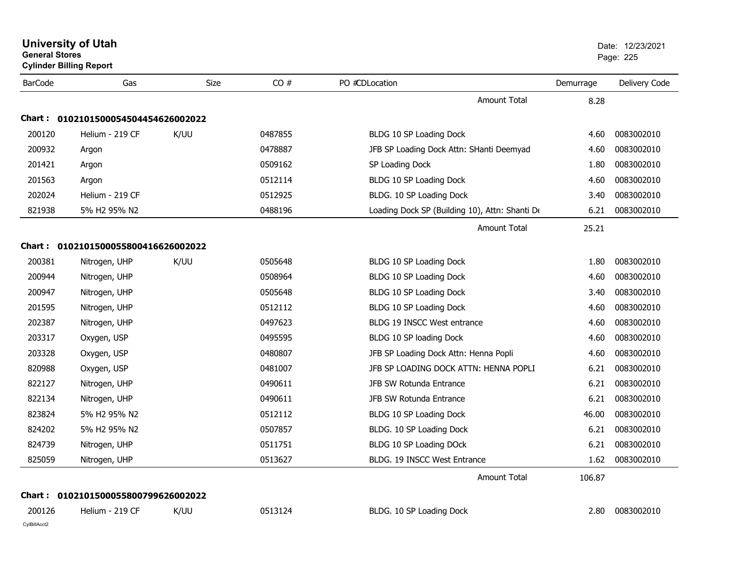# University of Utah

**General Stores**
**Cylinder Billing Report**

Date: 12/23/2021

| BarCode | Gas | Size | CO # | PO # | CD | Location | Demurrage | Delivery Code |
|---|---|---|---|---|---|---|---|---|
| | | | | | | Amount Total | 8.28 | |
| **Chart :** | **0102101500054504454626002022** | | | | | | | |
| 200120 | Helium - 219 CF | K/UU | 0487855 | | | BLDG 10 SP Loading Dock | 4.60 | 0083002010 |
| 200932 | Argon | | 0478887 | | | JFB SP Loading Dock Attn: SHanti Deemyad | 4.60 | 0083002010 |
| 201421 | Argon | | 0509162 | | | SP Loading Dock | 1.80 | 0083002010 |
| 201563 | Argon | | 0512114 | | | BLDG 10 SP Loading Dock | 4.60 | 0083002010 |
| 202024 | Helium - 219 CF | | 0512925 | | | BLDG. 10 SP Loading Dock | 3.40 | 0083002010 |
| 821938 | 5% H2 95% N2 | | 0488196 | | | Loading Dock SP (Building 10), Attn: Shanti De | 6.21 | 0083002010 |
| | | | | | | Amount Total | 25.21 | |
| **Chart :** | **0102101500055800416626002022** | | | | | | | |
| 200381 | Nitrogen, UHP | K/UU | 0505648 | | | BLDG 10 SP Loading Dock | 1.80 | 0083002010 |
| 200944 | Nitrogen, UHP | | 0508964 | | | BLDG 10 SP Loading Dock | 4.60 | 0083002010 |
| 200947 | Nitrogen, UHP | | 0505648 | | | BLDG 10 SP Loading Dock | 3.40 | 0083002010 |
| 201595 | Nitrogen, UHP | | 0512112 | | | BLDG 10 SP Loading Dock | 4.60 | 0083002010 |
| 202387 | Nitrogen, UHP | | 0497623 | | | BLDG 19 INSCC West entrance | 4.60 | 0083002010 |
| 203317 | Oxygen, USP | | 0495595 | | | BLDG 10 SP loading Dock | 4.60 | 0083002010 |
| 203328 | Oxygen, USP | | 0480807 | | | JFB SP Loading Dock Attn: Henna Popli | 4.60 | 0083002010 |
| 820988 | Oxygen, USP | | 0481007 | | | JFB SP LOADING DOCK ATTN: HENNA POPLI | 6.21 | 0083002010 |
| 822127 | Nitrogen, UHP | | 0490611 | | | JFB SW Rotunda Entrance | 6.21 | 0083002010 |
| 822134 | Nitrogen, UHP | | 0490611 | | | JFB SW Rotunda Entrance | 6.21 | 0083002010 |
| 823824 | 5% H2 95% N2 | | 0512112 | | | BLDG 10 SP Loading Dock | 46.00 | 0083002010 |
| 824202 | 5% H2 95% N2 | | 0507857 | | | BLDG. 10 SP Loading Dock | 6.21 | 0083002010 |
| 824739 | Nitrogen, UHP | | 0511751 | | | BLDG 10 SP Loading DOck | 6.21 | 0083002010 |
| 825059 | Nitrogen, UHP | | 0513627 | | | BLDG. 19 INSCC West Entrance | 1.62 | 0083002010 |
| | | | | | | Amount Total | 106.87 | |
| **Chart :** | **0102101500055800799626002022** | | | | | | | |
| 200126 | Helium - 219 CF | K/UU | 0513124 | | | BLDG. 10 SP Loading Dock | 2.80 | 0083002010 |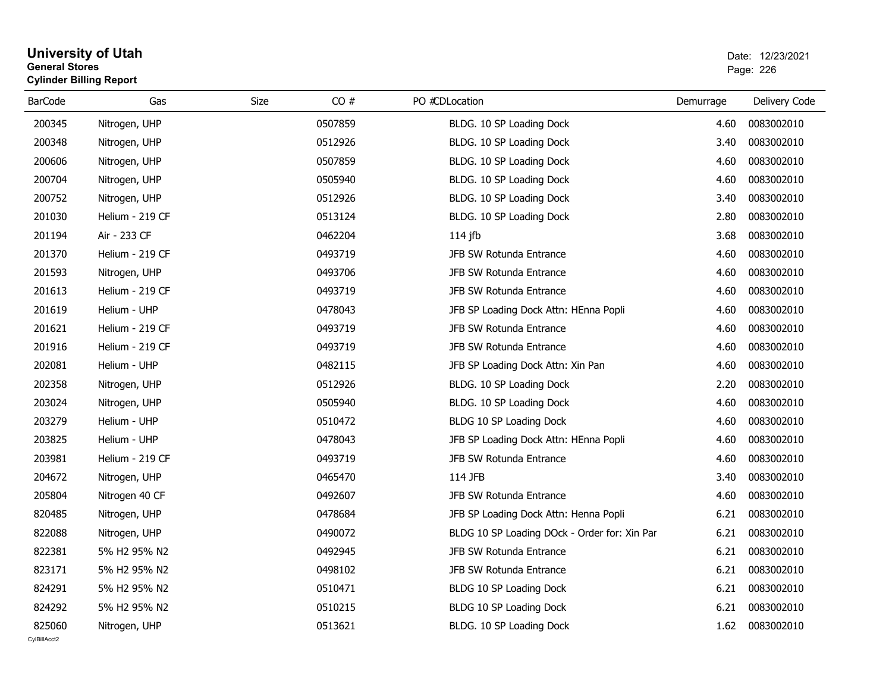# University of Utah
**General Stores**
**Cylinder Billing Report**

Date: 12/23/2021

| BarCode | Gas | Size | CO # | PO # | CDLocation | Demurrage | Delivery Code |
|---|---|---|---|---|---|---|---|
| 200345 | Nitrogen, UHP | | 0507859 | | BLDG. 10 SP Loading Dock | 4.60 | 0083002010 |
| 200348 | Nitrogen, UHP | | 0512926 | | BLDG. 10 SP Loading Dock | 3.40 | 0083002010 |
| 200606 | Nitrogen, UHP | | 0507859 | | BLDG. 10 SP Loading Dock | 4.60 | 0083002010 |
| 200704 | Nitrogen, UHP | | 0505940 | | BLDG. 10 SP Loading Dock | 4.60 | 0083002010 |
| 200752 | Nitrogen, UHP | | 0512926 | | BLDG. 10 SP Loading Dock | 3.40 | 0083002010 |
| 201030 | Helium - 219 CF | | 0513124 | | BLDG. 10 SP Loading Dock | 2.80 | 0083002010 |
| 201194 | Air - 233 CF | | 0462204 | | 114 jfb | 3.68 | 0083002010 |
| 201370 | Helium - 219 CF | | 0493719 | | JFB SW Rotunda Entrance | 4.60 | 0083002010 |
| 201593 | Nitrogen, UHP | | 0493706 | | JFB SW Rotunda Entrance | 4.60 | 0083002010 |
| 201613 | Helium - 219 CF | | 0493719 | | JFB SW Rotunda Entrance | 4.60 | 0083002010 |
| 201619 | Helium - UHP | | 0478043 | | JFB SP Loading Dock Attn: HEnna Popli | 4.60 | 0083002010 |
| 201621 | Helium - 219 CF | | 0493719 | | JFB SW Rotunda Entrance | 4.60 | 0083002010 |
| 201916 | Helium - 219 CF | | 0493719 | | JFB SW Rotunda Entrance | 4.60 | 0083002010 |
| 202081 | Helium - UHP | | 0482115 | | JFB SP Loading Dock Attn: Xin Pan | 4.60 | 0083002010 |
| 202358 | Nitrogen, UHP | | 0512926 | | BLDG. 10 SP Loading Dock | 2.20 | 0083002010 |
| 203024 | Nitrogen, UHP | | 0505940 | | BLDG. 10 SP Loading Dock | 4.60 | 0083002010 |
| 203279 | Helium - UHP | | 0510472 | | BLDG 10 SP Loading Dock | 4.60 | 0083002010 |
| 203825 | Helium - UHP | | 0478043 | | JFB SP Loading Dock Attn: HEnna Popli | 4.60 | 0083002010 |
| 203981 | Helium - 219 CF | | 0493719 | | JFB SW Rotunda Entrance | 4.60 | 0083002010 |
| 204672 | Nitrogen, UHP | | 0465470 | | 114 JFB | 3.40 | 0083002010 |
| 205804 | Nitrogen 40 CF | | 0492607 | | JFB SW Rotunda Entrance | 4.60 | 0083002010 |
| 820485 | Nitrogen, UHP | | 0478684 | | JFB SP Loading Dock Attn: Henna Popli | 6.21 | 0083002010 |
| 822088 | Nitrogen, UHP | | 0490072 | | BLDG 10 SP Loading DOck - Order for: Xin Par | 6.21 | 0083002010 |
| 822381 | 5% H2 95% N2 | | 0492945 | | JFB SW Rotunda Entrance | 6.21 | 0083002010 |
| 823171 | 5% H2 95% N2 | | 0498102 | | JFB SW Rotunda Entrance | 6.21 | 0083002010 |
| 824291 | 5% H2 95% N2 | | 0510471 | | BLDG 10 SP Loading Dock | 6.21 | 0083002010 |
| 824292 | 5% H2 95% N2 | | 0510215 | | BLDG 10 SP Loading Dock | 6.21 | 0083002010 |
| 825060 | Nitrogen, UHP | | 0513621 | | BLDG. 10 SP Loading Dock | 1.62 | 0083002010 |

CylBillAcct2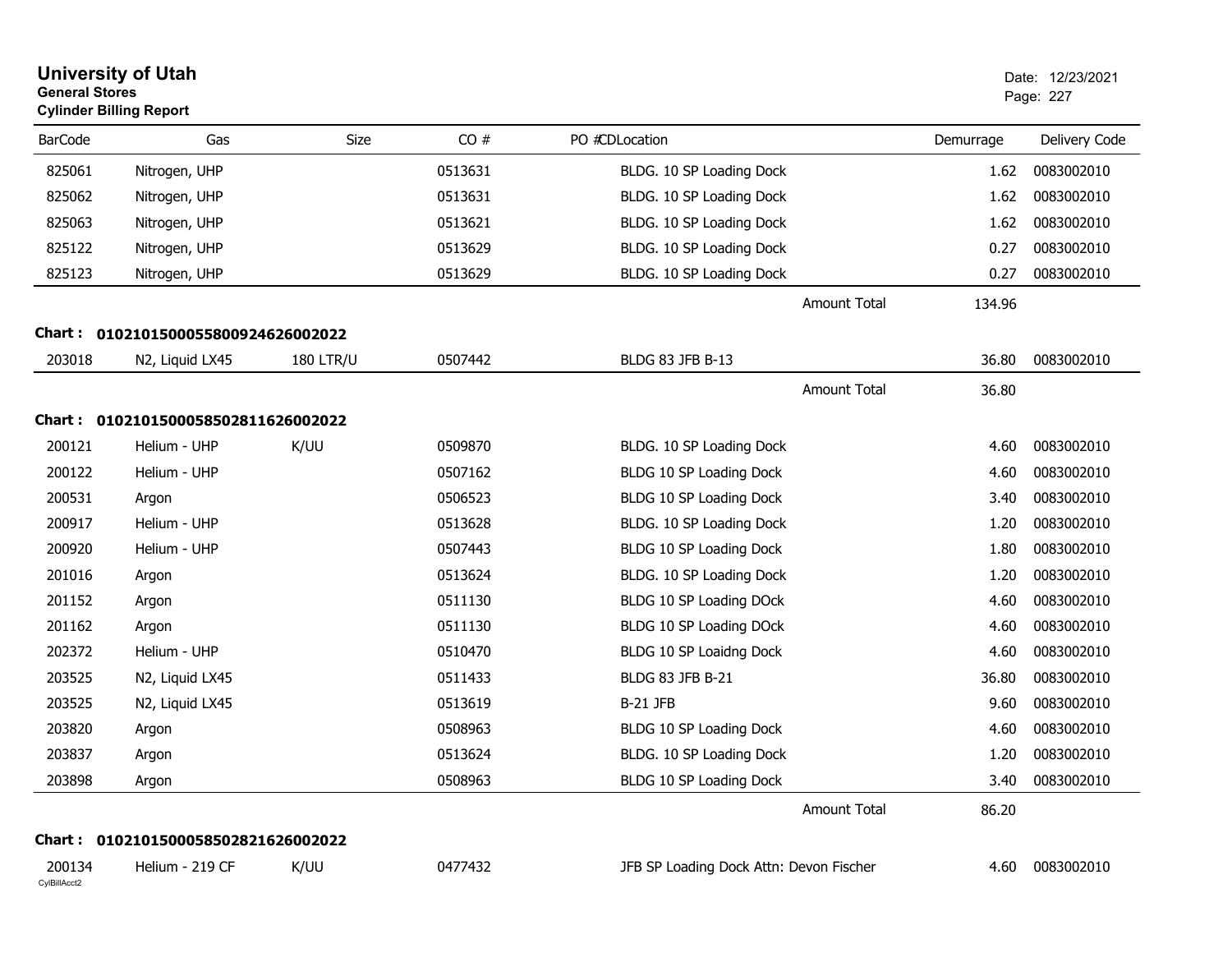**University of Utah**
**General Stores**
**Cylinder Billing Report**

Date: 12/23/2021

| BarCode | Gas | Size | CO # | PO #CDLocation | Demurrage | Delivery Code |
|---|---|---|---|---|---|---|
| 825061 | Nitrogen, UHP | | 0513631 | BLDG. 10 SP Loading Dock | 1.62 | 0083002010 |
| 825062 | Nitrogen, UHP | | 0513631 | BLDG. 10 SP Loading Dock | 1.62 | 0083002010 |
| 825063 | Nitrogen, UHP | | 0513621 | BLDG. 10 SP Loading Dock | 1.62 | 0083002010 |
| 825122 | Nitrogen, UHP | | 0513629 | BLDG. 10 SP Loading Dock | 0.27 | 0083002010 |
| 825123 | Nitrogen, UHP | | 0513629 | BLDG. 10 SP Loading Dock | 0.27 | 0083002010 |
| | | | | Amount Total | 134.96 | |

**Chart : 01021015000558009246260022022**

| BarCode | Gas | Size | CO # | PO #CDLocation | Demurrage | Delivery Code |
|---|---|---|---|---|---|---|
| 203018 | N2, Liquid LX45 | 180 LTR/U | 0507442 | BLDG 83 JFB B-13 | 36.80 | 0083002010 |
| | | | | Amount Total | 36.80 | |

**Chart : 01021015000585028116260022022**

| BarCode | Gas | Size | CO # | PO #CDLocation | Demurrage | Delivery Code |
|---|---|---|---|---|---|---|
| 200121 | Helium - UHP | K/UU | 0509870 | BLDG. 10 SP Loading Dock | 4.60 | 0083002010 |
| 200122 | Helium - UHP | | 0507162 | BLDG 10 SP Loading Dock | 4.60 | 0083002010 |
| 200531 | Argon | | 0506523 | BLDG 10 SP Loading Dock | 3.40 | 0083002010 |
| 200917 | Helium - UHP | | 0513628 | BLDG. 10 SP Loading Dock | 1.20 | 0083002010 |
| 200920 | Helium - UHP | | 0507443 | BLDG 10 SP Loading Dock | 1.80 | 0083002010 |
| 201016 | Argon | | 0513624 | BLDG. 10 SP Loading Dock | 1.20 | 0083002010 |
| 201152 | Argon | | 0511130 | BLDG 10 SP Loading DOck | 4.60 | 0083002010 |
| 201162 | Argon | | 0511130 | BLDG 10 SP Loading DOck | 4.60 | 0083002010 |
| 202372 | Helium - UHP | | 0510470 | BLDG 10 SP Loaidng Dock | 4.60 | 0083002010 |
| 203525 | N2, Liquid LX45 | | 0511433 | BLDG 83 JFB B-21 | 36.80 | 0083002010 |
| 203525 | N2, Liquid LX45 | | 0513619 | B-21 JFB | 9.60 | 0083002010 |
| 203820 | Argon | | 0508963 | BLDG 10 SP Loading Dock | 4.60 | 0083002010 |
| 203837 | Argon | | 0513624 | BLDG. 10 SP Loading Dock | 1.20 | 0083002010 |
| 203898 | Argon | | 0508963 | BLDG 10 SP Loading Dock | 3.40 | 0083002010 |
| | | | | Amount Total | 86.20 | |

**Chart : 01021015000585028216260022022**

| BarCode | Gas | Size | CO # | PO #CDLocation | Demurrage | Delivery Code |
|---|---|---|---|---|---|---|
| 200134 | Helium - 219 CF | K/UU | 0477432 | JFB SP Loading Dock Attn: Devon Fischer | 4.60 | 0083002010 |

CylBillAcct2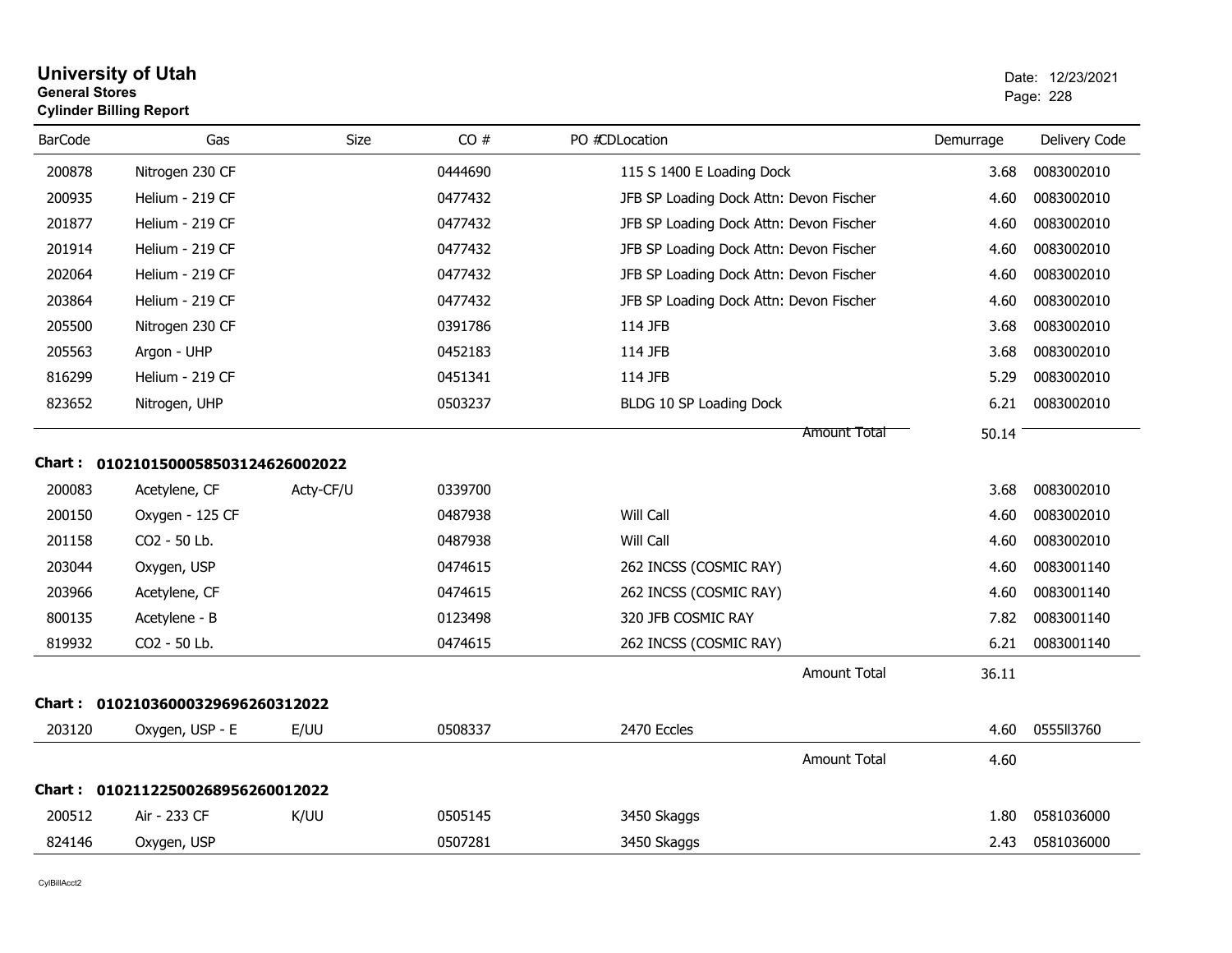# University of Utah
**General Stores**
**Cylinder Billing Report**

Date: 12/23/2021

| BarCode | Gas | Size | CO # | PO # | CDLocation | Demurrage | Delivery Code |
|---|---|---|---|---|---|---|---|
| 200878 | Nitrogen 230 CF | | 0444690 | | 115 S 1400 E Loading Dock | 3.68 | 0083002010 |
| 200935 | Helium - 219 CF | | 0477432 | | JFB SP Loading Dock Attn: Devon Fischer | 4.60 | 0083002010 |
| 201877 | Helium - 219 CF | | 0477432 | | JFB SP Loading Dock Attn: Devon Fischer | 4.60 | 0083002010 |
| 201914 | Helium - 219 CF | | 0477432 | | JFB SP Loading Dock Attn: Devon Fischer | 4.60 | 0083002010 |
| 202064 | Helium - 219 CF | | 0477432 | | JFB SP Loading Dock Attn: Devon Fischer | 4.60 | 0083002010 |
| 203864 | Helium - 219 CF | | 0477432 | | JFB SP Loading Dock Attn: Devon Fischer | 4.60 | 0083002010 |
| 205500 | Nitrogen 230 CF | | 0391786 | | 114 JFB | 3.68 | 0083002010 |
| 205563 | Argon - UHP | | 0452183 | | 114 JFB | 3.68 | 0083002010 |
| 816299 | Helium - 219 CF | | 0451341 | | 114 JFB | 5.29 | 0083002010 |
| 823652 | Nitrogen, UHP | | 0503237 | | BLDG 10 SP Loading Dock | 6.21 | 0083002010 |
| | | | | | Amount Total | 50.14 | |

**Chart : 01021015000585031246260020​22**

| BarCode | Gas | Size | CO # | PO # | CDLocation | Demurrage | Delivery Code |
|---|---|---|---|---|---|---|---|
| 200083 | Acetylene, CF | Acty-CF/U | 0339700 | | | 3.68 | 0083002010 |
| 200150 | Oxygen - 125 CF | | 0487938 | | Will Call | 4.60 | 0083002010 |
| 201158 | CO2 - 50 Lb. | | 0487938 | | Will Call | 4.60 | 0083002010 |
| 203044 | Oxygen, USP | | 0474615 | | 262 INCSS (COSMIC RAY) | 4.60 | 0083001140 |
| 203966 | Acetylene, CF | | 0474615 | | 262 INCSS (COSMIC RAY) | 4.60 | 0083001140 |
| 800135 | Acetylene - B | | 0123498 | | 320 JFB COSMIC RAY | 7.82 | 0083001140 |
| 819932 | CO2 - 50 Lb. | | 0474615 | | 262 INCSS (COSMIC RAY) | 6.21 | 0083001140 |
| | | | | | Amount Total | 36.11 | |

**Chart : 01021036000329696260312022**

| BarCode | Gas | Size | CO # | PO # | CDLocation | Demurrage | Delivery Code |
|---|---|---|---|---|---|---|---|
| 203120 | Oxygen, USP - E | E/UU | 0508337 | | 2470 Eccles | 4.60 | 0555ll3760 |
| | | | | | Amount Total | 4.60 | |

**Chart : 01021122500268956260012022**

| BarCode | Gas | Size | CO # | PO # | CDLocation | Demurrage | Delivery Code |
|---|---|---|---|---|---|---|---|
| 200512 | Air - 233 CF | K/UU | 0505145 | | 3450 Skaggs | 1.80 | 0581036000 |
| 824146 | Oxygen, USP | | 0507281 | | 3450 Skaggs | 2.43 | 0581036000 |

CylBillAcct2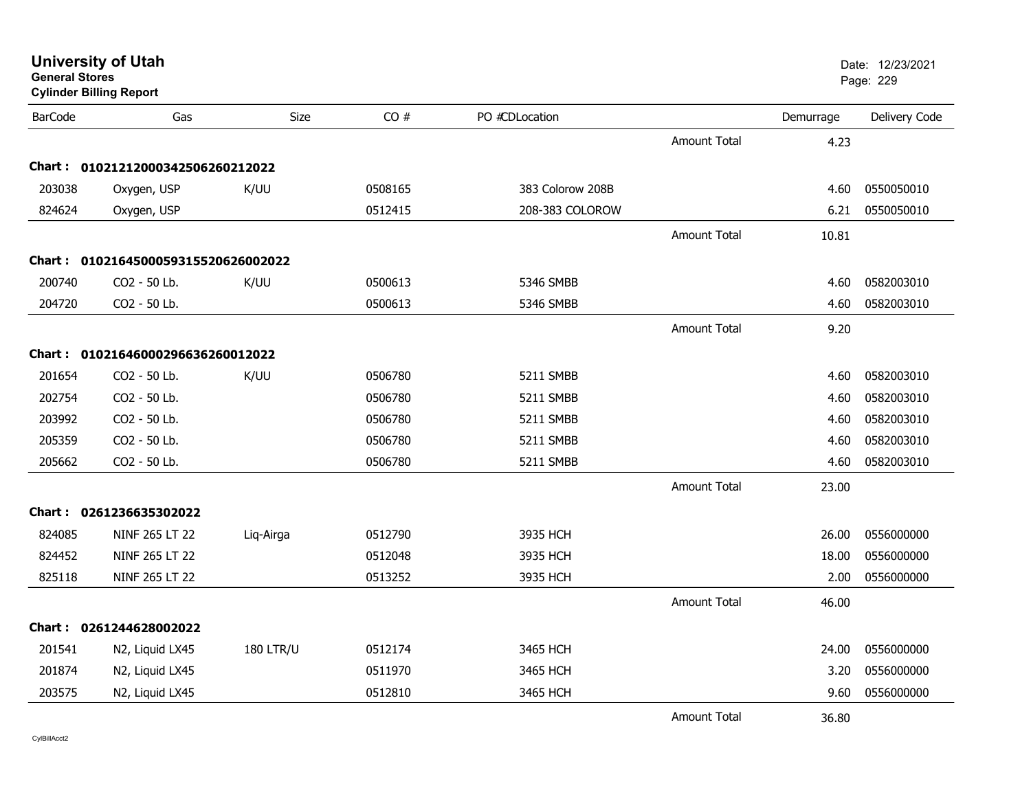**University of Utah**
**General Stores**
**Cylinder Billing Report**

Date: 12/23/2021

| BarCode | Gas | Size | CO # | PO # | CDLocation | | Demurrage | Delivery Code |
|---|---|---|---|---|---|---|---|---|
| | | | | | | Amount Total | 4.23 | |
| **Chart :** | **01021212000342506260212022** | | | | | | | |
| 203038 | Oxygen, USP | K/UU | 0508165 | | 383 Colorow 208B | | 4.60 | 0550050010 |
| 824624 | Oxygen, USP | | 0512415 | | 208-383 COLOROW | | 6.21 | 0550050010 |
| | | | | | | Amount Total | 10.81 | |
| **Chart :** | **01021645000593155206260020 22** | | | | | | | |
| 200740 | CO2 - 50 Lb. | K/UU | 0500613 | | 5346 SMBB | | 4.60 | 0582003010 |
| 204720 | CO2 - 50 Lb. | | 0500613 | | 5346 SMBB | | 4.60 | 0582003010 |
| | | | | | | Amount Total | 9.20 | |
| **Chart :** | **01021646000296636260012022** | | | | | | | |
| 201654 | CO2 - 50 Lb. | K/UU | 0506780 | | 5211 SMBB | | 4.60 | 0582003010 |
| 202754 | CO2 - 50 Lb. | | 0506780 | | 5211 SMBB | | 4.60 | 0582003010 |
| 203992 | CO2 - 50 Lb. | | 0506780 | | 5211 SMBB | | 4.60 | 0582003010 |
| 205359 | CO2 - 50 Lb. | | 0506780 | | 5211 SMBB | | 4.60 | 0582003010 |
| 205662 | CO2 - 50 Lb. | | 0506780 | | 5211 SMBB | | 4.60 | 0582003010 |
| | | | | | | Amount Total | 23.00 | |
| **Chart :** | **0261236635302022** | | | | | | | |
| 824085 | NINF 265 LT 22 | Liq-Airga | 0512790 | | 3935 HCH | | 26.00 | 0556000000 |
| 824452 | NINF 265 LT 22 | | 0512048 | | 3935 HCH | | 18.00 | 0556000000 |
| 825118 | NINF 265 LT 22 | | 0513252 | | 3935 HCH | | 2.00 | 0556000000 |
| | | | | | | Amount Total | 46.00 | |
| **Chart :** | **0261244628002022** | | | | | | | |
| 201541 | N2, Liquid LX45 | 180 LTR/U | 0512174 | | 3465 HCH | | 24.00 | 0556000000 |
| 201874 | N2, Liquid LX45 | | 0511970 | | 3465 HCH | | 3.20 | 0556000000 |
| 203575 | N2, Liquid LX45 | | 0512810 | | 3465 HCH | | 9.60 | 0556000000 |
| | | | | | | Amount Total | 36.80 | |

CylBillAcct2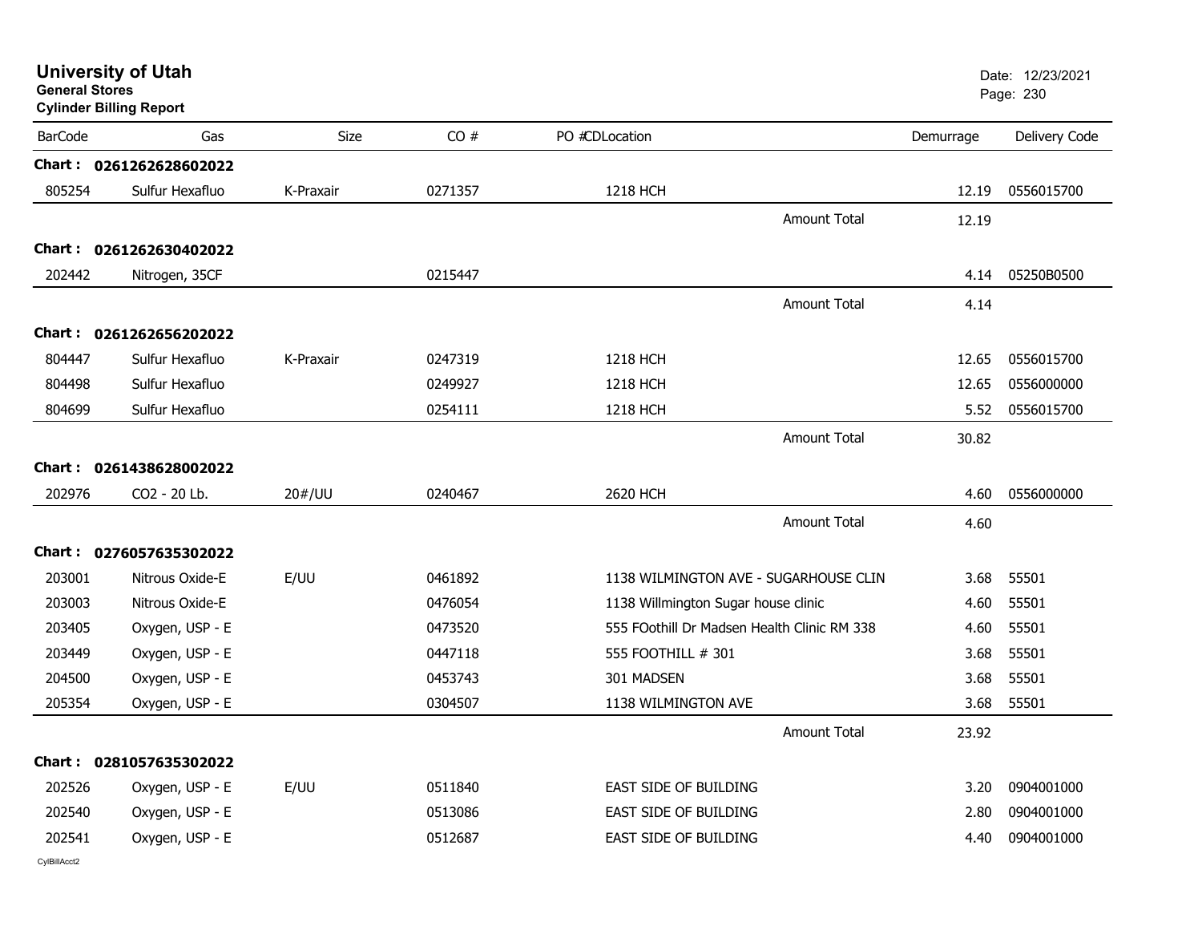# University of Utah

**General Stores**

**Cylinder Billing Report**

Date: 12/23/2021

| BarCode | Gas | Size | CO # | PO #CDLocation | | Demurrage | Delivery Code |
|---|---|---|---|---|---|---|---|
| **Chart :** | **0261262628602022** | | | | | | |
| 805254 | Sulfur Hexafluo | K-Praxair | 0271357 | 1218 HCH | | 12.19 | 0556015700 |
| | | | | | Amount Total | 12.19 | |
| **Chart :** | **0261262630402022** | | | | | | |
| 202442 | Nitrogen, 35CF | | 0215447 | | | 4.14 | 05250B0500 |
| | | | | | Amount Total | 4.14 | |
| **Chart :** | **0261262656202022** | | | | | | |
| 804447 | Sulfur Hexafluo | K-Praxair | 0247319 | 1218 HCH | | 12.65 | 0556015700 |
| 804498 | Sulfur Hexafluo | | 0249927 | 1218 HCH | | 12.65 | 0556000000 |
| 804699 | Sulfur Hexafluo | | 0254111 | 1218 HCH | | 5.52 | 0556015700 |
| | | | | | Amount Total | 30.82 | |
| **Chart :** | **0261438628002022** | | | | | | |
| 202976 | CO2 - 20 Lb. | 20#/UU | 0240467 | 2620 HCH | | 4.60 | 0556000000 |
| | | | | | Amount Total | 4.60 | |
| **Chart :** | **0276057635302022** | | | | | | |
| 203001 | Nitrous Oxide-E | E/UU | 0461892 | 1138 WILMINGTON AVE - SUGARHOUSE CLIN | | 3.68 | 55501 |
| 203003 | Nitrous Oxide-E | | 0476054 | 1138 Willmington Sugar house clinic | | 4.60 | 55501 |
| 203405 | Oxygen, USP - E | | 0473520 | 555 FOothill Dr Madsen Health Clinic RM 338 | | 4.60 | 55501 |
| 203449 | Oxygen, USP - E | | 0447118 | 555 FOOTHILL # 301 | | 3.68 | 55501 |
| 204500 | Oxygen, USP - E | | 0453743 | 301 MADSEN | | 3.68 | 55501 |
| 205354 | Oxygen, USP - E | | 0304507 | 1138 WILMINGTON AVE | | 3.68 | 55501 |
| | | | | | Amount Total | 23.92 | |
| **Chart :** | **0281057635302022** | | | | | | |
| 202526 | Oxygen, USP - E | E/UU | 0511840 | EAST SIDE OF BUILDING | | 3.20 | 0904001000 |
| 202540 | Oxygen, USP - E | | 0513086 | EAST SIDE OF BUILDING | | 2.80 | 0904001000 |
| 202541 | Oxygen, USP - E | | 0512687 | EAST SIDE OF BUILDING | | 4.40 | 0904001000 |

CylBillAcct2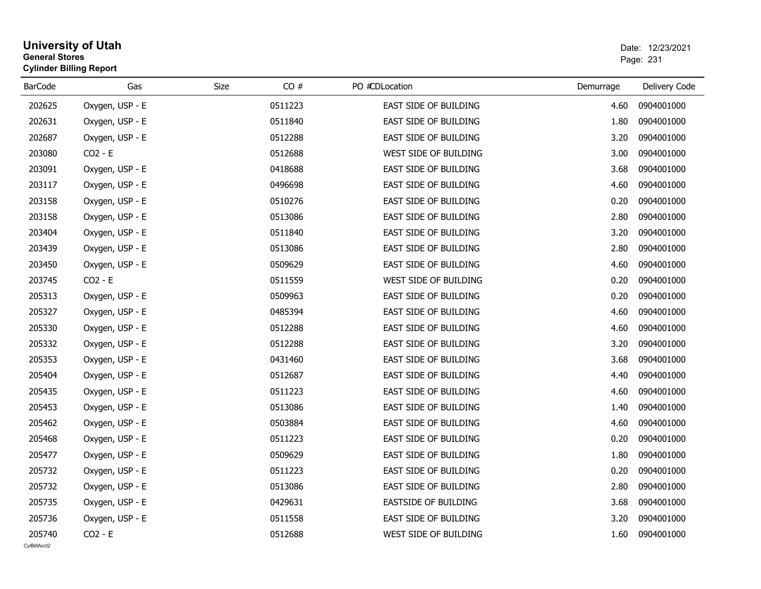# University of Utah
**General Stores**
**Cylinder Billing Report**

Date: 12/23/2021

| BarCode | Gas | Size | CO # | PO # | CD | Location | Demurrage | Delivery Code |
|---|---|---|---|---|---|---|---|---|
| 202625 | Oxygen, USP - E | | 0511223 | | | EAST SIDE OF BUILDING | 4.60 | 0904001000 |
| 202631 | Oxygen, USP - E | | 0511840 | | | EAST SIDE OF BUILDING | 1.80 | 0904001000 |
| 202687 | Oxygen, USP - E | | 0512288 | | | EAST SIDE OF BUILDING | 3.20 | 0904001000 |
| 203080 | CO2 - E | | 0512688 | | | WEST SIDE OF BUILDING | 3.00 | 0904001000 |
| 203091 | Oxygen, USP - E | | 0418688 | | | EAST SIDE OF BUILDING | 3.68 | 0904001000 |
| 203117 | Oxygen, USP - E | | 0496698 | | | EAST SIDE OF BUILDING | 4.60 | 0904001000 |
| 203158 | Oxygen, USP - E | | 0510276 | | | EAST SIDE OF BUILDING | 0.20 | 0904001000 |
| 203158 | Oxygen, USP - E | | 0513086 | | | EAST SIDE OF BUILDING | 2.80 | 0904001000 |
| 203404 | Oxygen, USP - E | | 0511840 | | | EAST SIDE OF BUILDING | 3.20 | 0904001000 |
| 203439 | Oxygen, USP - E | | 0513086 | | | EAST SIDE OF BUILDING | 2.80 | 0904001000 |
| 203450 | Oxygen, USP - E | | 0509629 | | | EAST SIDE OF BUILDING | 4.60 | 0904001000 |
| 203745 | CO2 - E | | 0511559 | | | WEST SIDE OF BUILDING | 0.20 | 0904001000 |
| 205313 | Oxygen, USP - E | | 0509963 | | | EAST SIDE OF BUILDING | 0.20 | 0904001000 |
| 205327 | Oxygen, USP - E | | 0485394 | | | EAST SIDE OF BUILDING | 4.60 | 0904001000 |
| 205330 | Oxygen, USP - E | | 0512288 | | | EAST SIDE OF BUILDING | 4.60 | 0904001000 |
| 205332 | Oxygen, USP - E | | 0512288 | | | EAST SIDE OF BUILDING | 3.20 | 0904001000 |
| 205353 | Oxygen, USP - E | | 0431460 | | | EAST SIDE OF BUILDING | 3.68 | 0904001000 |
| 205404 | Oxygen, USP - E | | 0512687 | | | EAST SIDE OF BUILDING | 4.40 | 0904001000 |
| 205435 | Oxygen, USP - E | | 0511223 | | | EAST SIDE OF BUILDING | 4.60 | 0904001000 |
| 205453 | Oxygen, USP - E | | 0513086 | | | EAST SIDE OF BUILDING | 1.40 | 0904001000 |
| 205462 | Oxygen, USP - E | | 0503884 | | | EAST SIDE OF BUILDING | 4.60 | 0904001000 |
| 205468 | Oxygen, USP - E | | 0511223 | | | EAST SIDE OF BUILDING | 0.20 | 0904001000 |
| 205477 | Oxygen, USP - E | | 0509629 | | | EAST SIDE OF BUILDING | 1.80 | 0904001000 |
| 205732 | Oxygen, USP - E | | 0511223 | | | EAST SIDE OF BUILDING | 0.20 | 0904001000 |
| 205732 | Oxygen, USP - E | | 0513086 | | | EAST SIDE OF BUILDING | 2.80 | 0904001000 |
| 205735 | Oxygen, USP - E | | 0429631 | | | EASTSIDE OF BUILDING | 3.68 | 0904001000 |
| 205736 | Oxygen, USP - E | | 0511558 | | | EAST SIDE OF BUILDING | 3.20 | 0904001000 |
| 205740 | CO2 - E | | 0512688 | | | WEST SIDE OF BUILDING | 1.60 | 0904001000 |

CylBillAcct2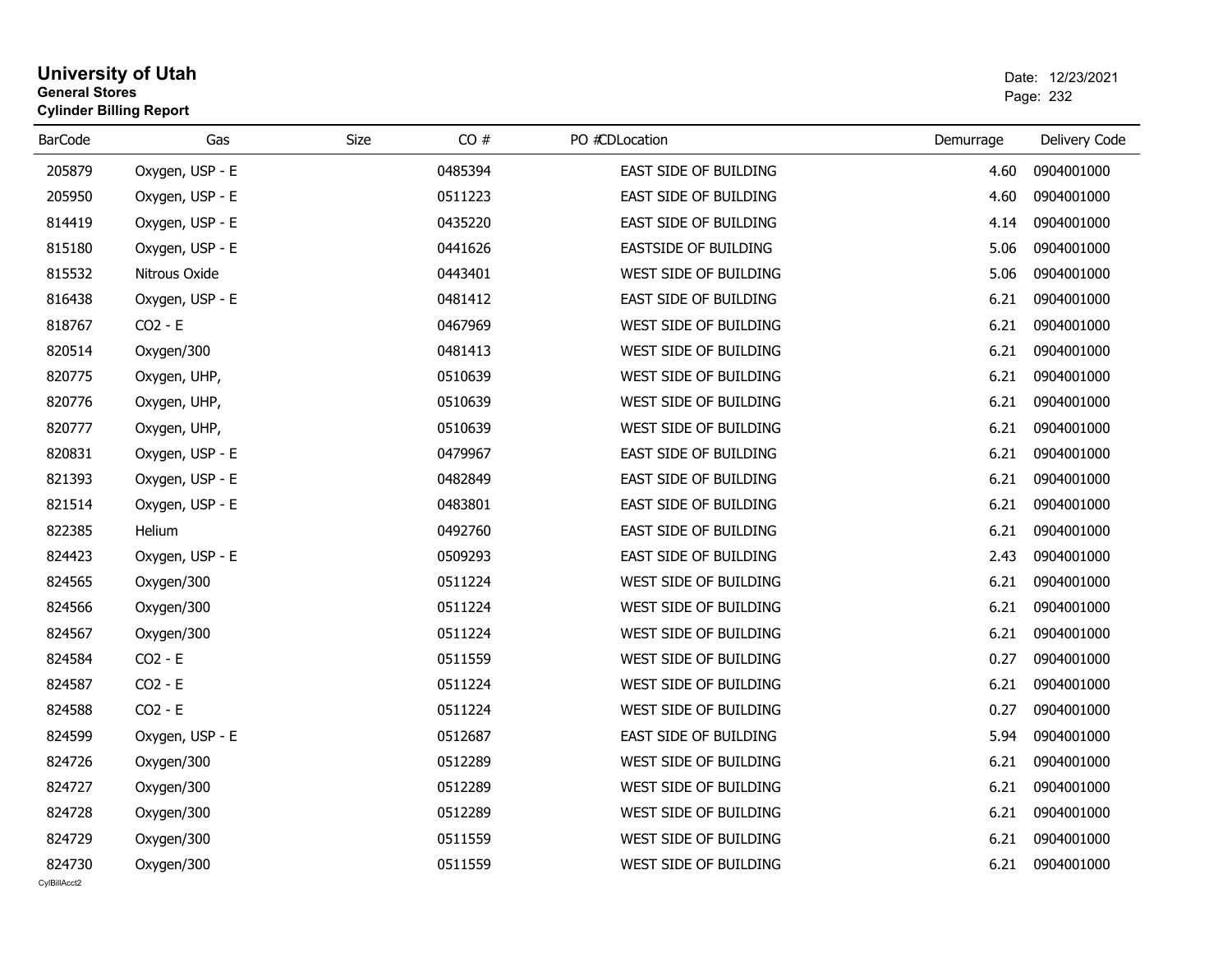# University of Utah

**General Stores**

**Cylinder Billing Report**

Date: 12/23/2021

| BarCode | Gas | Size | CO # | PO # | CDLocation | Demurrage | Delivery Code |
|---|---|---|---|---|---|---|---|
| 205879 | Oxygen, USP - E | | 0485394 | | EAST SIDE OF BUILDING | 4.60 | 0904001000 |
| 205950 | Oxygen, USP - E | | 0511223 | | EAST SIDE OF BUILDING | 4.60 | 0904001000 |
| 814419 | Oxygen, USP - E | | 0435220 | | EAST SIDE OF BUILDING | 4.14 | 0904001000 |
| 815180 | Oxygen, USP - E | | 0441626 | | EASTSIDE OF BUILDING | 5.06 | 0904001000 |
| 815532 | Nitrous Oxide | | 0443401 | | WEST SIDE OF BUILDING | 5.06 | 0904001000 |
| 816438 | Oxygen, USP - E | | 0481412 | | EAST SIDE OF BUILDING | 6.21 | 0904001000 |
| 818767 | CO2 - E | | 0467969 | | WEST SIDE OF BUILDING | 6.21 | 0904001000 |
| 820514 | Oxygen/300 | | 0481413 | | WEST SIDE OF BUILDING | 6.21 | 0904001000 |
| 820775 | Oxygen, UHP, | | 0510639 | | WEST SIDE OF BUILDING | 6.21 | 0904001000 |
| 820776 | Oxygen, UHP, | | 0510639 | | WEST SIDE OF BUILDING | 6.21 | 0904001000 |
| 820777 | Oxygen, UHP, | | 0510639 | | WEST SIDE OF BUILDING | 6.21 | 0904001000 |
| 820831 | Oxygen, USP - E | | 0479967 | | EAST SIDE OF BUILDING | 6.21 | 0904001000 |
| 821393 | Oxygen, USP - E | | 0482849 | | EAST SIDE OF BUILDING | 6.21 | 0904001000 |
| 821514 | Oxygen, USP - E | | 0483801 | | EAST SIDE OF BUILDING | 6.21 | 0904001000 |
| 822385 | Helium | | 0492760 | | EAST SIDE OF BUILDING | 6.21 | 0904001000 |
| 824423 | Oxygen, USP - E | | 0509293 | | EAST SIDE OF BUILDING | 2.43 | 0904001000 |
| 824565 | Oxygen/300 | | 0511224 | | WEST SIDE OF BUILDING | 6.21 | 0904001000 |
| 824566 | Oxygen/300 | | 0511224 | | WEST SIDE OF BUILDING | 6.21 | 0904001000 |
| 824567 | Oxygen/300 | | 0511224 | | WEST SIDE OF BUILDING | 6.21 | 0904001000 |
| 824584 | CO2 - E | | 0511559 | | WEST SIDE OF BUILDING | 0.27 | 0904001000 |
| 824587 | CO2 - E | | 0511224 | | WEST SIDE OF BUILDING | 6.21 | 0904001000 |
| 824588 | CO2 - E | | 0511224 | | WEST SIDE OF BUILDING | 0.27 | 0904001000 |
| 824599 | Oxygen, USP - E | | 0512687 | | EAST SIDE OF BUILDING | 5.94 | 0904001000 |
| 824726 | Oxygen/300 | | 0512289 | | WEST SIDE OF BUILDING | 6.21 | 0904001000 |
| 824727 | Oxygen/300 | | 0512289 | | WEST SIDE OF BUILDING | 6.21 | 0904001000 |
| 824728 | Oxygen/300 | | 0512289 | | WEST SIDE OF BUILDING | 6.21 | 0904001000 |
| 824729 | Oxygen/300 | | 0511559 | | WEST SIDE OF BUILDING | 6.21 | 0904001000 |
| 824730 | Oxygen/300 | | 0511559 | | WEST SIDE OF BUILDING | 6.21 | 0904001000 |

CylBillAcct2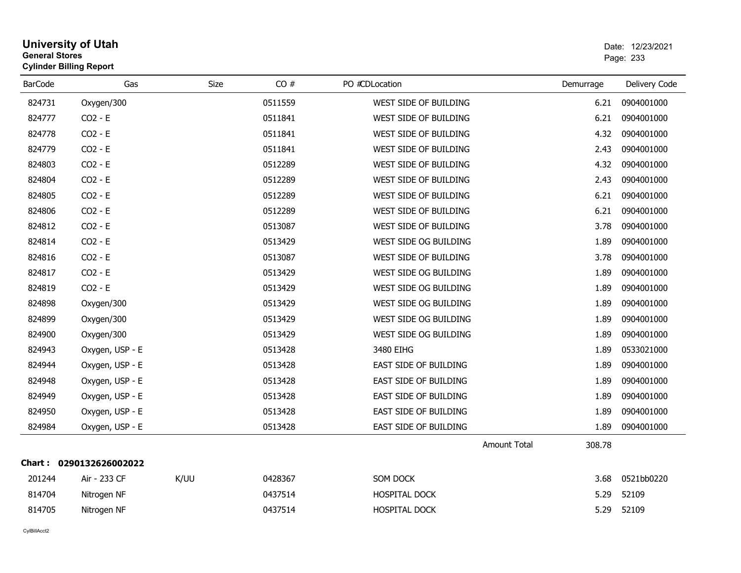# University of Utah

**General Stores**

**Cylinder Billing Report**

Date: 12/23/2021

| BarCode | Gas | Size | CO # | PO #CDLocation | Demurrage | Delivery Code |
|---|---|---|---|---|---|---|
| 824731 | Oxygen/300 | | 0511559 | WEST SIDE OF BUILDING | 6.21 | 0904001000 |
| 824777 | CO2 - E | | 0511841 | WEST SIDE OF BUILDING | 6.21 | 0904001000 |
| 824778 | CO2 - E | | 0511841 | WEST SIDE OF BUILDING | 4.32 | 0904001000 |
| 824779 | CO2 - E | | 0511841 | WEST SIDE OF BUILDING | 2.43 | 0904001000 |
| 824803 | CO2 - E | | 0512289 | WEST SIDE OF BUILDING | 4.32 | 0904001000 |
| 824804 | CO2 - E | | 0512289 | WEST SIDE OF BUILDING | 2.43 | 0904001000 |
| 824805 | CO2 - E | | 0512289 | WEST SIDE OF BUILDING | 6.21 | 0904001000 |
| 824806 | CO2 - E | | 0512289 | WEST SIDE OF BUILDING | 6.21 | 0904001000 |
| 824812 | CO2 - E | | 0513087 | WEST SIDE OF BUILDING | 3.78 | 0904001000 |
| 824814 | CO2 - E | | 0513429 | WEST SIDE OG BUILDING | 1.89 | 0904001000 |
| 824816 | CO2 - E | | 0513087 | WEST SIDE OF BUILDING | 3.78 | 0904001000 |
| 824817 | CO2 - E | | 0513429 | WEST SIDE OG BUILDING | 1.89 | 0904001000 |
| 824819 | CO2 - E | | 0513429 | WEST SIDE OG BUILDING | 1.89 | 0904001000 |
| 824898 | Oxygen/300 | | 0513429 | WEST SIDE OG BUILDING | 1.89 | 0904001000 |
| 824899 | Oxygen/300 | | 0513429 | WEST SIDE OG BUILDING | 1.89 | 0904001000 |
| 824900 | Oxygen/300 | | 0513429 | WEST SIDE OG BUILDING | 1.89 | 0904001000 |
| 824943 | Oxygen, USP - E | | 0513428 | 3480 EIHG | 1.89 | 0533021000 |
| 824944 | Oxygen, USP - E | | 0513428 | EAST SIDE OF BUILDING | 1.89 | 0904001000 |
| 824948 | Oxygen, USP - E | | 0513428 | EAST SIDE OF BUILDING | 1.89 | 0904001000 |
| 824949 | Oxygen, USP - E | | 0513428 | EAST SIDE OF BUILDING | 1.89 | 0904001000 |
| 824950 | Oxygen, USP - E | | 0513428 | EAST SIDE OF BUILDING | 1.89 | 0904001000 |
| 824984 | Oxygen, USP - E | | 0513428 | EAST SIDE OF BUILDING | 1.89 | 0904001000 |
| | | | | Amount Total | 308.78 | |

**Chart : 0290132626002022**

| BarCode | Gas | Size | CO # | PO #CDLocation | Demurrage | Delivery Code |
|---|---|---|---|---|---|---|
| 201244 | Air - 233 CF | K/UU | 0428367 | SOM DOCK | 3.68 | 0521bb0220 |
| 814704 | Nitrogen NF | | 0437514 | HOSPITAL DOCK | 5.29 | 52109 |
| 814705 | Nitrogen NF | | 0437514 | HOSPITAL DOCK | 5.29 | 52109 |

CylBillAcct2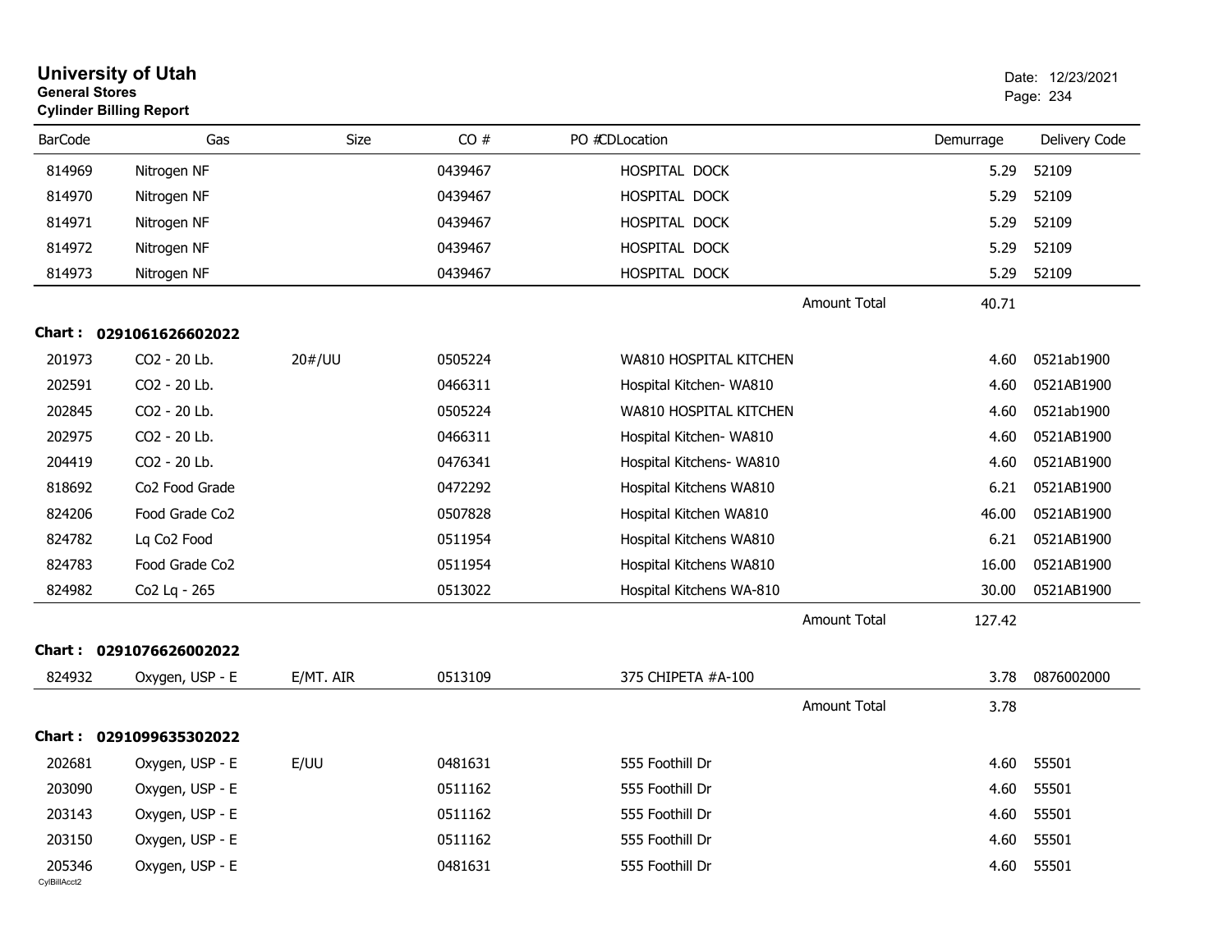# University of Utah

**General Stores**

**Cylinder Billing Report**

Date: 12/23/2021

| BarCode | Gas | Size | CO # | PO # | CDLocation | Demurrage | Delivery Code |
|---|---|---|---|---|---|---|---|
| 814969 | Nitrogen NF | | 0439467 | | HOSPITAL DOCK | 5.29 | 52109 |
| 814970 | Nitrogen NF | | 0439467 | | HOSPITAL DOCK | 5.29 | 52109 |
| 814971 | Nitrogen NF | | 0439467 | | HOSPITAL DOCK | 5.29 | 52109 |
| 814972 | Nitrogen NF | | 0439467 | | HOSPITAL DOCK | 5.29 | 52109 |
| 814973 | Nitrogen NF | | 0439467 | | HOSPITAL DOCK | 5.29 | 52109 |
| | | | | | Amount Total | 40.71 | |

**Chart : 0291061626602022**

| BarCode | Gas | Size | CO # | PO # | CDLocation | Demurrage | Delivery Code |
|---|---|---|---|---|---|---|---|
| 201973 | CO2 - 20 Lb. | 20#/UU | 0505224 | | WA810 HOSPITAL KITCHEN | 4.60 | 0521ab1900 |
| 202591 | CO2 - 20 Lb. | | 0466311 | | Hospital Kitchen- WA810 | 4.60 | 0521AB1900 |
| 202845 | CO2 - 20 Lb. | | 0505224 | | WA810 HOSPITAL KITCHEN | 4.60 | 0521ab1900 |
| 202975 | CO2 - 20 Lb. | | 0466311 | | Hospital Kitchen- WA810 | 4.60 | 0521AB1900 |
| 204419 | CO2 - 20 Lb. | | 0476341 | | Hospital Kitchens- WA810 | 4.60 | 0521AB1900 |
| 818692 | Co2 Food Grade | | 0472292 | | Hospital Kitchens WA810 | 6.21 | 0521AB1900 |
| 824206 | Food Grade Co2 | | 0507828 | | Hospital Kitchen WA810 | 46.00 | 0521AB1900 |
| 824782 | Lq Co2 Food | | 0511954 | | Hospital Kitchens WA810 | 6.21 | 0521AB1900 |
| 824783 | Food Grade Co2 | | 0511954 | | Hospital Kitchens WA810 | 16.00 | 0521AB1900 |
| 824982 | Co2 Lq - 265 | | 0513022 | | Hospital Kitchens WA-810 | 30.00 | 0521AB1900 |
| | | | | | Amount Total | 127.42 | |

**Chart : 0291076626002022**

| BarCode | Gas | Size | CO # | PO # | CDLocation | Demurrage | Delivery Code |
|---|---|---|---|---|---|---|---|
| 824932 | Oxygen, USP - E | E/MT. AIR | 0513109 | | 375 CHIPETA #A-100 | 3.78 | 0876002000 |
| | | | | | Amount Total | 3.78 | |

**Chart : 0291099635302022**

| BarCode | Gas | Size | CO # | PO # | CDLocation | Demurrage | Delivery Code |
|---|---|---|---|---|---|---|---|
| 202681 | Oxygen, USP - E | E/UU | 0481631 | | 555 Foothill Dr | 4.60 | 55501 |
| 203090 | Oxygen, USP - E | | 0511162 | | 555 Foothill Dr | 4.60 | 55501 |
| 203143 | Oxygen, USP - E | | 0511162 | | 555 Foothill Dr | 4.60 | 55501 |
| 203150 | Oxygen, USP - E | | 0511162 | | 555 Foothill Dr | 4.60 | 55501 |
| 205346 | Oxygen, USP - E | | 0481631 | | 555 Foothill Dr | 4.60 | 55501 |

CylBillAcct2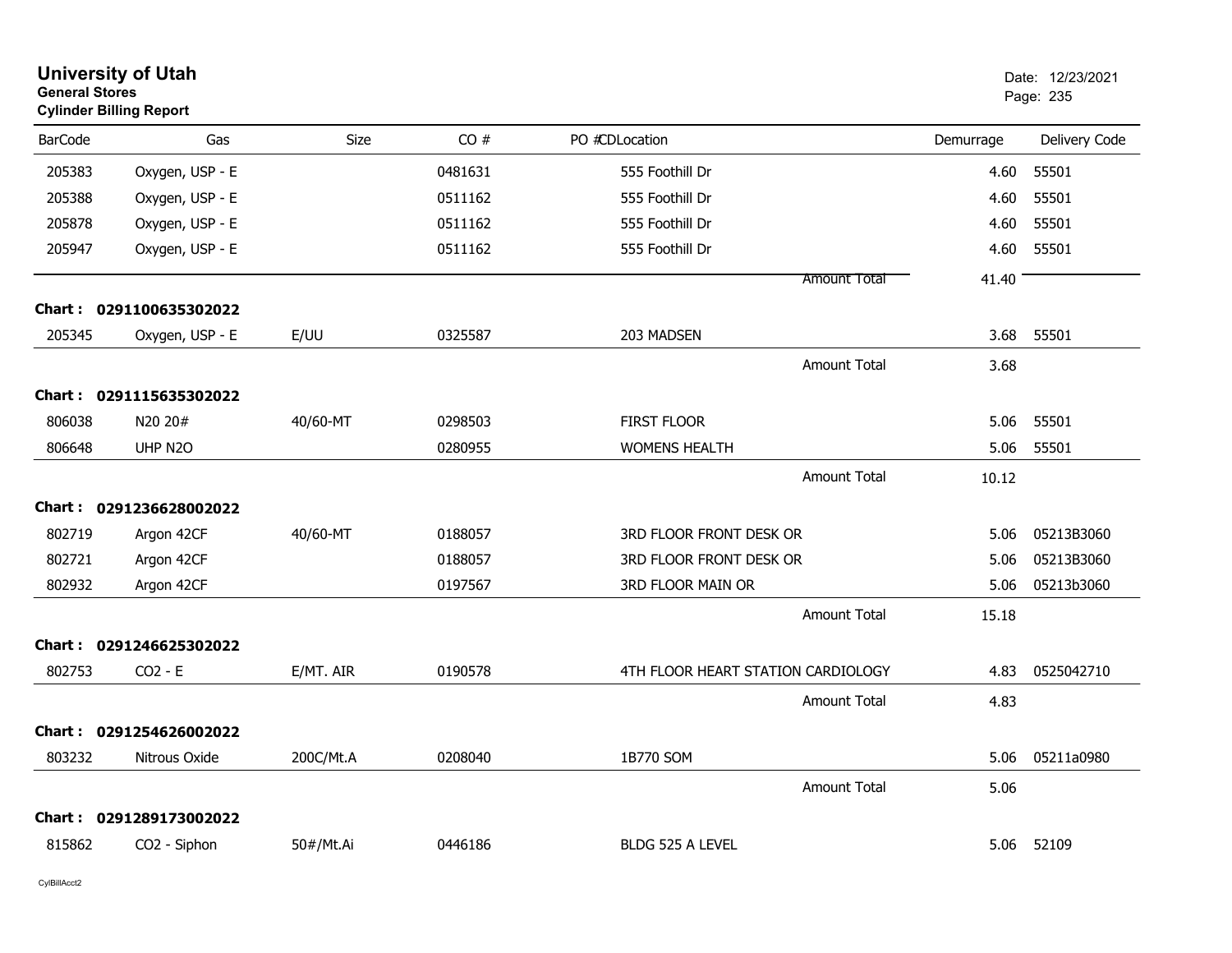# University of Utah
**General Stores**
**Cylinder Billing Report**

Date: 12/23/2021

| BarCode | Gas | Size | CO # | PO #CDLocation | Demurrage | Delivery Code |
|---|---|---|---|---|---|---|
| 205383 | Oxygen, USP - E | | 0481631 | 555 Foothill Dr | 4.60 | 55501 |
| 205388 | Oxygen, USP - E | | 0511162 | 555 Foothill Dr | 4.60 | 55501 |
| 205878 | Oxygen, USP - E | | 0511162 | 555 Foothill Dr | 4.60 | 55501 |
| 205947 | Oxygen, USP - E | | 0511162 | 555 Foothill Dr | 4.60 | 55501 |
| | | | | Amount Total | 41.40 | |
| **Chart : 0291100635302022** | | | | | | |
| 205345 | Oxygen, USP - E | E/UU | 0325587 | 203 MADSEN | 3.68 | 55501 |
| | | | | Amount Total | 3.68 | |
| **Chart : 0291115635302022** | | | | | | |
| 806038 | N20 20# | 40/60-MT | 0298503 | FIRST FLOOR | 5.06 | 55501 |
| 806648 | UHP N2O | | 0280955 | WOMENS HEALTH | 5.06 | 55501 |
| | | | | Amount Total | 10.12 | |
| **Chart : 0291236628002022** | | | | | | |
| 802719 | Argon 42CF | 40/60-MT | 0188057 | 3RD FLOOR FRONT DESK OR | 5.06 | 05213B3060 |
| 802721 | Argon 42CF | | 0188057 | 3RD FLOOR FRONT DESK OR | 5.06 | 05213B3060 |
| 802932 | Argon 42CF | | 0197567 | 3RD FLOOR MAIN OR | 5.06 | 05213b3060 |
| | | | | Amount Total | 15.18 | |
| **Chart : 0291246625302022** | | | | | | |
| 802753 | CO2 - E | E/MT. AIR | 0190578 | 4TH FLOOR HEART STATION CARDIOLOGY | 4.83 | 0525042710 |
| | | | | Amount Total | 4.83 | |
| **Chart : 0291254626002022** | | | | | | |
| 803232 | Nitrous Oxide | 200C/Mt.A | 0208040 | 1B770 SOM | 5.06 | 05211a0980 |
| | | | | Amount Total | 5.06 | |
| **Chart : 0291289173002022** | | | | | | |
| 815862 | CO2 - Siphon | 50#/Mt.Ai | 0446186 | BLDG 525 A LEVEL | 5.06 | 52109 |

CylBillAcct2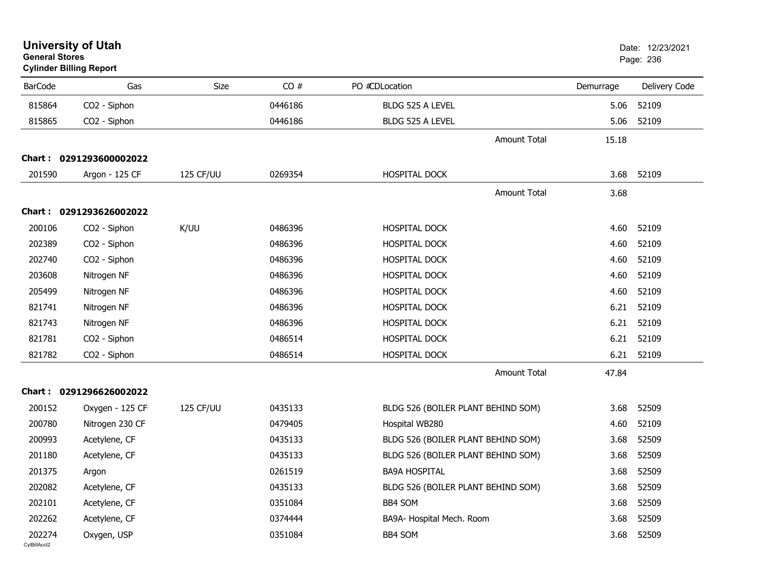# University of Utah

**General Stores**

**Cylinder Billing Report**

Date: 12/23/2021

| BarCode | Gas | Size | CO # | PO #CDLocation | Demurrage | Delivery Code |
|---|---|---|---|---|---|---|
| 815864 | CO2 - Siphon | | 0446186 | BLDG 525 A LEVEL | 5.06 | 52109 |
| 815865 | CO2 - Siphon | | 0446186 | BLDG 525 A LEVEL | 5.06 | 52109 |
| | | | | Amount Total | 15.18 | |
| **Chart : 0291293600002022** | | | | | | |
| 201590 | Argon - 125 CF | 125 CF/UU | 0269354 | HOSPITAL DOCK | 3.68 | 52109 |
| | | | | Amount Total | 3.68 | |
| **Chart : 0291293626002022** | | | | | | |
| 200106 | CO2 - Siphon | K/UU | 0486396 | HOSPITAL DOCK | 4.60 | 52109 |
| 202389 | CO2 - Siphon | | 0486396 | HOSPITAL DOCK | 4.60 | 52109 |
| 202740 | CO2 - Siphon | | 0486396 | HOSPITAL DOCK | 4.60 | 52109 |
| 203608 | Nitrogen NF | | 0486396 | HOSPITAL DOCK | 4.60 | 52109 |
| 205499 | Nitrogen NF | | 0486396 | HOSPITAL DOCK | 4.60 | 52109 |
| 821741 | Nitrogen NF | | 0486396 | HOSPITAL DOCK | 6.21 | 52109 |
| 821743 | Nitrogen NF | | 0486396 | HOSPITAL DOCK | 6.21 | 52109 |
| 821781 | CO2 - Siphon | | 0486514 | HOSPITAL DOCK | 6.21 | 52109 |
| 821782 | CO2 - Siphon | | 0486514 | HOSPITAL DOCK | 6.21 | 52109 |
| | | | | Amount Total | 47.84 | |
| **Chart : 0291296626002022** | | | | | | |
| 200152 | Oxygen - 125 CF | 125 CF/UU | 0435133 | BLDG 526 (BOILER PLANT BEHIND SOM) | 3.68 | 52509 |
| 200780 | Nitrogen 230 CF | | 0479405 | Hospital WB280 | 4.60 | 52109 |
| 200993 | Acetylene, CF | | 0435133 | BLDG 526 (BOILER PLANT BEHIND SOM) | 3.68 | 52509 |
| 201180 | Acetylene, CF | | 0435133 | BLDG 526 (BOILER PLANT BEHIND SOM) | 3.68 | 52509 |
| 201375 | Argon | | 0261519 | BA9A HOSPITAL | 3.68 | 52509 |
| 202082 | Acetylene, CF | | 0435133 | BLDG 526 (BOILER PLANT BEHIND SOM) | 3.68 | 52509 |
| 202101 | Acetylene, CF | | 0351084 | BB4 SOM | 3.68 | 52509 |
| 202262 | Acetylene, CF | | 0374444 | BA9A- Hospital Mech. Room | 3.68 | 52509 |
| 202274 | Oxygen, USP | | 0351084 | BB4 SOM | 3.68 | 52509 |

CylBillAcct2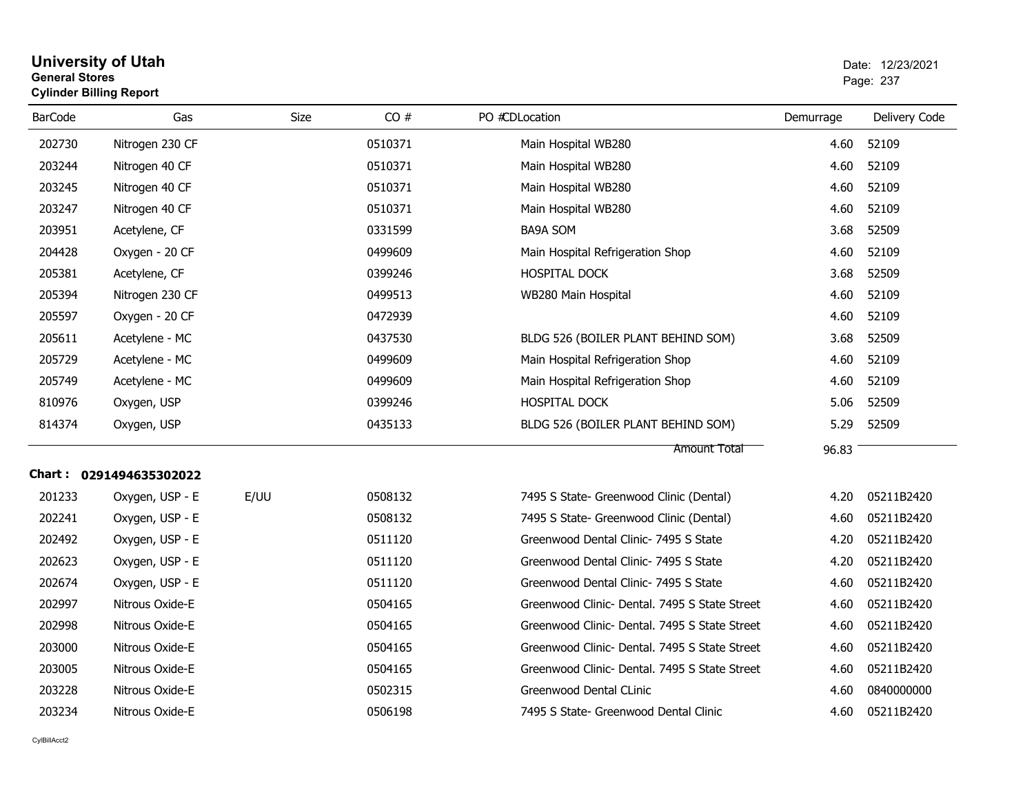# University of Utah

**General Stores**

**Cylinder Billing Report**

Date: 12/23/2021

| BarCode | Gas | Size | CO # | PO # | CD | Location | Demurrage | Delivery Code |
|---|---|---|---|---|---|---|---|---|
| 202730 | Nitrogen 230 CF | | 0510371 | | | Main Hospital WB280 | 4.60 | 52109 |
| 203244 | Nitrogen 40 CF | | 0510371 | | | Main Hospital WB280 | 4.60 | 52109 |
| 203245 | Nitrogen 40 CF | | 0510371 | | | Main Hospital WB280 | 4.60 | 52109 |
| 203247 | Nitrogen 40 CF | | 0510371 | | | Main Hospital WB280 | 4.60 | 52109 |
| 203951 | Acetylene, CF | | 0331599 | | | BA9A SOM | 3.68 | 52509 |
| 204428 | Oxygen - 20 CF | | 0499609 | | | Main Hospital Refrigeration Shop | 4.60 | 52109 |
| 205381 | Acetylene, CF | | 0399246 | | | HOSPITAL DOCK | 3.68 | 52509 |
| 205394 | Nitrogen 230 CF | | 0499513 | | | WB280 Main Hospital | 4.60 | 52109 |
| 205597 | Oxygen - 20 CF | | 0472939 | | | | 4.60 | 52109 |
| 205611 | Acetylene - MC | | 0437530 | | | BLDG 526 (BOILER PLANT BEHIND SOM) | 3.68 | 52509 |
| 205729 | Acetylene - MC | | 0499609 | | | Main Hospital Refrigeration Shop | 4.60 | 52109 |
| 205749 | Acetylene - MC | | 0499609 | | | Main Hospital Refrigeration Shop | 4.60 | 52109 |
| 810976 | Oxygen, USP | | 0399246 | | | HOSPITAL DOCK | 5.06 | 52509 |
| 814374 | Oxygen, USP | | 0435133 | | | BLDG 526 (BOILER PLANT BEHIND SOM) | 5.29 | 52509 |
| | | | | | | Amount Total | 96.83 | |

**Chart : 0291494635302022**

| BarCode | Gas | Size | CO # | PO # | CD | Location | Demurrage | Delivery Code |
|---|---|---|---|---|---|---|---|---|
| 201233 | Oxygen, USP - E | E/UU | 0508132 | | | 7495 S State- Greenwood Clinic (Dental) | 4.20 | 05211B2420 |
| 202241 | Oxygen, USP - E | | 0508132 | | | 7495 S State- Greenwood Clinic (Dental) | 4.60 | 05211B2420 |
| 202492 | Oxygen, USP - E | | 0511120 | | | Greenwood Dental Clinic- 7495 S State | 4.20 | 05211B2420 |
| 202623 | Oxygen, USP - E | | 0511120 | | | Greenwood Dental Clinic- 7495 S State | 4.20 | 05211B2420 |
| 202674 | Oxygen, USP - E | | 0511120 | | | Greenwood Dental Clinic- 7495 S State | 4.60 | 05211B2420 |
| 202997 | Nitrous Oxide-E | | 0504165 | | | Greenwood Clinic- Dental. 7495 S State Street | 4.60 | 05211B2420 |
| 202998 | Nitrous Oxide-E | | 0504165 | | | Greenwood Clinic- Dental. 7495 S State Street | 4.60 | 05211B2420 |
| 203000 | Nitrous Oxide-E | | 0504165 | | | Greenwood Clinic- Dental. 7495 S State Street | 4.60 | 05211B2420 |
| 203005 | Nitrous Oxide-E | | 0504165 | | | Greenwood Clinic- Dental. 7495 S State Street | 4.60 | 05211B2420 |
| 203228 | Nitrous Oxide-E | | 0502315 | | | Greenwood Dental CLinic | 4.60 | 0840000000 |
| 203234 | Nitrous Oxide-E | | 0506198 | | | 7495 S State- Greenwood Dental Clinic | 4.60 | 05211B2420 |

CylBillAcct2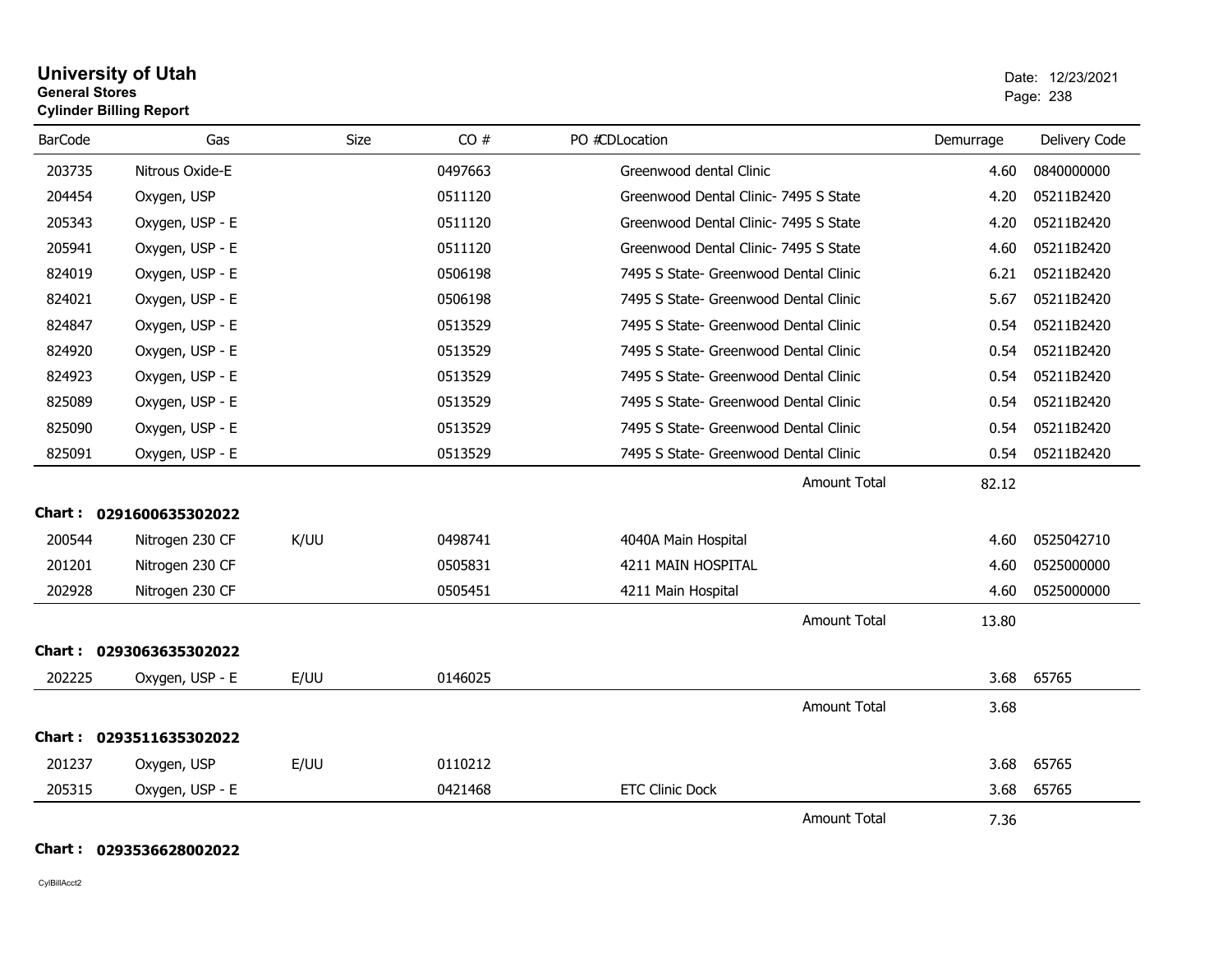**University of Utah**
**General Stores**
**Cylinder Billing Report**

Date: 12/23/2021

| BarCode | Gas | Size | CO # | PO #CDLocation | Demurrage | Delivery Code |
|---|---|---|---|---|---|---|
| 203735 | Nitrous Oxide-E | | 0497663 | Greenwood dental Clinic | 4.60 | 0840000000 |
| 204454 | Oxygen, USP | | 0511120 | Greenwood Dental Clinic- 7495 S State | 4.20 | 05211B2420 |
| 205343 | Oxygen, USP - E | | 0511120 | Greenwood Dental Clinic- 7495 S State | 4.20 | 05211B2420 |
| 205941 | Oxygen, USP - E | | 0511120 | Greenwood Dental Clinic- 7495 S State | 4.60 | 05211B2420 |
| 824019 | Oxygen, USP - E | | 0506198 | 7495 S State- Greenwood Dental Clinic | 6.21 | 05211B2420 |
| 824021 | Oxygen, USP - E | | 0506198 | 7495 S State- Greenwood Dental Clinic | 5.67 | 05211B2420 |
| 824847 | Oxygen, USP - E | | 0513529 | 7495 S State- Greenwood Dental Clinic | 0.54 | 05211B2420 |
| 824920 | Oxygen, USP - E | | 0513529 | 7495 S State- Greenwood Dental Clinic | 0.54 | 05211B2420 |
| 824923 | Oxygen, USP - E | | 0513529 | 7495 S State- Greenwood Dental Clinic | 0.54 | 05211B2420 |
| 825089 | Oxygen, USP - E | | 0513529 | 7495 S State- Greenwood Dental Clinic | 0.54 | 05211B2420 |
| 825090 | Oxygen, USP - E | | 0513529 | 7495 S State- Greenwood Dental Clinic | 0.54 | 05211B2420 |
| 825091 | Oxygen, USP - E | | 0513529 | 7495 S State- Greenwood Dental Clinic | 0.54 | 05211B2420 |
| | | | | Amount Total | 82.12 | |

**Chart : 0291600635302022**

| BarCode | Gas | Size | CO # | PO #CDLocation | Demurrage | Delivery Code |
|---|---|---|---|---|---|---|
| 200544 | Nitrogen 230 CF | K/UU | 0498741 | 4040A Main Hospital | 4.60 | 0525042710 |
| 201201 | Nitrogen 230 CF | | 0505831 | 4211 MAIN HOSPITAL | 4.60 | 0525000000 |
| 202928 | Nitrogen 230 CF | | 0505451 | 4211 Main Hospital | 4.60 | 0525000000 |
| | | | | Amount Total | 13.80 | |

**Chart : 0293063635302022**

| BarCode | Gas | Size | CO # | PO #CDLocation | Demurrage | Delivery Code |
|---|---|---|---|---|---|---|
| 202225 | Oxygen, USP - E | E/UU | 0146025 | | 3.68 | 65765 |
| | | | | Amount Total | 3.68 | |

**Chart : 0293511635302022**

| BarCode | Gas | Size | CO # | PO #CDLocation | Demurrage | Delivery Code |
|---|---|---|---|---|---|---|
| 201237 | Oxygen, USP | E/UU | 0110212 | | 3.68 | 65765 |
| 205315 | Oxygen, USP - E | | 0421468 | ETC Clinic Dock | 3.68 | 65765 |
| | | | | Amount Total | 7.36 | |

**Chart : 0293536628002022**

CylBillAcct2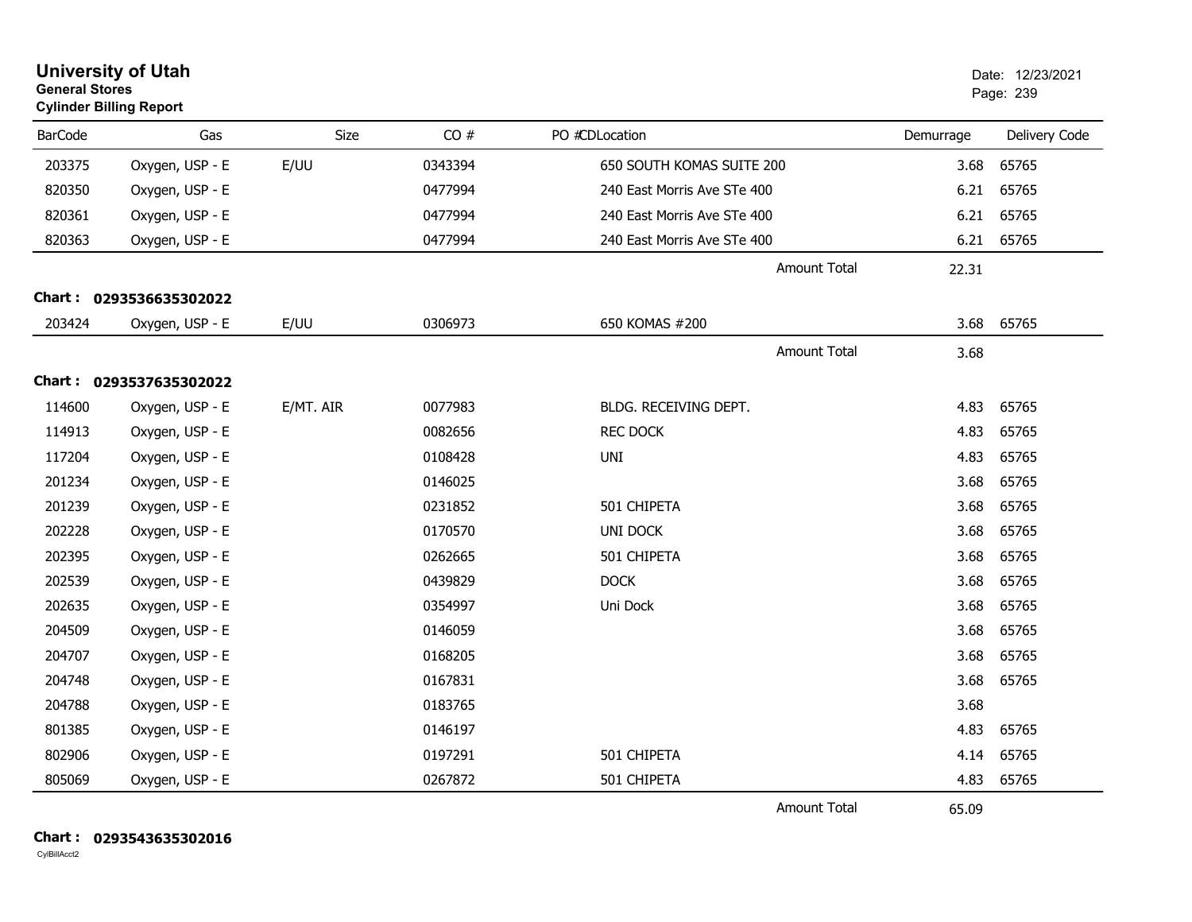# University of Utah

**General Stores**

**Cylinder Billing Report**

Date: 12/23/2021

| BarCode | Gas | Size | CO # | PO # | CD | Location | Demurrage | Delivery Code |
|---|---|---|---|---|---|---|---|---|
| 203375 | Oxygen, USP - E | E/UU | 0343394 | | | 650 SOUTH KOMAS SUITE 200 | 3.68 | 65765 |
| 820350 | Oxygen, USP - E | | 0477994 | | | 240 East Morris Ave STe 400 | 6.21 | 65765 |
| 820361 | Oxygen, USP - E | | 0477994 | | | 240 East Morris Ave STe 400 | 6.21 | 65765 |
| 820363 | Oxygen, USP - E | | 0477994 | | | 240 East Morris Ave STe 400 | 6.21 | 65765 |
| | | | | | | Amount Total | 22.31 | |

**Chart : 0293536635302022**

| BarCode | Gas | Size | CO # | PO # | CD | Location | Demurrage | Delivery Code |
|---|---|---|---|---|---|---|---|---|
| 203424 | Oxygen, USP - E | E/UU | 0306973 | | | 650 KOMAS #200 | 3.68 | 65765 |
| | | | | | | Amount Total | 3.68 | |

**Chart : 0293537635302022**

| BarCode | Gas | Size | CO # | PO # | CD | Location | Demurrage | Delivery Code |
|---|---|---|---|---|---|---|---|---|
| 114600 | Oxygen, USP - E | E/MT. AIR | 0077983 | | | BLDG. RECEIVING DEPT. | 4.83 | 65765 |
| 114913 | Oxygen, USP - E | | 0082656 | | | REC DOCK | 4.83 | 65765 |
| 117204 | Oxygen, USP - E | | 0108428 | | | UNI | 4.83 | 65765 |
| 201234 | Oxygen, USP - E | | 0146025 | | | | 3.68 | 65765 |
| 201239 | Oxygen, USP - E | | 0231852 | | | 501 CHIPETA | 3.68 | 65765 |
| 202228 | Oxygen, USP - E | | 0170570 | | | UNI DOCK | 3.68 | 65765 |
| 202395 | Oxygen, USP - E | | 0262665 | | | 501 CHIPETA | 3.68 | 65765 |
| 202539 | Oxygen, USP - E | | 0439829 | | | DOCK | 3.68 | 65765 |
| 202635 | Oxygen, USP - E | | 0354997 | | | Uni Dock | 3.68 | 65765 |
| 204509 | Oxygen, USP - E | | 0146059 | | | | 3.68 | 65765 |
| 204707 | Oxygen, USP - E | | 0168205 | | | | 3.68 | 65765 |
| 204748 | Oxygen, USP - E | | 0167831 | | | | 3.68 | 65765 |
| 204788 | Oxygen, USP - E | | 0183765 | | | | 3.68 | |
| 801385 | Oxygen, USP - E | | 0146197 | | | | 4.83 | 65765 |
| 802906 | Oxygen, USP - E | | 0197291 | | | 501 CHIPETA | 4.14 | 65765 |
| 805069 | Oxygen, USP - E | | 0267872 | | | 501 CHIPETA | 4.83 | 65765 |
| | | | | | | Amount Total | 65.09 | |

**Chart : 0293543635302016**

CylBillAcct2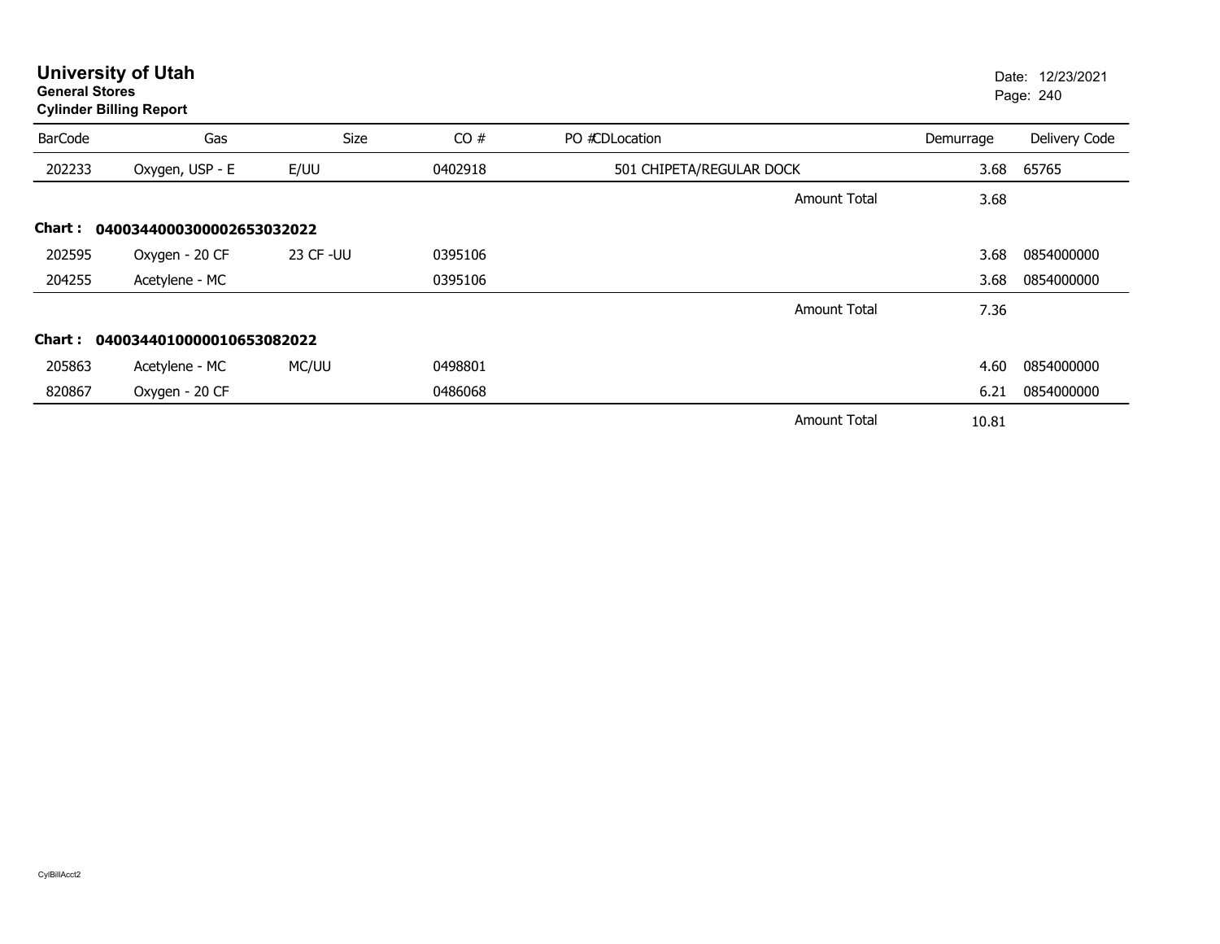# University of Utah

**General Stores**

**Cylinder Billing Report**

Date: 12/23/2021

| BarCode | Gas | Size | CO # | PO # | CD | Location | Demurrage | Delivery Code |
|---|---|---|---|---|---|---|---|---|
| 202233 | Oxygen, USP - E | E/UU | 0402918 | | | 501 CHIPETA/REGULAR DOCK | 3.68 | 65765 |
| | | | | | | Amount Total | 3.68 | |
| **Chart :** | **04003440003000026530 32022** | | | | | | | |
| 202595 | Oxygen - 20 CF | 23 CF -UU | 0395106 | | | | 3.68 | 0854000000 |
| 204255 | Acetylene - MC | | 0395106 | | | | 3.68 | 0854000000 |
| | | | | | | Amount Total | 7.36 | |
| **Chart :** | **04003440100000106530 82022** | | | | | | | |
| 205863 | Acetylene - MC | MC/UU | 0498801 | | | | 4.60 | 0854000000 |
| 820867 | Oxygen - 20 CF | | 0486068 | | | | 6.21 | 0854000000 |
| | | | | | | Amount Total | 10.81 | |

CylBillAcct2